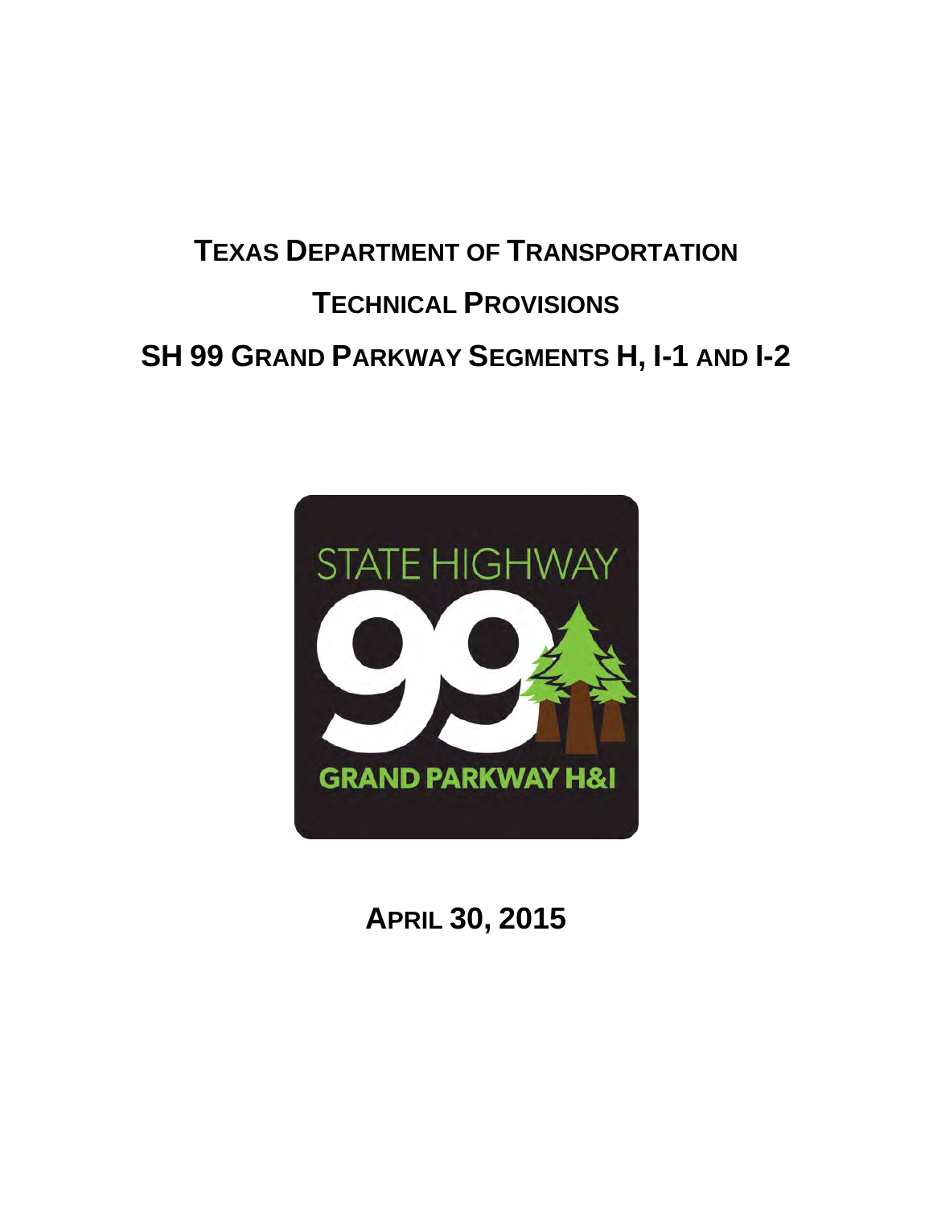# TEXAS DEPARTMENT OF TRANSPORTATION

# TECHNICAL PROVISIONS

# SH 99 GRAND PARKWAY SEGMENTS H, I-1 AND I-2

STATE HIGHWAY

99

GRAND PARKWAY H&I

**APRIL 30, 2015**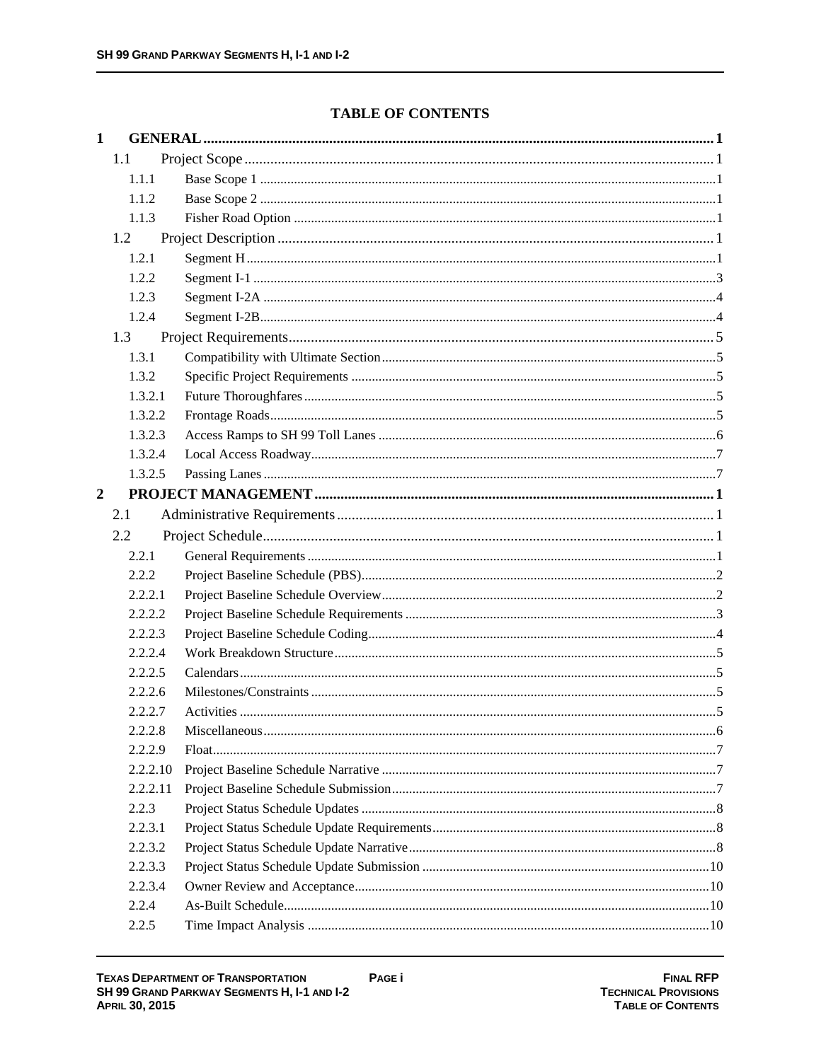# TABLE OF CONTENTS

| | | |
|---|---|---|
| **1** | **GENERAL** | **1** |
| 1.1 | Project Scope | 1 |
| 1.1.1 | Base Scope 1 | 1 |
| 1.1.2 | Base Scope 2 | 1 |
| 1.1.3 | Fisher Road Option | 1 |
| 1.2 | Project Description | 1 |
| 1.2.1 | Segment H | 1 |
| 1.2.2 | Segment I-1 | 3 |
| 1.2.3 | Segment I-2A | 4 |
| 1.2.4 | Segment I-2B | 4 |
| 1.3 | Project Requirements | 5 |
| 1.3.1 | Compatibility with Ultimate Section | 5 |
| 1.3.2 | Specific Project Requirements | 5 |
| 1.3.2.1 | Future Thoroughfares | 5 |
| 1.3.2.2 | Frontage Roads | 5 |
| 1.3.2.3 | Access Ramps to SH 99 Toll Lanes | 6 |
| 1.3.2.4 | Local Access Roadway | 7 |
| 1.3.2.5 | Passing Lanes | 7 |
| **2** | **PROJECT MANAGEMENT** | **1** |
| 2.1 | Administrative Requirements | 1 |
| 2.2 | Project Schedule | 1 |
| 2.2.1 | General Requirements | 1 |
| 2.2.2 | Project Baseline Schedule (PBS) | 2 |
| 2.2.2.1 | Project Baseline Schedule Overview | 2 |
| 2.2.2.2 | Project Baseline Schedule Requirements | 3 |
| 2.2.2.3 | Project Baseline Schedule Coding | 4 |
| 2.2.2.4 | Work Breakdown Structure | 5 |
| 2.2.2.5 | Calendars | 5 |
| 2.2.2.6 | Milestones/Constraints | 5 |
| 2.2.2.7 | Activities | 5 |
| 2.2.2.8 | Miscellaneous | 6 |
| 2.2.2.9 | Float | 7 |
| 2.2.2.10 | Project Baseline Schedule Narrative | 7 |
| 2.2.2.11 | Project Baseline Schedule Submission | 7 |
| 2.2.3 | Project Status Schedule Updates | 8 |
| 2.2.3.1 | Project Status Schedule Update Requirements | 8 |
| 2.2.3.2 | Project Status Schedule Update Narrative | 8 |
| 2.2.3.3 | Project Status Schedule Update Submission | 10 |
| 2.2.3.4 | Owner Review and Acceptance | 10 |
| 2.2.4 | As-Built Schedule | 10 |
| 2.2.5 | Time Impact Analysis | 10 |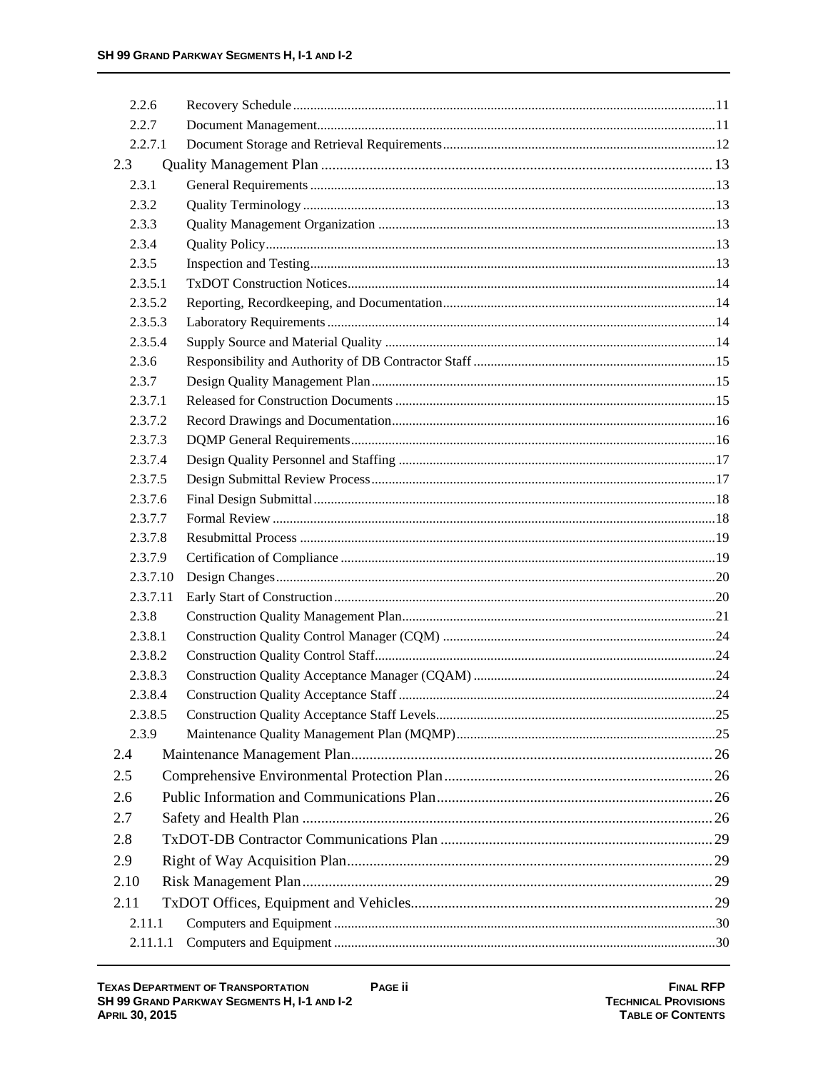| | | |
|---|---|---|
| 2.2.6 | Recovery Schedule | 11 |
| 2.2.7 | Document Management | 11 |
| 2.2.7.1 | Document Storage and Retrieval Requirements | 12 |
| 2.3 | Quality Management Plan | 13 |
| 2.3.1 | General Requirements | 13 |
| 2.3.2 | Quality Terminology | 13 |
| 2.3.3 | Quality Management Organization | 13 |
| 2.3.4 | Quality Policy | 13 |
| 2.3.5 | Inspection and Testing | 13 |
| 2.3.5.1 | TxDOT Construction Notices | 14 |
| 2.3.5.2 | Reporting, Recordkeeping, and Documentation | 14 |
| 2.3.5.3 | Laboratory Requirements | 14 |
| 2.3.5.4 | Supply Source and Material Quality | 14 |
| 2.3.6 | Responsibility and Authority of DB Contractor Staff | 15 |
| 2.3.7 | Design Quality Management Plan | 15 |
| 2.3.7.1 | Released for Construction Documents | 15 |
| 2.3.7.2 | Record Drawings and Documentation | 16 |
| 2.3.7.3 | DQMP General Requirements | 16 |
| 2.3.7.4 | Design Quality Personnel and Staffing | 17 |
| 2.3.7.5 | Design Submittal Review Process | 17 |
| 2.3.7.6 | Final Design Submittal | 18 |
| 2.3.7.7 | Formal Review | 18 |
| 2.3.7.8 | Resubmittal Process | 19 |
| 2.3.7.9 | Certification of Compliance | 19 |
| 2.3.7.10 | Design Changes | 20 |
| 2.3.7.11 | Early Start of Construction | 20 |
| 2.3.8 | Construction Quality Management Plan | 21 |
| 2.3.8.1 | Construction Quality Control Manager (CQM) | 24 |
| 2.3.8.2 | Construction Quality Control Staff | 24 |
| 2.3.8.3 | Construction Quality Acceptance Manager (CQAM) | 24 |
| 2.3.8.4 | Construction Quality Acceptance Staff | 24 |
| 2.3.8.5 | Construction Quality Acceptance Staff Levels | 25 |
| 2.3.9 | Maintenance Quality Management Plan (MQMP) | 25 |
| 2.4 | Maintenance Management Plan | 26 |
| 2.5 | Comprehensive Environmental Protection Plan | 26 |
| 2.6 | Public Information and Communications Plan | 26 |
| 2.7 | Safety and Health Plan | 26 |
| 2.8 | TxDOT-DB Contractor Communications Plan | 29 |
| 2.9 | Right of Way Acquisition Plan | 29 |
| 2.10 | Risk Management Plan | 29 |
| 2.11 | TxDOT Offices, Equipment and Vehicles | 29 |
| 2.11.1 | Computers and Equipment | 30 |
| 2.11.1.1 | Computers and Equipment | 30 |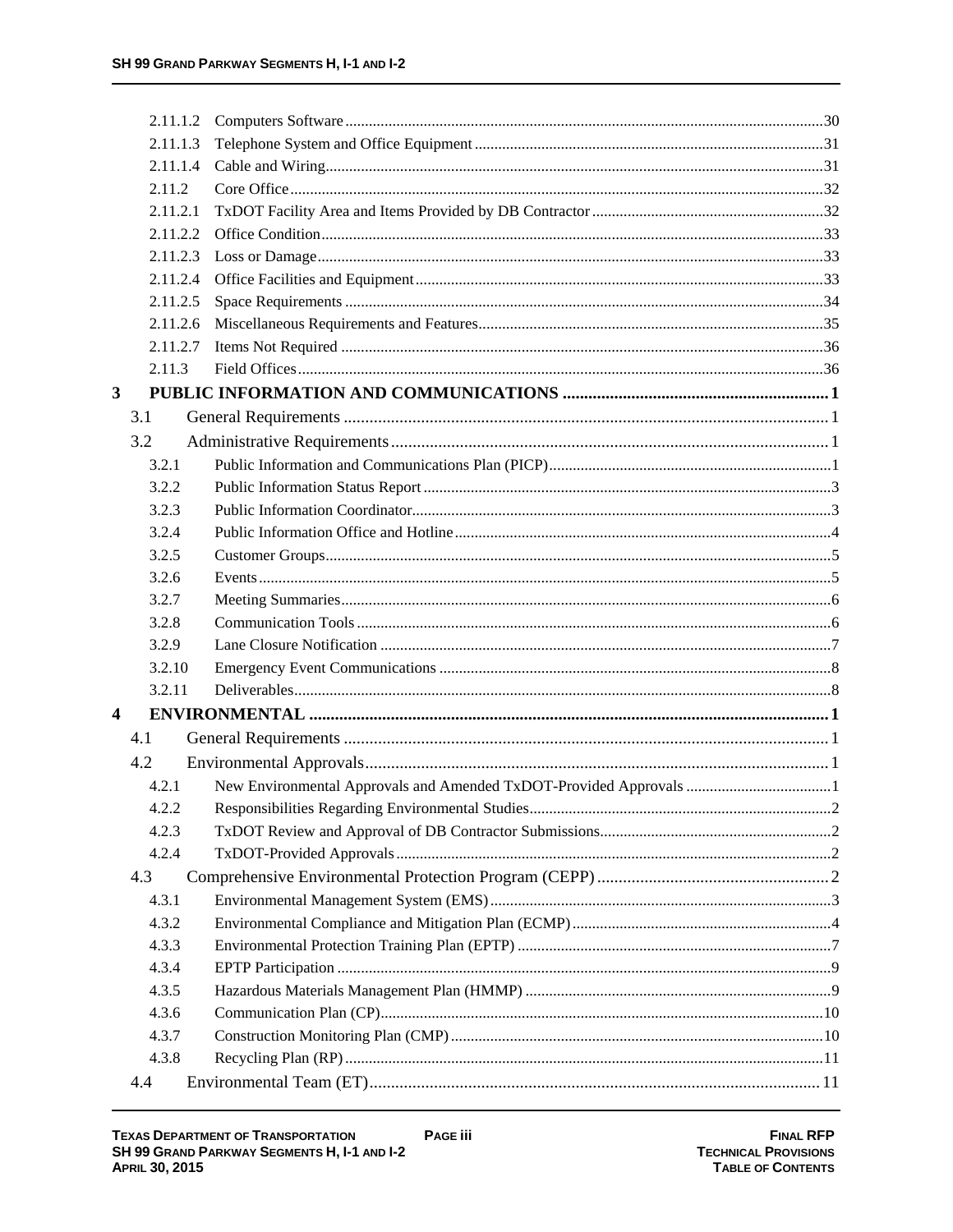| | | |
|---|---|---|
| 2.11.1.2 | Computers Software | 30 |
| 2.11.1.3 | Telephone System and Office Equipment | 31 |
| 2.11.1.4 | Cable and Wiring | 31 |
| 2.11.2 | Core Office | 32 |
| 2.11.2.1 | TxDOT Facility Area and Items Provided by DB Contractor | 32 |
| 2.11.2.2 | Office Condition | 33 |
| 2.11.2.3 | Loss or Damage | 33 |
| 2.11.2.4 | Office Facilities and Equipment | 33 |
| 2.11.2.5 | Space Requirements | 34 |
| 2.11.2.6 | Miscellaneous Requirements and Features | 35 |
| 2.11.2.7 | Items Not Required | 36 |
| 2.11.3 | Field Offices | 36 |
| **3** | **PUBLIC INFORMATION AND COMMUNICATIONS** | **1** |
| 3.1 | General Requirements | 1 |
| 3.2 | Administrative Requirements | 1 |
| 3.2.1 | Public Information and Communications Plan (PICP) | 1 |
| 3.2.2 | Public Information Status Report | 3 |
| 3.2.3 | Public Information Coordinator | 3 |
| 3.2.4 | Public Information Office and Hotline | 4 |
| 3.2.5 | Customer Groups | 5 |
| 3.2.6 | Events | 5 |
| 3.2.7 | Meeting Summaries | 6 |
| 3.2.8 | Communication Tools | 6 |
| 3.2.9 | Lane Closure Notification | 7 |
| 3.2.10 | Emergency Event Communications | 8 |
| 3.2.11 | Deliverables | 8 |
| **4** | **ENVIRONMENTAL** | **1** |
| 4.1 | General Requirements | 1 |
| 4.2 | Environmental Approvals | 1 |
| 4.2.1 | New Environmental Approvals and Amended TxDOT-Provided Approvals | 1 |
| 4.2.2 | Responsibilities Regarding Environmental Studies | 2 |
| 4.2.3 | TxDOT Review and Approval of DB Contractor Submissions | 2 |
| 4.2.4 | TxDOT-Provided Approvals | 2 |
| 4.3 | Comprehensive Environmental Protection Program (CEPP) | 2 |
| 4.3.1 | Environmental Management System (EMS) | 3 |
| 4.3.2 | Environmental Compliance and Mitigation Plan (ECMP) | 4 |
| 4.3.3 | Environmental Protection Training Plan (EPTP) | 7 |
| 4.3.4 | EPTP Participation | 9 |
| 4.3.5 | Hazardous Materials Management Plan (HMMP) | 9 |
| 4.3.6 | Communication Plan (CP) | 10 |
| 4.3.7 | Construction Monitoring Plan (CMP) | 10 |
| 4.3.8 | Recycling Plan (RP) | 11 |
| 4.4 | Environmental Team (ET) | 11 |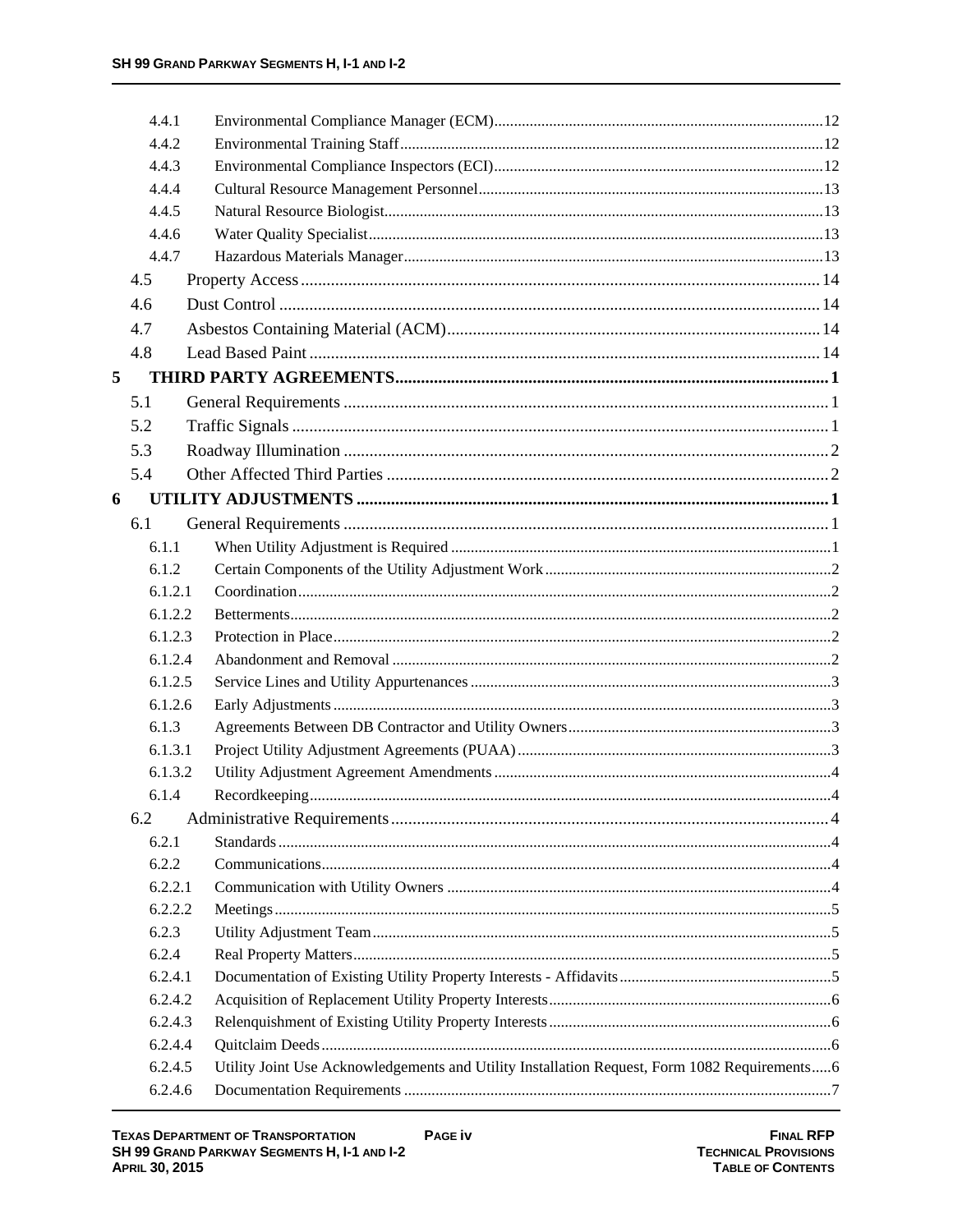| | | |
|---|---|---|
| 4.4.1 | Environmental Compliance Manager (ECM) | 12 |
| 4.4.2 | Environmental Training Staff | 12 |
| 4.4.3 | Environmental Compliance Inspectors (ECI) | 12 |
| 4.4.4 | Cultural Resource Management Personnel | 13 |
| 4.4.5 | Natural Resource Biologist | 13 |
| 4.4.6 | Water Quality Specialist | 13 |
| 4.4.7 | Hazardous Materials Manager | 13 |
| 4.5 | Property Access | 14 |
| 4.6 | Dust Control | 14 |
| 4.7 | Asbestos Containing Material (ACM) | 14 |
| 4.8 | Lead Based Paint | 14 |
| **5** | **THIRD PARTY AGREEMENTS** | **1** |
| 5.1 | General Requirements | 1 |
| 5.2 | Traffic Signals | 1 |
| 5.3 | Roadway Illumination | 2 |
| 5.4 | Other Affected Third Parties | 2 |
| **6** | **UTILITY ADJUSTMENTS** | **1** |
| 6.1 | General Requirements | 1 |
| 6.1.1 | When Utility Adjustment is Required | 1 |
| 6.1.2 | Certain Components of the Utility Adjustment Work | 2 |
| 6.1.2.1 | Coordination | 2 |
| 6.1.2.2 | Betterments | 2 |
| 6.1.2.3 | Protection in Place | 2 |
| 6.1.2.4 | Abandonment and Removal | 2 |
| 6.1.2.5 | Service Lines and Utility Appurtenances | 3 |
| 6.1.2.6 | Early Adjustments | 3 |
| 6.1.3 | Agreements Between DB Contractor and Utility Owners | 3 |
| 6.1.3.1 | Project Utility Adjustment Agreements (PUAA) | 3 |
| 6.1.3.2 | Utility Adjustment Agreement Amendments | 4 |
| 6.1.4 | Recordkeeping | 4 |
| 6.2 | Administrative Requirements | 4 |
| 6.2.1 | Standards | 4 |
| 6.2.2 | Communications | 4 |
| 6.2.2.1 | Communication with Utility Owners | 4 |
| 6.2.2.2 | Meetings | 5 |
| 6.2.3 | Utility Adjustment Team | 5 |
| 6.2.4 | Real Property Matters | 5 |
| 6.2.4.1 | Documentation of Existing Utility Property Interests - Affidavits | 5 |
| 6.2.4.2 | Acquisition of Replacement Utility Property Interests | 6 |
| 6.2.4.3 | Relenquishment of Existing Utility Property Interests | 6 |
| 6.2.4.4 | Quitclaim Deeds | 6 |
| 6.2.4.5 | Utility Joint Use Acknowledgements and Utility Installation Request, Form 1082 Requirements | 6 |
| 6.2.4.6 | Documentation Requirements | 7 |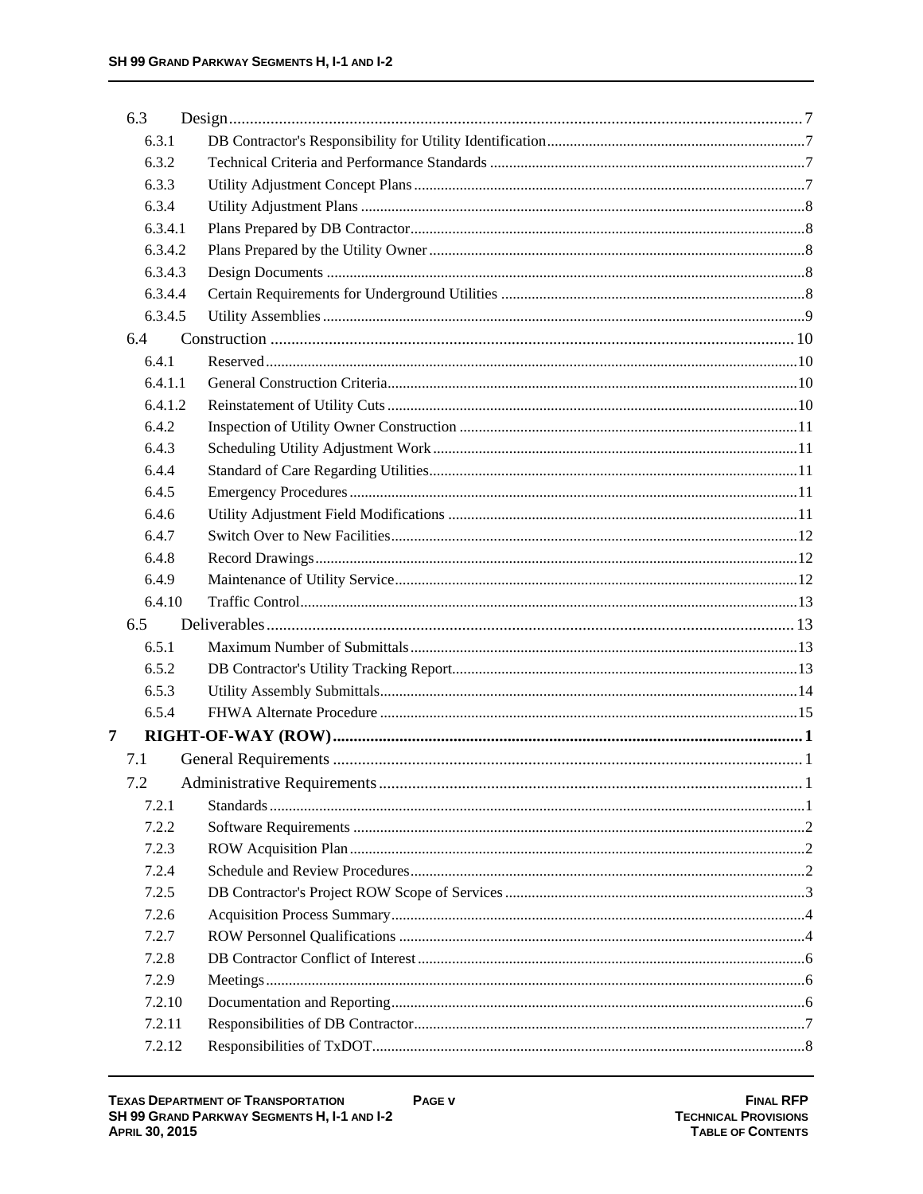| | | |
|---|---|---|
| 6.3 | Design | 7 |
| 6.3.1 | DB Contractor's Responsibility for Utility Identification | 7 |
| 6.3.2 | Technical Criteria and Performance Standards | 7 |
| 6.3.3 | Utility Adjustment Concept Plans | 7 |
| 6.3.4 | Utility Adjustment Plans | 8 |
| 6.3.4.1 | Plans Prepared by DB Contractor | 8 |
| 6.3.4.2 | Plans Prepared by the Utility Owner | 8 |
| 6.3.4.3 | Design Documents | 8 |
| 6.3.4.4 | Certain Requirements for Underground Utilities | 8 |
| 6.3.4.5 | Utility Assemblies | 9 |
| 6.4 | Construction | 10 |
| 6.4.1 | Reserved | 10 |
| 6.4.1.1 | General Construction Criteria | 10 |
| 6.4.1.2 | Reinstatement of Utility Cuts | 10 |
| 6.4.2 | Inspection of Utility Owner Construction | 11 |
| 6.4.3 | Scheduling Utility Adjustment Work | 11 |
| 6.4.4 | Standard of Care Regarding Utilities | 11 |
| 6.4.5 | Emergency Procedures | 11 |
| 6.4.6 | Utility Adjustment Field Modifications | 11 |
| 6.4.7 | Switch Over to New Facilities | 12 |
| 6.4.8 | Record Drawings | 12 |
| 6.4.9 | Maintenance of Utility Service | 12 |
| 6.4.10 | Traffic Control | 13 |
| 6.5 | Deliverables | 13 |
| 6.5.1 | Maximum Number of Submittals | 13 |
| 6.5.2 | DB Contractor's Utility Tracking Report | 13 |
| 6.5.3 | Utility Assembly Submittals | 14 |
| 6.5.4 | FHWA Alternate Procedure | 15 |
| **7** | **RIGHT-OF-WAY (ROW)** | **1** |
| 7.1 | General Requirements | 1 |
| 7.2 | Administrative Requirements | 1 |
| 7.2.1 | Standards | 1 |
| 7.2.2 | Software Requirements | 2 |
| 7.2.3 | ROW Acquisition Plan | 2 |
| 7.2.4 | Schedule and Review Procedures | 2 |
| 7.2.5 | DB Contractor's Project ROW Scope of Services | 3 |
| 7.2.6 | Acquisition Process Summary | 4 |
| 7.2.7 | ROW Personnel Qualifications | 4 |
| 7.2.8 | DB Contractor Conflict of Interest | 6 |
| 7.2.9 | Meetings | 6 |
| 7.2.10 | Documentation and Reporting | 6 |
| 7.2.11 | Responsibilities of DB Contractor | 7 |
| 7.2.12 | Responsibilities of TxDOT | 8 |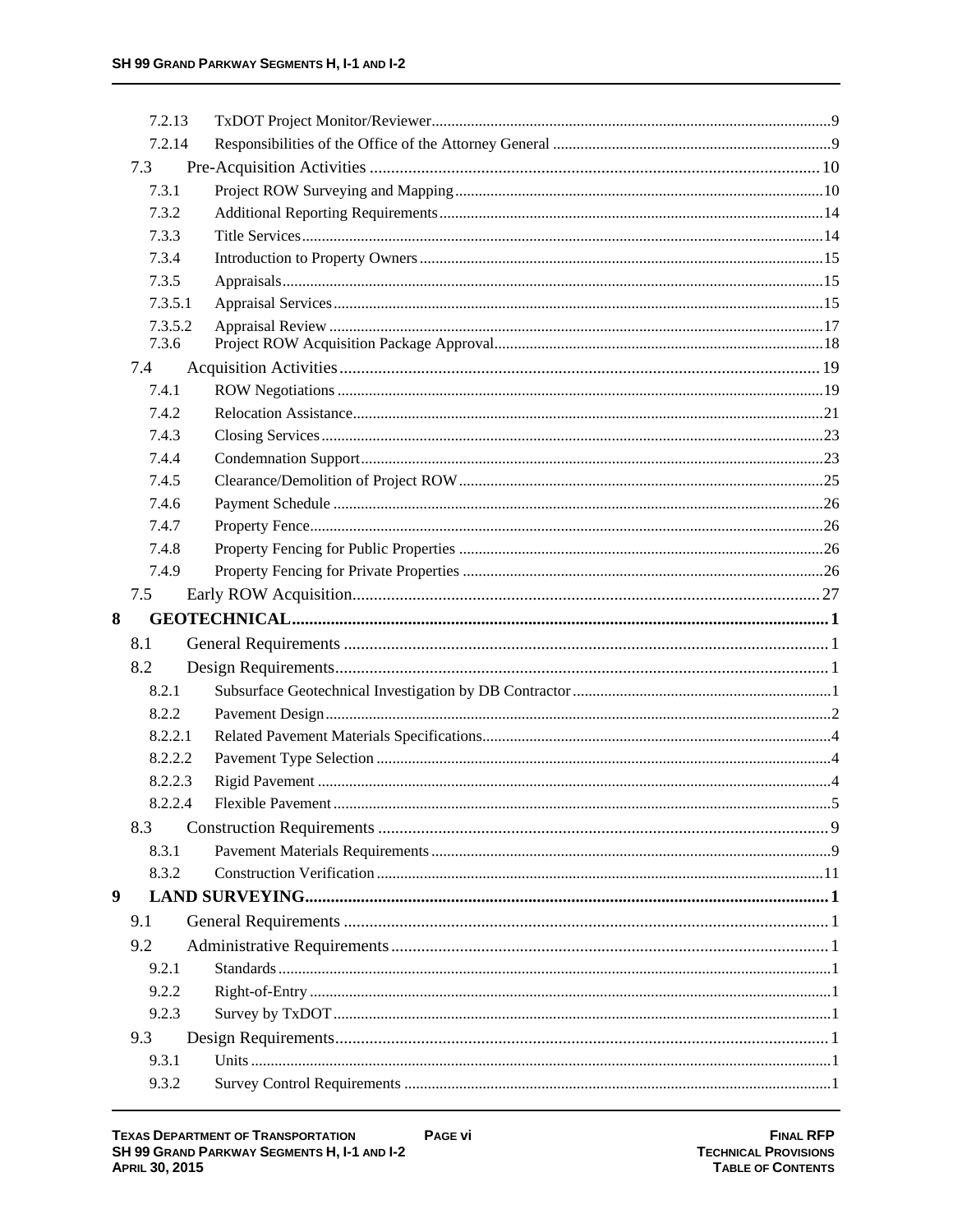| | | |
|---|---|---|
| 7.2.13 | TxDOT Project Monitor/Reviewer | 9 |
| 7.2.14 | Responsibilities of the Office of the Attorney General | 9 |
| 7.3 | Pre-Acquisition Activities | 10 |
| 7.3.1 | Project ROW Surveying and Mapping | 10 |
| 7.3.2 | Additional Reporting Requirements | 14 |
| 7.3.3 | Title Services | 14 |
| 7.3.4 | Introduction to Property Owners | 15 |
| 7.3.5 | Appraisals | 15 |
| 7.3.5.1 | Appraisal Services | 15 |
| 7.3.5.2 | Appraisal Review | 17 |
| 7.3.6 | Project ROW Acquisition Package Approval | 18 |
| 7.4 | Acquisition Activities | 19 |
| 7.4.1 | ROW Negotiations | 19 |
| 7.4.2 | Relocation Assistance | 21 |
| 7.4.3 | Closing Services | 23 |
| 7.4.4 | Condemnation Support | 23 |
| 7.4.5 | Clearance/Demolition of Project ROW | 25 |
| 7.4.6 | Payment Schedule | 26 |
| 7.4.7 | Property Fence | 26 |
| 7.4.8 | Property Fencing for Public Properties | 26 |
| 7.4.9 | Property Fencing for Private Properties | 26 |
| 7.5 | Early ROW Acquisition | 27 |
| **8** | **GEOTECHNICAL** | **1** |
| 8.1 | General Requirements | 1 |
| 8.2 | Design Requirements | 1 |
| 8.2.1 | Subsurface Geotechnical Investigation by DB Contractor | 1 |
| 8.2.2 | Pavement Design | 2 |
| 8.2.2.1 | Related Pavement Materials Specifications | 4 |
| 8.2.2.2 | Pavement Type Selection | 4 |
| 8.2.2.3 | Rigid Pavement | 4 |
| 8.2.2.4 | Flexible Pavement | 5 |
| 8.3 | Construction Requirements | 9 |
| 8.3.1 | Pavement Materials Requirements | 9 |
| 8.3.2 | Construction Verification | 11 |
| **9** | **LAND SURVEYING** | **1** |
| 9.1 | General Requirements | 1 |
| 9.2 | Administrative Requirements | 1 |
| 9.2.1 | Standards | 1 |
| 9.2.2 | Right-of-Entry | 1 |
| 9.2.3 | Survey by TxDOT | 1 |
| 9.3 | Design Requirements | 1 |
| 9.3.1 | Units | 1 |
| 9.3.2 | Survey Control Requirements | 1 |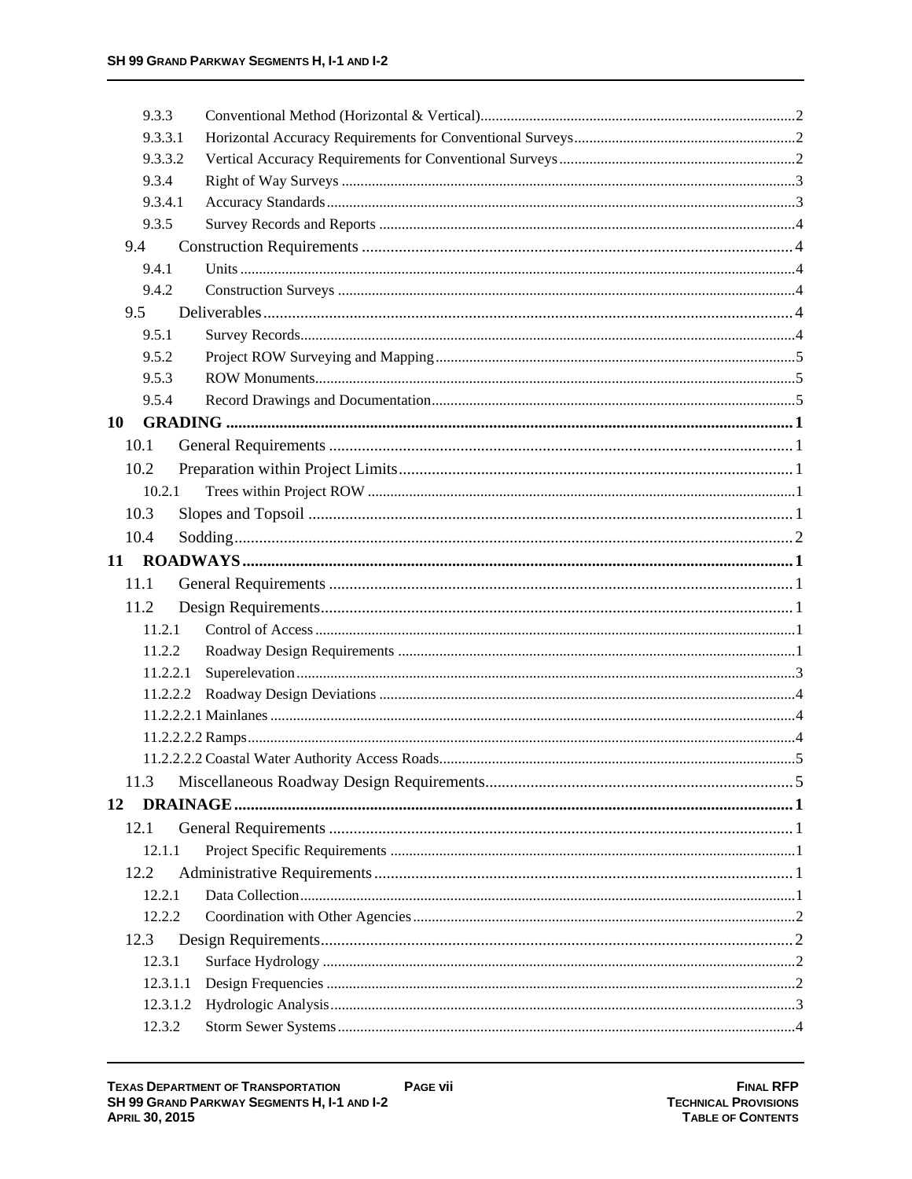| | | |
|---|---|---|
| 9.3.3 | Conventional Method (Horizontal & Vertical) | 2 |
| 9.3.3.1 | Horizontal Accuracy Requirements for Conventional Surveys | 2 |
| 9.3.3.2 | Vertical Accuracy Requirements for Conventional Surveys | 2 |
| 9.3.4 | Right of Way Surveys | 3 |
| 9.3.4.1 | Accuracy Standards | 3 |
| 9.3.5 | Survey Records and Reports | 4 |
| 9.4 | Construction Requirements | 4 |
| 9.4.1 | Units | 4 |
| 9.4.2 | Construction Surveys | 4 |
| 9.5 | Deliverables | 4 |
| 9.5.1 | Survey Records | 4 |
| 9.5.2 | Project ROW Surveying and Mapping | 5 |
| 9.5.3 | ROW Monuments | 5 |
| 9.5.4 | Record Drawings and Documentation | 5 |
| **10** | **GRADING** | **1** |
| 10.1 | General Requirements | 1 |
| 10.2 | Preparation within Project Limits | 1 |
| 10.2.1 | Trees within Project ROW | 1 |
| 10.3 | Slopes and Topsoil | 1 |
| 10.4 | Sodding | 2 |
| **11** | **ROADWAYS** | **1** |
| 11.1 | General Requirements | 1 |
| 11.2 | Design Requirements | 1 |
| 11.2.1 | Control of Access | 1 |
| 11.2.2 | Roadway Design Requirements | 1 |
| 11.2.2.1 | Superelevation | 3 |
| 11.2.2.2 | Roadway Design Deviations | 4 |
| 11.2.2.2.1 | Mainlanes | 4 |
| 11.2.2.2.2 | Ramps | 4 |
| 11.2.2.2.2 | Coastal Water Authority Access Roads | 5 |
| 11.3 | Miscellaneous Roadway Design Requirements | 5 |
| **12** | **DRAINAGE** | **1** |
| 12.1 | General Requirements | 1 |
| 12.1.1 | Project Specific Requirements | 1 |
| 12.2 | Administrative Requirements | 1 |
| 12.2.1 | Data Collection | 1 |
| 12.2.2 | Coordination with Other Agencies | 2 |
| 12.3 | Design Requirements | 2 |
| 12.3.1 | Surface Hydrology | 2 |
| 12.3.1.1 | Design Frequencies | 2 |
| 12.3.1.2 | Hydrologic Analysis | 3 |
| 12.3.2 | Storm Sewer Systems | 4 |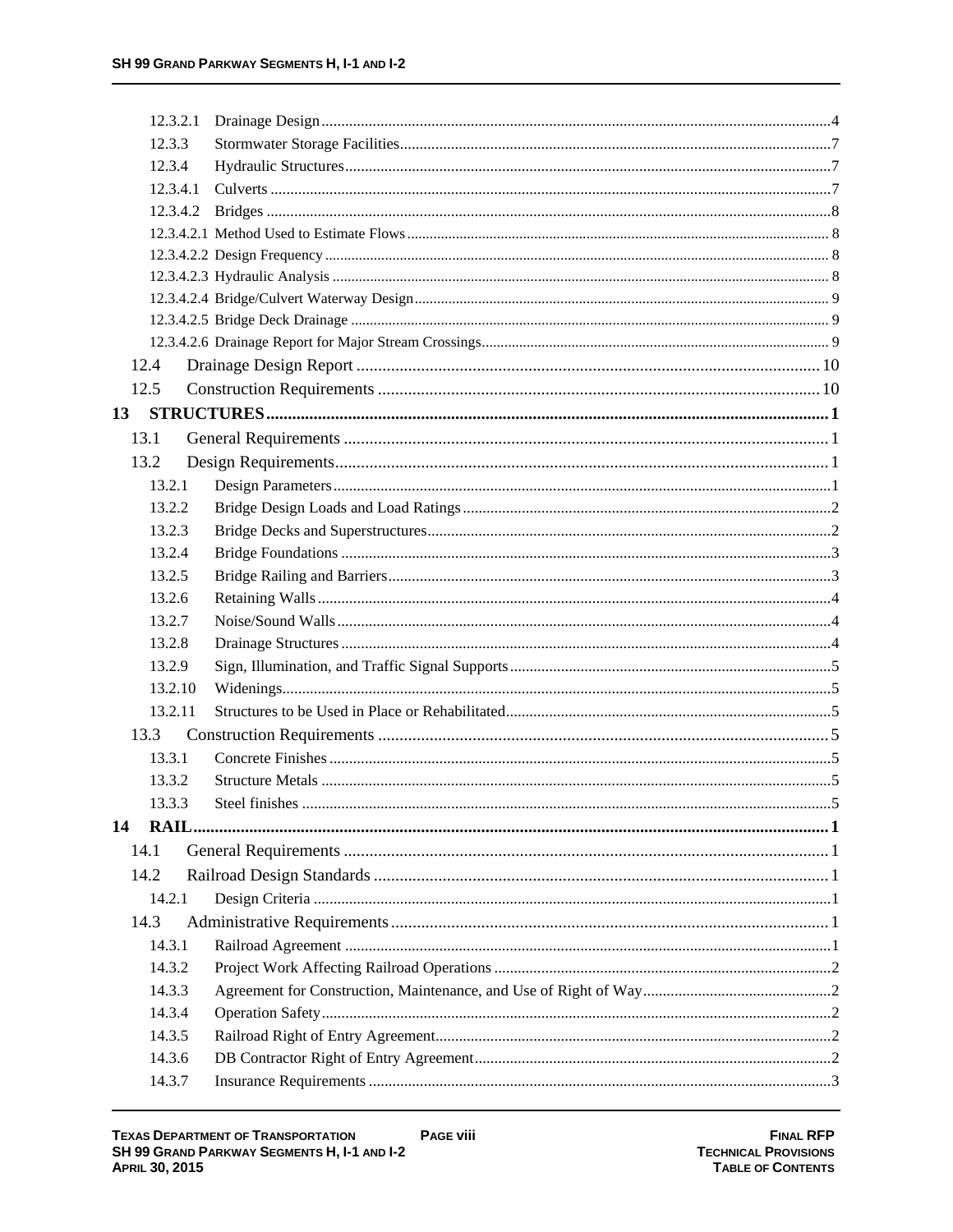| | | |
|---|---|---|
| 12.3.2.1 | Drainage Design | 4 |
| 12.3.3 | Stormwater Storage Facilities | 7 |
| 12.3.4 | Hydraulic Structures | 7 |
| 12.3.4.1 | Culverts | 7 |
| 12.3.4.2 | Bridges | 8 |
| 12.3.4.2.1 | Method Used to Estimate Flows | 8 |
| 12.3.4.2.2 | Design Frequency | 8 |
| 12.3.4.2.3 | Hydraulic Analysis | 8 |
| 12.3.4.2.4 | Bridge/Culvert Waterway Design | 9 |
| 12.3.4.2.5 | Bridge Deck Drainage | 9 |
| 12.3.4.2.6 | Drainage Report for Major Stream Crossings | 9 |
| 12.4 | Drainage Design Report | 10 |
| 12.5 | Construction Requirements | 10 |
| **13** | **STRUCTURES** | **1** |
| 13.1 | General Requirements | 1 |
| 13.2 | Design Requirements | 1 |
| 13.2.1 | Design Parameters | 1 |
| 13.2.2 | Bridge Design Loads and Load Ratings | 2 |
| 13.2.3 | Bridge Decks and Superstructures | 2 |
| 13.2.4 | Bridge Foundations | 3 |
| 13.2.5 | Bridge Railing and Barriers | 3 |
| 13.2.6 | Retaining Walls | 4 |
| 13.2.7 | Noise/Sound Walls | 4 |
| 13.2.8 | Drainage Structures | 4 |
| 13.2.9 | Sign, Illumination, and Traffic Signal Supports | 5 |
| 13.2.10 | Widenings | 5 |
| 13.2.11 | Structures to be Used in Place or Rehabilitated | 5 |
| 13.3 | Construction Requirements | 5 |
| 13.3.1 | Concrete Finishes | 5 |
| 13.3.2 | Structure Metals | 5 |
| 13.3.3 | Steel finishes | 5 |
| **14** | **RAIL** | **1** |
| 14.1 | General Requirements | 1 |
| 14.2 | Railroad Design Standards | 1 |
| 14.2.1 | Design Criteria | 1 |
| 14.3 | Administrative Requirements | 1 |
| 14.3.1 | Railroad Agreement | 1 |
| 14.3.2 | Project Work Affecting Railroad Operations | 2 |
| 14.3.3 | Agreement for Construction, Maintenance, and Use of Right of Way | 2 |
| 14.3.4 | Operation Safety | 2 |
| 14.3.5 | Railroad Right of Entry Agreement | 2 |
| 14.3.6 | DB Contractor Right of Entry Agreement | 2 |
| 14.3.7 | Insurance Requirements | 3 |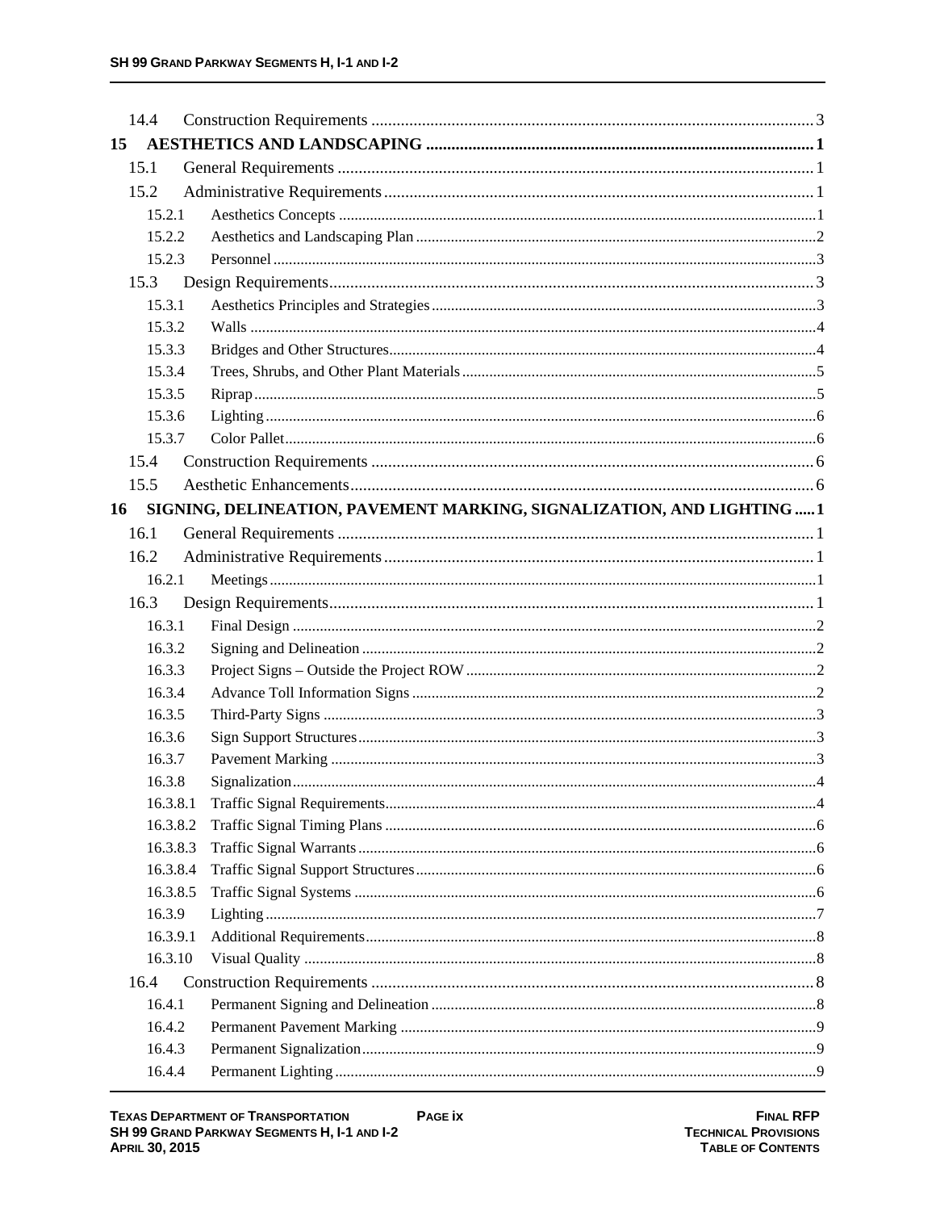| | | |
|---|---|---|
| 14.4 | Construction Requirements | 3 |
| **15** | **AESTHETICS AND LANDSCAPING** | **1** |
| 15.1 | General Requirements | 1 |
| 15.2 | Administrative Requirements | 1 |
| 15.2.1 | Aesthetics Concepts | 1 |
| 15.2.2 | Aesthetics and Landscaping Plan | 2 |
| 15.2.3 | Personnel | 3 |
| 15.3 | Design Requirements | 3 |
| 15.3.1 | Aesthetics Principles and Strategies | 3 |
| 15.3.2 | Walls | 4 |
| 15.3.3 | Bridges and Other Structures | 4 |
| 15.3.4 | Trees, Shrubs, and Other Plant Materials | 5 |
| 15.3.5 | Riprap | 5 |
| 15.3.6 | Lighting | 6 |
| 15.3.7 | Color Pallet | 6 |
| 15.4 | Construction Requirements | 6 |
| 15.5 | Aesthetic Enhancements | 6 |
| **16** | **SIGNING, DELINEATION, PAVEMENT MARKING, SIGNALIZATION, AND LIGHTING** | **1** |
| 16.1 | General Requirements | 1 |
| 16.2 | Administrative Requirements | 1 |
| 16.2.1 | Meetings | 1 |
| 16.3 | Design Requirements | 1 |
| 16.3.1 | Final Design | 2 |
| 16.3.2 | Signing and Delineation | 2 |
| 16.3.3 | Project Signs – Outside the Project ROW | 2 |
| 16.3.4 | Advance Toll Information Signs | 2 |
| 16.3.5 | Third-Party Signs | 3 |
| 16.3.6 | Sign Support Structures | 3 |
| 16.3.7 | Pavement Marking | 3 |
| 16.3.8 | Signalization | 4 |
| 16.3.8.1 | Traffic Signal Requirements | 4 |
| 16.3.8.2 | Traffic Signal Timing Plans | 6 |
| 16.3.8.3 | Traffic Signal Warrants | 6 |
| 16.3.8.4 | Traffic Signal Support Structures | 6 |
| 16.3.8.5 | Traffic Signal Systems | 6 |
| 16.3.9 | Lighting | 7 |
| 16.3.9.1 | Additional Requirements | 8 |
| 16.3.10 | Visual Quality | 8 |
| 16.4 | Construction Requirements | 8 |
| 16.4.1 | Permanent Signing and Delineation | 8 |
| 16.4.2 | Permanent Pavement Marking | 9 |
| 16.4.3 | Permanent Signalization | 9 |
| 16.4.4 | Permanent Lighting | 9 |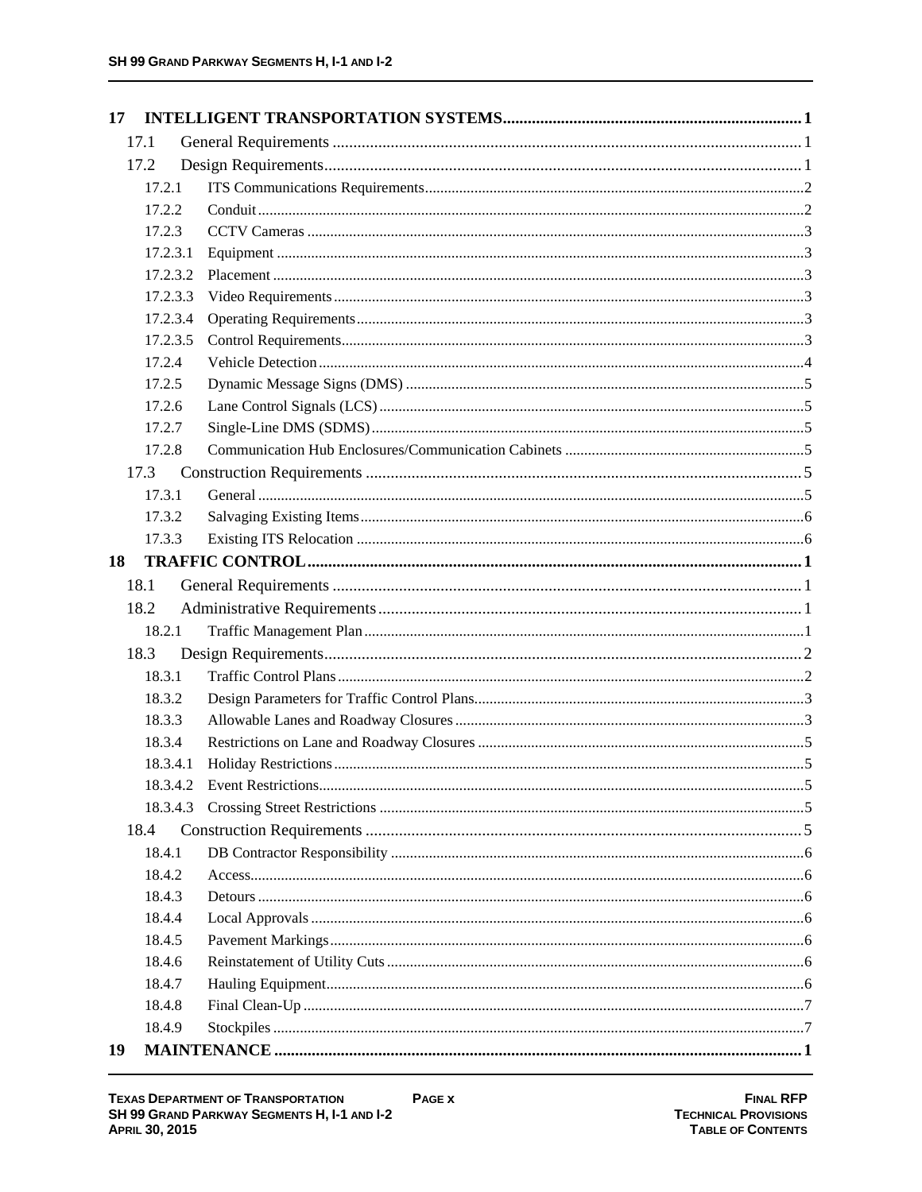| | | |
|---|---|---|
| **17** | **INTELLIGENT TRANSPORTATION SYSTEMS** | **1** |
| 17.1 | General Requirements | 1 |
| 17.2 | Design Requirements | 1 |
| 17.2.1 | ITS Communications Requirements | 2 |
| 17.2.2 | Conduit | 2 |
| 17.2.3 | CCTV Cameras | 3 |
| 17.2.3.1 | Equipment | 3 |
| 17.2.3.2 | Placement | 3 |
| 17.2.3.3 | Video Requirements | 3 |
| 17.2.3.4 | Operating Requirements | 3 |
| 17.2.3.5 | Control Requirements | 3 |
| 17.2.4 | Vehicle Detection | 4 |
| 17.2.5 | Dynamic Message Signs (DMS) | 5 |
| 17.2.6 | Lane Control Signals (LCS) | 5 |
| 17.2.7 | Single-Line DMS (SDMS) | 5 |
| 17.2.8 | Communication Hub Enclosures/Communication Cabinets | 5 |
| 17.3 | Construction Requirements | 5 |
| 17.3.1 | General | 5 |
| 17.3.2 | Salvaging Existing Items | 6 |
| 17.3.3 | Existing ITS Relocation | 6 |
| **18** | **TRAFFIC CONTROL** | **1** |
| 18.1 | General Requirements | 1 |
| 18.2 | Administrative Requirements | 1 |
| 18.2.1 | Traffic Management Plan | 1 |
| 18.3 | Design Requirements | 2 |
| 18.3.1 | Traffic Control Plans | 2 |
| 18.3.2 | Design Parameters for Traffic Control Plans | 3 |
| 18.3.3 | Allowable Lanes and Roadway Closures | 3 |
| 18.3.4 | Restrictions on Lane and Roadway Closures | 5 |
| 18.3.4.1 | Holiday Restrictions | 5 |
| 18.3.4.2 | Event Restrictions | 5 |
| 18.3.4.3 | Crossing Street Restrictions | 5 |
| 18.4 | Construction Requirements | 5 |
| 18.4.1 | DB Contractor Responsibility | 6 |
| 18.4.2 | Access | 6 |
| 18.4.3 | Detours | 6 |
| 18.4.4 | Local Approvals | 6 |
| 18.4.5 | Pavement Markings | 6 |
| 18.4.6 | Reinstatement of Utility Cuts | 6 |
| 18.4.7 | Hauling Equipment | 6 |
| 18.4.8 | Final Clean-Up | 7 |
| 18.4.9 | Stockpiles | 7 |
| **19** | **MAINTENANCE** | **1** |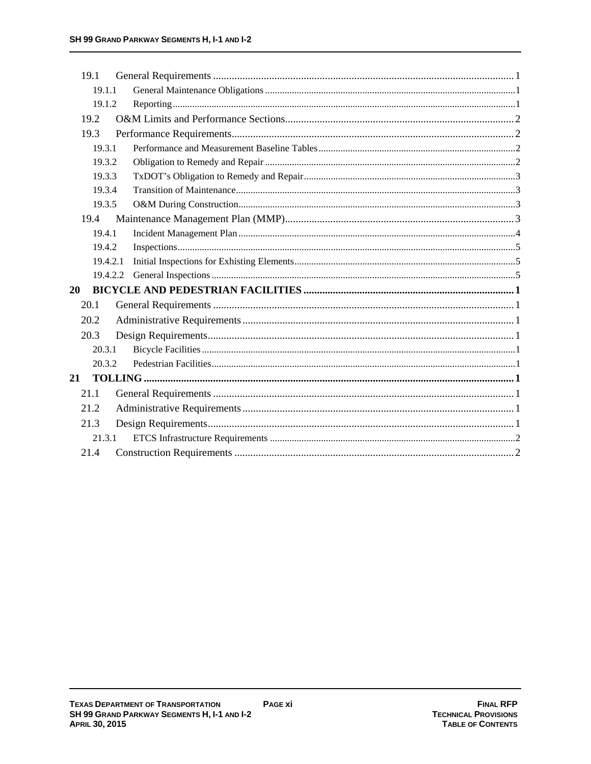19.1 General Requirements ........................................................................................................ 1

19.1.1 General Maintenance Obligations ........................................................................................ 1

19.1.2 Reporting ........................................................................................................................... 1

19.2 O&M Limits and Performance Sections ............................................................................... 2

19.3 Performance Requirements ................................................................................................. 2

19.3.1 Performance and Measurement Baseline Tables ............................................................... 2

19.3.2 Obligation to Remedy and Repair ...................................................................................... 2

19.3.3 TxDOT's Obligation to Remedy and Repair ........................................................................ 3

19.3.4 Transition of Maintenance .................................................................................................. 3

19.3.5 O&M During Construction .................................................................................................. 3

19.4 Maintenance Management Plan (MMP) ............................................................................... 3

19.4.1 Incident Management Plan .................................................................................................. 4

19.4.2 Inspections .......................................................................................................................... 5

19.4.2.1 Initial Inspections for Exhisting Elements ........................................................................ 5

19.4.2.2 General Inspections ......................................................................................................... 5

**20 BICYCLE AND PEDESTRIAN FACILITIES ............................................................................. 1**

20.1 General Requirements ........................................................................................................ 1

20.2 Administrative Requirements ............................................................................................... 1

20.3 Design Requirements .......................................................................................................... 1

20.3.1 Bicycle Facilities ................................................................................................................ 1

20.3.2 Pedestrian Facilities ........................................................................................................... 1

**21 TOLLING ................................................................................................................................ 1**

21.1 General Requirements ........................................................................................................ 1

21.2 Administrative Requirements ............................................................................................... 1

21.3 Design Requirements .......................................................................................................... 1

21.3.1 ETCS Infrastructure Requirements .................................................................................... 2

21.4 Construction Requirements ................................................................................................. 2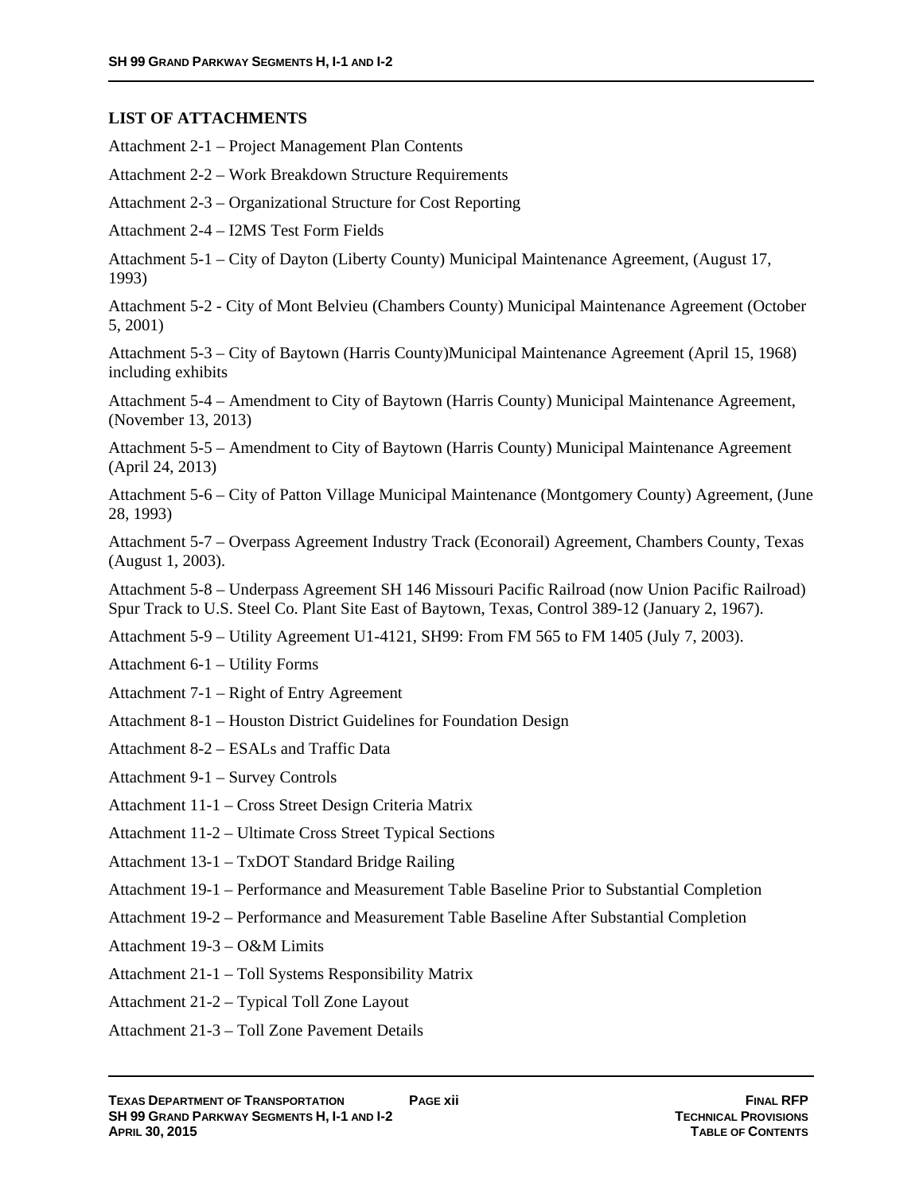## LIST OF ATTACHMENTS

Attachment 2-1 – Project Management Plan Contents

Attachment 2-2 – Work Breakdown Structure Requirements

Attachment 2-3 – Organizational Structure for Cost Reporting

Attachment 2-4 – I2MS Test Form Fields

Attachment 5-1 – City of Dayton (Liberty County) Municipal Maintenance Agreement, (August 17, 1993)

Attachment 5-2 - City of Mont Belvieu (Chambers County) Municipal Maintenance Agreement (October 5, 2001)

Attachment 5-3 – City of Baytown (Harris County)Municipal Maintenance Agreement (April 15, 1968) including exhibits

Attachment 5-4 – Amendment to City of Baytown (Harris County) Municipal Maintenance Agreement, (November 13, 2013)

Attachment 5-5 – Amendment to City of Baytown (Harris County) Municipal Maintenance Agreement (April 24, 2013)

Attachment 5-6 – City of Patton Village Municipal Maintenance (Montgomery County) Agreement, (June 28, 1993)

Attachment 5-7 – Overpass Agreement Industry Track (Econorail) Agreement, Chambers County, Texas (August 1, 2003).

Attachment 5-8 – Underpass Agreement SH 146 Missouri Pacific Railroad (now Union Pacific Railroad) Spur Track to U.S. Steel Co. Plant Site East of Baytown, Texas, Control 389-12 (January 2, 1967).

Attachment 5-9 – Utility Agreement U1-4121, SH99: From FM 565 to FM 1405 (July 7, 2003).

Attachment 6-1 – Utility Forms

Attachment 7-1 – Right of Entry Agreement

Attachment 8-1 – Houston District Guidelines for Foundation Design

Attachment 8-2 – ESALs and Traffic Data

Attachment 9-1 – Survey Controls

Attachment 11-1 – Cross Street Design Criteria Matrix

Attachment 11-2 – Ultimate Cross Street Typical Sections

Attachment 13-1 – TxDOT Standard Bridge Railing

Attachment 19-1 – Performance and Measurement Table Baseline Prior to Substantial Completion

Attachment 19-2 – Performance and Measurement Table Baseline After Substantial Completion

Attachment 19-3 – O&M Limits

Attachment 21-1 – Toll Systems Responsibility Matrix

Attachment 21-2 – Typical Toll Zone Layout

Attachment 21-3 – Toll Zone Pavement Details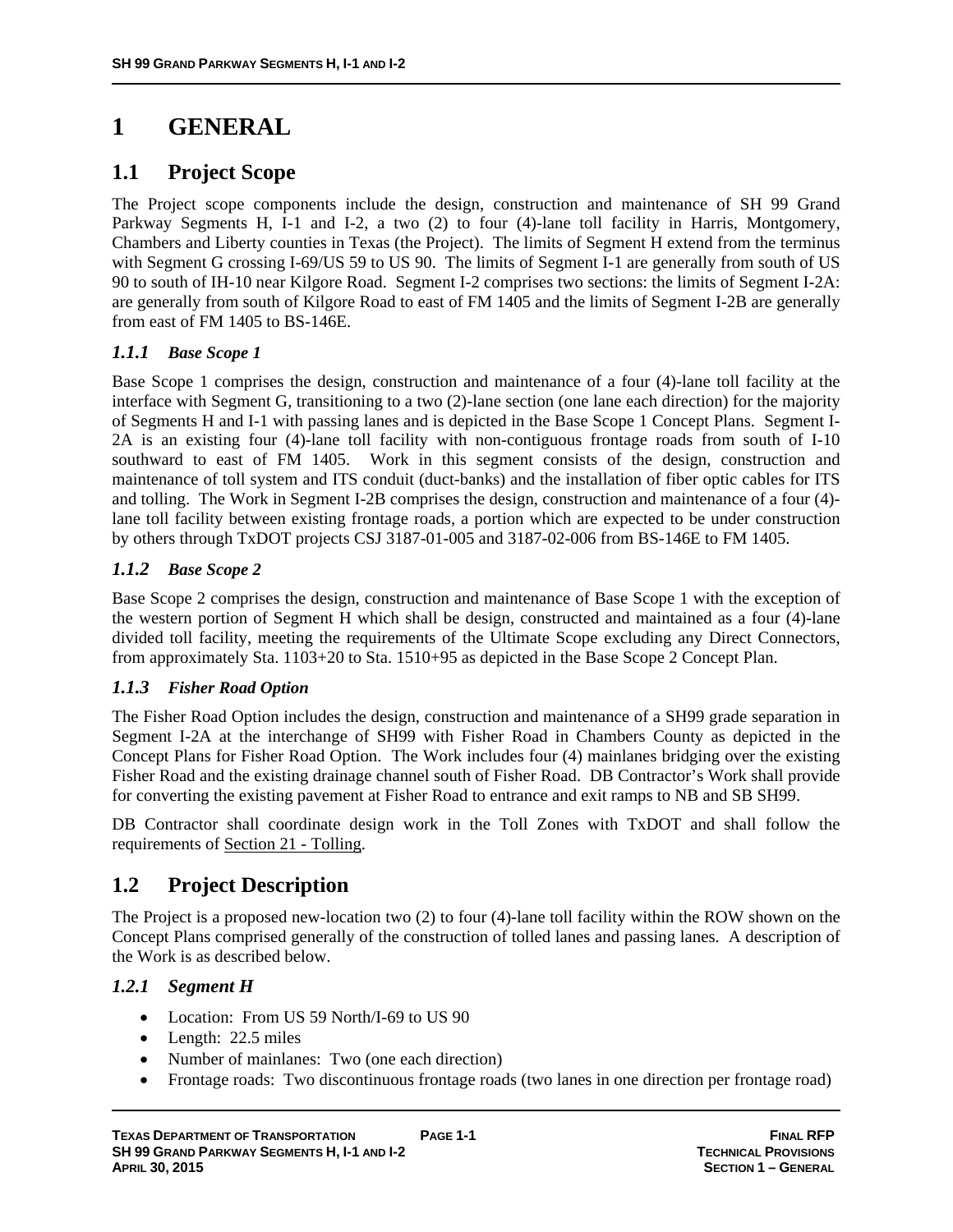# 1 GENERAL

## 1.1 Project Scope

The Project scope components include the design, construction and maintenance of SH 99 Grand Parkway Segments H, I-1 and I-2, a two (2) to four (4)-lane toll facility in Harris, Montgomery, Chambers and Liberty counties in Texas (the Project). The limits of Segment H extend from the terminus with Segment G crossing I-69/US 59 to US 90. The limits of Segment I-1 are generally from south of US 90 to south of IH-10 near Kilgore Road. Segment I-2 comprises two sections: the limits of Segment I-2A: are generally from south of Kilgore Road to east of FM 1405 and the limits of Segment I-2B are generally from east of FM 1405 to BS-146E.

### *1.1.1 Base Scope 1*

Base Scope 1 comprises the design, construction and maintenance of a four (4)-lane toll facility at the interface with Segment G, transitioning to a two (2)-lane section (one lane each direction) for the majority of Segments H and I-1 with passing lanes and is depicted in the Base Scope 1 Concept Plans. Segment I-2A is an existing four (4)-lane toll facility with non-contiguous frontage roads from south of I-10 southward to east of FM 1405. Work in this segment consists of the design, construction and maintenance of toll system and ITS conduit (duct-banks) and the installation of fiber optic cables for ITS and tolling. The Work in Segment I-2B comprises the design, construction and maintenance of a four (4)-lane toll facility between existing frontage roads, a portion which are expected to be under construction by others through TxDOT projects CSJ 3187-01-005 and 3187-02-006 from BS-146E to FM 1405.

### *1.1.2 Base Scope 2*

Base Scope 2 comprises the design, construction and maintenance of Base Scope 1 with the exception of the western portion of Segment H which shall be design, constructed and maintained as a four (4)-lane divided toll facility, meeting the requirements of the Ultimate Scope excluding any Direct Connectors, from approximately Sta. 1103+20 to Sta. 1510+95 as depicted in the Base Scope 2 Concept Plan.

### *1.1.3 Fisher Road Option*

The Fisher Road Option includes the design, construction and maintenance of a SH99 grade separation in Segment I-2A at the interchange of SH99 with Fisher Road in Chambers County as depicted in the Concept Plans for Fisher Road Option. The Work includes four (4) mainlanes bridging over the existing Fisher Road and the existing drainage channel south of Fisher Road. DB Contractor's Work shall provide for converting the existing pavement at Fisher Road to entrance and exit ramps to NB and SB SH99.

DB Contractor shall coordinate design work in the Toll Zones with TxDOT and shall follow the requirements of Section 21 - Tolling.

## 1.2 Project Description

The Project is a proposed new-location two (2) to four (4)-lane toll facility within the ROW shown on the Concept Plans comprised generally of the construction of tolled lanes and passing lanes. A description of the Work is as described below.

### *1.2.1 Segment H*

- Location: From US 59 North/I-69 to US 90
- Length: 22.5 miles
- Number of mainlanes: Two (one each direction)
- Frontage roads: Two discontinuous frontage roads (two lanes in one direction per frontage road)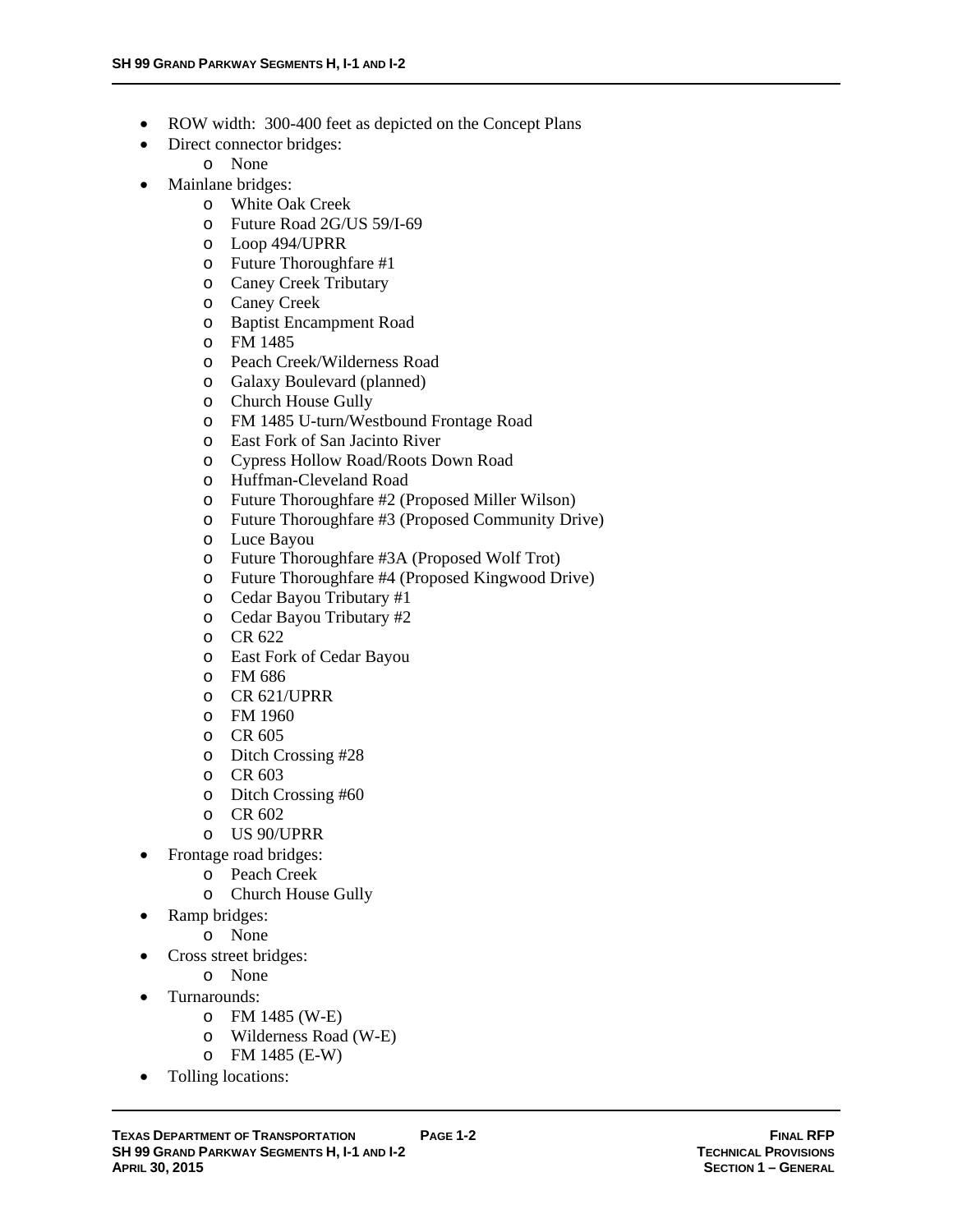- ROW width: 300-400 feet as depicted on the Concept Plans
- Direct connector bridges:
  - None
- Mainlane bridges:
  - White Oak Creek
  - Future Road 2G/US 59/I-69
  - Loop 494/UPRR
  - Future Thoroughfare #1
  - Caney Creek Tributary
  - Caney Creek
  - Baptist Encampment Road
  - FM 1485
  - Peach Creek/Wilderness Road
  - Galaxy Boulevard (planned)
  - Church House Gully
  - FM 1485 U-turn/Westbound Frontage Road
  - East Fork of San Jacinto River
  - Cypress Hollow Road/Roots Down Road
  - Huffman-Cleveland Road
  - Future Thoroughfare #2 (Proposed Miller Wilson)
  - Future Thoroughfare #3 (Proposed Community Drive)
  - Luce Bayou
  - Future Thoroughfare #3A (Proposed Wolf Trot)
  - Future Thoroughfare #4 (Proposed Kingwood Drive)
  - Cedar Bayou Tributary #1
  - Cedar Bayou Tributary #2
  - CR 622
  - East Fork of Cedar Bayou
  - FM 686
  - CR 621/UPRR
  - FM 1960
  - CR 605
  - Ditch Crossing #28
  - CR 603
  - Ditch Crossing #60
  - CR 602
  - US 90/UPRR
- Frontage road bridges:
  - Peach Creek
  - Church House Gully
- Ramp bridges:
  - None
- Cross street bridges:
  - None
- Turnarounds:
  - FM 1485 (W-E)
  - Wilderness Road (W-E)
  - FM 1485 (E-W)
- Tolling locations: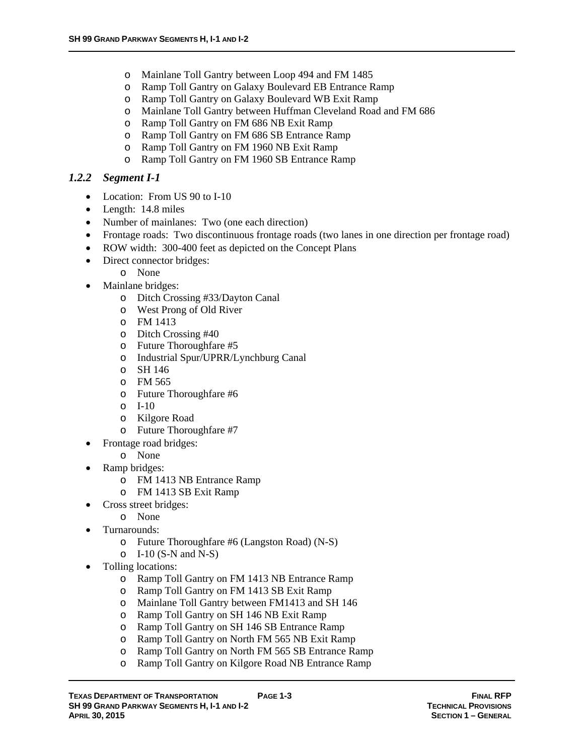- Mainlane Toll Gantry between Loop 494 and FM 1485
  - Ramp Toll Gantry on Galaxy Boulevard EB Entrance Ramp
  - Ramp Toll Gantry on Galaxy Boulevard WB Exit Ramp
  - Mainlane Toll Gantry between Huffman Cleveland Road and FM 686
  - Ramp Toll Gantry on FM 686 NB Exit Ramp
  - Ramp Toll Gantry on FM 686 SB Entrance Ramp
  - Ramp Toll Gantry on FM 1960 NB Exit Ramp
  - Ramp Toll Gantry on FM 1960 SB Entrance Ramp

### *1.2.2 Segment I-1*

- Location: From US 90 to I-10
- Length: 14.8 miles
- Number of mainlanes: Two (one each direction)
- Frontage roads: Two discontinuous frontage roads (two lanes in one direction per frontage road)
- ROW width: 300-400 feet as depicted on the Concept Plans
- Direct connector bridges:
  - None
- Mainlane bridges:
  - Ditch Crossing #33/Dayton Canal
  - West Prong of Old River
  - FM 1413
  - Ditch Crossing #40
  - Future Thoroughfare #5
  - Industrial Spur/UPRR/Lynchburg Canal
  - SH 146
  - FM 565
  - Future Thoroughfare #6
  - I-10
  - Kilgore Road
  - Future Thoroughfare #7
- Frontage road bridges:
  - None
- Ramp bridges:
  - FM 1413 NB Entrance Ramp
  - FM 1413 SB Exit Ramp
- Cross street bridges:
  - None
- Turnarounds:
  - Future Thoroughfare #6 (Langston Road) (N-S)
  - I-10 (S-N and N-S)
- Tolling locations:
  - Ramp Toll Gantry on FM 1413 NB Entrance Ramp
  - Ramp Toll Gantry on FM 1413 SB Exit Ramp
  - Mainlane Toll Gantry between FM1413 and SH 146
  - Ramp Toll Gantry on SH 146 NB Exit Ramp
  - Ramp Toll Gantry on SH 146 SB Entrance Ramp
  - Ramp Toll Gantry on North FM 565 NB Exit Ramp
  - Ramp Toll Gantry on North FM 565 SB Entrance Ramp
  - Ramp Toll Gantry on Kilgore Road NB Entrance Ramp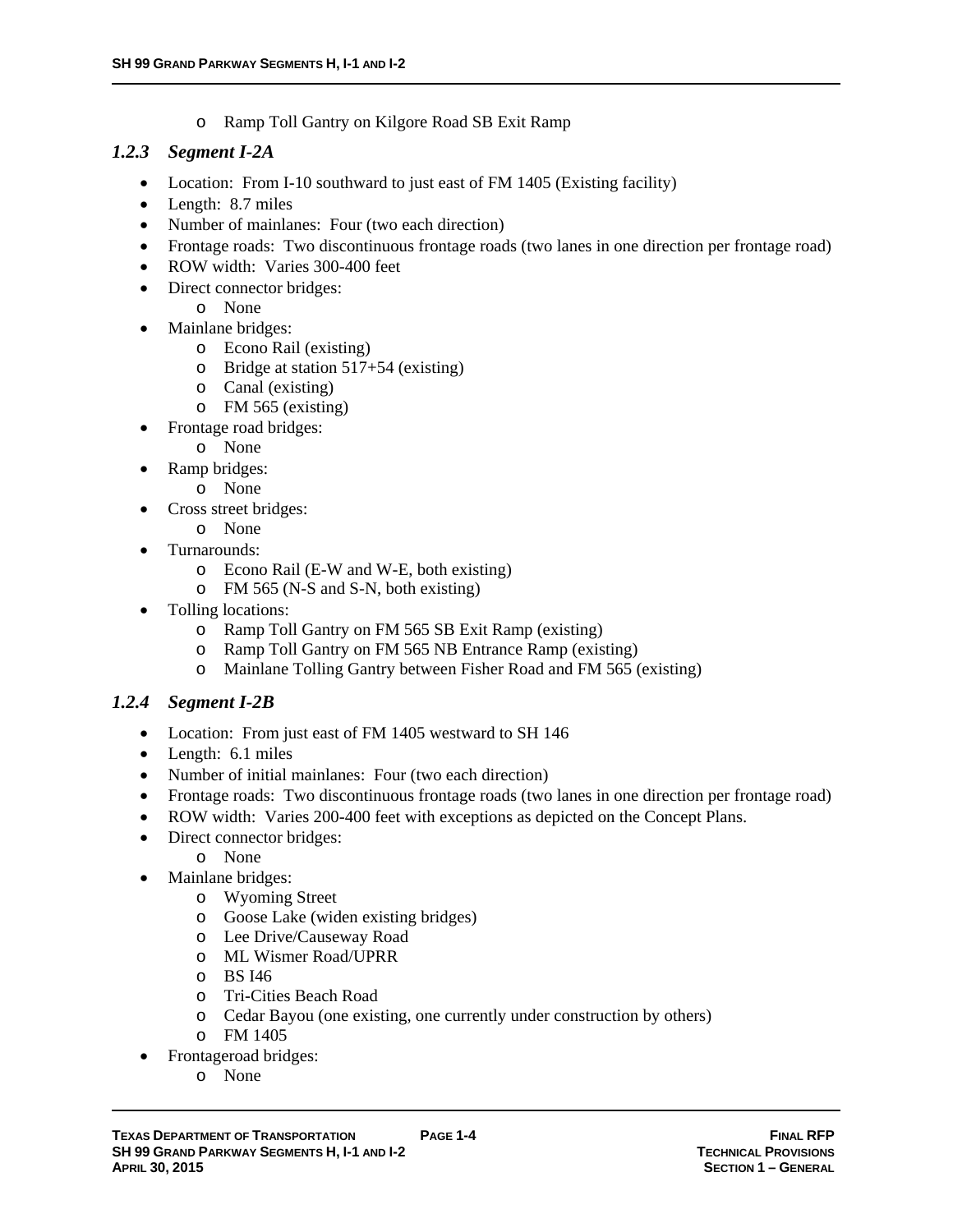- Ramp Toll Gantry on Kilgore Road SB Exit Ramp

### 1.2.3 Segment I-2A

- Location: From I-10 southward to just east of FM 1405 (Existing facility)
- Length: 8.7 miles
- Number of mainlanes: Four (two each direction)
- Frontage roads: Two discontinuous frontage roads (two lanes in one direction per frontage road)
- ROW width: Varies 300-400 feet
- Direct connector bridges:
  - None
- Mainlane bridges:
  - Econo Rail (existing)
  - Bridge at station 517+54 (existing)
  - Canal (existing)
  - FM 565 (existing)
- Frontage road bridges:
  - None
- Ramp bridges:
  - None
- Cross street bridges:
  - None
- Turnarounds:
  - Econo Rail (E-W and W-E, both existing)
  - FM 565 (N-S and S-N, both existing)
- Tolling locations:
  - Ramp Toll Gantry on FM 565 SB Exit Ramp (existing)
  - Ramp Toll Gantry on FM 565 NB Entrance Ramp (existing)
  - Mainlane Tolling Gantry between Fisher Road and FM 565 (existing)

### 1.2.4 Segment I-2B

- Location: From just east of FM 1405 westward to SH 146
- Length: 6.1 miles
- Number of initial mainlanes: Four (two each direction)
- Frontage roads: Two discontinuous frontage roads (two lanes in one direction per frontage road)
- ROW width: Varies 200-400 feet with exceptions as depicted on the Concept Plans.
- Direct connector bridges:
  - None
- Mainlane bridges:
  - Wyoming Street
  - Goose Lake (widen existing bridges)
  - Lee Drive/Causeway Road
  - ML Wismer Road/UPRR
  - BS I46
  - Tri-Cities Beach Road
  - Cedar Bayou (one existing, one currently under construction by others)
  - FM 1405
- Frontageroad bridges:
  - None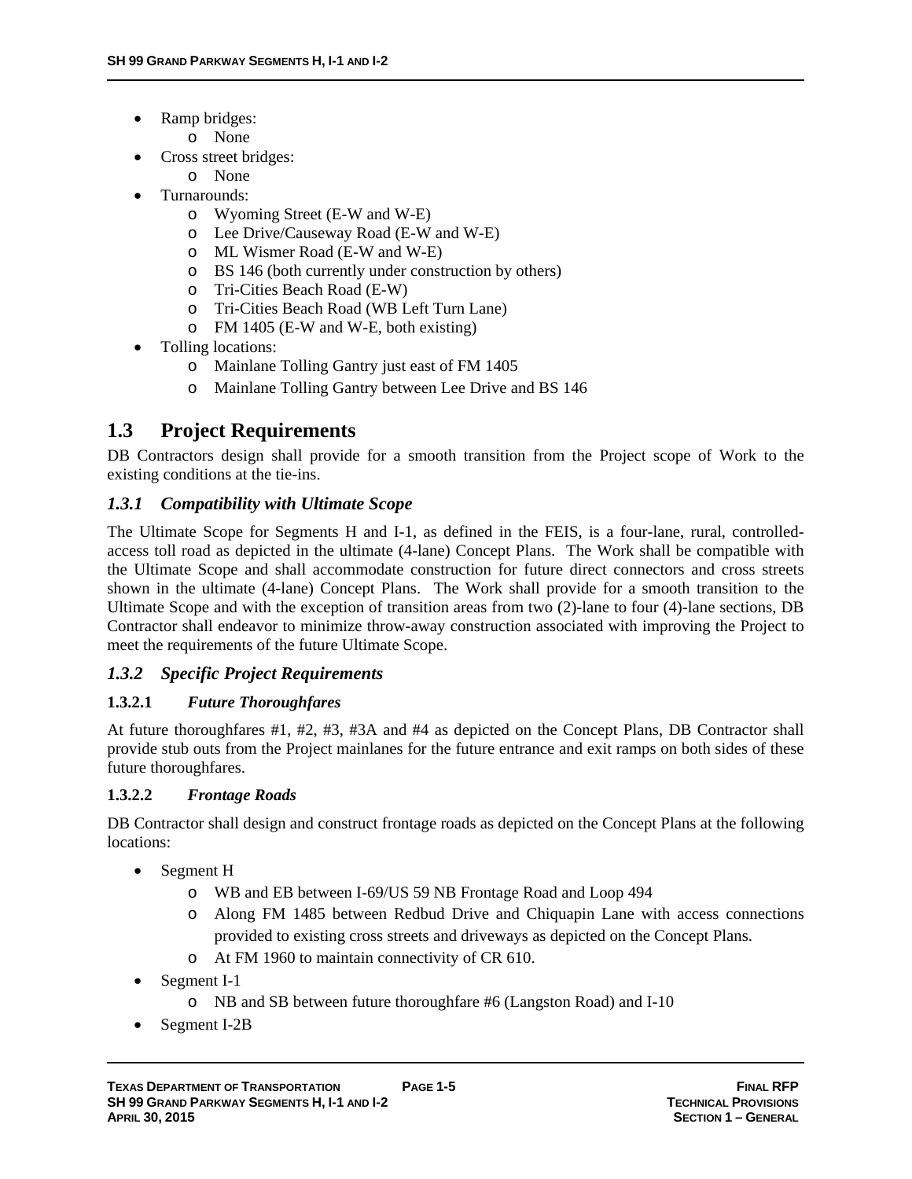- Ramp bridges:
  - None
- Cross street bridges:
  - None
- Turnarounds:
  - Wyoming Street (E-W and W-E)
  - Lee Drive/Causeway Road (E-W and W-E)
  - ML Wismer Road (E-W and W-E)
  - BS 146 (both currently under construction by others)
  - Tri-Cities Beach Road (E-W)
  - Tri-Cities Beach Road (WB Left Turn Lane)
  - FM 1405 (E-W and W-E, both existing)
- Tolling locations:
  - Mainlane Tolling Gantry just east of FM 1405
  - Mainlane Tolling Gantry between Lee Drive and BS 146

## 1.3 Project Requirements

DB Contractors design shall provide for a smooth transition from the Project scope of Work to the existing conditions at the tie-ins.

### *1.3.1 Compatibility with Ultimate Scope*

The Ultimate Scope for Segments H and I-1, as defined in the FEIS, is a four-lane, rural, controlled-access toll road as depicted in the ultimate (4-lane) Concept Plans. The Work shall be compatible with the Ultimate Scope and shall accommodate construction for future direct connectors and cross streets shown in the ultimate (4-lane) Concept Plans. The Work shall provide for a smooth transition to the Ultimate Scope and with the exception of transition areas from two (2)-lane to four (4)-lane sections, DB Contractor shall endeavor to minimize throw-away construction associated with improving the Project to meet the requirements of the future Ultimate Scope.

### *1.3.2 Specific Project Requirements*

#### 1.3.2.1 *Future Thoroughfares*

At future thoroughfares #1, #2, #3, #3A and #4 as depicted on the Concept Plans, DB Contractor shall provide stub outs from the Project mainlanes for the future entrance and exit ramps on both sides of these future thoroughfares.

#### 1.3.2.2 *Frontage Roads*

DB Contractor shall design and construct frontage roads as depicted on the Concept Plans at the following locations:

- Segment H
  - WB and EB between I-69/US 59 NB Frontage Road and Loop 494
  - Along FM 1485 between Redbud Drive and Chiquapin Lane with access connections provided to existing cross streets and driveways as depicted on the Concept Plans.
  - At FM 1960 to maintain connectivity of CR 610.
- Segment I-1
  - NB and SB between future thoroughfare #6 (Langston Road) and I-10
- Segment I-2B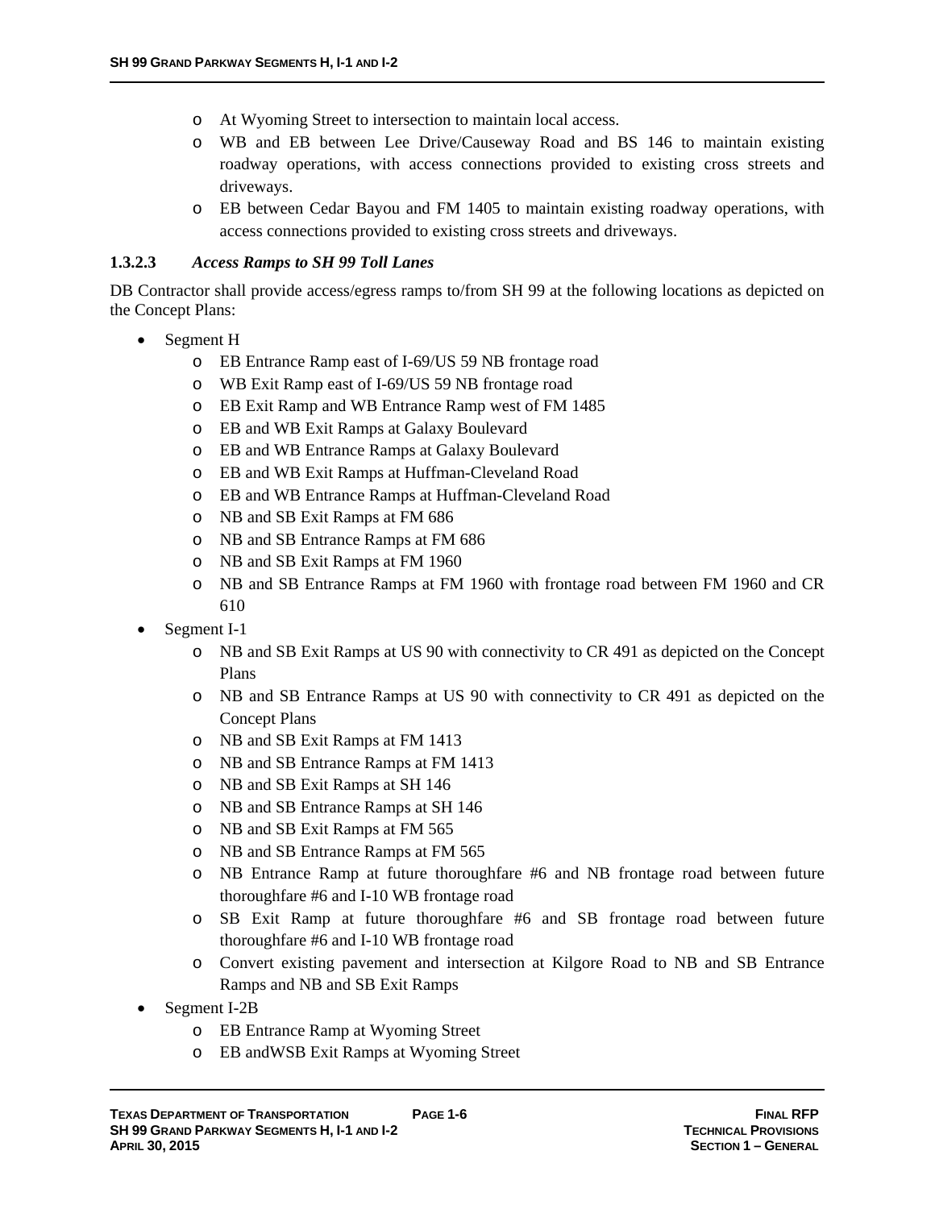- At Wyoming Street to intersection to maintain local access.
- WB and EB between Lee Drive/Causeway Road and BS 146 to maintain existing roadway operations, with access connections provided to existing cross streets and driveways.
- EB between Cedar Bayou and FM 1405 to maintain existing roadway operations, with access connections provided to existing cross streets and driveways.

#### 1.3.2.3 *Access Ramps to SH 99 Toll Lanes*

DB Contractor shall provide access/egress ramps to/from SH 99 at the following locations as depicted on the Concept Plans:

- Segment H
  - EB Entrance Ramp east of I-69/US 59 NB frontage road
  - WB Exit Ramp east of I-69/US 59 NB frontage road
  - EB Exit Ramp and WB Entrance Ramp west of FM 1485
  - EB and WB Exit Ramps at Galaxy Boulevard
  - EB and WB Entrance Ramps at Galaxy Boulevard
  - EB and WB Exit Ramps at Huffman-Cleveland Road
  - EB and WB Entrance Ramps at Huffman-Cleveland Road
  - NB and SB Exit Ramps at FM 686
  - NB and SB Entrance Ramps at FM 686
  - NB and SB Exit Ramps at FM 1960
  - NB and SB Entrance Ramps at FM 1960 with frontage road between FM 1960 and CR 610
- Segment I-1
  - NB and SB Exit Ramps at US 90 with connectivity to CR 491 as depicted on the Concept Plans
  - NB and SB Entrance Ramps at US 90 with connectivity to CR 491 as depicted on the Concept Plans
  - NB and SB Exit Ramps at FM 1413
  - NB and SB Entrance Ramps at FM 1413
  - NB and SB Exit Ramps at SH 146
  - NB and SB Entrance Ramps at SH 146
  - NB and SB Exit Ramps at FM 565
  - NB and SB Entrance Ramps at FM 565
  - NB Entrance Ramp at future thoroughfare #6 and NB frontage road between future thoroughfare #6 and I-10 WB frontage road
  - SB Exit Ramp at future thoroughfare #6 and SB frontage road between future thoroughfare #6 and I-10 WB frontage road
  - Convert existing pavement and intersection at Kilgore Road to NB and SB Entrance Ramps and NB and SB Exit Ramps
- Segment I-2B
  - EB Entrance Ramp at Wyoming Street
  - EB andWSB Exit Ramps at Wyoming Street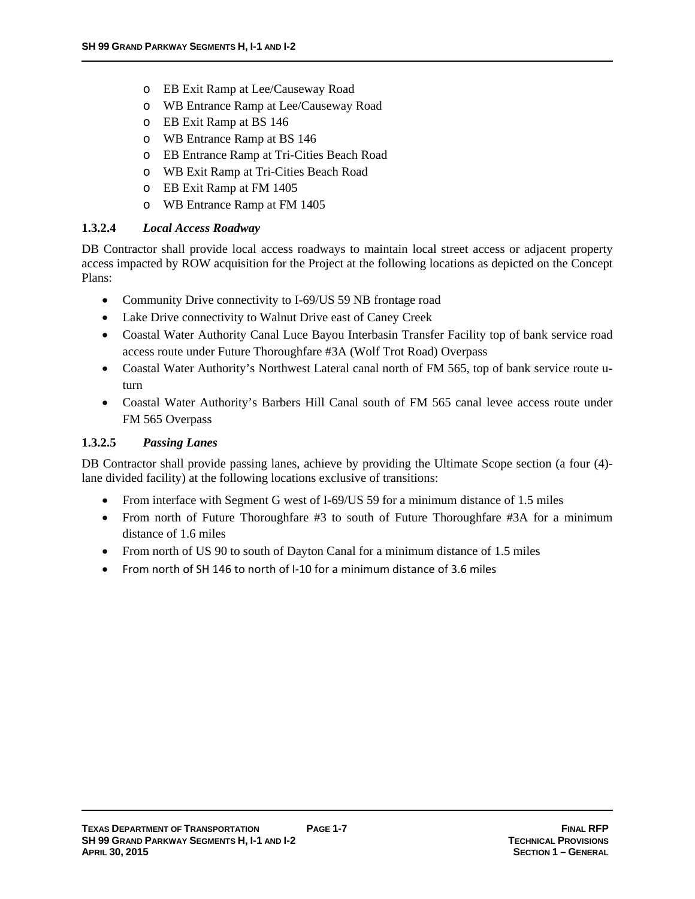- EB Exit Ramp at Lee/Causeway Road
- WB Entrance Ramp at Lee/Causeway Road
- EB Exit Ramp at BS 146
- WB Entrance Ramp at BS 146
- EB Entrance Ramp at Tri-Cities Beach Road
- WB Exit Ramp at Tri-Cities Beach Road
- EB Exit Ramp at FM 1405
- WB Entrance Ramp at FM 1405

#### 1.3.2.4 *Local Access Roadway*

DB Contractor shall provide local access roadways to maintain local street access or adjacent property access impacted by ROW acquisition for the Project at the following locations as depicted on the Concept Plans:

- Community Drive connectivity to I-69/US 59 NB frontage road
- Lake Drive connectivity to Walnut Drive east of Caney Creek
- Coastal Water Authority Canal Luce Bayou Interbasin Transfer Facility top of bank service road access route under Future Thoroughfare #3A (Wolf Trot Road) Overpass
- Coastal Water Authority's Northwest Lateral canal north of FM 565, top of bank service route u-turn
- Coastal Water Authority's Barbers Hill Canal south of FM 565 canal levee access route under FM 565 Overpass

#### 1.3.2.5 *Passing Lanes*

DB Contractor shall provide passing lanes, achieve by providing the Ultimate Scope section (a four (4)-lane divided facility) at the following locations exclusive of transitions:

- From interface with Segment G west of I-69/US 59 for a minimum distance of 1.5 miles
- From north of Future Thoroughfare #3 to south of Future Thoroughfare #3A for a minimum distance of 1.6 miles
- From north of US 90 to south of Dayton Canal for a minimum distance of 1.5 miles
- From north of SH 146 to north of I-10 for a minimum distance of 3.6 miles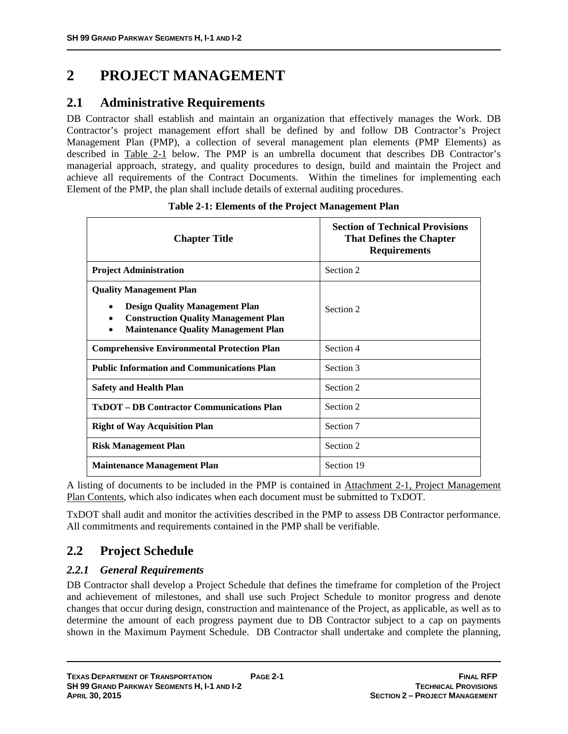# 2 PROJECT MANAGEMENT

## 2.1 Administrative Requirements

DB Contractor shall establish and maintain an organization that effectively manages the Work. DB Contractor's project management effort shall be defined by and follow DB Contractor's Project Management Plan (PMP), a collection of several management plan elements (PMP Elements) as described in Table 2-1 below. The PMP is an umbrella document that describes DB Contractor's managerial approach, strategy, and quality procedures to design, build and maintain the Project and achieve all requirements of the Contract Documents. Within the timelines for implementing each Element of the PMP, the plan shall include details of external auditing procedures.

**Table 2-1: Elements of the Project Management Plan**

| Chapter Title | Section of Technical Provisions That Defines the Chapter Requirements |
|---|---|
| **Project Administration** | Section 2 |
| **Quality Management Plan**<br>• **Design Quality Management Plan**<br>• **Construction Quality Management Plan**<br>• **Maintenance Quality Management Plan** | Section 2 |
| **Comprehensive Environmental Protection Plan** | Section 4 |
| **Public Information and Communications Plan** | Section 3 |
| **Safety and Health Plan** | Section 2 |
| **TxDOT – DB Contractor Communications Plan** | Section 2 |
| **Right of Way Acquisition Plan** | Section 7 |
| **Risk Management Plan** | Section 2 |
| **Maintenance Management Plan** | Section 19 |

A listing of documents to be included in the PMP is contained in Attachment 2-1, Project Management Plan Contents, which also indicates when each document must be submitted to TxDOT.

TxDOT shall audit and monitor the activities described in the PMP to assess DB Contractor performance. All commitments and requirements contained in the PMP shall be verifiable.

## 2.2 Project Schedule

### *2.2.1 General Requirements*

DB Contractor shall develop a Project Schedule that defines the timeframe for completion of the Project and achievement of milestones, and shall use such Project Schedule to monitor progress and denote changes that occur during design, construction and maintenance of the Project, as applicable, as well as to determine the amount of each progress payment due to DB Contractor subject to a cap on payments shown in the Maximum Payment Schedule. DB Contractor shall undertake and complete the planning,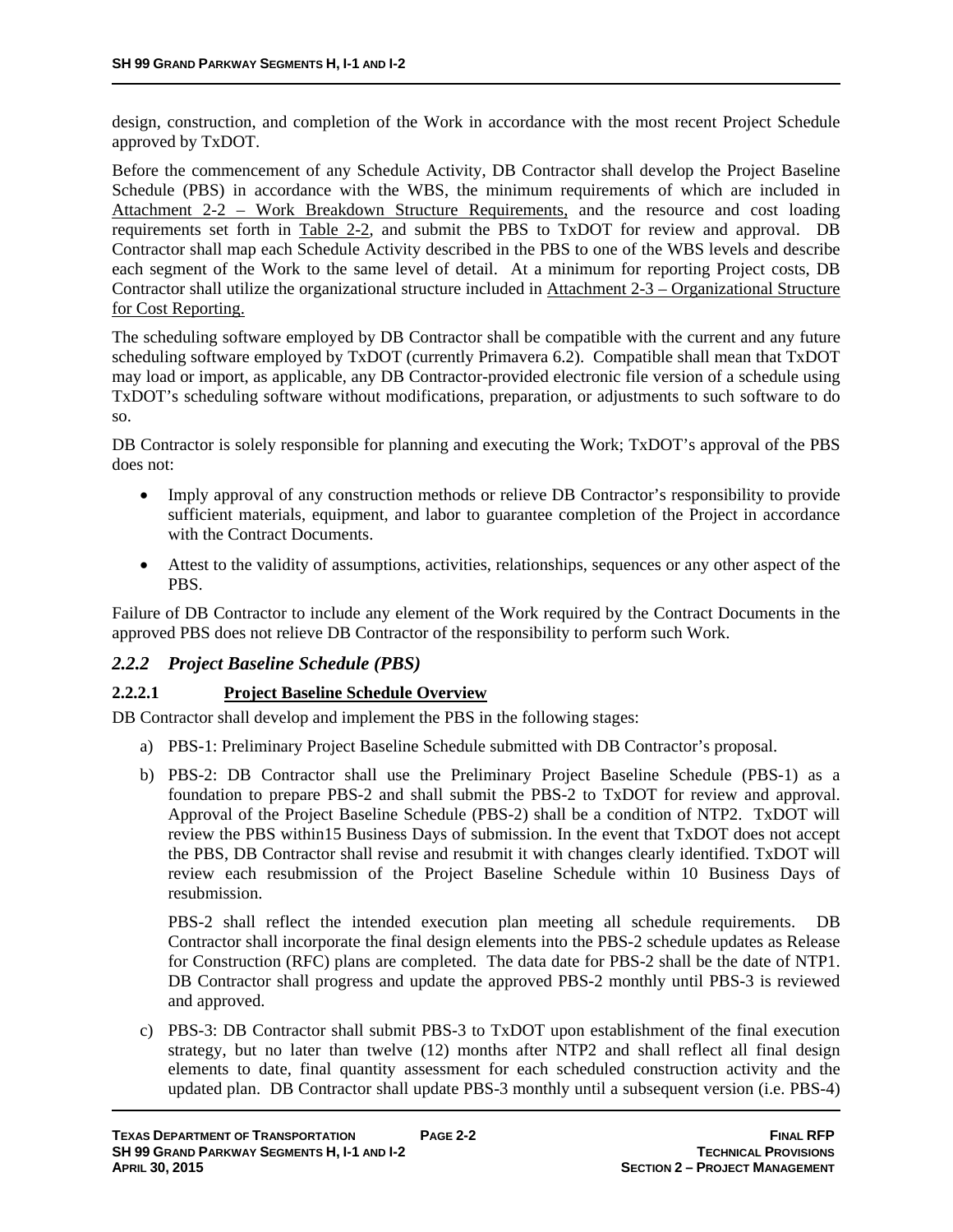design, construction, and completion of the Work in accordance with the most recent Project Schedule approved by TxDOT.

Before the commencement of any Schedule Activity, DB Contractor shall develop the Project Baseline Schedule (PBS) in accordance with the WBS, the minimum requirements of which are included in Attachment 2-2 – Work Breakdown Structure Requirements, and the resource and cost loading requirements set forth in Table 2-2, and submit the PBS to TxDOT for review and approval. DB Contractor shall map each Schedule Activity described in the PBS to one of the WBS levels and describe each segment of the Work to the same level of detail. At a minimum for reporting Project costs, DB Contractor shall utilize the organizational structure included in Attachment 2-3 – Organizational Structure for Cost Reporting.

The scheduling software employed by DB Contractor shall be compatible with the current and any future scheduling software employed by TxDOT (currently Primavera 6.2). Compatible shall mean that TxDOT may load or import, as applicable, any DB Contractor-provided electronic file version of a schedule using TxDOT's scheduling software without modifications, preparation, or adjustments to such software to do so.

DB Contractor is solely responsible for planning and executing the Work; TxDOT's approval of the PBS does not:

- Imply approval of any construction methods or relieve DB Contractor's responsibility to provide sufficient materials, equipment, and labor to guarantee completion of the Project in accordance with the Contract Documents.
- Attest to the validity of assumptions, activities, relationships, sequences or any other aspect of the PBS.

Failure of DB Contractor to include any element of the Work required by the Contract Documents in the approved PBS does not relieve DB Contractor of the responsibility to perform such Work.

### *2.2.2 Project Baseline Schedule (PBS)*

#### 2.2.2.1 Project Baseline Schedule Overview

DB Contractor shall develop and implement the PBS in the following stages:

a) PBS-1: Preliminary Project Baseline Schedule submitted with DB Contractor's proposal.

b) PBS-2: DB Contractor shall use the Preliminary Project Baseline Schedule (PBS-1) as a foundation to prepare PBS-2 and shall submit the PBS-2 to TxDOT for review and approval. Approval of the Project Baseline Schedule (PBS-2) shall be a condition of NTP2. TxDOT will review the PBS within15 Business Days of submission. In the event that TxDOT does not accept the PBS, DB Contractor shall revise and resubmit it with changes clearly identified. TxDOT will review each resubmission of the Project Baseline Schedule within 10 Business Days of resubmission.

   PBS-2 shall reflect the intended execution plan meeting all schedule requirements. DB Contractor shall incorporate the final design elements into the PBS-2 schedule updates as Release for Construction (RFC) plans are completed. The data date for PBS-2 shall be the date of NTP1. DB Contractor shall progress and update the approved PBS-2 monthly until PBS-3 is reviewed and approved.

c) PBS-3: DB Contractor shall submit PBS-3 to TxDOT upon establishment of the final execution strategy, but no later than twelve (12) months after NTP2 and shall reflect all final design elements to date, final quantity assessment for each scheduled construction activity and the updated plan. DB Contractor shall update PBS-3 monthly until a subsequent version (i.e. PBS-4)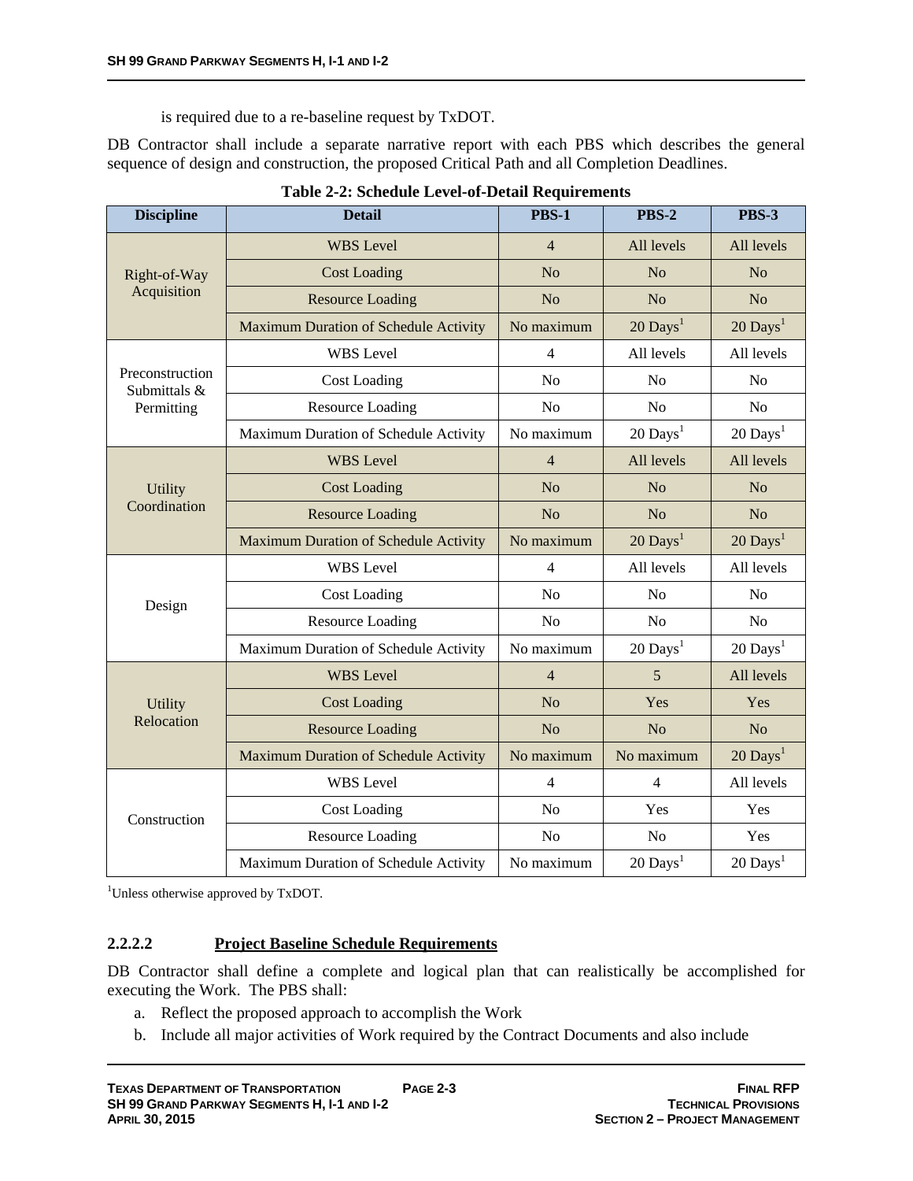is required due to a re-baseline request by TxDOT.

DB Contractor shall include a separate narrative report with each PBS which describes the general sequence of design and construction, the proposed Critical Path and all Completion Deadlines.

**Table 2-2: Schedule Level-of-Detail Requirements**

| Discipline | Detail | PBS-1 | PBS-2 | PBS-3 |
|---|---|---|---|---|
| Right-of-Way Acquisition | WBS Level | 4 | All levels | All levels |
| | Cost Loading | No | No | No |
| | Resource Loading | No | No | No |
| | Maximum Duration of Schedule Activity | No maximum | 20 Days[1] | 20 Days[1] |
| Preconstruction Submittals & Permitting | WBS Level | 4 | All levels | All levels |
| | Cost Loading | No | No | No |
| | Resource Loading | No | No | No |
| | Maximum Duration of Schedule Activity | No maximum | 20 Days[1] | 20 Days[1] |
| Utility Coordination | WBS Level | 4 | All levels | All levels |
| | Cost Loading | No | No | No |
| | Resource Loading | No | No | No |
| | Maximum Duration of Schedule Activity | No maximum | 20 Days[1] | 20 Days[1] |
| Design | WBS Level | 4 | All levels | All levels |
| | Cost Loading | No | No | No |
| | Resource Loading | No | No | No |
| | Maximum Duration of Schedule Activity | No maximum | 20 Days[1] | 20 Days[1] |
| Utility Relocation | WBS Level | 4 | 5 | All levels |
| | Cost Loading | No | Yes | Yes |
| | Resource Loading | No | No | No |
| | Maximum Duration of Schedule Activity | No maximum | No maximum | 20 Days[1] |
| Construction | WBS Level | 4 | 4 | All levels |
| | Cost Loading | No | Yes | Yes |
| | Resource Loading | No | No | Yes |
| | Maximum Duration of Schedule Activity | No maximum | 20 Days[1] | 20 Days[1] |

[1]Unless otherwise approved by TxDOT.

#### 2.2.2.2 Project Baseline Schedule Requirements

DB Contractor shall define a complete and logical plan that can realistically be accomplished for executing the Work. The PBS shall:

a. Reflect the proposed approach to accomplish the Work
b. Include all major activities of Work required by the Contract Documents and also include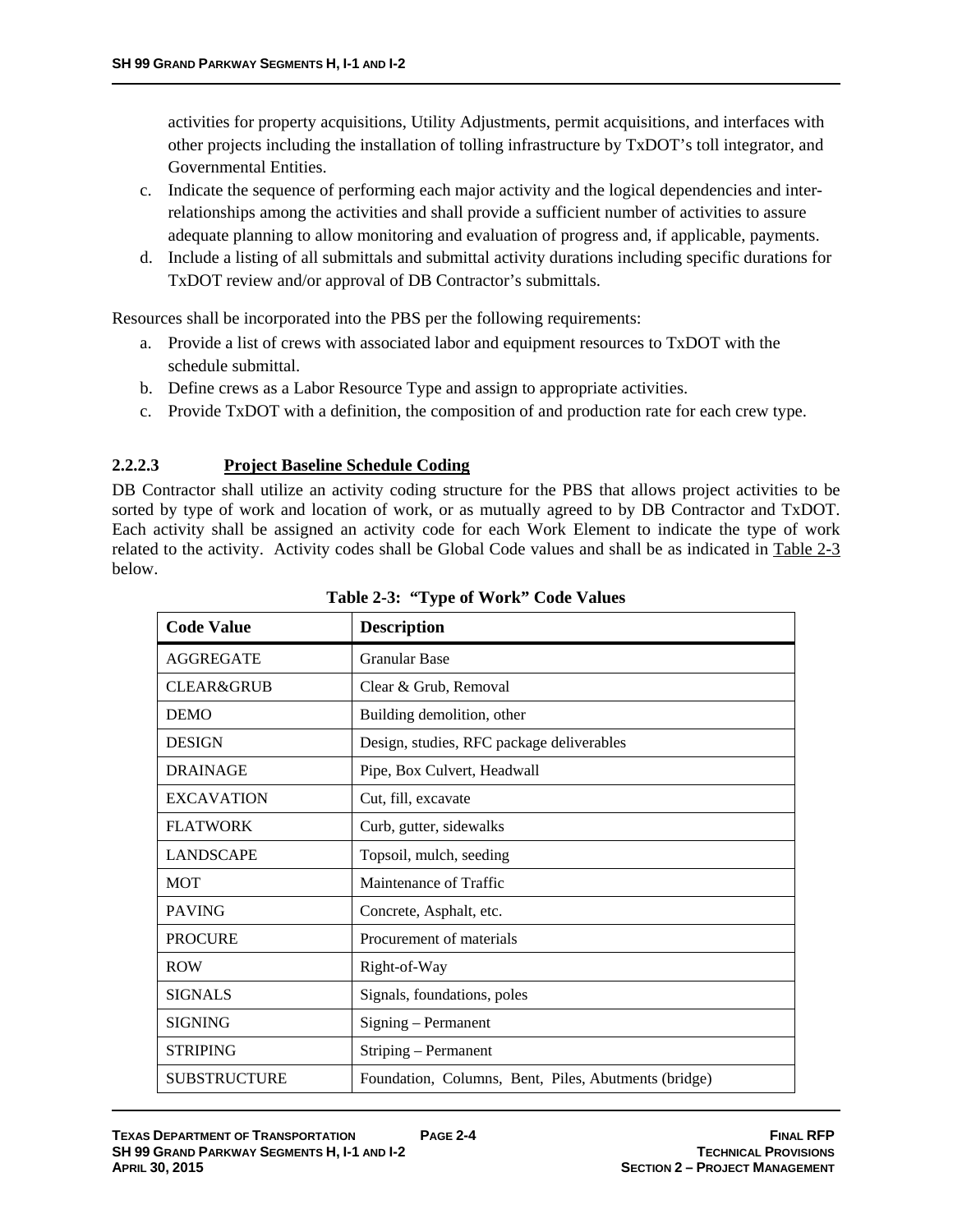activities for property acquisitions, Utility Adjustments, permit acquisitions, and interfaces with other projects including the installation of tolling infrastructure by TxDOT's toll integrator, and Governmental Entities.

c. Indicate the sequence of performing each major activity and the logical dependencies and inter-relationships among the activities and shall provide a sufficient number of activities to assure adequate planning to allow monitoring and evaluation of progress and, if applicable, payments.
d. Include a listing of all submittals and submittal activity durations including specific durations for TxDOT review and/or approval of DB Contractor's submittals.

Resources shall be incorporated into the PBS per the following requirements:

a. Provide a list of crews with associated labor and equipment resources to TxDOT with the schedule submittal.
b. Define crews as a Labor Resource Type and assign to appropriate activities.
c. Provide TxDOT with a definition, the composition of and production rate for each crew type.

#### 2.2.2.3 Project Baseline Schedule Coding

DB Contractor shall utilize an activity coding structure for the PBS that allows project activities to be sorted by type of work and location of work, or as mutually agreed to by DB Contractor and TxDOT. Each activity shall be assigned an activity code for each Work Element to indicate the type of work related to the activity. Activity codes shall be Global Code values and shall be as indicated in Table 2-3 below.

**Table 2-3: "Type of Work" Code Values**

| Code Value | Description |
|---|---|
| AGGREGATE | Granular Base |
| CLEAR&GRUB | Clear & Grub, Removal |
| DEMO | Building demolition, other |
| DESIGN | Design, studies, RFC package deliverables |
| DRAINAGE | Pipe, Box Culvert, Headwall |
| EXCAVATION | Cut, fill, excavate |
| FLATWORK | Curb, gutter, sidewalks |
| LANDSCAPE | Topsoil, mulch, seeding |
| MOT | Maintenance of Traffic |
| PAVING | Concrete, Asphalt, etc. |
| PROCURE | Procurement of materials |
| ROW | Right-of-Way |
| SIGNALS | Signals, foundations, poles |
| SIGNING | Signing – Permanent |
| STRIPING | Striping – Permanent |
| SUBSTRUCTURE | Foundation, Columns, Bent, Piles, Abutments (bridge) |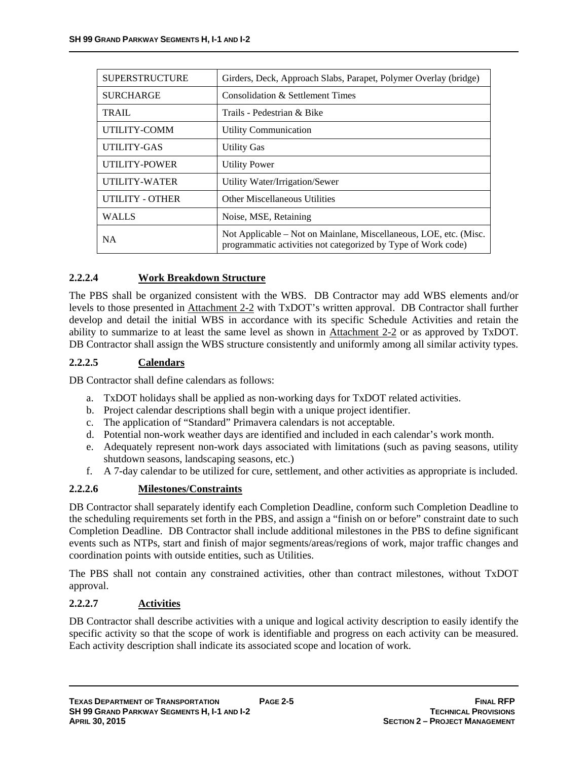| | |
|---|---|
| SUPERSTRUCTURE | Girders, Deck, Approach Slabs, Parapet, Polymer Overlay (bridge) |
| SURCHARGE | Consolidation & Settlement Times |
| TRAIL | Trails - Pedestrian & Bike |
| UTILITY-COMM | Utility Communication |
| UTILITY-GAS | Utility Gas |
| UTILITY-POWER | Utility Power |
| UTILITY-WATER | Utility Water/Irrigation/Sewer |
| UTILITY - OTHER | Other Miscellaneous Utilities |
| WALLS | Noise, MSE, Retaining |
| NA | Not Applicable – Not on Mainlane, Miscellaneous, LOE, etc. (Misc. programmatic activities not categorized by Type of Work code) |

#### 2.2.2.4 Work Breakdown Structure

The PBS shall be organized consistent with the WBS. DB Contractor may add WBS elements and/or levels to those presented in Attachment 2-2 with TxDOT's written approval. DB Contractor shall further develop and detail the initial WBS in accordance with its specific Schedule Activities and retain the ability to summarize to at least the same level as shown in Attachment 2-2 or as approved by TxDOT. DB Contractor shall assign the WBS structure consistently and uniformly among all similar activity types.

#### 2.2.2.5 Calendars

DB Contractor shall define calendars as follows:

a. TxDOT holidays shall be applied as non-working days for TxDOT related activities.
b. Project calendar descriptions shall begin with a unique project identifier.
c. The application of "Standard" Primavera calendars is not acceptable.
d. Potential non-work weather days are identified and included in each calendar's work month.
e. Adequately represent non-work days associated with limitations (such as paving seasons, utility shutdown seasons, landscaping seasons, etc.)
f. A 7-day calendar to be utilized for cure, settlement, and other activities as appropriate is included.

#### 2.2.2.6 Milestones/Constraints

DB Contractor shall separately identify each Completion Deadline, conform such Completion Deadline to the scheduling requirements set forth in the PBS, and assign a "finish on or before" constraint date to such Completion Deadline. DB Contractor shall include additional milestones in the PBS to define significant events such as NTPs, start and finish of major segments/areas/regions of work, major traffic changes and coordination points with outside entities, such as Utilities.

The PBS shall not contain any constrained activities, other than contract milestones, without TxDOT approval.

#### 2.2.2.7 Activities

DB Contractor shall describe activities with a unique and logical activity description to easily identify the specific activity so that the scope of work is identifiable and progress on each activity can be measured. Each activity description shall indicate its associated scope and location of work.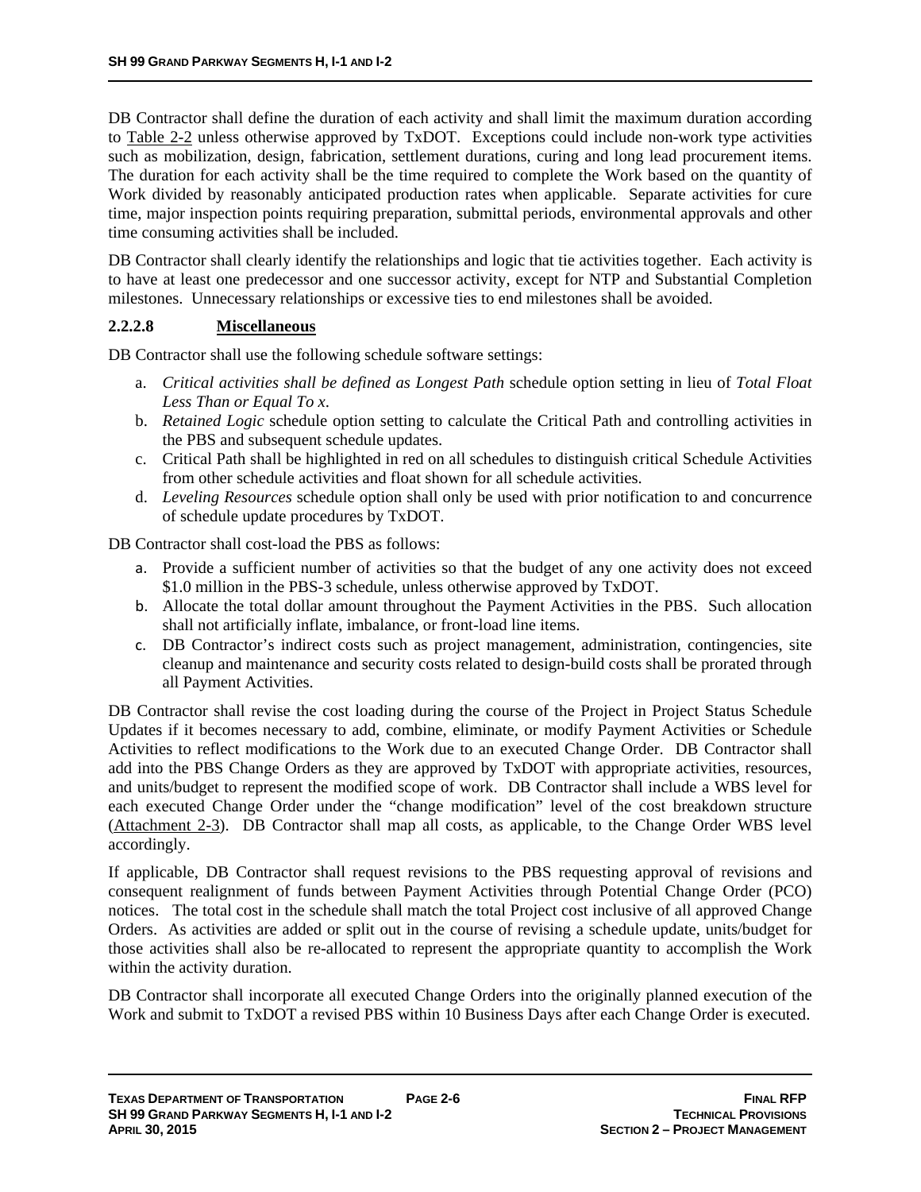DB Contractor shall define the duration of each activity and shall limit the maximum duration according to Table 2-2 unless otherwise approved by TxDOT. Exceptions could include non-work type activities such as mobilization, design, fabrication, settlement durations, curing and long lead procurement items. The duration for each activity shall be the time required to complete the Work based on the quantity of Work divided by reasonably anticipated production rates when applicable. Separate activities for cure time, major inspection points requiring preparation, submittal periods, environmental approvals and other time consuming activities shall be included.

DB Contractor shall clearly identify the relationships and logic that tie activities together. Each activity is to have at least one predecessor and one successor activity, except for NTP and Substantial Completion milestones. Unnecessary relationships or excessive ties to end milestones shall be avoided.

#### 2.2.2.8 Miscellaneous

DB Contractor shall use the following schedule software settings:

a. *Critical activities shall be defined as Longest Path* schedule option setting in lieu of *Total Float Less Than or Equal To x*.
b. *Retained Logic* schedule option setting to calculate the Critical Path and controlling activities in the PBS and subsequent schedule updates.
c. Critical Path shall be highlighted in red on all schedules to distinguish critical Schedule Activities from other schedule activities and float shown for all schedule activities.
d. *Leveling Resources* schedule option shall only be used with prior notification to and concurrence of schedule update procedures by TxDOT.

DB Contractor shall cost-load the PBS as follows:

a. Provide a sufficient number of activities so that the budget of any one activity does not exceed $1.0 million in the PBS-3 schedule, unless otherwise approved by TxDOT.
b. Allocate the total dollar amount throughout the Payment Activities in the PBS. Such allocation shall not artificially inflate, imbalance, or front-load line items.
c. DB Contractor's indirect costs such as project management, administration, contingencies, site cleanup and maintenance and security costs related to design-build costs shall be prorated through all Payment Activities.

DB Contractor shall revise the cost loading during the course of the Project in Project Status Schedule Updates if it becomes necessary to add, combine, eliminate, or modify Payment Activities or Schedule Activities to reflect modifications to the Work due to an executed Change Order. DB Contractor shall add into the PBS Change Orders as they are approved by TxDOT with appropriate activities, resources, and units/budget to represent the modified scope of work. DB Contractor shall include a WBS level for each executed Change Order under the "change modification" level of the cost breakdown structure (Attachment 2-3). DB Contractor shall map all costs, as applicable, to the Change Order WBS level accordingly.

If applicable, DB Contractor shall request revisions to the PBS requesting approval of revisions and consequent realignment of funds between Payment Activities through Potential Change Order (PCO) notices. The total cost in the schedule shall match the total Project cost inclusive of all approved Change Orders. As activities are added or split out in the course of revising a schedule update, units/budget for those activities shall also be re-allocated to represent the appropriate quantity to accomplish the Work within the activity duration.

DB Contractor shall incorporate all executed Change Orders into the originally planned execution of the Work and submit to TxDOT a revised PBS within 10 Business Days after each Change Order is executed.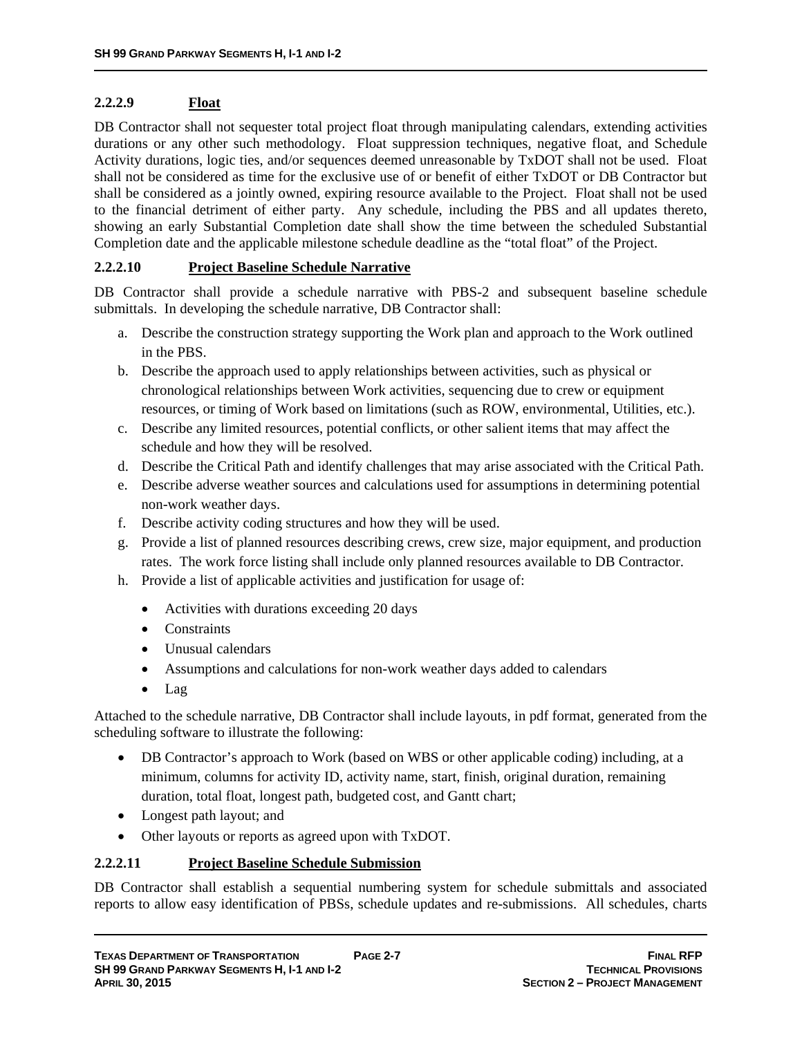#### 2.2.2.9 Float

DB Contractor shall not sequester total project float through manipulating calendars, extending activities durations or any other such methodology. Float suppression techniques, negative float, and Schedule Activity durations, logic ties, and/or sequences deemed unreasonable by TxDOT shall not be used. Float shall not be considered as time for the exclusive use of or benefit of either TxDOT or DB Contractor but shall be considered as a jointly owned, expiring resource available to the Project. Float shall not be used to the financial detriment of either party. Any schedule, including the PBS and all updates thereto, showing an early Substantial Completion date shall show the time between the scheduled Substantial Completion date and the applicable milestone schedule deadline as the "total float" of the Project.

#### 2.2.2.10 Project Baseline Schedule Narrative

DB Contractor shall provide a schedule narrative with PBS-2 and subsequent baseline schedule submittals. In developing the schedule narrative, DB Contractor shall:

a. Describe the construction strategy supporting the Work plan and approach to the Work outlined in the PBS.
b. Describe the approach used to apply relationships between activities, such as physical or chronological relationships between Work activities, sequencing due to crew or equipment resources, or timing of Work based on limitations (such as ROW, environmental, Utilities, etc.).
c. Describe any limited resources, potential conflicts, or other salient items that may affect the schedule and how they will be resolved.
d. Describe the Critical Path and identify challenges that may arise associated with the Critical Path.
e. Describe adverse weather sources and calculations used for assumptions in determining potential non-work weather days.
f. Describe activity coding structures and how they will be used.
g. Provide a list of planned resources describing crews, crew size, major equipment, and production rates. The work force listing shall include only planned resources available to DB Contractor.
h. Provide a list of applicable activities and justification for usage of:
    - Activities with durations exceeding 20 days
    - Constraints
    - Unusual calendars
    - Assumptions and calculations for non-work weather days added to calendars
    - Lag

Attached to the schedule narrative, DB Contractor shall include layouts, in pdf format, generated from the scheduling software to illustrate the following:

- DB Contractor's approach to Work (based on WBS or other applicable coding) including, at a minimum, columns for activity ID, activity name, start, finish, original duration, remaining duration, total float, longest path, budgeted cost, and Gantt chart;
- Longest path layout; and
- Other layouts or reports as agreed upon with TxDOT.

#### 2.2.2.11 Project Baseline Schedule Submission

DB Contractor shall establish a sequential numbering system for schedule submittals and associated reports to allow easy identification of PBSs, schedule updates and re-submissions. All schedules, charts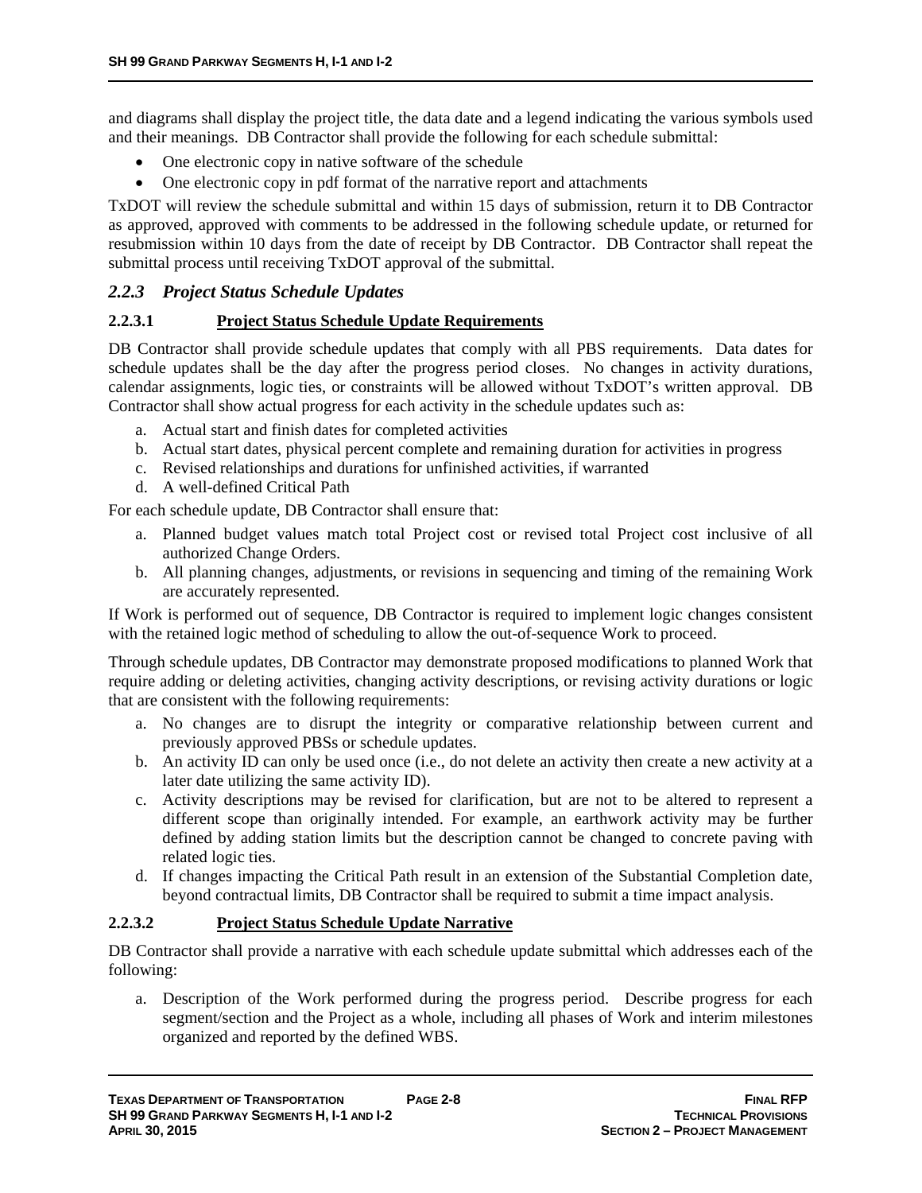and diagrams shall display the project title, the data date and a legend indicating the various symbols used and their meanings. DB Contractor shall provide the following for each schedule submittal:

- One electronic copy in native software of the schedule
- One electronic copy in pdf format of the narrative report and attachments

TxDOT will review the schedule submittal and within 15 days of submission, return it to DB Contractor as approved, approved with comments to be addressed in the following schedule update, or returned for resubmission within 10 days from the date of receipt by DB Contractor. DB Contractor shall repeat the submittal process until receiving TxDOT approval of the submittal.

### *2.2.3 Project Status Schedule Updates*

#### 2.2.3.1 Project Status Schedule Update Requirements

DB Contractor shall provide schedule updates that comply with all PBS requirements. Data dates for schedule updates shall be the day after the progress period closes. No changes in activity durations, calendar assignments, logic ties, or constraints will be allowed without TxDOT's written approval. DB Contractor shall show actual progress for each activity in the schedule updates such as:

a. Actual start and finish dates for completed activities
b. Actual start dates, physical percent complete and remaining duration for activities in progress
c. Revised relationships and durations for unfinished activities, if warranted
d. A well-defined Critical Path

For each schedule update, DB Contractor shall ensure that:

a. Planned budget values match total Project cost or revised total Project cost inclusive of all authorized Change Orders.
b. All planning changes, adjustments, or revisions in sequencing and timing of the remaining Work are accurately represented.

If Work is performed out of sequence, DB Contractor is required to implement logic changes consistent with the retained logic method of scheduling to allow the out-of-sequence Work to proceed.

Through schedule updates, DB Contractor may demonstrate proposed modifications to planned Work that require adding or deleting activities, changing activity descriptions, or revising activity durations or logic that are consistent with the following requirements:

a. No changes are to disrupt the integrity or comparative relationship between current and previously approved PBSs or schedule updates.
b. An activity ID can only be used once (i.e., do not delete an activity then create a new activity at a later date utilizing the same activity ID).
c. Activity descriptions may be revised for clarification, but are not to be altered to represent a different scope than originally intended. For example, an earthwork activity may be further defined by adding station limits but the description cannot be changed to concrete paving with related logic ties.
d. If changes impacting the Critical Path result in an extension of the Substantial Completion date, beyond contractual limits, DB Contractor shall be required to submit a time impact analysis.

#### 2.2.3.2 Project Status Schedule Update Narrative

DB Contractor shall provide a narrative with each schedule update submittal which addresses each of the following:

a. Description of the Work performed during the progress period. Describe progress for each segment/section and the Project as a whole, including all phases of Work and interim milestones organized and reported by the defined WBS.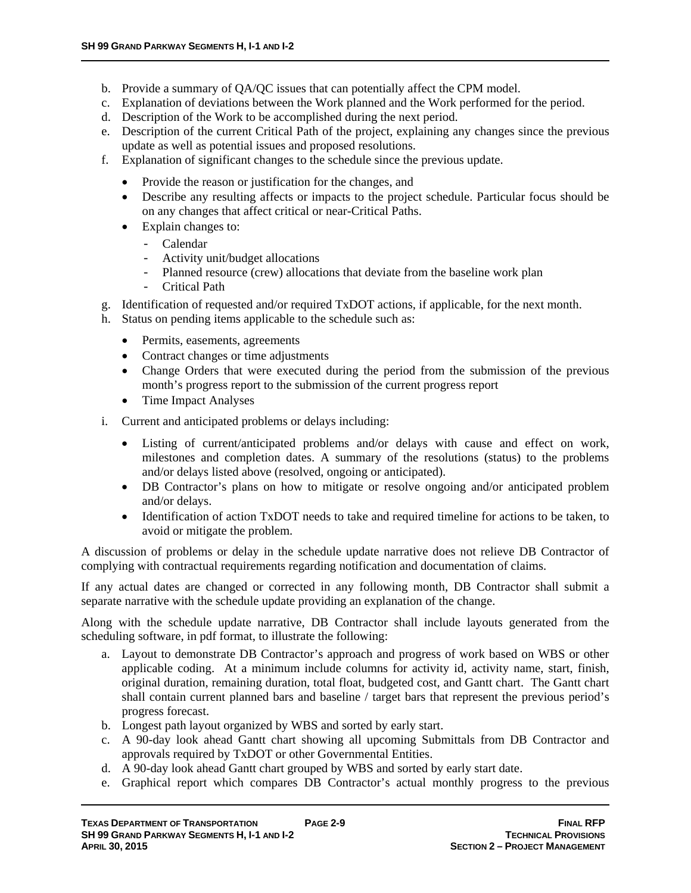b. Provide a summary of QA/QC issues that can potentially affect the CPM model.
c. Explanation of deviations between the Work planned and the Work performed for the period.
d. Description of the Work to be accomplished during the next period.
e. Description of the current Critical Path of the project, explaining any changes since the previous update as well as potential issues and proposed resolutions.
f. Explanation of significant changes to the schedule since the previous update.
   - Provide the reason or justification for the changes, and
   - Describe any resulting affects or impacts to the project schedule. Particular focus should be on any changes that affect critical or near-Critical Paths.
   - Explain changes to:
     - Calendar
     - Activity unit/budget allocations
     - Planned resource (crew) allocations that deviate from the baseline work plan
     - Critical Path
g. Identification of requested and/or required TxDOT actions, if applicable, for the next month.
h. Status on pending items applicable to the schedule such as:
   - Permits, easements, agreements
   - Contract changes or time adjustments
   - Change Orders that were executed during the period from the submission of the previous month's progress report to the submission of the current progress report
   - Time Impact Analyses
i. Current and anticipated problems or delays including:
   - Listing of current/anticipated problems and/or delays with cause and effect on work, milestones and completion dates. A summary of the resolutions (status) to the problems and/or delays listed above (resolved, ongoing or anticipated).
   - DB Contractor's plans on how to mitigate or resolve ongoing and/or anticipated problem and/or delays.
   - Identification of action TxDOT needs to take and required timeline for actions to be taken, to avoid or mitigate the problem.

A discussion of problems or delay in the schedule update narrative does not relieve DB Contractor of complying with contractual requirements regarding notification and documentation of claims.

If any actual dates are changed or corrected in any following month, DB Contractor shall submit a separate narrative with the schedule update providing an explanation of the change.

Along with the schedule update narrative, DB Contractor shall include layouts generated from the scheduling software, in pdf format, to illustrate the following:

a. Layout to demonstrate DB Contractor's approach and progress of work based on WBS or other applicable coding. At a minimum include columns for activity id, activity name, start, finish, original duration, remaining duration, total float, budgeted cost, and Gantt chart. The Gantt chart shall contain current planned bars and baseline / target bars that represent the previous period's progress forecast.
b. Longest path layout organized by WBS and sorted by early start.
c. A 90-day look ahead Gantt chart showing all upcoming Submittals from DB Contractor and approvals required by TxDOT or other Governmental Entities.
d. A 90-day look ahead Gantt chart grouped by WBS and sorted by early start date.
e. Graphical report which compares DB Contractor's actual monthly progress to the previous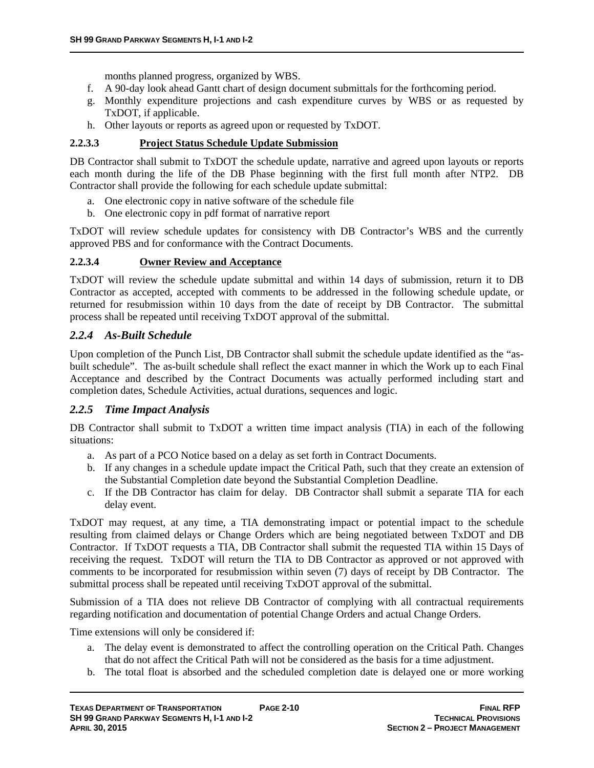months planned progress, organized by WBS.

f. A 90-day look ahead Gantt chart of design document submittals for the forthcoming period.
g. Monthly expenditure projections and cash expenditure curves by WBS or as requested by TxDOT, if applicable.
h. Other layouts or reports as agreed upon or requested by TxDOT.

#### 2.2.3.3 Project Status Schedule Update Submission

DB Contractor shall submit to TxDOT the schedule update, narrative and agreed upon layouts or reports each month during the life of the DB Phase beginning with the first full month after NTP2. DB Contractor shall provide the following for each schedule update submittal:

a. One electronic copy in native software of the schedule file
b. One electronic copy in pdf format of narrative report

TxDOT will review schedule updates for consistency with DB Contractor's WBS and the currently approved PBS and for conformance with the Contract Documents.

#### 2.2.3.4 Owner Review and Acceptance

TxDOT will review the schedule update submittal and within 14 days of submission, return it to DB Contractor as accepted, accepted with comments to be addressed in the following schedule update, or returned for resubmission within 10 days from the date of receipt by DB Contractor. The submittal process shall be repeated until receiving TxDOT approval of the submittal.

### *2.2.4 As-Built Schedule*

Upon completion of the Punch List, DB Contractor shall submit the schedule update identified as the "as-built schedule". The as-built schedule shall reflect the exact manner in which the Work up to each Final Acceptance and described by the Contract Documents was actually performed including start and completion dates, Schedule Activities, actual durations, sequences and logic.

### *2.2.5 Time Impact Analysis*

DB Contractor shall submit to TxDOT a written time impact analysis (TIA) in each of the following situations:

a. As part of a PCO Notice based on a delay as set forth in Contract Documents.
b. If any changes in a schedule update impact the Critical Path, such that they create an extension of the Substantial Completion date beyond the Substantial Completion Deadline.
c. If the DB Contractor has claim for delay. DB Contractor shall submit a separate TIA for each delay event.

TxDOT may request, at any time, a TIA demonstrating impact or potential impact to the schedule resulting from claimed delays or Change Orders which are being negotiated between TxDOT and DB Contractor. If TxDOT requests a TIA, DB Contractor shall submit the requested TIA within 15 Days of receiving the request. TxDOT will return the TIA to DB Contractor as approved or not approved with comments to be incorporated for resubmission within seven (7) days of receipt by DB Contractor. The submittal process shall be repeated until receiving TxDOT approval of the submittal.

Submission of a TIA does not relieve DB Contractor of complying with all contractual requirements regarding notification and documentation of potential Change Orders and actual Change Orders.

Time extensions will only be considered if:

a. The delay event is demonstrated to affect the controlling operation on the Critical Path. Changes that do not affect the Critical Path will not be considered as the basis for a time adjustment.
b. The total float is absorbed and the scheduled completion date is delayed one or more working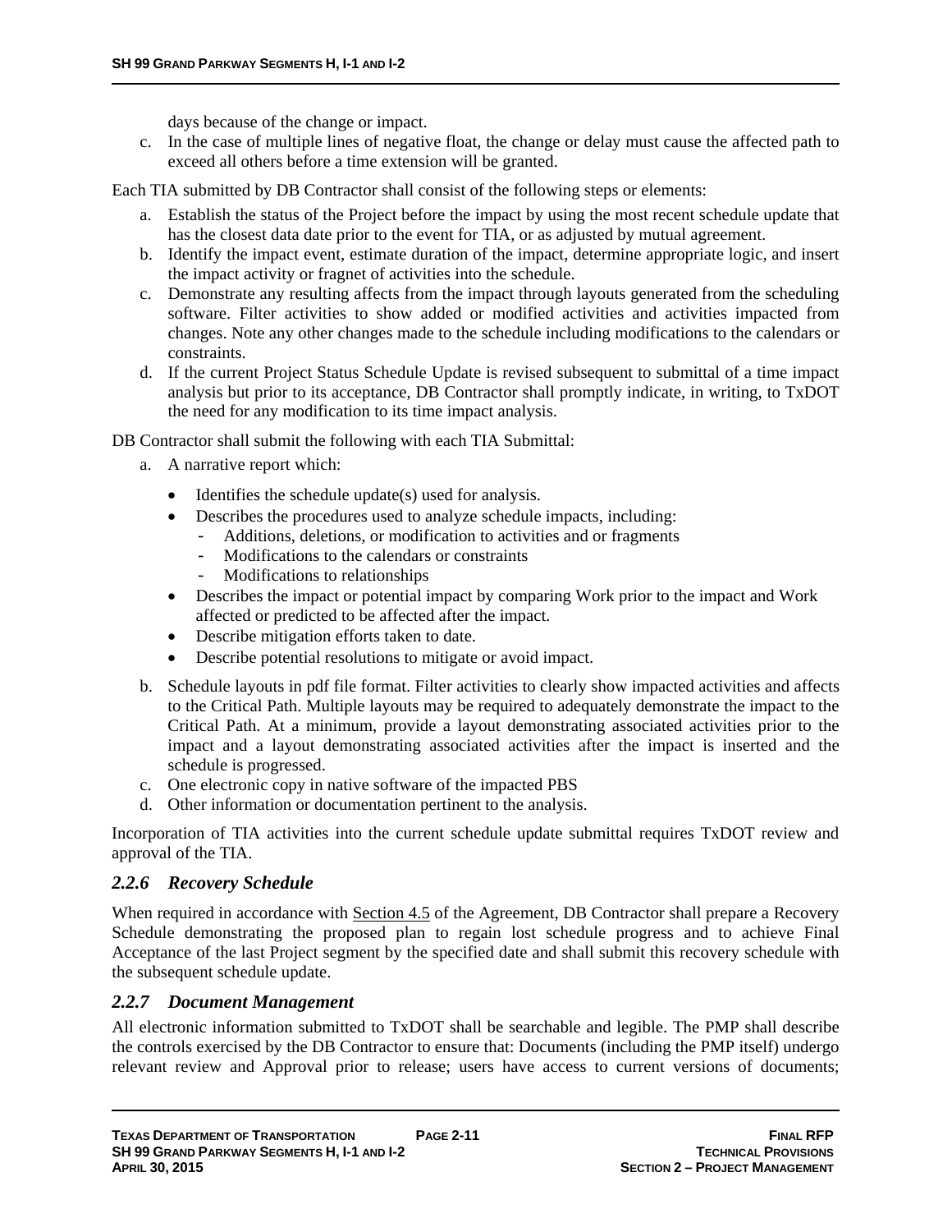days because of the change or impact.

c. In the case of multiple lines of negative float, the change or delay must cause the affected path to exceed all others before a time extension will be granted.

Each TIA submitted by DB Contractor shall consist of the following steps or elements:

a. Establish the status of the Project before the impact by using the most recent schedule update that has the closest data date prior to the event for TIA, or as adjusted by mutual agreement.
b. Identify the impact event, estimate duration of the impact, determine appropriate logic, and insert the impact activity or fragnet of activities into the schedule.
c. Demonstrate any resulting affects from the impact through layouts generated from the scheduling software. Filter activities to show added or modified activities and activities impacted from changes. Note any other changes made to the schedule including modifications to the calendars or constraints.
d. If the current Project Status Schedule Update is revised subsequent to submittal of a time impact analysis but prior to its acceptance, DB Contractor shall promptly indicate, in writing, to TxDOT the need for any modification to its time impact analysis.

DB Contractor shall submit the following with each TIA Submittal:

a. A narrative report which:
   - Identifies the schedule update(s) used for analysis.
   - Describes the procedures used to analyze schedule impacts, including:
     - Additions, deletions, or modification to activities and or fragments
     - Modifications to the calendars or constraints
     - Modifications to relationships
   - Describes the impact or potential impact by comparing Work prior to the impact and Work affected or predicted to be affected after the impact.
   - Describe mitigation efforts taken to date.
   - Describe potential resolutions to mitigate or avoid impact.
b. Schedule layouts in pdf file format. Filter activities to clearly show impacted activities and affects to the Critical Path. Multiple layouts may be required to adequately demonstrate the impact to the Critical Path. At a minimum, provide a layout demonstrating associated activities prior to the impact and a layout demonstrating associated activities after the impact is inserted and the schedule is progressed.
c. One electronic copy in native software of the impacted PBS
d. Other information or documentation pertinent to the analysis.

Incorporation of TIA activities into the current schedule update submittal requires TxDOT review and approval of the TIA.

### *2.2.6 Recovery Schedule*

When required in accordance with Section 4.5 of the Agreement, DB Contractor shall prepare a Recovery Schedule demonstrating the proposed plan to regain lost schedule progress and to achieve Final Acceptance of the last Project segment by the specified date and shall submit this recovery schedule with the subsequent schedule update.

### *2.2.7 Document Management*

All electronic information submitted to TxDOT shall be searchable and legible. The PMP shall describe the controls exercised by the DB Contractor to ensure that: Documents (including the PMP itself) undergo relevant review and Approval prior to release; users have access to current versions of documents;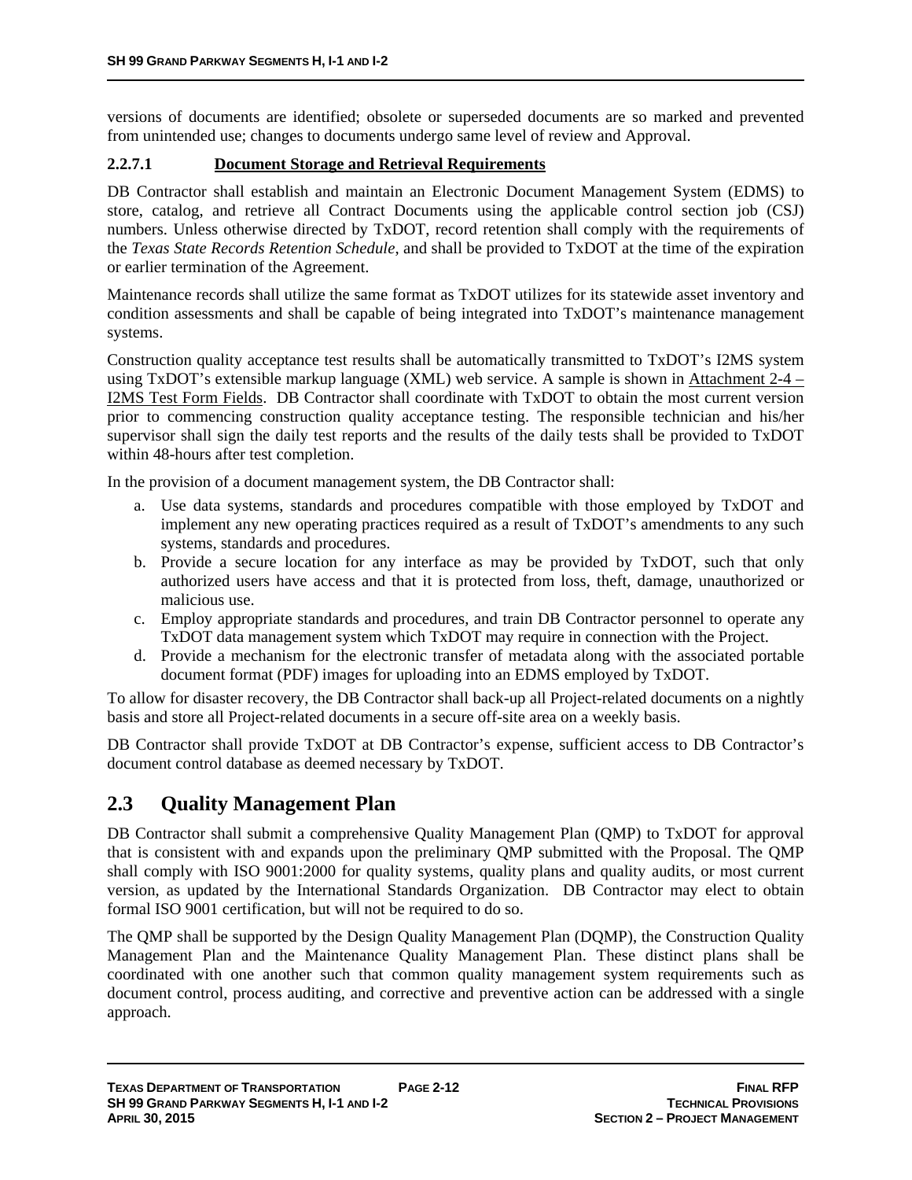versions of documents are identified; obsolete or superseded documents are so marked and prevented from unintended use; changes to documents undergo same level of review and Approval.

#### 2.2.7.1 Document Storage and Retrieval Requirements

DB Contractor shall establish and maintain an Electronic Document Management System (EDMS) to store, catalog, and retrieve all Contract Documents using the applicable control section job (CSJ) numbers. Unless otherwise directed by TxDOT, record retention shall comply with the requirements of the *Texas State Records Retention Schedule*, and shall be provided to TxDOT at the time of the expiration or earlier termination of the Agreement.

Maintenance records shall utilize the same format as TxDOT utilizes for its statewide asset inventory and condition assessments and shall be capable of being integrated into TxDOT's maintenance management systems.

Construction quality acceptance test results shall be automatically transmitted to TxDOT's I2MS system using TxDOT's extensible markup language (XML) web service. A sample is shown in Attachment 2-4 – I2MS Test Form Fields. DB Contractor shall coordinate with TxDOT to obtain the most current version prior to commencing construction quality acceptance testing. The responsible technician and his/her supervisor shall sign the daily test reports and the results of the daily tests shall be provided to TxDOT within 48-hours after test completion.

In the provision of a document management system, the DB Contractor shall:

a. Use data systems, standards and procedures compatible with those employed by TxDOT and implement any new operating practices required as a result of TxDOT's amendments to any such systems, standards and procedures.
b. Provide a secure location for any interface as may be provided by TxDOT, such that only authorized users have access and that it is protected from loss, theft, damage, unauthorized or malicious use.
c. Employ appropriate standards and procedures, and train DB Contractor personnel to operate any TxDOT data management system which TxDOT may require in connection with the Project.
d. Provide a mechanism for the electronic transfer of metadata along with the associated portable document format (PDF) images for uploading into an EDMS employed by TxDOT.

To allow for disaster recovery, the DB Contractor shall back-up all Project-related documents on a nightly basis and store all Project-related documents in a secure off-site area on a weekly basis.

DB Contractor shall provide TxDOT at DB Contractor's expense, sufficient access to DB Contractor's document control database as deemed necessary by TxDOT.

## 2.3 Quality Management Plan

DB Contractor shall submit a comprehensive Quality Management Plan (QMP) to TxDOT for approval that is consistent with and expands upon the preliminary QMP submitted with the Proposal. The QMP shall comply with ISO 9001:2000 for quality systems, quality plans and quality audits, or most current version, as updated by the International Standards Organization. DB Contractor may elect to obtain formal ISO 9001 certification, but will not be required to do so.

The QMP shall be supported by the Design Quality Management Plan (DQMP), the Construction Quality Management Plan and the Maintenance Quality Management Plan. These distinct plans shall be coordinated with one another such that common quality management system requirements such as document control, process auditing, and corrective and preventive action can be addressed with a single approach.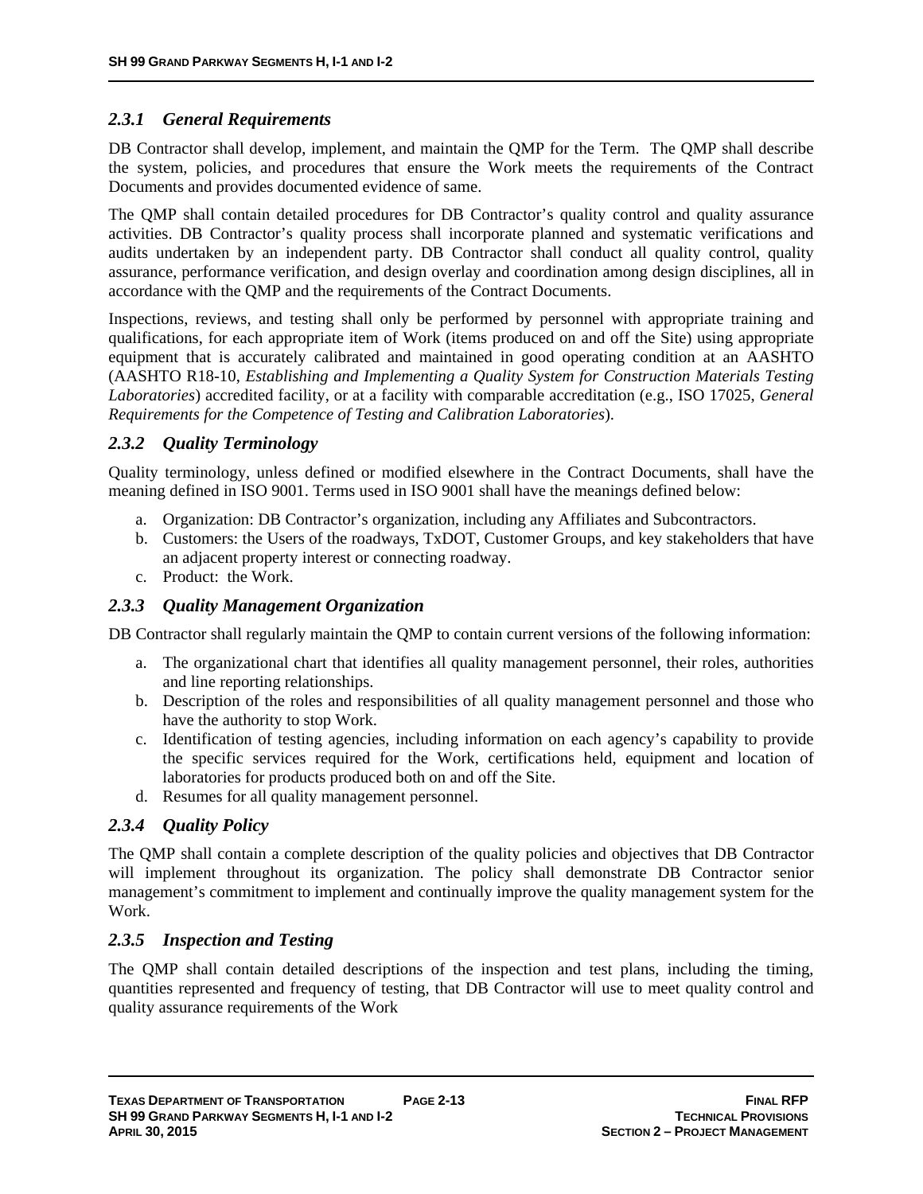### *2.3.1 General Requirements*

DB Contractor shall develop, implement, and maintain the QMP for the Term. The QMP shall describe the system, policies, and procedures that ensure the Work meets the requirements of the Contract Documents and provides documented evidence of same.

The QMP shall contain detailed procedures for DB Contractor's quality control and quality assurance activities. DB Contractor's quality process shall incorporate planned and systematic verifications and audits undertaken by an independent party. DB Contractor shall conduct all quality control, quality assurance, performance verification, and design overlay and coordination among design disciplines, all in accordance with the QMP and the requirements of the Contract Documents.

Inspections, reviews, and testing shall only be performed by personnel with appropriate training and qualifications, for each appropriate item of Work (items produced on and off the Site) using appropriate equipment that is accurately calibrated and maintained in good operating condition at an AASHTO (AASHTO R18-10, *Establishing and Implementing a Quality System for Construction Materials Testing Laboratories*) accredited facility, or at a facility with comparable accreditation (e.g., ISO 17025, *General Requirements for the Competence of Testing and Calibration Laboratories*).

### *2.3.2 Quality Terminology*

Quality terminology, unless defined or modified elsewhere in the Contract Documents, shall have the meaning defined in ISO 9001. Terms used in ISO 9001 shall have the meanings defined below:

a. Organization: DB Contractor's organization, including any Affiliates and Subcontractors.
b. Customers: the Users of the roadways, TxDOT, Customer Groups, and key stakeholders that have an adjacent property interest or connecting roadway.
c. Product: the Work.

### *2.3.3 Quality Management Organization*

DB Contractor shall regularly maintain the QMP to contain current versions of the following information:

a. The organizational chart that identifies all quality management personnel, their roles, authorities and line reporting relationships.
b. Description of the roles and responsibilities of all quality management personnel and those who have the authority to stop Work.
c. Identification of testing agencies, including information on each agency's capability to provide the specific services required for the Work, certifications held, equipment and location of laboratories for products produced both on and off the Site.
d. Resumes for all quality management personnel.

### *2.3.4 Quality Policy*

The QMP shall contain a complete description of the quality policies and objectives that DB Contractor will implement throughout its organization. The policy shall demonstrate DB Contractor senior management's commitment to implement and continually improve the quality management system for the Work.

### *2.3.5 Inspection and Testing*

The QMP shall contain detailed descriptions of the inspection and test plans, including the timing, quantities represented and frequency of testing, that DB Contractor will use to meet quality control and quality assurance requirements of the Work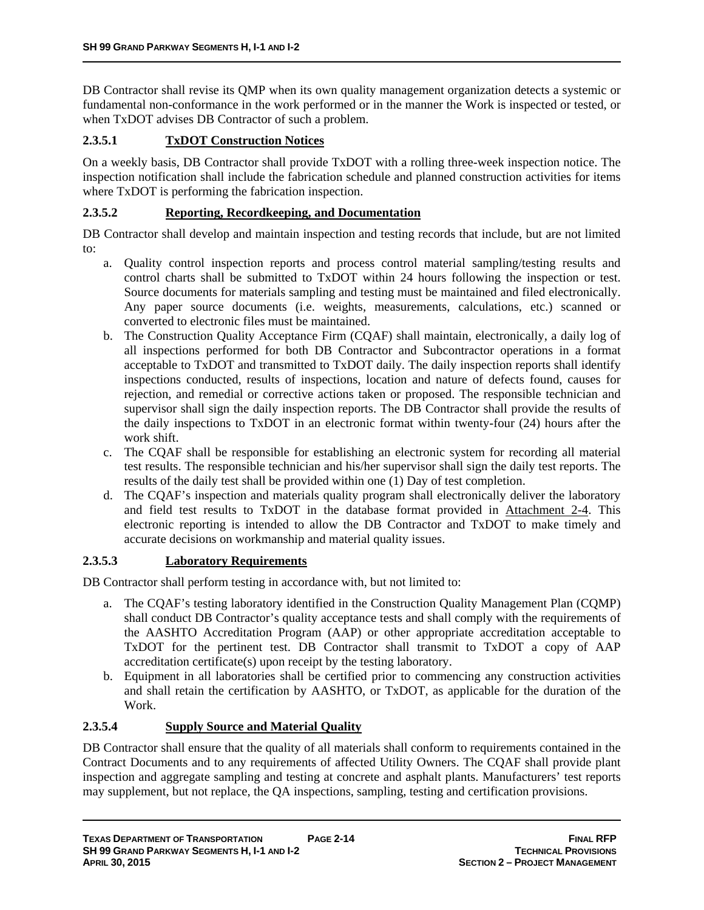DB Contractor shall revise its QMP when its own quality management organization detects a systemic or fundamental non-conformance in the work performed or in the manner the Work is inspected or tested, or when TxDOT advises DB Contractor of such a problem.

#### 2.3.5.1 TxDOT Construction Notices

On a weekly basis, DB Contractor shall provide TxDOT with a rolling three-week inspection notice. The inspection notification shall include the fabrication schedule and planned construction activities for items where TxDOT is performing the fabrication inspection.

#### 2.3.5.2 Reporting, Recordkeeping, and Documentation

DB Contractor shall develop and maintain inspection and testing records that include, but are not limited to:

a. Quality control inspection reports and process control material sampling/testing results and control charts shall be submitted to TxDOT within 24 hours following the inspection or test. Source documents for materials sampling and testing must be maintained and filed electronically. Any paper source documents (i.e. weights, measurements, calculations, etc.) scanned or converted to electronic files must be maintained.
b. The Construction Quality Acceptance Firm (CQAF) shall maintain, electronically, a daily log of all inspections performed for both DB Contractor and Subcontractor operations in a format acceptable to TxDOT and transmitted to TxDOT daily. The daily inspection reports shall identify inspections conducted, results of inspections, location and nature of defects found, causes for rejection, and remedial or corrective actions taken or proposed. The responsible technician and supervisor shall sign the daily inspection reports. The DB Contractor shall provide the results of the daily inspections to TxDOT in an electronic format within twenty-four (24) hours after the work shift.
c. The CQAF shall be responsible for establishing an electronic system for recording all material test results. The responsible technician and his/her supervisor shall sign the daily test reports. The results of the daily test shall be provided within one (1) Day of test completion.
d. The CQAF's inspection and materials quality program shall electronically deliver the laboratory and field test results to TxDOT in the database format provided in Attachment 2-4. This electronic reporting is intended to allow the DB Contractor and TxDOT to make timely and accurate decisions on workmanship and material quality issues.

#### 2.3.5.3 Laboratory Requirements

DB Contractor shall perform testing in accordance with, but not limited to:

a. The CQAF's testing laboratory identified in the Construction Quality Management Plan (CQMP) shall conduct DB Contractor's quality acceptance tests and shall comply with the requirements of the AASHTO Accreditation Program (AAP) or other appropriate accreditation acceptable to TxDOT for the pertinent test. DB Contractor shall transmit to TxDOT a copy of AAP accreditation certificate(s) upon receipt by the testing laboratory.
b. Equipment in all laboratories shall be certified prior to commencing any construction activities and shall retain the certification by AASHTO, or TxDOT, as applicable for the duration of the Work.

#### 2.3.5.4 Supply Source and Material Quality

DB Contractor shall ensure that the quality of all materials shall conform to requirements contained in the Contract Documents and to any requirements of affected Utility Owners. The CQAF shall provide plant inspection and aggregate sampling and testing at concrete and asphalt plants. Manufacturers' test reports may supplement, but not replace, the QA inspections, sampling, testing and certification provisions.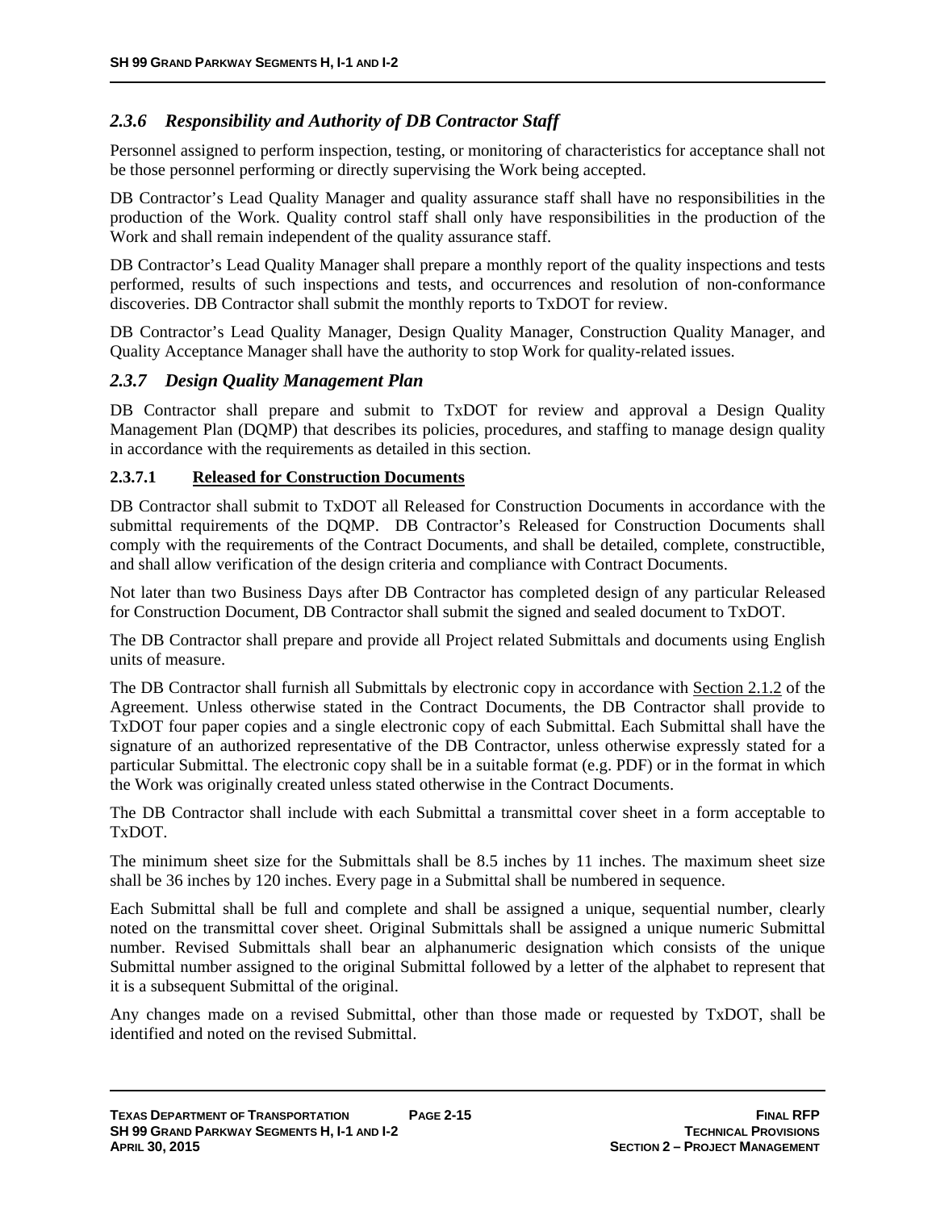### *2.3.6 Responsibility and Authority of DB Contractor Staff*

Personnel assigned to perform inspection, testing, or monitoring of characteristics for acceptance shall not be those personnel performing or directly supervising the Work being accepted.

DB Contractor's Lead Quality Manager and quality assurance staff shall have no responsibilities in the production of the Work. Quality control staff shall only have responsibilities in the production of the Work and shall remain independent of the quality assurance staff.

DB Contractor's Lead Quality Manager shall prepare a monthly report of the quality inspections and tests performed, results of such inspections and tests, and occurrences and resolution of non-conformance discoveries. DB Contractor shall submit the monthly reports to TxDOT for review.

DB Contractor's Lead Quality Manager, Design Quality Manager, Construction Quality Manager, and Quality Acceptance Manager shall have the authority to stop Work for quality-related issues.

### *2.3.7 Design Quality Management Plan*

DB Contractor shall prepare and submit to TxDOT for review and approval a Design Quality Management Plan (DQMP) that describes its policies, procedures, and staffing to manage design quality in accordance with the requirements as detailed in this section.

#### 2.3.7.1 <u>Released for Construction Documents</u>

DB Contractor shall submit to TxDOT all Released for Construction Documents in accordance with the submittal requirements of the DQMP. DB Contractor's Released for Construction Documents shall comply with the requirements of the Contract Documents, and shall be detailed, complete, constructible, and shall allow verification of the design criteria and compliance with Contract Documents.

Not later than two Business Days after DB Contractor has completed design of any particular Released for Construction Document, DB Contractor shall submit the signed and sealed document to TxDOT.

The DB Contractor shall prepare and provide all Project related Submittals and documents using English units of measure.

The DB Contractor shall furnish all Submittals by electronic copy in accordance with <u>Section 2.1.2</u> of the Agreement. Unless otherwise stated in the Contract Documents, the DB Contractor shall provide to TxDOT four paper copies and a single electronic copy of each Submittal. Each Submittal shall have the signature of an authorized representative of the DB Contractor, unless otherwise expressly stated for a particular Submittal. The electronic copy shall be in a suitable format (e.g. PDF) or in the format in which the Work was originally created unless stated otherwise in the Contract Documents.

The DB Contractor shall include with each Submittal a transmittal cover sheet in a form acceptable to TxDOT.

The minimum sheet size for the Submittals shall be 8.5 inches by 11 inches. The maximum sheet size shall be 36 inches by 120 inches. Every page in a Submittal shall be numbered in sequence.

Each Submittal shall be full and complete and shall be assigned a unique, sequential number, clearly noted on the transmittal cover sheet. Original Submittals shall be assigned a unique numeric Submittal number. Revised Submittals shall bear an alphanumeric designation which consists of the unique Submittal number assigned to the original Submittal followed by a letter of the alphabet to represent that it is a subsequent Submittal of the original.

Any changes made on a revised Submittal, other than those made or requested by TxDOT, shall be identified and noted on the revised Submittal.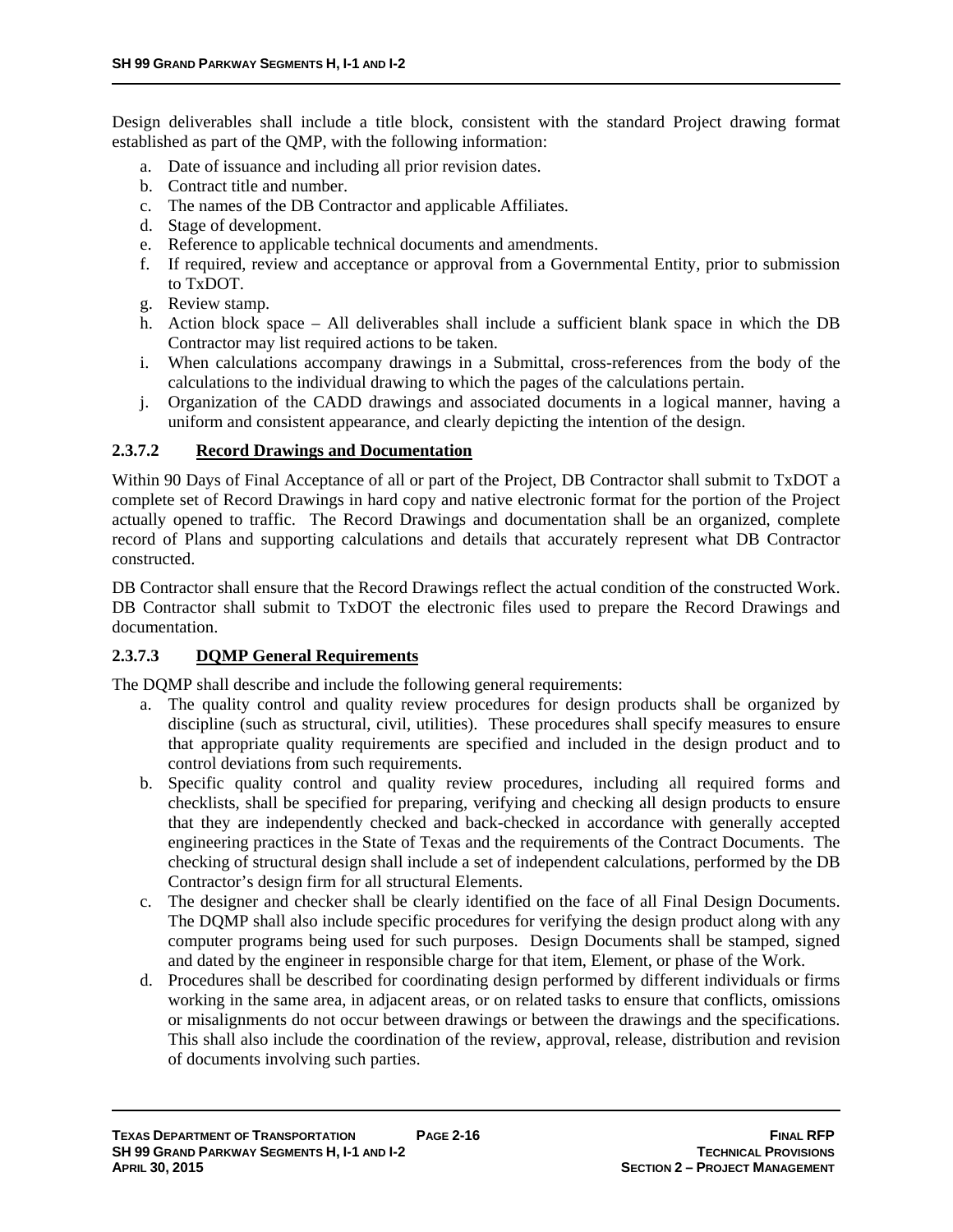Design deliverables shall include a title block, consistent with the standard Project drawing format established as part of the QMP, with the following information:

a. Date of issuance and including all prior revision dates.
b. Contract title and number.
c. The names of the DB Contractor and applicable Affiliates.
d. Stage of development.
e. Reference to applicable technical documents and amendments.
f. If required, review and acceptance or approval from a Governmental Entity, prior to submission to TxDOT.
g. Review stamp.
h. Action block space – All deliverables shall include a sufficient blank space in which the DB Contractor may list required actions to be taken.
i. When calculations accompany drawings in a Submittal, cross-references from the body of the calculations to the individual drawing to which the pages of the calculations pertain.
j. Organization of the CADD drawings and associated documents in a logical manner, having a uniform and consistent appearance, and clearly depicting the intention of the design.

#### 2.3.7.2 Record Drawings and Documentation

Within 90 Days of Final Acceptance of all or part of the Project, DB Contractor shall submit to TxDOT a complete set of Record Drawings in hard copy and native electronic format for the portion of the Project actually opened to traffic. The Record Drawings and documentation shall be an organized, complete record of Plans and supporting calculations and details that accurately represent what DB Contractor constructed.

DB Contractor shall ensure that the Record Drawings reflect the actual condition of the constructed Work. DB Contractor shall submit to TxDOT the electronic files used to prepare the Record Drawings and documentation.

#### 2.3.7.3 DQMP General Requirements

The DQMP shall describe and include the following general requirements:

a. The quality control and quality review procedures for design products shall be organized by discipline (such as structural, civil, utilities). These procedures shall specify measures to ensure that appropriate quality requirements are specified and included in the design product and to control deviations from such requirements.
b. Specific quality control and quality review procedures, including all required forms and checklists, shall be specified for preparing, verifying and checking all design products to ensure that they are independently checked and back-checked in accordance with generally accepted engineering practices in the State of Texas and the requirements of the Contract Documents. The checking of structural design shall include a set of independent calculations, performed by the DB Contractor's design firm for all structural Elements.
c. The designer and checker shall be clearly identified on the face of all Final Design Documents. The DQMP shall also include specific procedures for verifying the design product along with any computer programs being used for such purposes. Design Documents shall be stamped, signed and dated by the engineer in responsible charge for that item, Element, or phase of the Work.
d. Procedures shall be described for coordinating design performed by different individuals or firms working in the same area, in adjacent areas, or on related tasks to ensure that conflicts, omissions or misalignments do not occur between drawings or between the drawings and the specifications. This shall also include the coordination of the review, approval, release, distribution and revision of documents involving such parties.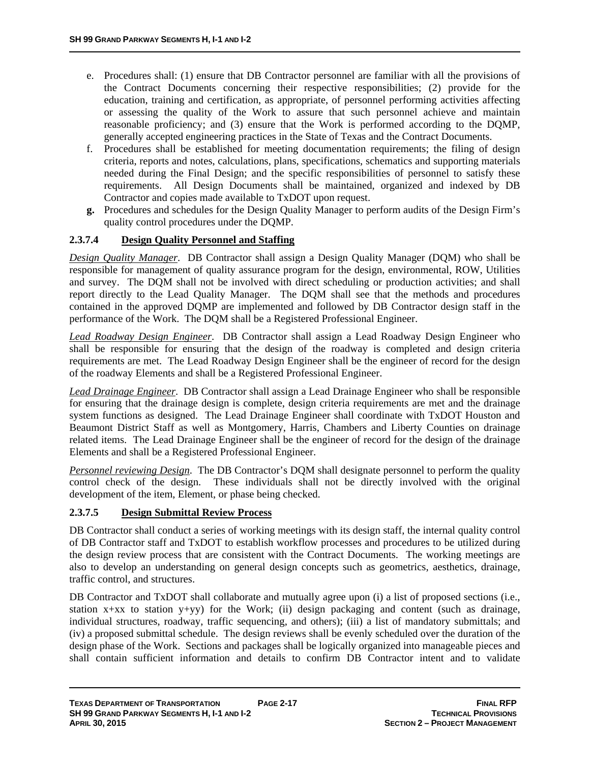e. Procedures shall: (1) ensure that DB Contractor personnel are familiar with all the provisions of the Contract Documents concerning their respective responsibilities; (2) provide for the education, training and certification, as appropriate, of personnel performing activities affecting or assessing the quality of the Work to assure that such personnel achieve and maintain reasonable proficiency; and (3) ensure that the Work is performed according to the DQMP, generally accepted engineering practices in the State of Texas and the Contract Documents.
f. Procedures shall be established for meeting documentation requirements; the filing of design criteria, reports and notes, calculations, plans, specifications, schematics and supporting materials needed during the Final Design; and the specific responsibilities of personnel to satisfy these requirements. All Design Documents shall be maintained, organized and indexed by DB Contractor and copies made available to TxDOT upon request.
**g.** Procedures and schedules for the Design Quality Manager to perform audits of the Design Firm's quality control procedures under the DQMP.

#### 2.3.7.4 Design Quality Personnel and Staffing

*Design Quality Manager*. DB Contractor shall assign a Design Quality Manager (DQM) who shall be responsible for management of quality assurance program for the design, environmental, ROW, Utilities and survey. The DQM shall not be involved with direct scheduling or production activities; and shall report directly to the Lead Quality Manager. The DQM shall see that the methods and procedures contained in the approved DQMP are implemented and followed by DB Contractor design staff in the performance of the Work. The DQM shall be a Registered Professional Engineer.

*Lead Roadway Design Engineer*. DB Contractor shall assign a Lead Roadway Design Engineer who shall be responsible for ensuring that the design of the roadway is completed and design criteria requirements are met. The Lead Roadway Design Engineer shall be the engineer of record for the design of the roadway Elements and shall be a Registered Professional Engineer.

*Lead Drainage Engineer*. DB Contractor shall assign a Lead Drainage Engineer who shall be responsible for ensuring that the drainage design is complete, design criteria requirements are met and the drainage system functions as designed. The Lead Drainage Engineer shall coordinate with TxDOT Houston and Beaumont District Staff as well as Montgomery, Harris, Chambers and Liberty Counties on drainage related items. The Lead Drainage Engineer shall be the engineer of record for the design of the drainage Elements and shall be a Registered Professional Engineer.

*Personnel reviewing Design*. The DB Contractor's DQM shall designate personnel to perform the quality control check of the design. These individuals shall not be directly involved with the original development of the item, Element, or phase being checked.

#### 2.3.7.5 Design Submittal Review Process

DB Contractor shall conduct a series of working meetings with its design staff, the internal quality control of DB Contractor staff and TxDOT to establish workflow processes and procedures to be utilized during the design review process that are consistent with the Contract Documents. The working meetings are also to develop an understanding on general design concepts such as geometrics, aesthetics, drainage, traffic control, and structures.

DB Contractor and TxDOT shall collaborate and mutually agree upon (i) a list of proposed sections (i.e., station x+xx to station y+yy) for the Work; (ii) design packaging and content (such as drainage, individual structures, roadway, traffic sequencing, and others); (iii) a list of mandatory submittals; and (iv) a proposed submittal schedule. The design reviews shall be evenly scheduled over the duration of the design phase of the Work. Sections and packages shall be logically organized into manageable pieces and shall contain sufficient information and details to confirm DB Contractor intent and to validate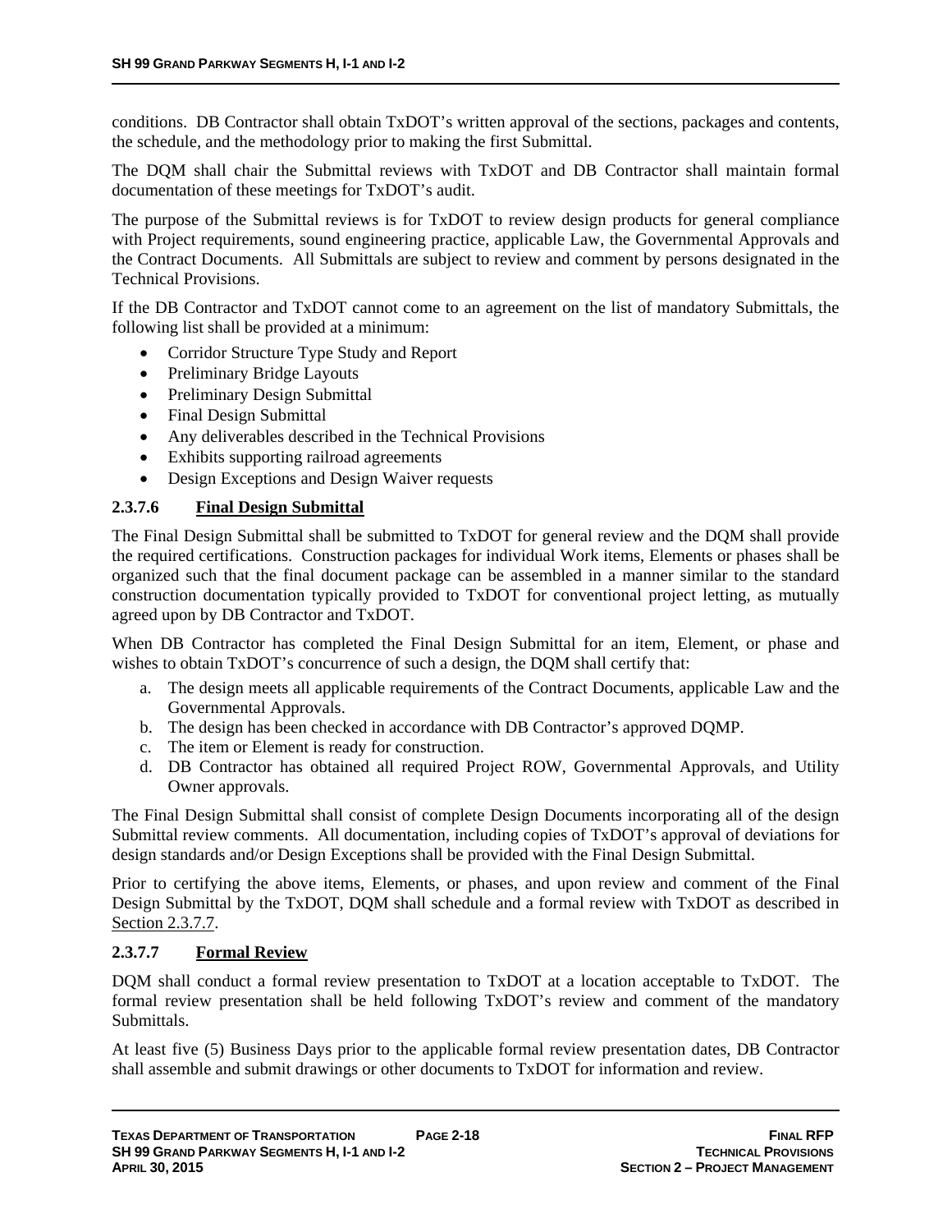conditions. DB Contractor shall obtain TxDOT's written approval of the sections, packages and contents, the schedule, and the methodology prior to making the first Submittal.

The DQM shall chair the Submittal reviews with TxDOT and DB Contractor shall maintain formal documentation of these meetings for TxDOT's audit.

The purpose of the Submittal reviews is for TxDOT to review design products for general compliance with Project requirements, sound engineering practice, applicable Law, the Governmental Approvals and the Contract Documents. All Submittals are subject to review and comment by persons designated in the Technical Provisions.

If the DB Contractor and TxDOT cannot come to an agreement on the list of mandatory Submittals, the following list shall be provided at a minimum:

- Corridor Structure Type Study and Report
- Preliminary Bridge Layouts
- Preliminary Design Submittal
- Final Design Submittal
- Any deliverables described in the Technical Provisions
- Exhibits supporting railroad agreements
- Design Exceptions and Design Waiver requests

#### 2.3.7.6 Final Design Submittal

The Final Design Submittal shall be submitted to TxDOT for general review and the DQM shall provide the required certifications. Construction packages for individual Work items, Elements or phases shall be organized such that the final document package can be assembled in a manner similar to the standard construction documentation typically provided to TxDOT for conventional project letting, as mutually agreed upon by DB Contractor and TxDOT.

When DB Contractor has completed the Final Design Submittal for an item, Element, or phase and wishes to obtain TxDOT's concurrence of such a design, the DQM shall certify that:

a. The design meets all applicable requirements of the Contract Documents, applicable Law and the Governmental Approvals.
b. The design has been checked in accordance with DB Contractor's approved DQMP.
c. The item or Element is ready for construction.
d. DB Contractor has obtained all required Project ROW, Governmental Approvals, and Utility Owner approvals.

The Final Design Submittal shall consist of complete Design Documents incorporating all of the design Submittal review comments. All documentation, including copies of TxDOT's approval of deviations for design standards and/or Design Exceptions shall be provided with the Final Design Submittal.

Prior to certifying the above items, Elements, or phases, and upon review and comment of the Final Design Submittal by the TxDOT, DQM shall schedule and a formal review with TxDOT as described in Section 2.3.7.7.

#### 2.3.7.7 Formal Review

DQM shall conduct a formal review presentation to TxDOT at a location acceptable to TxDOT. The formal review presentation shall be held following TxDOT's review and comment of the mandatory Submittals.

At least five (5) Business Days prior to the applicable formal review presentation dates, DB Contractor shall assemble and submit drawings or other documents to TxDOT for information and review.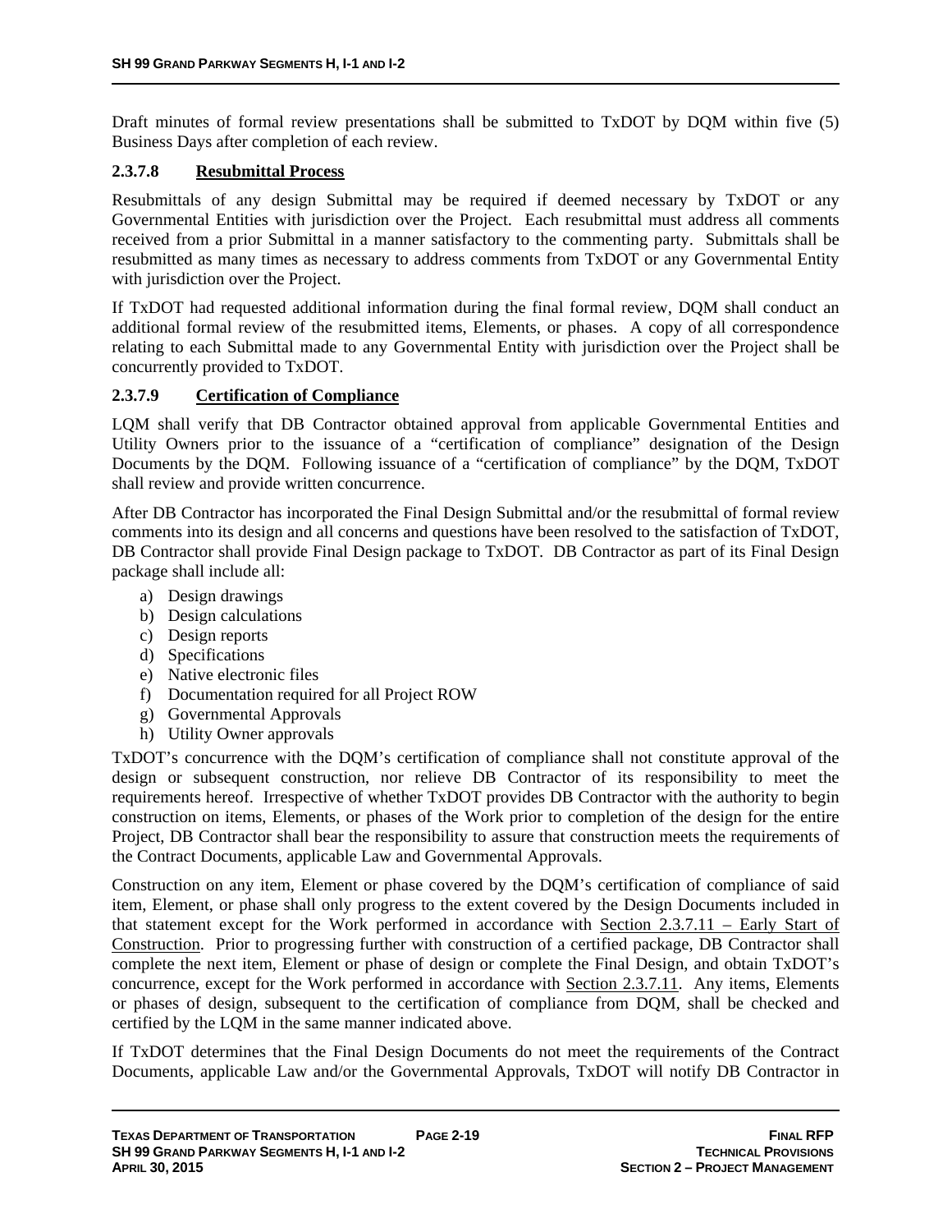Draft minutes of formal review presentations shall be submitted to TxDOT by DQM within five (5) Business Days after completion of each review.

#### 2.3.7.8 Resubmittal Process

Resubmittals of any design Submittal may be required if deemed necessary by TxDOT or any Governmental Entities with jurisdiction over the Project. Each resubmittal must address all comments received from a prior Submittal in a manner satisfactory to the commenting party. Submittals shall be resubmitted as many times as necessary to address comments from TxDOT or any Governmental Entity with jurisdiction over the Project.

If TxDOT had requested additional information during the final formal review, DQM shall conduct an additional formal review of the resubmitted items, Elements, or phases. A copy of all correspondence relating to each Submittal made to any Governmental Entity with jurisdiction over the Project shall be concurrently provided to TxDOT.

#### 2.3.7.9 Certification of Compliance

LQM shall verify that DB Contractor obtained approval from applicable Governmental Entities and Utility Owners prior to the issuance of a "certification of compliance" designation of the Design Documents by the DQM. Following issuance of a "certification of compliance" by the DQM, TxDOT shall review and provide written concurrence.

After DB Contractor has incorporated the Final Design Submittal and/or the resubmittal of formal review comments into its design and all concerns and questions have been resolved to the satisfaction of TxDOT, DB Contractor shall provide Final Design package to TxDOT. DB Contractor as part of its Final Design package shall include all:

a) Design drawings
b) Design calculations
c) Design reports
d) Specifications
e) Native electronic files
f) Documentation required for all Project ROW
g) Governmental Approvals
h) Utility Owner approvals

TxDOT's concurrence with the DQM's certification of compliance shall not constitute approval of the design or subsequent construction, nor relieve DB Contractor of its responsibility to meet the requirements hereof. Irrespective of whether TxDOT provides DB Contractor with the authority to begin construction on items, Elements, or phases of the Work prior to completion of the design for the entire Project, DB Contractor shall bear the responsibility to assure that construction meets the requirements of the Contract Documents, applicable Law and Governmental Approvals.

Construction on any item, Element or phase covered by the DQM's certification of compliance of said item, Element, or phase shall only progress to the extent covered by the Design Documents included in that statement except for the Work performed in accordance with Section 2.3.7.11 – Early Start of Construction. Prior to progressing further with construction of a certified package, DB Contractor shall complete the next item, Element or phase of design or complete the Final Design, and obtain TxDOT's concurrence, except for the Work performed in accordance with Section 2.3.7.11. Any items, Elements or phases of design, subsequent to the certification of compliance from DQM, shall be checked and certified by the LQM in the same manner indicated above.

If TxDOT determines that the Final Design Documents do not meet the requirements of the Contract Documents, applicable Law and/or the Governmental Approvals, TxDOT will notify DB Contractor in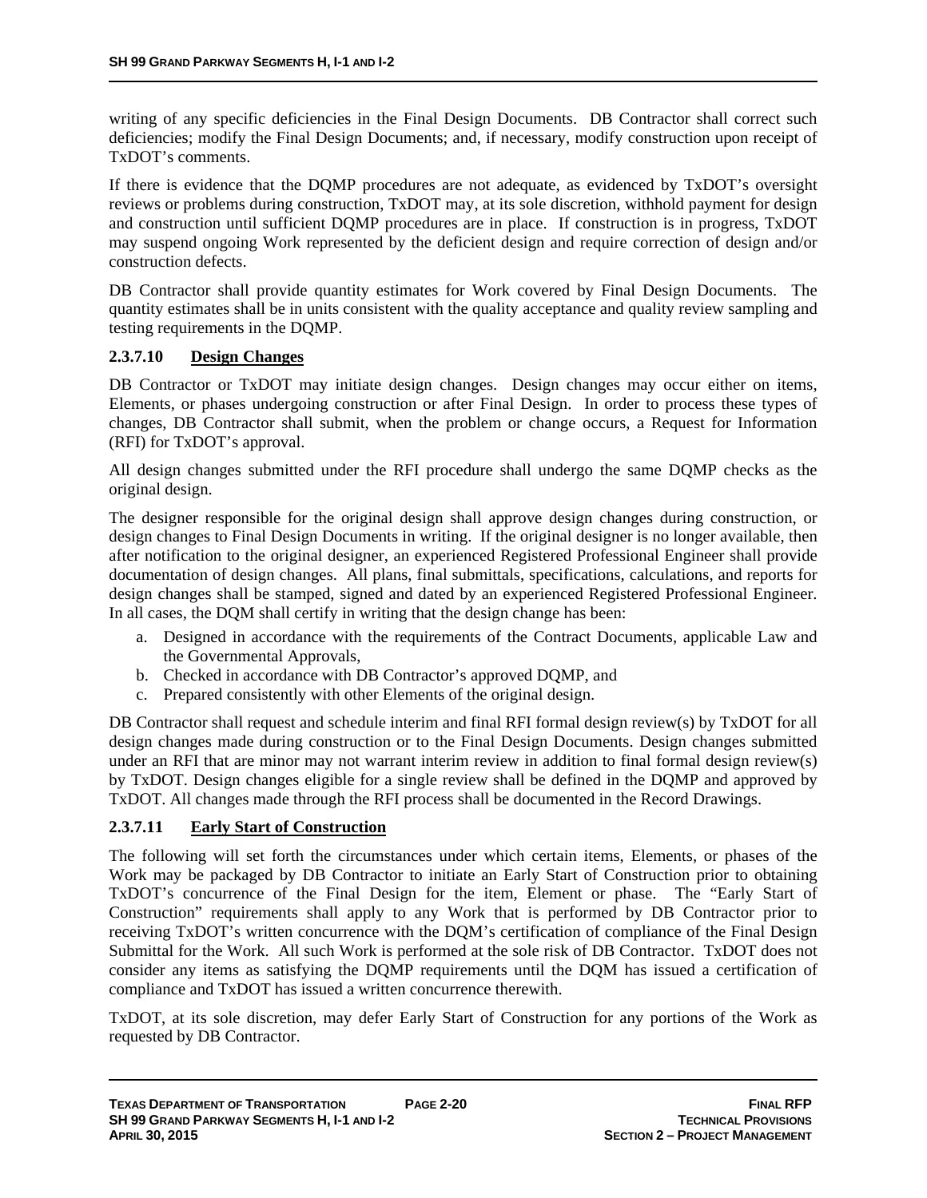writing of any specific deficiencies in the Final Design Documents. DB Contractor shall correct such deficiencies; modify the Final Design Documents; and, if necessary, modify construction upon receipt of TxDOT's comments.

If there is evidence that the DQMP procedures are not adequate, as evidenced by TxDOT's oversight reviews or problems during construction, TxDOT may, at its sole discretion, withhold payment for design and construction until sufficient DQMP procedures are in place. If construction is in progress, TxDOT may suspend ongoing Work represented by the deficient design and require correction of design and/or construction defects.

DB Contractor shall provide quantity estimates for Work covered by Final Design Documents. The quantity estimates shall be in units consistent with the quality acceptance and quality review sampling and testing requirements in the DQMP.

#### 2.3.7.10 Design Changes

DB Contractor or TxDOT may initiate design changes. Design changes may occur either on items, Elements, or phases undergoing construction or after Final Design. In order to process these types of changes, DB Contractor shall submit, when the problem or change occurs, a Request for Information (RFI) for TxDOT's approval.

All design changes submitted under the RFI procedure shall undergo the same DQMP checks as the original design.

The designer responsible for the original design shall approve design changes during construction, or design changes to Final Design Documents in writing. If the original designer is no longer available, then after notification to the original designer, an experienced Registered Professional Engineer shall provide documentation of design changes. All plans, final submittals, specifications, calculations, and reports for design changes shall be stamped, signed and dated by an experienced Registered Professional Engineer. In all cases, the DQM shall certify in writing that the design change has been:

a. Designed in accordance with the requirements of the Contract Documents, applicable Law and the Governmental Approvals,
b. Checked in accordance with DB Contractor's approved DQMP, and
c. Prepared consistently with other Elements of the original design.

DB Contractor shall request and schedule interim and final RFI formal design review(s) by TxDOT for all design changes made during construction or to the Final Design Documents. Design changes submitted under an RFI that are minor may not warrant interim review in addition to final formal design review(s) by TxDOT. Design changes eligible for a single review shall be defined in the DQMP and approved by TxDOT. All changes made through the RFI process shall be documented in the Record Drawings.

#### 2.3.7.11 Early Start of Construction

The following will set forth the circumstances under which certain items, Elements, or phases of the Work may be packaged by DB Contractor to initiate an Early Start of Construction prior to obtaining TxDOT's concurrence of the Final Design for the item, Element or phase. The "Early Start of Construction" requirements shall apply to any Work that is performed by DB Contractor prior to receiving TxDOT's written concurrence with the DQM's certification of compliance of the Final Design Submittal for the Work. All such Work is performed at the sole risk of DB Contractor. TxDOT does not consider any items as satisfying the DQMP requirements until the DQM has issued a certification of compliance and TxDOT has issued a written concurrence therewith.

TxDOT, at its sole discretion, may defer Early Start of Construction for any portions of the Work as requested by DB Contractor.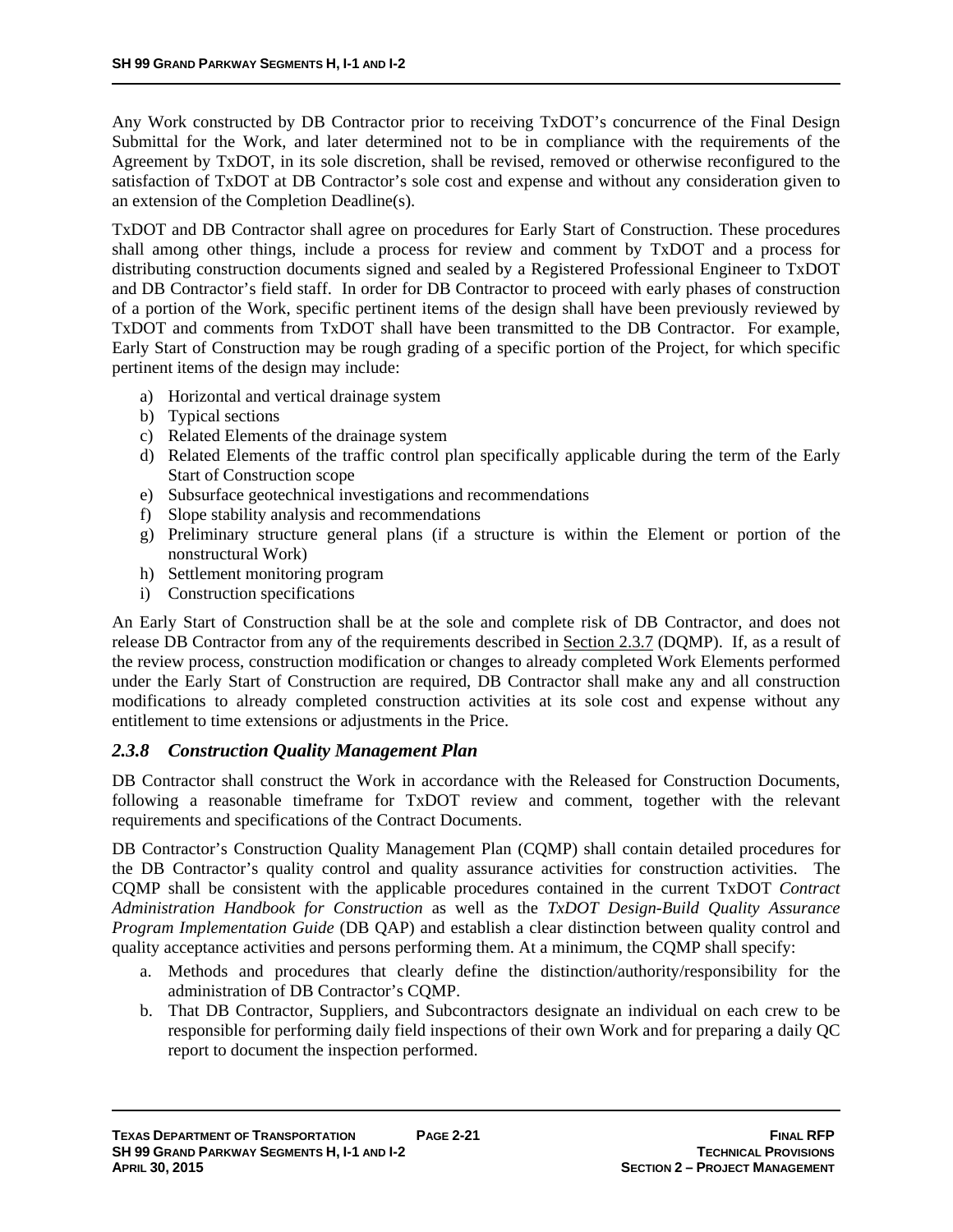Any Work constructed by DB Contractor prior to receiving TxDOT's concurrence of the Final Design Submittal for the Work, and later determined not to be in compliance with the requirements of the Agreement by TxDOT, in its sole discretion, shall be revised, removed or otherwise reconfigured to the satisfaction of TxDOT at DB Contractor's sole cost and expense and without any consideration given to an extension of the Completion Deadline(s).

TxDOT and DB Contractor shall agree on procedures for Early Start of Construction. These procedures shall among other things, include a process for review and comment by TxDOT and a process for distributing construction documents signed and sealed by a Registered Professional Engineer to TxDOT and DB Contractor's field staff. In order for DB Contractor to proceed with early phases of construction of a portion of the Work, specific pertinent items of the design shall have been previously reviewed by TxDOT and comments from TxDOT shall have been transmitted to the DB Contractor. For example, Early Start of Construction may be rough grading of a specific portion of the Project, for which specific pertinent items of the design may include:

a) Horizontal and vertical drainage system
b) Typical sections
c) Related Elements of the drainage system
d) Related Elements of the traffic control plan specifically applicable during the term of the Early Start of Construction scope
e) Subsurface geotechnical investigations and recommendations
f) Slope stability analysis and recommendations
g) Preliminary structure general plans (if a structure is within the Element or portion of the nonstructural Work)
h) Settlement monitoring program
i) Construction specifications

An Early Start of Construction shall be at the sole and complete risk of DB Contractor, and does not release DB Contractor from any of the requirements described in Section 2.3.7 (DQMP). If, as a result of the review process, construction modification or changes to already completed Work Elements performed under the Early Start of Construction are required, DB Contractor shall make any and all construction modifications to already completed construction activities at its sole cost and expense without any entitlement to time extensions or adjustments in the Price.

### *2.3.8 Construction Quality Management Plan*

DB Contractor shall construct the Work in accordance with the Released for Construction Documents, following a reasonable timeframe for TxDOT review and comment, together with the relevant requirements and specifications of the Contract Documents.

DB Contractor's Construction Quality Management Plan (CQMP) shall contain detailed procedures for the DB Contractor's quality control and quality assurance activities for construction activities. The CQMP shall be consistent with the applicable procedures contained in the current TxDOT *Contract Administration Handbook for Construction* as well as the *TxDOT Design-Build Quality Assurance Program Implementation Guide* (DB QAP) and establish a clear distinction between quality control and quality acceptance activities and persons performing them. At a minimum, the CQMP shall specify:

a. Methods and procedures that clearly define the distinction/authority/responsibility for the administration of DB Contractor's CQMP.
b. That DB Contractor, Suppliers, and Subcontractors designate an individual on each crew to be responsible for performing daily field inspections of their own Work and for preparing a daily QC report to document the inspection performed.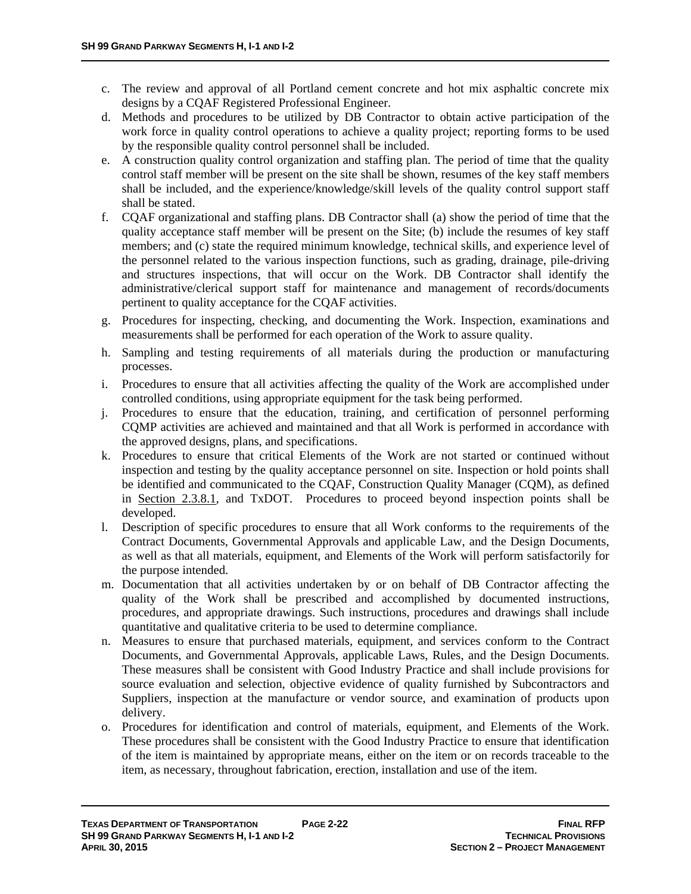c. The review and approval of all Portland cement concrete and hot mix asphaltic concrete mix designs by a CQAF Registered Professional Engineer.
d. Methods and procedures to be utilized by DB Contractor to obtain active participation of the work force in quality control operations to achieve a quality project; reporting forms to be used by the responsible quality control personnel shall be included.
e. A construction quality control organization and staffing plan. The period of time that the quality control staff member will be present on the site shall be shown, resumes of the key staff members shall be included, and the experience/knowledge/skill levels of the quality control support staff shall be stated.
f. CQAF organizational and staffing plans. DB Contractor shall (a) show the period of time that the quality acceptance staff member will be present on the Site; (b) include the resumes of key staff members; and (c) state the required minimum knowledge, technical skills, and experience level of the personnel related to the various inspection functions, such as grading, drainage, pile-driving and structures inspections, that will occur on the Work. DB Contractor shall identify the administrative/clerical support staff for maintenance and management of records/documents pertinent to quality acceptance for the CQAF activities.
g. Procedures for inspecting, checking, and documenting the Work. Inspection, examinations and measurements shall be performed for each operation of the Work to assure quality.
h. Sampling and testing requirements of all materials during the production or manufacturing processes.
i. Procedures to ensure that all activities affecting the quality of the Work are accomplished under controlled conditions, using appropriate equipment for the task being performed.
j. Procedures to ensure that the education, training, and certification of personnel performing CQMP activities are achieved and maintained and that all Work is performed in accordance with the approved designs, plans, and specifications.
k. Procedures to ensure that critical Elements of the Work are not started or continued without inspection and testing by the quality acceptance personnel on site. Inspection or hold points shall be identified and communicated to the CQAF, Construction Quality Manager (CQM), as defined in Section 2.3.8.1, and TxDOT. Procedures to proceed beyond inspection points shall be developed.
l. Description of specific procedures to ensure that all Work conforms to the requirements of the Contract Documents, Governmental Approvals and applicable Law, and the Design Documents, as well as that all materials, equipment, and Elements of the Work will perform satisfactorily for the purpose intended.
m. Documentation that all activities undertaken by or on behalf of DB Contractor affecting the quality of the Work shall be prescribed and accomplished by documented instructions, procedures, and appropriate drawings. Such instructions, procedures and drawings shall include quantitative and qualitative criteria to be used to determine compliance.
n. Measures to ensure that purchased materials, equipment, and services conform to the Contract Documents, and Governmental Approvals, applicable Laws, Rules, and the Design Documents. These measures shall be consistent with Good Industry Practice and shall include provisions for source evaluation and selection, objective evidence of quality furnished by Subcontractors and Suppliers, inspection at the manufacture or vendor source, and examination of products upon delivery.
o. Procedures for identification and control of materials, equipment, and Elements of the Work. These procedures shall be consistent with the Good Industry Practice to ensure that identification of the item is maintained by appropriate means, either on the item or on records traceable to the item, as necessary, throughout fabrication, erection, installation and use of the item.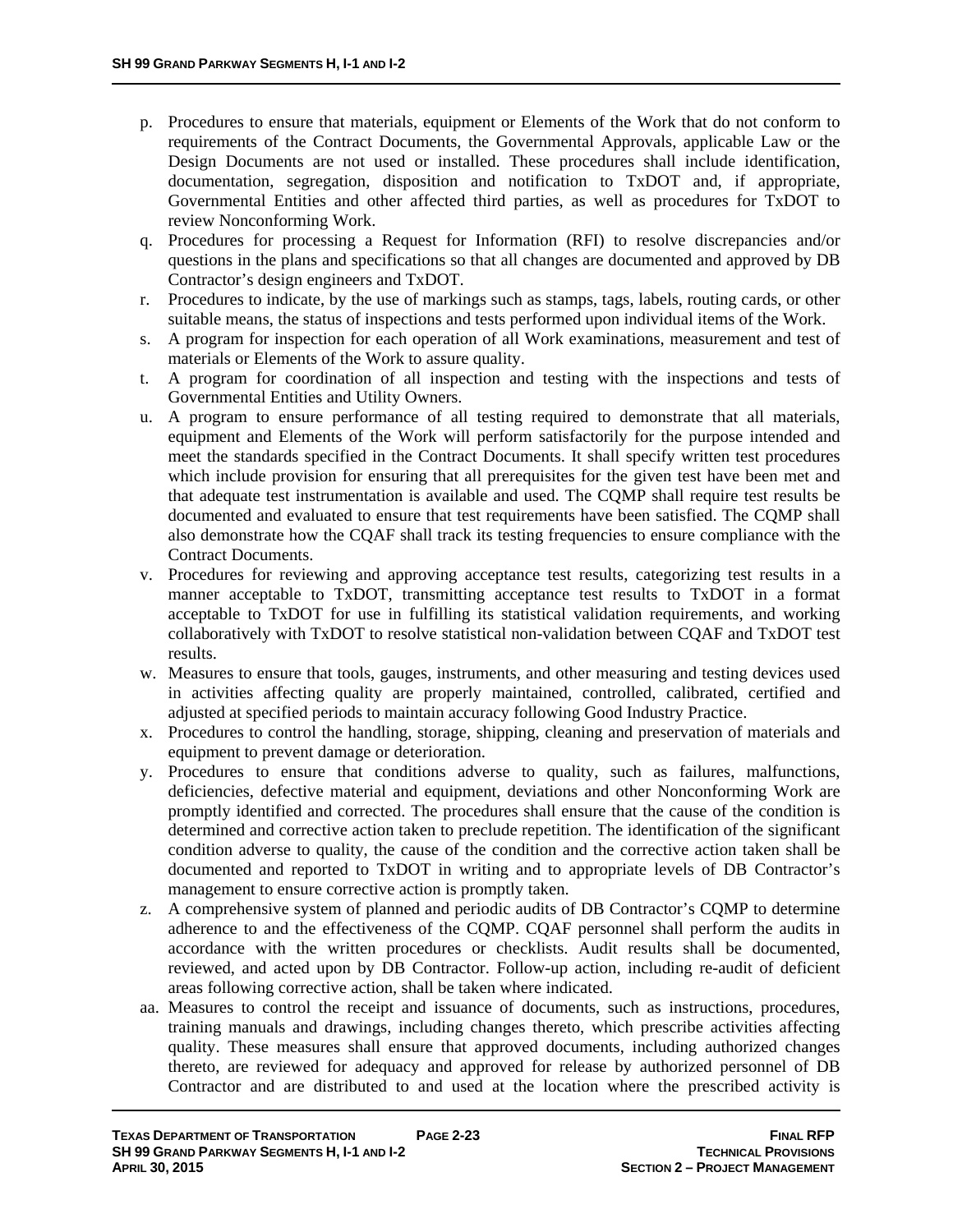p. Procedures to ensure that materials, equipment or Elements of the Work that do not conform to requirements of the Contract Documents, the Governmental Approvals, applicable Law or the Design Documents are not used or installed. These procedures shall include identification, documentation, segregation, disposition and notification to TxDOT and, if appropriate, Governmental Entities and other affected third parties, as well as procedures for TxDOT to review Nonconforming Work.

q. Procedures for processing a Request for Information (RFI) to resolve discrepancies and/or questions in the plans and specifications so that all changes are documented and approved by DB Contractor's design engineers and TxDOT.

r. Procedures to indicate, by the use of markings such as stamps, tags, labels, routing cards, or other suitable means, the status of inspections and tests performed upon individual items of the Work.

s. A program for inspection for each operation of all Work examinations, measurement and test of materials or Elements of the Work to assure quality.

t. A program for coordination of all inspection and testing with the inspections and tests of Governmental Entities and Utility Owners.

u. A program to ensure performance of all testing required to demonstrate that all materials, equipment and Elements of the Work will perform satisfactorily for the purpose intended and meet the standards specified in the Contract Documents. It shall specify written test procedures which include provision for ensuring that all prerequisites for the given test have been met and that adequate test instrumentation is available and used. The CQMP shall require test results be documented and evaluated to ensure that test requirements have been satisfied. The CQMP shall also demonstrate how the CQAF shall track its testing frequencies to ensure compliance with the Contract Documents.

v. Procedures for reviewing and approving acceptance test results, categorizing test results in a manner acceptable to TxDOT, transmitting acceptance test results to TxDOT in a format acceptable to TxDOT for use in fulfilling its statistical validation requirements, and working collaboratively with TxDOT to resolve statistical non-validation between CQAF and TxDOT test results.

w. Measures to ensure that tools, gauges, instruments, and other measuring and testing devices used in activities affecting quality are properly maintained, controlled, calibrated, certified and adjusted at specified periods to maintain accuracy following Good Industry Practice.

x. Procedures to control the handling, storage, shipping, cleaning and preservation of materials and equipment to prevent damage or deterioration.

y. Procedures to ensure that conditions adverse to quality, such as failures, malfunctions, deficiencies, defective material and equipment, deviations and other Nonconforming Work are promptly identified and corrected. The procedures shall ensure that the cause of the condition is determined and corrective action taken to preclude repetition. The identification of the significant condition adverse to quality, the cause of the condition and the corrective action taken shall be documented and reported to TxDOT in writing and to appropriate levels of DB Contractor's management to ensure corrective action is promptly taken.

z. A comprehensive system of planned and periodic audits of DB Contractor's CQMP to determine adherence to and the effectiveness of the CQMP. CQAF personnel shall perform the audits in accordance with the written procedures or checklists. Audit results shall be documented, reviewed, and acted upon by DB Contractor. Follow-up action, including re-audit of deficient areas following corrective action, shall be taken where indicated.

aa. Measures to control the receipt and issuance of documents, such as instructions, procedures, training manuals and drawings, including changes thereto, which prescribe activities affecting quality. These measures shall ensure that approved documents, including authorized changes thereto, are reviewed for adequacy and approved for release by authorized personnel of DB Contractor and are distributed to and used at the location where the prescribed activity is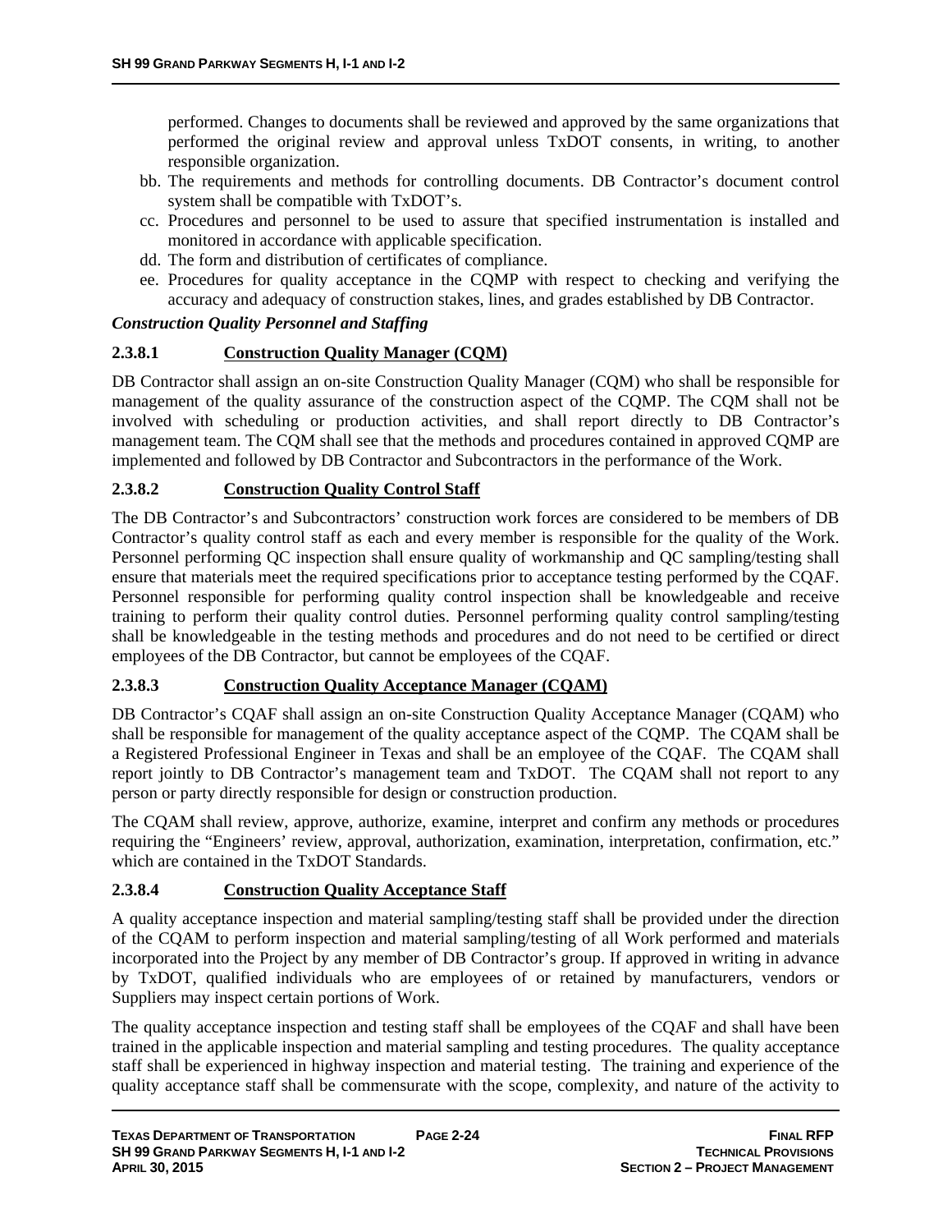performed. Changes to documents shall be reviewed and approved by the same organizations that performed the original review and approval unless TxDOT consents, in writing, to another responsible organization.

bb. The requirements and methods for controlling documents. DB Contractor's document control system shall be compatible with TxDOT's.

cc. Procedures and personnel to be used to assure that specified instrumentation is installed and monitored in accordance with applicable specification.

dd. The form and distribution of certificates of compliance.

ee. Procedures for quality acceptance in the CQMP with respect to checking and verifying the accuracy and adequacy of construction stakes, lines, and grades established by DB Contractor.

***Construction Quality Personnel and Staffing***

#### 2.3.8.1 Construction Quality Manager (CQM)

DB Contractor shall assign an on-site Construction Quality Manager (CQM) who shall be responsible for management of the quality assurance of the construction aspect of the CQMP. The CQM shall not be involved with scheduling or production activities, and shall report directly to DB Contractor's management team. The CQM shall see that the methods and procedures contained in approved CQMP are implemented and followed by DB Contractor and Subcontractors in the performance of the Work.

#### 2.3.8.2 Construction Quality Control Staff

The DB Contractor's and Subcontractors' construction work forces are considered to be members of DB Contractor's quality control staff as each and every member is responsible for the quality of the Work. Personnel performing QC inspection shall ensure quality of workmanship and QC sampling/testing shall ensure that materials meet the required specifications prior to acceptance testing performed by the CQAF. Personnel responsible for performing quality control inspection shall be knowledgeable and receive training to perform their quality control duties. Personnel performing quality control sampling/testing shall be knowledgeable in the testing methods and procedures and do not need to be certified or direct employees of the DB Contractor, but cannot be employees of the CQAF.

#### 2.3.8.3 Construction Quality Acceptance Manager (CQAM)

DB Contractor's CQAF shall assign an on-site Construction Quality Acceptance Manager (CQAM) who shall be responsible for management of the quality acceptance aspect of the CQMP. The CQAM shall be a Registered Professional Engineer in Texas and shall be an employee of the CQAF. The CQAM shall report jointly to DB Contractor's management team and TxDOT. The CQAM shall not report to any person or party directly responsible for design or construction production.

The CQAM shall review, approve, authorize, examine, interpret and confirm any methods or procedures requiring the "Engineers' review, approval, authorization, examination, interpretation, confirmation, etc." which are contained in the TxDOT Standards.

#### 2.3.8.4 Construction Quality Acceptance Staff

A quality acceptance inspection and material sampling/testing staff shall be provided under the direction of the CQAM to perform inspection and material sampling/testing of all Work performed and materials incorporated into the Project by any member of DB Contractor's group. If approved in writing in advance by TxDOT, qualified individuals who are employees of or retained by manufacturers, vendors or Suppliers may inspect certain portions of Work.

The quality acceptance inspection and testing staff shall be employees of the CQAF and shall have been trained in the applicable inspection and material sampling and testing procedures. The quality acceptance staff shall be experienced in highway inspection and material testing. The training and experience of the quality acceptance staff shall be commensurate with the scope, complexity, and nature of the activity to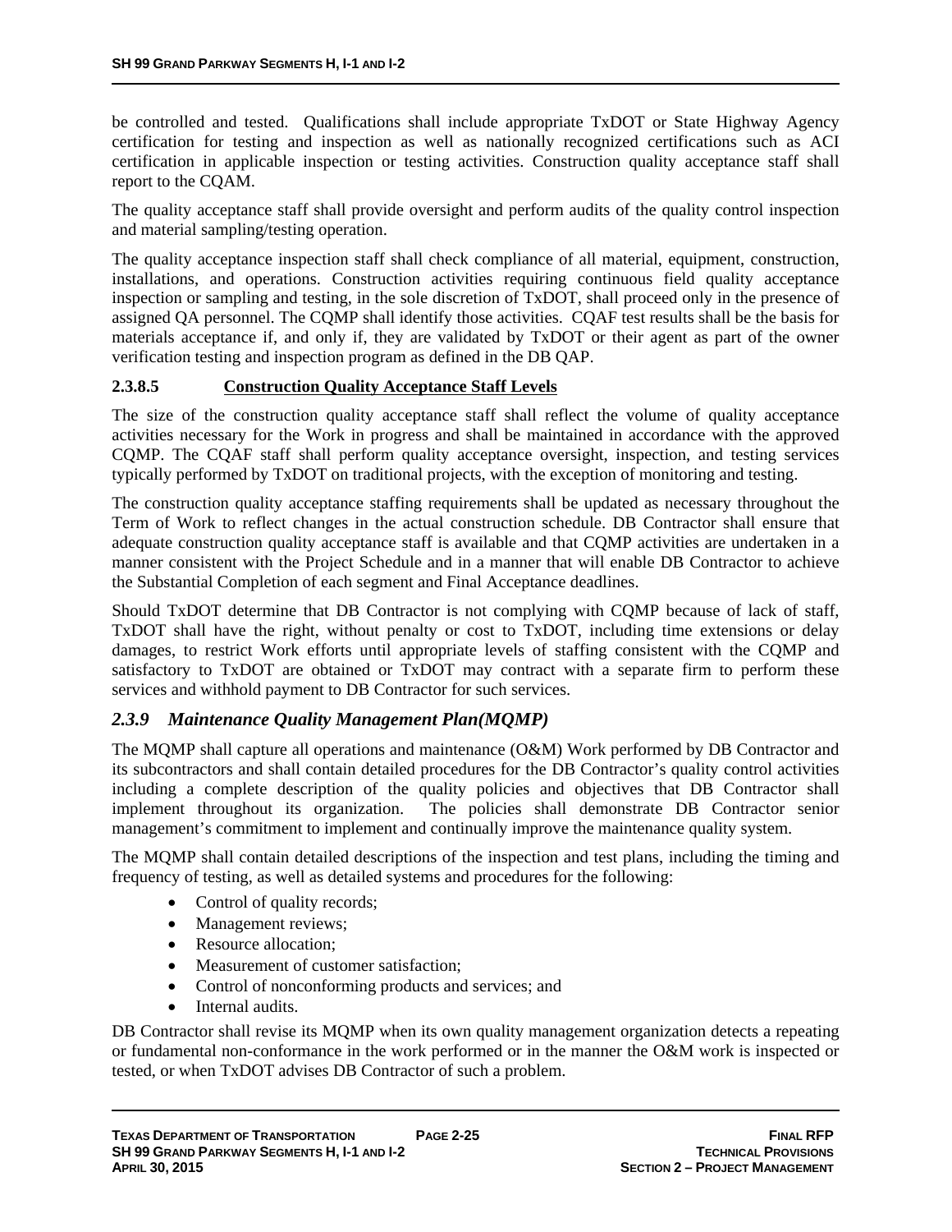be controlled and tested. Qualifications shall include appropriate TxDOT or State Highway Agency certification for testing and inspection as well as nationally recognized certifications such as ACI certification in applicable inspection or testing activities. Construction quality acceptance staff shall report to the CQAM.

The quality acceptance staff shall provide oversight and perform audits of the quality control inspection and material sampling/testing operation.

The quality acceptance inspection staff shall check compliance of all material, equipment, construction, installations, and operations. Construction activities requiring continuous field quality acceptance inspection or sampling and testing, in the sole discretion of TxDOT, shall proceed only in the presence of assigned QA personnel. The CQMP shall identify those activities. CQAF test results shall be the basis for materials acceptance if, and only if, they are validated by TxDOT or their agent as part of the owner verification testing and inspection program as defined in the DB QAP.

#### 2.3.8.5 Construction Quality Acceptance Staff Levels

The size of the construction quality acceptance staff shall reflect the volume of quality acceptance activities necessary for the Work in progress and shall be maintained in accordance with the approved CQMP. The CQAF staff shall perform quality acceptance oversight, inspection, and testing services typically performed by TxDOT on traditional projects, with the exception of monitoring and testing.

The construction quality acceptance staffing requirements shall be updated as necessary throughout the Term of Work to reflect changes in the actual construction schedule. DB Contractor shall ensure that adequate construction quality acceptance staff is available and that CQMP activities are undertaken in a manner consistent with the Project Schedule and in a manner that will enable DB Contractor to achieve the Substantial Completion of each segment and Final Acceptance deadlines.

Should TxDOT determine that DB Contractor is not complying with CQMP because of lack of staff, TxDOT shall have the right, without penalty or cost to TxDOT, including time extensions or delay damages, to restrict Work efforts until appropriate levels of staffing consistent with the CQMP and satisfactory to TxDOT are obtained or TxDOT may contract with a separate firm to perform these services and withhold payment to DB Contractor for such services.

### *2.3.9 Maintenance Quality Management Plan(MQMP)*

The MQMP shall capture all operations and maintenance (O&M) Work performed by DB Contractor and its subcontractors and shall contain detailed procedures for the DB Contractor's quality control activities including a complete description of the quality policies and objectives that DB Contractor shall implement throughout its organization. The policies shall demonstrate DB Contractor senior management's commitment to implement and continually improve the maintenance quality system.

The MQMP shall contain detailed descriptions of the inspection and test plans, including the timing and frequency of testing, as well as detailed systems and procedures for the following:

- Control of quality records;
- Management reviews;
- Resource allocation;
- Measurement of customer satisfaction;
- Control of nonconforming products and services; and
- Internal audits.

DB Contractor shall revise its MQMP when its own quality management organization detects a repeating or fundamental non-conformance in the work performed or in the manner the O&M work is inspected or tested, or when TxDOT advises DB Contractor of such a problem.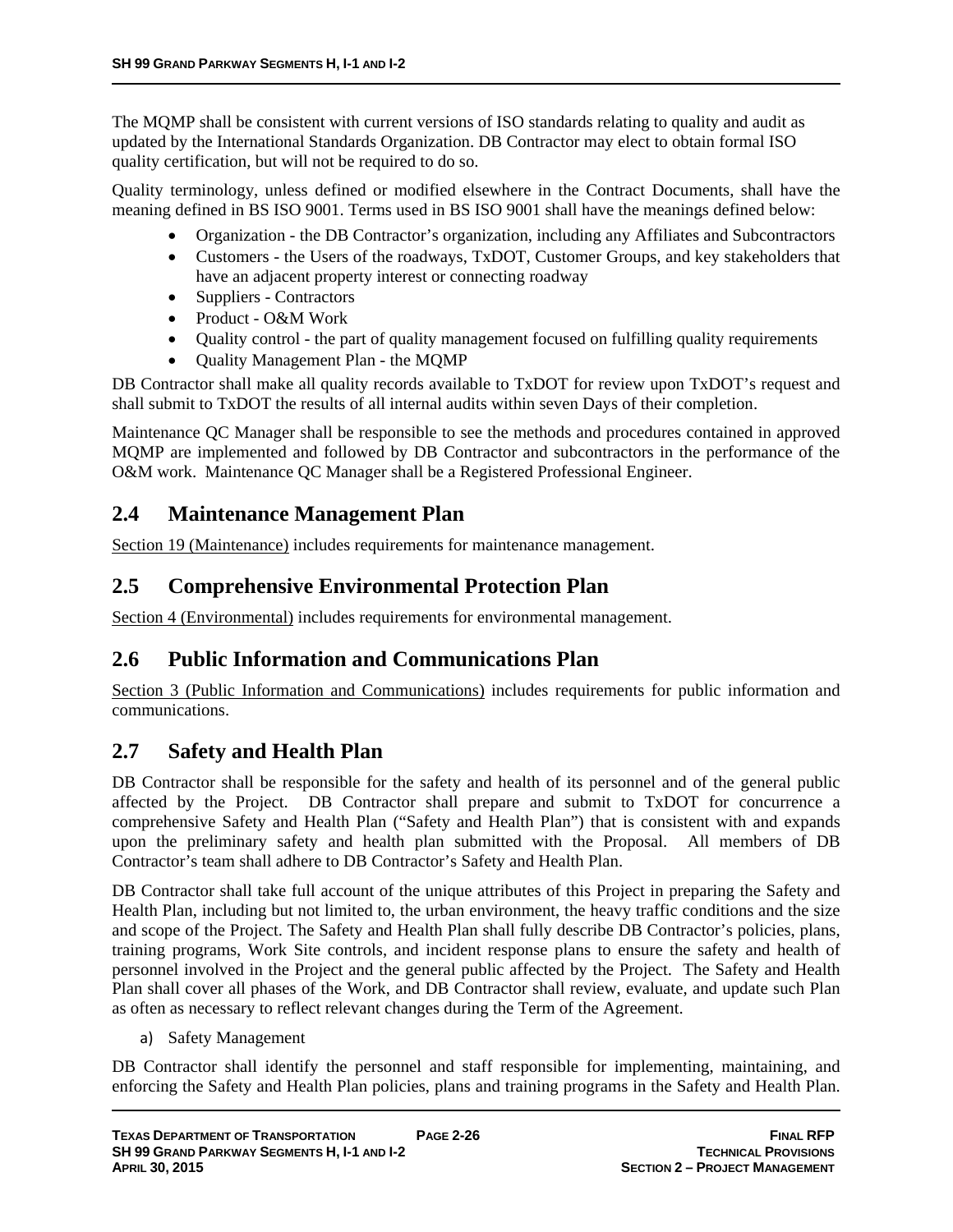The MQMP shall be consistent with current versions of ISO standards relating to quality and audit as updated by the International Standards Organization. DB Contractor may elect to obtain formal ISO quality certification, but will not be required to do so.

Quality terminology, unless defined or modified elsewhere in the Contract Documents, shall have the meaning defined in BS ISO 9001. Terms used in BS ISO 9001 shall have the meanings defined below:

- Organization - the DB Contractor's organization, including any Affiliates and Subcontractors
- Customers - the Users of the roadways, TxDOT, Customer Groups, and key stakeholders that have an adjacent property interest or connecting roadway
- Suppliers - Contractors
- Product - O&M Work
- Quality control - the part of quality management focused on fulfilling quality requirements
- Quality Management Plan - the MQMP

DB Contractor shall make all quality records available to TxDOT for review upon TxDOT's request and shall submit to TxDOT the results of all internal audits within seven Days of their completion.

Maintenance QC Manager shall be responsible to see the methods and procedures contained in approved MQMP are implemented and followed by DB Contractor and subcontractors in the performance of the O&M work. Maintenance QC Manager shall be a Registered Professional Engineer.

## 2.4 Maintenance Management Plan

Section 19 (Maintenance) includes requirements for maintenance management.

## 2.5 Comprehensive Environmental Protection Plan

Section 4 (Environmental) includes requirements for environmental management.

## 2.6 Public Information and Communications Plan

Section 3 (Public Information and Communications) includes requirements for public information and communications.

## 2.7 Safety and Health Plan

DB Contractor shall be responsible for the safety and health of its personnel and of the general public affected by the Project. DB Contractor shall prepare and submit to TxDOT for concurrence a comprehensive Safety and Health Plan ("Safety and Health Plan") that is consistent with and expands upon the preliminary safety and health plan submitted with the Proposal. All members of DB Contractor's team shall adhere to DB Contractor's Safety and Health Plan.

DB Contractor shall take full account of the unique attributes of this Project in preparing the Safety and Health Plan, including but not limited to, the urban environment, the heavy traffic conditions and the size and scope of the Project. The Safety and Health Plan shall fully describe DB Contractor's policies, plans, training programs, Work Site controls, and incident response plans to ensure the safety and health of personnel involved in the Project and the general public affected by the Project. The Safety and Health Plan shall cover all phases of the Work, and DB Contractor shall review, evaluate, and update such Plan as often as necessary to reflect relevant changes during the Term of the Agreement.

a) Safety Management

DB Contractor shall identify the personnel and staff responsible for implementing, maintaining, and enforcing the Safety and Health Plan policies, plans and training programs in the Safety and Health Plan.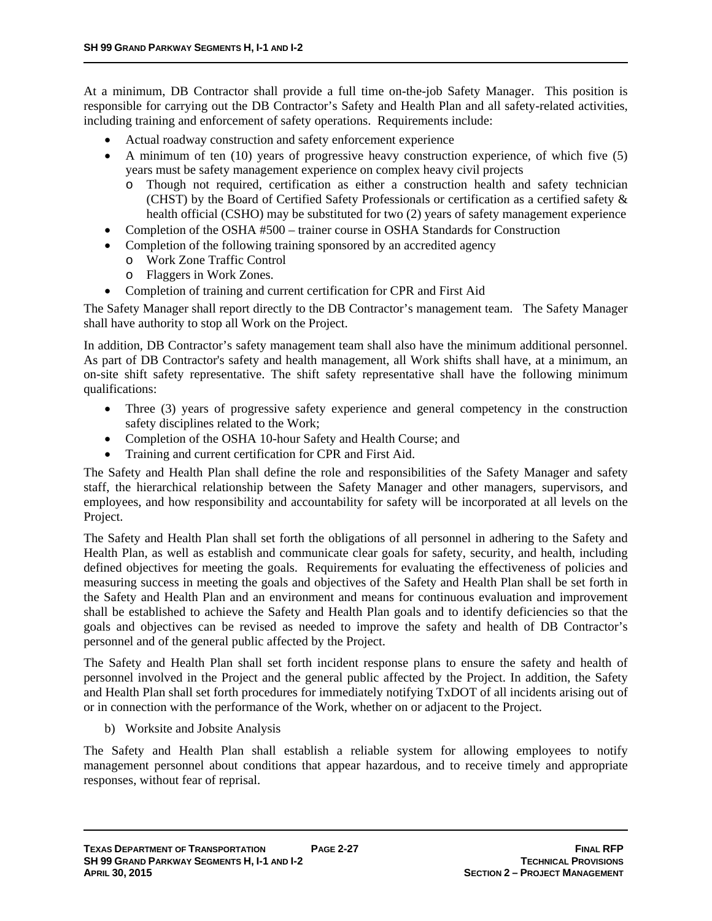At a minimum, DB Contractor shall provide a full time on-the-job Safety Manager. This position is responsible for carrying out the DB Contractor's Safety and Health Plan and all safety-related activities, including training and enforcement of safety operations. Requirements include:

- Actual roadway construction and safety enforcement experience
- A minimum of ten (10) years of progressive heavy construction experience, of which five (5) years must be safety management experience on complex heavy civil projects
  - Though not required, certification as either a construction health and safety technician (CHST) by the Board of Certified Safety Professionals or certification as a certified safety & health official (CSHO) may be substituted for two (2) years of safety management experience
- Completion of the OSHA #500 – trainer course in OSHA Standards for Construction
- Completion of the following training sponsored by an accredited agency
  - Work Zone Traffic Control
  - Flaggers in Work Zones.
- Completion of training and current certification for CPR and First Aid

The Safety Manager shall report directly to the DB Contractor's management team. The Safety Manager shall have authority to stop all Work on the Project.

In addition, DB Contractor's safety management team shall also have the minimum additional personnel. As part of DB Contractor's safety and health management, all Work shifts shall have, at a minimum, an on-site shift safety representative. The shift safety representative shall have the following minimum qualifications:

- Three (3) years of progressive safety experience and general competency in the construction safety disciplines related to the Work;
- Completion of the OSHA 10-hour Safety and Health Course; and
- Training and current certification for CPR and First Aid.

The Safety and Health Plan shall define the role and responsibilities of the Safety Manager and safety staff, the hierarchical relationship between the Safety Manager and other managers, supervisors, and employees, and how responsibility and accountability for safety will be incorporated at all levels on the Project.

The Safety and Health Plan shall set forth the obligations of all personnel in adhering to the Safety and Health Plan, as well as establish and communicate clear goals for safety, security, and health, including defined objectives for meeting the goals. Requirements for evaluating the effectiveness of policies and measuring success in meeting the goals and objectives of the Safety and Health Plan shall be set forth in the Safety and Health Plan and an environment and means for continuous evaluation and improvement shall be established to achieve the Safety and Health Plan goals and to identify deficiencies so that the goals and objectives can be revised as needed to improve the safety and health of DB Contractor's personnel and of the general public affected by the Project.

The Safety and Health Plan shall set forth incident response plans to ensure the safety and health of personnel involved in the Project and the general public affected by the Project. In addition, the Safety and Health Plan shall set forth procedures for immediately notifying TxDOT of all incidents arising out of or in connection with the performance of the Work, whether on or adjacent to the Project.

b) Worksite and Jobsite Analysis

The Safety and Health Plan shall establish a reliable system for allowing employees to notify management personnel about conditions that appear hazardous, and to receive timely and appropriate responses, without fear of reprisal.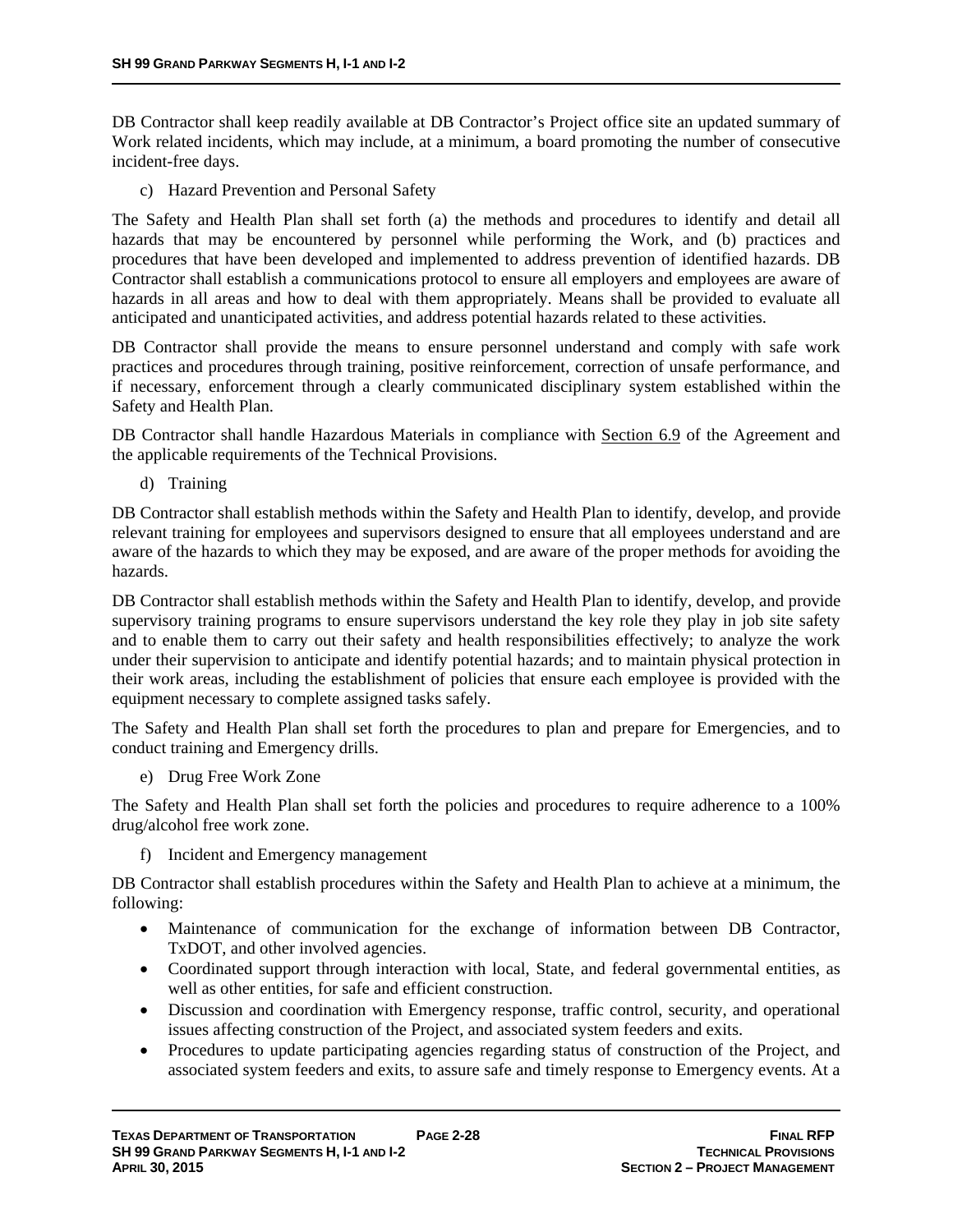DB Contractor shall keep readily available at DB Contractor's Project office site an updated summary of Work related incidents, which may include, at a minimum, a board promoting the number of consecutive incident-free days.

c) Hazard Prevention and Personal Safety

The Safety and Health Plan shall set forth (a) the methods and procedures to identify and detail all hazards that may be encountered by personnel while performing the Work, and (b) practices and procedures that have been developed and implemented to address prevention of identified hazards. DB Contractor shall establish a communications protocol to ensure all employers and employees are aware of hazards in all areas and how to deal with them appropriately. Means shall be provided to evaluate all anticipated and unanticipated activities, and address potential hazards related to these activities.

DB Contractor shall provide the means to ensure personnel understand and comply with safe work practices and procedures through training, positive reinforcement, correction of unsafe performance, and if necessary, enforcement through a clearly communicated disciplinary system established within the Safety and Health Plan.

DB Contractor shall handle Hazardous Materials in compliance with Section 6.9 of the Agreement and the applicable requirements of the Technical Provisions.

d) Training

DB Contractor shall establish methods within the Safety and Health Plan to identify, develop, and provide relevant training for employees and supervisors designed to ensure that all employees understand and are aware of the hazards to which they may be exposed, and are aware of the proper methods for avoiding the hazards.

DB Contractor shall establish methods within the Safety and Health Plan to identify, develop, and provide supervisory training programs to ensure supervisors understand the key role they play in job site safety and to enable them to carry out their safety and health responsibilities effectively; to analyze the work under their supervision to anticipate and identify potential hazards; and to maintain physical protection in their work areas, including the establishment of policies that ensure each employee is provided with the equipment necessary to complete assigned tasks safely.

The Safety and Health Plan shall set forth the procedures to plan and prepare for Emergencies, and to conduct training and Emergency drills.

e) Drug Free Work Zone

The Safety and Health Plan shall set forth the policies and procedures to require adherence to a 100% drug/alcohol free work zone.

f) Incident and Emergency management

DB Contractor shall establish procedures within the Safety and Health Plan to achieve at a minimum, the following:

- Maintenance of communication for the exchange of information between DB Contractor, TxDOT, and other involved agencies.
- Coordinated support through interaction with local, State, and federal governmental entities, as well as other entities, for safe and efficient construction.
- Discussion and coordination with Emergency response, traffic control, security, and operational issues affecting construction of the Project, and associated system feeders and exits.
- Procedures to update participating agencies regarding status of construction of the Project, and associated system feeders and exits, to assure safe and timely response to Emergency events. At a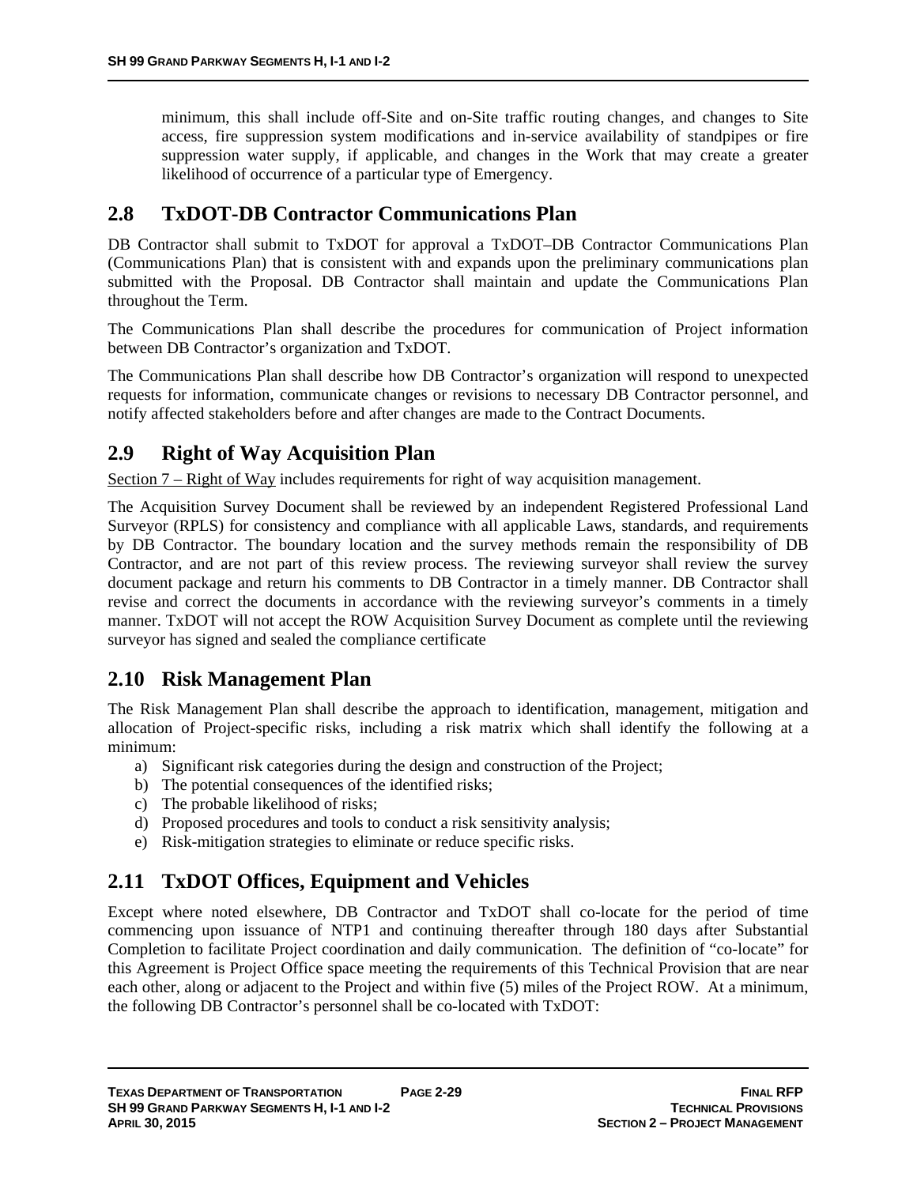minimum, this shall include off-Site and on-Site traffic routing changes, and changes to Site access, fire suppression system modifications and in-service availability of standpipes or fire suppression water supply, if applicable, and changes in the Work that may create a greater likelihood of occurrence of a particular type of Emergency.

## 2.8 TxDOT-DB Contractor Communications Plan

DB Contractor shall submit to TxDOT for approval a TxDOT–DB Contractor Communications Plan (Communications Plan) that is consistent with and expands upon the preliminary communications plan submitted with the Proposal. DB Contractor shall maintain and update the Communications Plan throughout the Term.

The Communications Plan shall describe the procedures for communication of Project information between DB Contractor's organization and TxDOT.

The Communications Plan shall describe how DB Contractor's organization will respond to unexpected requests for information, communicate changes or revisions to necessary DB Contractor personnel, and notify affected stakeholders before and after changes are made to the Contract Documents.

## 2.9 Right of Way Acquisition Plan

Section 7 – Right of Way includes requirements for right of way acquisition management.

The Acquisition Survey Document shall be reviewed by an independent Registered Professional Land Surveyor (RPLS) for consistency and compliance with all applicable Laws, standards, and requirements by DB Contractor. The boundary location and the survey methods remain the responsibility of DB Contractor, and are not part of this review process. The reviewing surveyor shall review the survey document package and return his comments to DB Contractor in a timely manner. DB Contractor shall revise and correct the documents in accordance with the reviewing surveyor's comments in a timely manner. TxDOT will not accept the ROW Acquisition Survey Document as complete until the reviewing surveyor has signed and sealed the compliance certificate

## 2.10 Risk Management Plan

The Risk Management Plan shall describe the approach to identification, management, mitigation and allocation of Project-specific risks, including a risk matrix which shall identify the following at a minimum:

a) Significant risk categories during the design and construction of the Project;
b) The potential consequences of the identified risks;
c) The probable likelihood of risks;
d) Proposed procedures and tools to conduct a risk sensitivity analysis;
e) Risk-mitigation strategies to eliminate or reduce specific risks.

## 2.11 TxDOT Offices, Equipment and Vehicles

Except where noted elsewhere, DB Contractor and TxDOT shall co-locate for the period of time commencing upon issuance of NTP1 and continuing thereafter through 180 days after Substantial Completion to facilitate Project coordination and daily communication. The definition of "co-locate" for this Agreement is Project Office space meeting the requirements of this Technical Provision that are near each other, along or adjacent to the Project and within five (5) miles of the Project ROW. At a minimum, the following DB Contractor's personnel shall be co-located with TxDOT: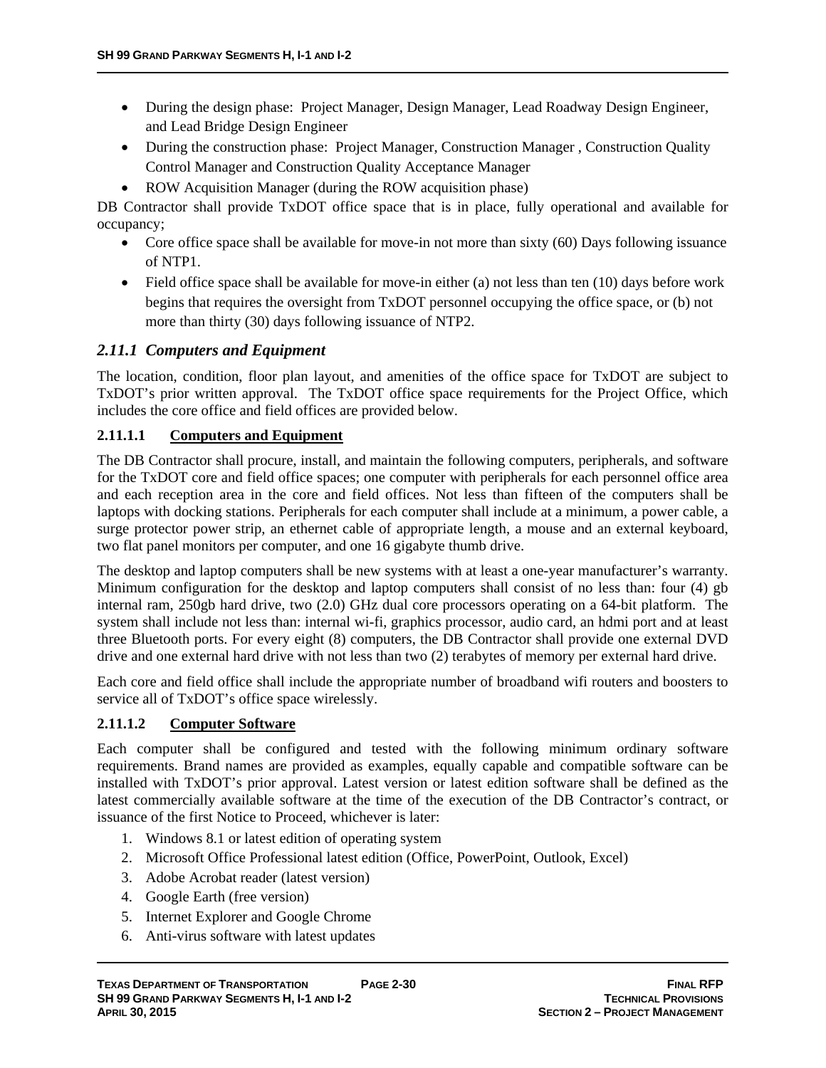- During the design phase: Project Manager, Design Manager, Lead Roadway Design Engineer, and Lead Bridge Design Engineer
- During the construction phase: Project Manager, Construction Manager , Construction Quality Control Manager and Construction Quality Acceptance Manager
- ROW Acquisition Manager (during the ROW acquisition phase)

DB Contractor shall provide TxDOT office space that is in place, fully operational and available for occupancy;

- Core office space shall be available for move-in not more than sixty (60) Days following issuance of NTP1.
- Field office space shall be available for move-in either (a) not less than ten (10) days before work begins that requires the oversight from TxDOT personnel occupying the office space, or (b) not more than thirty (30) days following issuance of NTP2.

### *2.11.1 Computers and Equipment*

The location, condition, floor plan layout, and amenities of the office space for TxDOT are subject to TxDOT's prior written approval. The TxDOT office space requirements for the Project Office, which includes the core office and field offices are provided below.

#### 2.11.1.1 Computers and Equipment

The DB Contractor shall procure, install, and maintain the following computers, peripherals, and software for the TxDOT core and field office spaces; one computer with peripherals for each personnel office area and each reception area in the core and field offices. Not less than fifteen of the computers shall be laptops with docking stations. Peripherals for each computer shall include at a minimum, a power cable, a surge protector power strip, an ethernet cable of appropriate length, a mouse and an external keyboard, two flat panel monitors per computer, and one 16 gigabyte thumb drive.

The desktop and laptop computers shall be new systems with at least a one-year manufacturer's warranty. Minimum configuration for the desktop and laptop computers shall consist of no less than: four (4) gb internal ram, 250gb hard drive, two (2.0) GHz dual core processors operating on a 64-bit platform. The system shall include not less than: internal wi-fi, graphics processor, audio card, an hdmi port and at least three Bluetooth ports. For every eight (8) computers, the DB Contractor shall provide one external DVD drive and one external hard drive with not less than two (2) terabytes of memory per external hard drive.

Each core and field office shall include the appropriate number of broadband wifi routers and boosters to service all of TxDOT's office space wirelessly.

#### 2.11.1.2 Computer Software

Each computer shall be configured and tested with the following minimum ordinary software requirements. Brand names are provided as examples, equally capable and compatible software can be installed with TxDOT's prior approval. Latest version or latest edition software shall be defined as the latest commercially available software at the time of the execution of the DB Contractor's contract, or issuance of the first Notice to Proceed, whichever is later:

1. Windows 8.1 or latest edition of operating system
2. Microsoft Office Professional latest edition (Office, PowerPoint, Outlook, Excel)
3. Adobe Acrobat reader (latest version)
4. Google Earth (free version)
5. Internet Explorer and Google Chrome
6. Anti-virus software with latest updates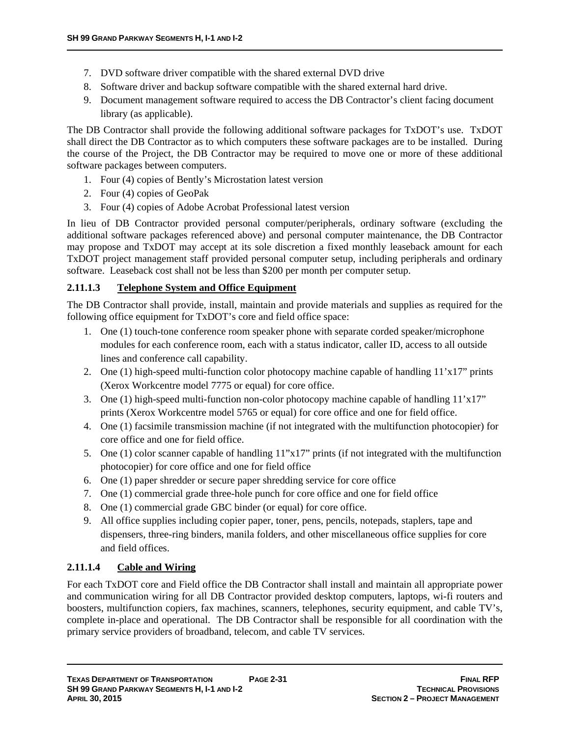7. DVD software driver compatible with the shared external DVD drive
8. Software driver and backup software compatible with the shared external hard drive.
9. Document management software required to access the DB Contractor's client facing document library (as applicable).

The DB Contractor shall provide the following additional software packages for TxDOT's use. TxDOT shall direct the DB Contractor as to which computers these software packages are to be installed. During the course of the Project, the DB Contractor may be required to move one or more of these additional software packages between computers.

1. Four (4) copies of Bently's Microstation latest version
2. Four (4) copies of GeoPak
3. Four (4) copies of Adobe Acrobat Professional latest version

In lieu of DB Contractor provided personal computer/peripherals, ordinary software (excluding the additional software packages referenced above) and personal computer maintenance, the DB Contractor may propose and TxDOT may accept at its sole discretion a fixed monthly leaseback amount for each TxDOT project management staff provided personal computer setup, including peripherals and ordinary software. Leaseback cost shall not be less than $200 per month per computer setup.

#### 2.11.1.3 Telephone System and Office Equipment

The DB Contractor shall provide, install, maintain and provide materials and supplies as required for the following office equipment for TxDOT's core and field office space:

1. One (1) touch-tone conference room speaker phone with separate corded speaker/microphone modules for each conference room, each with a status indicator, caller ID, access to all outside lines and conference call capability.
2. One (1) high-speed multi-function color photocopy machine capable of handling 11'x17" prints (Xerox Workcentre model 7775 or equal) for core office.
3. One (1) high-speed multi-function non-color photocopy machine capable of handling 11'x17" prints (Xerox Workcentre model 5765 or equal) for core office and one for field office.
4. One (1) facsimile transmission machine (if not integrated with the multifunction photocopier) for core office and one for field office.
5. One (1) color scanner capable of handling 11"x17" prints (if not integrated with the multifunction photocopier) for core office and one for field office
6. One (1) paper shredder or secure paper shredding service for core office
7. One (1) commercial grade three-hole punch for core office and one for field office
8. One (1) commercial grade GBC binder (or equal) for core office.
9. All office supplies including copier paper, toner, pens, pencils, notepads, staplers, tape and dispensers, three-ring binders, manila folders, and other miscellaneous office supplies for core and field offices.

#### 2.11.1.4 Cable and Wiring

For each TxDOT core and Field office the DB Contractor shall install and maintain all appropriate power and communication wiring for all DB Contractor provided desktop computers, laptops, wi-fi routers and boosters, multifunction copiers, fax machines, scanners, telephones, security equipment, and cable TV's, complete in-place and operational. The DB Contractor shall be responsible for all coordination with the primary service providers of broadband, telecom, and cable TV services.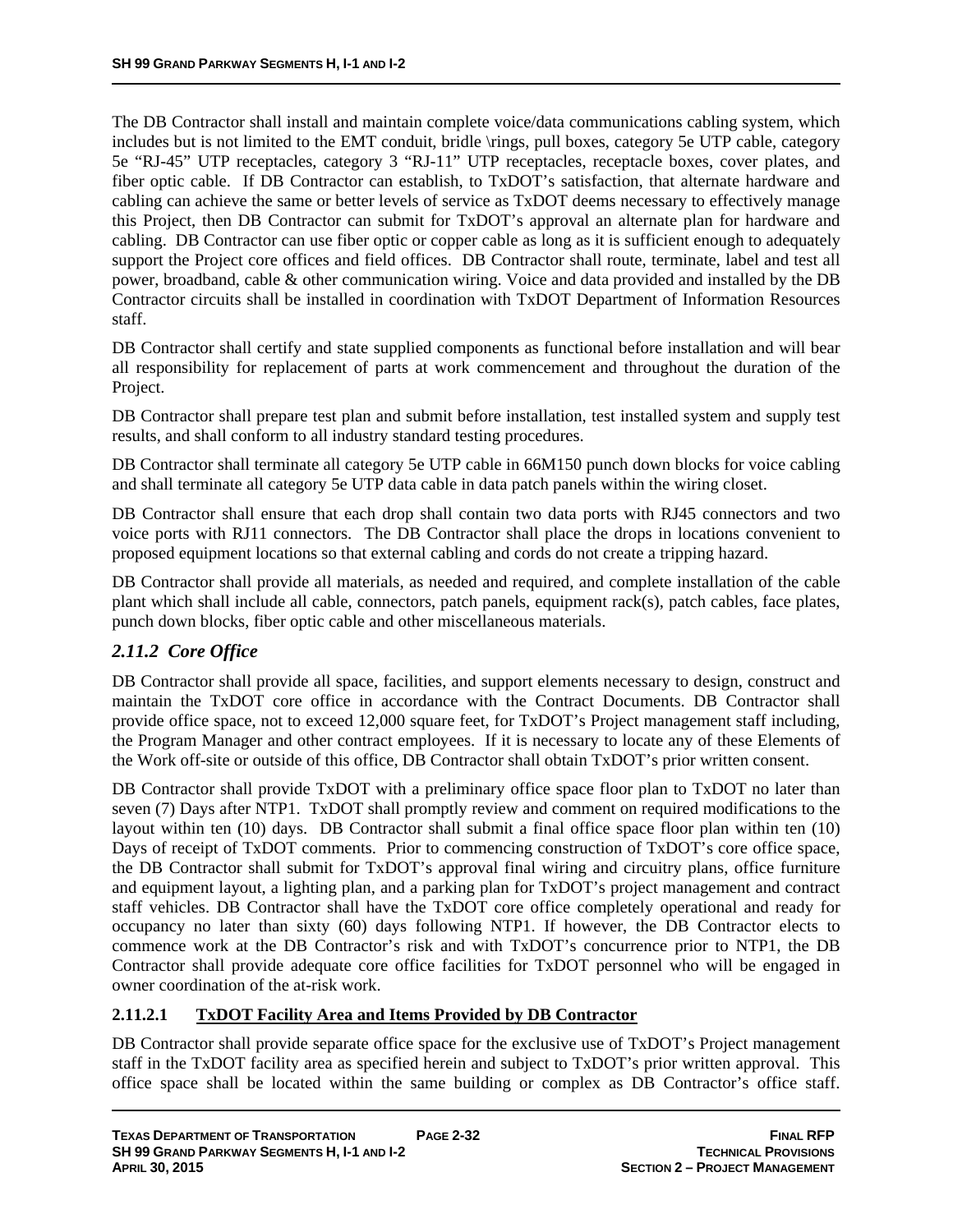The DB Contractor shall install and maintain complete voice/data communications cabling system, which includes but is not limited to the EMT conduit, bridle \rings, pull boxes, category 5e UTP cable, category 5e "RJ-45" UTP receptacles, category 3 "RJ-11" UTP receptacles, receptacle boxes, cover plates, and fiber optic cable. If DB Contractor can establish, to TxDOT's satisfaction, that alternate hardware and cabling can achieve the same or better levels of service as TxDOT deems necessary to effectively manage this Project, then DB Contractor can submit for TxDOT's approval an alternate plan for hardware and cabling. DB Contractor can use fiber optic or copper cable as long as it is sufficient enough to adequately support the Project core offices and field offices. DB Contractor shall route, terminate, label and test all power, broadband, cable & other communication wiring. Voice and data provided and installed by the DB Contractor circuits shall be installed in coordination with TxDOT Department of Information Resources staff.

DB Contractor shall certify and state supplied components as functional before installation and will bear all responsibility for replacement of parts at work commencement and throughout the duration of the Project.

DB Contractor shall prepare test plan and submit before installation, test installed system and supply test results, and shall conform to all industry standard testing procedures.

DB Contractor shall terminate all category 5e UTP cable in 66M150 punch down blocks for voice cabling and shall terminate all category 5e UTP data cable in data patch panels within the wiring closet.

DB Contractor shall ensure that each drop shall contain two data ports with RJ45 connectors and two voice ports with RJ11 connectors. The DB Contractor shall place the drops in locations convenient to proposed equipment locations so that external cabling and cords do not create a tripping hazard.

DB Contractor shall provide all materials, as needed and required, and complete installation of the cable plant which shall include all cable, connectors, patch panels, equipment rack(s), patch cables, face plates, punch down blocks, fiber optic cable and other miscellaneous materials.

## *2.11.2 Core Office*

DB Contractor shall provide all space, facilities, and support elements necessary to design, construct and maintain the TxDOT core office in accordance with the Contract Documents. DB Contractor shall provide office space, not to exceed 12,000 square feet, for TxDOT's Project management staff including, the Program Manager and other contract employees. If it is necessary to locate any of these Elements of the Work off-site or outside of this office, DB Contractor shall obtain TxDOT's prior written consent.

DB Contractor shall provide TxDOT with a preliminary office space floor plan to TxDOT no later than seven (7) Days after NTP1. TxDOT shall promptly review and comment on required modifications to the layout within ten (10) days. DB Contractor shall submit a final office space floor plan within ten (10) Days of receipt of TxDOT comments. Prior to commencing construction of TxDOT's core office space, the DB Contractor shall submit for TxDOT's approval final wiring and circuitry plans, office furniture and equipment layout, a lighting plan, and a parking plan for TxDOT's project management and contract staff vehicles. DB Contractor shall have the TxDOT core office completely operational and ready for occupancy no later than sixty (60) days following NTP1. If however, the DB Contractor elects to commence work at the DB Contractor's risk and with TxDOT's concurrence prior to NTP1, the DB Contractor shall provide adequate core office facilities for TxDOT personnel who will be engaged in owner coordination of the at-risk work.

### 2.11.2.1 <u>TxDOT Facility Area and Items Provided by DB Contractor</u>

DB Contractor shall provide separate office space for the exclusive use of TxDOT's Project management staff in the TxDOT facility area as specified herein and subject to TxDOT's prior written approval. This office space shall be located within the same building or complex as DB Contractor's office staff.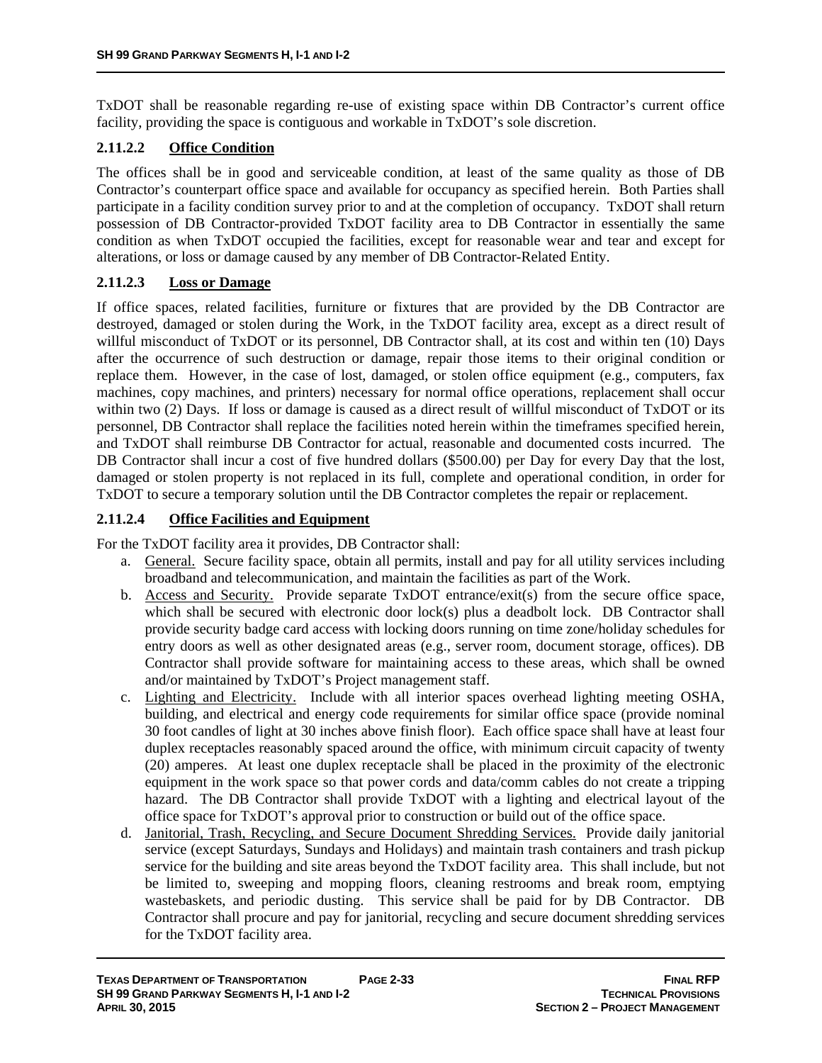TxDOT shall be reasonable regarding re-use of existing space within DB Contractor's current office facility, providing the space is contiguous and workable in TxDOT's sole discretion.

### 2.11.2.2 Office Condition

The offices shall be in good and serviceable condition, at least of the same quality as those of DB Contractor's counterpart office space and available for occupancy as specified herein. Both Parties shall participate in a facility condition survey prior to and at the completion of occupancy. TxDOT shall return possession of DB Contractor-provided TxDOT facility area to DB Contractor in essentially the same condition as when TxDOT occupied the facilities, except for reasonable wear and tear and except for alterations, or loss or damage caused by any member of DB Contractor-Related Entity.

### 2.11.2.3 Loss or Damage

If office spaces, related facilities, furniture or fixtures that are provided by the DB Contractor are destroyed, damaged or stolen during the Work, in the TxDOT facility area, except as a direct result of willful misconduct of TxDOT or its personnel, DB Contractor shall, at its cost and within ten (10) Days after the occurrence of such destruction or damage, repair those items to their original condition or replace them. However, in the case of lost, damaged, or stolen office equipment (e.g., computers, fax machines, copy machines, and printers) necessary for normal office operations, replacement shall occur within two (2) Days. If loss or damage is caused as a direct result of willful misconduct of TxDOT or its personnel, DB Contractor shall replace the facilities noted herein within the timeframes specified herein, and TxDOT shall reimburse DB Contractor for actual, reasonable and documented costs incurred. The DB Contractor shall incur a cost of five hundred dollars ($500.00) per Day for every Day that the lost, damaged or stolen property is not replaced in its full, complete and operational condition, in order for TxDOT to secure a temporary solution until the DB Contractor completes the repair or replacement.

### 2.11.2.4 Office Facilities and Equipment

For the TxDOT facility area it provides, DB Contractor shall:

a. General. Secure facility space, obtain all permits, install and pay for all utility services including broadband and telecommunication, and maintain the facilities as part of the Work.

b. Access and Security. Provide separate TxDOT entrance/exit(s) from the secure office space, which shall be secured with electronic door lock(s) plus a deadbolt lock. DB Contractor shall provide security badge card access with locking doors running on time zone/holiday schedules for entry doors as well as other designated areas (e.g., server room, document storage, offices). DB Contractor shall provide software for maintaining access to these areas, which shall be owned and/or maintained by TxDOT's Project management staff.

c. Lighting and Electricity. Include with all interior spaces overhead lighting meeting OSHA, building, and electrical and energy code requirements for similar office space (provide nominal 30 foot candles of light at 30 inches above finish floor). Each office space shall have at least four duplex receptacles reasonably spaced around the office, with minimum circuit capacity of twenty (20) amperes. At least one duplex receptacle shall be placed in the proximity of the electronic equipment in the work space so that power cords and data/comm cables do not create a tripping hazard. The DB Contractor shall provide TxDOT with a lighting and electrical layout of the office space for TxDOT's approval prior to construction or build out of the office space.

d. Janitorial, Trash, Recycling, and Secure Document Shredding Services. Provide daily janitorial service (except Saturdays, Sundays and Holidays) and maintain trash containers and trash pickup service for the building and site areas beyond the TxDOT facility area. This shall include, but not be limited to, sweeping and mopping floors, cleaning restrooms and break room, emptying wastebaskets, and periodic dusting. This service shall be paid for by DB Contractor. DB Contractor shall procure and pay for janitorial, recycling and secure document shredding services for the TxDOT facility area.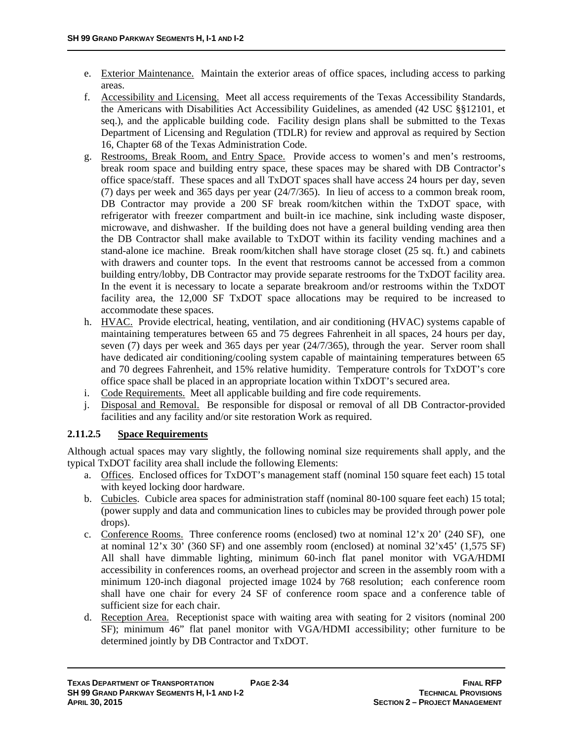e. Exterior Maintenance. Maintain the exterior areas of office spaces, including access to parking areas.
f. Accessibility and Licensing. Meet all access requirements of the Texas Accessibility Standards, the Americans with Disabilities Act Accessibility Guidelines, as amended (42 USC §§12101, et seq.), and the applicable building code. Facility design plans shall be submitted to the Texas Department of Licensing and Regulation (TDLR) for review and approval as required by Section 16, Chapter 68 of the Texas Administration Code.
g. Restrooms, Break Room, and Entry Space. Provide access to women's and men's restrooms, break room space and building entry space, these spaces may be shared with DB Contractor's office space/staff. These spaces and all TxDOT spaces shall have access 24 hours per day, seven (7) days per week and 365 days per year (24/7/365). In lieu of access to a common break room, DB Contractor may provide a 200 SF break room/kitchen within the TxDOT space, with refrigerator with freezer compartment and built-in ice machine, sink including waste disposer, microwave, and dishwasher. If the building does not have a general building vending area then the DB Contractor shall make available to TxDOT within its facility vending machines and a stand-alone ice machine. Break room/kitchen shall have storage closet (25 sq. ft.) and cabinets with drawers and counter tops. In the event that restrooms cannot be accessed from a common building entry/lobby, DB Contractor may provide separate restrooms for the TxDOT facility area. In the event it is necessary to locate a separate breakroom and/or restrooms within the TxDOT facility area, the 12,000 SF TxDOT space allocations may be required to be increased to accommodate these spaces.
h. HVAC. Provide electrical, heating, ventilation, and air conditioning (HVAC) systems capable of maintaining temperatures between 65 and 75 degrees Fahrenheit in all spaces, 24 hours per day, seven (7) days per week and 365 days per year (24/7/365), through the year. Server room shall have dedicated air conditioning/cooling system capable of maintaining temperatures between 65 and 70 degrees Fahrenheit, and 15% relative humidity. Temperature controls for TxDOT's core office space shall be placed in an appropriate location within TxDOT's secured area.
i. Code Requirements. Meet all applicable building and fire code requirements.
j. Disposal and Removal. Be responsible for disposal or removal of all DB Contractor-provided facilities and any facility and/or site restoration Work as required.

#### 2.11.2.5 Space Requirements

Although actual spaces may vary slightly, the following nominal size requirements shall apply, and the typical TxDOT facility area shall include the following Elements:

a. Offices. Enclosed offices for TxDOT's management staff (nominal 150 square feet each) 15 total with keyed locking door hardware.
b. Cubicles. Cubicle area spaces for administration staff (nominal 80-100 square feet each) 15 total; (power supply and data and communication lines to cubicles may be provided through power pole drops).
c. Conference Rooms. Three conference rooms (enclosed) two at nominal 12'x 20' (240 SF), one at nominal 12'x 30' (360 SF) and one assembly room (enclosed) at nominal 32'x45' (1,575 SF) All shall have dimmable lighting, minimum 60-inch flat panel monitor with VGA/HDMI accessibility in conferences rooms, an overhead projector and screen in the assembly room with a minimum 120-inch diagonal projected image 1024 by 768 resolution; each conference room shall have one chair for every 24 SF of conference room space and a conference table of sufficient size for each chair.
d. Reception Area. Receptionist space with waiting area with seating for 2 visitors (nominal 200 SF); minimum 46" flat panel monitor with VGA/HDMI accessibility; other furniture to be determined jointly by DB Contractor and TxDOT.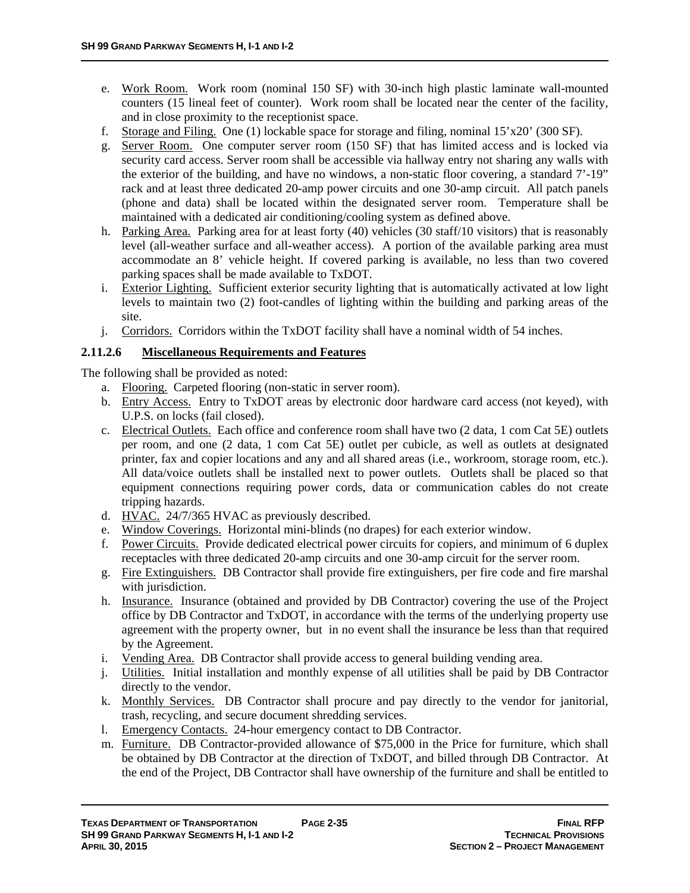e. Work Room. Work room (nominal 150 SF) with 30-inch high plastic laminate wall-mounted counters (15 lineal feet of counter). Work room shall be located near the center of the facility, and in close proximity to the receptionist space.
f. Storage and Filing. One (1) lockable space for storage and filing, nominal 15’x20’ (300 SF).
g. Server Room. One computer server room (150 SF) that has limited access and is locked via security card access. Server room shall be accessible via hallway entry not sharing any walls with the exterior of the building, and have no windows, a non-static floor covering, a standard 7’-19” rack and at least three dedicated 20-amp power circuits and one 30-amp circuit. All patch panels (phone and data) shall be located within the designated server room. Temperature shall be maintained with a dedicated air conditioning/cooling system as defined above.
h. Parking Area. Parking area for at least forty (40) vehicles (30 staff/10 visitors) that is reasonably level (all-weather surface and all-weather access). A portion of the available parking area must accommodate an 8’ vehicle height. If covered parking is available, no less than two covered parking spaces shall be made available to TxDOT.
i. Exterior Lighting. Sufficient exterior security lighting that is automatically activated at low light levels to maintain two (2) foot-candles of lighting within the building and parking areas of the site.
j. Corridors. Corridors within the TxDOT facility shall have a nominal width of 54 inches.

### 2.11.2.6 Miscellaneous Requirements and Features

The following shall be provided as noted:

a. Flooring. Carpeted flooring (non-static in server room).
b. Entry Access. Entry to TxDOT areas by electronic door hardware card access (not keyed), with U.P.S. on locks (fail closed).
c. Electrical Outlets. Each office and conference room shall have two (2 data, 1 com Cat 5E) outlets per room, and one (2 data, 1 com Cat 5E) outlet per cubicle, as well as outlets at designated printer, fax and copier locations and any and all shared areas (i.e., workroom, storage room, etc.). All data/voice outlets shall be installed next to power outlets. Outlets shall be placed so that equipment connections requiring power cords, data or communication cables do not create tripping hazards.
d. HVAC. 24/7/365 HVAC as previously described.
e. Window Coverings. Horizontal mini-blinds (no drapes) for each exterior window.
f. Power Circuits. Provide dedicated electrical power circuits for copiers, and minimum of 6 duplex receptacles with three dedicated 20-amp circuits and one 30-amp circuit for the server room.
g. Fire Extinguishers. DB Contractor shall provide fire extinguishers, per fire code and fire marshal with jurisdiction.
h. Insurance. Insurance (obtained and provided by DB Contractor) covering the use of the Project office by DB Contractor and TxDOT, in accordance with the terms of the underlying property use agreement with the property owner, but in no event shall the insurance be less than that required by the Agreement.
i. Vending Area. DB Contractor shall provide access to general building vending area.
j. Utilities. Initial installation and monthly expense of all utilities shall be paid by DB Contractor directly to the vendor.
k. Monthly Services. DB Contractor shall procure and pay directly to the vendor for janitorial, trash, recycling, and secure document shredding services.
l. Emergency Contacts. 24-hour emergency contact to DB Contractor.
m. Furniture. DB Contractor-provided allowance of $75,000 in the Price for furniture, which shall be obtained by DB Contractor at the direction of TxDOT, and billed through DB Contractor. At the end of the Project, DB Contractor shall have ownership of the furniture and shall be entitled to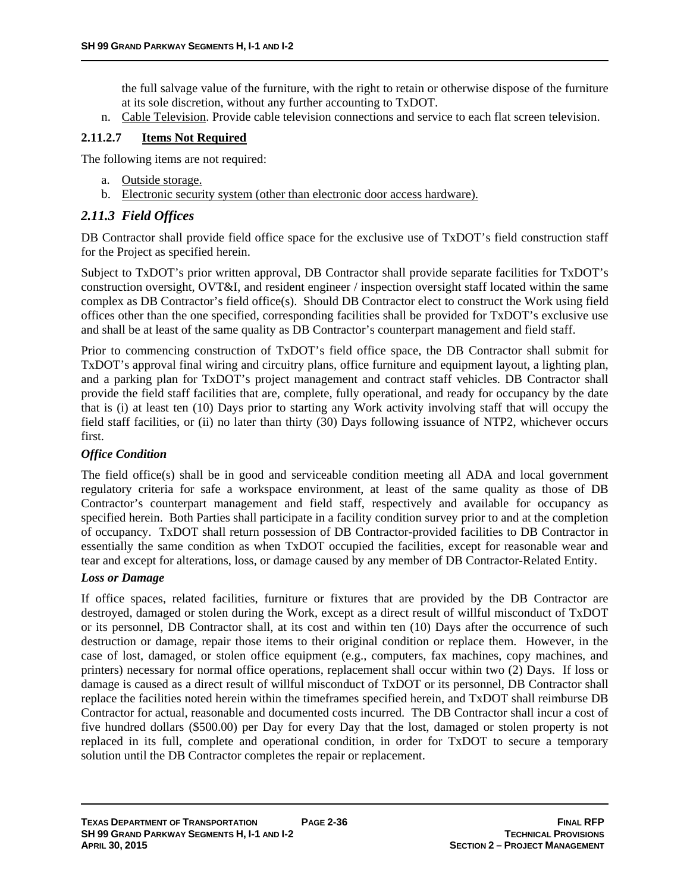the full salvage value of the furniture, with the right to retain or otherwise dispose of the furniture at its sole discretion, without any further accounting to TxDOT.

n. Cable Television. Provide cable television connections and service to each flat screen television.

#### 2.11.2.7 Items Not Required

The following items are not required:

a. Outside storage.
b. Electronic security system (other than electronic door access hardware).

### *2.11.3 Field Offices*

DB Contractor shall provide field office space for the exclusive use of TxDOT's field construction staff for the Project as specified herein.

Subject to TxDOT's prior written approval, DB Contractor shall provide separate facilities for TxDOT's construction oversight, OVT&I, and resident engineer / inspection oversight staff located within the same complex as DB Contractor's field office(s). Should DB Contractor elect to construct the Work using field offices other than the one specified, corresponding facilities shall be provided for TxDOT's exclusive use and shall be at least of the same quality as DB Contractor's counterpart management and field staff.

Prior to commencing construction of TxDOT's field office space, the DB Contractor shall submit for TxDOT's approval final wiring and circuitry plans, office furniture and equipment layout, a lighting plan, and a parking plan for TxDOT's project management and contract staff vehicles. DB Contractor shall provide the field staff facilities that are, complete, fully operational, and ready for occupancy by the date that is (i) at least ten (10) Days prior to starting any Work activity involving staff that will occupy the field staff facilities, or (ii) no later than thirty (30) Days following issuance of NTP2, whichever occurs first.

***Office Condition***

The field office(s) shall be in good and serviceable condition meeting all ADA and local government regulatory criteria for safe a workspace environment, at least of the same quality as those of DB Contractor's counterpart management and field staff, respectively and available for occupancy as specified herein. Both Parties shall participate in a facility condition survey prior to and at the completion of occupancy. TxDOT shall return possession of DB Contractor-provided facilities to DB Contractor in essentially the same condition as when TxDOT occupied the facilities, except for reasonable wear and tear and except for alterations, loss, or damage caused by any member of DB Contractor-Related Entity.

***Loss or Damage***

If office spaces, related facilities, furniture or fixtures that are provided by the DB Contractor are destroyed, damaged or stolen during the Work, except as a direct result of willful misconduct of TxDOT or its personnel, DB Contractor shall, at its cost and within ten (10) Days after the occurrence of such destruction or damage, repair those items to their original condition or replace them. However, in the case of lost, damaged, or stolen office equipment (e.g., computers, fax machines, copy machines, and printers) necessary for normal office operations, replacement shall occur within two (2) Days. If loss or damage is caused as a direct result of willful misconduct of TxDOT or its personnel, DB Contractor shall replace the facilities noted herein within the timeframes specified herein, and TxDOT shall reimburse DB Contractor for actual, reasonable and documented costs incurred. The DB Contractor shall incur a cost of five hundred dollars ($500.00) per Day for every Day that the lost, damaged or stolen property is not replaced in its full, complete and operational condition, in order for TxDOT to secure a temporary solution until the DB Contractor completes the repair or replacement.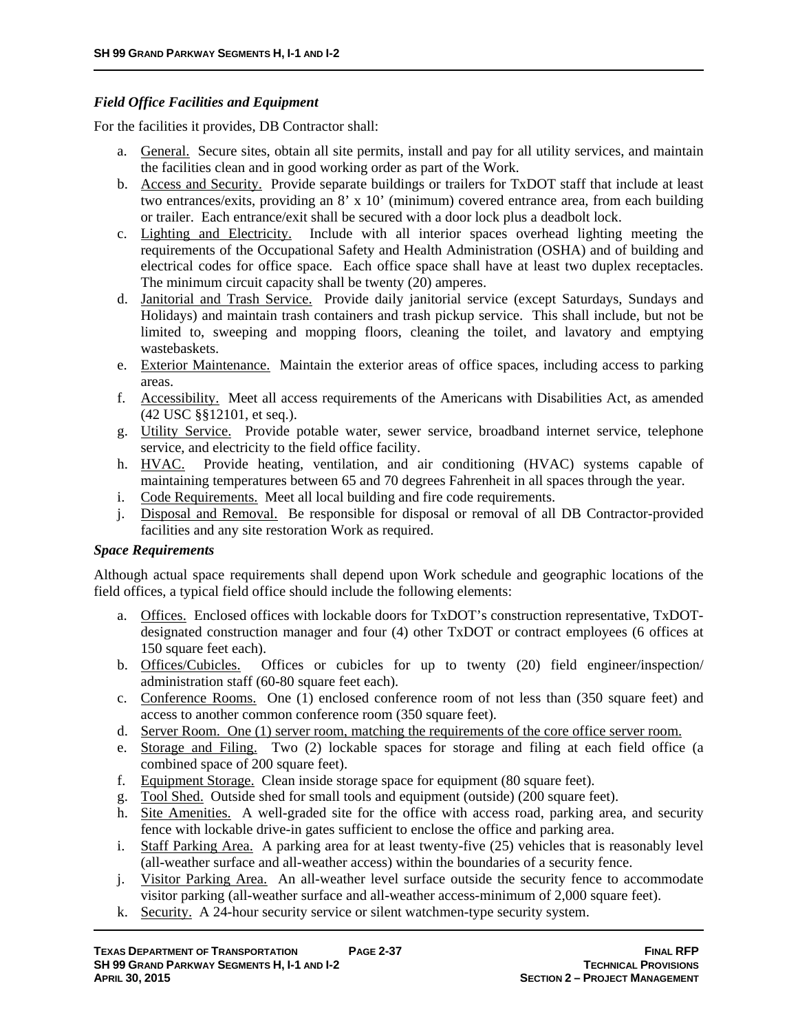***Field Office Facilities and Equipment***

For the facilities it provides, DB Contractor shall:

a. General. Secure sites, obtain all site permits, install and pay for all utility services, and maintain the facilities clean and in good working order as part of the Work.
b. Access and Security. Provide separate buildings or trailers for TxDOT staff that include at least two entrances/exits, providing an 8' x 10' (minimum) covered entrance area, from each building or trailer. Each entrance/exit shall be secured with a door lock plus a deadbolt lock.
c. Lighting and Electricity. Include with all interior spaces overhead lighting meeting the requirements of the Occupational Safety and Health Administration (OSHA) and of building and electrical codes for office space. Each office space shall have at least two duplex receptacles. The minimum circuit capacity shall be twenty (20) amperes.
d. Janitorial and Trash Service. Provide daily janitorial service (except Saturdays, Sundays and Holidays) and maintain trash containers and trash pickup service. This shall include, but not be limited to, sweeping and mopping floors, cleaning the toilet, and lavatory and emptying wastebaskets.
e. Exterior Maintenance. Maintain the exterior areas of office spaces, including access to parking areas.
f. Accessibility. Meet all access requirements of the Americans with Disabilities Act, as amended (42 USC §§12101, et seq.).
g. Utility Service. Provide potable water, sewer service, broadband internet service, telephone service, and electricity to the field office facility.
h. HVAC. Provide heating, ventilation, and air conditioning (HVAC) systems capable of maintaining temperatures between 65 and 70 degrees Fahrenheit in all spaces through the year.
i. Code Requirements. Meet all local building and fire code requirements.
j. Disposal and Removal. Be responsible for disposal or removal of all DB Contractor-provided facilities and any site restoration Work as required.

***Space Requirements***

Although actual space requirements shall depend upon Work schedule and geographic locations of the field offices, a typical field office should include the following elements:

a. Offices. Enclosed offices with lockable doors for TxDOT's construction representative, TxDOT-designated construction manager and four (4) other TxDOT or contract employees (6 offices at 150 square feet each).
b. Offices/Cubicles. Offices or cubicles for up to twenty (20) field engineer/inspection/administration staff (60-80 square feet each).
c. Conference Rooms. One (1) enclosed conference room of not less than (350 square feet) and access to another common conference room (350 square feet).
d. Server Room. One (1) server room, matching the requirements of the core office server room.
e. Storage and Filing. Two (2) lockable spaces for storage and filing at each field office (a combined space of 200 square feet).
f. Equipment Storage. Clean inside storage space for equipment (80 square feet).
g. Tool Shed. Outside shed for small tools and equipment (outside) (200 square feet).
h. Site Amenities. A well-graded site for the office with access road, parking area, and security fence with lockable drive-in gates sufficient to enclose the office and parking area.
i. Staff Parking Area. A parking area for at least twenty-five (25) vehicles that is reasonably level (all-weather surface and all-weather access) within the boundaries of a security fence.
j. Visitor Parking Area. An all-weather level surface outside the security fence to accommodate visitor parking (all-weather surface and all-weather access-minimum of 2,000 square feet).
k. Security. A 24-hour security service or silent watchmen-type security system.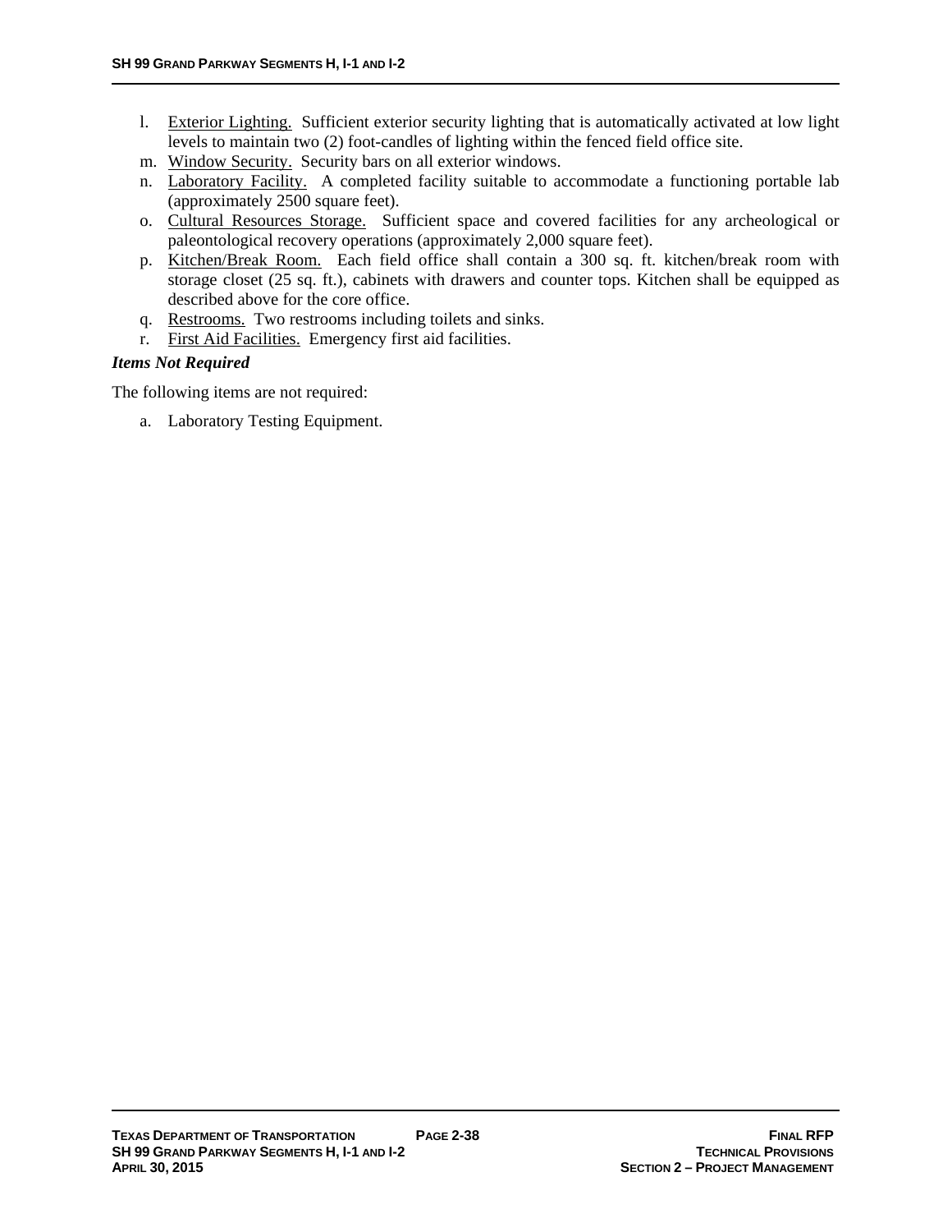l. Exterior Lighting. Sufficient exterior security lighting that is automatically activated at low light levels to maintain two (2) foot-candles of lighting within the fenced field office site.
m. Window Security. Security bars on all exterior windows.
n. Laboratory Facility. A completed facility suitable to accommodate a functioning portable lab (approximately 2500 square feet).
o. Cultural Resources Storage. Sufficient space and covered facilities for any archeological or paleontological recovery operations (approximately 2,000 square feet).
p. Kitchen/Break Room. Each field office shall contain a 300 sq. ft. kitchen/break room with storage closet (25 sq. ft.), cabinets with drawers and counter tops. Kitchen shall be equipped as described above for the core office.
q. Restrooms. Two restrooms including toilets and sinks.
r. First Aid Facilities. Emergency first aid facilities.

***Items Not Required***

The following items are not required:

a. Laboratory Testing Equipment.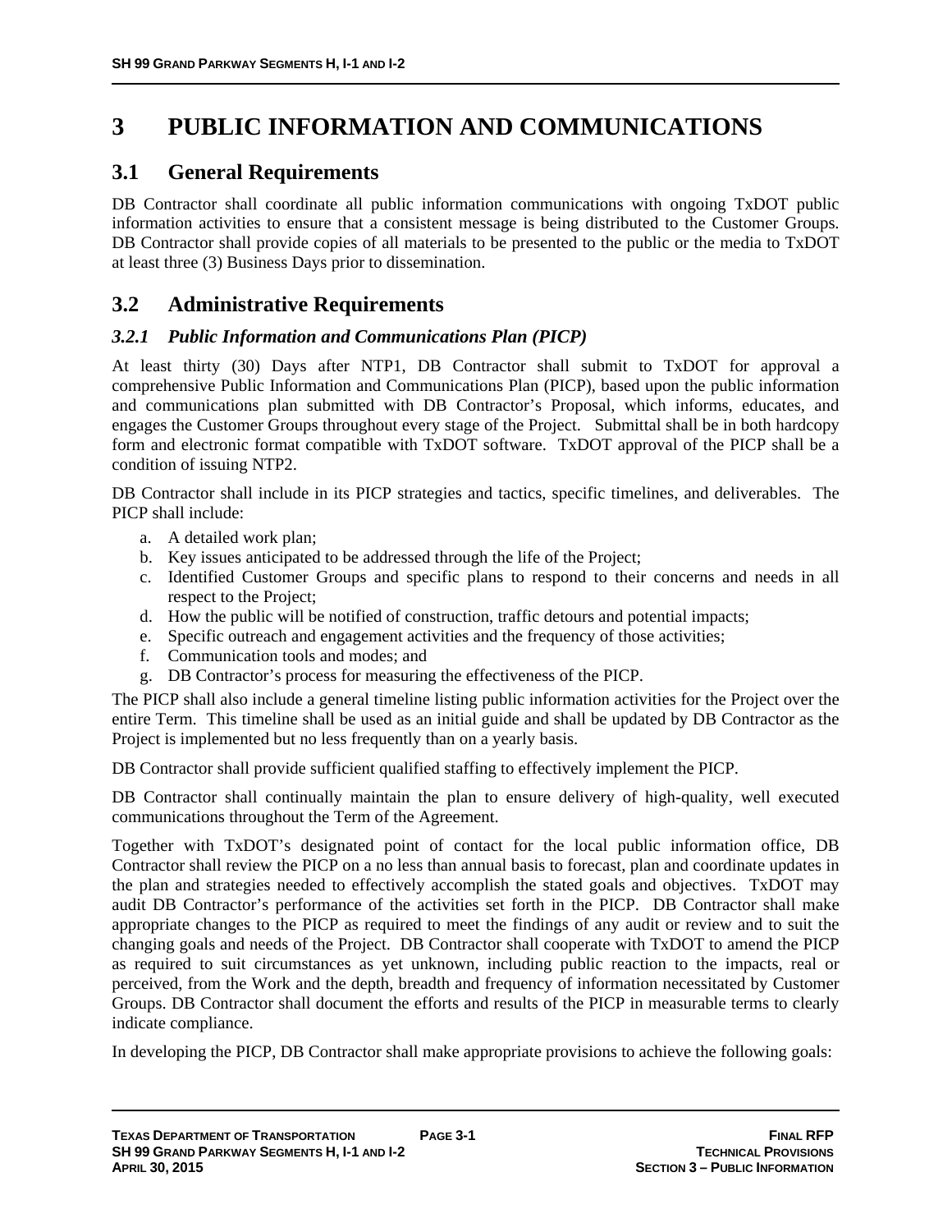# 3 PUBLIC INFORMATION AND COMMUNICATIONS

## 3.1 General Requirements

DB Contractor shall coordinate all public information communications with ongoing TxDOT public information activities to ensure that a consistent message is being distributed to the Customer Groups. DB Contractor shall provide copies of all materials to be presented to the public or the media to TxDOT at least three (3) Business Days prior to dissemination.

## 3.2 Administrative Requirements

### *3.2.1 Public Information and Communications Plan (PICP)*

At least thirty (30) Days after NTP1, DB Contractor shall submit to TxDOT for approval a comprehensive Public Information and Communications Plan (PICP), based upon the public information and communications plan submitted with DB Contractor's Proposal, which informs, educates, and engages the Customer Groups throughout every stage of the Project. Submittal shall be in both hardcopy form and electronic format compatible with TxDOT software. TxDOT approval of the PICP shall be a condition of issuing NTP2.

DB Contractor shall include in its PICP strategies and tactics, specific timelines, and deliverables. The PICP shall include:

a. A detailed work plan;
b. Key issues anticipated to be addressed through the life of the Project;
c. Identified Customer Groups and specific plans to respond to their concerns and needs in all respect to the Project;
d. How the public will be notified of construction, traffic detours and potential impacts;
e. Specific outreach and engagement activities and the frequency of those activities;
f. Communication tools and modes; and
g. DB Contractor's process for measuring the effectiveness of the PICP.

The PICP shall also include a general timeline listing public information activities for the Project over the entire Term. This timeline shall be used as an initial guide and shall be updated by DB Contractor as the Project is implemented but no less frequently than on a yearly basis.

DB Contractor shall provide sufficient qualified staffing to effectively implement the PICP.

DB Contractor shall continually maintain the plan to ensure delivery of high-quality, well executed communications throughout the Term of the Agreement.

Together with TxDOT's designated point of contact for the local public information office, DB Contractor shall review the PICP on a no less than annual basis to forecast, plan and coordinate updates in the plan and strategies needed to effectively accomplish the stated goals and objectives. TxDOT may audit DB Contractor's performance of the activities set forth in the PICP. DB Contractor shall make appropriate changes to the PICP as required to meet the findings of any audit or review and to suit the changing goals and needs of the Project. DB Contractor shall cooperate with TxDOT to amend the PICP as required to suit circumstances as yet unknown, including public reaction to the impacts, real or perceived, from the Work and the depth, breadth and frequency of information necessitated by Customer Groups. DB Contractor shall document the efforts and results of the PICP in measurable terms to clearly indicate compliance.

In developing the PICP, DB Contractor shall make appropriate provisions to achieve the following goals: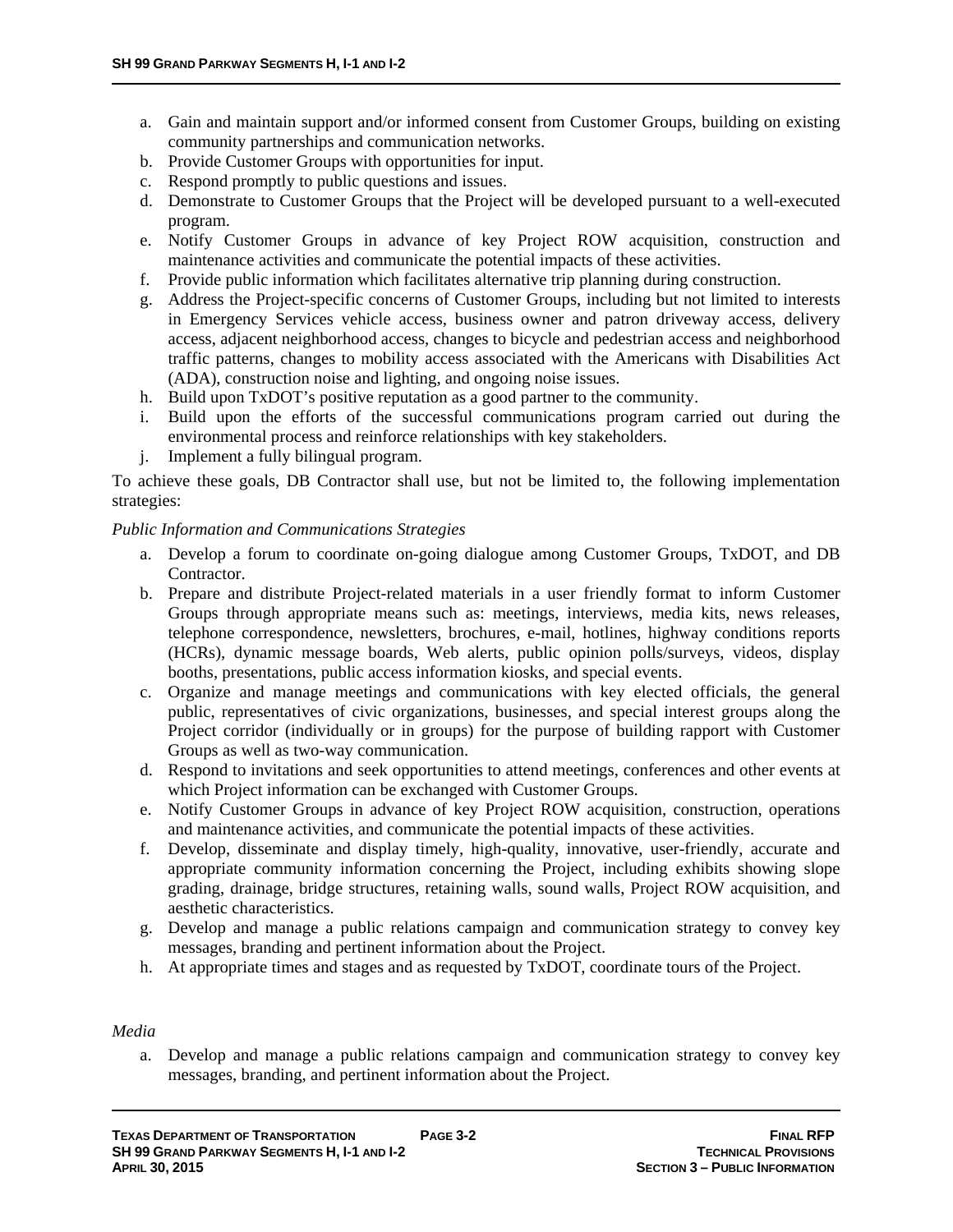a. Gain and maintain support and/or informed consent from Customer Groups, building on existing community partnerships and communication networks.
b. Provide Customer Groups with opportunities for input.
c. Respond promptly to public questions and issues.
d. Demonstrate to Customer Groups that the Project will be developed pursuant to a well-executed program.
e. Notify Customer Groups in advance of key Project ROW acquisition, construction and maintenance activities and communicate the potential impacts of these activities.
f. Provide public information which facilitates alternative trip planning during construction.
g. Address the Project-specific concerns of Customer Groups, including but not limited to interests in Emergency Services vehicle access, business owner and patron driveway access, delivery access, adjacent neighborhood access, changes to bicycle and pedestrian access and neighborhood traffic patterns, changes to mobility access associated with the Americans with Disabilities Act (ADA), construction noise and lighting, and ongoing noise issues.
h. Build upon TxDOT's positive reputation as a good partner to the community.
i. Build upon the efforts of the successful communications program carried out during the environmental process and reinforce relationships with key stakeholders.
j. Implement a fully bilingual program.

To achieve these goals, DB Contractor shall use, but not be limited to, the following implementation strategies:

*Public Information and Communications Strategies*

a. Develop a forum to coordinate on-going dialogue among Customer Groups, TxDOT, and DB Contractor.
b. Prepare and distribute Project-related materials in a user friendly format to inform Customer Groups through appropriate means such as: meetings, interviews, media kits, news releases, telephone correspondence, newsletters, brochures, e-mail, hotlines, highway conditions reports (HCRs), dynamic message boards, Web alerts, public opinion polls/surveys, videos, display booths, presentations, public access information kiosks, and special events.
c. Organize and manage meetings and communications with key elected officials, the general public, representatives of civic organizations, businesses, and special interest groups along the Project corridor (individually or in groups) for the purpose of building rapport with Customer Groups as well as two-way communication.
d. Respond to invitations and seek opportunities to attend meetings, conferences and other events at which Project information can be exchanged with Customer Groups.
e. Notify Customer Groups in advance of key Project ROW acquisition, construction, operations and maintenance activities, and communicate the potential impacts of these activities.
f. Develop, disseminate and display timely, high-quality, innovative, user-friendly, accurate and appropriate community information concerning the Project, including exhibits showing slope grading, drainage, bridge structures, retaining walls, sound walls, Project ROW acquisition, and aesthetic characteristics.
g. Develop and manage a public relations campaign and communication strategy to convey key messages, branding and pertinent information about the Project.
h. At appropriate times and stages and as requested by TxDOT, coordinate tours of the Project.

*Media*

a. Develop and manage a public relations campaign and communication strategy to convey key messages, branding, and pertinent information about the Project.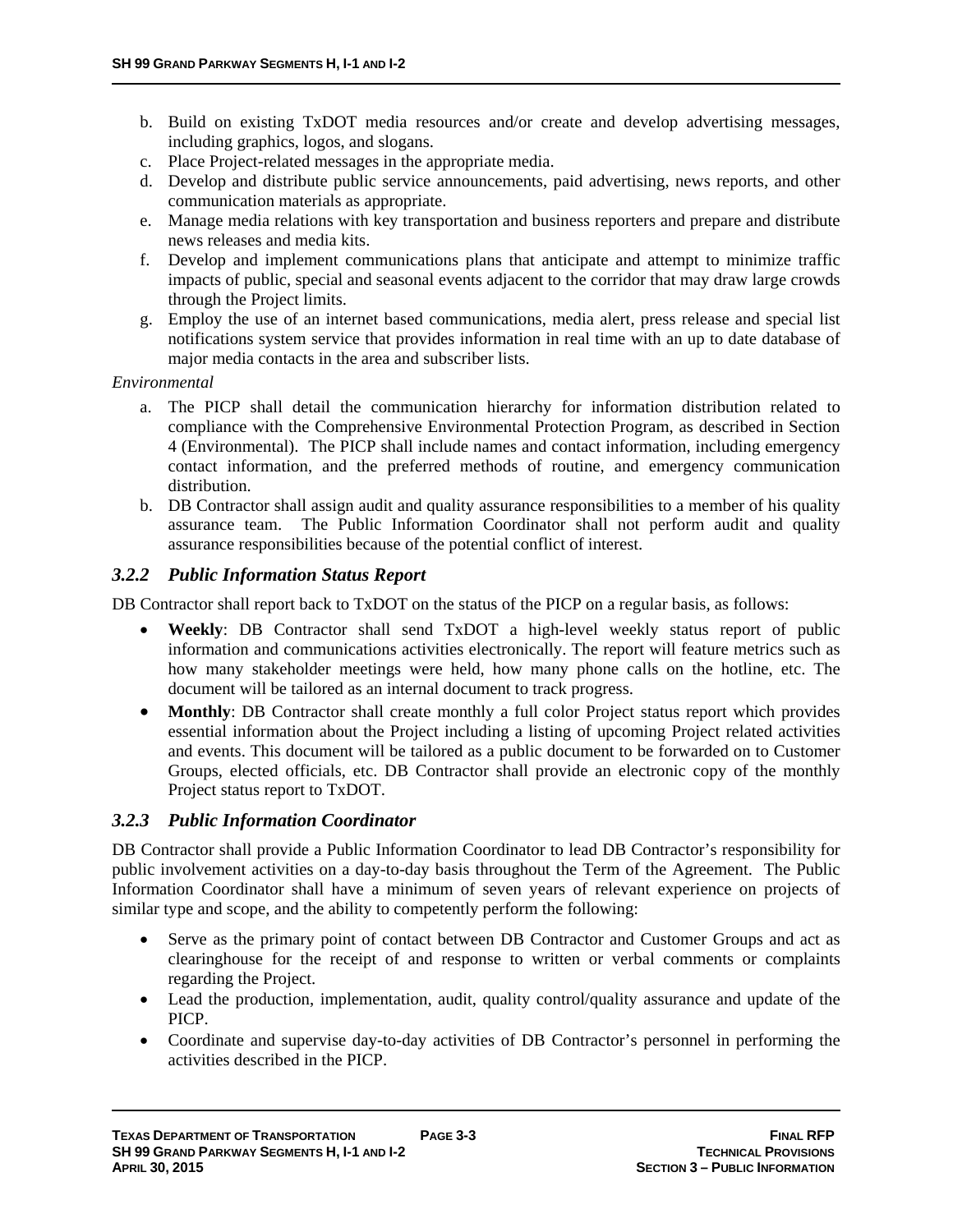b. Build on existing TxDOT media resources and/or create and develop advertising messages, including graphics, logos, and slogans.
c. Place Project-related messages in the appropriate media.
d. Develop and distribute public service announcements, paid advertising, news reports, and other communication materials as appropriate.
e. Manage media relations with key transportation and business reporters and prepare and distribute news releases and media kits.
f. Develop and implement communications plans that anticipate and attempt to minimize traffic impacts of public, special and seasonal events adjacent to the corridor that may draw large crowds through the Project limits.
g. Employ the use of an internet based communications, media alert, press release and special list notifications system service that provides information in real time with an up to date database of major media contacts in the area and subscriber lists.

*Environmental*

a. The PICP shall detail the communication hierarchy for information distribution related to compliance with the Comprehensive Environmental Protection Program, as described in Section 4 (Environmental). The PICP shall include names and contact information, including emergency contact information, and the preferred methods of routine, and emergency communication distribution.
b. DB Contractor shall assign audit and quality assurance responsibilities to a member of his quality assurance team. The Public Information Coordinator shall not perform audit and quality assurance responsibilities because of the potential conflict of interest.

### *3.2.2 Public Information Status Report*

DB Contractor shall report back to TxDOT on the status of the PICP on a regular basis, as follows:

- **Weekly**: DB Contractor shall send TxDOT a high-level weekly status report of public information and communications activities electronically. The report will feature metrics such as how many stakeholder meetings were held, how many phone calls on the hotline, etc. The document will be tailored as an internal document to track progress.
- **Monthly**: DB Contractor shall create monthly a full color Project status report which provides essential information about the Project including a listing of upcoming Project related activities and events. This document will be tailored as a public document to be forwarded on to Customer Groups, elected officials, etc. DB Contractor shall provide an electronic copy of the monthly Project status report to TxDOT.

### *3.2.3 Public Information Coordinator*

DB Contractor shall provide a Public Information Coordinator to lead DB Contractor's responsibility for public involvement activities on a day-to-day basis throughout the Term of the Agreement. The Public Information Coordinator shall have a minimum of seven years of relevant experience on projects of similar type and scope, and the ability to competently perform the following:

- Serve as the primary point of contact between DB Contractor and Customer Groups and act as clearinghouse for the receipt of and response to written or verbal comments or complaints regarding the Project.
- Lead the production, implementation, audit, quality control/quality assurance and update of the PICP.
- Coordinate and supervise day-to-day activities of DB Contractor's personnel in performing the activities described in the PICP.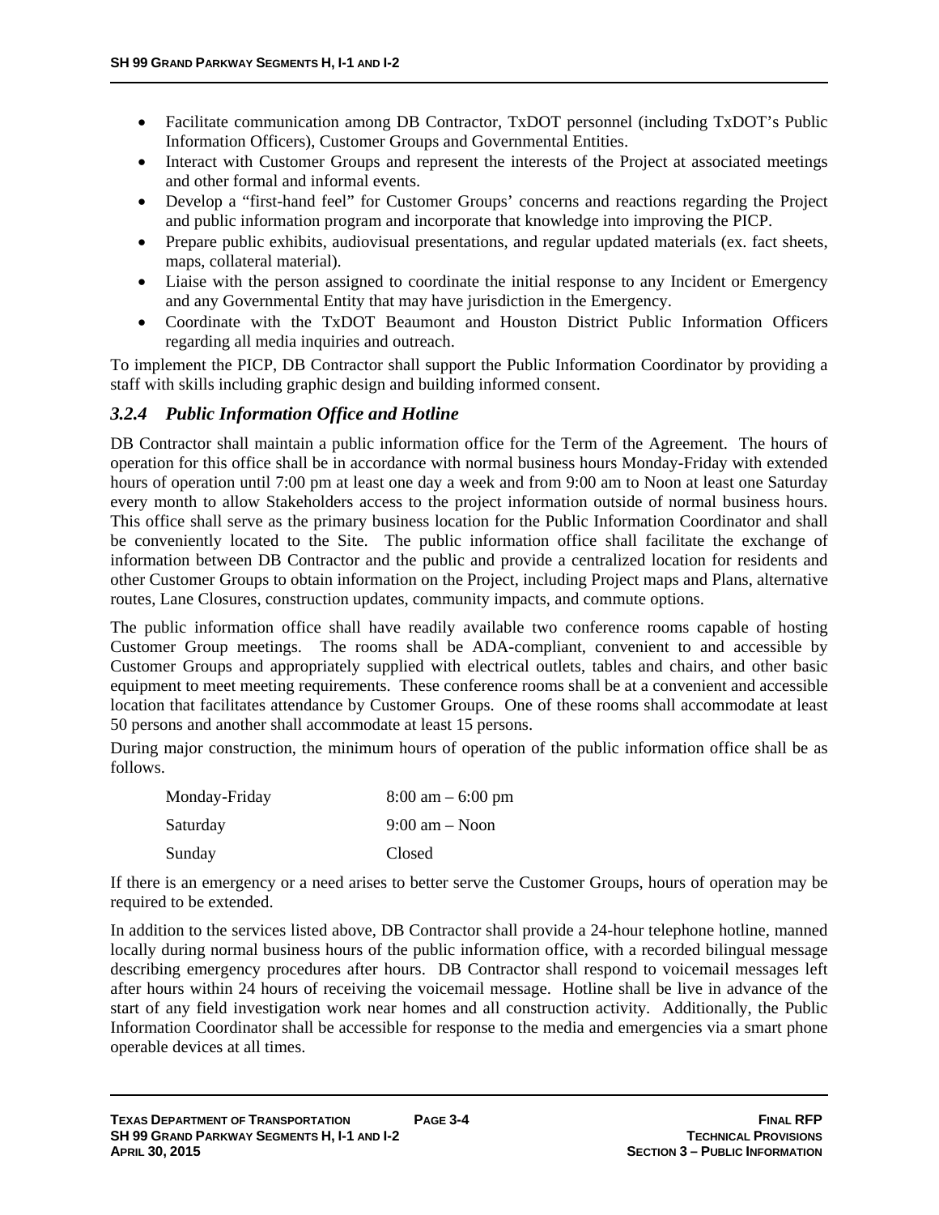- Facilitate communication among DB Contractor, TxDOT personnel (including TxDOT's Public Information Officers), Customer Groups and Governmental Entities.
- Interact with Customer Groups and represent the interests of the Project at associated meetings and other formal and informal events.
- Develop a "first-hand feel" for Customer Groups' concerns and reactions regarding the Project and public information program and incorporate that knowledge into improving the PICP.
- Prepare public exhibits, audiovisual presentations, and regular updated materials (ex. fact sheets, maps, collateral material).
- Liaise with the person assigned to coordinate the initial response to any Incident or Emergency and any Governmental Entity that may have jurisdiction in the Emergency.
- Coordinate with the TxDOT Beaumont and Houston District Public Information Officers regarding all media inquiries and outreach.

To implement the PICP, DB Contractor shall support the Public Information Coordinator by providing a staff with skills including graphic design and building informed consent.

### *3.2.4 Public Information Office and Hotline*

DB Contractor shall maintain a public information office for the Term of the Agreement. The hours of operation for this office shall be in accordance with normal business hours Monday-Friday with extended hours of operation until 7:00 pm at least one day a week and from 9:00 am to Noon at least one Saturday every month to allow Stakeholders access to the project information outside of normal business hours. This office shall serve as the primary business location for the Public Information Coordinator and shall be conveniently located to the Site. The public information office shall facilitate the exchange of information between DB Contractor and the public and provide a centralized location for residents and other Customer Groups to obtain information on the Project, including Project maps and Plans, alternative routes, Lane Closures, construction updates, community impacts, and commute options.

The public information office shall have readily available two conference rooms capable of hosting Customer Group meetings. The rooms shall be ADA-compliant, convenient to and accessible by Customer Groups and appropriately supplied with electrical outlets, tables and chairs, and other basic equipment to meet meeting requirements. These conference rooms shall be at a convenient and accessible location that facilitates attendance by Customer Groups. One of these rooms shall accommodate at least 50 persons and another shall accommodate at least 15 persons.

During major construction, the minimum hours of operation of the public information office shall be as follows.

| | |
|---|---|
| Monday-Friday | 8:00 am – 6:00 pm |
| Saturday | 9:00 am – Noon |
| Sunday | Closed |

If there is an emergency or a need arises to better serve the Customer Groups, hours of operation may be required to be extended.

In addition to the services listed above, DB Contractor shall provide a 24-hour telephone hotline, manned locally during normal business hours of the public information office, with a recorded bilingual message describing emergency procedures after hours. DB Contractor shall respond to voicemail messages left after hours within 24 hours of receiving the voicemail message. Hotline shall be live in advance of the start of any field investigation work near homes and all construction activity. Additionally, the Public Information Coordinator shall be accessible for response to the media and emergencies via a smart phone operable devices at all times.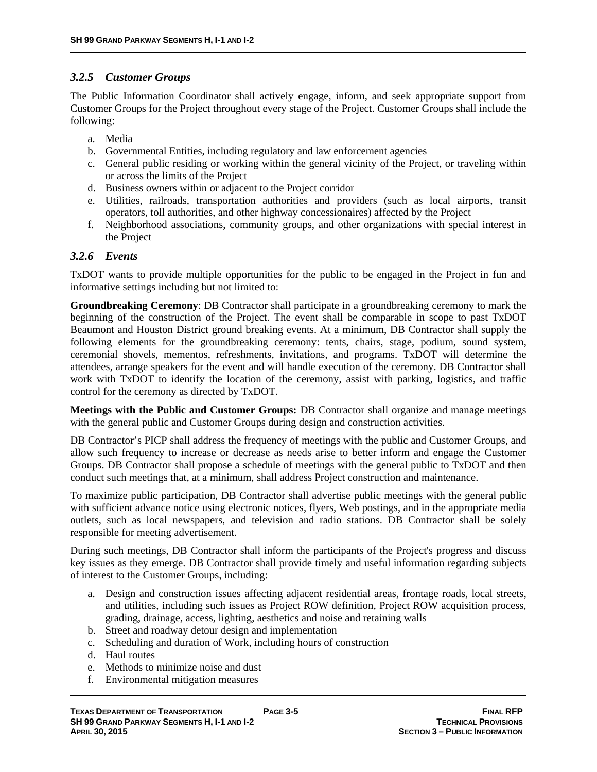### *3.2.5 Customer Groups*

The Public Information Coordinator shall actively engage, inform, and seek appropriate support from Customer Groups for the Project throughout every stage of the Project. Customer Groups shall include the following:

a. Media
b. Governmental Entities, including regulatory and law enforcement agencies
c. General public residing or working within the general vicinity of the Project, or traveling within or across the limits of the Project
d. Business owners within or adjacent to the Project corridor
e. Utilities, railroads, transportation authorities and providers (such as local airports, transit operators, toll authorities, and other highway concessionaires) affected by the Project
f. Neighborhood associations, community groups, and other organizations with special interest in the Project

### *3.2.6 Events*

TxDOT wants to provide multiple opportunities for the public to be engaged in the Project in fun and informative settings including but not limited to:

**Groundbreaking Ceremony**: DB Contractor shall participate in a groundbreaking ceremony to mark the beginning of the construction of the Project. The event shall be comparable in scope to past TxDOT Beaumont and Houston District ground breaking events. At a minimum, DB Contractor shall supply the following elements for the groundbreaking ceremony: tents, chairs, stage, podium, sound system, ceremonial shovels, mementos, refreshments, invitations, and programs. TxDOT will determine the attendees, arrange speakers for the event and will handle execution of the ceremony. DB Contractor shall work with TxDOT to identify the location of the ceremony, assist with parking, logistics, and traffic control for the ceremony as directed by TxDOT.

**Meetings with the Public and Customer Groups:** DB Contractor shall organize and manage meetings with the general public and Customer Groups during design and construction activities.

DB Contractor's PICP shall address the frequency of meetings with the public and Customer Groups, and allow such frequency to increase or decrease as needs arise to better inform and engage the Customer Groups. DB Contractor shall propose a schedule of meetings with the general public to TxDOT and then conduct such meetings that, at a minimum, shall address Project construction and maintenance.

To maximize public participation, DB Contractor shall advertise public meetings with the general public with sufficient advance notice using electronic notices, flyers, Web postings, and in the appropriate media outlets, such as local newspapers, and television and radio stations. DB Contractor shall be solely responsible for meeting advertisement.

During such meetings, DB Contractor shall inform the participants of the Project's progress and discuss key issues as they emerge. DB Contractor shall provide timely and useful information regarding subjects of interest to the Customer Groups, including:

a. Design and construction issues affecting adjacent residential areas, frontage roads, local streets, and utilities, including such issues as Project ROW definition, Project ROW acquisition process, grading, drainage, access, lighting, aesthetics and noise and retaining walls
b. Street and roadway detour design and implementation
c. Scheduling and duration of Work, including hours of construction
d. Haul routes
e. Methods to minimize noise and dust
f. Environmental mitigation measures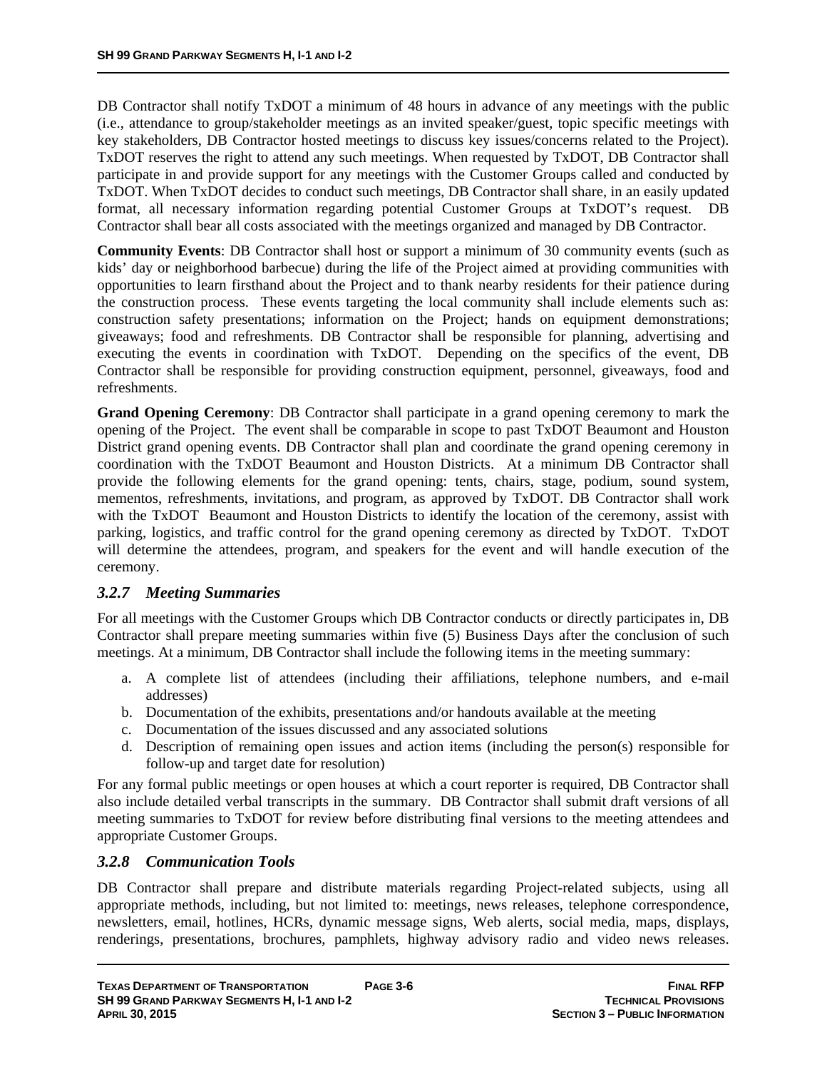DB Contractor shall notify TxDOT a minimum of 48 hours in advance of any meetings with the public (i.e., attendance to group/stakeholder meetings as an invited speaker/guest, topic specific meetings with key stakeholders, DB Contractor hosted meetings to discuss key issues/concerns related to the Project). TxDOT reserves the right to attend any such meetings. When requested by TxDOT, DB Contractor shall participate in and provide support for any meetings with the Customer Groups called and conducted by TxDOT. When TxDOT decides to conduct such meetings, DB Contractor shall share, in an easily updated format, all necessary information regarding potential Customer Groups at TxDOT's request. DB Contractor shall bear all costs associated with the meetings organized and managed by DB Contractor.

**Community Events**: DB Contractor shall host or support a minimum of 30 community events (such as kids' day or neighborhood barbecue) during the life of the Project aimed at providing communities with opportunities to learn firsthand about the Project and to thank nearby residents for their patience during the construction process. These events targeting the local community shall include elements such as: construction safety presentations; information on the Project; hands on equipment demonstrations; giveaways; food and refreshments. DB Contractor shall be responsible for planning, advertising and executing the events in coordination with TxDOT. Depending on the specifics of the event, DB Contractor shall be responsible for providing construction equipment, personnel, giveaways, food and refreshments.

**Grand Opening Ceremony**: DB Contractor shall participate in a grand opening ceremony to mark the opening of the Project. The event shall be comparable in scope to past TxDOT Beaumont and Houston District grand opening events. DB Contractor shall plan and coordinate the grand opening ceremony in coordination with the TxDOT Beaumont and Houston Districts. At a minimum DB Contractor shall provide the following elements for the grand opening: tents, chairs, stage, podium, sound system, mementos, refreshments, invitations, and program, as approved by TxDOT. DB Contractor shall work with the TxDOT Beaumont and Houston Districts to identify the location of the ceremony, assist with parking, logistics, and traffic control for the grand opening ceremony as directed by TxDOT. TxDOT will determine the attendees, program, and speakers for the event and will handle execution of the ceremony.

### *3.2.7 Meeting Summaries*

For all meetings with the Customer Groups which DB Contractor conducts or directly participates in, DB Contractor shall prepare meeting summaries within five (5) Business Days after the conclusion of such meetings. At a minimum, DB Contractor shall include the following items in the meeting summary:

a. A complete list of attendees (including their affiliations, telephone numbers, and e-mail addresses)
b. Documentation of the exhibits, presentations and/or handouts available at the meeting
c. Documentation of the issues discussed and any associated solutions
d. Description of remaining open issues and action items (including the person(s) responsible for follow-up and target date for resolution)

For any formal public meetings or open houses at which a court reporter is required, DB Contractor shall also include detailed verbal transcripts in the summary. DB Contractor shall submit draft versions of all meeting summaries to TxDOT for review before distributing final versions to the meeting attendees and appropriate Customer Groups.

### *3.2.8 Communication Tools*

DB Contractor shall prepare and distribute materials regarding Project-related subjects, using all appropriate methods, including, but not limited to: meetings, news releases, telephone correspondence, newsletters, email, hotlines, HCRs, dynamic message signs, Web alerts, social media, maps, displays, renderings, presentations, brochures, pamphlets, highway advisory radio and video news releases.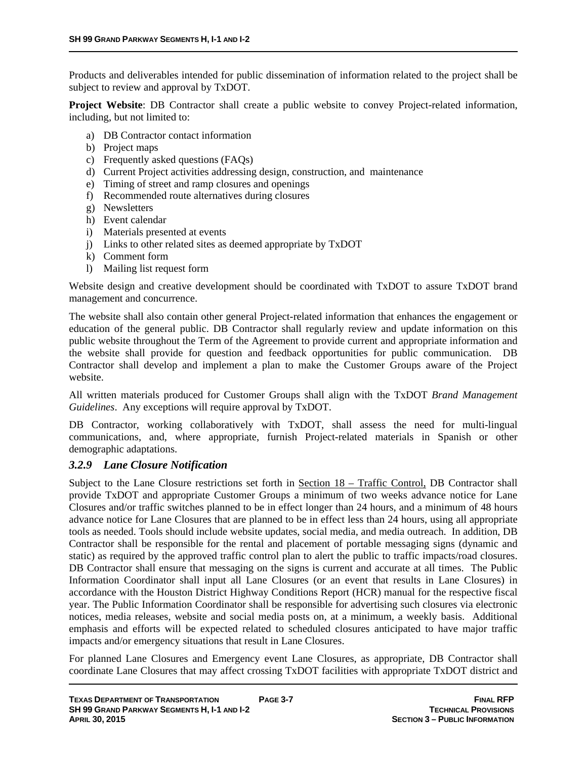Products and deliverables intended for public dissemination of information related to the project shall be subject to review and approval by TxDOT.

**Project Website**: DB Contractor shall create a public website to convey Project-related information, including, but not limited to:

a) DB Contractor contact information
b) Project maps
c) Frequently asked questions (FAQs)
d) Current Project activities addressing design, construction, and maintenance
e) Timing of street and ramp closures and openings
f) Recommended route alternatives during closures
g) Newsletters
h) Event calendar
i) Materials presented at events
j) Links to other related sites as deemed appropriate by TxDOT
k) Comment form
l) Mailing list request form

Website design and creative development should be coordinated with TxDOT to assure TxDOT brand management and concurrence.

The website shall also contain other general Project-related information that enhances the engagement or education of the general public. DB Contractor shall regularly review and update information on this public website throughout the Term of the Agreement to provide current and appropriate information and the website shall provide for question and feedback opportunities for public communication. DB Contractor shall develop and implement a plan to make the Customer Groups aware of the Project website.

All written materials produced for Customer Groups shall align with the TxDOT *Brand Management Guidelines*. Any exceptions will require approval by TxDOT.

DB Contractor, working collaboratively with TxDOT, shall assess the need for multi-lingual communications, and, where appropriate, furnish Project-related materials in Spanish or other demographic adaptations.

### *3.2.9 Lane Closure Notification*

Subject to the Lane Closure restrictions set forth in Section 18 – Traffic Control, DB Contractor shall provide TxDOT and appropriate Customer Groups a minimum of two weeks advance notice for Lane Closures and/or traffic switches planned to be in effect longer than 24 hours, and a minimum of 48 hours advance notice for Lane Closures that are planned to be in effect less than 24 hours, using all appropriate tools as needed. Tools should include website updates, social media, and media outreach. In addition, DB Contractor shall be responsible for the rental and placement of portable messaging signs (dynamic and static) as required by the approved traffic control plan to alert the public to traffic impacts/road closures. DB Contractor shall ensure that messaging on the signs is current and accurate at all times. The Public Information Coordinator shall input all Lane Closures (or an event that results in Lane Closures) in accordance with the Houston District Highway Conditions Report (HCR) manual for the respective fiscal year. The Public Information Coordinator shall be responsible for advertising such closures via electronic notices, media releases, website and social media posts on, at a minimum, a weekly basis. Additional emphasis and efforts will be expected related to scheduled closures anticipated to have major traffic impacts and/or emergency situations that result in Lane Closures.

For planned Lane Closures and Emergency event Lane Closures, as appropriate, DB Contractor shall coordinate Lane Closures that may affect crossing TxDOT facilities with appropriate TxDOT district and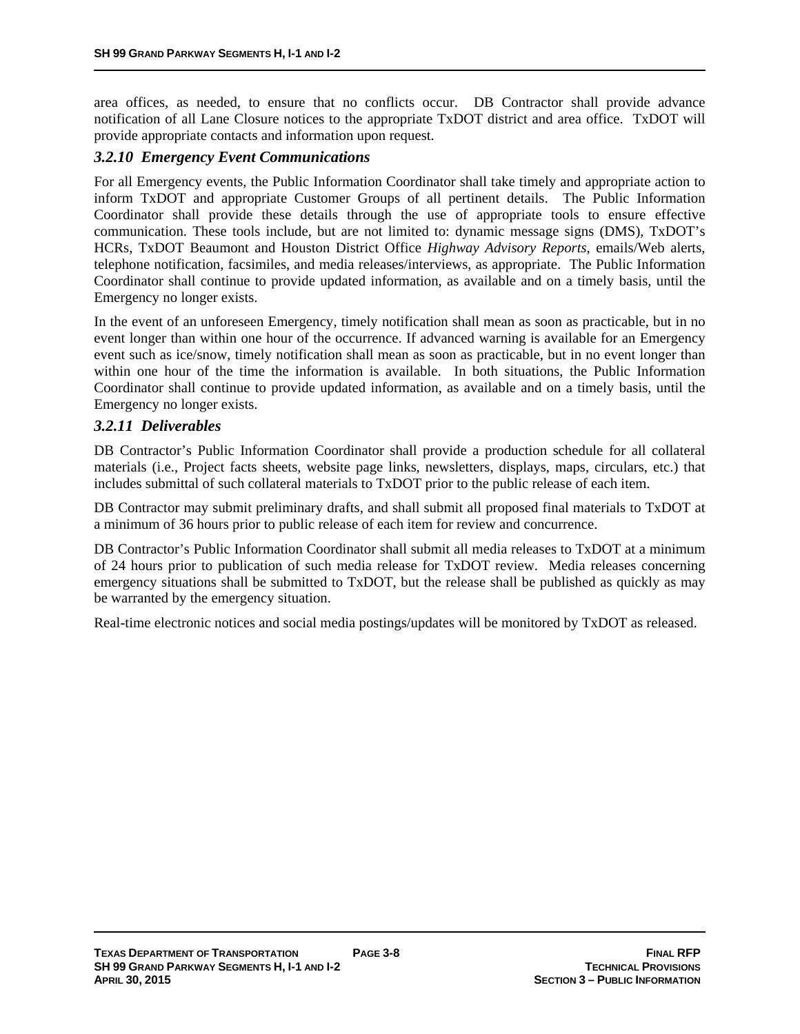area offices, as needed, to ensure that no conflicts occur. DB Contractor shall provide advance notification of all Lane Closure notices to the appropriate TxDOT district and area office. TxDOT will provide appropriate contacts and information upon request.

### *3.2.10 Emergency Event Communications*

For all Emergency events, the Public Information Coordinator shall take timely and appropriate action to inform TxDOT and appropriate Customer Groups of all pertinent details. The Public Information Coordinator shall provide these details through the use of appropriate tools to ensure effective communication. These tools include, but are not limited to: dynamic message signs (DMS), TxDOT's HCRs, TxDOT Beaumont and Houston District Office *Highway Advisory Reports*, emails/Web alerts, telephone notification, facsimiles, and media releases/interviews, as appropriate. The Public Information Coordinator shall continue to provide updated information, as available and on a timely basis, until the Emergency no longer exists.

In the event of an unforeseen Emergency, timely notification shall mean as soon as practicable, but in no event longer than within one hour of the occurrence. If advanced warning is available for an Emergency event such as ice/snow, timely notification shall mean as soon as practicable, but in no event longer than within one hour of the time the information is available. In both situations, the Public Information Coordinator shall continue to provide updated information, as available and on a timely basis, until the Emergency no longer exists.

### *3.2.11 Deliverables*

DB Contractor's Public Information Coordinator shall provide a production schedule for all collateral materials (i.e., Project facts sheets, website page links, newsletters, displays, maps, circulars, etc.) that includes submittal of such collateral materials to TxDOT prior to the public release of each item.

DB Contractor may submit preliminary drafts, and shall submit all proposed final materials to TxDOT at a minimum of 36 hours prior to public release of each item for review and concurrence.

DB Contractor's Public Information Coordinator shall submit all media releases to TxDOT at a minimum of 24 hours prior to publication of such media release for TxDOT review. Media releases concerning emergency situations shall be submitted to TxDOT, but the release shall be published as quickly as may be warranted by the emergency situation.

Real-time electronic notices and social media postings/updates will be monitored by TxDOT as released.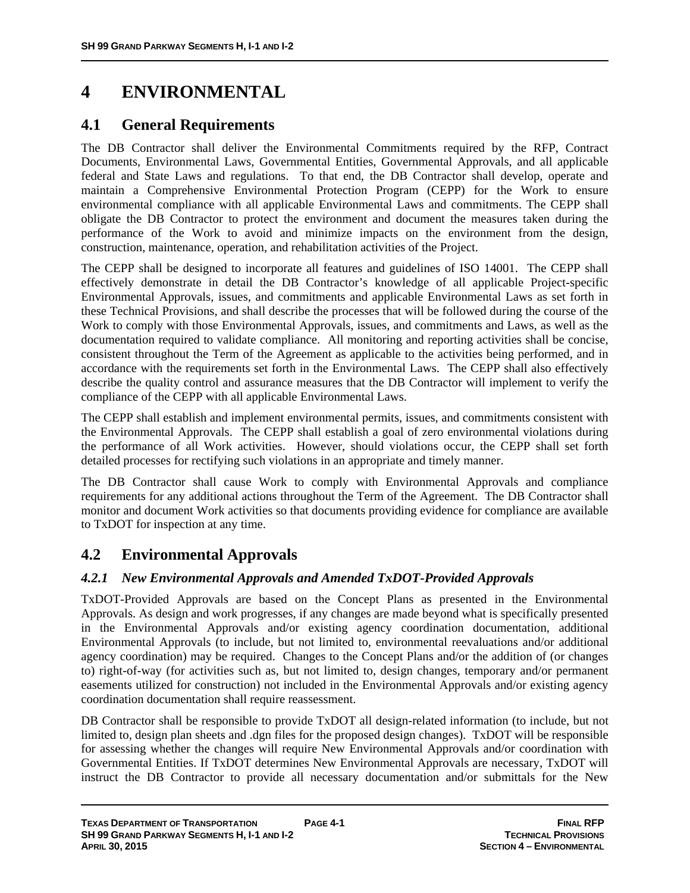# 4 ENVIRONMENTAL

## 4.1 General Requirements

The DB Contractor shall deliver the Environmental Commitments required by the RFP, Contract Documents, Environmental Laws, Governmental Entities, Governmental Approvals, and all applicable federal and State Laws and regulations. To that end, the DB Contractor shall develop, operate and maintain a Comprehensive Environmental Protection Program (CEPP) for the Work to ensure environmental compliance with all applicable Environmental Laws and commitments. The CEPP shall obligate the DB Contractor to protect the environment and document the measures taken during the performance of the Work to avoid and minimize impacts on the environment from the design, construction, maintenance, operation, and rehabilitation activities of the Project.

The CEPP shall be designed to incorporate all features and guidelines of ISO 14001. The CEPP shall effectively demonstrate in detail the DB Contractor's knowledge of all applicable Project-specific Environmental Approvals, issues, and commitments and applicable Environmental Laws as set forth in these Technical Provisions, and shall describe the processes that will be followed during the course of the Work to comply with those Environmental Approvals, issues, and commitments and Laws, as well as the documentation required to validate compliance. All monitoring and reporting activities shall be concise, consistent throughout the Term of the Agreement as applicable to the activities being performed, and in accordance with the requirements set forth in the Environmental Laws. The CEPP shall also effectively describe the quality control and assurance measures that the DB Contractor will implement to verify the compliance of the CEPP with all applicable Environmental Laws.

The CEPP shall establish and implement environmental permits, issues, and commitments consistent with the Environmental Approvals. The CEPP shall establish a goal of zero environmental violations during the performance of all Work activities. However, should violations occur, the CEPP shall set forth detailed processes for rectifying such violations in an appropriate and timely manner.

The DB Contractor shall cause Work to comply with Environmental Approvals and compliance requirements for any additional actions throughout the Term of the Agreement. The DB Contractor shall monitor and document Work activities so that documents providing evidence for compliance are available to TxDOT for inspection at any time.

## 4.2 Environmental Approvals

### *4.2.1 New Environmental Approvals and Amended TxDOT-Provided Approvals*

TxDOT-Provided Approvals are based on the Concept Plans as presented in the Environmental Approvals. As design and work progresses, if any changes are made beyond what is specifically presented in the Environmental Approvals and/or existing agency coordination documentation, additional Environmental Approvals (to include, but not limited to, environmental reevaluations and/or additional agency coordination) may be required. Changes to the Concept Plans and/or the addition of (or changes to) right-of-way (for activities such as, but not limited to, design changes, temporary and/or permanent easements utilized for construction) not included in the Environmental Approvals and/or existing agency coordination documentation shall require reassessment.

DB Contractor shall be responsible to provide TxDOT all design-related information (to include, but not limited to, design plan sheets and .dgn files for the proposed design changes). TxDOT will be responsible for assessing whether the changes will require New Environmental Approvals and/or coordination with Governmental Entities. If TxDOT determines New Environmental Approvals are necessary, TxDOT will instruct the DB Contractor to provide all necessary documentation and/or submittals for the New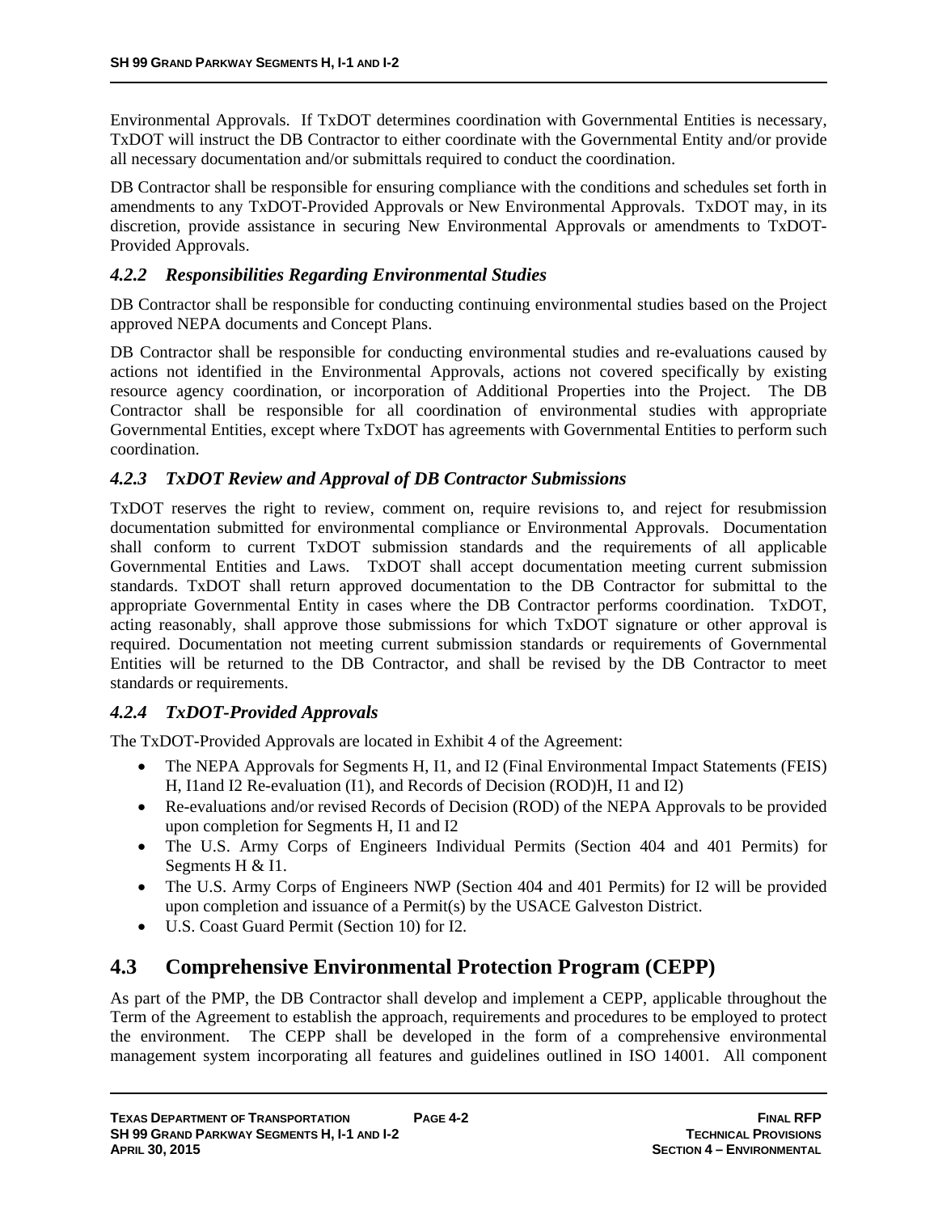Environmental Approvals. If TxDOT determines coordination with Governmental Entities is necessary, TxDOT will instruct the DB Contractor to either coordinate with the Governmental Entity and/or provide all necessary documentation and/or submittals required to conduct the coordination.

DB Contractor shall be responsible for ensuring compliance with the conditions and schedules set forth in amendments to any TxDOT-Provided Approvals or New Environmental Approvals. TxDOT may, in its discretion, provide assistance in securing New Environmental Approvals or amendments to TxDOT-Provided Approvals.

### *4.2.2 Responsibilities Regarding Environmental Studies*

DB Contractor shall be responsible for conducting continuing environmental studies based on the Project approved NEPA documents and Concept Plans.

DB Contractor shall be responsible for conducting environmental studies and re-evaluations caused by actions not identified in the Environmental Approvals, actions not covered specifically by existing resource agency coordination, or incorporation of Additional Properties into the Project. The DB Contractor shall be responsible for all coordination of environmental studies with appropriate Governmental Entities, except where TxDOT has agreements with Governmental Entities to perform such coordination.

### *4.2.3 TxDOT Review and Approval of DB Contractor Submissions*

TxDOT reserves the right to review, comment on, require revisions to, and reject for resubmission documentation submitted for environmental compliance or Environmental Approvals. Documentation shall conform to current TxDOT submission standards and the requirements of all applicable Governmental Entities and Laws. TxDOT shall accept documentation meeting current submission standards. TxDOT shall return approved documentation to the DB Contractor for submittal to the appropriate Governmental Entity in cases where the DB Contractor performs coordination. TxDOT, acting reasonably, shall approve those submissions for which TxDOT signature or other approval is required. Documentation not meeting current submission standards or requirements of Governmental Entities will be returned to the DB Contractor, and shall be revised by the DB Contractor to meet standards or requirements.

### *4.2.4 TxDOT-Provided Approvals*

The TxDOT-Provided Approvals are located in Exhibit 4 of the Agreement:

- The NEPA Approvals for Segments H, I1, and I2 (Final Environmental Impact Statements (FEIS) H, I1and I2 Re-evaluation (I1), and Records of Decision (ROD)H, I1 and I2)
- Re-evaluations and/or revised Records of Decision (ROD) of the NEPA Approvals to be provided upon completion for Segments H, I1 and I2
- The U.S. Army Corps of Engineers Individual Permits (Section 404 and 401 Permits) for Segments H & I1.
- The U.S. Army Corps of Engineers NWP (Section 404 and 401 Permits) for I2 will be provided upon completion and issuance of a Permit(s) by the USACE Galveston District.
- U.S. Coast Guard Permit (Section 10) for I2.

## 4.3 Comprehensive Environmental Protection Program (CEPP)

As part of the PMP, the DB Contractor shall develop and implement a CEPP, applicable throughout the Term of the Agreement to establish the approach, requirements and procedures to be employed to protect the environment. The CEPP shall be developed in the form of a comprehensive environmental management system incorporating all features and guidelines outlined in ISO 14001. All component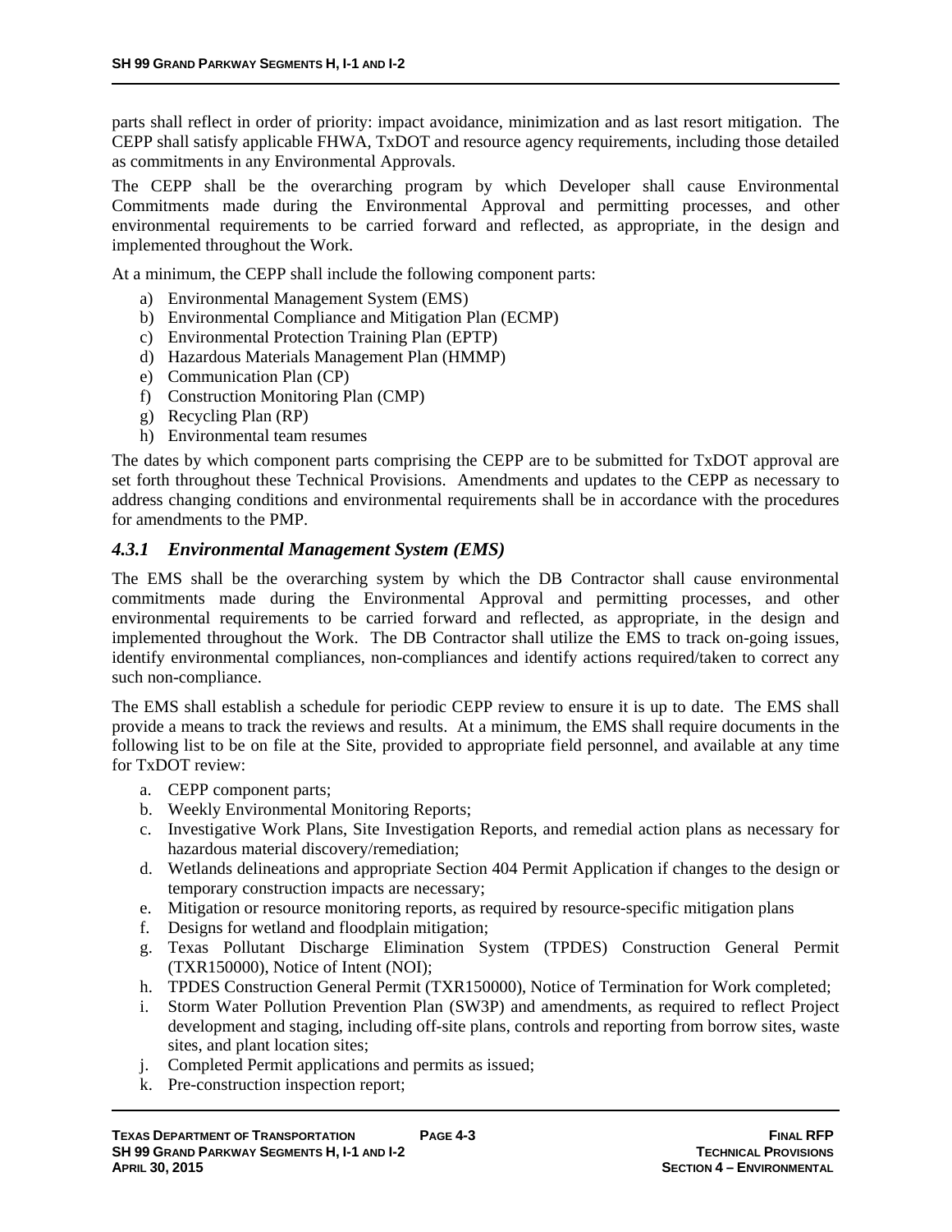parts shall reflect in order of priority: impact avoidance, minimization and as last resort mitigation. The CEPP shall satisfy applicable FHWA, TxDOT and resource agency requirements, including those detailed as commitments in any Environmental Approvals.

The CEPP shall be the overarching program by which Developer shall cause Environmental Commitments made during the Environmental Approval and permitting processes, and other environmental requirements to be carried forward and reflected, as appropriate, in the design and implemented throughout the Work.

At a minimum, the CEPP shall include the following component parts:

a) Environmental Management System (EMS)
b) Environmental Compliance and Mitigation Plan (ECMP)
c) Environmental Protection Training Plan (EPTP)
d) Hazardous Materials Management Plan (HMMP)
e) Communication Plan (CP)
f) Construction Monitoring Plan (CMP)
g) Recycling Plan (RP)
h) Environmental team resumes

The dates by which component parts comprising the CEPP are to be submitted for TxDOT approval are set forth throughout these Technical Provisions. Amendments and updates to the CEPP as necessary to address changing conditions and environmental requirements shall be in accordance with the procedures for amendments to the PMP.

### *4.3.1 Environmental Management System (EMS)*

The EMS shall be the overarching system by which the DB Contractor shall cause environmental commitments made during the Environmental Approval and permitting processes, and other environmental requirements to be carried forward and reflected, as appropriate, in the design and implemented throughout the Work. The DB Contractor shall utilize the EMS to track on-going issues, identify environmental compliances, non-compliances and identify actions required/taken to correct any such non-compliance.

The EMS shall establish a schedule for periodic CEPP review to ensure it is up to date. The EMS shall provide a means to track the reviews and results. At a minimum, the EMS shall require documents in the following list to be on file at the Site, provided to appropriate field personnel, and available at any time for TxDOT review:

a. CEPP component parts;
b. Weekly Environmental Monitoring Reports;
c. Investigative Work Plans, Site Investigation Reports, and remedial action plans as necessary for hazardous material discovery/remediation;
d. Wetlands delineations and appropriate Section 404 Permit Application if changes to the design or temporary construction impacts are necessary;
e. Mitigation or resource monitoring reports, as required by resource-specific mitigation plans
f. Designs for wetland and floodplain mitigation;
g. Texas Pollutant Discharge Elimination System (TPDES) Construction General Permit (TXR150000), Notice of Intent (NOI);
h. TPDES Construction General Permit (TXR150000), Notice of Termination for Work completed;
i. Storm Water Pollution Prevention Plan (SW3P) and amendments, as required to reflect Project development and staging, including off-site plans, controls and reporting from borrow sites, waste sites, and plant location sites;
j. Completed Permit applications and permits as issued;
k. Pre-construction inspection report;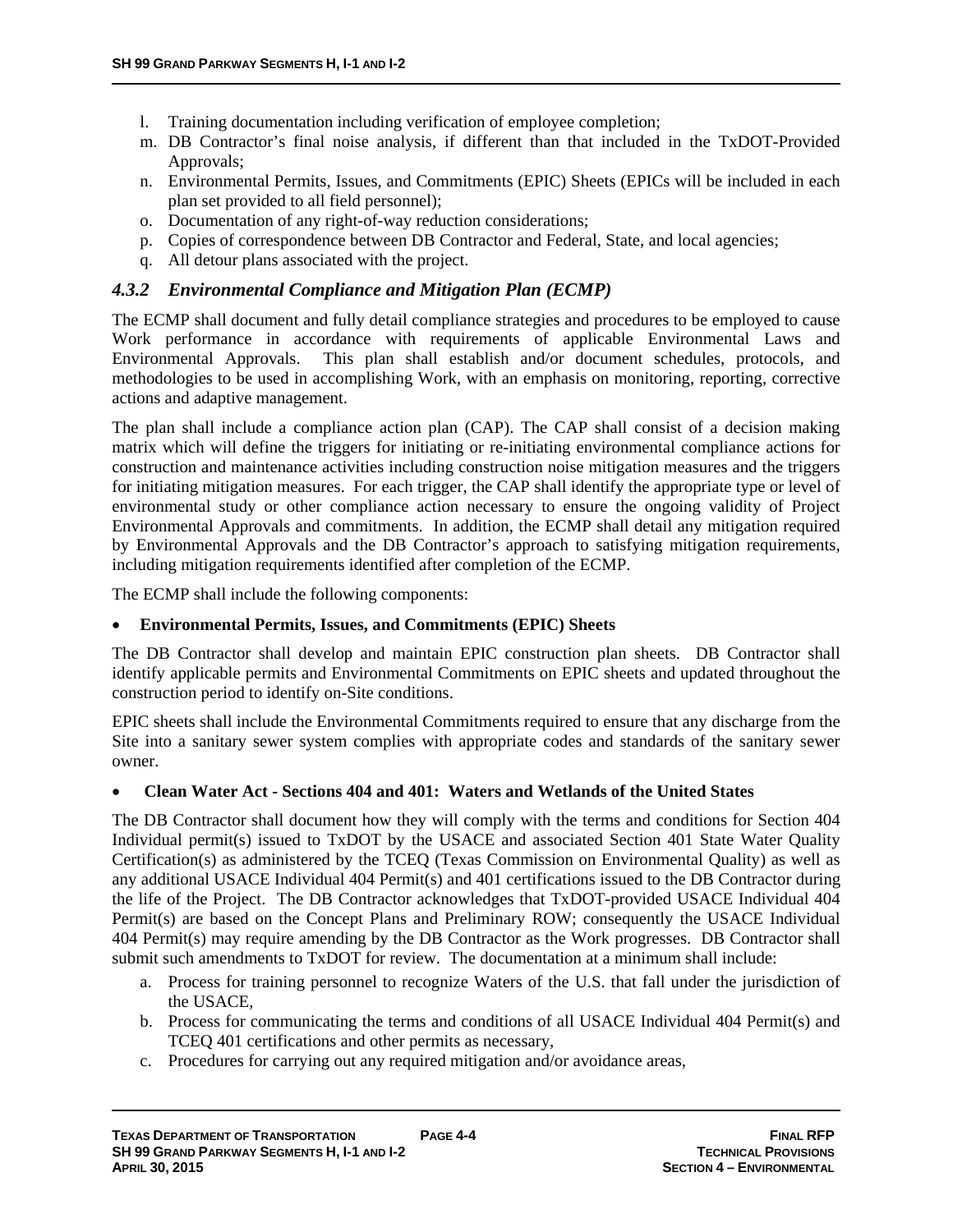l. Training documentation including verification of employee completion;
m. DB Contractor's final noise analysis, if different than that included in the TxDOT-Provided Approvals;
n. Environmental Permits, Issues, and Commitments (EPIC) Sheets (EPICs will be included in each plan set provided to all field personnel);
o. Documentation of any right-of-way reduction considerations;
p. Copies of correspondence between DB Contractor and Federal, State, and local agencies;
q. All detour plans associated with the project.

### *4.3.2 Environmental Compliance and Mitigation Plan (ECMP)*

The ECMP shall document and fully detail compliance strategies and procedures to be employed to cause Work performance in accordance with requirements of applicable Environmental Laws and Environmental Approvals. This plan shall establish and/or document schedules, protocols, and methodologies to be used in accomplishing Work, with an emphasis on monitoring, reporting, corrective actions and adaptive management.

The plan shall include a compliance action plan (CAP). The CAP shall consist of a decision making matrix which will define the triggers for initiating or re-initiating environmental compliance actions for construction and maintenance activities including construction noise mitigation measures and the triggers for initiating mitigation measures. For each trigger, the CAP shall identify the appropriate type or level of environmental study or other compliance action necessary to ensure the ongoing validity of Project Environmental Approvals and commitments. In addition, the ECMP shall detail any mitigation required by Environmental Approvals and the DB Contractor's approach to satisfying mitigation requirements, including mitigation requirements identified after completion of the ECMP.

The ECMP shall include the following components:

- **Environmental Permits, Issues, and Commitments (EPIC) Sheets**

The DB Contractor shall develop and maintain EPIC construction plan sheets. DB Contractor shall identify applicable permits and Environmental Commitments on EPIC sheets and updated throughout the construction period to identify on-Site conditions.

EPIC sheets shall include the Environmental Commitments required to ensure that any discharge from the Site into a sanitary sewer system complies with appropriate codes and standards of the sanitary sewer owner.

- **Clean Water Act - Sections 404 and 401: Waters and Wetlands of the United States**

The DB Contractor shall document how they will comply with the terms and conditions for Section 404 Individual permit(s) issued to TxDOT by the USACE and associated Section 401 State Water Quality Certification(s) as administered by the TCEQ (Texas Commission on Environmental Quality) as well as any additional USACE Individual 404 Permit(s) and 401 certifications issued to the DB Contractor during the life of the Project. The DB Contractor acknowledges that TxDOT-provided USACE Individual 404 Permit(s) are based on the Concept Plans and Preliminary ROW; consequently the USACE Individual 404 Permit(s) may require amending by the DB Contractor as the Work progresses. DB Contractor shall submit such amendments to TxDOT for review. The documentation at a minimum shall include:

a. Process for training personnel to recognize Waters of the U.S. that fall under the jurisdiction of the USACE,
b. Process for communicating the terms and conditions of all USACE Individual 404 Permit(s) and TCEQ 401 certifications and other permits as necessary,
c. Procedures for carrying out any required mitigation and/or avoidance areas,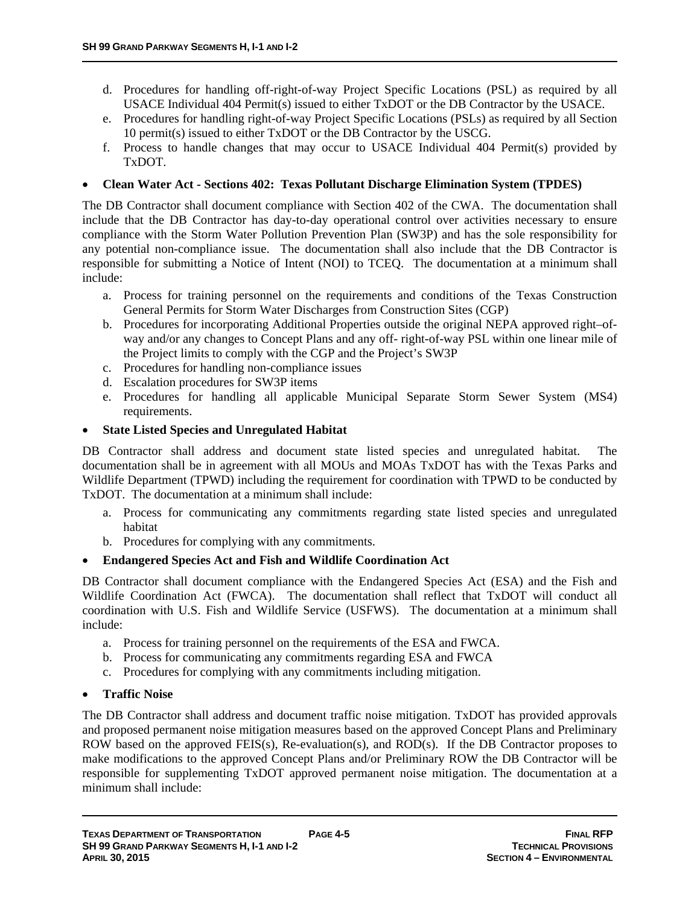d. Procedures for handling off-right-of-way Project Specific Locations (PSL) as required by all USACE Individual 404 Permit(s) issued to either TxDOT or the DB Contractor by the USACE.
e. Procedures for handling right-of-way Project Specific Locations (PSLs) as required by all Section 10 permit(s) issued to either TxDOT or the DB Contractor by the USCG.
f. Process to handle changes that may occur to USACE Individual 404 Permit(s) provided by TxDOT.

- **Clean Water Act - Sections 402: Texas Pollutant Discharge Elimination System (TPDES)**

The DB Contractor shall document compliance with Section 402 of the CWA. The documentation shall include that the DB Contractor has day-to-day operational control over activities necessary to ensure compliance with the Storm Water Pollution Prevention Plan (SW3P) and has the sole responsibility for any potential non-compliance issue. The documentation shall also include that the DB Contractor is responsible for submitting a Notice of Intent (NOI) to TCEQ. The documentation at a minimum shall include:

a. Process for training personnel on the requirements and conditions of the Texas Construction General Permits for Storm Water Discharges from Construction Sites (CGP)
b. Procedures for incorporating Additional Properties outside the original NEPA approved right–of-way and/or any changes to Concept Plans and any off- right-of-way PSL within one linear mile of the Project limits to comply with the CGP and the Project's SW3P
c. Procedures for handling non-compliance issues
d. Escalation procedures for SW3P items
e. Procedures for handling all applicable Municipal Separate Storm Sewer System (MS4) requirements.

- **State Listed Species and Unregulated Habitat**

DB Contractor shall address and document state listed species and unregulated habitat. The documentation shall be in agreement with all MOUs and MOAs TxDOT has with the Texas Parks and Wildlife Department (TPWD) including the requirement for coordination with TPWD to be conducted by TxDOT. The documentation at a minimum shall include:

a. Process for communicating any commitments regarding state listed species and unregulated habitat
b. Procedures for complying with any commitments.

- **Endangered Species Act and Fish and Wildlife Coordination Act**

DB Contractor shall document compliance with the Endangered Species Act (ESA) and the Fish and Wildlife Coordination Act (FWCA). The documentation shall reflect that TxDOT will conduct all coordination with U.S. Fish and Wildlife Service (USFWS). The documentation at a minimum shall include:

a. Process for training personnel on the requirements of the ESA and FWCA.
b. Process for communicating any commitments regarding ESA and FWCA
c. Procedures for complying with any commitments including mitigation.

- **Traffic Noise**

The DB Contractor shall address and document traffic noise mitigation. TxDOT has provided approvals and proposed permanent noise mitigation measures based on the approved Concept Plans and Preliminary ROW based on the approved FEIS(s), Re-evaluation(s), and ROD(s). If the DB Contractor proposes to make modifications to the approved Concept Plans and/or Preliminary ROW the DB Contractor will be responsible for supplementing TxDOT approved permanent noise mitigation. The documentation at a minimum shall include: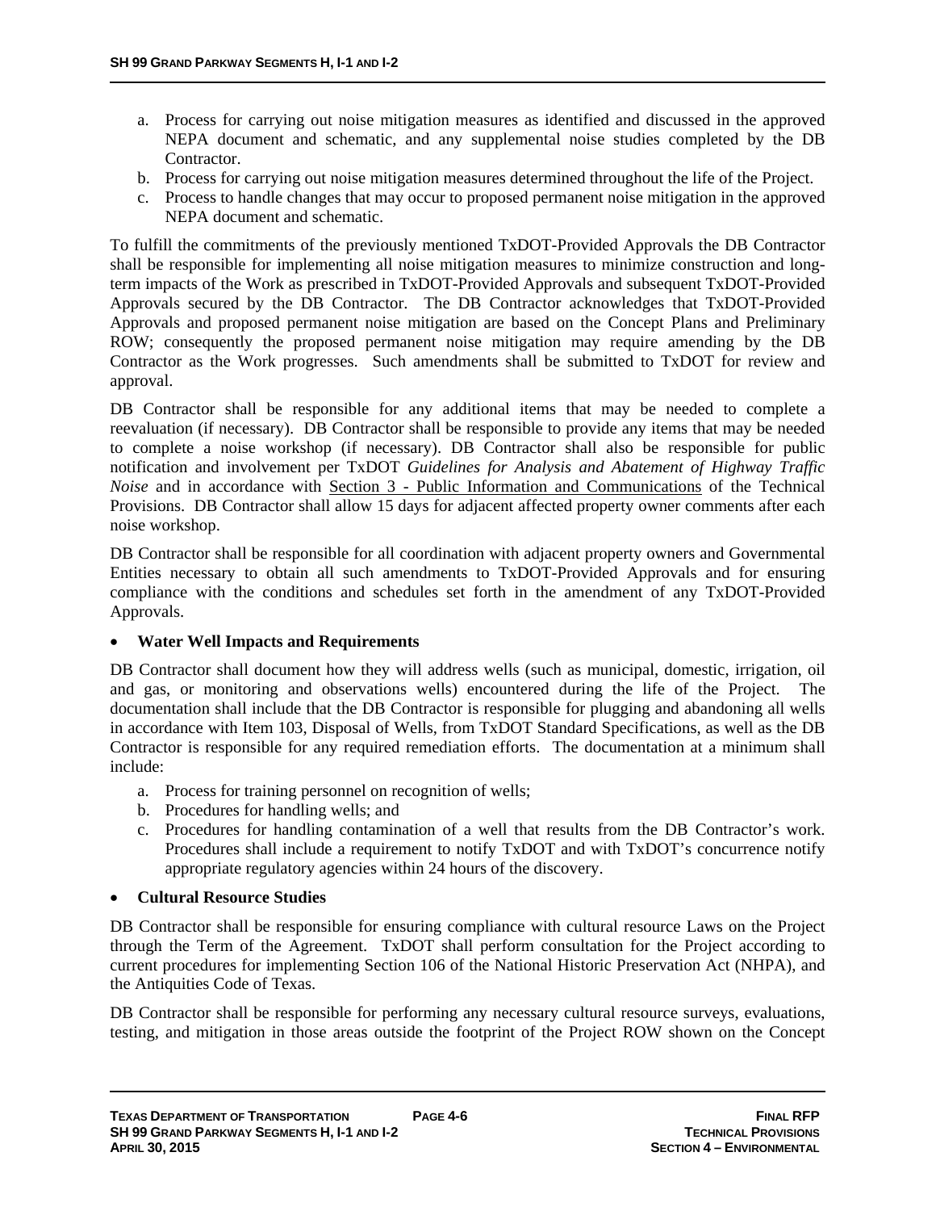a. Process for carrying out noise mitigation measures as identified and discussed in the approved NEPA document and schematic, and any supplemental noise studies completed by the DB Contractor.
b. Process for carrying out noise mitigation measures determined throughout the life of the Project.
c. Process to handle changes that may occur to proposed permanent noise mitigation in the approved NEPA document and schematic.

To fulfill the commitments of the previously mentioned TxDOT-Provided Approvals the DB Contractor shall be responsible for implementing all noise mitigation measures to minimize construction and long-term impacts of the Work as prescribed in TxDOT-Provided Approvals and subsequent TxDOT-Provided Approvals secured by the DB Contractor. The DB Contractor acknowledges that TxDOT-Provided Approvals and proposed permanent noise mitigation are based on the Concept Plans and Preliminary ROW; consequently the proposed permanent noise mitigation may require amending by the DB Contractor as the Work progresses. Such amendments shall be submitted to TxDOT for review and approval.

DB Contractor shall be responsible for any additional items that may be needed to complete a reevaluation (if necessary). DB Contractor shall be responsible to provide any items that may be needed to complete a noise workshop (if necessary). DB Contractor shall also be responsible for public notification and involvement per TxDOT *Guidelines for Analysis and Abatement of Highway Traffic Noise* and in accordance with Section 3 - Public Information and Communications of the Technical Provisions. DB Contractor shall allow 15 days for adjacent affected property owner comments after each noise workshop.

DB Contractor shall be responsible for all coordination with adjacent property owners and Governmental Entities necessary to obtain all such amendments to TxDOT-Provided Approvals and for ensuring compliance with the conditions and schedules set forth in the amendment of any TxDOT-Provided Approvals.

- **Water Well Impacts and Requirements**

DB Contractor shall document how they will address wells (such as municipal, domestic, irrigation, oil and gas, or monitoring and observations wells) encountered during the life of the Project. The documentation shall include that the DB Contractor is responsible for plugging and abandoning all wells in accordance with Item 103, Disposal of Wells, from TxDOT Standard Specifications, as well as the DB Contractor is responsible for any required remediation efforts. The documentation at a minimum shall include:

a. Process for training personnel on recognition of wells;
b. Procedures for handling wells; and
c. Procedures for handling contamination of a well that results from the DB Contractor's work. Procedures shall include a requirement to notify TxDOT and with TxDOT's concurrence notify appropriate regulatory agencies within 24 hours of the discovery.

- **Cultural Resource Studies**

DB Contractor shall be responsible for ensuring compliance with cultural resource Laws on the Project through the Term of the Agreement. TxDOT shall perform consultation for the Project according to current procedures for implementing Section 106 of the National Historic Preservation Act (NHPA), and the Antiquities Code of Texas.

DB Contractor shall be responsible for performing any necessary cultural resource surveys, evaluations, testing, and mitigation in those areas outside the footprint of the Project ROW shown on the Concept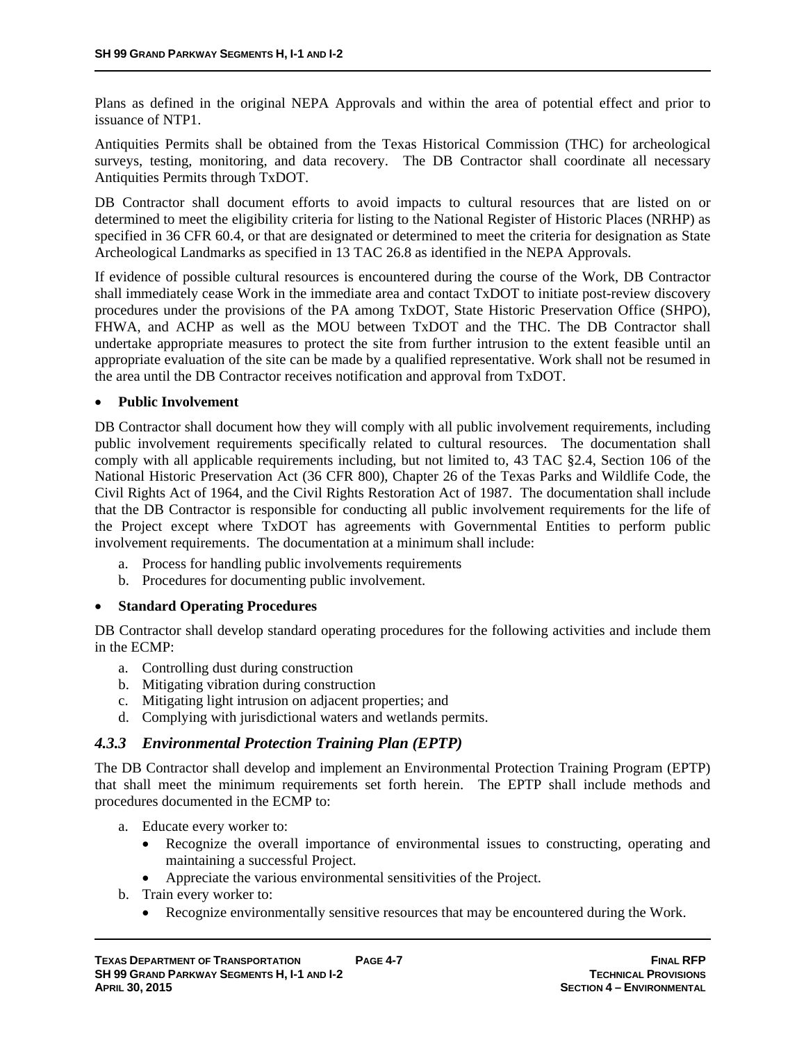Plans as defined in the original NEPA Approvals and within the area of potential effect and prior to issuance of NTP1.

Antiquities Permits shall be obtained from the Texas Historical Commission (THC) for archeological surveys, testing, monitoring, and data recovery. The DB Contractor shall coordinate all necessary Antiquities Permits through TxDOT.

DB Contractor shall document efforts to avoid impacts to cultural resources that are listed on or determined to meet the eligibility criteria for listing to the National Register of Historic Places (NRHP) as specified in 36 CFR 60.4, or that are designated or determined to meet the criteria for designation as State Archeological Landmarks as specified in 13 TAC 26.8 as identified in the NEPA Approvals.

If evidence of possible cultural resources is encountered during the course of the Work, DB Contractor shall immediately cease Work in the immediate area and contact TxDOT to initiate post-review discovery procedures under the provisions of the PA among TxDOT, State Historic Preservation Office (SHPO), FHWA, and ACHP as well as the MOU between TxDOT and the THC. The DB Contractor shall undertake appropriate measures to protect the site from further intrusion to the extent feasible until an appropriate evaluation of the site can be made by a qualified representative. Work shall not be resumed in the area until the DB Contractor receives notification and approval from TxDOT.

- **Public Involvement**

DB Contractor shall document how they will comply with all public involvement requirements, including public involvement requirements specifically related to cultural resources. The documentation shall comply with all applicable requirements including, but not limited to, 43 TAC §2.4, Section 106 of the National Historic Preservation Act (36 CFR 800), Chapter 26 of the Texas Parks and Wildlife Code, the Civil Rights Act of 1964, and the Civil Rights Restoration Act of 1987. The documentation shall include that the DB Contractor is responsible for conducting all public involvement requirements for the life of the Project except where TxDOT has agreements with Governmental Entities to perform public involvement requirements. The documentation at a minimum shall include:

a. Process for handling public involvements requirements
b. Procedures for documenting public involvement.

- **Standard Operating Procedures**

DB Contractor shall develop standard operating procedures for the following activities and include them in the ECMP:

a. Controlling dust during construction
b. Mitigating vibration during construction
c. Mitigating light intrusion on adjacent properties; and
d. Complying with jurisdictional waters and wetlands permits.

### *4.3.3 Environmental Protection Training Plan (EPTP)*

The DB Contractor shall develop and implement an Environmental Protection Training Program (EPTP) that shall meet the minimum requirements set forth herein. The EPTP shall include methods and procedures documented in the ECMP to:

a. Educate every worker to:
    - Recognize the overall importance of environmental issues to constructing, operating and maintaining a successful Project.
    - Appreciate the various environmental sensitivities of the Project.
b. Train every worker to:
    - Recognize environmentally sensitive resources that may be encountered during the Work.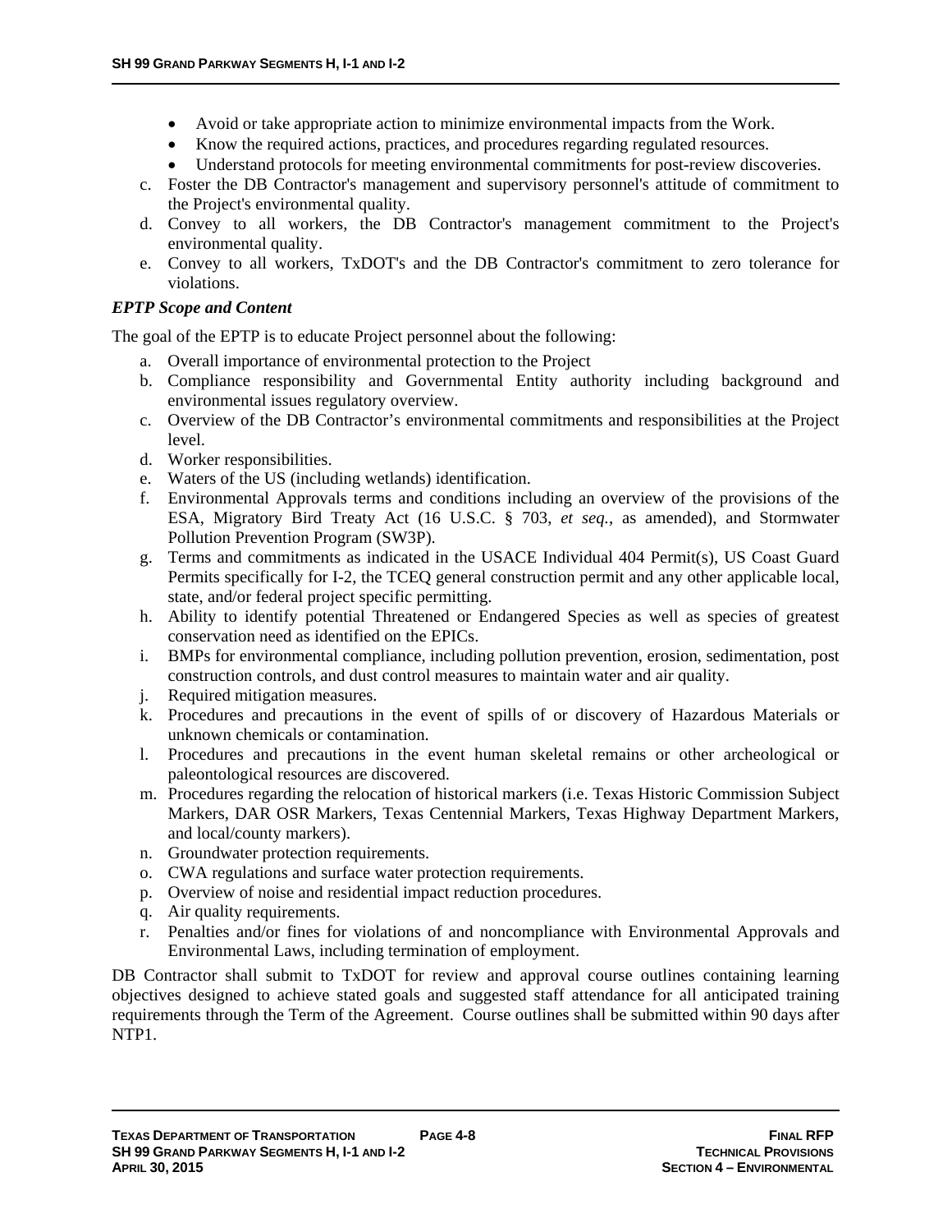- Avoid or take appropriate action to minimize environmental impacts from the Work.
- Know the required actions, practices, and procedures regarding regulated resources.
- Understand protocols for meeting environmental commitments for post-review discoveries.

c. Foster the DB Contractor's management and supervisory personnel's attitude of commitment to the Project's environmental quality.

d. Convey to all workers, the DB Contractor's management commitment to the Project's environmental quality.

e. Convey to all workers, TxDOT's and the DB Contractor's commitment to zero tolerance for violations.

***EPTP Scope and Content***

The goal of the EPTP is to educate Project personnel about the following:

a. Overall importance of environmental protection to the Project
b. Compliance responsibility and Governmental Entity authority including background and environmental issues regulatory overview.
c. Overview of the DB Contractor's environmental commitments and responsibilities at the Project level.
d. Worker responsibilities.
e. Waters of the US (including wetlands) identification.
f. Environmental Approvals terms and conditions including an overview of the provisions of the ESA, Migratory Bird Treaty Act (16 U.S.C. § 703, *et seq.*, as amended), and Stormwater Pollution Prevention Program (SW3P).
g. Terms and commitments as indicated in the USACE Individual 404 Permit(s), US Coast Guard Permits specifically for I-2, the TCEQ general construction permit and any other applicable local, state, and/or federal project specific permitting.
h. Ability to identify potential Threatened or Endangered Species as well as species of greatest conservation need as identified on the EPICs.
i. BMPs for environmental compliance, including pollution prevention, erosion, sedimentation, post construction controls, and dust control measures to maintain water and air quality.
j. Required mitigation measures.
k. Procedures and precautions in the event of spills of or discovery of Hazardous Materials or unknown chemicals or contamination.
l. Procedures and precautions in the event human skeletal remains or other archeological or paleontological resources are discovered.
m. Procedures regarding the relocation of historical markers (i.e. Texas Historic Commission Subject Markers, DAR OSR Markers, Texas Centennial Markers, Texas Highway Department Markers, and local/county markers).
n. Groundwater protection requirements.
o. CWA regulations and surface water protection requirements.
p. Overview of noise and residential impact reduction procedures.
q. Air quality requirements.
r. Penalties and/or fines for violations of and noncompliance with Environmental Approvals and Environmental Laws, including termination of employment.

DB Contractor shall submit to TxDOT for review and approval course outlines containing learning objectives designed to achieve stated goals and suggested staff attendance for all anticipated training requirements through the Term of the Agreement. Course outlines shall be submitted within 90 days after NTP1.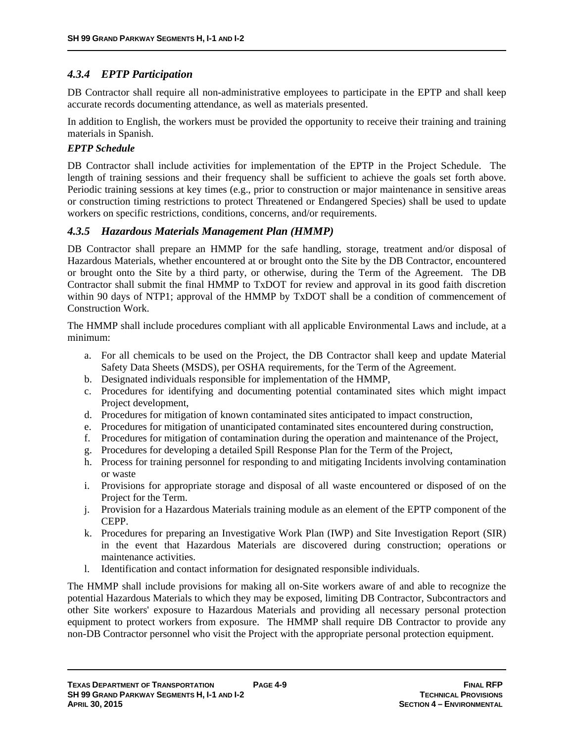### *4.3.4 EPTP Participation*

DB Contractor shall require all non-administrative employees to participate in the EPTP and shall keep accurate records documenting attendance, as well as materials presented.

In addition to English, the workers must be provided the opportunity to receive their training and training materials in Spanish.

***EPTP Schedule***

DB Contractor shall include activities for implementation of the EPTP in the Project Schedule. The length of training sessions and their frequency shall be sufficient to achieve the goals set forth above. Periodic training sessions at key times (e.g., prior to construction or major maintenance in sensitive areas or construction timing restrictions to protect Threatened or Endangered Species) shall be used to update workers on specific restrictions, conditions, concerns, and/or requirements.

### *4.3.5 Hazardous Materials Management Plan (HMMP)*

DB Contractor shall prepare an HMMP for the safe handling, storage, treatment and/or disposal of Hazardous Materials, whether encountered at or brought onto the Site by the DB Contractor, encountered or brought onto the Site by a third party, or otherwise, during the Term of the Agreement. The DB Contractor shall submit the final HMMP to TxDOT for review and approval in its good faith discretion within 90 days of NTP1; approval of the HMMP by TxDOT shall be a condition of commencement of Construction Work.

The HMMP shall include procedures compliant with all applicable Environmental Laws and include, at a minimum:

a. For all chemicals to be used on the Project, the DB Contractor shall keep and update Material Safety Data Sheets (MSDS), per OSHA requirements, for the Term of the Agreement.
b. Designated individuals responsible for implementation of the HMMP,
c. Procedures for identifying and documenting potential contaminated sites which might impact Project development,
d. Procedures for mitigation of known contaminated sites anticipated to impact construction,
e. Procedures for mitigation of unanticipated contaminated sites encountered during construction,
f. Procedures for mitigation of contamination during the operation and maintenance of the Project,
g. Procedures for developing a detailed Spill Response Plan for the Term of the Project,
h. Process for training personnel for responding to and mitigating Incidents involving contamination or waste
i. Provisions for appropriate storage and disposal of all waste encountered or disposed of on the Project for the Term.
j. Provision for a Hazardous Materials training module as an element of the EPTP component of the CEPP.
k. Procedures for preparing an Investigative Work Plan (IWP) and Site Investigation Report (SIR) in the event that Hazardous Materials are discovered during construction; operations or maintenance activities.
l. Identification and contact information for designated responsible individuals.

The HMMP shall include provisions for making all on-Site workers aware of and able to recognize the potential Hazardous Materials to which they may be exposed, limiting DB Contractor, Subcontractors and other Site workers' exposure to Hazardous Materials and providing all necessary personal protection equipment to protect workers from exposure. The HMMP shall require DB Contractor to provide any non-DB Contractor personnel who visit the Project with the appropriate personal protection equipment.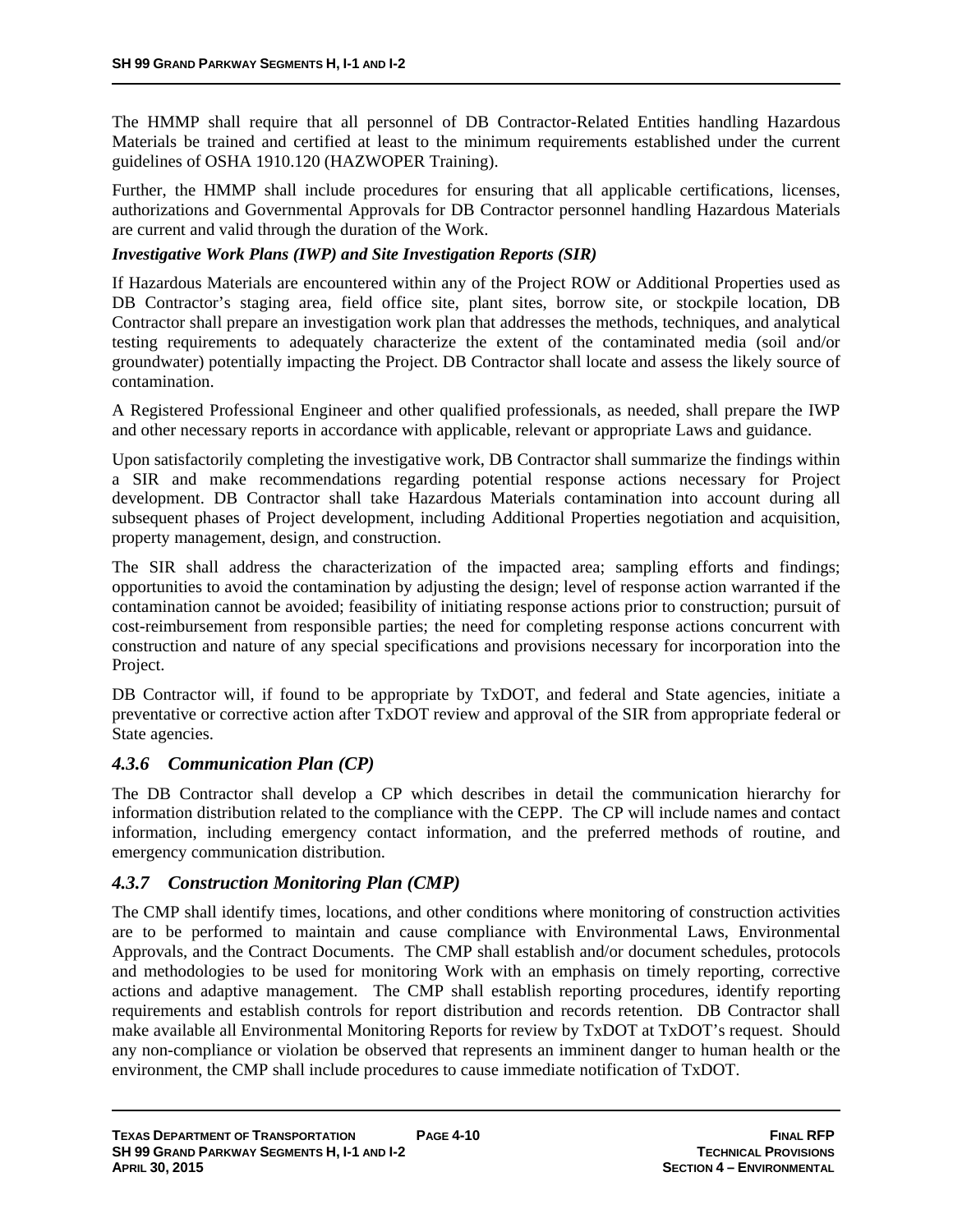The HMMP shall require that all personnel of DB Contractor-Related Entities handling Hazardous Materials be trained and certified at least to the minimum requirements established under the current guidelines of OSHA 1910.120 (HAZWOPER Training).

Further, the HMMP shall include procedures for ensuring that all applicable certifications, licenses, authorizations and Governmental Approvals for DB Contractor personnel handling Hazardous Materials are current and valid through the duration of the Work.

***Investigative Work Plans (IWP) and Site Investigation Reports (SIR)***

If Hazardous Materials are encountered within any of the Project ROW or Additional Properties used as DB Contractor's staging area, field office site, plant sites, borrow site, or stockpile location, DB Contractor shall prepare an investigation work plan that addresses the methods, techniques, and analytical testing requirements to adequately characterize the extent of the contaminated media (soil and/or groundwater) potentially impacting the Project. DB Contractor shall locate and assess the likely source of contamination.

A Registered Professional Engineer and other qualified professionals, as needed, shall prepare the IWP and other necessary reports in accordance with applicable, relevant or appropriate Laws and guidance.

Upon satisfactorily completing the investigative work, DB Contractor shall summarize the findings within a SIR and make recommendations regarding potential response actions necessary for Project development. DB Contractor shall take Hazardous Materials contamination into account during all subsequent phases of Project development, including Additional Properties negotiation and acquisition, property management, design, and construction.

The SIR shall address the characterization of the impacted area; sampling efforts and findings; opportunities to avoid the contamination by adjusting the design; level of response action warranted if the contamination cannot be avoided; feasibility of initiating response actions prior to construction; pursuit of cost-reimbursement from responsible parties; the need for completing response actions concurrent with construction and nature of any special specifications and provisions necessary for incorporation into the Project.

DB Contractor will, if found to be appropriate by TxDOT, and federal and State agencies, initiate a preventative or corrective action after TxDOT review and approval of the SIR from appropriate federal or State agencies.

### *4.3.6 Communication Plan (CP)*

The DB Contractor shall develop a CP which describes in detail the communication hierarchy for information distribution related to the compliance with the CEPP. The CP will include names and contact information, including emergency contact information, and the preferred methods of routine, and emergency communication distribution.

### *4.3.7 Construction Monitoring Plan (CMP)*

The CMP shall identify times, locations, and other conditions where monitoring of construction activities are to be performed to maintain and cause compliance with Environmental Laws, Environmental Approvals, and the Contract Documents. The CMP shall establish and/or document schedules, protocols and methodologies to be used for monitoring Work with an emphasis on timely reporting, corrective actions and adaptive management. The CMP shall establish reporting procedures, identify reporting requirements and establish controls for report distribution and records retention. DB Contractor shall make available all Environmental Monitoring Reports for review by TxDOT at TxDOT's request. Should any non-compliance or violation be observed that represents an imminent danger to human health or the environment, the CMP shall include procedures to cause immediate notification of TxDOT.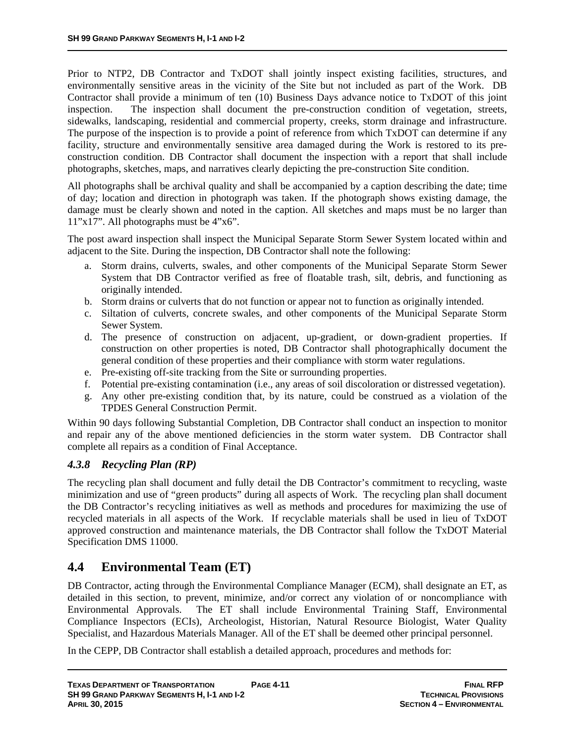Prior to NTP2, DB Contractor and TxDOT shall jointly inspect existing facilities, structures, and environmentally sensitive areas in the vicinity of the Site but not included as part of the Work. DB Contractor shall provide a minimum of ten (10) Business Days advance notice to TxDOT of this joint inspection. The inspection shall document the pre-construction condition of vegetation, streets, sidewalks, landscaping, residential and commercial property, creeks, storm drainage and infrastructure. The purpose of the inspection is to provide a point of reference from which TxDOT can determine if any facility, structure and environmentally sensitive area damaged during the Work is restored to its pre-construction condition. DB Contractor shall document the inspection with a report that shall include photographs, sketches, maps, and narratives clearly depicting the pre-construction Site condition.

All photographs shall be archival quality and shall be accompanied by a caption describing the date; time of day; location and direction in photograph was taken. If the photograph shows existing damage, the damage must be clearly shown and noted in the caption. All sketches and maps must be no larger than 11”x17”. All photographs must be 4”x6”.

The post award inspection shall inspect the Municipal Separate Storm Sewer System located within and adjacent to the Site. During the inspection, DB Contractor shall note the following:

a. Storm drains, culverts, swales, and other components of the Municipal Separate Storm Sewer System that DB Contractor verified as free of floatable trash, silt, debris, and functioning as originally intended.
b. Storm drains or culverts that do not function or appear not to function as originally intended.
c. Siltation of culverts, concrete swales, and other components of the Municipal Separate Storm Sewer System.
d. The presence of construction on adjacent, up-gradient, or down-gradient properties. If construction on other properties is noted, DB Contractor shall photographically document the general condition of these properties and their compliance with storm water regulations.
e. Pre-existing off-site tracking from the Site or surrounding properties.
f. Potential pre-existing contamination (i.e., any areas of soil discoloration or distressed vegetation).
g. Any other pre-existing condition that, by its nature, could be construed as a violation of the TPDES General Construction Permit.

Within 90 days following Substantial Completion, DB Contractor shall conduct an inspection to monitor and repair any of the above mentioned deficiencies in the storm water system. DB Contractor shall complete all repairs as a condition of Final Acceptance.

### *4.3.8 Recycling Plan (RP)*

The recycling plan shall document and fully detail the DB Contractor’s commitment to recycling, waste minimization and use of “green products” during all aspects of Work. The recycling plan shall document the DB Contractor’s recycling initiatives as well as methods and procedures for maximizing the use of recycled materials in all aspects of the Work. If recyclable materials shall be used in lieu of TxDOT approved construction and maintenance materials, the DB Contractor shall follow the TxDOT Material Specification DMS 11000.

## 4.4 Environmental Team (ET)

DB Contractor, acting through the Environmental Compliance Manager (ECM), shall designate an ET, as detailed in this section, to prevent, minimize, and/or correct any violation of or noncompliance with Environmental Approvals. The ET shall include Environmental Training Staff, Environmental Compliance Inspectors (ECIs), Archeologist, Historian, Natural Resource Biologist, Water Quality Specialist, and Hazardous Materials Manager. All of the ET shall be deemed other principal personnel.

In the CEPP, DB Contractor shall establish a detailed approach, procedures and methods for: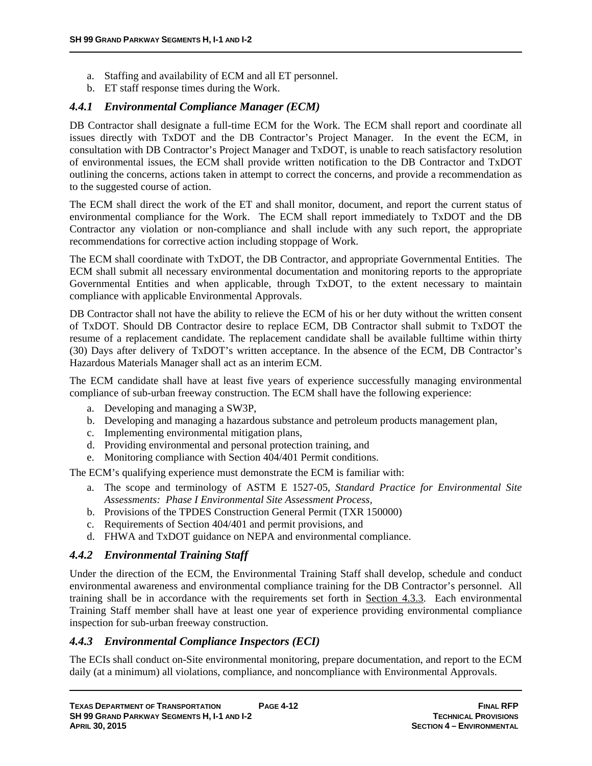a. Staffing and availability of ECM and all ET personnel.
b. ET staff response times during the Work.

### *4.4.1 Environmental Compliance Manager (ECM)*

DB Contractor shall designate a full-time ECM for the Work. The ECM shall report and coordinate all issues directly with TxDOT and the DB Contractor's Project Manager. In the event the ECM, in consultation with DB Contractor's Project Manager and TxDOT, is unable to reach satisfactory resolution of environmental issues, the ECM shall provide written notification to the DB Contractor and TxDOT outlining the concerns, actions taken in attempt to correct the concerns, and provide a recommendation as to the suggested course of action.

The ECM shall direct the work of the ET and shall monitor, document, and report the current status of environmental compliance for the Work. The ECM shall report immediately to TxDOT and the DB Contractor any violation or non-compliance and shall include with any such report, the appropriate recommendations for corrective action including stoppage of Work.

The ECM shall coordinate with TxDOT, the DB Contractor, and appropriate Governmental Entities. The ECM shall submit all necessary environmental documentation and monitoring reports to the appropriate Governmental Entities and when applicable, through TxDOT, to the extent necessary to maintain compliance with applicable Environmental Approvals.

DB Contractor shall not have the ability to relieve the ECM of his or her duty without the written consent of TxDOT. Should DB Contractor desire to replace ECM, DB Contractor shall submit to TxDOT the resume of a replacement candidate. The replacement candidate shall be available fulltime within thirty (30) Days after delivery of TxDOT's written acceptance. In the absence of the ECM, DB Contractor's Hazardous Materials Manager shall act as an interim ECM.

The ECM candidate shall have at least five years of experience successfully managing environmental compliance of sub-urban freeway construction. The ECM shall have the following experience:

a. Developing and managing a SW3P,
b. Developing and managing a hazardous substance and petroleum products management plan,
c. Implementing environmental mitigation plans,
d. Providing environmental and personal protection training, and
e. Monitoring compliance with Section 404/401 Permit conditions.

The ECM's qualifying experience must demonstrate the ECM is familiar with:

a. The scope and terminology of ASTM E 1527-05, *Standard Practice for Environmental Site Assessments: Phase I Environmental Site Assessment Process,*
b. Provisions of the TPDES Construction General Permit (TXR 150000)
c. Requirements of Section 404/401 and permit provisions, and
d. FHWA and TxDOT guidance on NEPA and environmental compliance.

### *4.4.2 Environmental Training Staff*

Under the direction of the ECM, the Environmental Training Staff shall develop, schedule and conduct environmental awareness and environmental compliance training for the DB Contractor's personnel. All training shall be in accordance with the requirements set forth in Section 4.3.3. Each environmental Training Staff member shall have at least one year of experience providing environmental compliance inspection for sub-urban freeway construction.

### *4.4.3 Environmental Compliance Inspectors (ECI)*

The ECIs shall conduct on-Site environmental monitoring, prepare documentation, and report to the ECM daily (at a minimum) all violations, compliance, and noncompliance with Environmental Approvals.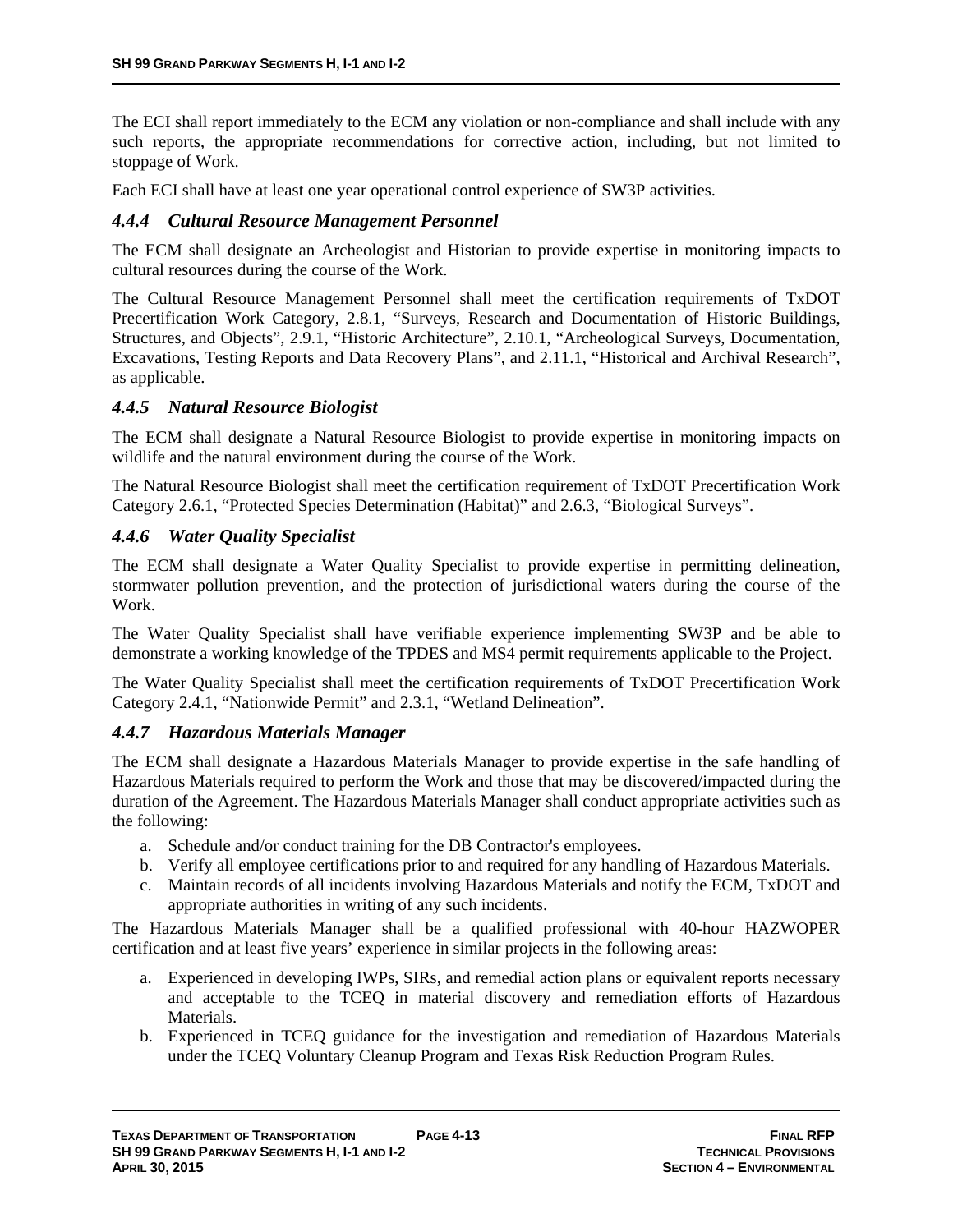The ECI shall report immediately to the ECM any violation or non-compliance and shall include with any such reports, the appropriate recommendations for corrective action, including, but not limited to stoppage of Work.

Each ECI shall have at least one year operational control experience of SW3P activities.

### *4.4.4 Cultural Resource Management Personnel*

The ECM shall designate an Archeologist and Historian to provide expertise in monitoring impacts to cultural resources during the course of the Work.

The Cultural Resource Management Personnel shall meet the certification requirements of TxDOT Precertification Work Category, 2.8.1, "Surveys, Research and Documentation of Historic Buildings, Structures, and Objects", 2.9.1, "Historic Architecture", 2.10.1, "Archeological Surveys, Documentation, Excavations, Testing Reports and Data Recovery Plans", and 2.11.1, "Historical and Archival Research", as applicable.

### *4.4.5 Natural Resource Biologist*

The ECM shall designate a Natural Resource Biologist to provide expertise in monitoring impacts on wildlife and the natural environment during the course of the Work.

The Natural Resource Biologist shall meet the certification requirement of TxDOT Precertification Work Category 2.6.1, "Protected Species Determination (Habitat)" and 2.6.3, "Biological Surveys".

### *4.4.6 Water Quality Specialist*

The ECM shall designate a Water Quality Specialist to provide expertise in permitting delineation, stormwater pollution prevention, and the protection of jurisdictional waters during the course of the Work.

The Water Quality Specialist shall have verifiable experience implementing SW3P and be able to demonstrate a working knowledge of the TPDES and MS4 permit requirements applicable to the Project.

The Water Quality Specialist shall meet the certification requirements of TxDOT Precertification Work Category 2.4.1, "Nationwide Permit" and 2.3.1, "Wetland Delineation".

### *4.4.7 Hazardous Materials Manager*

The ECM shall designate a Hazardous Materials Manager to provide expertise in the safe handling of Hazardous Materials required to perform the Work and those that may be discovered/impacted during the duration of the Agreement. The Hazardous Materials Manager shall conduct appropriate activities such as the following:

a. Schedule and/or conduct training for the DB Contractor's employees.
b. Verify all employee certifications prior to and required for any handling of Hazardous Materials.
c. Maintain records of all incidents involving Hazardous Materials and notify the ECM, TxDOT and appropriate authorities in writing of any such incidents.

The Hazardous Materials Manager shall be a qualified professional with 40-hour HAZWOPER certification and at least five years' experience in similar projects in the following areas:

a. Experienced in developing IWPs, SIRs, and remedial action plans or equivalent reports necessary and acceptable to the TCEQ in material discovery and remediation efforts of Hazardous Materials.
b. Experienced in TCEQ guidance for the investigation and remediation of Hazardous Materials under the TCEQ Voluntary Cleanup Program and Texas Risk Reduction Program Rules.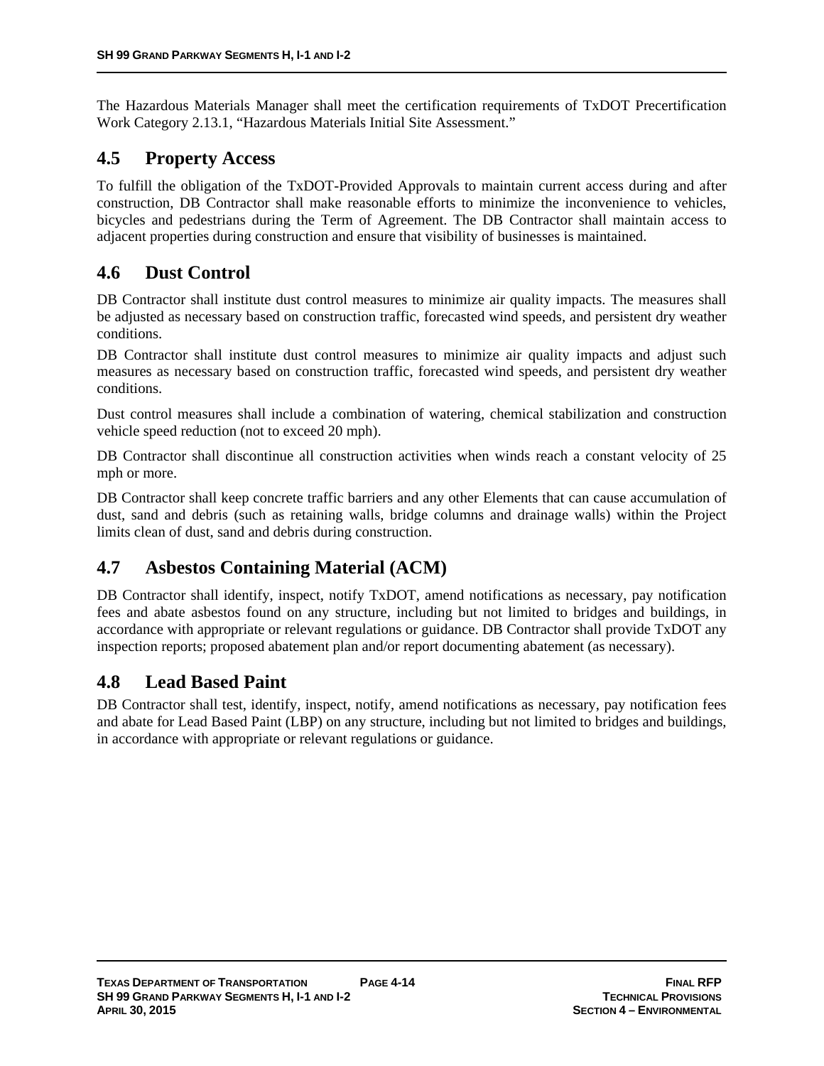The Hazardous Materials Manager shall meet the certification requirements of TxDOT Precertification Work Category 2.13.1, "Hazardous Materials Initial Site Assessment."

## 4.5 Property Access

To fulfill the obligation of the TxDOT-Provided Approvals to maintain current access during and after construction, DB Contractor shall make reasonable efforts to minimize the inconvenience to vehicles, bicycles and pedestrians during the Term of Agreement. The DB Contractor shall maintain access to adjacent properties during construction and ensure that visibility of businesses is maintained.

## 4.6 Dust Control

DB Contractor shall institute dust control measures to minimize air quality impacts. The measures shall be adjusted as necessary based on construction traffic, forecasted wind speeds, and persistent dry weather conditions.

DB Contractor shall institute dust control measures to minimize air quality impacts and adjust such measures as necessary based on construction traffic, forecasted wind speeds, and persistent dry weather conditions.

Dust control measures shall include a combination of watering, chemical stabilization and construction vehicle speed reduction (not to exceed 20 mph).

DB Contractor shall discontinue all construction activities when winds reach a constant velocity of 25 mph or more.

DB Contractor shall keep concrete traffic barriers and any other Elements that can cause accumulation of dust, sand and debris (such as retaining walls, bridge columns and drainage walls) within the Project limits clean of dust, sand and debris during construction.

## 4.7 Asbestos Containing Material (ACM)

DB Contractor shall identify, inspect, notify TxDOT, amend notifications as necessary, pay notification fees and abate asbestos found on any structure, including but not limited to bridges and buildings, in accordance with appropriate or relevant regulations or guidance. DB Contractor shall provide TxDOT any inspection reports; proposed abatement plan and/or report documenting abatement (as necessary).

## 4.8 Lead Based Paint

DB Contractor shall test, identify, inspect, notify, amend notifications as necessary, pay notification fees and abate for Lead Based Paint (LBP) on any structure, including but not limited to bridges and buildings, in accordance with appropriate or relevant regulations or guidance.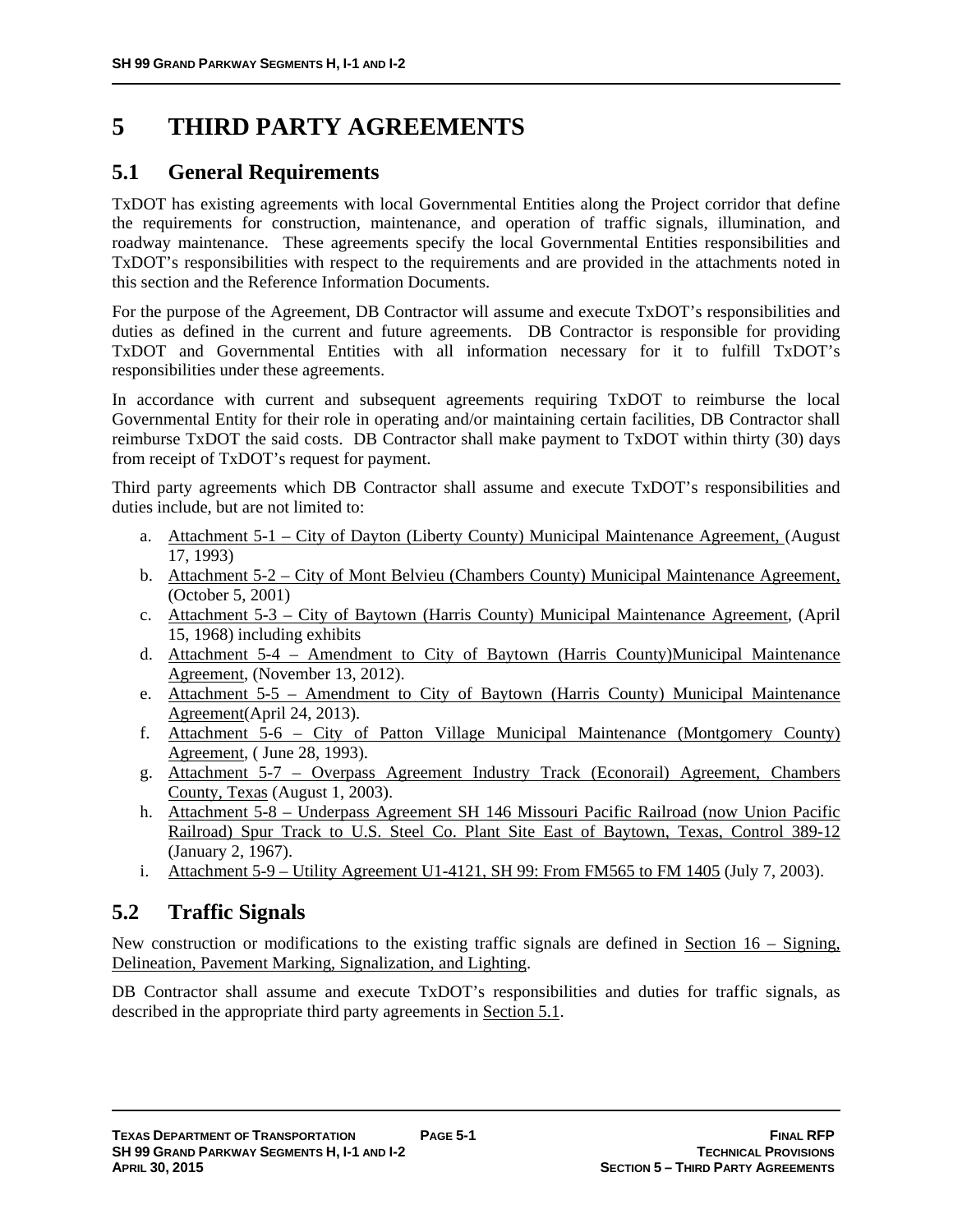# 5 THIRD PARTY AGREEMENTS

## 5.1 General Requirements

TxDOT has existing agreements with local Governmental Entities along the Project corridor that define the requirements for construction, maintenance, and operation of traffic signals, illumination, and roadway maintenance. These agreements specify the local Governmental Entities responsibilities and TxDOT's responsibilities with respect to the requirements and are provided in the attachments noted in this section and the Reference Information Documents.

For the purpose of the Agreement, DB Contractor will assume and execute TxDOT's responsibilities and duties as defined in the current and future agreements. DB Contractor is responsible for providing TxDOT and Governmental Entities with all information necessary for it to fulfill TxDOT's responsibilities under these agreements.

In accordance with current and subsequent agreements requiring TxDOT to reimburse the local Governmental Entity for their role in operating and/or maintaining certain facilities, DB Contractor shall reimburse TxDOT the said costs. DB Contractor shall make payment to TxDOT within thirty (30) days from receipt of TxDOT's request for payment.

Third party agreements which DB Contractor shall assume and execute TxDOT's responsibilities and duties include, but are not limited to:

a. Attachment 5-1 – City of Dayton (Liberty County) Municipal Maintenance Agreement, (August 17, 1993)
b. Attachment 5-2 – City of Mont Belvieu (Chambers County) Municipal Maintenance Agreement, (October 5, 2001)
c. Attachment 5-3 – City of Baytown (Harris County) Municipal Maintenance Agreement, (April 15, 1968) including exhibits
d. Attachment 5-4 – Amendment to City of Baytown (Harris County)Municipal Maintenance Agreement, (November 13, 2012).
e. Attachment 5-5 – Amendment to City of Baytown (Harris County) Municipal Maintenance Agreement(April 24, 2013).
f. Attachment 5-6 – City of Patton Village Municipal Maintenance (Montgomery County) Agreement, ( June 28, 1993).
g. Attachment 5-7 – Overpass Agreement Industry Track (Econorail) Agreement, Chambers County, Texas (August 1, 2003).
h. Attachment 5-8 – Underpass Agreement SH 146 Missouri Pacific Railroad (now Union Pacific Railroad) Spur Track to U.S. Steel Co. Plant Site East of Baytown, Texas, Control 389-12 (January 2, 1967).
i. Attachment 5-9 – Utility Agreement U1-4121, SH 99: From FM565 to FM 1405 (July 7, 2003).

## 5.2 Traffic Signals

New construction or modifications to the existing traffic signals are defined in Section 16 – Signing, Delineation, Pavement Marking, Signalization, and Lighting.

DB Contractor shall assume and execute TxDOT's responsibilities and duties for traffic signals, as described in the appropriate third party agreements in Section 5.1.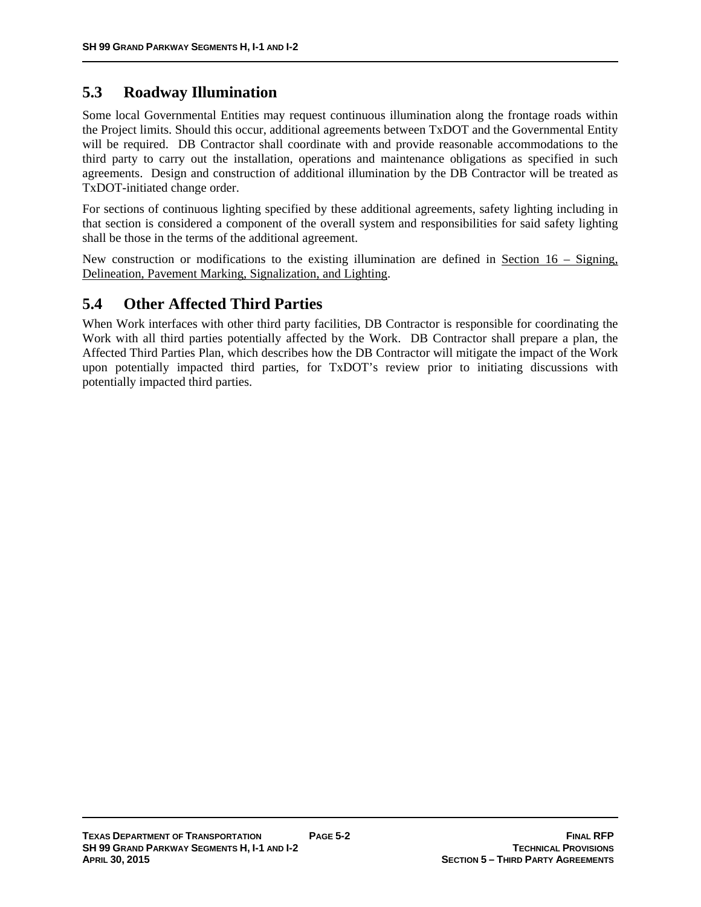## 5.3 Roadway Illumination

Some local Governmental Entities may request continuous illumination along the frontage roads within the Project limits. Should this occur, additional agreements between TxDOT and the Governmental Entity will be required. DB Contractor shall coordinate with and provide reasonable accommodations to the third party to carry out the installation, operations and maintenance obligations as specified in such agreements. Design and construction of additional illumination by the DB Contractor will be treated as TxDOT-initiated change order.

For sections of continuous lighting specified by these additional agreements, safety lighting including in that section is considered a component of the overall system and responsibilities for said safety lighting shall be those in the terms of the additional agreement.

New construction or modifications to the existing illumination are defined in Section 16 – Signing, Delineation, Pavement Marking, Signalization, and Lighting.

## 5.4 Other Affected Third Parties

When Work interfaces with other third party facilities, DB Contractor is responsible for coordinating the Work with all third parties potentially affected by the Work. DB Contractor shall prepare a plan, the Affected Third Parties Plan, which describes how the DB Contractor will mitigate the impact of the Work upon potentially impacted third parties, for TxDOT's review prior to initiating discussions with potentially impacted third parties.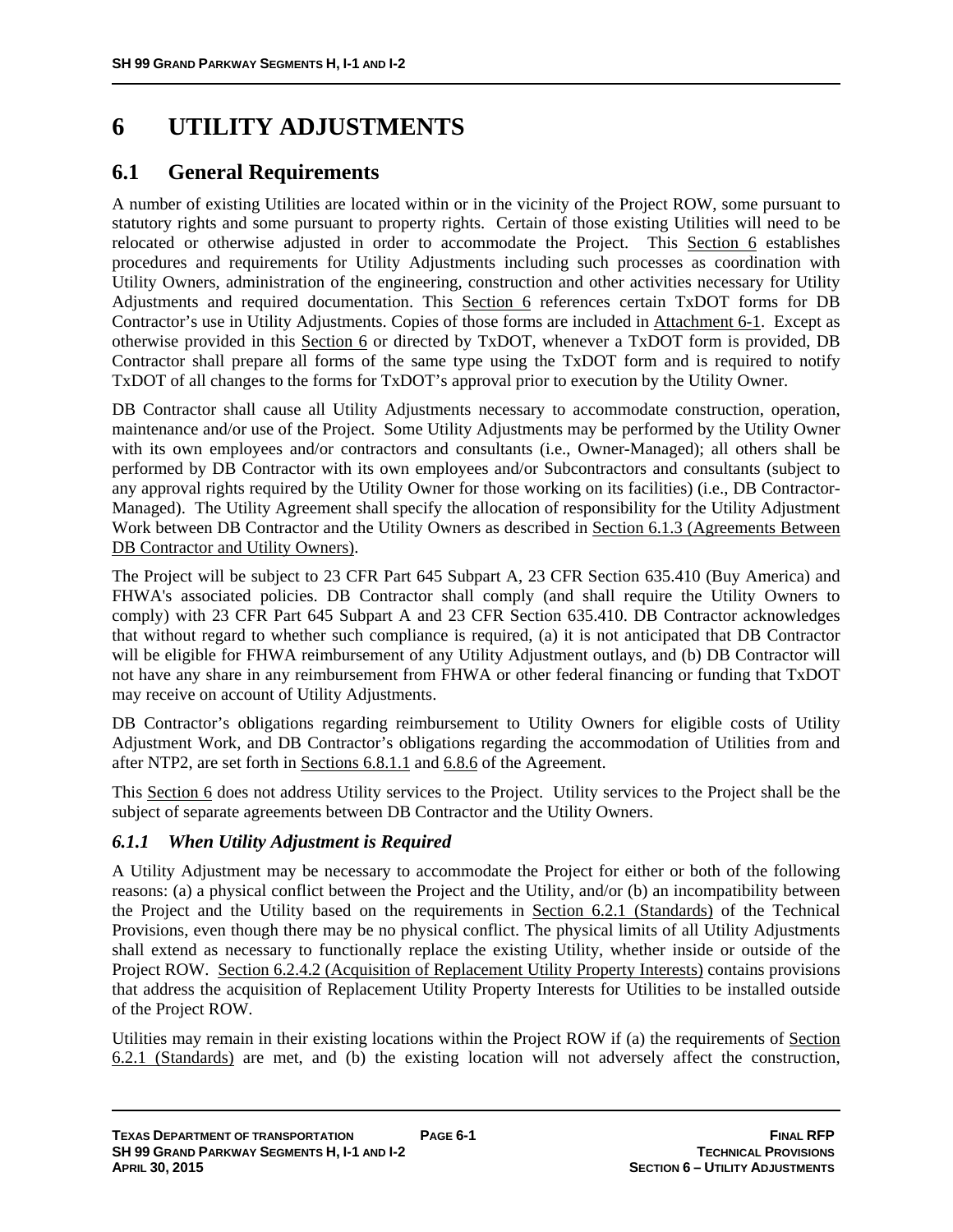# 6 UTILITY ADJUSTMENTS

## 6.1 General Requirements

A number of existing Utilities are located within or in the vicinity of the Project ROW, some pursuant to statutory rights and some pursuant to property rights. Certain of those existing Utilities will need to be relocated or otherwise adjusted in order to accommodate the Project. This Section 6 establishes procedures and requirements for Utility Adjustments including such processes as coordination with Utility Owners, administration of the engineering, construction and other activities necessary for Utility Adjustments and required documentation. This Section 6 references certain TxDOT forms for DB Contractor's use in Utility Adjustments. Copies of those forms are included in Attachment 6-1. Except as otherwise provided in this Section 6 or directed by TxDOT, whenever a TxDOT form is provided, DB Contractor shall prepare all forms of the same type using the TxDOT form and is required to notify TxDOT of all changes to the forms for TxDOT's approval prior to execution by the Utility Owner.

DB Contractor shall cause all Utility Adjustments necessary to accommodate construction, operation, maintenance and/or use of the Project. Some Utility Adjustments may be performed by the Utility Owner with its own employees and/or contractors and consultants (i.e., Owner-Managed); all others shall be performed by DB Contractor with its own employees and/or Subcontractors and consultants (subject to any approval rights required by the Utility Owner for those working on its facilities) (i.e., DB Contractor-Managed). The Utility Agreement shall specify the allocation of responsibility for the Utility Adjustment Work between DB Contractor and the Utility Owners as described in Section 6.1.3 (Agreements Between DB Contractor and Utility Owners).

The Project will be subject to 23 CFR Part 645 Subpart A, 23 CFR Section 635.410 (Buy America) and FHWA's associated policies. DB Contractor shall comply (and shall require the Utility Owners to comply) with 23 CFR Part 645 Subpart A and 23 CFR Section 635.410. DB Contractor acknowledges that without regard to whether such compliance is required, (a) it is not anticipated that DB Contractor will be eligible for FHWA reimbursement of any Utility Adjustment outlays, and (b) DB Contractor will not have any share in any reimbursement from FHWA or other federal financing or funding that TxDOT may receive on account of Utility Adjustments.

DB Contractor's obligations regarding reimbursement to Utility Owners for eligible costs of Utility Adjustment Work, and DB Contractor's obligations regarding the accommodation of Utilities from and after NTP2, are set forth in Sections 6.8.1.1 and 6.8.6 of the Agreement.

This Section 6 does not address Utility services to the Project. Utility services to the Project shall be the subject of separate agreements between DB Contractor and the Utility Owners.

### *6.1.1 When Utility Adjustment is Required*

A Utility Adjustment may be necessary to accommodate the Project for either or both of the following reasons: (a) a physical conflict between the Project and the Utility, and/or (b) an incompatibility between the Project and the Utility based on the requirements in Section 6.2.1 (Standards) of the Technical Provisions, even though there may be no physical conflict. The physical limits of all Utility Adjustments shall extend as necessary to functionally replace the existing Utility, whether inside or outside of the Project ROW. Section 6.2.4.2 (Acquisition of Replacement Utility Property Interests) contains provisions that address the acquisition of Replacement Utility Property Interests for Utilities to be installed outside of the Project ROW.

Utilities may remain in their existing locations within the Project ROW if (a) the requirements of Section 6.2.1 (Standards) are met, and (b) the existing location will not adversely affect the construction,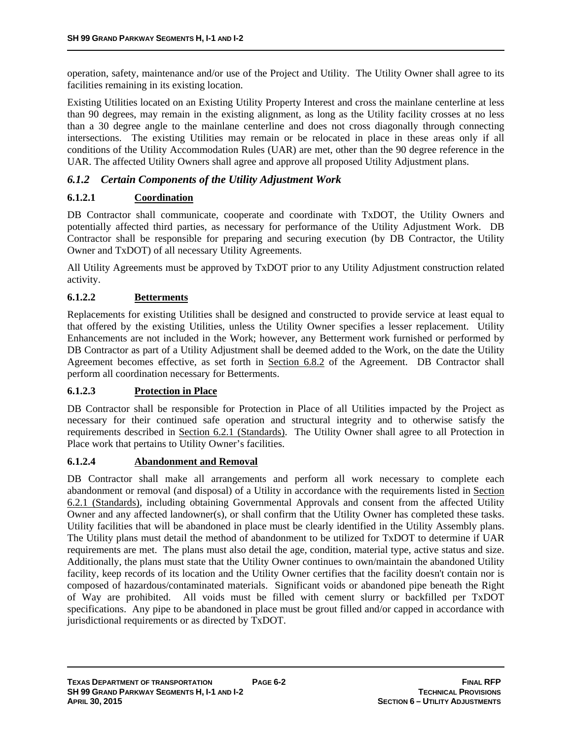operation, safety, maintenance and/or use of the Project and Utility. The Utility Owner shall agree to its facilities remaining in its existing location.

Existing Utilities located on an Existing Utility Property Interest and cross the mainlane centerline at less than 90 degrees, may remain in the existing alignment, as long as the Utility facility crosses at no less than a 30 degree angle to the mainlane centerline and does not cross diagonally through connecting intersections. The existing Utilities may remain or be relocated in place in these areas only if all conditions of the Utility Accommodation Rules (UAR) are met, other than the 90 degree reference in the UAR. The affected Utility Owners shall agree and approve all proposed Utility Adjustment plans.

### *6.1.2 Certain Components of the Utility Adjustment Work*

#### 6.1.2.1 Coordination

DB Contractor shall communicate, cooperate and coordinate with TxDOT, the Utility Owners and potentially affected third parties, as necessary for performance of the Utility Adjustment Work. DB Contractor shall be responsible for preparing and securing execution (by DB Contractor, the Utility Owner and TxDOT) of all necessary Utility Agreements.

All Utility Agreements must be approved by TxDOT prior to any Utility Adjustment construction related activity.

#### 6.1.2.2 Betterments

Replacements for existing Utilities shall be designed and constructed to provide service at least equal to that offered by the existing Utilities, unless the Utility Owner specifies a lesser replacement. Utility Enhancements are not included in the Work; however, any Betterment work furnished or performed by DB Contractor as part of a Utility Adjustment shall be deemed added to the Work, on the date the Utility Agreement becomes effective, as set forth in Section 6.8.2 of the Agreement. DB Contractor shall perform all coordination necessary for Betterments.

#### 6.1.2.3 Protection in Place

DB Contractor shall be responsible for Protection in Place of all Utilities impacted by the Project as necessary for their continued safe operation and structural integrity and to otherwise satisfy the requirements described in Section 6.2.1 (Standards). The Utility Owner shall agree to all Protection in Place work that pertains to Utility Owner's facilities.

#### 6.1.2.4 Abandonment and Removal

DB Contractor shall make all arrangements and perform all work necessary to complete each abandonment or removal (and disposal) of a Utility in accordance with the requirements listed in Section 6.2.1 (Standards), including obtaining Governmental Approvals and consent from the affected Utility Owner and any affected landowner(s), or shall confirm that the Utility Owner has completed these tasks. Utility facilities that will be abandoned in place must be clearly identified in the Utility Assembly plans. The Utility plans must detail the method of abandonment to be utilized for TxDOT to determine if UAR requirements are met. The plans must also detail the age, condition, material type, active status and size. Additionally, the plans must state that the Utility Owner continues to own/maintain the abandoned Utility facility, keep records of its location and the Utility Owner certifies that the facility doesn't contain nor is composed of hazardous/contaminated materials. Significant voids or abandoned pipe beneath the Right of Way are prohibited. All voids must be filled with cement slurry or backfilled per TxDOT specifications. Any pipe to be abandoned in place must be grout filled and/or capped in accordance with jurisdictional requirements or as directed by TxDOT.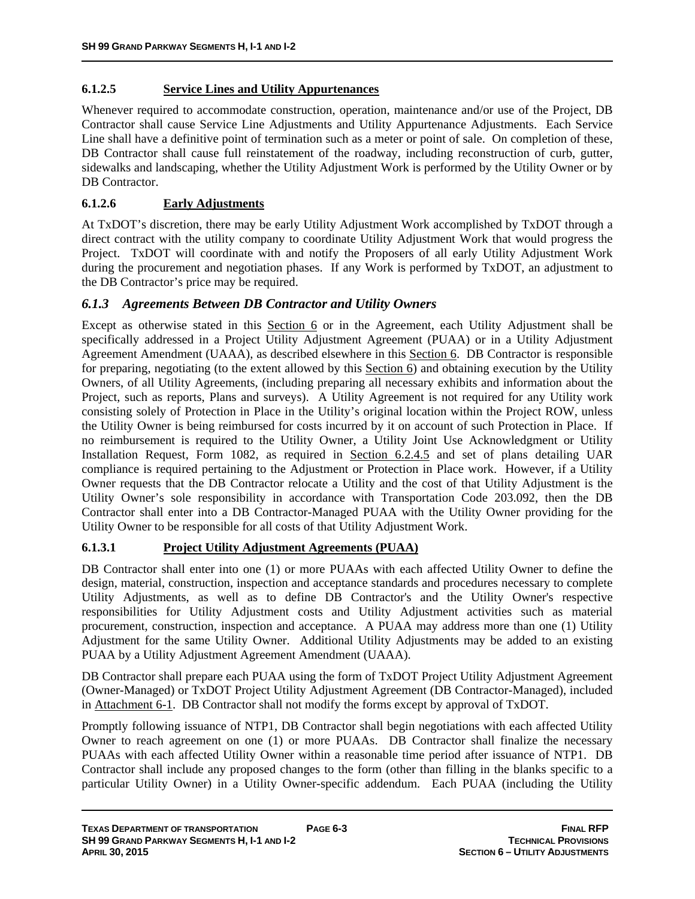#### 6.1.2.5 Service Lines and Utility Appurtenances

Whenever required to accommodate construction, operation, maintenance and/or use of the Project, DB Contractor shall cause Service Line Adjustments and Utility Appurtenance Adjustments. Each Service Line shall have a definitive point of termination such as a meter or point of sale. On completion of these, DB Contractor shall cause full reinstatement of the roadway, including reconstruction of curb, gutter, sidewalks and landscaping, whether the Utility Adjustment Work is performed by the Utility Owner or by DB Contractor.

#### 6.1.2.6 Early Adjustments

At TxDOT's discretion, there may be early Utility Adjustment Work accomplished by TxDOT through a direct contract with the utility company to coordinate Utility Adjustment Work that would progress the Project. TxDOT will coordinate with and notify the Proposers of all early Utility Adjustment Work during the procurement and negotiation phases. If any Work is performed by TxDOT, an adjustment to the DB Contractor's price may be required.

### *6.1.3 Agreements Between DB Contractor and Utility Owners*

Except as otherwise stated in this Section 6 or in the Agreement, each Utility Adjustment shall be specifically addressed in a Project Utility Adjustment Agreement (PUAA) or in a Utility Adjustment Agreement Amendment (UAAA), as described elsewhere in this Section 6. DB Contractor is responsible for preparing, negotiating (to the extent allowed by this Section 6) and obtaining execution by the Utility Owners, of all Utility Agreements, (including preparing all necessary exhibits and information about the Project, such as reports, Plans and surveys). A Utility Agreement is not required for any Utility work consisting solely of Protection in Place in the Utility's original location within the Project ROW, unless the Utility Owner is being reimbursed for costs incurred by it on account of such Protection in Place. If no reimbursement is required to the Utility Owner, a Utility Joint Use Acknowledgment or Utility Installation Request, Form 1082, as required in Section 6.2.4.5 and set of plans detailing UAR compliance is required pertaining to the Adjustment or Protection in Place work. However, if a Utility Owner requests that the DB Contractor relocate a Utility and the cost of that Utility Adjustment is the Utility Owner's sole responsibility in accordance with Transportation Code 203.092, then the DB Contractor shall enter into a DB Contractor-Managed PUAA with the Utility Owner providing for the Utility Owner to be responsible for all costs of that Utility Adjustment Work.

#### 6.1.3.1 Project Utility Adjustment Agreements (PUAA)

DB Contractor shall enter into one (1) or more PUAAs with each affected Utility Owner to define the design, material, construction, inspection and acceptance standards and procedures necessary to complete Utility Adjustments, as well as to define DB Contractor's and the Utility Owner's respective responsibilities for Utility Adjustment costs and Utility Adjustment activities such as material procurement, construction, inspection and acceptance. A PUAA may address more than one (1) Utility Adjustment for the same Utility Owner. Additional Utility Adjustments may be added to an existing PUAA by a Utility Adjustment Agreement Amendment (UAAA).

DB Contractor shall prepare each PUAA using the form of TxDOT Project Utility Adjustment Agreement (Owner-Managed) or TxDOT Project Utility Adjustment Agreement (DB Contractor-Managed), included in Attachment 6-1. DB Contractor shall not modify the forms except by approval of TxDOT.

Promptly following issuance of NTP1, DB Contractor shall begin negotiations with each affected Utility Owner to reach agreement on one (1) or more PUAAs. DB Contractor shall finalize the necessary PUAAs with each affected Utility Owner within a reasonable time period after issuance of NTP1. DB Contractor shall include any proposed changes to the form (other than filling in the blanks specific to a particular Utility Owner) in a Utility Owner-specific addendum. Each PUAA (including the Utility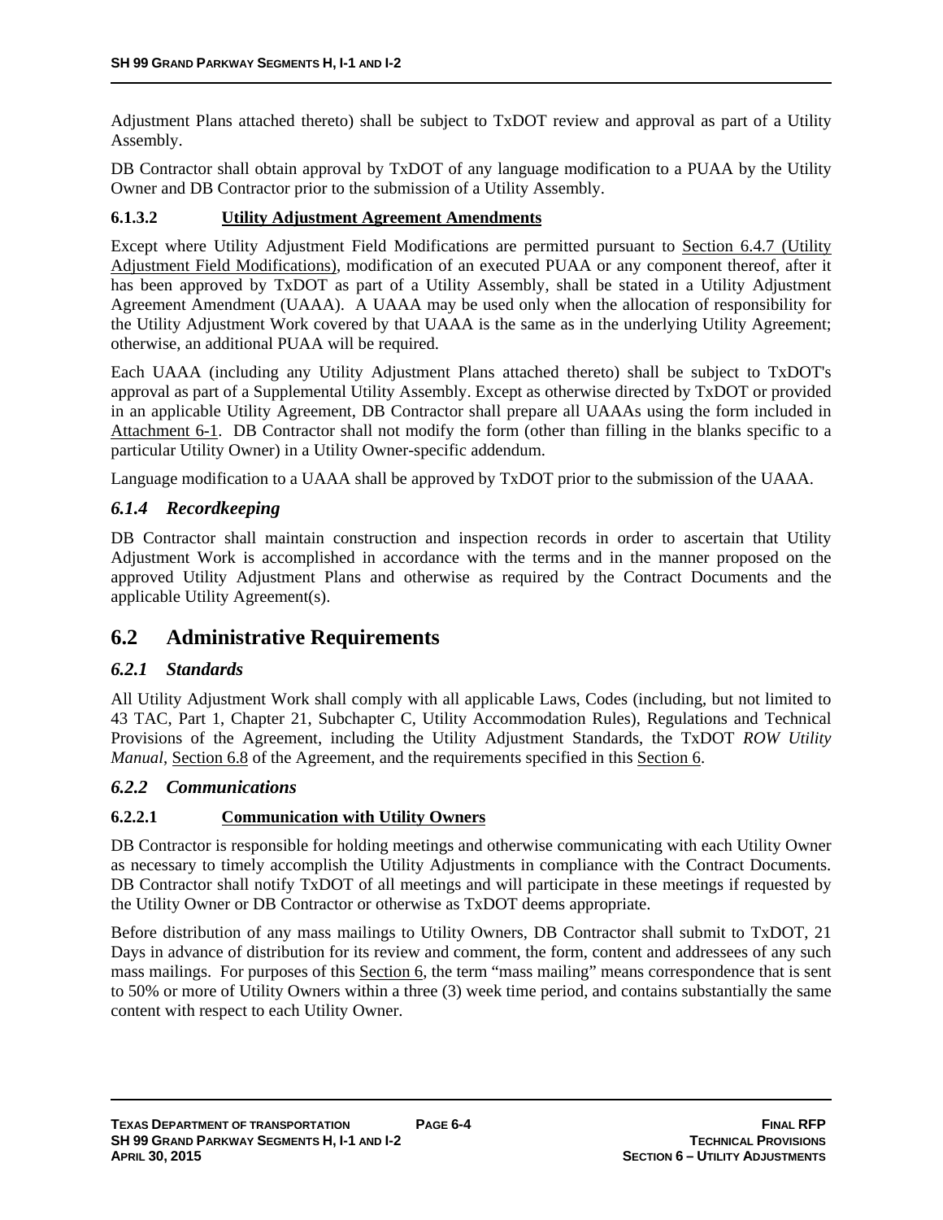Adjustment Plans attached thereto) shall be subject to TxDOT review and approval as part of a Utility Assembly.

DB Contractor shall obtain approval by TxDOT of any language modification to a PUAA by the Utility Owner and DB Contractor prior to the submission of a Utility Assembly.

#### 6.1.3.2 Utility Adjustment Agreement Amendments

Except where Utility Adjustment Field Modifications are permitted pursuant to Section 6.4.7 (Utility Adjustment Field Modifications), modification of an executed PUAA or any component thereof, after it has been approved by TxDOT as part of a Utility Assembly, shall be stated in a Utility Adjustment Agreement Amendment (UAAA). A UAAA may be used only when the allocation of responsibility for the Utility Adjustment Work covered by that UAAA is the same as in the underlying Utility Agreement; otherwise, an additional PUAA will be required.

Each UAAA (including any Utility Adjustment Plans attached thereto) shall be subject to TxDOT's approval as part of a Supplemental Utility Assembly. Except as otherwise directed by TxDOT or provided in an applicable Utility Agreement, DB Contractor shall prepare all UAAAs using the form included in Attachment 6-1. DB Contractor shall not modify the form (other than filling in the blanks specific to a particular Utility Owner) in a Utility Owner-specific addendum.

Language modification to a UAAA shall be approved by TxDOT prior to the submission of the UAAA.

### *6.1.4 Recordkeeping*

DB Contractor shall maintain construction and inspection records in order to ascertain that Utility Adjustment Work is accomplished in accordance with the terms and in the manner proposed on the approved Utility Adjustment Plans and otherwise as required by the Contract Documents and the applicable Utility Agreement(s).

## 6.2 Administrative Requirements

### *6.2.1 Standards*

All Utility Adjustment Work shall comply with all applicable Laws, Codes (including, but not limited to 43 TAC, Part 1, Chapter 21, Subchapter C, Utility Accommodation Rules), Regulations and Technical Provisions of the Agreement, including the Utility Adjustment Standards, the TxDOT *ROW Utility Manual*, Section 6.8 of the Agreement, and the requirements specified in this Section 6.

### *6.2.2 Communications*

#### 6.2.2.1 Communication with Utility Owners

DB Contractor is responsible for holding meetings and otherwise communicating with each Utility Owner as necessary to timely accomplish the Utility Adjustments in compliance with the Contract Documents. DB Contractor shall notify TxDOT of all meetings and will participate in these meetings if requested by the Utility Owner or DB Contractor or otherwise as TxDOT deems appropriate.

Before distribution of any mass mailings to Utility Owners, DB Contractor shall submit to TxDOT, 21 Days in advance of distribution for its review and comment, the form, content and addressees of any such mass mailings. For purposes of this Section 6, the term "mass mailing" means correspondence that is sent to 50% or more of Utility Owners within a three (3) week time period, and contains substantially the same content with respect to each Utility Owner.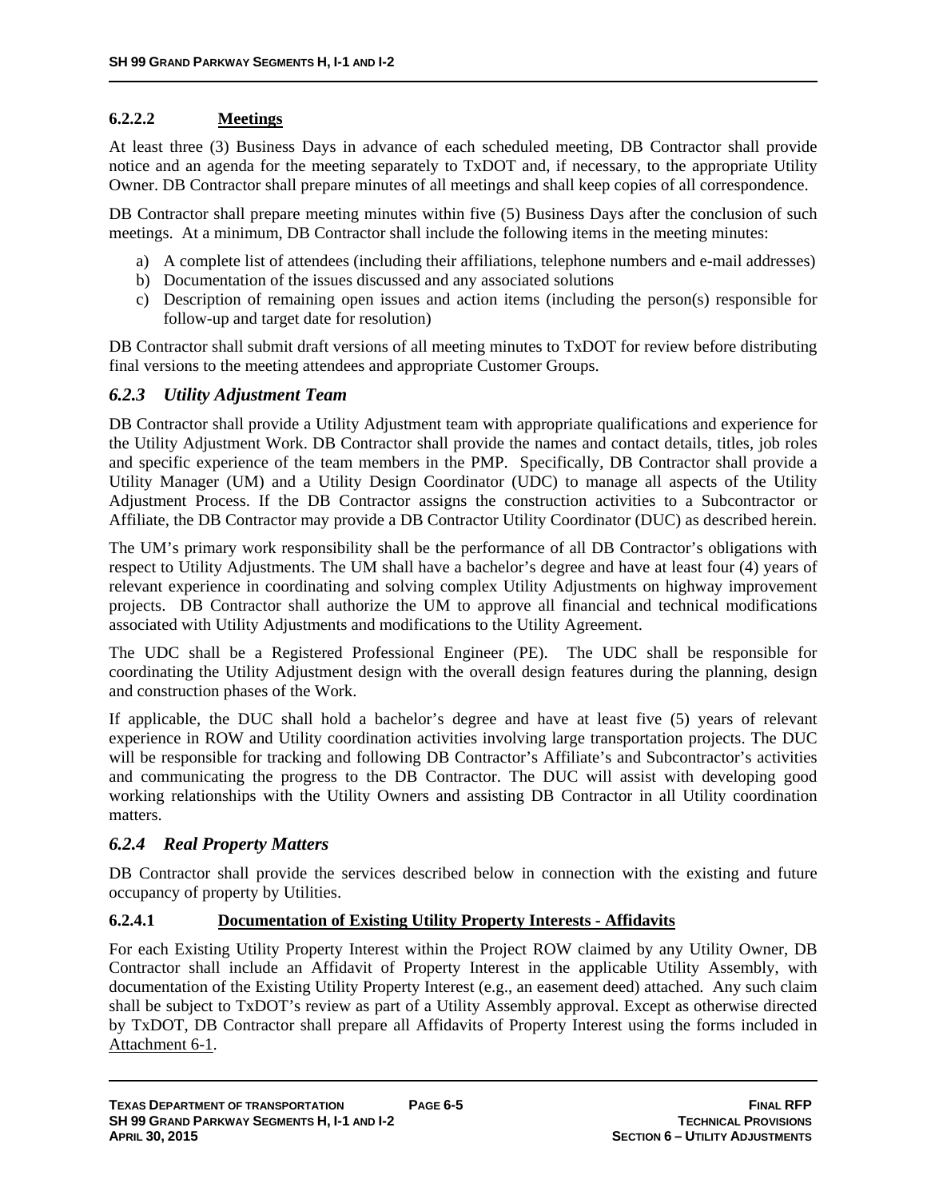#### 6.2.2.2 Meetings

At least three (3) Business Days in advance of each scheduled meeting, DB Contractor shall provide notice and an agenda for the meeting separately to TxDOT and, if necessary, to the appropriate Utility Owner. DB Contractor shall prepare minutes of all meetings and shall keep copies of all correspondence.

DB Contractor shall prepare meeting minutes within five (5) Business Days after the conclusion of such meetings. At a minimum, DB Contractor shall include the following items in the meeting minutes:

a) A complete list of attendees (including their affiliations, telephone numbers and e-mail addresses)
b) Documentation of the issues discussed and any associated solutions
c) Description of remaining open issues and action items (including the person(s) responsible for follow-up and target date for resolution)

DB Contractor shall submit draft versions of all meeting minutes to TxDOT for review before distributing final versions to the meeting attendees and appropriate Customer Groups.

### *6.2.3 Utility Adjustment Team*

DB Contractor shall provide a Utility Adjustment team with appropriate qualifications and experience for the Utility Adjustment Work. DB Contractor shall provide the names and contact details, titles, job roles and specific experience of the team members in the PMP. Specifically, DB Contractor shall provide a Utility Manager (UM) and a Utility Design Coordinator (UDC) to manage all aspects of the Utility Adjustment Process. If the DB Contractor assigns the construction activities to a Subcontractor or Affiliate, the DB Contractor may provide a DB Contractor Utility Coordinator (DUC) as described herein.

The UM's primary work responsibility shall be the performance of all DB Contractor's obligations with respect to Utility Adjustments. The UM shall have a bachelor's degree and have at least four (4) years of relevant experience in coordinating and solving complex Utility Adjustments on highway improvement projects. DB Contractor shall authorize the UM to approve all financial and technical modifications associated with Utility Adjustments and modifications to the Utility Agreement.

The UDC shall be a Registered Professional Engineer (PE). The UDC shall be responsible for coordinating the Utility Adjustment design with the overall design features during the planning, design and construction phases of the Work.

If applicable, the DUC shall hold a bachelor's degree and have at least five (5) years of relevant experience in ROW and Utility coordination activities involving large transportation projects. The DUC will be responsible for tracking and following DB Contractor's Affiliate's and Subcontractor's activities and communicating the progress to the DB Contractor. The DUC will assist with developing good working relationships with the Utility Owners and assisting DB Contractor in all Utility coordination matters.

### *6.2.4 Real Property Matters*

DB Contractor shall provide the services described below in connection with the existing and future occupancy of property by Utilities.

#### 6.2.4.1 Documentation of Existing Utility Property Interests - Affidavits

For each Existing Utility Property Interest within the Project ROW claimed by any Utility Owner, DB Contractor shall include an Affidavit of Property Interest in the applicable Utility Assembly, with documentation of the Existing Utility Property Interest (e.g., an easement deed) attached. Any such claim shall be subject to TxDOT's review as part of a Utility Assembly approval. Except as otherwise directed by TxDOT, DB Contractor shall prepare all Affidavits of Property Interest using the forms included in Attachment 6-1.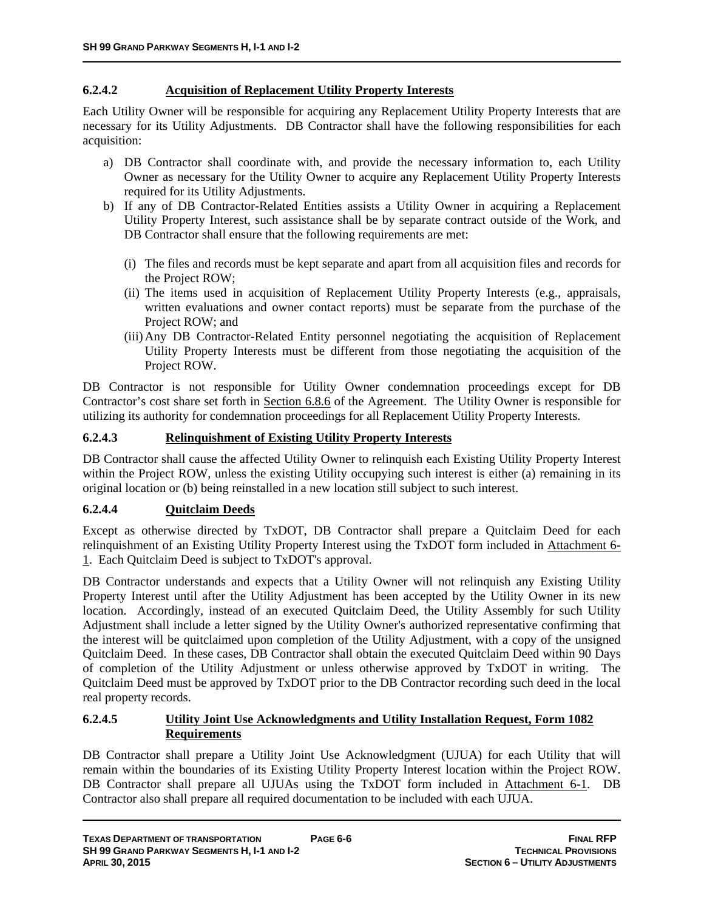#### 6.2.4.2 Acquisition of Replacement Utility Property Interests

Each Utility Owner will be responsible for acquiring any Replacement Utility Property Interests that are necessary for its Utility Adjustments. DB Contractor shall have the following responsibilities for each acquisition:

a) DB Contractor shall coordinate with, and provide the necessary information to, each Utility Owner as necessary for the Utility Owner to acquire any Replacement Utility Property Interests required for its Utility Adjustments.
b) If any of DB Contractor-Related Entities assists a Utility Owner in acquiring a Replacement Utility Property Interest, such assistance shall be by separate contract outside of the Work, and DB Contractor shall ensure that the following requirements are met:
   (i) The files and records must be kept separate and apart from all acquisition files and records for the Project ROW;
   (ii) The items used in acquisition of Replacement Utility Property Interests (e.g., appraisals, written evaluations and owner contact reports) must be separate from the purchase of the Project ROW; and
   (iii) Any DB Contractor-Related Entity personnel negotiating the acquisition of Replacement Utility Property Interests must be different from those negotiating the acquisition of the Project ROW.

DB Contractor is not responsible for Utility Owner condemnation proceedings except for DB Contractor's cost share set forth in Section 6.8.6 of the Agreement. The Utility Owner is responsible for utilizing its authority for condemnation proceedings for all Replacement Utility Property Interests.

#### 6.2.4.3 Relinquishment of Existing Utility Property Interests

DB Contractor shall cause the affected Utility Owner to relinquish each Existing Utility Property Interest within the Project ROW, unless the existing Utility occupying such interest is either (a) remaining in its original location or (b) being reinstalled in a new location still subject to such interest.

#### 6.2.4.4 Quitclaim Deeds

Except as otherwise directed by TxDOT, DB Contractor shall prepare a Quitclaim Deed for each relinquishment of an Existing Utility Property Interest using the TxDOT form included in Attachment 6-1. Each Quitclaim Deed is subject to TxDOT's approval.

DB Contractor understands and expects that a Utility Owner will not relinquish any Existing Utility Property Interest until after the Utility Adjustment has been accepted by the Utility Owner in its new location. Accordingly, instead of an executed Quitclaim Deed, the Utility Assembly for such Utility Adjustment shall include a letter signed by the Utility Owner's authorized representative confirming that the interest will be quitclaimed upon completion of the Utility Adjustment, with a copy of the unsigned Quitclaim Deed. In these cases, DB Contractor shall obtain the executed Quitclaim Deed within 90 Days of completion of the Utility Adjustment or unless otherwise approved by TxDOT in writing. The Quitclaim Deed must be approved by TxDOT prior to the DB Contractor recording such deed in the local real property records.

#### 6.2.4.5 Utility Joint Use Acknowledgments and Utility Installation Request, Form 1082 Requirements

DB Contractor shall prepare a Utility Joint Use Acknowledgment (UJUA) for each Utility that will remain within the boundaries of its Existing Utility Property Interest location within the Project ROW. DB Contractor shall prepare all UJUAs using the TxDOT form included in Attachment 6-1. DB Contractor also shall prepare all required documentation to be included with each UJUA.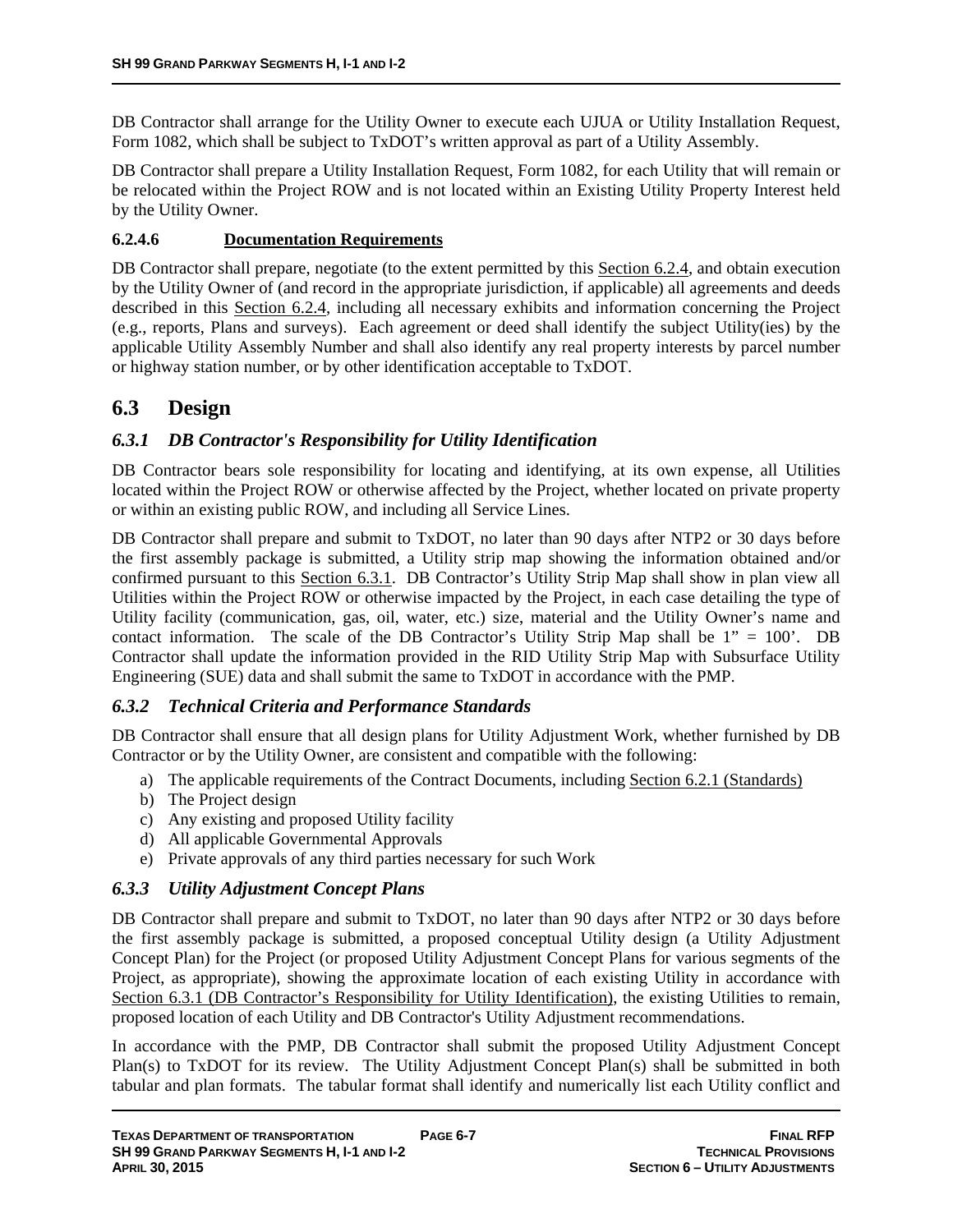DB Contractor shall arrange for the Utility Owner to execute each UJUA or Utility Installation Request, Form 1082, which shall be subject to TxDOT's written approval as part of a Utility Assembly.

DB Contractor shall prepare a Utility Installation Request, Form 1082, for each Utility that will remain or be relocated within the Project ROW and is not located within an Existing Utility Property Interest held by the Utility Owner.

#### 6.2.4.6 Documentation Requirements

DB Contractor shall prepare, negotiate (to the extent permitted by this Section 6.2.4, and obtain execution by the Utility Owner of (and record in the appropriate jurisdiction, if applicable) all agreements and deeds described in this Section 6.2.4, including all necessary exhibits and information concerning the Project (e.g., reports, Plans and surveys). Each agreement or deed shall identify the subject Utility(ies) by the applicable Utility Assembly Number and shall also identify any real property interests by parcel number or highway station number, or by other identification acceptable to TxDOT.

## 6.3 Design

### *6.3.1 DB Contractor's Responsibility for Utility Identification*

DB Contractor bears sole responsibility for locating and identifying, at its own expense, all Utilities located within the Project ROW or otherwise affected by the Project, whether located on private property or within an existing public ROW, and including all Service Lines.

DB Contractor shall prepare and submit to TxDOT, no later than 90 days after NTP2 or 30 days before the first assembly package is submitted, a Utility strip map showing the information obtained and/or confirmed pursuant to this Section 6.3.1. DB Contractor's Utility Strip Map shall show in plan view all Utilities within the Project ROW or otherwise impacted by the Project, in each case detailing the type of Utility facility (communication, gas, oil, water, etc.) size, material and the Utility Owner's name and contact information. The scale of the DB Contractor's Utility Strip Map shall be 1" = 100'. DB Contractor shall update the information provided in the RID Utility Strip Map with Subsurface Utility Engineering (SUE) data and shall submit the same to TxDOT in accordance with the PMP.

### *6.3.2 Technical Criteria and Performance Standards*

DB Contractor shall ensure that all design plans for Utility Adjustment Work, whether furnished by DB Contractor or by the Utility Owner, are consistent and compatible with the following:

a) The applicable requirements of the Contract Documents, including Section 6.2.1 (Standards)
b) The Project design
c) Any existing and proposed Utility facility
d) All applicable Governmental Approvals
e) Private approvals of any third parties necessary for such Work

### *6.3.3 Utility Adjustment Concept Plans*

DB Contractor shall prepare and submit to TxDOT, no later than 90 days after NTP2 or 30 days before the first assembly package is submitted, a proposed conceptual Utility design (a Utility Adjustment Concept Plan) for the Project (or proposed Utility Adjustment Concept Plans for various segments of the Project, as appropriate), showing the approximate location of each existing Utility in accordance with Section 6.3.1 (DB Contractor's Responsibility for Utility Identification), the existing Utilities to remain, proposed location of each Utility and DB Contractor's Utility Adjustment recommendations.

In accordance with the PMP, DB Contractor shall submit the proposed Utility Adjustment Concept Plan(s) to TxDOT for its review. The Utility Adjustment Concept Plan(s) shall be submitted in both tabular and plan formats. The tabular format shall identify and numerically list each Utility conflict and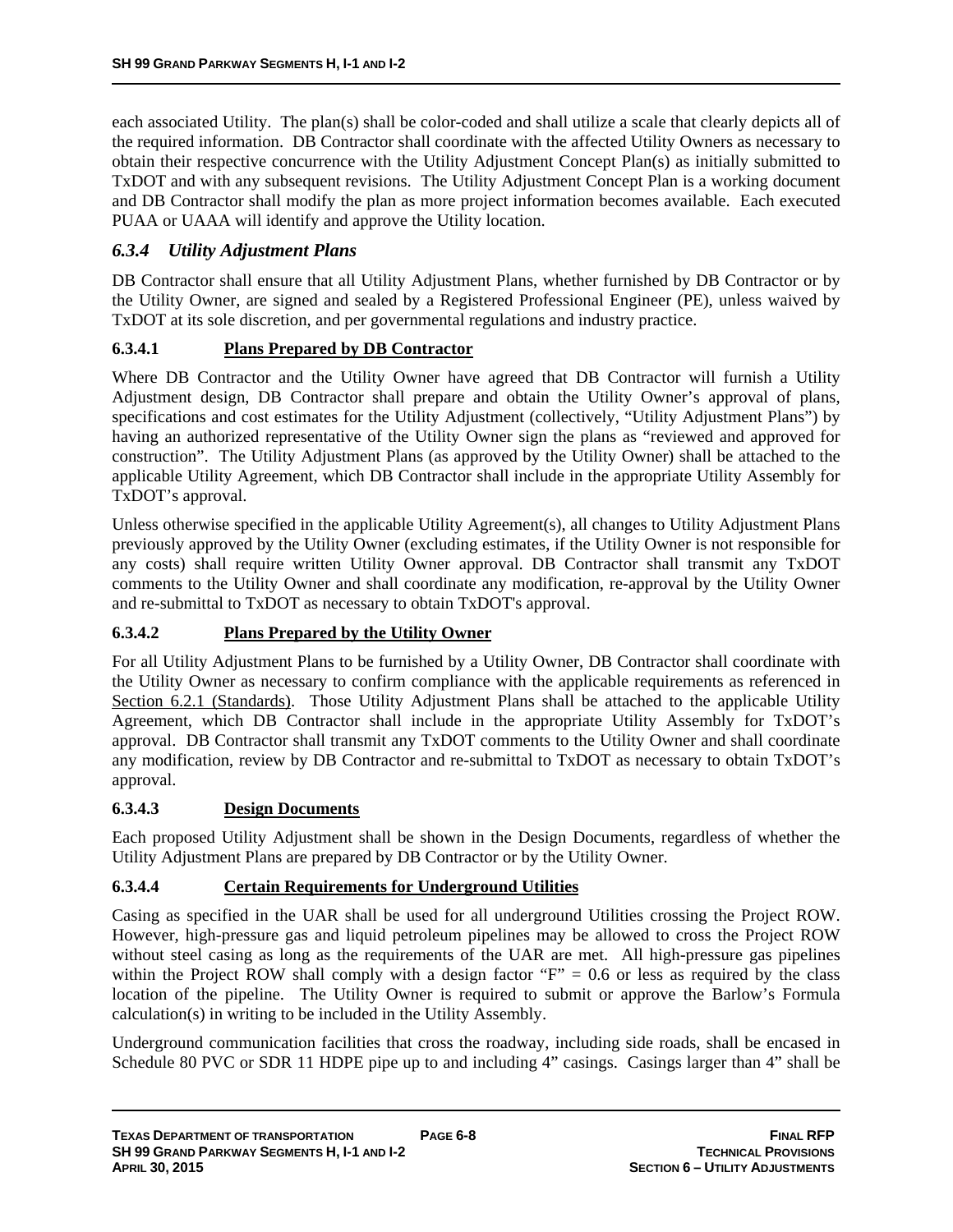each associated Utility. The plan(s) shall be color-coded and shall utilize a scale that clearly depicts all of the required information. DB Contractor shall coordinate with the affected Utility Owners as necessary to obtain their respective concurrence with the Utility Adjustment Concept Plan(s) as initially submitted to TxDOT and with any subsequent revisions. The Utility Adjustment Concept Plan is a working document and DB Contractor shall modify the plan as more project information becomes available. Each executed PUAA or UAAA will identify and approve the Utility location.

### *6.3.4 Utility Adjustment Plans*

DB Contractor shall ensure that all Utility Adjustment Plans, whether furnished by DB Contractor or by the Utility Owner, are signed and sealed by a Registered Professional Engineer (PE), unless waived by TxDOT at its sole discretion, and per governmental regulations and industry practice.

#### 6.3.4.1 <u>Plans Prepared by DB Contractor</u>

Where DB Contractor and the Utility Owner have agreed that DB Contractor will furnish a Utility Adjustment design, DB Contractor shall prepare and obtain the Utility Owner's approval of plans, specifications and cost estimates for the Utility Adjustment (collectively, "Utility Adjustment Plans") by having an authorized representative of the Utility Owner sign the plans as "reviewed and approved for construction". The Utility Adjustment Plans (as approved by the Utility Owner) shall be attached to the applicable Utility Agreement, which DB Contractor shall include in the appropriate Utility Assembly for TxDOT's approval.

Unless otherwise specified in the applicable Utility Agreement(s), all changes to Utility Adjustment Plans previously approved by the Utility Owner (excluding estimates, if the Utility Owner is not responsible for any costs) shall require written Utility Owner approval. DB Contractor shall transmit any TxDOT comments to the Utility Owner and shall coordinate any modification, re-approval by the Utility Owner and re-submittal to TxDOT as necessary to obtain TxDOT's approval.

#### 6.3.4.2 <u>Plans Prepared by the Utility Owner</u>

For all Utility Adjustment Plans to be furnished by a Utility Owner, DB Contractor shall coordinate with the Utility Owner as necessary to confirm compliance with the applicable requirements as referenced in <u>Section 6.2.1 (Standards)</u>. Those Utility Adjustment Plans shall be attached to the applicable Utility Agreement, which DB Contractor shall include in the appropriate Utility Assembly for TxDOT's approval. DB Contractor shall transmit any TxDOT comments to the Utility Owner and shall coordinate any modification, review by DB Contractor and re-submittal to TxDOT as necessary to obtain TxDOT's approval.

#### 6.3.4.3 <u>Design Documents</u>

Each proposed Utility Adjustment shall be shown in the Design Documents, regardless of whether the Utility Adjustment Plans are prepared by DB Contractor or by the Utility Owner.

#### 6.3.4.4 <u>Certain Requirements for Underground Utilities</u>

Casing as specified in the UAR shall be used for all underground Utilities crossing the Project ROW. However, high-pressure gas and liquid petroleum pipelines may be allowed to cross the Project ROW without steel casing as long as the requirements of the UAR are met. All high-pressure gas pipelines within the Project ROW shall comply with a design factor "F" = 0.6 or less as required by the class location of the pipeline. The Utility Owner is required to submit or approve the Barlow's Formula calculation(s) in writing to be included in the Utility Assembly.

Underground communication facilities that cross the roadway, including side roads, shall be encased in Schedule 80 PVC or SDR 11 HDPE pipe up to and including 4" casings. Casings larger than 4" shall be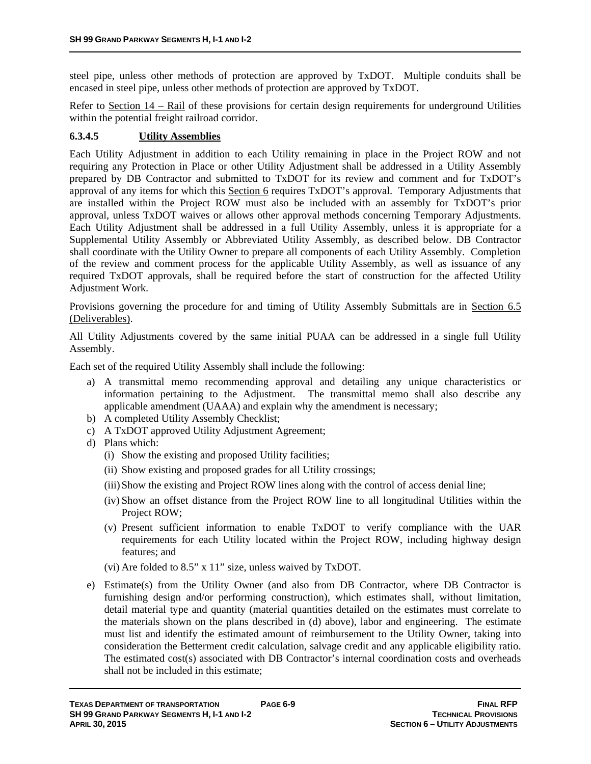steel pipe, unless other methods of protection are approved by TxDOT. Multiple conduits shall be encased in steel pipe, unless other methods of protection are approved by TxDOT.

Refer to Section 14 – Rail of these provisions for certain design requirements for underground Utilities within the potential freight railroad corridor.

#### 6.3.4.5 Utility Assemblies

Each Utility Adjustment in addition to each Utility remaining in place in the Project ROW and not requiring any Protection in Place or other Utility Adjustment shall be addressed in a Utility Assembly prepared by DB Contractor and submitted to TxDOT for its review and comment and for TxDOT's approval of any items for which this Section 6 requires TxDOT's approval. Temporary Adjustments that are installed within the Project ROW must also be included with an assembly for TxDOT's prior approval, unless TxDOT waives or allows other approval methods concerning Temporary Adjustments. Each Utility Adjustment shall be addressed in a full Utility Assembly, unless it is appropriate for a Supplemental Utility Assembly or Abbreviated Utility Assembly, as described below. DB Contractor shall coordinate with the Utility Owner to prepare all components of each Utility Assembly. Completion of the review and comment process for the applicable Utility Assembly, as well as issuance of any required TxDOT approvals, shall be required before the start of construction for the affected Utility Adjustment Work.

Provisions governing the procedure for and timing of Utility Assembly Submittals are in Section 6.5 (Deliverables).

All Utility Adjustments covered by the same initial PUAA can be addressed in a single full Utility Assembly.

Each set of the required Utility Assembly shall include the following:

a) A transmittal memo recommending approval and detailing any unique characteristics or information pertaining to the Adjustment. The transmittal memo shall also describe any applicable amendment (UAAA) and explain why the amendment is necessary;
b) A completed Utility Assembly Checklist;
c) A TxDOT approved Utility Adjustment Agreement;
d) Plans which:
   (i) Show the existing and proposed Utility facilities;
   (ii) Show existing and proposed grades for all Utility crossings;
   (iii) Show the existing and Project ROW lines along with the control of access denial line;
   (iv) Show an offset distance from the Project ROW line to all longitudinal Utilities within the Project ROW;
   (v) Present sufficient information to enable TxDOT to verify compliance with the UAR requirements for each Utility located within the Project ROW, including highway design features; and
   (vi) Are folded to 8.5" x 11" size, unless waived by TxDOT.
e) Estimate(s) from the Utility Owner (and also from DB Contractor, where DB Contractor is furnishing design and/or performing construction), which estimates shall, without limitation, detail material type and quantity (material quantities detailed on the estimates must correlate to the materials shown on the plans described in (d) above), labor and engineering. The estimate must list and identify the estimated amount of reimbursement to the Utility Owner, taking into consideration the Betterment credit calculation, salvage credit and any applicable eligibility ratio. The estimated cost(s) associated with DB Contractor's internal coordination costs and overheads shall not be included in this estimate;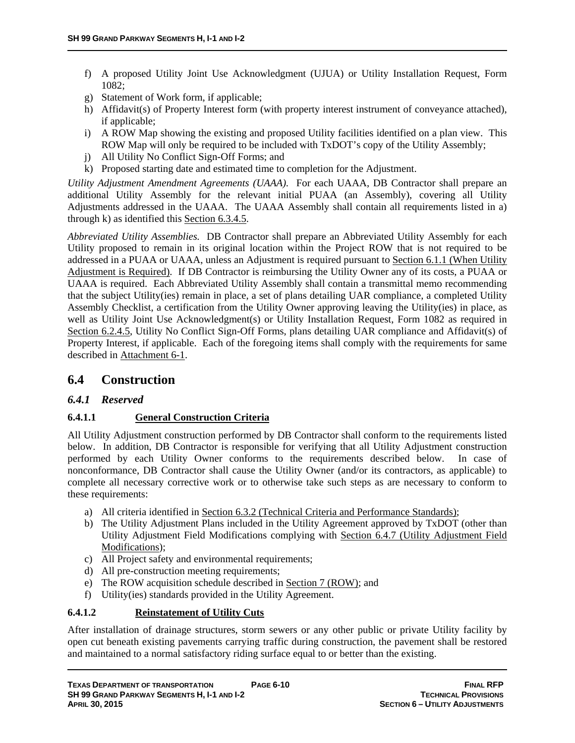f) A proposed Utility Joint Use Acknowledgment (UJUA) or Utility Installation Request, Form 1082;
g) Statement of Work form, if applicable;
h) Affidavit(s) of Property Interest form (with property interest instrument of conveyance attached), if applicable;
i) A ROW Map showing the existing and proposed Utility facilities identified on a plan view. This ROW Map will only be required to be included with TxDOT's copy of the Utility Assembly;
j) All Utility No Conflict Sign-Off Forms; and
k) Proposed starting date and estimated time to completion for the Adjustment.

*Utility Adjustment Amendment Agreements (UAAA).* For each UAAA, DB Contractor shall prepare an additional Utility Assembly for the relevant initial PUAA (an Assembly), covering all Utility Adjustments addressed in the UAAA. The UAAA Assembly shall contain all requirements listed in a) through k) as identified this Section 6.3.4.5.

*Abbreviated Utility Assemblies.* DB Contractor shall prepare an Abbreviated Utility Assembly for each Utility proposed to remain in its original location within the Project ROW that is not required to be addressed in a PUAA or UAAA, unless an Adjustment is required pursuant to Section 6.1.1 (When Utility Adjustment is Required). If DB Contractor is reimbursing the Utility Owner any of its costs, a PUAA or UAAA is required. Each Abbreviated Utility Assembly shall contain a transmittal memo recommending that the subject Utility(ies) remain in place, a set of plans detailing UAR compliance, a completed Utility Assembly Checklist, a certification from the Utility Owner approving leaving the Utility(ies) in place, as well as Utility Joint Use Acknowledgment(s) or Utility Installation Request, Form 1082 as required in Section 6.2.4.5, Utility No Conflict Sign-Off Forms, plans detailing UAR compliance and Affidavit(s) of Property Interest, if applicable. Each of the foregoing items shall comply with the requirements for same described in Attachment 6-1.

## 6.4 Construction

### *6.4.1 Reserved*

#### 6.4.1.1 General Construction Criteria

All Utility Adjustment construction performed by DB Contractor shall conform to the requirements listed below. In addition, DB Contractor is responsible for verifying that all Utility Adjustment construction performed by each Utility Owner conforms to the requirements described below. In case of nonconformance, DB Contractor shall cause the Utility Owner (and/or its contractors, as applicable) to complete all necessary corrective work or to otherwise take such steps as are necessary to conform to these requirements:

a) All criteria identified in Section 6.3.2 (Technical Criteria and Performance Standards);
b) The Utility Adjustment Plans included in the Utility Agreement approved by TxDOT (other than Utility Adjustment Field Modifications complying with Section 6.4.7 (Utility Adjustment Field Modifications);
c) All Project safety and environmental requirements;
d) All pre-construction meeting requirements;
e) The ROW acquisition schedule described in Section 7 (ROW); and
f) Utility(ies) standards provided in the Utility Agreement.

#### 6.4.1.2 Reinstatement of Utility Cuts

After installation of drainage structures, storm sewers or any other public or private Utility facility by open cut beneath existing pavements carrying traffic during construction, the pavement shall be restored and maintained to a normal satisfactory riding surface equal to or better than the existing.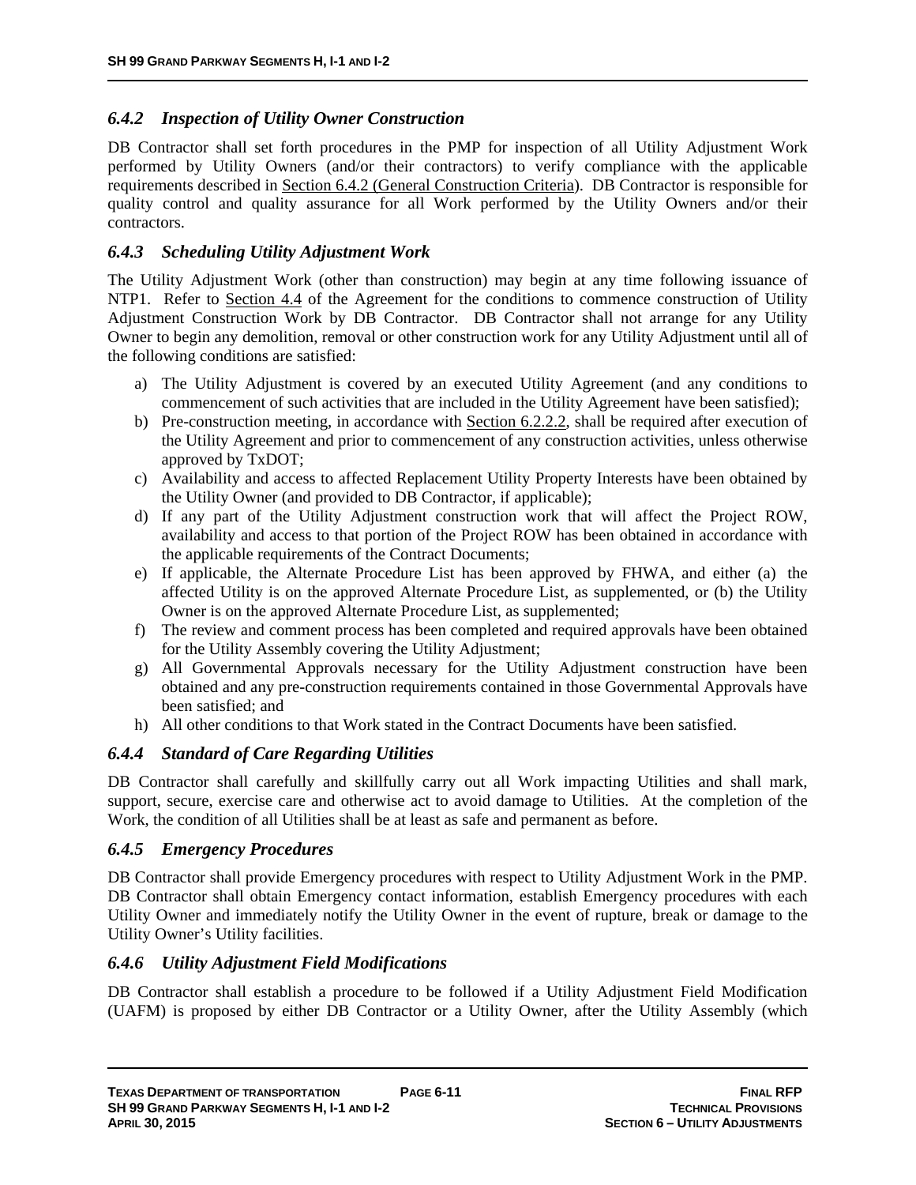### *6.4.2 Inspection of Utility Owner Construction*

DB Contractor shall set forth procedures in the PMP for inspection of all Utility Adjustment Work performed by Utility Owners (and/or their contractors) to verify compliance with the applicable requirements described in Section 6.4.2 (General Construction Criteria). DB Contractor is responsible for quality control and quality assurance for all Work performed by the Utility Owners and/or their contractors.

### *6.4.3 Scheduling Utility Adjustment Work*

The Utility Adjustment Work (other than construction) may begin at any time following issuance of NTP1. Refer to Section 4.4 of the Agreement for the conditions to commence construction of Utility Adjustment Construction Work by DB Contractor. DB Contractor shall not arrange for any Utility Owner to begin any demolition, removal or other construction work for any Utility Adjustment until all of the following conditions are satisfied:

a) The Utility Adjustment is covered by an executed Utility Agreement (and any conditions to commencement of such activities that are included in the Utility Agreement have been satisfied);
b) Pre-construction meeting, in accordance with Section 6.2.2.2, shall be required after execution of the Utility Agreement and prior to commencement of any construction activities, unless otherwise approved by TxDOT;
c) Availability and access to affected Replacement Utility Property Interests have been obtained by the Utility Owner (and provided to DB Contractor, if applicable);
d) If any part of the Utility Adjustment construction work that will affect the Project ROW, availability and access to that portion of the Project ROW has been obtained in accordance with the applicable requirements of the Contract Documents;
e) If applicable, the Alternate Procedure List has been approved by FHWA, and either (a) the affected Utility is on the approved Alternate Procedure List, as supplemented, or (b) the Utility Owner is on the approved Alternate Procedure List, as supplemented;
f) The review and comment process has been completed and required approvals have been obtained for the Utility Assembly covering the Utility Adjustment;
g) All Governmental Approvals necessary for the Utility Adjustment construction have been obtained and any pre-construction requirements contained in those Governmental Approvals have been satisfied; and
h) All other conditions to that Work stated in the Contract Documents have been satisfied.

### *6.4.4 Standard of Care Regarding Utilities*

DB Contractor shall carefully and skillfully carry out all Work impacting Utilities and shall mark, support, secure, exercise care and otherwise act to avoid damage to Utilities. At the completion of the Work, the condition of all Utilities shall be at least as safe and permanent as before.

### *6.4.5 Emergency Procedures*

DB Contractor shall provide Emergency procedures with respect to Utility Adjustment Work in the PMP. DB Contractor shall obtain Emergency contact information, establish Emergency procedures with each Utility Owner and immediately notify the Utility Owner in the event of rupture, break or damage to the Utility Owner's Utility facilities.

### *6.4.6 Utility Adjustment Field Modifications*

DB Contractor shall establish a procedure to be followed if a Utility Adjustment Field Modification (UAFM) is proposed by either DB Contractor or a Utility Owner, after the Utility Assembly (which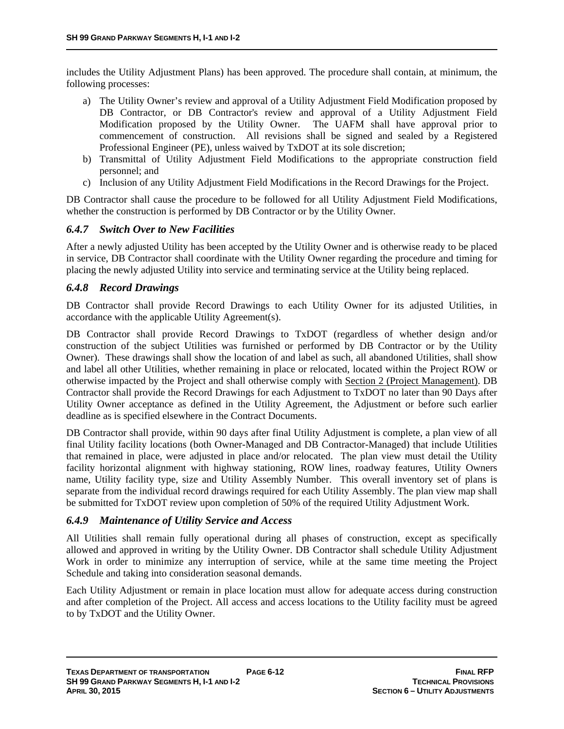includes the Utility Adjustment Plans) has been approved. The procedure shall contain, at minimum, the following processes:

a) The Utility Owner's review and approval of a Utility Adjustment Field Modification proposed by DB Contractor, or DB Contractor's review and approval of a Utility Adjustment Field Modification proposed by the Utility Owner. The UAFM shall have approval prior to commencement of construction. All revisions shall be signed and sealed by a Registered Professional Engineer (PE), unless waived by TxDOT at its sole discretion;
b) Transmittal of Utility Adjustment Field Modifications to the appropriate construction field personnel; and
c) Inclusion of any Utility Adjustment Field Modifications in the Record Drawings for the Project.

DB Contractor shall cause the procedure to be followed for all Utility Adjustment Field Modifications, whether the construction is performed by DB Contractor or by the Utility Owner.

### *6.4.7 Switch Over to New Facilities*

After a newly adjusted Utility has been accepted by the Utility Owner and is otherwise ready to be placed in service, DB Contractor shall coordinate with the Utility Owner regarding the procedure and timing for placing the newly adjusted Utility into service and terminating service at the Utility being replaced.

### *6.4.8 Record Drawings*

DB Contractor shall provide Record Drawings to each Utility Owner for its adjusted Utilities, in accordance with the applicable Utility Agreement(s).

DB Contractor shall provide Record Drawings to TxDOT (regardless of whether design and/or construction of the subject Utilities was furnished or performed by DB Contractor or by the Utility Owner). These drawings shall show the location of and label as such, all abandoned Utilities, shall show and label all other Utilities, whether remaining in place or relocated, located within the Project ROW or otherwise impacted by the Project and shall otherwise comply with Section 2 (Project Management). DB Contractor shall provide the Record Drawings for each Adjustment to TxDOT no later than 90 Days after Utility Owner acceptance as defined in the Utility Agreement, the Adjustment or before such earlier deadline as is specified elsewhere in the Contract Documents.

DB Contractor shall provide, within 90 days after final Utility Adjustment is complete, a plan view of all final Utility facility locations (both Owner-Managed and DB Contractor-Managed) that include Utilities that remained in place, were adjusted in place and/or relocated. The plan view must detail the Utility facility horizontal alignment with highway stationing, ROW lines, roadway features, Utility Owners name, Utility facility type, size and Utility Assembly Number. This overall inventory set of plans is separate from the individual record drawings required for each Utility Assembly. The plan view map shall be submitted for TxDOT review upon completion of 50% of the required Utility Adjustment Work.

### *6.4.9 Maintenance of Utility Service and Access*

All Utilities shall remain fully operational during all phases of construction, except as specifically allowed and approved in writing by the Utility Owner. DB Contractor shall schedule Utility Adjustment Work in order to minimize any interruption of service, while at the same time meeting the Project Schedule and taking into consideration seasonal demands.

Each Utility Adjustment or remain in place location must allow for adequate access during construction and after completion of the Project. All access and access locations to the Utility facility must be agreed to by TxDOT and the Utility Owner.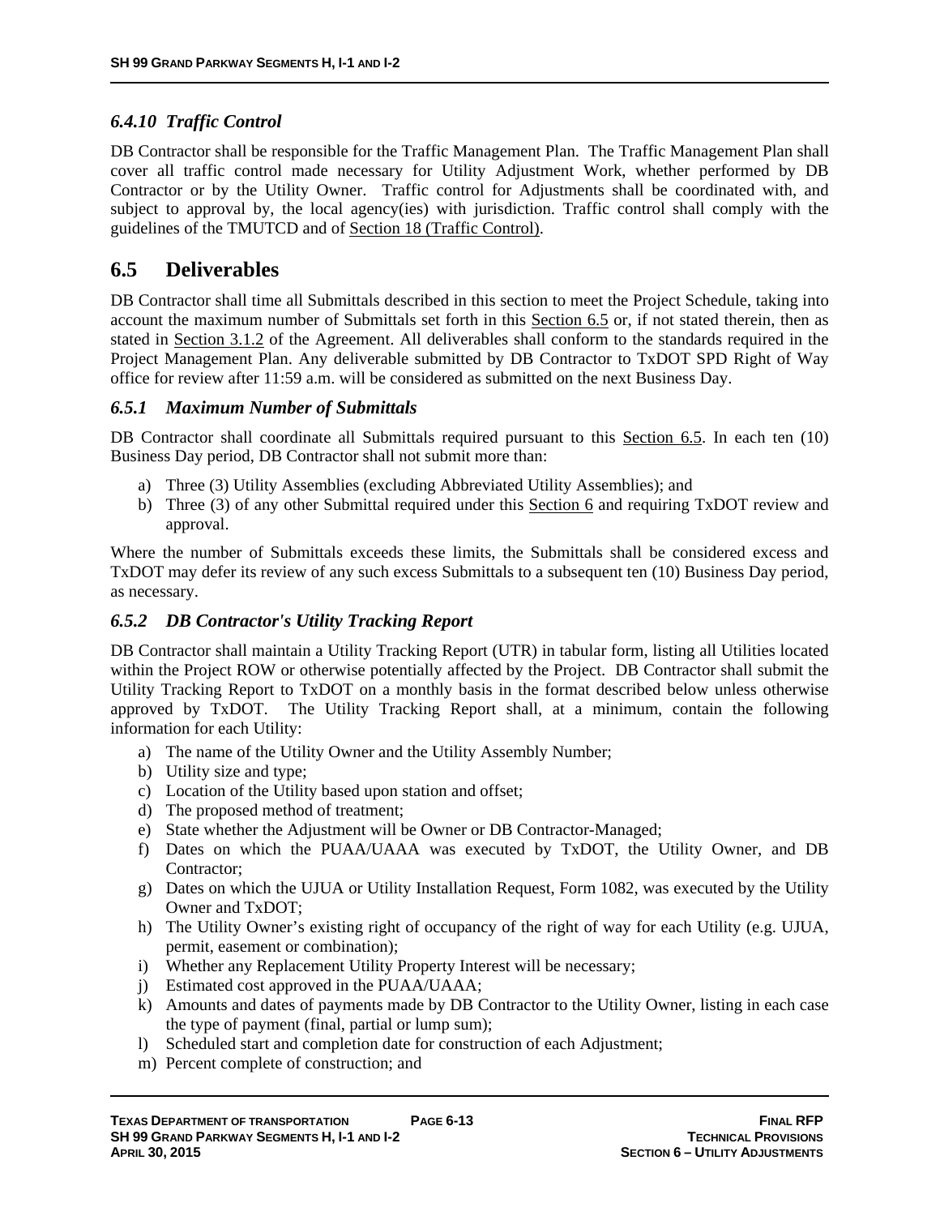### *6.4.10 Traffic Control*

DB Contractor shall be responsible for the Traffic Management Plan. The Traffic Management Plan shall cover all traffic control made necessary for Utility Adjustment Work, whether performed by DB Contractor or by the Utility Owner. Traffic control for Adjustments shall be coordinated with, and subject to approval by, the local agency(ies) with jurisdiction. Traffic control shall comply with the guidelines of the TMUTCD and of Section 18 (Traffic Control).

## 6.5 Deliverables

DB Contractor shall time all Submittals described in this section to meet the Project Schedule, taking into account the maximum number of Submittals set forth in this Section 6.5 or, if not stated therein, then as stated in Section 3.1.2 of the Agreement. All deliverables shall conform to the standards required in the Project Management Plan. Any deliverable submitted by DB Contractor to TxDOT SPD Right of Way office for review after 11:59 a.m. will be considered as submitted on the next Business Day.

### *6.5.1 Maximum Number of Submittals*

DB Contractor shall coordinate all Submittals required pursuant to this Section 6.5. In each ten (10) Business Day period, DB Contractor shall not submit more than:

a) Three (3) Utility Assemblies (excluding Abbreviated Utility Assemblies); and
b) Three (3) of any other Submittal required under this Section 6 and requiring TxDOT review and approval.

Where the number of Submittals exceeds these limits, the Submittals shall be considered excess and TxDOT may defer its review of any such excess Submittals to a subsequent ten (10) Business Day period, as necessary.

### *6.5.2 DB Contractor's Utility Tracking Report*

DB Contractor shall maintain a Utility Tracking Report (UTR) in tabular form, listing all Utilities located within the Project ROW or otherwise potentially affected by the Project. DB Contractor shall submit the Utility Tracking Report to TxDOT on a monthly basis in the format described below unless otherwise approved by TxDOT. The Utility Tracking Report shall, at a minimum, contain the following information for each Utility:

a) The name of the Utility Owner and the Utility Assembly Number;
b) Utility size and type;
c) Location of the Utility based upon station and offset;
d) The proposed method of treatment;
e) State whether the Adjustment will be Owner or DB Contractor-Managed;
f) Dates on which the PUAA/UAAA was executed by TxDOT, the Utility Owner, and DB Contractor;
g) Dates on which the UJUA or Utility Installation Request, Form 1082, was executed by the Utility Owner and TxDOT;
h) The Utility Owner's existing right of occupancy of the right of way for each Utility (e.g. UJUA, permit, easement or combination);
i) Whether any Replacement Utility Property Interest will be necessary;
j) Estimated cost approved in the PUAA/UAAA;
k) Amounts and dates of payments made by DB Contractor to the Utility Owner, listing in each case the type of payment (final, partial or lump sum);
l) Scheduled start and completion date for construction of each Adjustment;
m) Percent complete of construction; and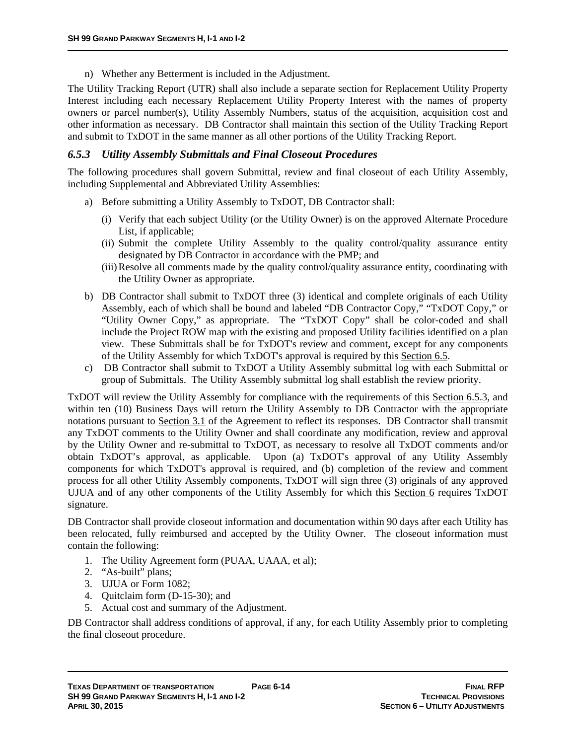n) Whether any Betterment is included in the Adjustment.

The Utility Tracking Report (UTR) shall also include a separate section for Replacement Utility Property Interest including each necessary Replacement Utility Property Interest with the names of property owners or parcel number(s), Utility Assembly Numbers, status of the acquisition, acquisition cost and other information as necessary. DB Contractor shall maintain this section of the Utility Tracking Report and submit to TxDOT in the same manner as all other portions of the Utility Tracking Report.

### *6.5.3 Utility Assembly Submittals and Final Closeout Procedures*

The following procedures shall govern Submittal, review and final closeout of each Utility Assembly, including Supplemental and Abbreviated Utility Assemblies:

a) Before submitting a Utility Assembly to TxDOT, DB Contractor shall:
   - (i) Verify that each subject Utility (or the Utility Owner) is on the approved Alternate Procedure List, if applicable;
   - (ii) Submit the complete Utility Assembly to the quality control/quality assurance entity designated by DB Contractor in accordance with the PMP; and
   - (iii) Resolve all comments made by the quality control/quality assurance entity, coordinating with the Utility Owner as appropriate.

b) DB Contractor shall submit to TxDOT three (3) identical and complete originals of each Utility Assembly, each of which shall be bound and labeled "DB Contractor Copy," "TxDOT Copy," or "Utility Owner Copy," as appropriate. The "TxDOT Copy" shall be color-coded and shall include the Project ROW map with the existing and proposed Utility facilities identified on a plan view. These Submittals shall be for TxDOT's review and comment, except for any components of the Utility Assembly for which TxDOT's approval is required by this Section 6.5.

c) DB Contractor shall submit to TxDOT a Utility Assembly submittal log with each Submittal or group of Submittals. The Utility Assembly submittal log shall establish the review priority.

TxDOT will review the Utility Assembly for compliance with the requirements of this Section 6.5.3, and within ten (10) Business Days will return the Utility Assembly to DB Contractor with the appropriate notations pursuant to Section 3.1 of the Agreement to reflect its responses. DB Contractor shall transmit any TxDOT comments to the Utility Owner and shall coordinate any modification, review and approval by the Utility Owner and re-submittal to TxDOT, as necessary to resolve all TxDOT comments and/or obtain TxDOT's approval, as applicable. Upon (a) TxDOT's approval of any Utility Assembly components for which TxDOT's approval is required, and (b) completion of the review and comment process for all other Utility Assembly components, TxDOT will sign three (3) originals of any approved UJUA and of any other components of the Utility Assembly for which this Section 6 requires TxDOT signature.

DB Contractor shall provide closeout information and documentation within 90 days after each Utility has been relocated, fully reimbursed and accepted by the Utility Owner. The closeout information must contain the following:

1. The Utility Agreement form (PUAA, UAAA, et al);
2. "As-built" plans;
3. UJUA or Form 1082;
4. Quitclaim form (D-15-30); and
5. Actual cost and summary of the Adjustment.

DB Contractor shall address conditions of approval, if any, for each Utility Assembly prior to completing the final closeout procedure.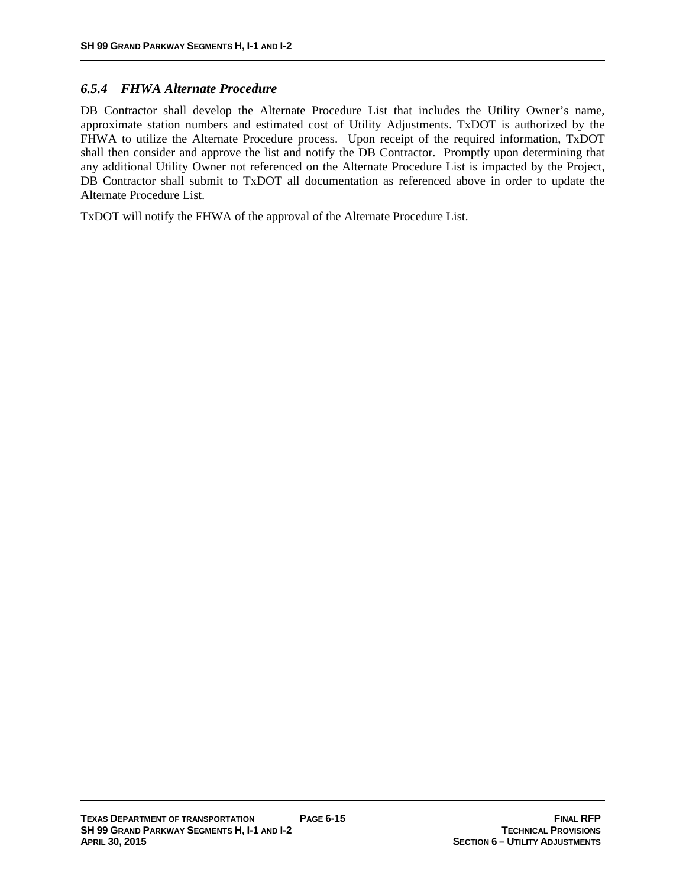### *6.5.4 FHWA Alternate Procedure*

DB Contractor shall develop the Alternate Procedure List that includes the Utility Owner's name, approximate station numbers and estimated cost of Utility Adjustments. TxDOT is authorized by the FHWA to utilize the Alternate Procedure process. Upon receipt of the required information, TxDOT shall then consider and approve the list and notify the DB Contractor. Promptly upon determining that any additional Utility Owner not referenced on the Alternate Procedure List is impacted by the Project, DB Contractor shall submit to TxDOT all documentation as referenced above in order to update the Alternate Procedure List.

TxDOT will notify the FHWA of the approval of the Alternate Procedure List.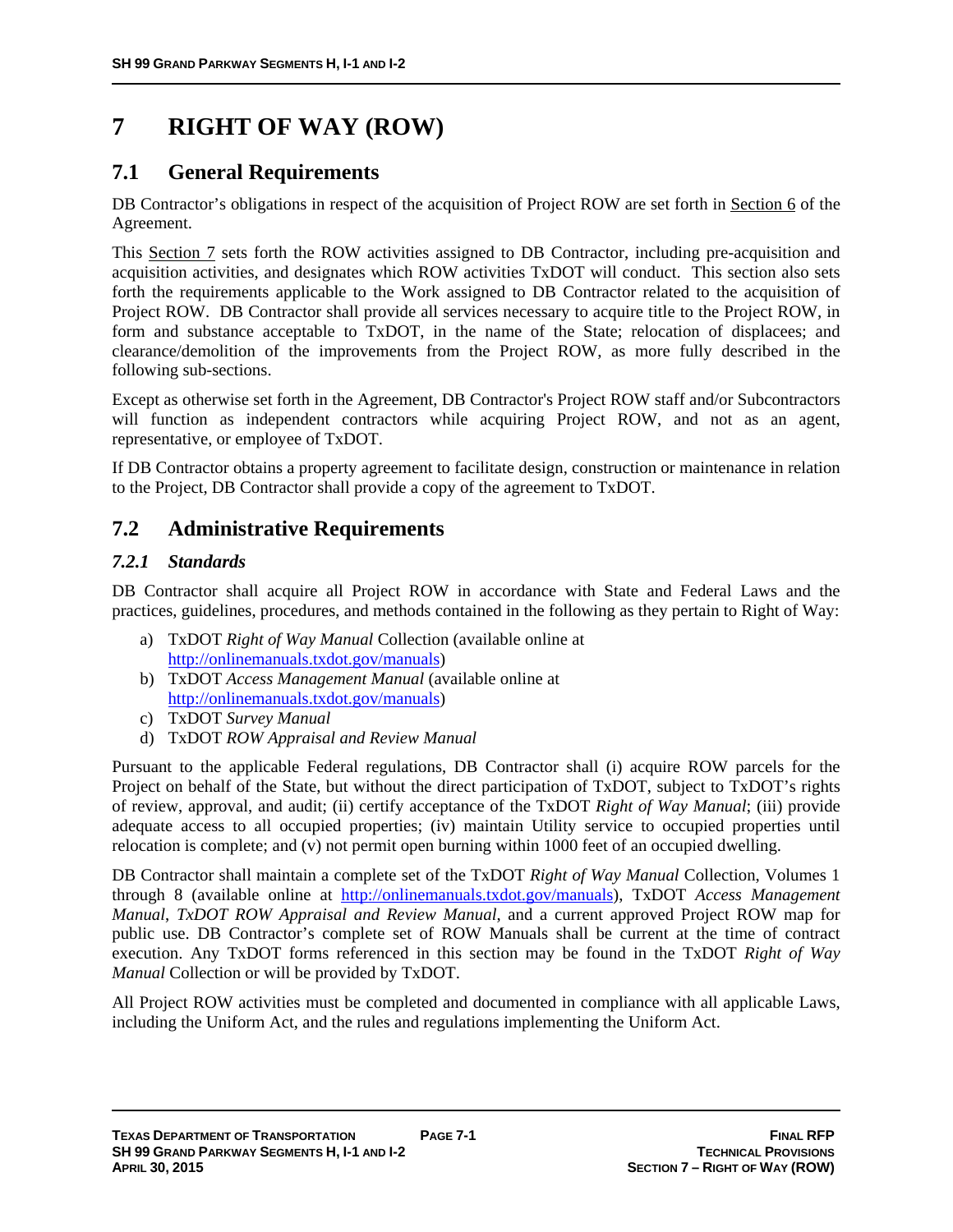# 7 RIGHT OF WAY (ROW)

## 7.1 General Requirements

DB Contractor's obligations in respect of the acquisition of Project ROW are set forth in Section 6 of the Agreement.

This Section 7 sets forth the ROW activities assigned to DB Contractor, including pre-acquisition and acquisition activities, and designates which ROW activities TxDOT will conduct. This section also sets forth the requirements applicable to the Work assigned to DB Contractor related to the acquisition of Project ROW. DB Contractor shall provide all services necessary to acquire title to the Project ROW, in form and substance acceptable to TxDOT, in the name of the State; relocation of displacees; and clearance/demolition of the improvements from the Project ROW, as more fully described in the following sub-sections.

Except as otherwise set forth in the Agreement, DB Contractor's Project ROW staff and/or Subcontractors will function as independent contractors while acquiring Project ROW, and not as an agent, representative, or employee of TxDOT.

If DB Contractor obtains a property agreement to facilitate design, construction or maintenance in relation to the Project, DB Contractor shall provide a copy of the agreement to TxDOT.

## 7.2 Administrative Requirements

### *7.2.1 Standards*

DB Contractor shall acquire all Project ROW in accordance with State and Federal Laws and the practices, guidelines, procedures, and methods contained in the following as they pertain to Right of Way:

a) TxDOT *Right of Way Manual* Collection (available online at http://onlinemanuals.txdot.gov/manuals)
b) TxDOT *Access Management Manual* (available online at http://onlinemanuals.txdot.gov/manuals)
c) TxDOT *Survey Manual*
d) TxDOT *ROW Appraisal and Review Manual*

Pursuant to the applicable Federal regulations, DB Contractor shall (i) acquire ROW parcels for the Project on behalf of the State, but without the direct participation of TxDOT, subject to TxDOT's rights of review, approval, and audit; (ii) certify acceptance of the TxDOT *Right of Way Manual*; (iii) provide adequate access to all occupied properties; (iv) maintain Utility service to occupied properties until relocation is complete; and (v) not permit open burning within 1000 feet of an occupied dwelling.

DB Contractor shall maintain a complete set of the TxDOT *Right of Way Manual* Collection, Volumes 1 through 8 (available online at http://onlinemanuals.txdot.gov/manuals), TxDOT *Access Management Manual*, *TxDOT ROW Appraisal and Review Manual*, and a current approved Project ROW map for public use. DB Contractor's complete set of ROW Manuals shall be current at the time of contract execution. Any TxDOT forms referenced in this section may be found in the TxDOT *Right of Way Manual* Collection or will be provided by TxDOT.

All Project ROW activities must be completed and documented in compliance with all applicable Laws, including the Uniform Act, and the rules and regulations implementing the Uniform Act.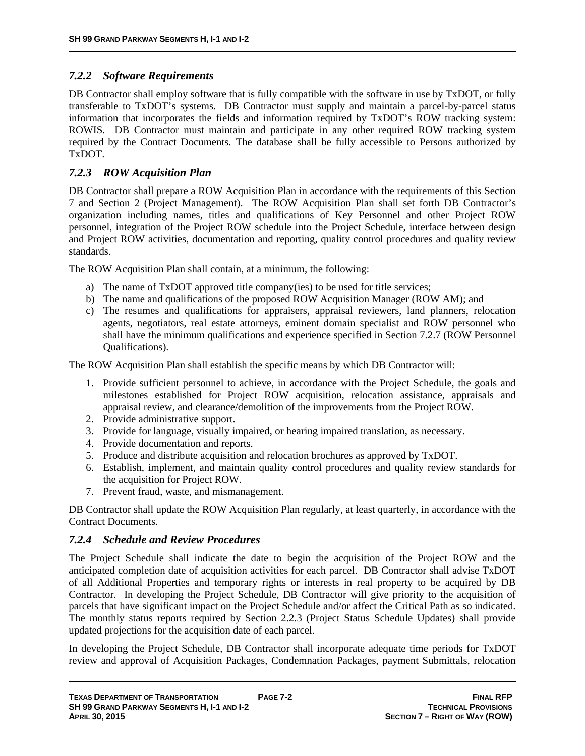### *7.2.2 Software Requirements*

DB Contractor shall employ software that is fully compatible with the software in use by TxDOT, or fully transferable to TxDOT's systems. DB Contractor must supply and maintain a parcel-by-parcel status information that incorporates the fields and information required by TxDOT's ROW tracking system: ROWIS. DB Contractor must maintain and participate in any other required ROW tracking system required by the Contract Documents. The database shall be fully accessible to Persons authorized by TxDOT.

### *7.2.3 ROW Acquisition Plan*

DB Contractor shall prepare a ROW Acquisition Plan in accordance with the requirements of this Section 7 and Section 2 (Project Management). The ROW Acquisition Plan shall set forth DB Contractor's organization including names, titles and qualifications of Key Personnel and other Project ROW personnel, integration of the Project ROW schedule into the Project Schedule, interface between design and Project ROW activities, documentation and reporting, quality control procedures and quality review standards.

The ROW Acquisition Plan shall contain, at a minimum, the following:

a) The name of TxDOT approved title company(ies) to be used for title services;
b) The name and qualifications of the proposed ROW Acquisition Manager (ROW AM); and
c) The resumes and qualifications for appraisers, appraisal reviewers, land planners, relocation agents, negotiators, real estate attorneys, eminent domain specialist and ROW personnel who shall have the minimum qualifications and experience specified in Section 7.2.7 (ROW Personnel Qualifications).

The ROW Acquisition Plan shall establish the specific means by which DB Contractor will:

1. Provide sufficient personnel to achieve, in accordance with the Project Schedule, the goals and milestones established for Project ROW acquisition, relocation assistance, appraisals and appraisal review, and clearance/demolition of the improvements from the Project ROW.
2. Provide administrative support.
3. Provide for language, visually impaired, or hearing impaired translation, as necessary.
4. Provide documentation and reports.
5. Produce and distribute acquisition and relocation brochures as approved by TxDOT.
6. Establish, implement, and maintain quality control procedures and quality review standards for the acquisition for Project ROW.
7. Prevent fraud, waste, and mismanagement.

DB Contractor shall update the ROW Acquisition Plan regularly, at least quarterly, in accordance with the Contract Documents.

### *7.2.4 Schedule and Review Procedures*

The Project Schedule shall indicate the date to begin the acquisition of the Project ROW and the anticipated completion date of acquisition activities for each parcel. DB Contractor shall advise TxDOT of all Additional Properties and temporary rights or interests in real property to be acquired by DB Contractor. In developing the Project Schedule, DB Contractor will give priority to the acquisition of parcels that have significant impact on the Project Schedule and/or affect the Critical Path as so indicated. The monthly status reports required by Section 2.2.3 (Project Status Schedule Updates) shall provide updated projections for the acquisition date of each parcel.

In developing the Project Schedule, DB Contractor shall incorporate adequate time periods for TxDOT review and approval of Acquisition Packages, Condemnation Packages, payment Submittals, relocation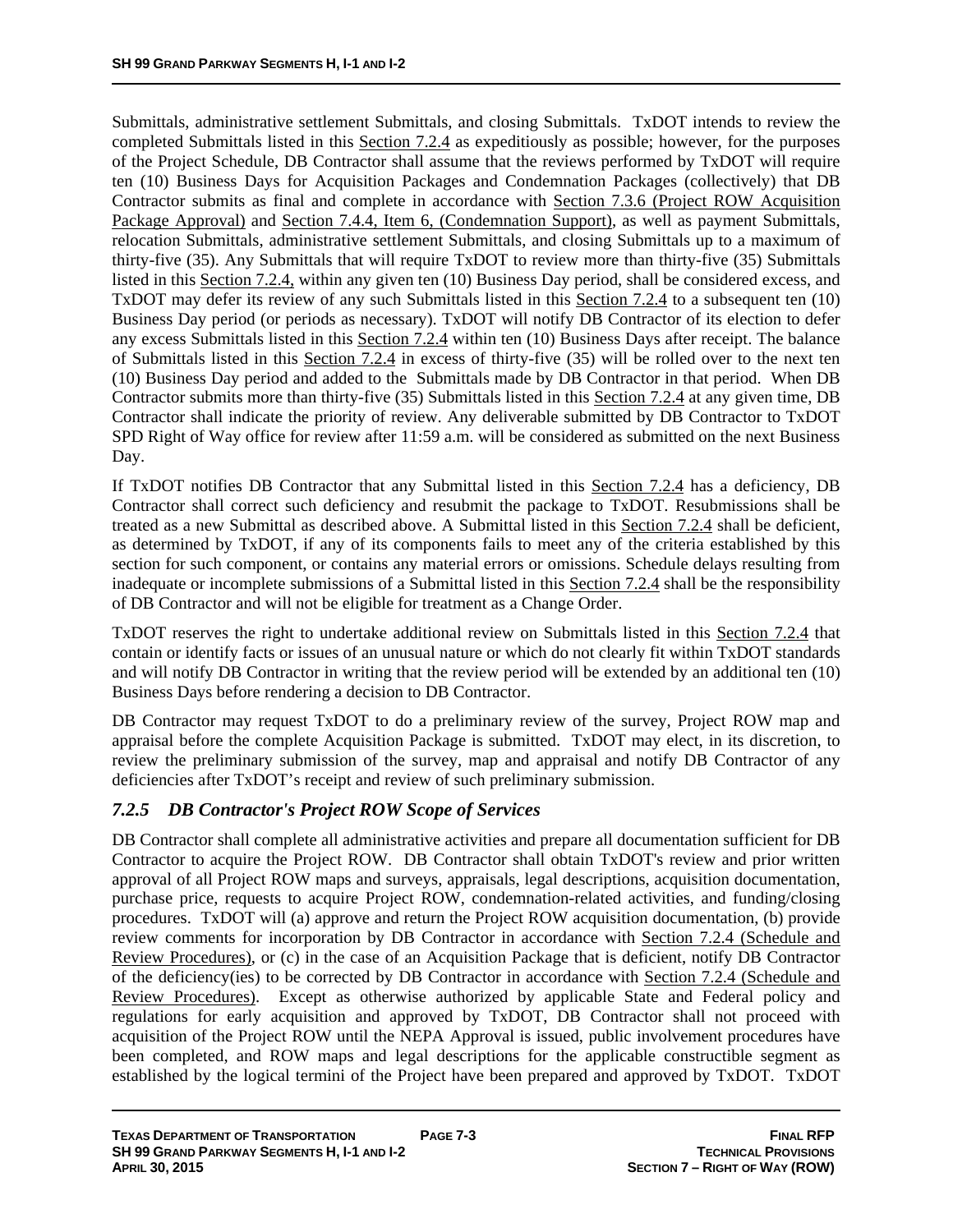Submittals, administrative settlement Submittals, and closing Submittals. TxDOT intends to review the completed Submittals listed in this Section 7.2.4 as expeditiously as possible; however, for the purposes of the Project Schedule, DB Contractor shall assume that the reviews performed by TxDOT will require ten (10) Business Days for Acquisition Packages and Condemnation Packages (collectively) that DB Contractor submits as final and complete in accordance with Section 7.3.6 (Project ROW Acquisition Package Approval) and Section 7.4.4, Item 6, (Condemnation Support), as well as payment Submittals, relocation Submittals, administrative settlement Submittals, and closing Submittals up to a maximum of thirty-five (35). Any Submittals that will require TxDOT to review more than thirty-five (35) Submittals listed in this Section 7.2.4, within any given ten (10) Business Day period, shall be considered excess, and TxDOT may defer its review of any such Submittals listed in this Section 7.2.4 to a subsequent ten (10) Business Day period (or periods as necessary). TxDOT will notify DB Contractor of its election to defer any excess Submittals listed in this Section 7.2.4 within ten (10) Business Days after receipt. The balance of Submittals listed in this Section 7.2.4 in excess of thirty-five (35) will be rolled over to the next ten (10) Business Day period and added to the Submittals made by DB Contractor in that period. When DB Contractor submits more than thirty-five (35) Submittals listed in this Section 7.2.4 at any given time, DB Contractor shall indicate the priority of review. Any deliverable submitted by DB Contractor to TxDOT SPD Right of Way office for review after 11:59 a.m. will be considered as submitted on the next Business Day.

If TxDOT notifies DB Contractor that any Submittal listed in this Section 7.2.4 has a deficiency, DB Contractor shall correct such deficiency and resubmit the package to TxDOT. Resubmissions shall be treated as a new Submittal as described above. A Submittal listed in this Section 7.2.4 shall be deficient, as determined by TxDOT, if any of its components fails to meet any of the criteria established by this section for such component, or contains any material errors or omissions. Schedule delays resulting from inadequate or incomplete submissions of a Submittal listed in this Section 7.2.4 shall be the responsibility of DB Contractor and will not be eligible for treatment as a Change Order.

TxDOT reserves the right to undertake additional review on Submittals listed in this Section 7.2.4 that contain or identify facts or issues of an unusual nature or which do not clearly fit within TxDOT standards and will notify DB Contractor in writing that the review period will be extended by an additional ten (10) Business Days before rendering a decision to DB Contractor.

DB Contractor may request TxDOT to do a preliminary review of the survey, Project ROW map and appraisal before the complete Acquisition Package is submitted. TxDOT may elect, in its discretion, to review the preliminary submission of the survey, map and appraisal and notify DB Contractor of any deficiencies after TxDOT's receipt and review of such preliminary submission.

### *7.2.5 DB Contractor's Project ROW Scope of Services*

DB Contractor shall complete all administrative activities and prepare all documentation sufficient for DB Contractor to acquire the Project ROW. DB Contractor shall obtain TxDOT's review and prior written approval of all Project ROW maps and surveys, appraisals, legal descriptions, acquisition documentation, purchase price, requests to acquire Project ROW, condemnation-related activities, and funding/closing procedures. TxDOT will (a) approve and return the Project ROW acquisition documentation, (b) provide review comments for incorporation by DB Contractor in accordance with Section 7.2.4 (Schedule and Review Procedures), or (c) in the case of an Acquisition Package that is deficient, notify DB Contractor of the deficiency(ies) to be corrected by DB Contractor in accordance with Section 7.2.4 (Schedule and Review Procedures). Except as otherwise authorized by applicable State and Federal policy and regulations for early acquisition and approved by TxDOT, DB Contractor shall not proceed with acquisition of the Project ROW until the NEPA Approval is issued, public involvement procedures have been completed, and ROW maps and legal descriptions for the applicable constructible segment as established by the logical termini of the Project have been prepared and approved by TxDOT. TxDOT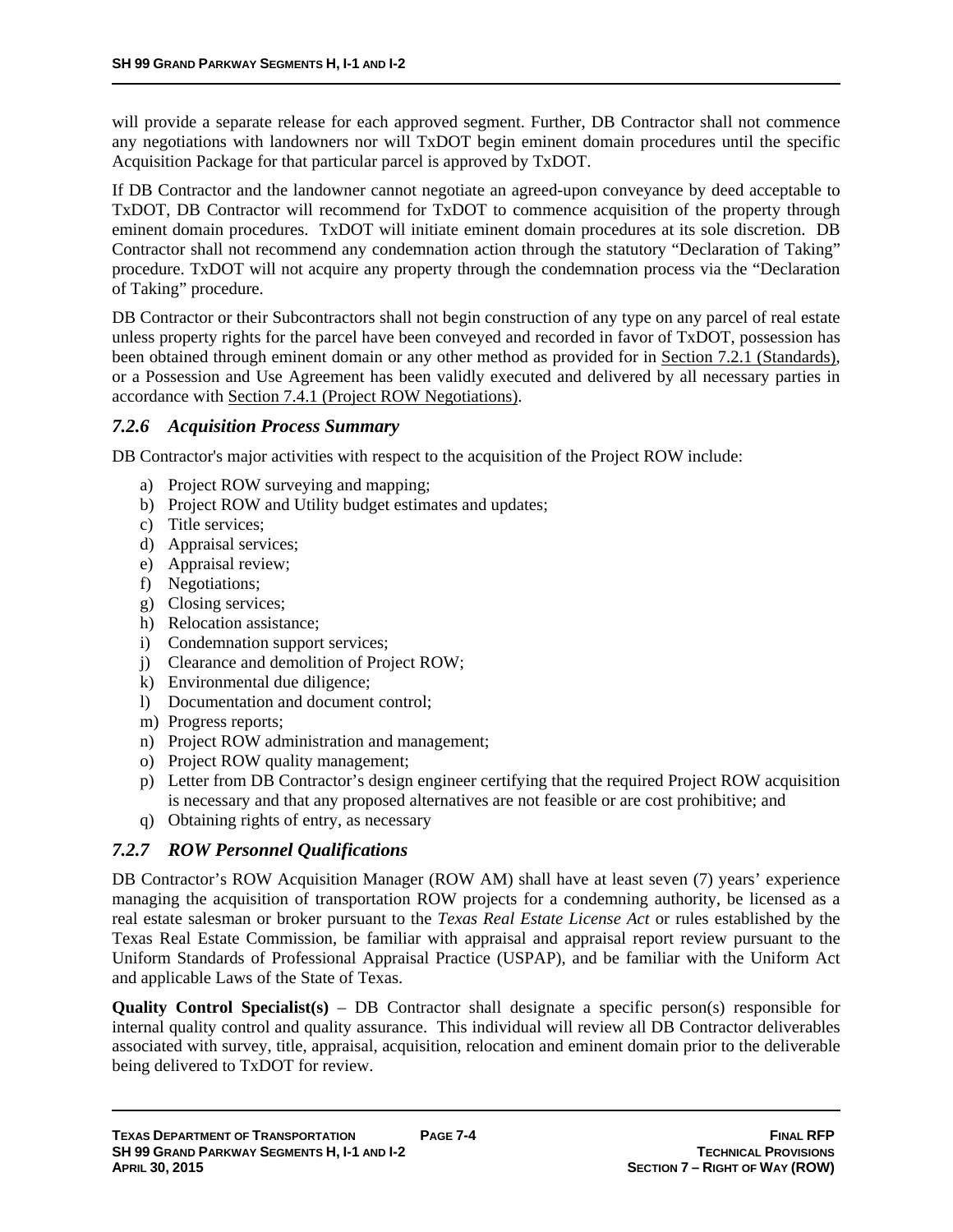will provide a separate release for each approved segment. Further, DB Contractor shall not commence any negotiations with landowners nor will TxDOT begin eminent domain procedures until the specific Acquisition Package for that particular parcel is approved by TxDOT.

If DB Contractor and the landowner cannot negotiate an agreed-upon conveyance by deed acceptable to TxDOT, DB Contractor will recommend for TxDOT to commence acquisition of the property through eminent domain procedures. TxDOT will initiate eminent domain procedures at its sole discretion. DB Contractor shall not recommend any condemnation action through the statutory "Declaration of Taking" procedure. TxDOT will not acquire any property through the condemnation process via the "Declaration of Taking" procedure.

DB Contractor or their Subcontractors shall not begin construction of any type on any parcel of real estate unless property rights for the parcel have been conveyed and recorded in favor of TxDOT, possession has been obtained through eminent domain or any other method as provided for in Section 7.2.1 (Standards), or a Possession and Use Agreement has been validly executed and delivered by all necessary parties in accordance with Section 7.4.1 (Project ROW Negotiations).

### *7.2.6 Acquisition Process Summary*

DB Contractor's major activities with respect to the acquisition of the Project ROW include:

a) Project ROW surveying and mapping;
b) Project ROW and Utility budget estimates and updates;
c) Title services;
d) Appraisal services;
e) Appraisal review;
f) Negotiations;
g) Closing services;
h) Relocation assistance;
i) Condemnation support services;
j) Clearance and demolition of Project ROW;
k) Environmental due diligence;
l) Documentation and document control;
m) Progress reports;
n) Project ROW administration and management;
o) Project ROW quality management;
p) Letter from DB Contractor's design engineer certifying that the required Project ROW acquisition is necessary and that any proposed alternatives are not feasible or are cost prohibitive; and
q) Obtaining rights of entry, as necessary

### *7.2.7 ROW Personnel Qualifications*

DB Contractor's ROW Acquisition Manager (ROW AM) shall have at least seven (7) years' experience managing the acquisition of transportation ROW projects for a condemning authority, be licensed as a real estate salesman or broker pursuant to the *Texas Real Estate License Act* or rules established by the Texas Real Estate Commission, be familiar with appraisal and appraisal report review pursuant to the Uniform Standards of Professional Appraisal Practice (USPAP), and be familiar with the Uniform Act and applicable Laws of the State of Texas.

**Quality Control Specialist(s)** – DB Contractor shall designate a specific person(s) responsible for internal quality control and quality assurance. This individual will review all DB Contractor deliverables associated with survey, title, appraisal, acquisition, relocation and eminent domain prior to the deliverable being delivered to TxDOT for review.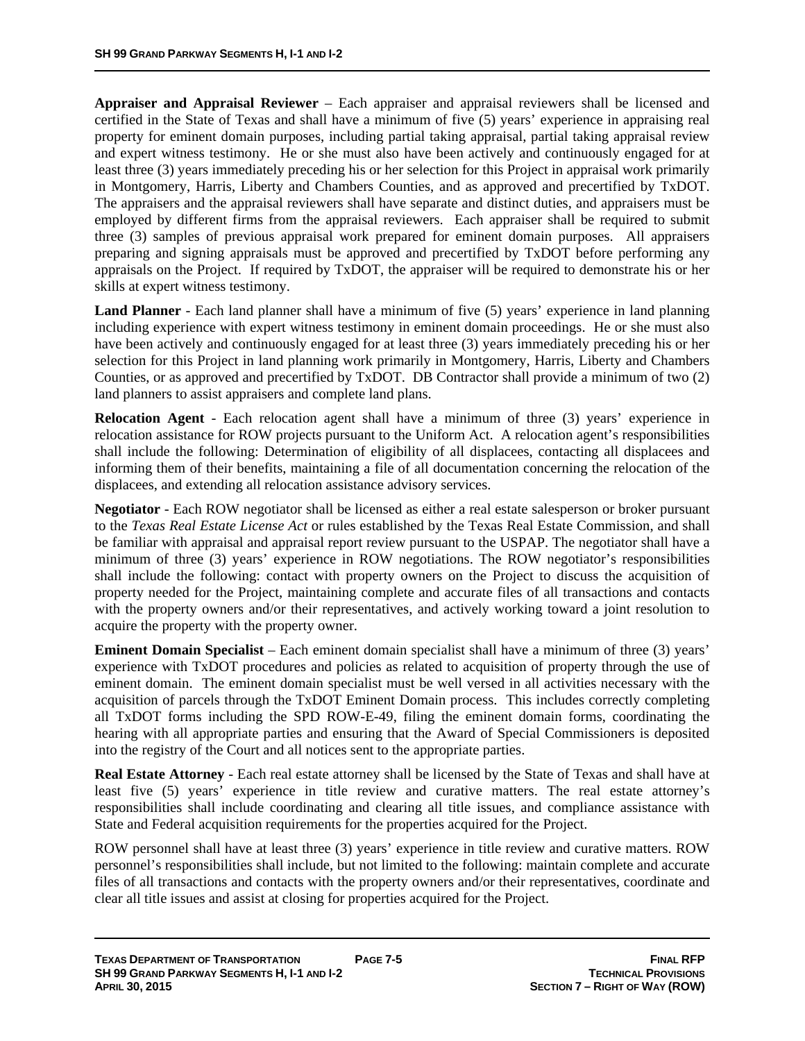**Appraiser and Appraisal Reviewer** – Each appraiser and appraisal reviewers shall be licensed and certified in the State of Texas and shall have a minimum of five (5) years' experience in appraising real property for eminent domain purposes, including partial taking appraisal, partial taking appraisal review and expert witness testimony. He or she must also have been actively and continuously engaged for at least three (3) years immediately preceding his or her selection for this Project in appraisal work primarily in Montgomery, Harris, Liberty and Chambers Counties, and as approved and precertified by TxDOT. The appraisers and the appraisal reviewers shall have separate and distinct duties, and appraisers must be employed by different firms from the appraisal reviewers. Each appraiser shall be required to submit three (3) samples of previous appraisal work prepared for eminent domain purposes. All appraisers preparing and signing appraisals must be approved and precertified by TxDOT before performing any appraisals on the Project. If required by TxDOT, the appraiser will be required to demonstrate his or her skills at expert witness testimony.

**Land Planner** - Each land planner shall have a minimum of five (5) years' experience in land planning including experience with expert witness testimony in eminent domain proceedings. He or she must also have been actively and continuously engaged for at least three (3) years immediately preceding his or her selection for this Project in land planning work primarily in Montgomery, Harris, Liberty and Chambers Counties, or as approved and precertified by TxDOT. DB Contractor shall provide a minimum of two (2) land planners to assist appraisers and complete land plans.

**Relocation Agent** - Each relocation agent shall have a minimum of three (3) years' experience in relocation assistance for ROW projects pursuant to the Uniform Act. A relocation agent's responsibilities shall include the following: Determination of eligibility of all displacees, contacting all displacees and informing them of their benefits, maintaining a file of all documentation concerning the relocation of the displacees, and extending all relocation assistance advisory services.

**Negotiator** - Each ROW negotiator shall be licensed as either a real estate salesperson or broker pursuant to the *Texas Real Estate License Act* or rules established by the Texas Real Estate Commission, and shall be familiar with appraisal and appraisal report review pursuant to the USPAP. The negotiator shall have a minimum of three (3) years' experience in ROW negotiations. The ROW negotiator's responsibilities shall include the following: contact with property owners on the Project to discuss the acquisition of property needed for the Project, maintaining complete and accurate files of all transactions and contacts with the property owners and/or their representatives, and actively working toward a joint resolution to acquire the property with the property owner.

**Eminent Domain Specialist** – Each eminent domain specialist shall have a minimum of three (3) years' experience with TxDOT procedures and policies as related to acquisition of property through the use of eminent domain. The eminent domain specialist must be well versed in all activities necessary with the acquisition of parcels through the TxDOT Eminent Domain process. This includes correctly completing all TxDOT forms including the SPD ROW-E-49, filing the eminent domain forms, coordinating the hearing with all appropriate parties and ensuring that the Award of Special Commissioners is deposited into the registry of the Court and all notices sent to the appropriate parties.

**Real Estate Attorney** - Each real estate attorney shall be licensed by the State of Texas and shall have at least five (5) years' experience in title review and curative matters. The real estate attorney's responsibilities shall include coordinating and clearing all title issues, and compliance assistance with State and Federal acquisition requirements for the properties acquired for the Project.

ROW personnel shall have at least three (3) years' experience in title review and curative matters. ROW personnel's responsibilities shall include, but not limited to the following: maintain complete and accurate files of all transactions and contacts with the property owners and/or their representatives, coordinate and clear all title issues and assist at closing for properties acquired for the Project.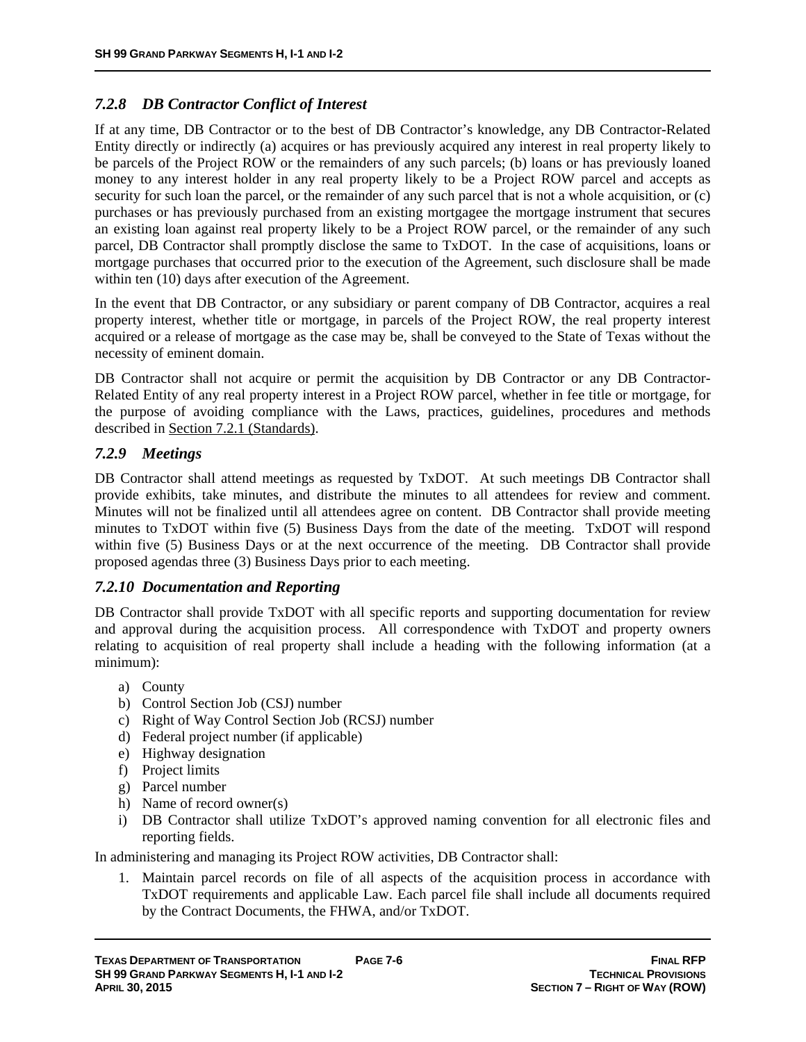### *7.2.8 DB Contractor Conflict of Interest*

If at any time, DB Contractor or to the best of DB Contractor's knowledge, any DB Contractor-Related Entity directly or indirectly (a) acquires or has previously acquired any interest in real property likely to be parcels of the Project ROW or the remainders of any such parcels; (b) loans or has previously loaned money to any interest holder in any real property likely to be a Project ROW parcel and accepts as security for such loan the parcel, or the remainder of any such parcel that is not a whole acquisition, or (c) purchases or has previously purchased from an existing mortgagee the mortgage instrument that secures an existing loan against real property likely to be a Project ROW parcel, or the remainder of any such parcel, DB Contractor shall promptly disclose the same to TxDOT. In the case of acquisitions, loans or mortgage purchases that occurred prior to the execution of the Agreement, such disclosure shall be made within ten (10) days after execution of the Agreement.

In the event that DB Contractor, or any subsidiary or parent company of DB Contractor, acquires a real property interest, whether title or mortgage, in parcels of the Project ROW, the real property interest acquired or a release of mortgage as the case may be, shall be conveyed to the State of Texas without the necessity of eminent domain.

DB Contractor shall not acquire or permit the acquisition by DB Contractor or any DB Contractor-Related Entity of any real property interest in a Project ROW parcel, whether in fee title or mortgage, for the purpose of avoiding compliance with the Laws, practices, guidelines, procedures and methods described in Section 7.2.1 (Standards).

### *7.2.9 Meetings*

DB Contractor shall attend meetings as requested by TxDOT. At such meetings DB Contractor shall provide exhibits, take minutes, and distribute the minutes to all attendees for review and comment. Minutes will not be finalized until all attendees agree on content. DB Contractor shall provide meeting minutes to TxDOT within five (5) Business Days from the date of the meeting. TxDOT will respond within five (5) Business Days or at the next occurrence of the meeting. DB Contractor shall provide proposed agendas three (3) Business Days prior to each meeting.

### *7.2.10 Documentation and Reporting*

DB Contractor shall provide TxDOT with all specific reports and supporting documentation for review and approval during the acquisition process. All correspondence with TxDOT and property owners relating to acquisition of real property shall include a heading with the following information (at a minimum):

a) County
b) Control Section Job (CSJ) number
c) Right of Way Control Section Job (RCSJ) number
d) Federal project number (if applicable)
e) Highway designation
f) Project limits
g) Parcel number
h) Name of record owner(s)
i) DB Contractor shall utilize TxDOT's approved naming convention for all electronic files and reporting fields.

In administering and managing its Project ROW activities, DB Contractor shall:

1. Maintain parcel records on file of all aspects of the acquisition process in accordance with TxDOT requirements and applicable Law. Each parcel file shall include all documents required by the Contract Documents, the FHWA, and/or TxDOT.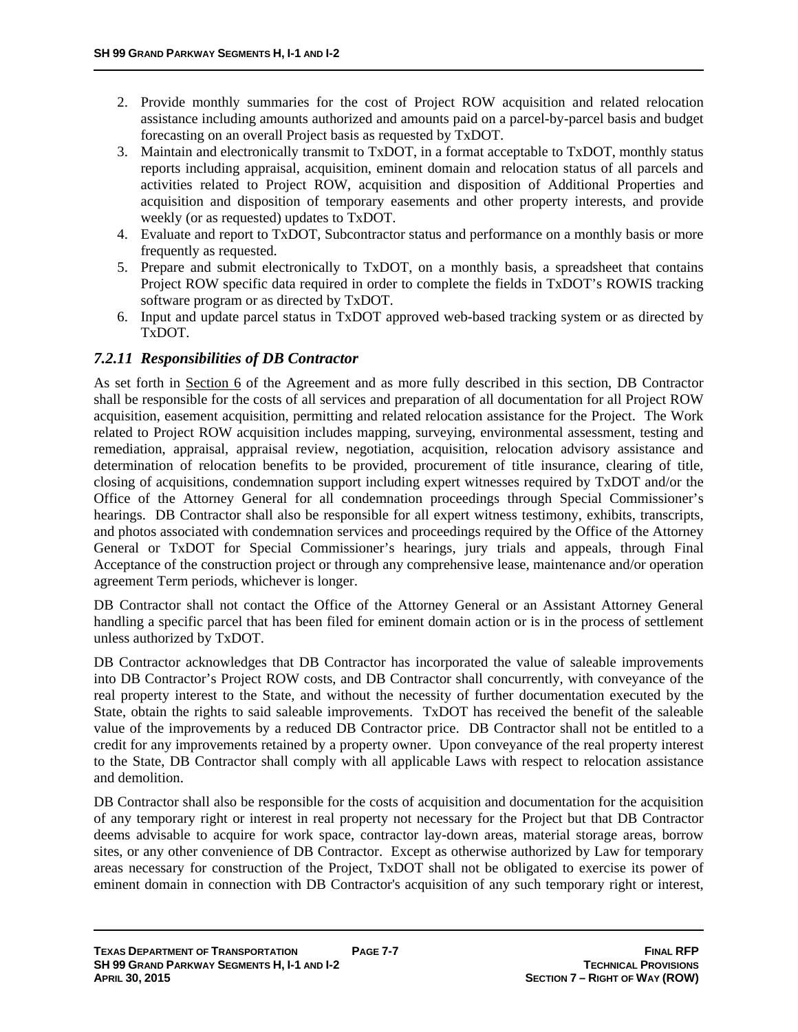2. Provide monthly summaries for the cost of Project ROW acquisition and related relocation assistance including amounts authorized and amounts paid on a parcel-by-parcel basis and budget forecasting on an overall Project basis as requested by TxDOT.
3. Maintain and electronically transmit to TxDOT, in a format acceptable to TxDOT, monthly status reports including appraisal, acquisition, eminent domain and relocation status of all parcels and activities related to Project ROW, acquisition and disposition of Additional Properties and acquisition and disposition of temporary easements and other property interests, and provide weekly (or as requested) updates to TxDOT.
4. Evaluate and report to TxDOT, Subcontractor status and performance on a monthly basis or more frequently as requested.
5. Prepare and submit electronically to TxDOT, on a monthly basis, a spreadsheet that contains Project ROW specific data required in order to complete the fields in TxDOT's ROWIS tracking software program or as directed by TxDOT.
6. Input and update parcel status in TxDOT approved web-based tracking system or as directed by TxDOT.

### *7.2.11 Responsibilities of DB Contractor*

As set forth in Section 6 of the Agreement and as more fully described in this section, DB Contractor shall be responsible for the costs of all services and preparation of all documentation for all Project ROW acquisition, easement acquisition, permitting and related relocation assistance for the Project. The Work related to Project ROW acquisition includes mapping, surveying, environmental assessment, testing and remediation, appraisal, appraisal review, negotiation, acquisition, relocation advisory assistance and determination of relocation benefits to be provided, procurement of title insurance, clearing of title, closing of acquisitions, condemnation support including expert witnesses required by TxDOT and/or the Office of the Attorney General for all condemnation proceedings through Special Commissioner's hearings. DB Contractor shall also be responsible for all expert witness testimony, exhibits, transcripts, and photos associated with condemnation services and proceedings required by the Office of the Attorney General or TxDOT for Special Commissioner's hearings, jury trials and appeals, through Final Acceptance of the construction project or through any comprehensive lease, maintenance and/or operation agreement Term periods, whichever is longer.

DB Contractor shall not contact the Office of the Attorney General or an Assistant Attorney General handling a specific parcel that has been filed for eminent domain action or is in the process of settlement unless authorized by TxDOT.

DB Contractor acknowledges that DB Contractor has incorporated the value of saleable improvements into DB Contractor's Project ROW costs, and DB Contractor shall concurrently, with conveyance of the real property interest to the State, and without the necessity of further documentation executed by the State, obtain the rights to said saleable improvements. TxDOT has received the benefit of the saleable value of the improvements by a reduced DB Contractor price. DB Contractor shall not be entitled to a credit for any improvements retained by a property owner. Upon conveyance of the real property interest to the State, DB Contractor shall comply with all applicable Laws with respect to relocation assistance and demolition.

DB Contractor shall also be responsible for the costs of acquisition and documentation for the acquisition of any temporary right or interest in real property not necessary for the Project but that DB Contractor deems advisable to acquire for work space, contractor lay-down areas, material storage areas, borrow sites, or any other convenience of DB Contractor. Except as otherwise authorized by Law for temporary areas necessary for construction of the Project, TxDOT shall not be obligated to exercise its power of eminent domain in connection with DB Contractor's acquisition of any such temporary right or interest,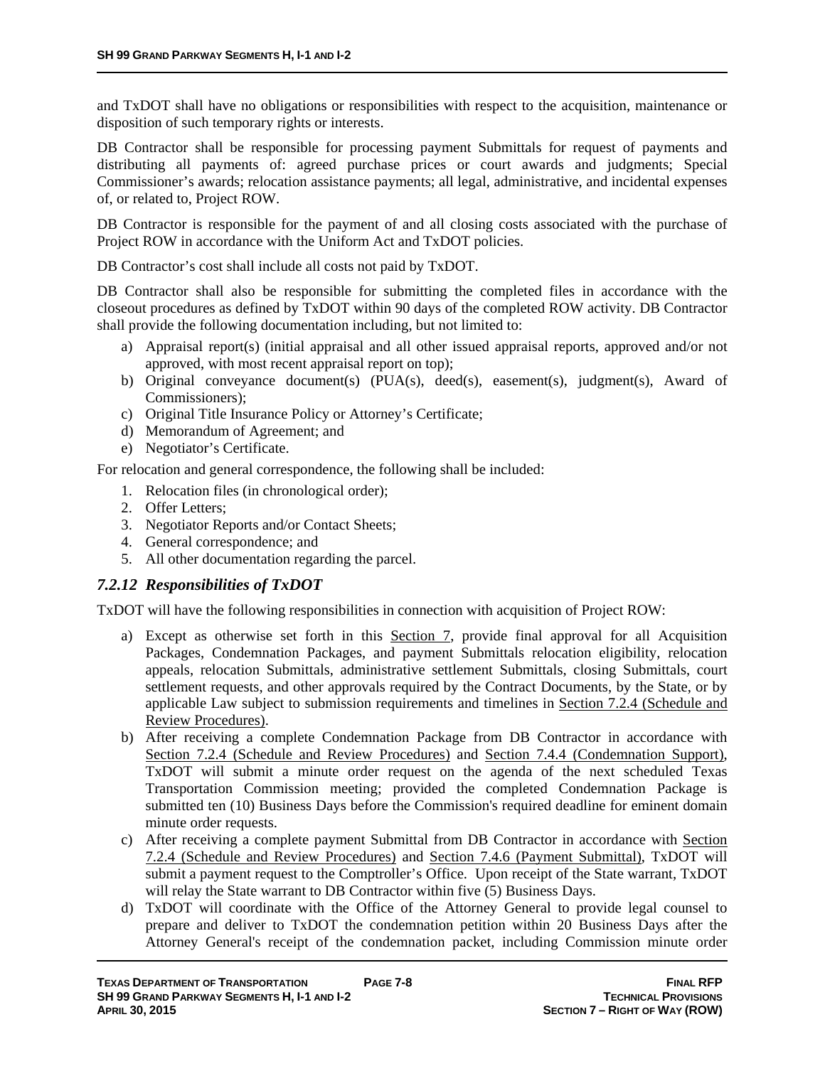and TxDOT shall have no obligations or responsibilities with respect to the acquisition, maintenance or disposition of such temporary rights or interests.

DB Contractor shall be responsible for processing payment Submittals for request of payments and distributing all payments of: agreed purchase prices or court awards and judgments; Special Commissioner's awards; relocation assistance payments; all legal, administrative, and incidental expenses of, or related to, Project ROW.

DB Contractor is responsible for the payment of and all closing costs associated with the purchase of Project ROW in accordance with the Uniform Act and TxDOT policies.

DB Contractor's cost shall include all costs not paid by TxDOT.

DB Contractor shall also be responsible for submitting the completed files in accordance with the closeout procedures as defined by TxDOT within 90 days of the completed ROW activity. DB Contractor shall provide the following documentation including, but not limited to:

a) Appraisal report(s) (initial appraisal and all other issued appraisal reports, approved and/or not approved, with most recent appraisal report on top);
b) Original conveyance document(s) (PUA(s), deed(s), easement(s), judgment(s), Award of Commissioners);
c) Original Title Insurance Policy or Attorney's Certificate;
d) Memorandum of Agreement; and
e) Negotiator's Certificate.

For relocation and general correspondence, the following shall be included:

1. Relocation files (in chronological order);
2. Offer Letters;
3. Negotiator Reports and/or Contact Sheets;
4. General correspondence; and
5. All other documentation regarding the parcel.

### *7.2.12 Responsibilities of TxDOT*

TxDOT will have the following responsibilities in connection with acquisition of Project ROW:

a) Except as otherwise set forth in this Section 7, provide final approval for all Acquisition Packages, Condemnation Packages, and payment Submittals relocation eligibility, relocation appeals, relocation Submittals, administrative settlement Submittals, closing Submittals, court settlement requests, and other approvals required by the Contract Documents, by the State, or by applicable Law subject to submission requirements and timelines in Section 7.2.4 (Schedule and Review Procedures).
b) After receiving a complete Condemnation Package from DB Contractor in accordance with Section 7.2.4 (Schedule and Review Procedures) and Section 7.4.4 (Condemnation Support), TxDOT will submit a minute order request on the agenda of the next scheduled Texas Transportation Commission meeting; provided the completed Condemnation Package is submitted ten (10) Business Days before the Commission's required deadline for eminent domain minute order requests.
c) After receiving a complete payment Submittal from DB Contractor in accordance with Section 7.2.4 (Schedule and Review Procedures) and Section 7.4.6 (Payment Submittal), TxDOT will submit a payment request to the Comptroller's Office. Upon receipt of the State warrant, TxDOT will relay the State warrant to DB Contractor within five (5) Business Days.
d) TxDOT will coordinate with the Office of the Attorney General to provide legal counsel to prepare and deliver to TxDOT the condemnation petition within 20 Business Days after the Attorney General's receipt of the condemnation packet, including Commission minute order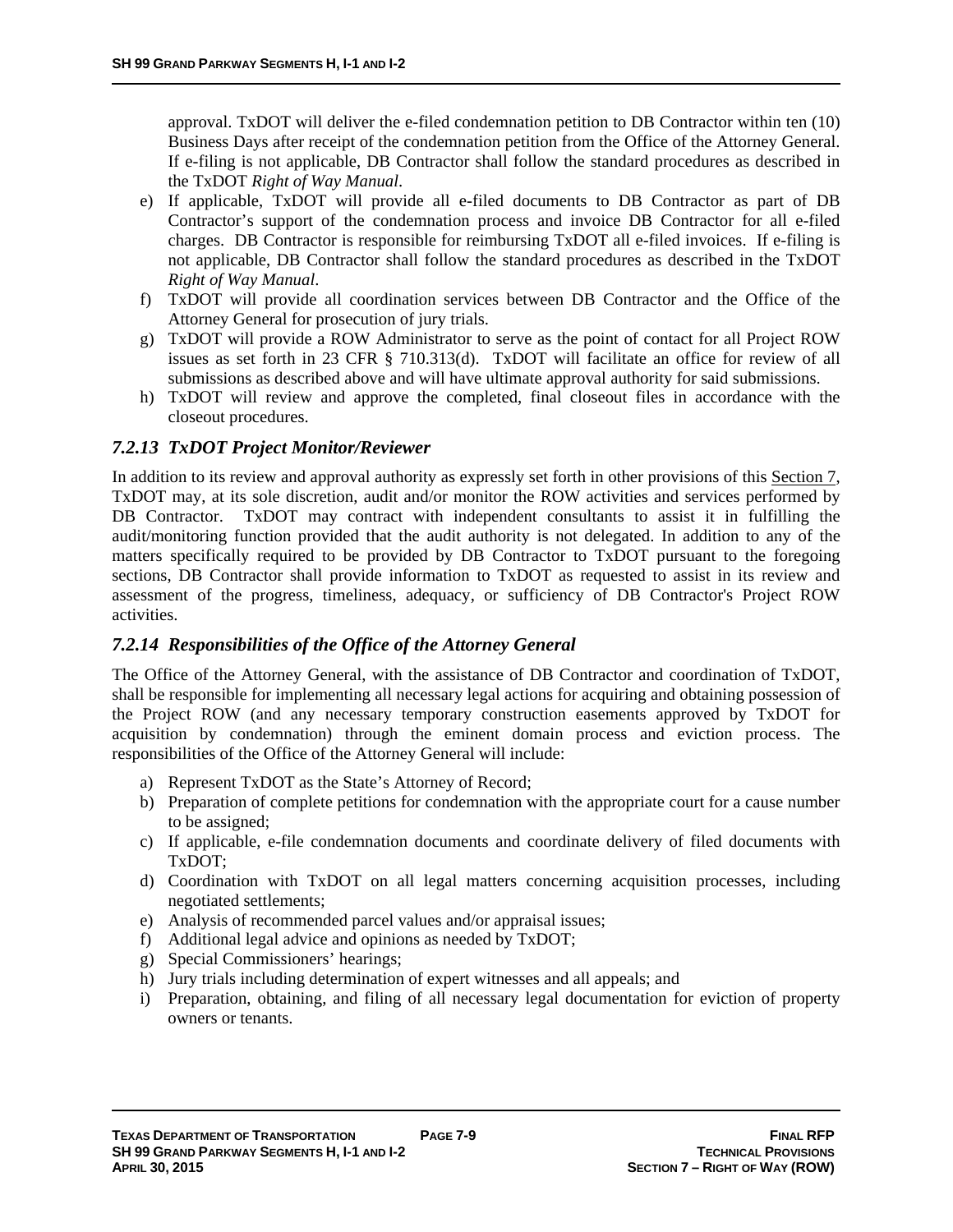approval. TxDOT will deliver the e-filed condemnation petition to DB Contractor within ten (10) Business Days after receipt of the condemnation petition from the Office of the Attorney General. If e-filing is not applicable, DB Contractor shall follow the standard procedures as described in the TxDOT *Right of Way Manual*.

e) If applicable, TxDOT will provide all e-filed documents to DB Contractor as part of DB Contractor's support of the condemnation process and invoice DB Contractor for all e-filed charges. DB Contractor is responsible for reimbursing TxDOT all e-filed invoices. If e-filing is not applicable, DB Contractor shall follow the standard procedures as described in the TxDOT *Right of Way Manual*.

f) TxDOT will provide all coordination services between DB Contractor and the Office of the Attorney General for prosecution of jury trials.

g) TxDOT will provide a ROW Administrator to serve as the point of contact for all Project ROW issues as set forth in 23 CFR § 710.313(d). TxDOT will facilitate an office for review of all submissions as described above and will have ultimate approval authority for said submissions.

h) TxDOT will review and approve the completed, final closeout files in accordance with the closeout procedures.

### *7.2.13 TxDOT Project Monitor/Reviewer*

In addition to its review and approval authority as expressly set forth in other provisions of this Section 7, TxDOT may, at its sole discretion, audit and/or monitor the ROW activities and services performed by DB Contractor. TxDOT may contract with independent consultants to assist it in fulfilling the audit/monitoring function provided that the audit authority is not delegated. In addition to any of the matters specifically required to be provided by DB Contractor to TxDOT pursuant to the foregoing sections, DB Contractor shall provide information to TxDOT as requested to assist in its review and assessment of the progress, timeliness, adequacy, or sufficiency of DB Contractor's Project ROW activities.

### *7.2.14 Responsibilities of the Office of the Attorney General*

The Office of the Attorney General, with the assistance of DB Contractor and coordination of TxDOT, shall be responsible for implementing all necessary legal actions for acquiring and obtaining possession of the Project ROW (and any necessary temporary construction easements approved by TxDOT for acquisition by condemnation) through the eminent domain process and eviction process. The responsibilities of the Office of the Attorney General will include:

a) Represent TxDOT as the State's Attorney of Record;

b) Preparation of complete petitions for condemnation with the appropriate court for a cause number to be assigned;

c) If applicable, e-file condemnation documents and coordinate delivery of filed documents with TxDOT;

d) Coordination with TxDOT on all legal matters concerning acquisition processes, including negotiated settlements;

e) Analysis of recommended parcel values and/or appraisal issues;

f) Additional legal advice and opinions as needed by TxDOT;

g) Special Commissioners' hearings;

h) Jury trials including determination of expert witnesses and all appeals; and

i) Preparation, obtaining, and filing of all necessary legal documentation for eviction of property owners or tenants.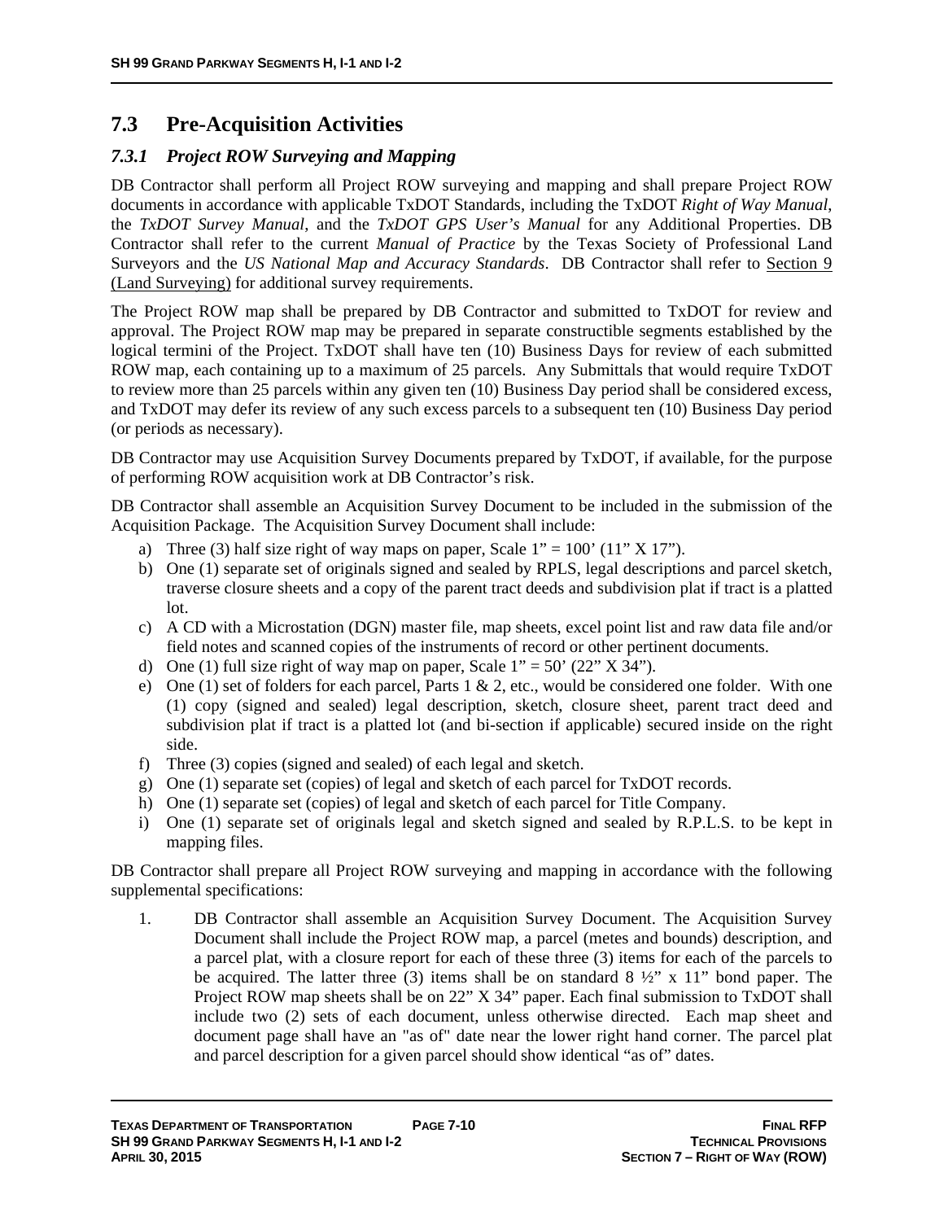## 7.3 Pre-Acquisition Activities

### *7.3.1 Project ROW Surveying and Mapping*

DB Contractor shall perform all Project ROW surveying and mapping and shall prepare Project ROW documents in accordance with applicable TxDOT Standards, including the TxDOT *Right of Way Manual*, the *TxDOT Survey Manual*, and the *TxDOT GPS User's Manual* for any Additional Properties. DB Contractor shall refer to the current *Manual of Practice* by the Texas Society of Professional Land Surveyors and the *US National Map and Accuracy Standards*. DB Contractor shall refer to Section 9 (Land Surveying) for additional survey requirements.

The Project ROW map shall be prepared by DB Contractor and submitted to TxDOT for review and approval. The Project ROW map may be prepared in separate constructible segments established by the logical termini of the Project. TxDOT shall have ten (10) Business Days for review of each submitted ROW map, each containing up to a maximum of 25 parcels. Any Submittals that would require TxDOT to review more than 25 parcels within any given ten (10) Business Day period shall be considered excess, and TxDOT may defer its review of any such excess parcels to a subsequent ten (10) Business Day period (or periods as necessary).

DB Contractor may use Acquisition Survey Documents prepared by TxDOT, if available, for the purpose of performing ROW acquisition work at DB Contractor's risk.

DB Contractor shall assemble an Acquisition Survey Document to be included in the submission of the Acquisition Package. The Acquisition Survey Document shall include:

a) Three (3) half size right of way maps on paper, Scale 1" = 100' (11" X 17").
b) One (1) separate set of originals signed and sealed by RPLS, legal descriptions and parcel sketch, traverse closure sheets and a copy of the parent tract deeds and subdivision plat if tract is a platted lot.
c) A CD with a Microstation (DGN) master file, map sheets, excel point list and raw data file and/or field notes and scanned copies of the instruments of record or other pertinent documents.
d) One (1) full size right of way map on paper, Scale 1" = 50' (22" X 34").
e) One (1) set of folders for each parcel, Parts 1 & 2, etc., would be considered one folder. With one (1) copy (signed and sealed) legal description, sketch, closure sheet, parent tract deed and subdivision plat if tract is a platted lot (and bi-section if applicable) secured inside on the right side.
f) Three (3) copies (signed and sealed) of each legal and sketch.
g) One (1) separate set (copies) of legal and sketch of each parcel for TxDOT records.
h) One (1) separate set (copies) of legal and sketch of each parcel for Title Company.
i) One (1) separate set of originals legal and sketch signed and sealed by R.P.L.S. to be kept in mapping files.

DB Contractor shall prepare all Project ROW surveying and mapping in accordance with the following supplemental specifications:

1. DB Contractor shall assemble an Acquisition Survey Document. The Acquisition Survey Document shall include the Project ROW map, a parcel (metes and bounds) description, and a parcel plat, with a closure report for each of these three (3) items for each of the parcels to be acquired. The latter three (3) items shall be on standard 8 ½" x 11" bond paper. The Project ROW map sheets shall be on 22" X 34" paper. Each final submission to TxDOT shall include two (2) sets of each document, unless otherwise directed. Each map sheet and document page shall have an "as of" date near the lower right hand corner. The parcel plat and parcel description for a given parcel should show identical "as of" dates.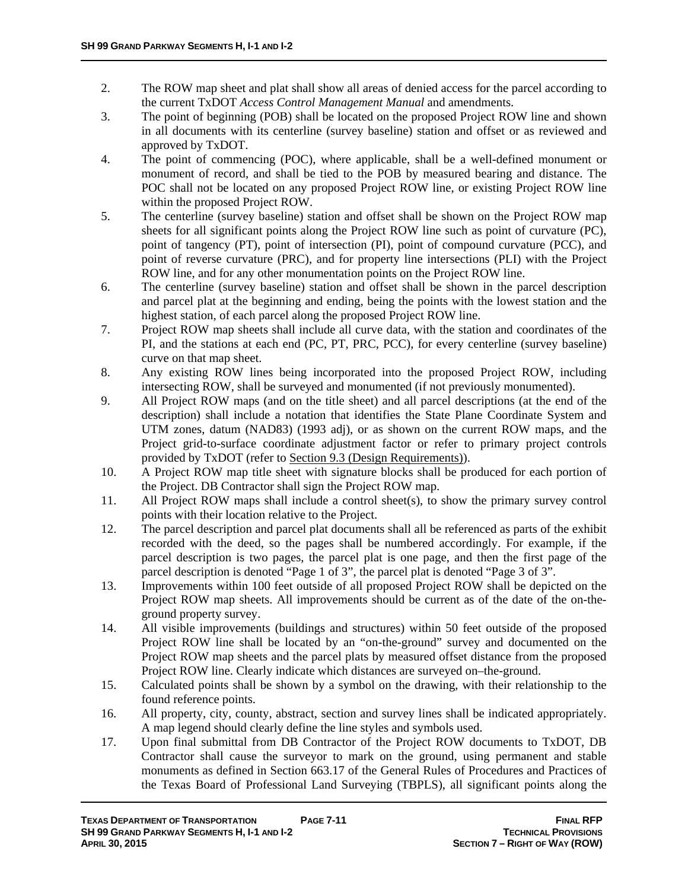2. The ROW map sheet and plat shall show all areas of denied access for the parcel according to the current TxDOT *Access Control Management Manual* and amendments.
3. The point of beginning (POB) shall be located on the proposed Project ROW line and shown in all documents with its centerline (survey baseline) station and offset or as reviewed and approved by TxDOT.
4. The point of commencing (POC), where applicable, shall be a well-defined monument or monument of record, and shall be tied to the POB by measured bearing and distance. The POC shall not be located on any proposed Project ROW line, or existing Project ROW line within the proposed Project ROW.
5. The centerline (survey baseline) station and offset shall be shown on the Project ROW map sheets for all significant points along the Project ROW line such as point of curvature (PC), point of tangency (PT), point of intersection (PI), point of compound curvature (PCC), and point of reverse curvature (PRC), and for property line intersections (PLI) with the Project ROW line, and for any other monumentation points on the Project ROW line.
6. The centerline (survey baseline) station and offset shall be shown in the parcel description and parcel plat at the beginning and ending, being the points with the lowest station and the highest station, of each parcel along the proposed Project ROW line.
7. Project ROW map sheets shall include all curve data, with the station and coordinates of the PI, and the stations at each end (PC, PT, PRC, PCC), for every centerline (survey baseline) curve on that map sheet.
8. Any existing ROW lines being incorporated into the proposed Project ROW, including intersecting ROW, shall be surveyed and monumented (if not previously monumented).
9. All Project ROW maps (and on the title sheet) and all parcel descriptions (at the end of the description) shall include a notation that identifies the State Plane Coordinate System and UTM zones, datum (NAD83) (1993 adj), or as shown on the current ROW maps, and the Project grid-to-surface coordinate adjustment factor or refer to primary project controls provided by TxDOT (refer to Section 9.3 (Design Requirements)).
10. A Project ROW map title sheet with signature blocks shall be produced for each portion of the Project. DB Contractor shall sign the Project ROW map.
11. All Project ROW maps shall include a control sheet(s), to show the primary survey control points with their location relative to the Project.
12. The parcel description and parcel plat documents shall all be referenced as parts of the exhibit recorded with the deed, so the pages shall be numbered accordingly. For example, if the parcel description is two pages, the parcel plat is one page, and then the first page of the parcel description is denoted "Page 1 of 3", the parcel plat is denoted "Page 3 of 3".
13. Improvements within 100 feet outside of all proposed Project ROW shall be depicted on the Project ROW map sheets. All improvements should be current as of the date of the on-the-ground property survey.
14. All visible improvements (buildings and structures) within 50 feet outside of the proposed Project ROW line shall be located by an "on-the-ground" survey and documented on the Project ROW map sheets and the parcel plats by measured offset distance from the proposed Project ROW line. Clearly indicate which distances are surveyed on–the-ground.
15. Calculated points shall be shown by a symbol on the drawing, with their relationship to the found reference points.
16. All property, city, county, abstract, section and survey lines shall be indicated appropriately. A map legend should clearly define the line styles and symbols used.
17. Upon final submittal from DB Contractor of the Project ROW documents to TxDOT, DB Contractor shall cause the surveyor to mark on the ground, using permanent and stable monuments as defined in Section 663.17 of the General Rules of Procedures and Practices of the Texas Board of Professional Land Surveying (TBPLS), all significant points along the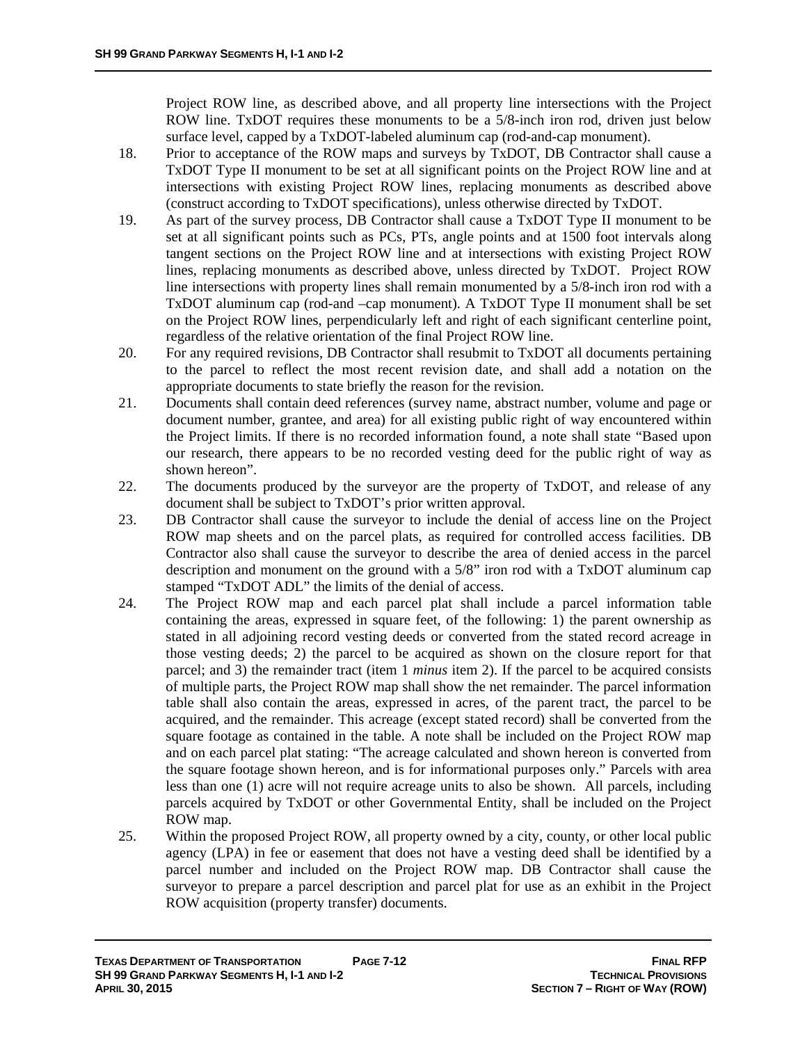Project ROW line, as described above, and all property line intersections with the Project ROW line. TxDOT requires these monuments to be a 5/8-inch iron rod, driven just below surface level, capped by a TxDOT-labeled aluminum cap (rod-and-cap monument).

18. Prior to acceptance of the ROW maps and surveys by TxDOT, DB Contractor shall cause a TxDOT Type II monument to be set at all significant points on the Project ROW line and at intersections with existing Project ROW lines, replacing monuments as described above (construct according to TxDOT specifications), unless otherwise directed by TxDOT.
19. As part of the survey process, DB Contractor shall cause a TxDOT Type II monument to be set at all significant points such as PCs, PTs, angle points and at 1500 foot intervals along tangent sections on the Project ROW line and at intersections with existing Project ROW lines, replacing monuments as described above, unless directed by TxDOT. Project ROW line intersections with property lines shall remain monumented by a 5/8-inch iron rod with a TxDOT aluminum cap (rod-and –cap monument). A TxDOT Type II monument shall be set on the Project ROW lines, perpendicularly left and right of each significant centerline point, regardless of the relative orientation of the final Project ROW line.
20. For any required revisions, DB Contractor shall resubmit to TxDOT all documents pertaining to the parcel to reflect the most recent revision date, and shall add a notation on the appropriate documents to state briefly the reason for the revision.
21. Documents shall contain deed references (survey name, abstract number, volume and page or document number, grantee, and area) for all existing public right of way encountered within the Project limits. If there is no recorded information found, a note shall state "Based upon our research, there appears to be no recorded vesting deed for the public right of way as shown hereon".
22. The documents produced by the surveyor are the property of TxDOT, and release of any document shall be subject to TxDOT's prior written approval.
23. DB Contractor shall cause the surveyor to include the denial of access line on the Project ROW map sheets and on the parcel plats, as required for controlled access facilities. DB Contractor also shall cause the surveyor to describe the area of denied access in the parcel description and monument on the ground with a 5/8" iron rod with a TxDOT aluminum cap stamped "TxDOT ADL" the limits of the denial of access.
24. The Project ROW map and each parcel plat shall include a parcel information table containing the areas, expressed in square feet, of the following: 1) the parent ownership as stated in all adjoining record vesting deeds or converted from the stated record acreage in those vesting deeds; 2) the parcel to be acquired as shown on the closure report for that parcel; and 3) the remainder tract (item 1 *minus* item 2). If the parcel to be acquired consists of multiple parts, the Project ROW map shall show the net remainder. The parcel information table shall also contain the areas, expressed in acres, of the parent tract, the parcel to be acquired, and the remainder. This acreage (except stated record) shall be converted from the square footage as contained in the table. A note shall be included on the Project ROW map and on each parcel plat stating: "The acreage calculated and shown hereon is converted from the square footage shown hereon, and is for informational purposes only." Parcels with area less than one (1) acre will not require acreage units to also be shown. All parcels, including parcels acquired by TxDOT or other Governmental Entity, shall be included on the Project ROW map.
25. Within the proposed Project ROW, all property owned by a city, county, or other local public agency (LPA) in fee or easement that does not have a vesting deed shall be identified by a parcel number and included on the Project ROW map. DB Contractor shall cause the surveyor to prepare a parcel description and parcel plat for use as an exhibit in the Project ROW acquisition (property transfer) documents.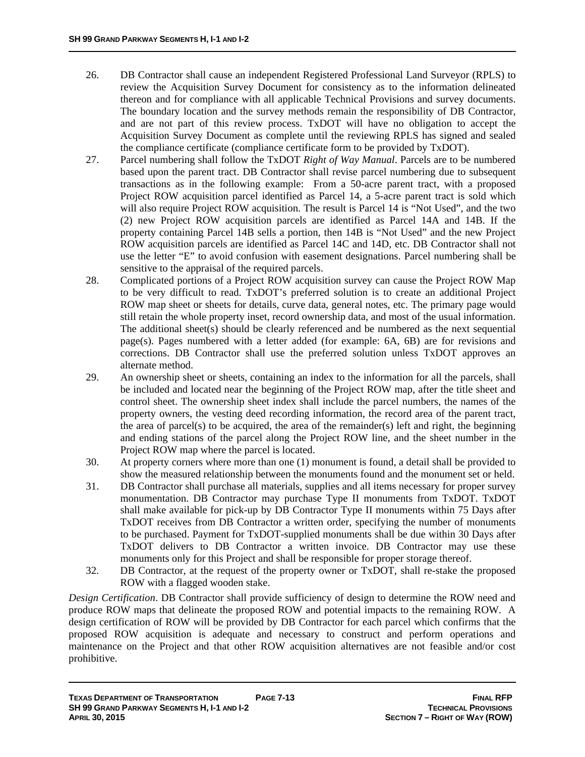26. DB Contractor shall cause an independent Registered Professional Land Surveyor (RPLS) to review the Acquisition Survey Document for consistency as to the information delineated thereon and for compliance with all applicable Technical Provisions and survey documents. The boundary location and the survey methods remain the responsibility of DB Contractor, and are not part of this review process. TxDOT will have no obligation to accept the Acquisition Survey Document as complete until the reviewing RPLS has signed and sealed the compliance certificate (compliance certificate form to be provided by TxDOT).
27. Parcel numbering shall follow the TxDOT *Right of Way Manual*. Parcels are to be numbered based upon the parent tract. DB Contractor shall revise parcel numbering due to subsequent transactions as in the following example: From a 50-acre parent tract, with a proposed Project ROW acquisition parcel identified as Parcel 14, a 5-acre parent tract is sold which will also require Project ROW acquisition. The result is Parcel 14 is "Not Used", and the two (2) new Project ROW acquisition parcels are identified as Parcel 14A and 14B. If the property containing Parcel 14B sells a portion, then 14B is "Not Used" and the new Project ROW acquisition parcels are identified as Parcel 14C and 14D, etc. DB Contractor shall not use the letter "E" to avoid confusion with easement designations. Parcel numbering shall be sensitive to the appraisal of the required parcels.
28. Complicated portions of a Project ROW acquisition survey can cause the Project ROW Map to be very difficult to read. TxDOT's preferred solution is to create an additional Project ROW map sheet or sheets for details, curve data, general notes, etc. The primary page would still retain the whole property inset, record ownership data, and most of the usual information. The additional sheet(s) should be clearly referenced and be numbered as the next sequential page(s). Pages numbered with a letter added (for example: 6A, 6B) are for revisions and corrections. DB Contractor shall use the preferred solution unless TxDOT approves an alternate method.
29. An ownership sheet or sheets, containing an index to the information for all the parcels, shall be included and located near the beginning of the Project ROW map, after the title sheet and control sheet. The ownership sheet index shall include the parcel numbers, the names of the property owners, the vesting deed recording information, the record area of the parent tract, the area of parcel(s) to be acquired, the area of the remainder(s) left and right, the beginning and ending stations of the parcel along the Project ROW line, and the sheet number in the Project ROW map where the parcel is located.
30. At property corners where more than one (1) monument is found, a detail shall be provided to show the measured relationship between the monuments found and the monument set or held.
31. DB Contractor shall purchase all materials, supplies and all items necessary for proper survey monumentation. DB Contractor may purchase Type II monuments from TxDOT. TxDOT shall make available for pick-up by DB Contractor Type II monuments within 75 Days after TxDOT receives from DB Contractor a written order, specifying the number of monuments to be purchased. Payment for TxDOT-supplied monuments shall be due within 30 Days after TxDOT delivers to DB Contractor a written invoice. DB Contractor may use these monuments only for this Project and shall be responsible for proper storage thereof.
32. DB Contractor, at the request of the property owner or TxDOT, shall re-stake the proposed ROW with a flagged wooden stake.

*Design Certification*. DB Contractor shall provide sufficiency of design to determine the ROW need and produce ROW maps that delineate the proposed ROW and potential impacts to the remaining ROW. A design certification of ROW will be provided by DB Contractor for each parcel which confirms that the proposed ROW acquisition is adequate and necessary to construct and perform operations and maintenance on the Project and that other ROW acquisition alternatives are not feasible and/or cost prohibitive.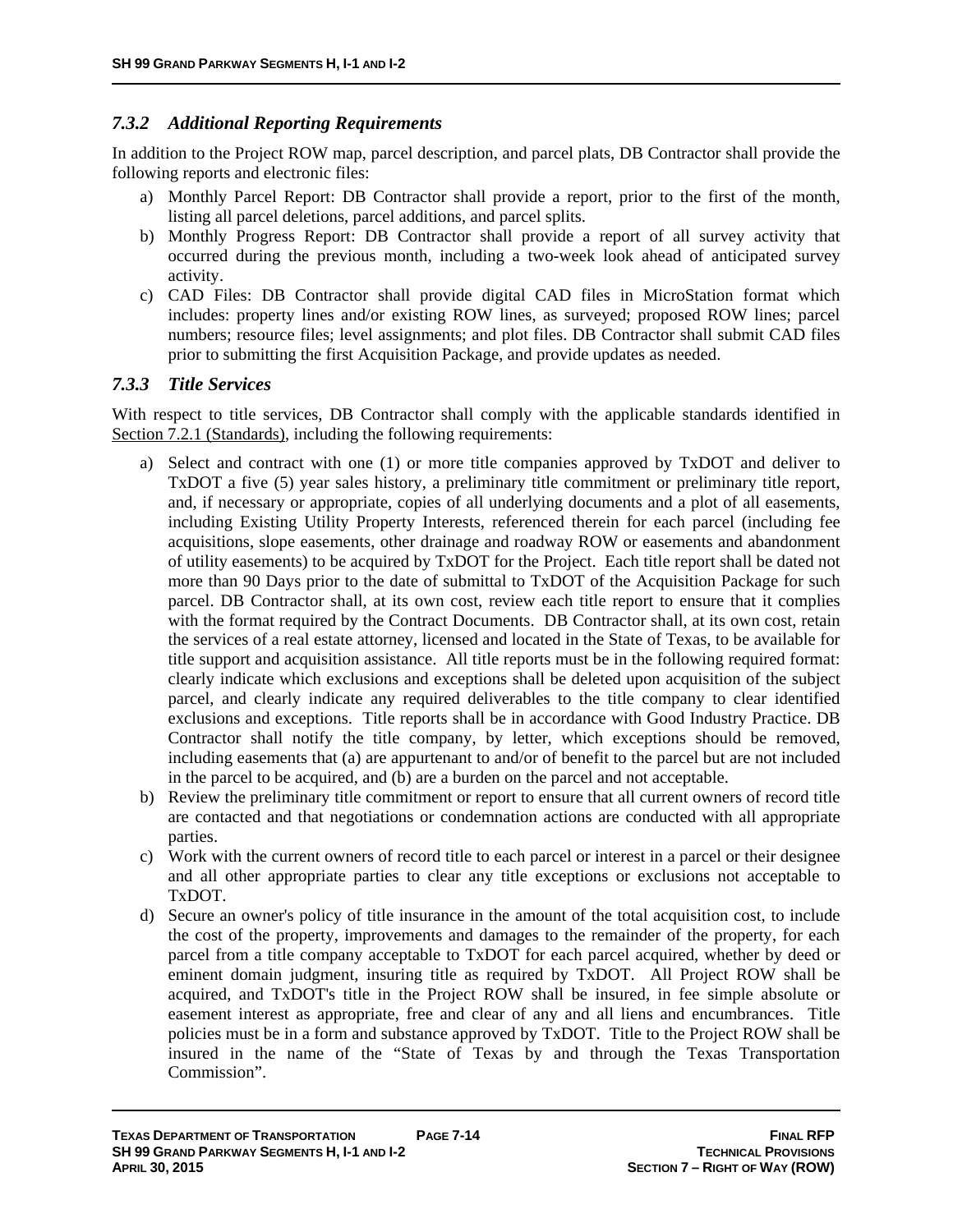### *7.3.2 Additional Reporting Requirements*

In addition to the Project ROW map, parcel description, and parcel plats, DB Contractor shall provide the following reports and electronic files:

a) Monthly Parcel Report: DB Contractor shall provide a report, prior to the first of the month, listing all parcel deletions, parcel additions, and parcel splits.
b) Monthly Progress Report: DB Contractor shall provide a report of all survey activity that occurred during the previous month, including a two-week look ahead of anticipated survey activity.
c) CAD Files: DB Contractor shall provide digital CAD files in MicroStation format which includes: property lines and/or existing ROW lines, as surveyed; proposed ROW lines; parcel numbers; resource files; level assignments; and plot files. DB Contractor shall submit CAD files prior to submitting the first Acquisition Package, and provide updates as needed.

### *7.3.3 Title Services*

With respect to title services, DB Contractor shall comply with the applicable standards identified in Section 7.2.1 (Standards), including the following requirements:

a) Select and contract with one (1) or more title companies approved by TxDOT and deliver to TxDOT a five (5) year sales history, a preliminary title commitment or preliminary title report, and, if necessary or appropriate, copies of all underlying documents and a plot of all easements, including Existing Utility Property Interests, referenced therein for each parcel (including fee acquisitions, slope easements, other drainage and roadway ROW or easements and abandonment of utility easements) to be acquired by TxDOT for the Project. Each title report shall be dated not more than 90 Days prior to the date of submittal to TxDOT of the Acquisition Package for such parcel. DB Contractor shall, at its own cost, review each title report to ensure that it complies with the format required by the Contract Documents. DB Contractor shall, at its own cost, retain the services of a real estate attorney, licensed and located in the State of Texas, to be available for title support and acquisition assistance. All title reports must be in the following required format: clearly indicate which exclusions and exceptions shall be deleted upon acquisition of the subject parcel, and clearly indicate any required deliverables to the title company to clear identified exclusions and exceptions. Title reports shall be in accordance with Good Industry Practice. DB Contractor shall notify the title company, by letter, which exceptions should be removed, including easements that (a) are appurtenant to and/or of benefit to the parcel but are not included in the parcel to be acquired, and (b) are a burden on the parcel and not acceptable.
b) Review the preliminary title commitment or report to ensure that all current owners of record title are contacted and that negotiations or condemnation actions are conducted with all appropriate parties.
c) Work with the current owners of record title to each parcel or interest in a parcel or their designee and all other appropriate parties to clear any title exceptions or exclusions not acceptable to TxDOT.
d) Secure an owner's policy of title insurance in the amount of the total acquisition cost, to include the cost of the property, improvements and damages to the remainder of the property, for each parcel from a title company acceptable to TxDOT for each parcel acquired, whether by deed or eminent domain judgment, insuring title as required by TxDOT. All Project ROW shall be acquired, and TxDOT's title in the Project ROW shall be insured, in fee simple absolute or easement interest as appropriate, free and clear of any and all liens and encumbrances. Title policies must be in a form and substance approved by TxDOT. Title to the Project ROW shall be insured in the name of the "State of Texas by and through the Texas Transportation Commission".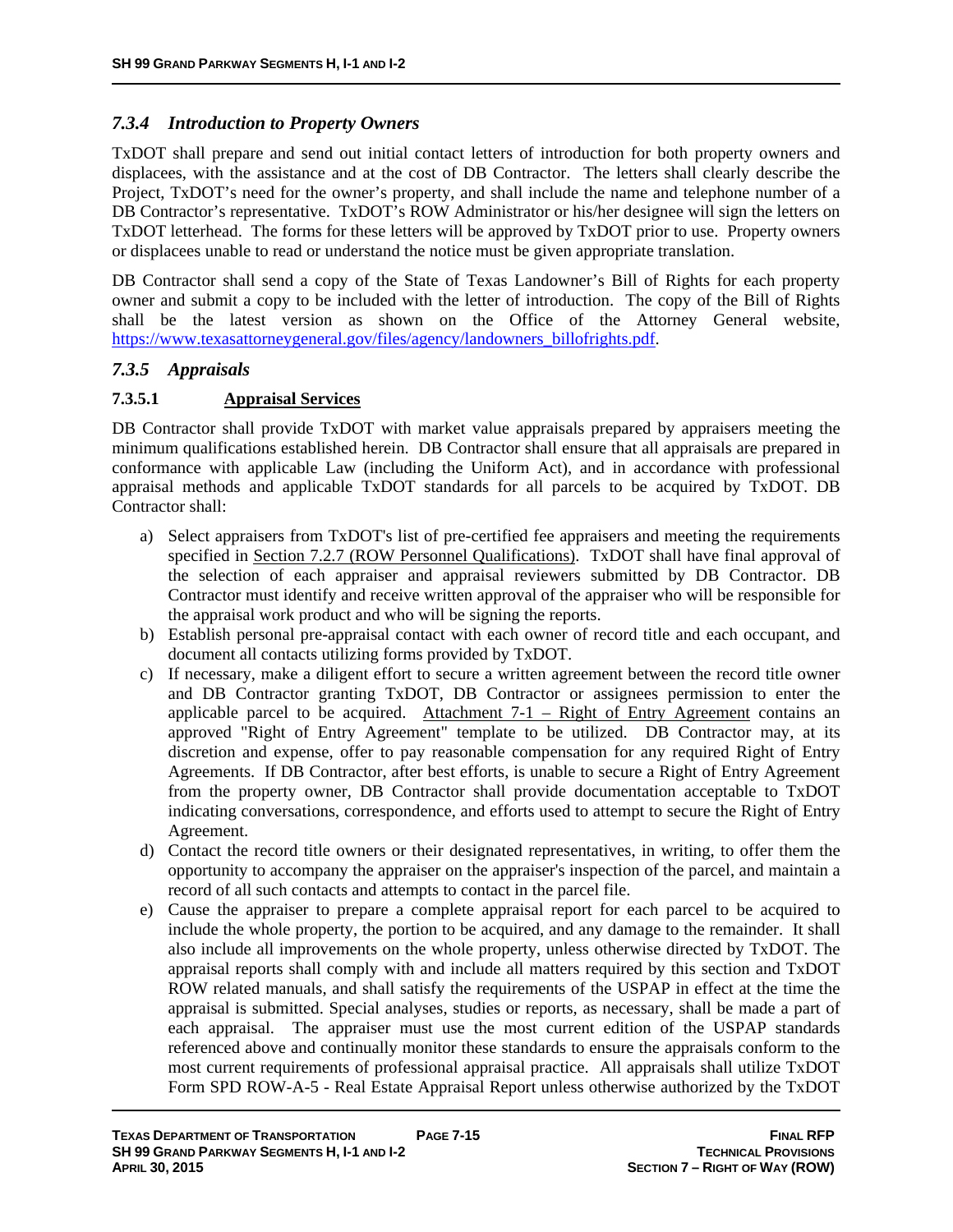### *7.3.4 Introduction to Property Owners*

TxDOT shall prepare and send out initial contact letters of introduction for both property owners and displacees, with the assistance and at the cost of DB Contractor. The letters shall clearly describe the Project, TxDOT's need for the owner's property, and shall include the name and telephone number of a DB Contractor's representative. TxDOT's ROW Administrator or his/her designee will sign the letters on TxDOT letterhead. The forms for these letters will be approved by TxDOT prior to use. Property owners or displacees unable to read or understand the notice must be given appropriate translation.

DB Contractor shall send a copy of the State of Texas Landowner's Bill of Rights for each property owner and submit a copy to be included with the letter of introduction. The copy of the Bill of Rights shall be the latest version as shown on the Office of the Attorney General website, https://www.texasattorneygeneral.gov/files/agency/landowners_billofrights.pdf.

### *7.3.5 Appraisals*

#### 7.3.5.1 Appraisal Services

DB Contractor shall provide TxDOT with market value appraisals prepared by appraisers meeting the minimum qualifications established herein. DB Contractor shall ensure that all appraisals are prepared in conformance with applicable Law (including the Uniform Act), and in accordance with professional appraisal methods and applicable TxDOT standards for all parcels to be acquired by TxDOT. DB Contractor shall:

a) Select appraisers from TxDOT's list of pre-certified fee appraisers and meeting the requirements specified in Section 7.2.7 (ROW Personnel Qualifications). TxDOT shall have final approval of the selection of each appraiser and appraisal reviewers submitted by DB Contractor. DB Contractor must identify and receive written approval of the appraiser who will be responsible for the appraisal work product and who will be signing the reports.
b) Establish personal pre-appraisal contact with each owner of record title and each occupant, and document all contacts utilizing forms provided by TxDOT.
c) If necessary, make a diligent effort to secure a written agreement between the record title owner and DB Contractor granting TxDOT, DB Contractor or assignees permission to enter the applicable parcel to be acquired. Attachment 7-1 – Right of Entry Agreement contains an approved "Right of Entry Agreement" template to be utilized. DB Contractor may, at its discretion and expense, offer to pay reasonable compensation for any required Right of Entry Agreements. If DB Contractor, after best efforts, is unable to secure a Right of Entry Agreement from the property owner, DB Contractor shall provide documentation acceptable to TxDOT indicating conversations, correspondence, and efforts used to attempt to secure the Right of Entry Agreement.
d) Contact the record title owners or their designated representatives, in writing, to offer them the opportunity to accompany the appraiser on the appraiser's inspection of the parcel, and maintain a record of all such contacts and attempts to contact in the parcel file.
e) Cause the appraiser to prepare a complete appraisal report for each parcel to be acquired to include the whole property, the portion to be acquired, and any damage to the remainder. It shall also include all improvements on the whole property, unless otherwise directed by TxDOT. The appraisal reports shall comply with and include all matters required by this section and TxDOT ROW related manuals, and shall satisfy the requirements of the USPAP in effect at the time the appraisal is submitted. Special analyses, studies or reports, as necessary, shall be made a part of each appraisal. The appraiser must use the most current edition of the USPAP standards referenced above and continually monitor these standards to ensure the appraisals conform to the most current requirements of professional appraisal practice. All appraisals shall utilize TxDOT Form SPD ROW-A-5 - Real Estate Appraisal Report unless otherwise authorized by the TxDOT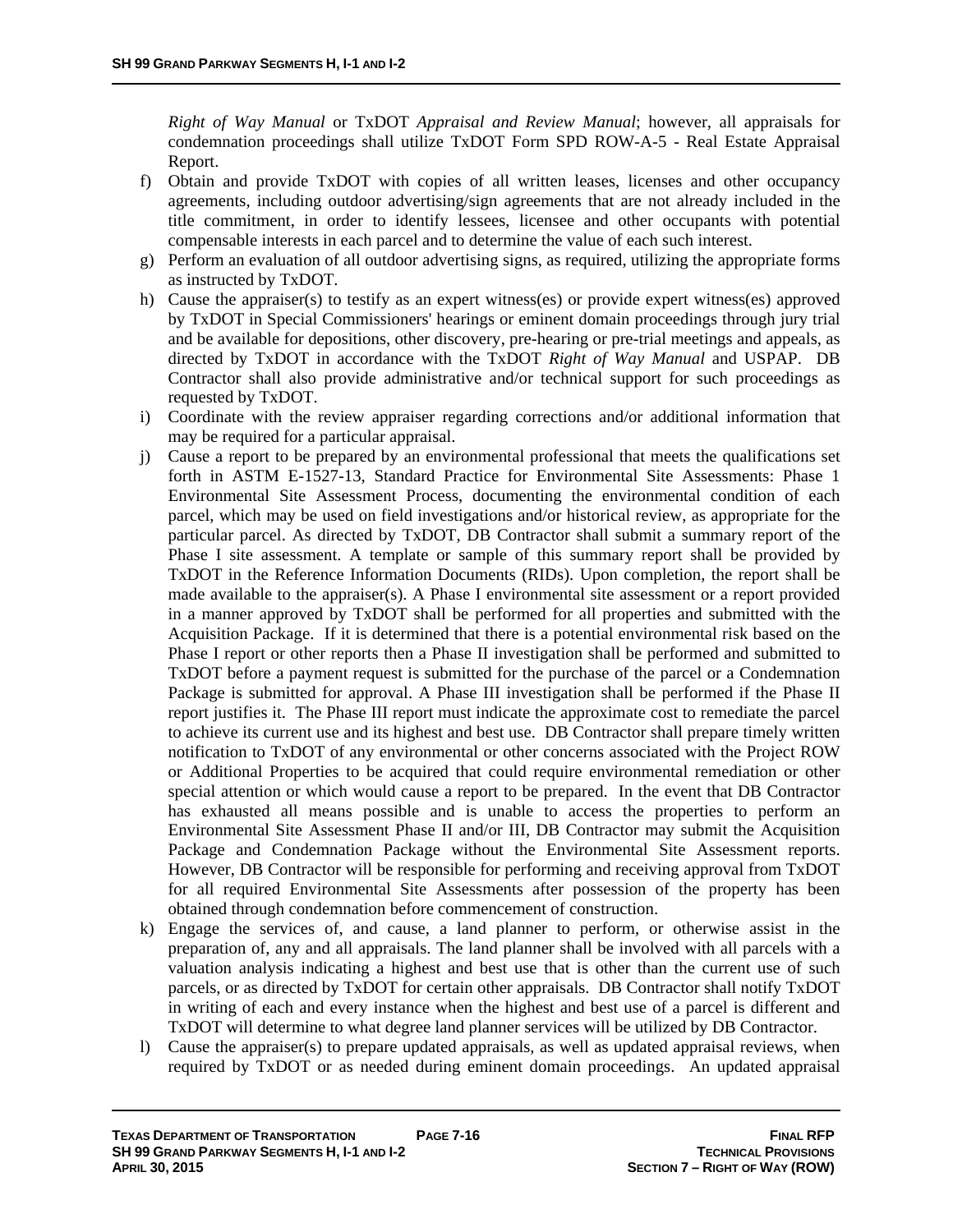*Right of Way Manual* or TxDOT *Appraisal and Review Manual*; however, all appraisals for condemnation proceedings shall utilize TxDOT Form SPD ROW-A-5 - Real Estate Appraisal Report.

f) Obtain and provide TxDOT with copies of all written leases, licenses and other occupancy agreements, including outdoor advertising/sign agreements that are not already included in the title commitment, in order to identify lessees, licensee and other occupants with potential compensable interests in each parcel and to determine the value of each such interest.

g) Perform an evaluation of all outdoor advertising signs, as required, utilizing the appropriate forms as instructed by TxDOT.

h) Cause the appraiser(s) to testify as an expert witness(es) or provide expert witness(es) approved by TxDOT in Special Commissioners' hearings or eminent domain proceedings through jury trial and be available for depositions, other discovery, pre-hearing or pre-trial meetings and appeals, as directed by TxDOT in accordance with the TxDOT *Right of Way Manual* and USPAP. DB Contractor shall also provide administrative and/or technical support for such proceedings as requested by TxDOT.

i) Coordinate with the review appraiser regarding corrections and/or additional information that may be required for a particular appraisal.

j) Cause a report to be prepared by an environmental professional that meets the qualifications set forth in ASTM E-1527-13, Standard Practice for Environmental Site Assessments: Phase 1 Environmental Site Assessment Process, documenting the environmental condition of each parcel, which may be used on field investigations and/or historical review, as appropriate for the particular parcel. As directed by TxDOT, DB Contractor shall submit a summary report of the Phase I site assessment. A template or sample of this summary report shall be provided by TxDOT in the Reference Information Documents (RIDs). Upon completion, the report shall be made available to the appraiser(s). A Phase I environmental site assessment or a report provided in a manner approved by TxDOT shall be performed for all properties and submitted with the Acquisition Package. If it is determined that there is a potential environmental risk based on the Phase I report or other reports then a Phase II investigation shall be performed and submitted to TxDOT before a payment request is submitted for the purchase of the parcel or a Condemnation Package is submitted for approval. A Phase III investigation shall be performed if the Phase II report justifies it. The Phase III report must indicate the approximate cost to remediate the parcel to achieve its current use and its highest and best use. DB Contractor shall prepare timely written notification to TxDOT of any environmental or other concerns associated with the Project ROW or Additional Properties to be acquired that could require environmental remediation or other special attention or which would cause a report to be prepared. In the event that DB Contractor has exhausted all means possible and is unable to access the properties to perform an Environmental Site Assessment Phase II and/or III, DB Contractor may submit the Acquisition Package and Condemnation Package without the Environmental Site Assessment reports. However, DB Contractor will be responsible for performing and receiving approval from TxDOT for all required Environmental Site Assessments after possession of the property has been obtained through condemnation before commencement of construction.

k) Engage the services of, and cause, a land planner to perform, or otherwise assist in the preparation of, any and all appraisals. The land planner shall be involved with all parcels with a valuation analysis indicating a highest and best use that is other than the current use of such parcels, or as directed by TxDOT for certain other appraisals. DB Contractor shall notify TxDOT in writing of each and every instance when the highest and best use of a parcel is different and TxDOT will determine to what degree land planner services will be utilized by DB Contractor.

l) Cause the appraiser(s) to prepare updated appraisals, as well as updated appraisal reviews, when required by TxDOT or as needed during eminent domain proceedings. An updated appraisal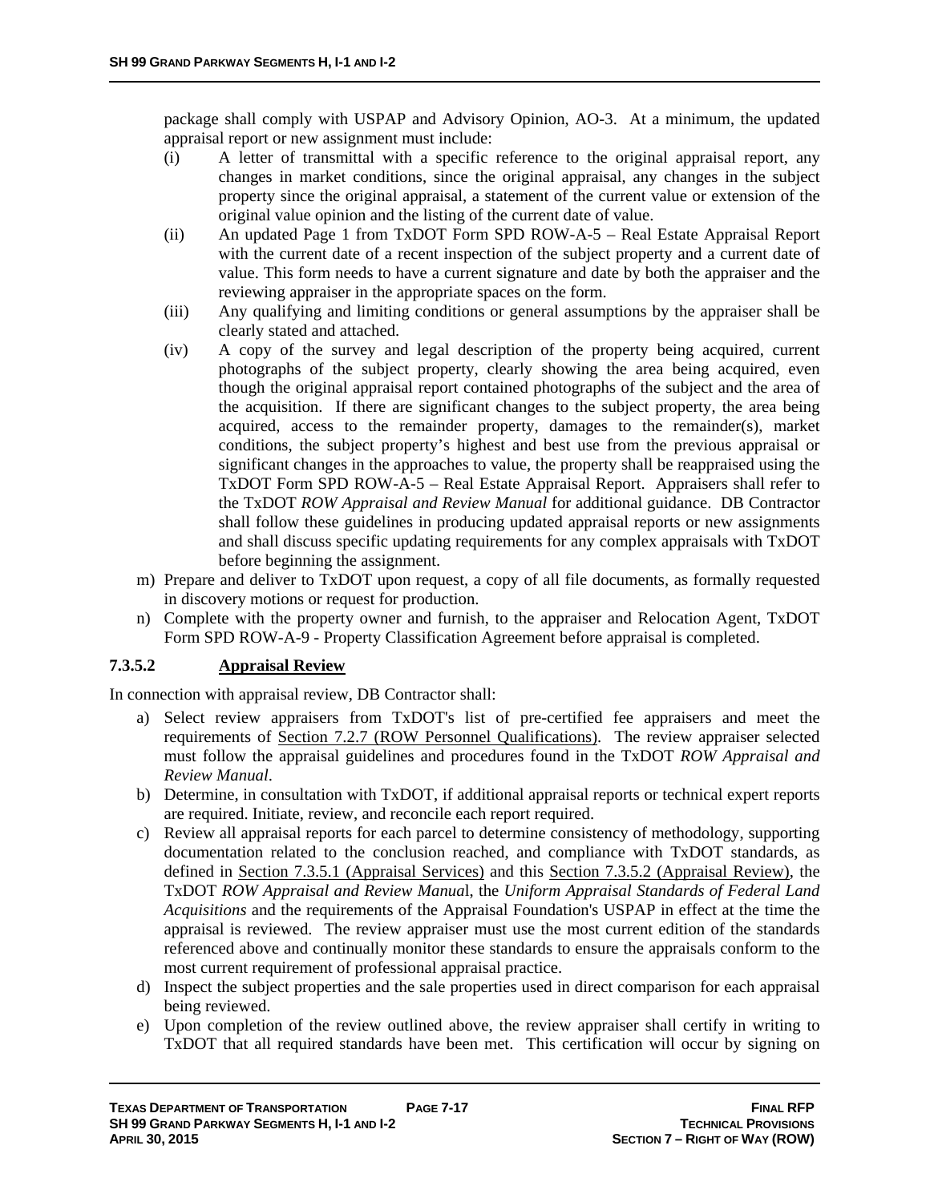package shall comply with USPAP and Advisory Opinion, AO-3. At a minimum, the updated appraisal report or new assignment must include:

(i) A letter of transmittal with a specific reference to the original appraisal report, any changes in market conditions, since the original appraisal, any changes in the subject property since the original appraisal, a statement of the current value or extension of the original value opinion and the listing of the current date of value.

(ii) An updated Page 1 from TxDOT Form SPD ROW-A-5 – Real Estate Appraisal Report with the current date of a recent inspection of the subject property and a current date of value. This form needs to have a current signature and date by both the appraiser and the reviewing appraiser in the appropriate spaces on the form.

(iii) Any qualifying and limiting conditions or general assumptions by the appraiser shall be clearly stated and attached.

(iv) A copy of the survey and legal description of the property being acquired, current photographs of the subject property, clearly showing the area being acquired, even though the original appraisal report contained photographs of the subject and the area of the acquisition. If there are significant changes to the subject property, the area being acquired, access to the remainder property, damages to the remainder(s), market conditions, the subject property's highest and best use from the previous appraisal or significant changes in the approaches to value, the property shall be reappraised using the TxDOT Form SPD ROW-A-5 – Real Estate Appraisal Report. Appraisers shall refer to the TxDOT *ROW Appraisal and Review Manual* for additional guidance. DB Contractor shall follow these guidelines in producing updated appraisal reports or new assignments and shall discuss specific updating requirements for any complex appraisals with TxDOT before beginning the assignment.

m) Prepare and deliver to TxDOT upon request, a copy of all file documents, as formally requested in discovery motions or request for production.

n) Complete with the property owner and furnish, to the appraiser and Relocation Agent, TxDOT Form SPD ROW-A-9 - Property Classification Agreement before appraisal is completed.

#### 7.3.5.2 Appraisal Review

In connection with appraisal review, DB Contractor shall:

a) Select review appraisers from TxDOT's list of pre-certified fee appraisers and meet the requirements of Section 7.2.7 (ROW Personnel Qualifications). The review appraiser selected must follow the appraisal guidelines and procedures found in the TxDOT *ROW Appraisal and Review Manual*.

b) Determine, in consultation with TxDOT, if additional appraisal reports or technical expert reports are required. Initiate, review, and reconcile each report required.

c) Review all appraisal reports for each parcel to determine consistency of methodology, supporting documentation related to the conclusion reached, and compliance with TxDOT standards, as defined in Section 7.3.5.1 (Appraisal Services) and this Section 7.3.5.2 (Appraisal Review), the TxDOT *ROW Appraisal and Review Manua*l, the *Uniform Appraisal Standards of Federal Land Acquisitions* and the requirements of the Appraisal Foundation's USPAP in effect at the time the appraisal is reviewed. The review appraiser must use the most current edition of the standards referenced above and continually monitor these standards to ensure the appraisals conform to the most current requirement of professional appraisal practice.

d) Inspect the subject properties and the sale properties used in direct comparison for each appraisal being reviewed.

e) Upon completion of the review outlined above, the review appraiser shall certify in writing to TxDOT that all required standards have been met. This certification will occur by signing on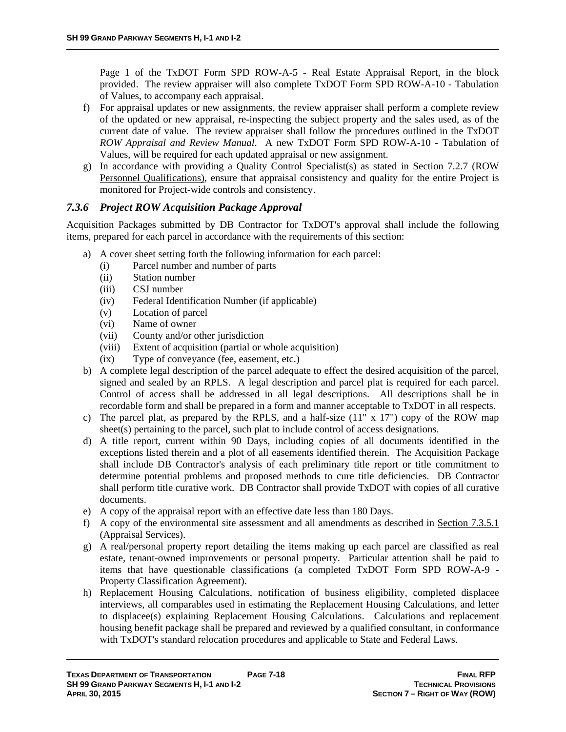Page 1 of the TxDOT Form SPD ROW-A-5 - Real Estate Appraisal Report, in the block provided. The review appraiser will also complete TxDOT Form SPD ROW-A-10 - Tabulation of Values, to accompany each appraisal.

f) For appraisal updates or new assignments, the review appraiser shall perform a complete review of the updated or new appraisal, re-inspecting the subject property and the sales used, as of the current date of value. The review appraiser shall follow the procedures outlined in the TxDOT *ROW Appraisal and Review Manual*. A new TxDOT Form SPD ROW-A-10 - Tabulation of Values, will be required for each updated appraisal or new assignment.

g) In accordance with providing a Quality Control Specialist(s) as stated in Section 7.2.7 (ROW Personnel Qualifications), ensure that appraisal consistency and quality for the entire Project is monitored for Project-wide controls and consistency.

### *7.3.6 Project ROW Acquisition Package Approval*

Acquisition Packages submitted by DB Contractor for TxDOT's approval shall include the following items, prepared for each parcel in accordance with the requirements of this section:

a) A cover sheet setting forth the following information for each parcel:
   - (i) Parcel number and number of parts
   - (ii) Station number
   - (iii) CSJ number
   - (iv) Federal Identification Number (if applicable)
   - (v) Location of parcel
   - (vi) Name of owner
   - (vii) County and/or other jurisdiction
   - (viii) Extent of acquisition (partial or whole acquisition)
   - (ix) Type of conveyance (fee, easement, etc.)

b) A complete legal description of the parcel adequate to effect the desired acquisition of the parcel, signed and sealed by an RPLS. A legal description and parcel plat is required for each parcel. Control of access shall be addressed in all legal descriptions. All descriptions shall be in recordable form and shall be prepared in a form and manner acceptable to TxDOT in all respects.

c) The parcel plat, as prepared by the RPLS, and a half-size (11" x 17") copy of the ROW map sheet(s) pertaining to the parcel, such plat to include control of access designations.

d) A title report, current within 90 Days, including copies of all documents identified in the exceptions listed therein and a plot of all easements identified therein. The Acquisition Package shall include DB Contractor's analysis of each preliminary title report or title commitment to determine potential problems and proposed methods to cure title deficiencies. DB Contractor shall perform title curative work. DB Contractor shall provide TxDOT with copies of all curative documents.

e) A copy of the appraisal report with an effective date less than 180 Days.

f) A copy of the environmental site assessment and all amendments as described in Section 7.3.5.1 (Appraisal Services).

g) A real/personal property report detailing the items making up each parcel are classified as real estate, tenant-owned improvements or personal property. Particular attention shall be paid to items that have questionable classifications (a completed TxDOT Form SPD ROW-A-9 - Property Classification Agreement).

h) Replacement Housing Calculations, notification of business eligibility, completed displacee interviews, all comparables used in estimating the Replacement Housing Calculations, and letter to displacee(s) explaining Replacement Housing Calculations. Calculations and replacement housing benefit package shall be prepared and reviewed by a qualified consultant, in conformance with TxDOT's standard relocation procedures and applicable to State and Federal Laws.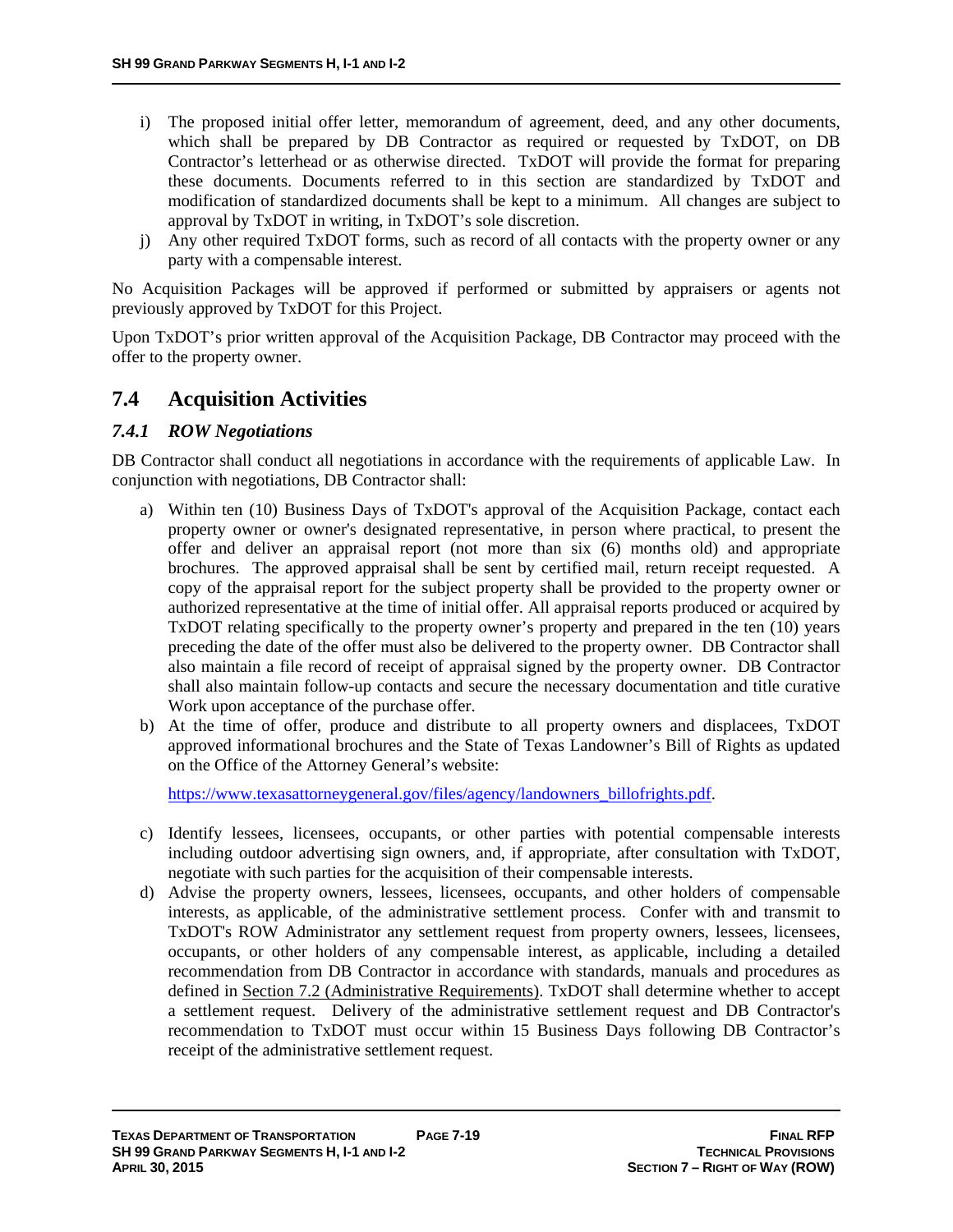i) The proposed initial offer letter, memorandum of agreement, deed, and any other documents, which shall be prepared by DB Contractor as required or requested by TxDOT, on DB Contractor's letterhead or as otherwise directed. TxDOT will provide the format for preparing these documents. Documents referred to in this section are standardized by TxDOT and modification of standardized documents shall be kept to a minimum. All changes are subject to approval by TxDOT in writing, in TxDOT's sole discretion.

j) Any other required TxDOT forms, such as record of all contacts with the property owner or any party with a compensable interest.

No Acquisition Packages will be approved if performed or submitted by appraisers or agents not previously approved by TxDOT for this Project.

Upon TxDOT's prior written approval of the Acquisition Package, DB Contractor may proceed with the offer to the property owner.

## 7.4 Acquisition Activities

### *7.4.1 ROW Negotiations*

DB Contractor shall conduct all negotiations in accordance with the requirements of applicable Law. In conjunction with negotiations, DB Contractor shall:

a) Within ten (10) Business Days of TxDOT's approval of the Acquisition Package, contact each property owner or owner's designated representative, in person where practical, to present the offer and deliver an appraisal report (not more than six (6) months old) and appropriate brochures. The approved appraisal shall be sent by certified mail, return receipt requested. A copy of the appraisal report for the subject property shall be provided to the property owner or authorized representative at the time of initial offer. All appraisal reports produced or acquired by TxDOT relating specifically to the property owner's property and prepared in the ten (10) years preceding the date of the offer must also be delivered to the property owner. DB Contractor shall also maintain a file record of receipt of appraisal signed by the property owner. DB Contractor shall also maintain follow-up contacts and secure the necessary documentation and title curative Work upon acceptance of the purchase offer.

b) At the time of offer, produce and distribute to all property owners and displacees, TxDOT approved informational brochures and the State of Texas Landowner's Bill of Rights as updated on the Office of the Attorney General's website:

   https://www.texasattorneygeneral.gov/files/agency/landowners_billofrights.pdf.

c) Identify lessees, licensees, occupants, or other parties with potential compensable interests including outdoor advertising sign owners, and, if appropriate, after consultation with TxDOT, negotiate with such parties for the acquisition of their compensable interests.

d) Advise the property owners, lessees, licensees, occupants, and other holders of compensable interests, as applicable, of the administrative settlement process. Confer with and transmit to TxDOT's ROW Administrator any settlement request from property owners, lessees, licensees, occupants, or other holders of any compensable interest, as applicable, including a detailed recommendation from DB Contractor in accordance with standards, manuals and procedures as defined in Section 7.2 (Administrative Requirements). TxDOT shall determine whether to accept a settlement request. Delivery of the administrative settlement request and DB Contractor's recommendation to TxDOT must occur within 15 Business Days following DB Contractor's receipt of the administrative settlement request.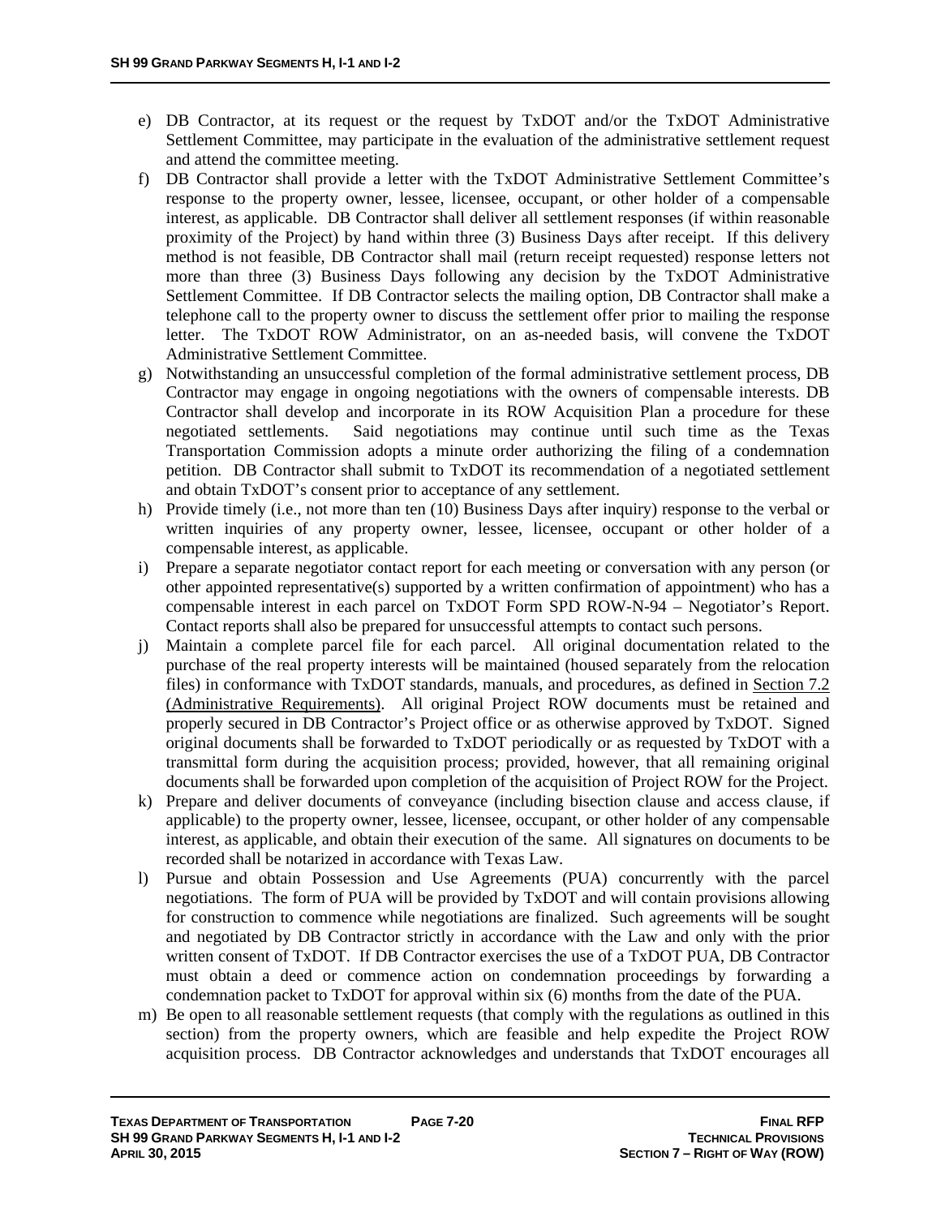e) DB Contractor, at its request or the request by TxDOT and/or the TxDOT Administrative Settlement Committee, may participate in the evaluation of the administrative settlement request and attend the committee meeting.

f) DB Contractor shall provide a letter with the TxDOT Administrative Settlement Committee's response to the property owner, lessee, licensee, occupant, or other holder of a compensable interest, as applicable. DB Contractor shall deliver all settlement responses (if within reasonable proximity of the Project) by hand within three (3) Business Days after receipt. If this delivery method is not feasible, DB Contractor shall mail (return receipt requested) response letters not more than three (3) Business Days following any decision by the TxDOT Administrative Settlement Committee. If DB Contractor selects the mailing option, DB Contractor shall make a telephone call to the property owner to discuss the settlement offer prior to mailing the response letter. The TxDOT ROW Administrator, on an as-needed basis, will convene the TxDOT Administrative Settlement Committee.

g) Notwithstanding an unsuccessful completion of the formal administrative settlement process, DB Contractor may engage in ongoing negotiations with the owners of compensable interests. DB Contractor shall develop and incorporate in its ROW Acquisition Plan a procedure for these negotiated settlements. Said negotiations may continue until such time as the Texas Transportation Commission adopts a minute order authorizing the filing of a condemnation petition. DB Contractor shall submit to TxDOT its recommendation of a negotiated settlement and obtain TxDOT's consent prior to acceptance of any settlement.

h) Provide timely (i.e., not more than ten (10) Business Days after inquiry) response to the verbal or written inquiries of any property owner, lessee, licensee, occupant or other holder of a compensable interest, as applicable.

i) Prepare a separate negotiator contact report for each meeting or conversation with any person (or other appointed representative(s) supported by a written confirmation of appointment) who has a compensable interest in each parcel on TxDOT Form SPD ROW-N-94 – Negotiator's Report. Contact reports shall also be prepared for unsuccessful attempts to contact such persons.

j) Maintain a complete parcel file for each parcel. All original documentation related to the purchase of the real property interests will be maintained (housed separately from the relocation files) in conformance with TxDOT standards, manuals, and procedures, as defined in Section 7.2 (Administrative Requirements). All original Project ROW documents must be retained and properly secured in DB Contractor's Project office or as otherwise approved by TxDOT. Signed original documents shall be forwarded to TxDOT periodically or as requested by TxDOT with a transmittal form during the acquisition process; provided, however, that all remaining original documents shall be forwarded upon completion of the acquisition of Project ROW for the Project.

k) Prepare and deliver documents of conveyance (including bisection clause and access clause, if applicable) to the property owner, lessee, licensee, occupant, or other holder of any compensable interest, as applicable, and obtain their execution of the same. All signatures on documents to be recorded shall be notarized in accordance with Texas Law.

l) Pursue and obtain Possession and Use Agreements (PUA) concurrently with the parcel negotiations. The form of PUA will be provided by TxDOT and will contain provisions allowing for construction to commence while negotiations are finalized. Such agreements will be sought and negotiated by DB Contractor strictly in accordance with the Law and only with the prior written consent of TxDOT. If DB Contractor exercises the use of a TxDOT PUA, DB Contractor must obtain a deed or commence action on condemnation proceedings by forwarding a condemnation packet to TxDOT for approval within six (6) months from the date of the PUA.

m) Be open to all reasonable settlement requests (that comply with the regulations as outlined in this section) from the property owners, which are feasible and help expedite the Project ROW acquisition process. DB Contractor acknowledges and understands that TxDOT encourages all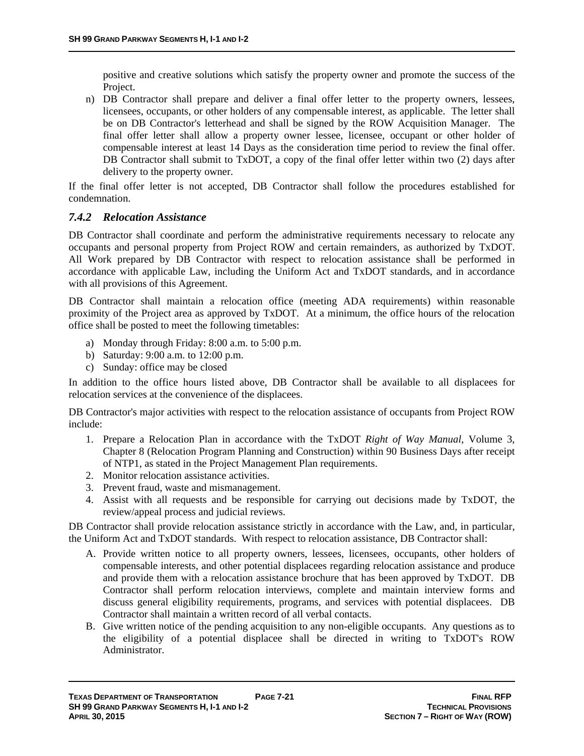positive and creative solutions which satisfy the property owner and promote the success of the Project.

n) DB Contractor shall prepare and deliver a final offer letter to the property owners, lessees, licensees, occupants, or other holders of any compensable interest, as applicable. The letter shall be on DB Contractor's letterhead and shall be signed by the ROW Acquisition Manager. The final offer letter shall allow a property owner lessee, licensee, occupant or other holder of compensable interest at least 14 Days as the consideration time period to review the final offer. DB Contractor shall submit to TxDOT, a copy of the final offer letter within two (2) days after delivery to the property owner.

If the final offer letter is not accepted, DB Contractor shall follow the procedures established for condemnation.

### *7.4.2 Relocation Assistance*

DB Contractor shall coordinate and perform the administrative requirements necessary to relocate any occupants and personal property from Project ROW and certain remainders, as authorized by TxDOT. All Work prepared by DB Contractor with respect to relocation assistance shall be performed in accordance with applicable Law, including the Uniform Act and TxDOT standards, and in accordance with all provisions of this Agreement.

DB Contractor shall maintain a relocation office (meeting ADA requirements) within reasonable proximity of the Project area as approved by TxDOT. At a minimum, the office hours of the relocation office shall be posted to meet the following timetables:

a) Monday through Friday: 8:00 a.m. to 5:00 p.m.
b) Saturday: 9:00 a.m. to 12:00 p.m.
c) Sunday: office may be closed

In addition to the office hours listed above, DB Contractor shall be available to all displacees for relocation services at the convenience of the displacees.

DB Contractor's major activities with respect to the relocation assistance of occupants from Project ROW include:

1. Prepare a Relocation Plan in accordance with the TxDOT *Right of Way Manual*, Volume 3, Chapter 8 (Relocation Program Planning and Construction) within 90 Business Days after receipt of NTP1, as stated in the Project Management Plan requirements.
2. Monitor relocation assistance activities.
3. Prevent fraud, waste and mismanagement.
4. Assist with all requests and be responsible for carrying out decisions made by TxDOT, the review/appeal process and judicial reviews.

DB Contractor shall provide relocation assistance strictly in accordance with the Law, and, in particular, the Uniform Act and TxDOT standards. With respect to relocation assistance, DB Contractor shall:

A. Provide written notice to all property owners, lessees, licensees, occupants, other holders of compensable interests, and other potential displacees regarding relocation assistance and produce and provide them with a relocation assistance brochure that has been approved by TxDOT. DB Contractor shall perform relocation interviews, complete and maintain interview forms and discuss general eligibility requirements, programs, and services with potential displacees. DB Contractor shall maintain a written record of all verbal contacts.
B. Give written notice of the pending acquisition to any non-eligible occupants. Any questions as to the eligibility of a potential displacee shall be directed in writing to TxDOT's ROW Administrator.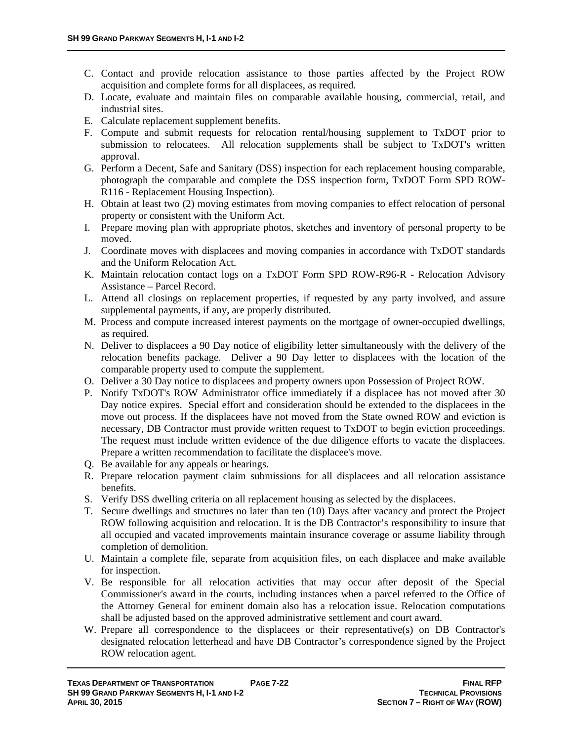C. Contact and provide relocation assistance to those parties affected by the Project ROW acquisition and complete forms for all displacees, as required.
D. Locate, evaluate and maintain files on comparable available housing, commercial, retail, and industrial sites.
E. Calculate replacement supplement benefits.
F. Compute and submit requests for relocation rental/housing supplement to TxDOT prior to submission to relocatees. All relocation supplements shall be subject to TxDOT's written approval.
G. Perform a Decent, Safe and Sanitary (DSS) inspection for each replacement housing comparable, photograph the comparable and complete the DSS inspection form, TxDOT Form SPD ROW-R116 - Replacement Housing Inspection).
H. Obtain at least two (2) moving estimates from moving companies to effect relocation of personal property or consistent with the Uniform Act.
I. Prepare moving plan with appropriate photos, sketches and inventory of personal property to be moved.
J. Coordinate moves with displacees and moving companies in accordance with TxDOT standards and the Uniform Relocation Act.
K. Maintain relocation contact logs on a TxDOT Form SPD ROW-R96-R - Relocation Advisory Assistance – Parcel Record.
L. Attend all closings on replacement properties, if requested by any party involved, and assure supplemental payments, if any, are properly distributed.
M. Process and compute increased interest payments on the mortgage of owner-occupied dwellings, as required.
N. Deliver to displacees a 90 Day notice of eligibility letter simultaneously with the delivery of the relocation benefits package. Deliver a 90 Day letter to displacees with the location of the comparable property used to compute the supplement.
O. Deliver a 30 Day notice to displacees and property owners upon Possession of Project ROW.
P. Notify TxDOT's ROW Administrator office immediately if a displacee has not moved after 30 Day notice expires. Special effort and consideration should be extended to the displacees in the move out process. If the displacees have not moved from the State owned ROW and eviction is necessary, DB Contractor must provide written request to TxDOT to begin eviction proceedings. The request must include written evidence of the due diligence efforts to vacate the displacees. Prepare a written recommendation to facilitate the displacee's move.
Q. Be available for any appeals or hearings.
R. Prepare relocation payment claim submissions for all displacees and all relocation assistance benefits.
S. Verify DSS dwelling criteria on all replacement housing as selected by the displacees.
T. Secure dwellings and structures no later than ten (10) Days after vacancy and protect the Project ROW following acquisition and relocation. It is the DB Contractor's responsibility to insure that all occupied and vacated improvements maintain insurance coverage or assume liability through completion of demolition.
U. Maintain a complete file, separate from acquisition files, on each displacee and make available for inspection.
V. Be responsible for all relocation activities that may occur after deposit of the Special Commissioner's award in the courts, including instances when a parcel referred to the Office of the Attorney General for eminent domain also has a relocation issue. Relocation computations shall be adjusted based on the approved administrative settlement and court award.
W. Prepare all correspondence to the displacees or their representative(s) on DB Contractor's designated relocation letterhead and have DB Contractor's correspondence signed by the Project ROW relocation agent.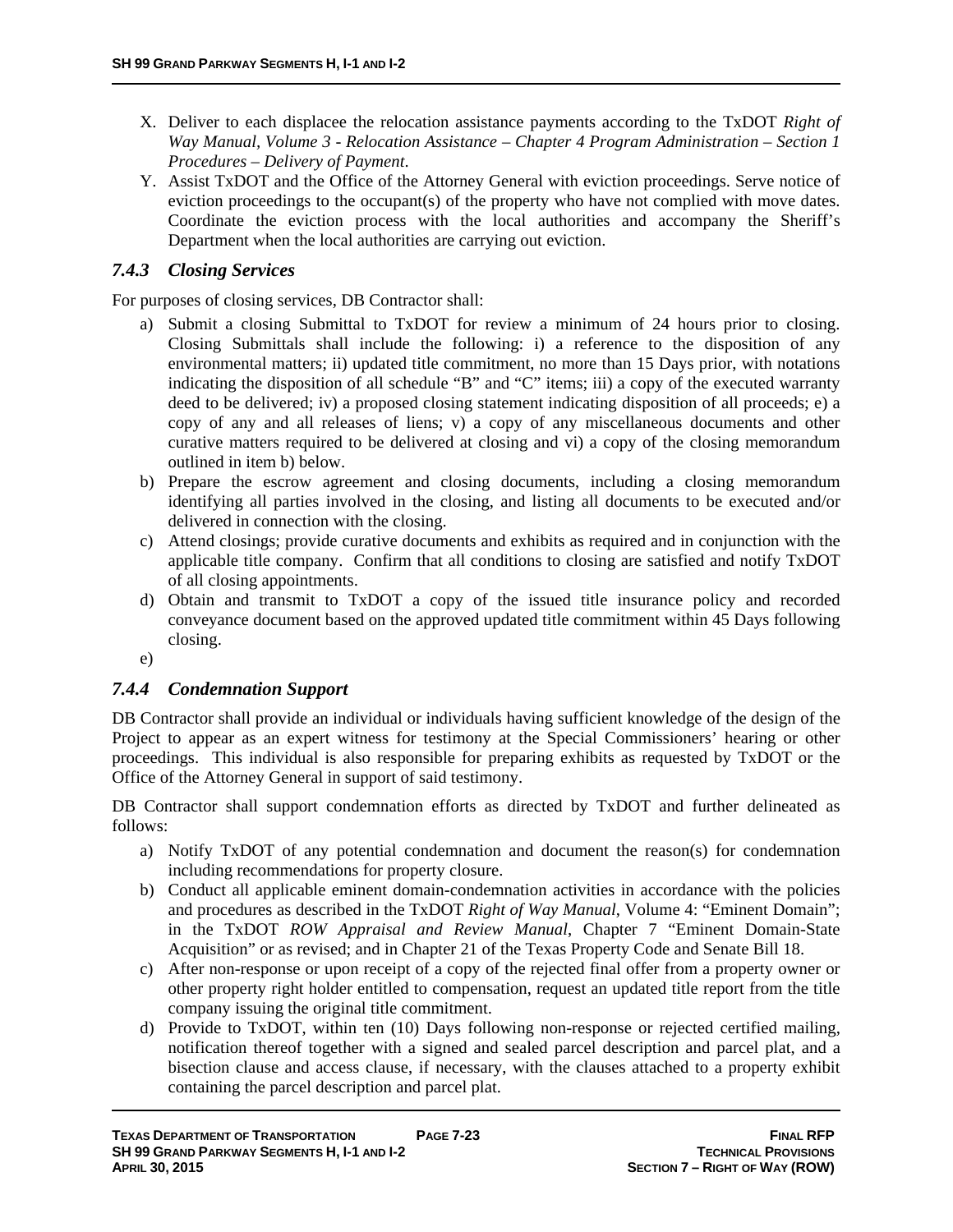X. Deliver to each displacee the relocation assistance payments according to the TxDOT *Right of Way Manual, Volume 3 - Relocation Assistance – Chapter 4 Program Administration – Section 1 Procedures – Delivery of Payment*.

Y. Assist TxDOT and the Office of the Attorney General with eviction proceedings. Serve notice of eviction proceedings to the occupant(s) of the property who have not complied with move dates. Coordinate the eviction process with the local authorities and accompany the Sheriff's Department when the local authorities are carrying out eviction.

### *7.4.3 Closing Services*

For purposes of closing services, DB Contractor shall:

a) Submit a closing Submittal to TxDOT for review a minimum of 24 hours prior to closing. Closing Submittals shall include the following: i) a reference to the disposition of any environmental matters; ii) updated title commitment, no more than 15 Days prior, with notations indicating the disposition of all schedule "B" and "C" items; iii) a copy of the executed warranty deed to be delivered; iv) a proposed closing statement indicating disposition of all proceeds; e) a copy of any and all releases of liens; v) a copy of any miscellaneous documents and other curative matters required to be delivered at closing and vi) a copy of the closing memorandum outlined in item b) below.
b) Prepare the escrow agreement and closing documents, including a closing memorandum identifying all parties involved in the closing, and listing all documents to be executed and/or delivered in connection with the closing.
c) Attend closings; provide curative documents and exhibits as required and in conjunction with the applicable title company. Confirm that all conditions to closing are satisfied and notify TxDOT of all closing appointments.
d) Obtain and transmit to TxDOT a copy of the issued title insurance policy and recorded conveyance document based on the approved updated title commitment within 45 Days following closing.
e)

### *7.4.4 Condemnation Support*

DB Contractor shall provide an individual or individuals having sufficient knowledge of the design of the Project to appear as an expert witness for testimony at the Special Commissioners' hearing or other proceedings. This individual is also responsible for preparing exhibits as requested by TxDOT or the Office of the Attorney General in support of said testimony.

DB Contractor shall support condemnation efforts as directed by TxDOT and further delineated as follows:

a) Notify TxDOT of any potential condemnation and document the reason(s) for condemnation including recommendations for property closure.
b) Conduct all applicable eminent domain-condemnation activities in accordance with the policies and procedures as described in the TxDOT *Right of Way Manual*, Volume 4: "Eminent Domain"; in the TxDOT *ROW Appraisal and Review Manual*, Chapter 7 "Eminent Domain-State Acquisition" or as revised; and in Chapter 21 of the Texas Property Code and Senate Bill 18.
c) After non-response or upon receipt of a copy of the rejected final offer from a property owner or other property right holder entitled to compensation, request an updated title report from the title company issuing the original title commitment.
d) Provide to TxDOT, within ten (10) Days following non-response or rejected certified mailing, notification thereof together with a signed and sealed parcel description and parcel plat, and a bisection clause and access clause, if necessary, with the clauses attached to a property exhibit containing the parcel description and parcel plat.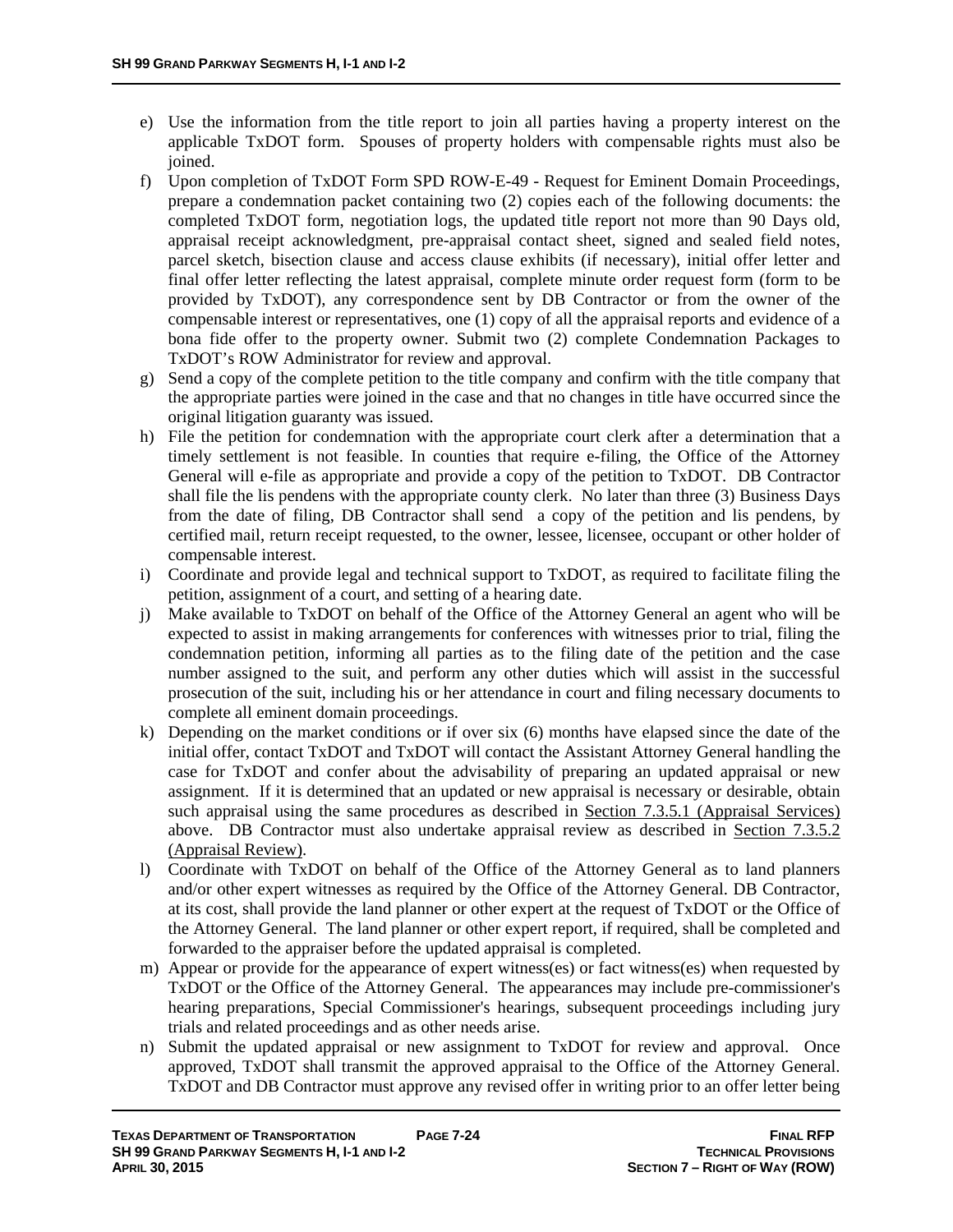e) Use the information from the title report to join all parties having a property interest on the applicable TxDOT form. Spouses of property holders with compensable rights must also be joined.

f) Upon completion of TxDOT Form SPD ROW-E-49 - Request for Eminent Domain Proceedings, prepare a condemnation packet containing two (2) copies each of the following documents: the completed TxDOT form, negotiation logs, the updated title report not more than 90 Days old, appraisal receipt acknowledgment, pre-appraisal contact sheet, signed and sealed field notes, parcel sketch, bisection clause and access clause exhibits (if necessary), initial offer letter and final offer letter reflecting the latest appraisal, complete minute order request form (form to be provided by TxDOT), any correspondence sent by DB Contractor or from the owner of the compensable interest or representatives, one (1) copy of all the appraisal reports and evidence of a bona fide offer to the property owner. Submit two (2) complete Condemnation Packages to TxDOT's ROW Administrator for review and approval.

g) Send a copy of the complete petition to the title company and confirm with the title company that the appropriate parties were joined in the case and that no changes in title have occurred since the original litigation guaranty was issued.

h) File the petition for condemnation with the appropriate court clerk after a determination that a timely settlement is not feasible. In counties that require e-filing, the Office of the Attorney General will e-file as appropriate and provide a copy of the petition to TxDOT. DB Contractor shall file the lis pendens with the appropriate county clerk. No later than three (3) Business Days from the date of filing, DB Contractor shall send a copy of the petition and lis pendens, by certified mail, return receipt requested, to the owner, lessee, licensee, occupant or other holder of compensable interest.

i) Coordinate and provide legal and technical support to TxDOT, as required to facilitate filing the petition, assignment of a court, and setting of a hearing date.

j) Make available to TxDOT on behalf of the Office of the Attorney General an agent who will be expected to assist in making arrangements for conferences with witnesses prior to trial, filing the condemnation petition, informing all parties as to the filing date of the petition and the case number assigned to the suit, and perform any other duties which will assist in the successful prosecution of the suit, including his or her attendance in court and filing necessary documents to complete all eminent domain proceedings.

k) Depending on the market conditions or if over six (6) months have elapsed since the date of the initial offer, contact TxDOT and TxDOT will contact the Assistant Attorney General handling the case for TxDOT and confer about the advisability of preparing an updated appraisal or new assignment. If it is determined that an updated or new appraisal is necessary or desirable, obtain such appraisal using the same procedures as described in Section 7.3.5.1 (Appraisal Services) above. DB Contractor must also undertake appraisal review as described in Section 7.3.5.2 (Appraisal Review).

l) Coordinate with TxDOT on behalf of the Office of the Attorney General as to land planners and/or other expert witnesses as required by the Office of the Attorney General. DB Contractor, at its cost, shall provide the land planner or other expert at the request of TxDOT or the Office of the Attorney General. The land planner or other expert report, if required, shall be completed and forwarded to the appraiser before the updated appraisal is completed.

m) Appear or provide for the appearance of expert witness(es) or fact witness(es) when requested by TxDOT or the Office of the Attorney General. The appearances may include pre-commissioner's hearing preparations, Special Commissioner's hearings, subsequent proceedings including jury trials and related proceedings and as other needs arise.

n) Submit the updated appraisal or new assignment to TxDOT for review and approval. Once approved, TxDOT shall transmit the approved appraisal to the Office of the Attorney General. TxDOT and DB Contractor must approve any revised offer in writing prior to an offer letter being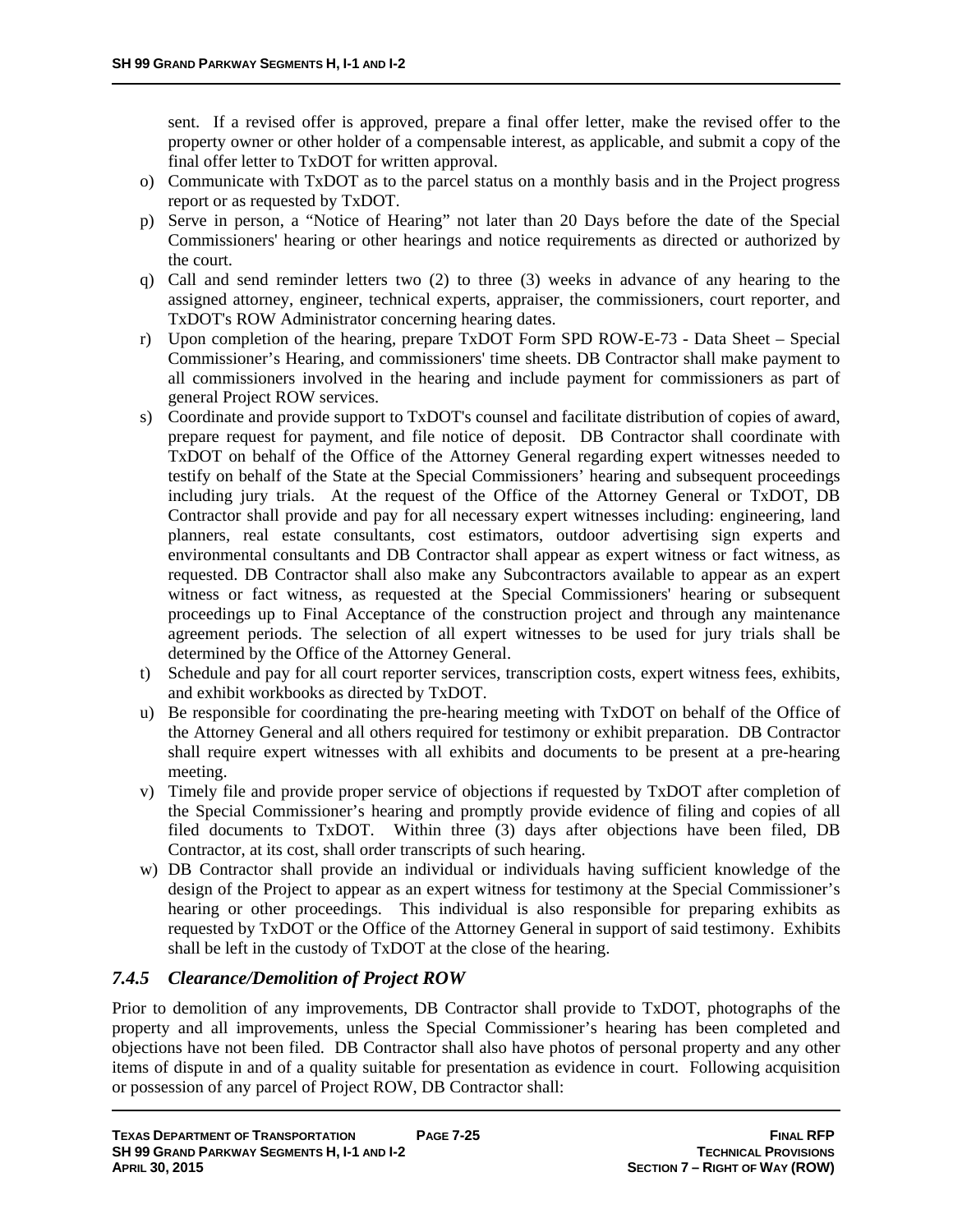sent. If a revised offer is approved, prepare a final offer letter, make the revised offer to the property owner or other holder of a compensable interest, as applicable, and submit a copy of the final offer letter to TxDOT for written approval.

o) Communicate with TxDOT as to the parcel status on a monthly basis and in the Project progress report or as requested by TxDOT.

p) Serve in person, a "Notice of Hearing" not later than 20 Days before the date of the Special Commissioners' hearing or other hearings and notice requirements as directed or authorized by the court.

q) Call and send reminder letters two (2) to three (3) weeks in advance of any hearing to the assigned attorney, engineer, technical experts, appraiser, the commissioners, court reporter, and TxDOT's ROW Administrator concerning hearing dates.

r) Upon completion of the hearing, prepare TxDOT Form SPD ROW-E-73 - Data Sheet – Special Commissioner's Hearing, and commissioners' time sheets. DB Contractor shall make payment to all commissioners involved in the hearing and include payment for commissioners as part of general Project ROW services.

s) Coordinate and provide support to TxDOT's counsel and facilitate distribution of copies of award, prepare request for payment, and file notice of deposit. DB Contractor shall coordinate with TxDOT on behalf of the Office of the Attorney General regarding expert witnesses needed to testify on behalf of the State at the Special Commissioners' hearing and subsequent proceedings including jury trials. At the request of the Office of the Attorney General or TxDOT, DB Contractor shall provide and pay for all necessary expert witnesses including: engineering, land planners, real estate consultants, cost estimators, outdoor advertising sign experts and environmental consultants and DB Contractor shall appear as expert witness or fact witness, as requested. DB Contractor shall also make any Subcontractors available to appear as an expert witness or fact witness, as requested at the Special Commissioners' hearing or subsequent proceedings up to Final Acceptance of the construction project and through any maintenance agreement periods. The selection of all expert witnesses to be used for jury trials shall be determined by the Office of the Attorney General.

t) Schedule and pay for all court reporter services, transcription costs, expert witness fees, exhibits, and exhibit workbooks as directed by TxDOT.

u) Be responsible for coordinating the pre-hearing meeting with TxDOT on behalf of the Office of the Attorney General and all others required for testimony or exhibit preparation. DB Contractor shall require expert witnesses with all exhibits and documents to be present at a pre-hearing meeting.

v) Timely file and provide proper service of objections if requested by TxDOT after completion of the Special Commissioner's hearing and promptly provide evidence of filing and copies of all filed documents to TxDOT. Within three (3) days after objections have been filed, DB Contractor, at its cost, shall order transcripts of such hearing.

w) DB Contractor shall provide an individual or individuals having sufficient knowledge of the design of the Project to appear as an expert witness for testimony at the Special Commissioner's hearing or other proceedings. This individual is also responsible for preparing exhibits as requested by TxDOT or the Office of the Attorney General in support of said testimony. Exhibits shall be left in the custody of TxDOT at the close of the hearing.

### *7.4.5 Clearance/Demolition of Project ROW*

Prior to demolition of any improvements, DB Contractor shall provide to TxDOT, photographs of the property and all improvements, unless the Special Commissioner's hearing has been completed and objections have not been filed. DB Contractor shall also have photos of personal property and any other items of dispute in and of a quality suitable for presentation as evidence in court. Following acquisition or possession of any parcel of Project ROW, DB Contractor shall: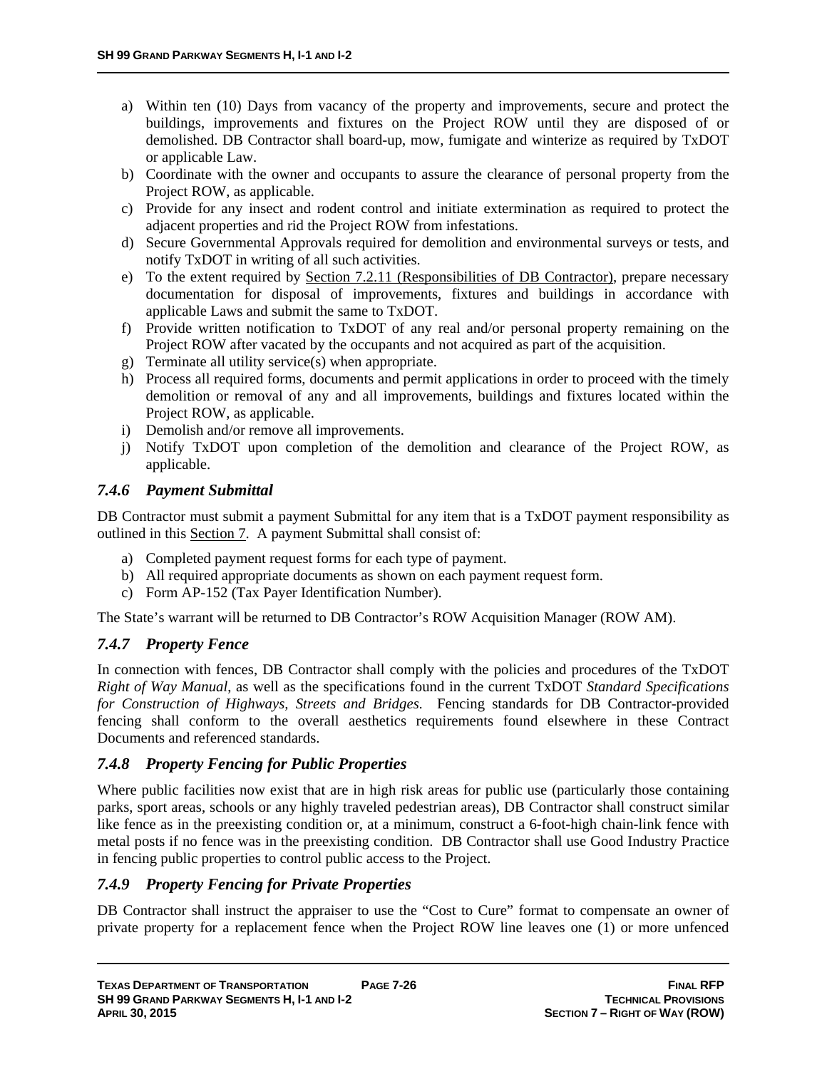a) Within ten (10) Days from vacancy of the property and improvements, secure and protect the buildings, improvements and fixtures on the Project ROW until they are disposed of or demolished. DB Contractor shall board-up, mow, fumigate and winterize as required by TxDOT or applicable Law.
b) Coordinate with the owner and occupants to assure the clearance of personal property from the Project ROW, as applicable.
c) Provide for any insect and rodent control and initiate extermination as required to protect the adjacent properties and rid the Project ROW from infestations.
d) Secure Governmental Approvals required for demolition and environmental surveys or tests, and notify TxDOT in writing of all such activities.
e) To the extent required by Section 7.2.11 (Responsibilities of DB Contractor), prepare necessary documentation for disposal of improvements, fixtures and buildings in accordance with applicable Laws and submit the same to TxDOT.
f) Provide written notification to TxDOT of any real and/or personal property remaining on the Project ROW after vacated by the occupants and not acquired as part of the acquisition.
g) Terminate all utility service(s) when appropriate.
h) Process all required forms, documents and permit applications in order to proceed with the timely demolition or removal of any and all improvements, buildings and fixtures located within the Project ROW, as applicable.
i) Demolish and/or remove all improvements.
j) Notify TxDOT upon completion of the demolition and clearance of the Project ROW, as applicable.

### *7.4.6 Payment Submittal*

DB Contractor must submit a payment Submittal for any item that is a TxDOT payment responsibility as outlined in this Section 7. A payment Submittal shall consist of:

a) Completed payment request forms for each type of payment.
b) All required appropriate documents as shown on each payment request form.
c) Form AP-152 (Tax Payer Identification Number).

The State's warrant will be returned to DB Contractor's ROW Acquisition Manager (ROW AM).

### *7.4.7 Property Fence*

In connection with fences, DB Contractor shall comply with the policies and procedures of the TxDOT *Right of Way Manual*, as well as the specifications found in the current TxDOT *Standard Specifications for Construction of Highways, Streets and Bridges.* Fencing standards for DB Contractor-provided fencing shall conform to the overall aesthetics requirements found elsewhere in these Contract Documents and referenced standards.

### *7.4.8 Property Fencing for Public Properties*

Where public facilities now exist that are in high risk areas for public use (particularly those containing parks, sport areas, schools or any highly traveled pedestrian areas), DB Contractor shall construct similar like fence as in the preexisting condition or, at a minimum, construct a 6-foot-high chain-link fence with metal posts if no fence was in the preexisting condition. DB Contractor shall use Good Industry Practice in fencing public properties to control public access to the Project.

### *7.4.9 Property Fencing for Private Properties*

DB Contractor shall instruct the appraiser to use the "Cost to Cure" format to compensate an owner of private property for a replacement fence when the Project ROW line leaves one (1) or more unfenced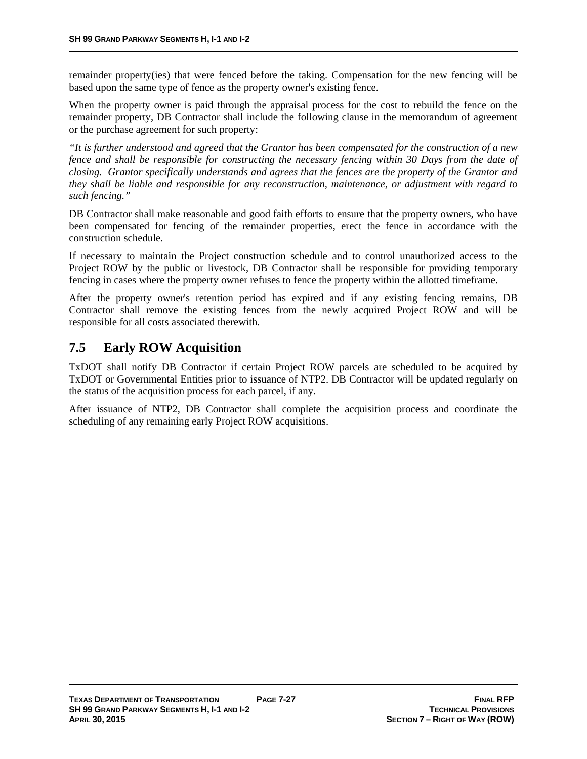remainder property(ies) that were fenced before the taking. Compensation for the new fencing will be based upon the same type of fence as the property owner's existing fence.

When the property owner is paid through the appraisal process for the cost to rebuild the fence on the remainder property, DB Contractor shall include the following clause in the memorandum of agreement or the purchase agreement for such property:

*"It is further understood and agreed that the Grantor has been compensated for the construction of a new fence and shall be responsible for constructing the necessary fencing within 30 Days from the date of closing. Grantor specifically understands and agrees that the fences are the property of the Grantor and they shall be liable and responsible for any reconstruction, maintenance, or adjustment with regard to such fencing."*

DB Contractor shall make reasonable and good faith efforts to ensure that the property owners, who have been compensated for fencing of the remainder properties, erect the fence in accordance with the construction schedule.

If necessary to maintain the Project construction schedule and to control unauthorized access to the Project ROW by the public or livestock, DB Contractor shall be responsible for providing temporary fencing in cases where the property owner refuses to fence the property within the allotted timeframe.

After the property owner's retention period has expired and if any existing fencing remains, DB Contractor shall remove the existing fences from the newly acquired Project ROW and will be responsible for all costs associated therewith.

## 7.5 Early ROW Acquisition

TxDOT shall notify DB Contractor if certain Project ROW parcels are scheduled to be acquired by TxDOT or Governmental Entities prior to issuance of NTP2. DB Contractor will be updated regularly on the status of the acquisition process for each parcel, if any.

After issuance of NTP2, DB Contractor shall complete the acquisition process and coordinate the scheduling of any remaining early Project ROW acquisitions.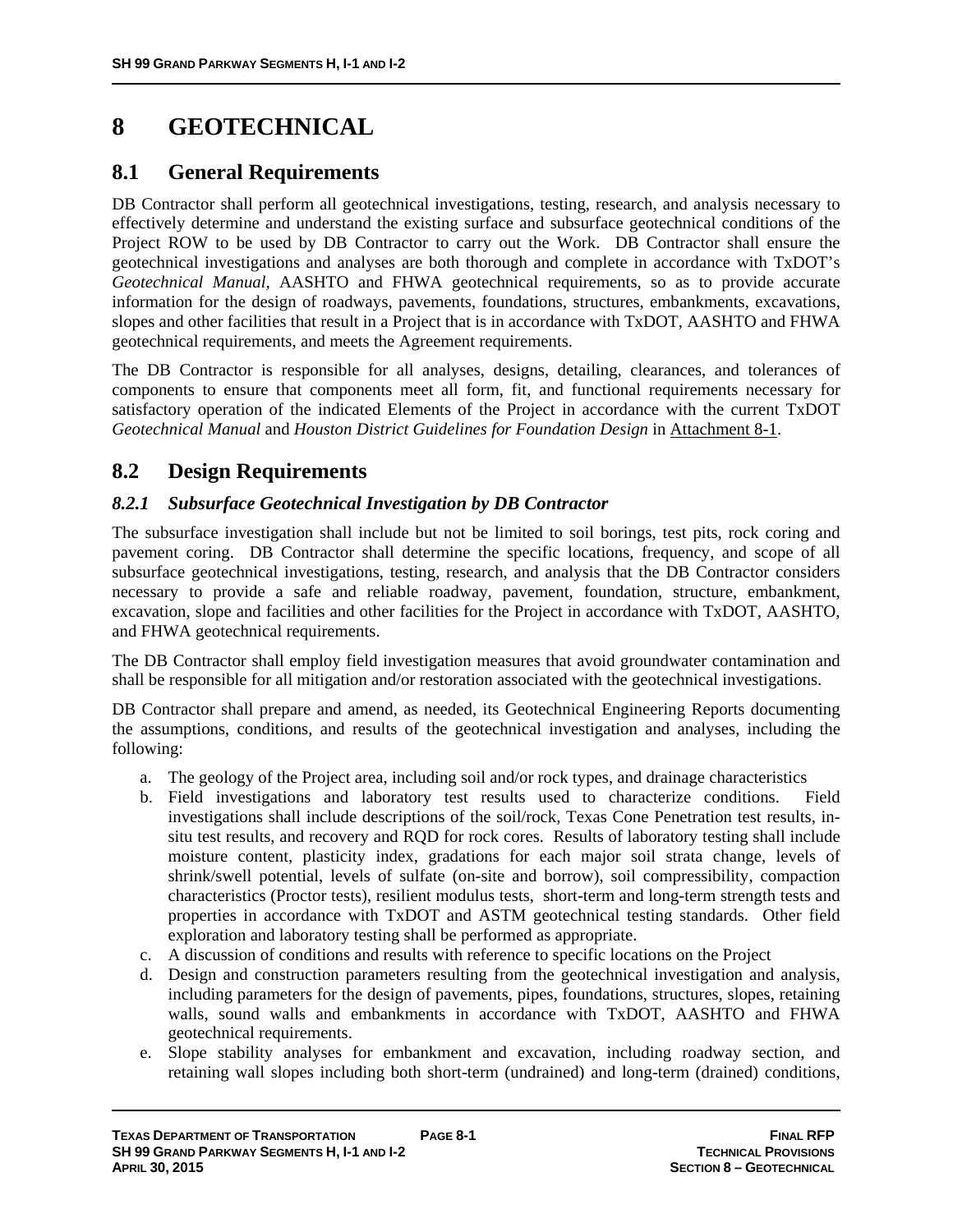// Header: omitted

# 8 GEOTECHNICAL

## 8.1 General Requirements

DB Contractor shall perform all geotechnical investigations, testing, research, and analysis necessary to effectively determine and understand the existing surface and subsurface geotechnical conditions of the Project ROW to be used by DB Contractor to carry out the Work. DB Contractor shall ensure the geotechnical investigations and analyses are both thorough and complete in accordance with TxDOT's *Geotechnical Manual*, AASHTO and FHWA geotechnical requirements, so as to provide accurate information for the design of roadways, pavements, foundations, structures, embankments, excavations, slopes and other facilities that result in a Project that is in accordance with TxDOT, AASHTO and FHWA geotechnical requirements, and meets the Agreement requirements.

The DB Contractor is responsible for all analyses, designs, detailing, clearances, and tolerances of components to ensure that components meet all form, fit, and functional requirements necessary for satisfactory operation of the indicated Elements of the Project in accordance with the current TxDOT *Geotechnical Manual* and *Houston District Guidelines for Foundation Design* in Attachment 8-1.

## 8.2 Design Requirements

### *8.2.1 Subsurface Geotechnical Investigation by DB Contractor*

The subsurface investigation shall include but not be limited to soil borings, test pits, rock coring and pavement coring. DB Contractor shall determine the specific locations, frequency, and scope of all subsurface geotechnical investigations, testing, research, and analysis that the DB Contractor considers necessary to provide a safe and reliable roadway, pavement, foundation, structure, embankment, excavation, slope and facilities and other facilities for the Project in accordance with TxDOT, AASHTO, and FHWA geotechnical requirements.

The DB Contractor shall employ field investigation measures that avoid groundwater contamination and shall be responsible for all mitigation and/or restoration associated with the geotechnical investigations.

DB Contractor shall prepare and amend, as needed, its Geotechnical Engineering Reports documenting the assumptions, conditions, and results of the geotechnical investigation and analyses, including the following:

a. The geology of the Project area, including soil and/or rock types, and drainage characteristics
b. Field investigations and laboratory test results used to characterize conditions. Field investigations shall include descriptions of the soil/rock, Texas Cone Penetration test results, in-situ test results, and recovery and RQD for rock cores. Results of laboratory testing shall include moisture content, plasticity index, gradations for each major soil strata change, levels of shrink/swell potential, levels of sulfate (on-site and borrow), soil compressibility, compaction characteristics (Proctor tests), resilient modulus tests, short-term and long-term strength tests and properties in accordance with TxDOT and ASTM geotechnical testing standards. Other field exploration and laboratory testing shall be performed as appropriate.
c. A discussion of conditions and results with reference to specific locations on the Project
d. Design and construction parameters resulting from the geotechnical investigation and analysis, including parameters for the design of pavements, pipes, foundations, structures, slopes, retaining walls, sound walls and embankments in accordance with TxDOT, AASHTO and FHWA geotechnical requirements.
e. Slope stability analyses for embankment and excavation, including roadway section, and retaining wall slopes including both short-term (undrained) and long-term (drained) conditions,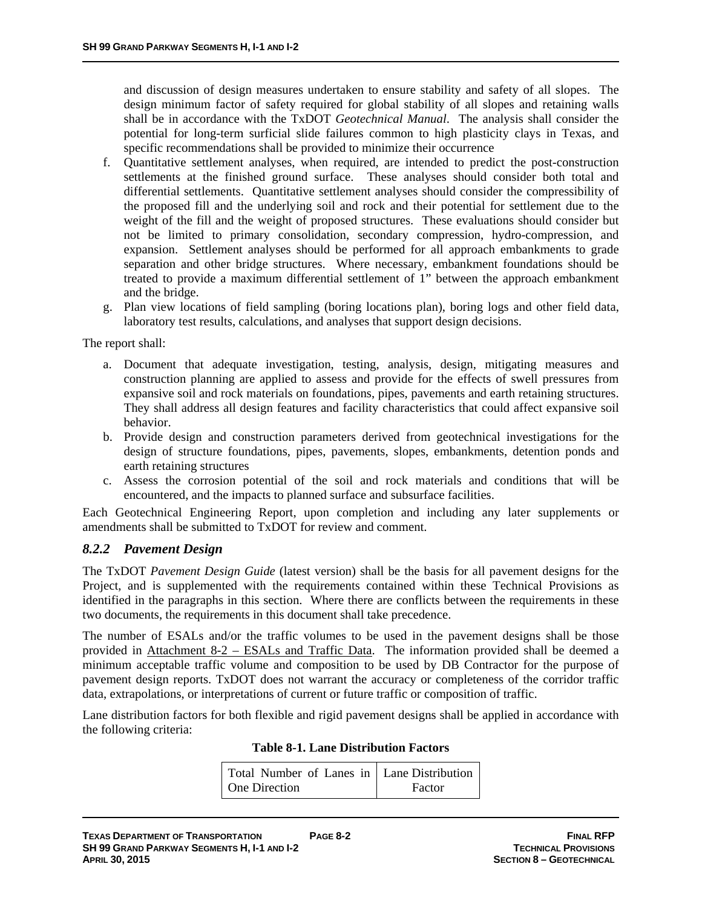and discussion of design measures undertaken to ensure stability and safety of all slopes. The design minimum factor of safety required for global stability of all slopes and retaining walls shall be in accordance with the TxDOT *Geotechnical Manual*. The analysis shall consider the potential for long-term surficial slide failures common to high plasticity clays in Texas, and specific recommendations shall be provided to minimize their occurrence

f. Quantitative settlement analyses, when required, are intended to predict the post-construction settlements at the finished ground surface. These analyses should consider both total and differential settlements. Quantitative settlement analyses should consider the compressibility of the proposed fill and the underlying soil and rock and their potential for settlement due to the weight of the fill and the weight of proposed structures. These evaluations should consider but not be limited to primary consolidation, secondary compression, hydro-compression, and expansion. Settlement analyses should be performed for all approach embankments to grade separation and other bridge structures. Where necessary, embankment foundations should be treated to provide a maximum differential settlement of 1" between the approach embankment and the bridge.
g. Plan view locations of field sampling (boring locations plan), boring logs and other field data, laboratory test results, calculations, and analyses that support design decisions.

The report shall:

a. Document that adequate investigation, testing, analysis, design, mitigating measures and construction planning are applied to assess and provide for the effects of swell pressures from expansive soil and rock materials on foundations, pipes, pavements and earth retaining structures. They shall address all design features and facility characteristics that could affect expansive soil behavior.
b. Provide design and construction parameters derived from geotechnical investigations for the design of structure foundations, pipes, pavements, slopes, embankments, detention ponds and earth retaining structures
c. Assess the corrosion potential of the soil and rock materials and conditions that will be encountered, and the impacts to planned surface and subsurface facilities.

Each Geotechnical Engineering Report, upon completion and including any later supplements or amendments shall be submitted to TxDOT for review and comment.

### *8.2.2 Pavement Design*

The TxDOT *Pavement Design Guide* (latest version) shall be the basis for all pavement designs for the Project, and is supplemented with the requirements contained within these Technical Provisions as identified in the paragraphs in this section. Where there are conflicts between the requirements in these two documents, the requirements in this document shall take precedence.

The number of ESALs and/or the traffic volumes to be used in the pavement designs shall be those provided in Attachment 8-2 – ESALs and Traffic Data. The information provided shall be deemed a minimum acceptable traffic volume and composition to be used by DB Contractor for the purpose of pavement design reports. TxDOT does not warrant the accuracy or completeness of the corridor traffic data, extrapolations, or interpretations of current or future traffic or composition of traffic.

Lane distribution factors for both flexible and rigid pavement designs shall be applied in accordance with the following criteria:

**Table 8-1. Lane Distribution Factors**

| Total Number of Lanes in One Direction | Lane Distribution Factor |
|---|---|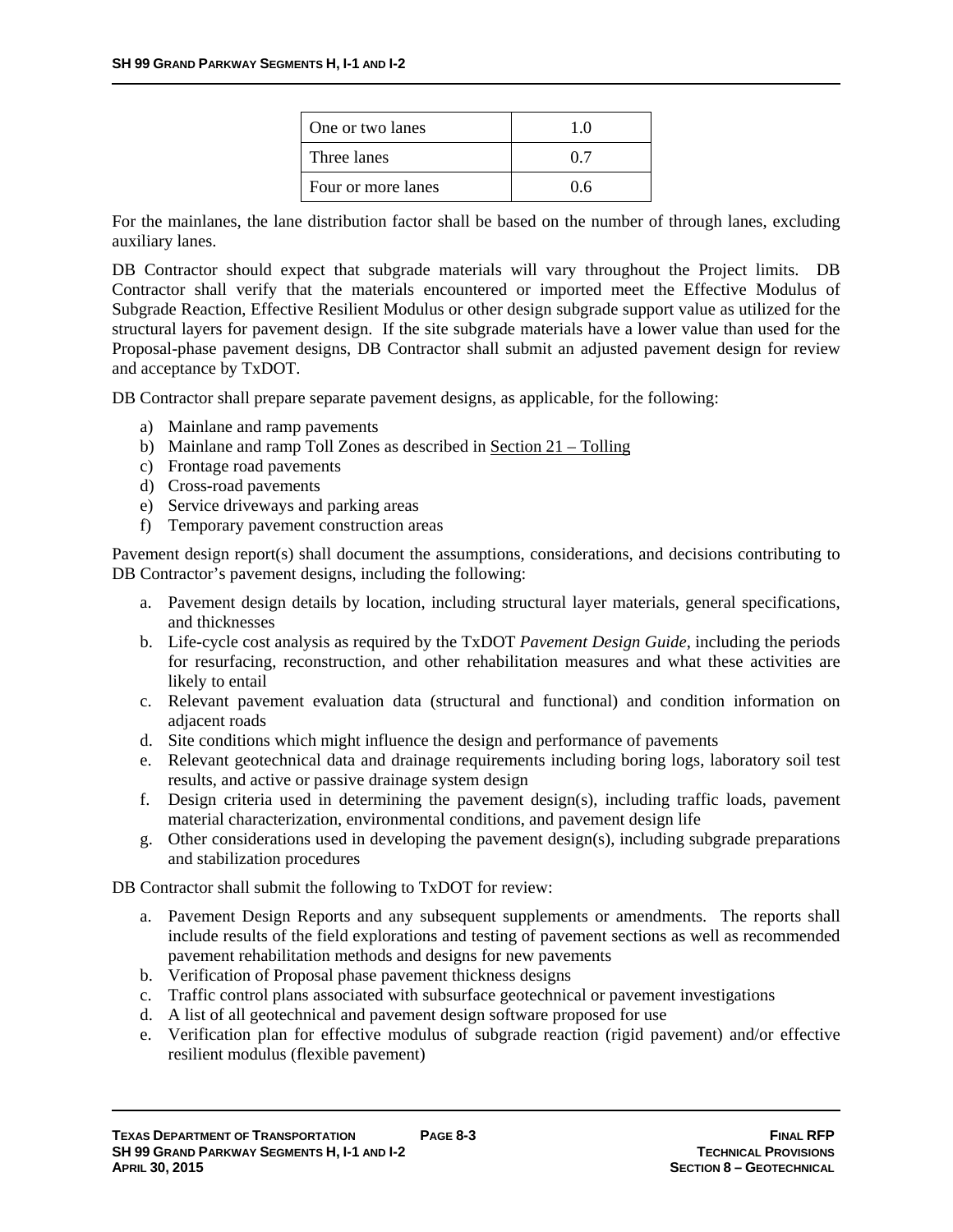| One or two lanes | 1.0 |
|---|---|
| Three lanes | 0.7 |
| Four or more lanes | 0.6 |

For the mainlanes, the lane distribution factor shall be based on the number of through lanes, excluding auxiliary lanes.

DB Contractor should expect that subgrade materials will vary throughout the Project limits. DB Contractor shall verify that the materials encountered or imported meet the Effective Modulus of Subgrade Reaction, Effective Resilient Modulus or other design subgrade support value as utilized for the structural layers for pavement design. If the site subgrade materials have a lower value than used for the Proposal-phase pavement designs, DB Contractor shall submit an adjusted pavement design for review and acceptance by TxDOT.

DB Contractor shall prepare separate pavement designs, as applicable, for the following:

a) Mainlane and ramp pavements
b) Mainlane and ramp Toll Zones as described in Section 21 – Tolling
c) Frontage road pavements
d) Cross-road pavements
e) Service driveways and parking areas
f) Temporary pavement construction areas

Pavement design report(s) shall document the assumptions, considerations, and decisions contributing to DB Contractor's pavement designs, including the following:

a. Pavement design details by location, including structural layer materials, general specifications, and thicknesses
b. Life-cycle cost analysis as required by the TxDOT *Pavement Design Guide*, including the periods for resurfacing, reconstruction, and other rehabilitation measures and what these activities are likely to entail
c. Relevant pavement evaluation data (structural and functional) and condition information on adjacent roads
d. Site conditions which might influence the design and performance of pavements
e. Relevant geotechnical data and drainage requirements including boring logs, laboratory soil test results, and active or passive drainage system design
f. Design criteria used in determining the pavement design(s), including traffic loads, pavement material characterization, environmental conditions, and pavement design life
g. Other considerations used in developing the pavement design(s), including subgrade preparations and stabilization procedures

DB Contractor shall submit the following to TxDOT for review:

a. Pavement Design Reports and any subsequent supplements or amendments. The reports shall include results of the field explorations and testing of pavement sections as well as recommended pavement rehabilitation methods and designs for new pavements
b. Verification of Proposal phase pavement thickness designs
c. Traffic control plans associated with subsurface geotechnical or pavement investigations
d. A list of all geotechnical and pavement design software proposed for use
e. Verification plan for effective modulus of subgrade reaction (rigid pavement) and/or effective resilient modulus (flexible pavement)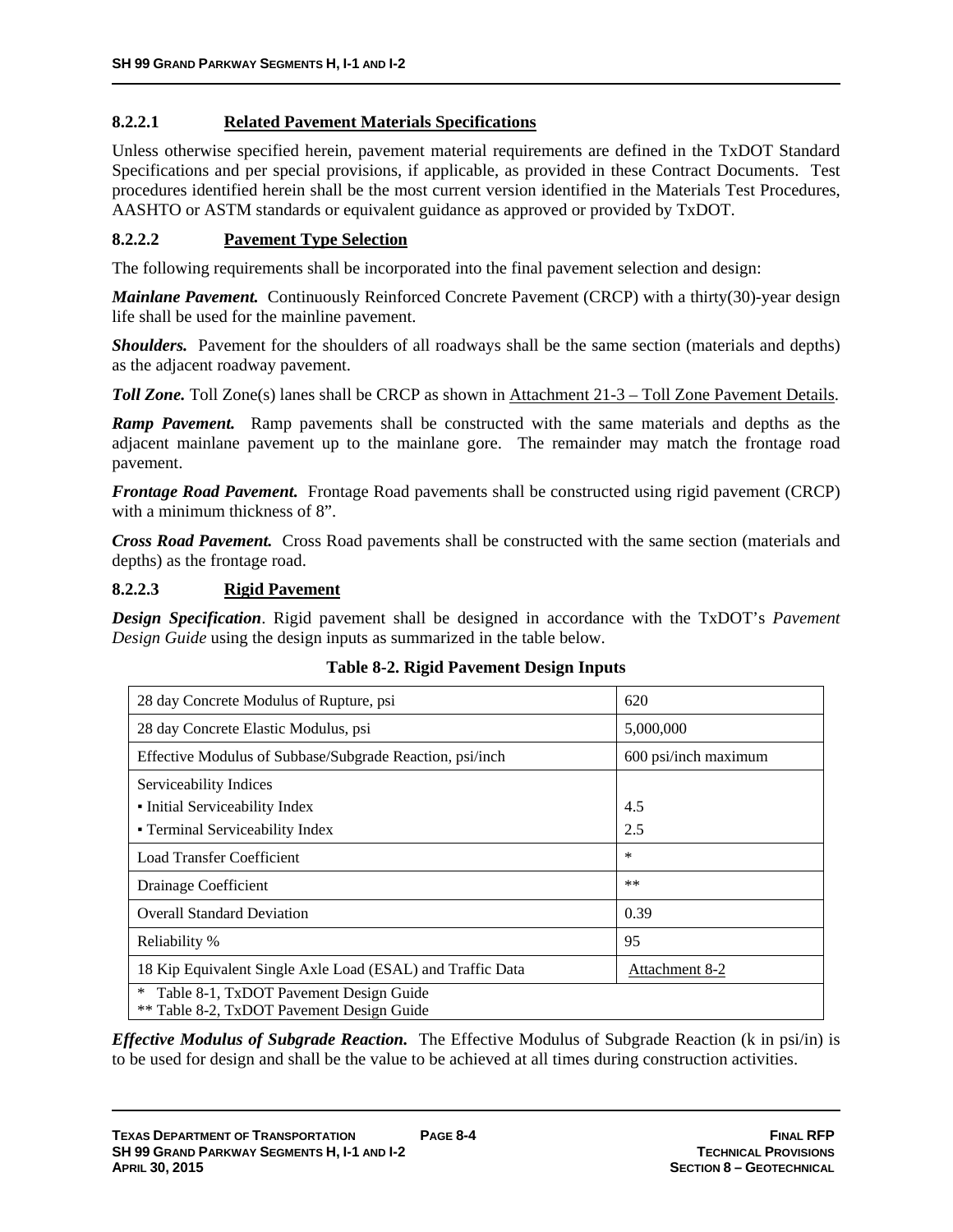#### 8.2.2.1 Related Pavement Materials Specifications

Unless otherwise specified herein, pavement material requirements are defined in the TxDOT Standard Specifications and per special provisions, if applicable, as provided in these Contract Documents. Test procedures identified herein shall be the most current version identified in the Materials Test Procedures, AASHTO or ASTM standards or equivalent guidance as approved or provided by TxDOT.

#### 8.2.2.2 Pavement Type Selection

The following requirements shall be incorporated into the final pavement selection and design:

***Mainlane Pavement.*** Continuously Reinforced Concrete Pavement (CRCP) with a thirty(30)-year design life shall be used for the mainline pavement.

***Shoulders.*** Pavement for the shoulders of all roadways shall be the same section (materials and depths) as the adjacent roadway pavement.

***Toll Zone.*** Toll Zone(s) lanes shall be CRCP as shown in Attachment 21-3 – Toll Zone Pavement Details.

***Ramp Pavement.*** Ramp pavements shall be constructed with the same materials and depths as the adjacent mainlane pavement up to the mainlane gore. The remainder may match the frontage road pavement.

***Frontage Road Pavement.*** Frontage Road pavements shall be constructed using rigid pavement (CRCP) with a minimum thickness of 8".

***Cross Road Pavement.*** Cross Road pavements shall be constructed with the same section (materials and depths) as the frontage road.

#### 8.2.2.3 Rigid Pavement

***Design Specification***. Rigid pavement shall be designed in accordance with the TxDOT's *Pavement Design Guide* using the design inputs as summarized in the table below.

**Table 8-2. Rigid Pavement Design Inputs**

| | |
|---|---|
| 28 day Concrete Modulus of Rupture, psi | 620 |
| 28 day Concrete Elastic Modulus, psi | 5,000,000 |
| Effective Modulus of Subbase/Subgrade Reaction, psi/inch | 600 psi/inch maximum |
| Serviceability Indices<br>▪ Initial Serviceability Index<br>▪ Terminal Serviceability Index | <br>4.5<br>2.5 |
| Load Transfer Coefficient | * |
| Drainage Coefficient | ** |
| Overall Standard Deviation | 0.39 |
| Reliability % | 95 |
| 18 Kip Equivalent Single Axle Load (ESAL) and Traffic Data | Attachment 8-2 |
| * Table 8-1, TxDOT Pavement Design Guide<br>** Table 8-2, TxDOT Pavement Design Guide | |

***Effective Modulus of Subgrade Reaction.*** The Effective Modulus of Subgrade Reaction (k in psi/in) is to be used for design and shall be the value to be achieved at all times during construction activities.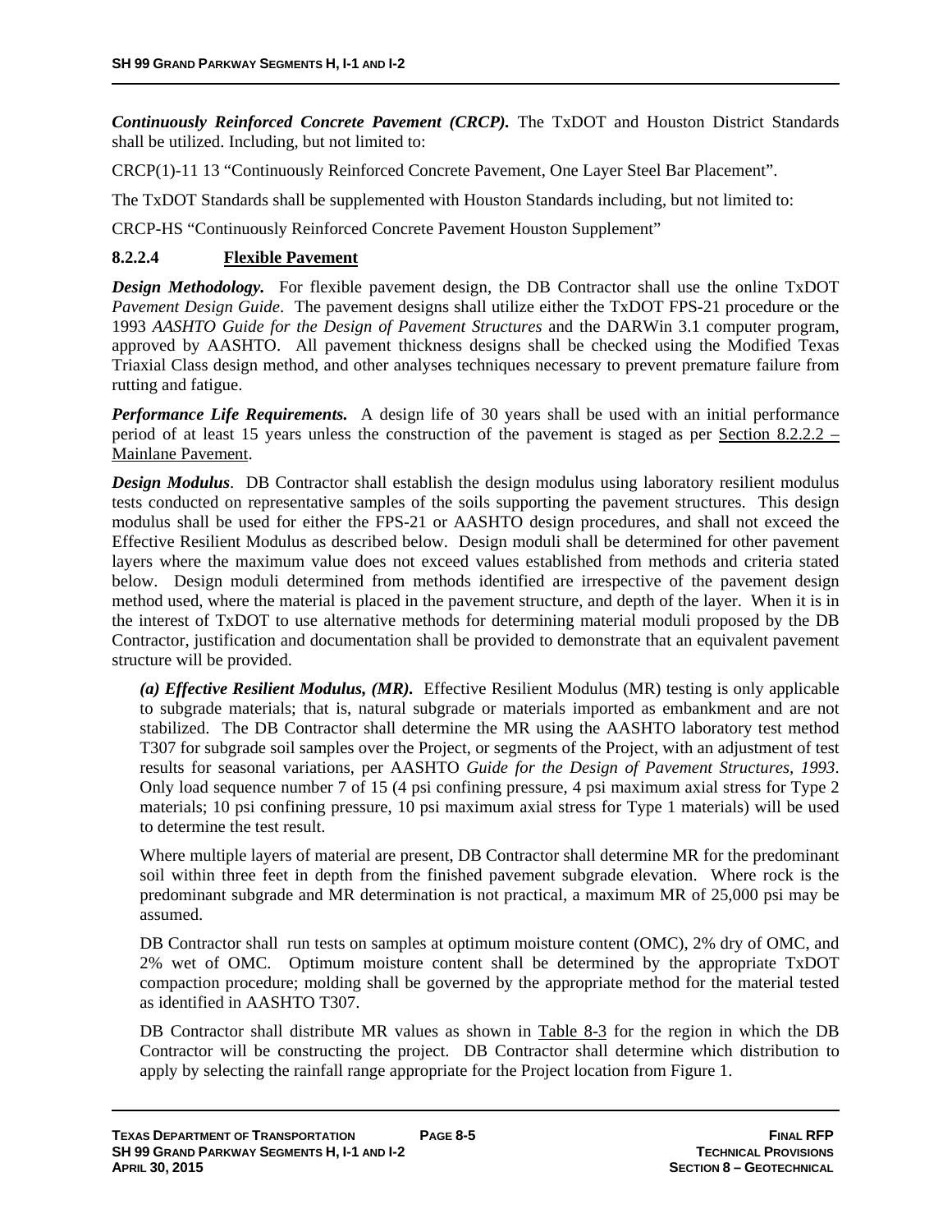***Continuously Reinforced Concrete Pavement (CRCP).*** The TxDOT and Houston District Standards shall be utilized. Including, but not limited to:

CRCP(1)-11 13 "Continuously Reinforced Concrete Pavement, One Layer Steel Bar Placement".

The TxDOT Standards shall be supplemented with Houston Standards including, but not limited to:

CRCP-HS "Continuously Reinforced Concrete Pavement Houston Supplement"

#### 8.2.2.4 Flexible Pavement

***Design Methodology.*** For flexible pavement design, the DB Contractor shall use the online TxDOT *Pavement Design Guide*. The pavement designs shall utilize either the TxDOT FPS-21 procedure or the 1993 *AASHTO Guide for the Design of Pavement Structures* and the DARWin 3.1 computer program, approved by AASHTO. All pavement thickness designs shall be checked using the Modified Texas Triaxial Class design method, and other analyses techniques necessary to prevent premature failure from rutting and fatigue.

***Performance Life Requirements.*** A design life of 30 years shall be used with an initial performance period of at least 15 years unless the construction of the pavement is staged as per Section 8.2.2.2 – Mainlane Pavement.

***Design Modulus***. DB Contractor shall establish the design modulus using laboratory resilient modulus tests conducted on representative samples of the soils supporting the pavement structures. This design modulus shall be used for either the FPS-21 or AASHTO design procedures, and shall not exceed the Effective Resilient Modulus as described below. Design moduli shall be determined for other pavement layers where the maximum value does not exceed values established from methods and criteria stated below. Design moduli determined from methods identified are irrespective of the pavement design method used, where the material is placed in the pavement structure, and depth of the layer. When it is in the interest of TxDOT to use alternative methods for determining material moduli proposed by the DB Contractor, justification and documentation shall be provided to demonstrate that an equivalent pavement structure will be provided.

***(a) Effective Resilient Modulus, (MR).*** Effective Resilient Modulus (MR) testing is only applicable to subgrade materials; that is, natural subgrade or materials imported as embankment and are not stabilized. The DB Contractor shall determine the MR using the AASHTO laboratory test method T307 for subgrade soil samples over the Project, or segments of the Project, with an adjustment of test results for seasonal variations, per AASHTO *Guide for the Design of Pavement Structures, 1993*. Only load sequence number 7 of 15 (4 psi confining pressure, 4 psi maximum axial stress for Type 2 materials; 10 psi confining pressure, 10 psi maximum axial stress for Type 1 materials) will be used to determine the test result.

Where multiple layers of material are present, DB Contractor shall determine MR for the predominant soil within three feet in depth from the finished pavement subgrade elevation. Where rock is the predominant subgrade and MR determination is not practical, a maximum MR of 25,000 psi may be assumed.

DB Contractor shall run tests on samples at optimum moisture content (OMC), 2% dry of OMC, and 2% wet of OMC. Optimum moisture content shall be determined by the appropriate TxDOT compaction procedure; molding shall be governed by the appropriate method for the material tested as identified in AASHTO T307.

DB Contractor shall distribute MR values as shown in Table 8-3 for the region in which the DB Contractor will be constructing the project. DB Contractor shall determine which distribution to apply by selecting the rainfall range appropriate for the Project location from Figure 1.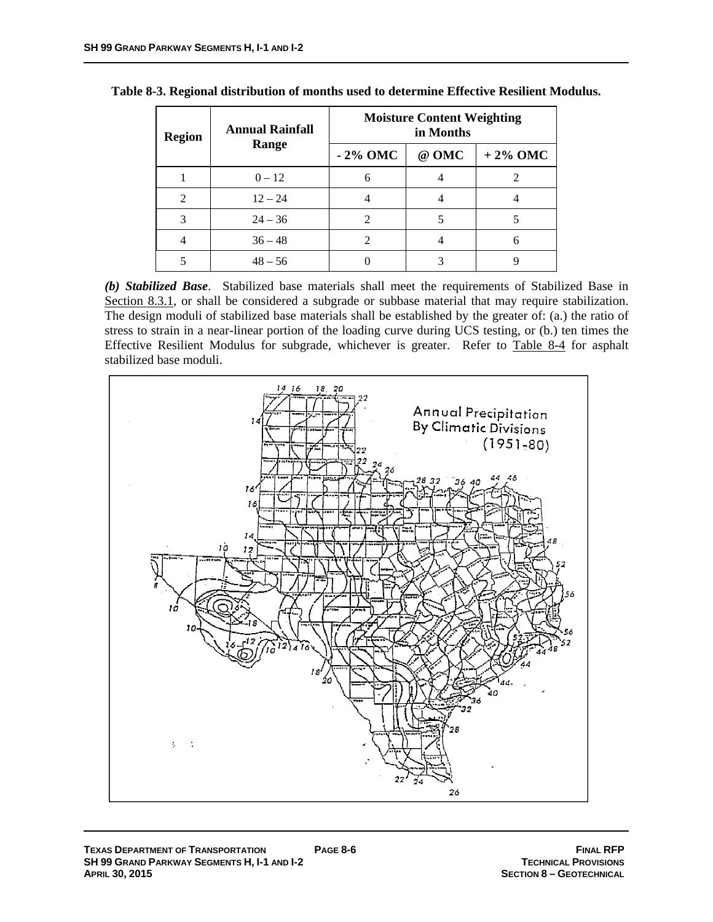**Table 8-3. Regional distribution of months used to determine Effective Resilient Modulus.**

| Region | Annual Rainfall Range | Moisture Content Weighting in Months | | |
|---|---|---|---|---|
| | | - 2% OMC | @ OMC | + 2% OMC |
| 1 | 0 – 12 | 6 | 4 | 2 |
| 2 | 12 – 24 | 4 | 4 | 4 |
| 3 | 24 – 36 | 2 | 5 | 5 |
| 4 | 36 – 48 | 2 | 4 | 6 |
| 5 | 48 – 56 | 0 | 3 | 9 |

***(b) Stabilized Base***. Stabilized base materials shall meet the requirements of Stabilized Base in Section 8.3.1, or shall be considered a subgrade or subbase material that may require stabilization. The design moduli of stabilized base materials shall be established by the greater of: (a.) the ratio of stress to strain in a near-linear portion of the loading curve during UCS testing, or (b.) ten times the Effective Resilient Modulus for subgrade, whichever is greater. Refer to Table 8-4 for asphalt stabilized base moduli.

Annual Precipitation By Climatic Divisions (1951-80)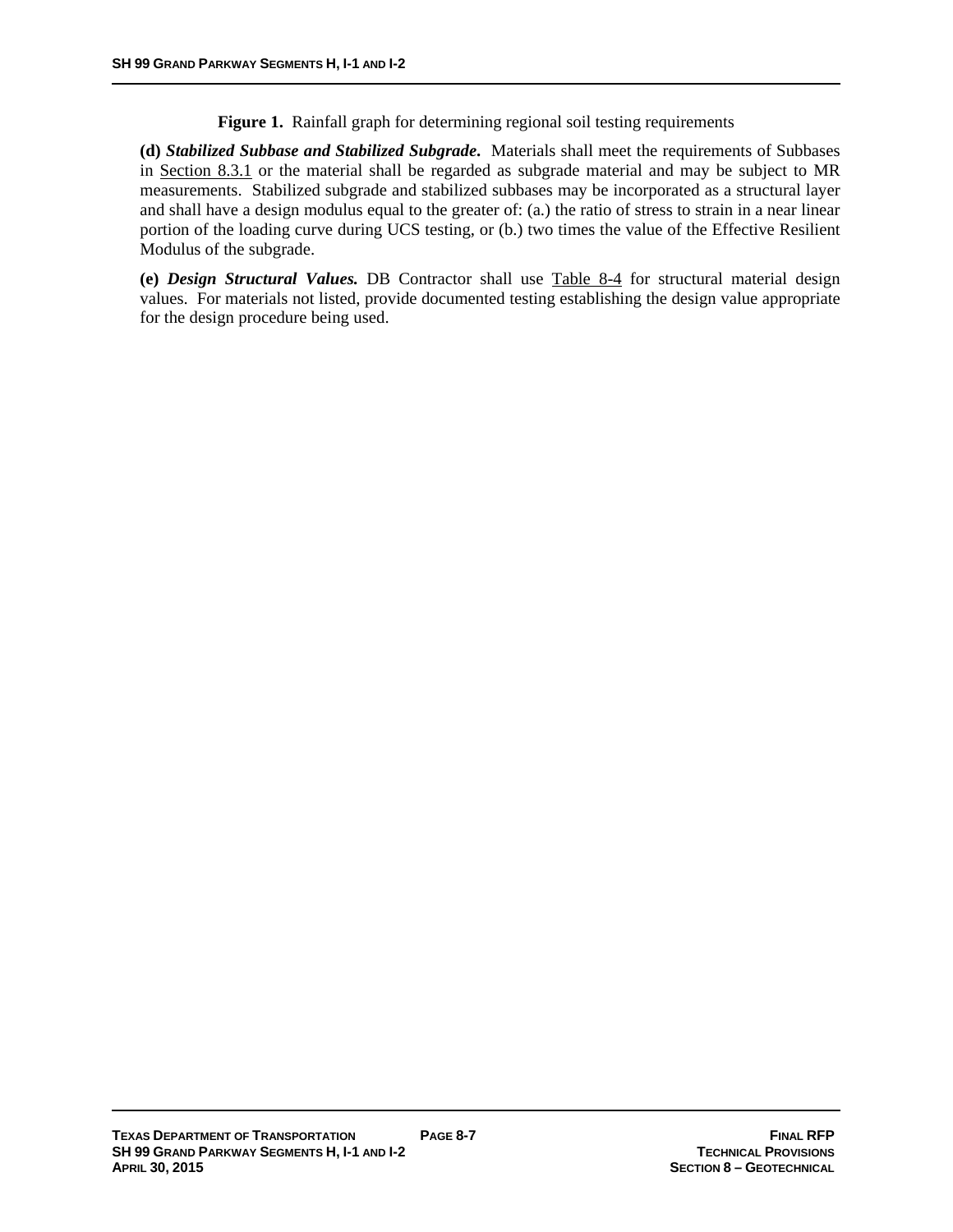**Figure 1.** Rainfall graph for determining regional soil testing requirements

**(d)** ***Stabilized Subbase and Stabilized Subgrade.*** Materials shall meet the requirements of Subbases in Section 8.3.1 or the material shall be regarded as subgrade material and may be subject to MR measurements. Stabilized subgrade and stabilized subbases may be incorporated as a structural layer and shall have a design modulus equal to the greater of: (a.) the ratio of stress to strain in a near linear portion of the loading curve during UCS testing, or (b.) two times the value of the Effective Resilient Modulus of the subgrade.

**(e)** ***Design Structural Values.*** DB Contractor shall use Table 8-4 for structural material design values. For materials not listed, provide documented testing establishing the design value appropriate for the design procedure being used.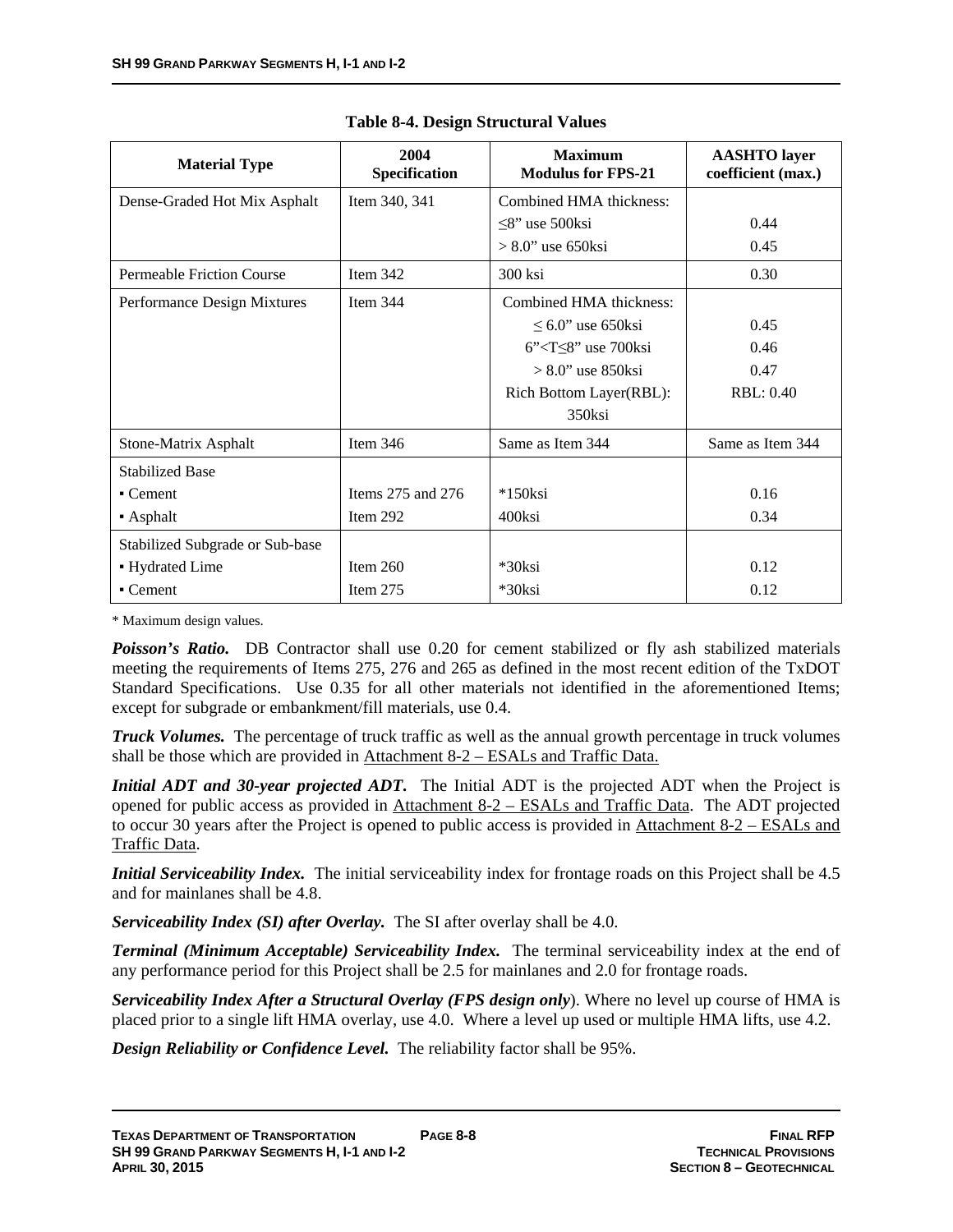**Table 8-4. Design Structural Values**

| Material Type | 2004 Specification | Maximum Modulus for FPS-21 | AASHTO layer coefficient (max.) |
|---|---|---|---|
| Dense-Graded Hot Mix Asphalt | Item 340, 341 | Combined HMA thickness:<br>≤8" use 500ksi<br>> 8.0" use 650ksi | <br>0.44<br>0.45 |
| Permeable Friction Course | Item 342 | 300 ksi | 0.30 |
| Performance Design Mixtures | Item 344 | Combined HMA thickness:<br>≤ 6.0" use 650ksi<br>6"<T≤8" use 700ksi<br>> 8.0" use 850ksi<br>Rich Bottom Layer(RBL): 350ksi | <br>0.45<br>0.46<br>0.47<br>RBL: 0.40 |
| Stone-Matrix Asphalt | Item 346 | Same as Item 344 | Same as Item 344 |
| Stabilized Base<br>▪ Cement<br>▪ Asphalt | <br>Items 275 and 276<br>Item 292 | <br>*150ksi<br>400ksi | <br>0.16<br>0.34 |
| Stabilized Subgrade or Sub-base<br>▪ Hydrated Lime<br>▪ Cement | <br>Item 260<br>Item 275 | <br>*30ksi<br>*30ksi | <br>0.12<br>0.12 |

* Maximum design values.

***Poisson's Ratio.*** DB Contractor shall use 0.20 for cement stabilized or fly ash stabilized materials meeting the requirements of Items 275, 276 and 265 as defined in the most recent edition of the TxDOT Standard Specifications. Use 0.35 for all other materials not identified in the aforementioned Items; except for subgrade or embankment/fill materials, use 0.4.

***Truck Volumes.*** The percentage of truck traffic as well as the annual growth percentage in truck volumes shall be those which are provided in Attachment 8-2 – ESALs and Traffic Data.

***Initial ADT and 30-year projected ADT.*** The Initial ADT is the projected ADT when the Project is opened for public access as provided in Attachment 8-2 – ESALs and Traffic Data. The ADT projected to occur 30 years after the Project is opened to public access is provided in Attachment 8-2 – ESALs and Traffic Data.

***Initial Serviceability Index.*** The initial serviceability index for frontage roads on this Project shall be 4.5 and for mainlanes shall be 4.8.

***Serviceability Index (SI) after Overlay.*** The SI after overlay shall be 4.0.

***Terminal (Minimum Acceptable) Serviceability Index.*** The terminal serviceability index at the end of any performance period for this Project shall be 2.5 for mainlanes and 2.0 for frontage roads.

***Serviceability Index After a Structural Overlay (FPS design only***). Where no level up course of HMA is placed prior to a single lift HMA overlay, use 4.0. Where a level up used or multiple HMA lifts, use 4.2.

***Design Reliability or Confidence Level.*** The reliability factor shall be 95%.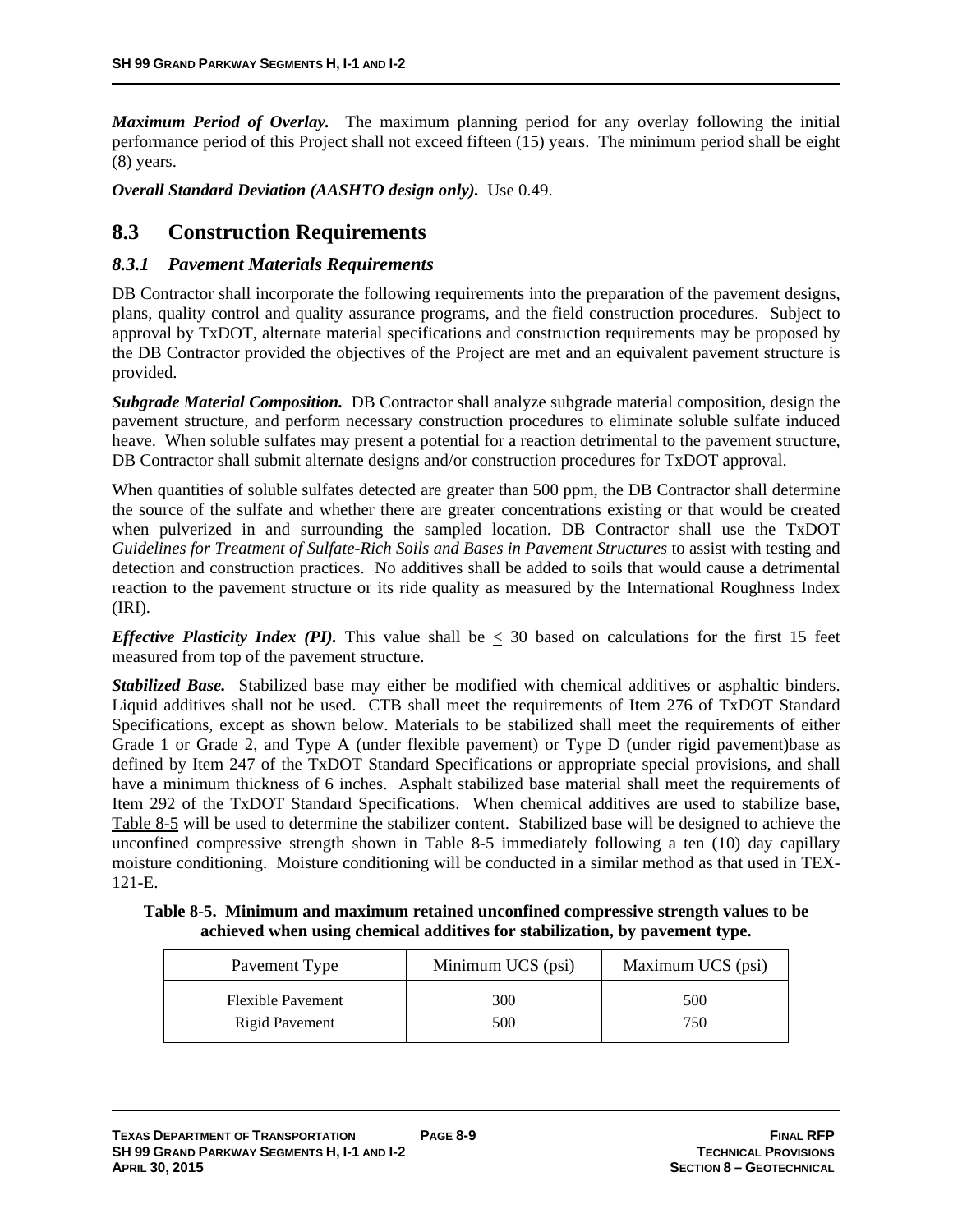***Maximum Period of Overlay.*** The maximum planning period for any overlay following the initial performance period of this Project shall not exceed fifteen (15) years. The minimum period shall be eight (8) years.

***Overall Standard Deviation (AASHTO design only).*** Use 0.49.

## 8.3 Construction Requirements

### *8.3.1 Pavement Materials Requirements*

DB Contractor shall incorporate the following requirements into the preparation of the pavement designs, plans, quality control and quality assurance programs, and the field construction procedures. Subject to approval by TxDOT, alternate material specifications and construction requirements may be proposed by the DB Contractor provided the objectives of the Project are met and an equivalent pavement structure is provided.

***Subgrade Material Composition.*** DB Contractor shall analyze subgrade material composition, design the pavement structure, and perform necessary construction procedures to eliminate soluble sulfate induced heave. When soluble sulfates may present a potential for a reaction detrimental to the pavement structure, DB Contractor shall submit alternate designs and/or construction procedures for TxDOT approval.

When quantities of soluble sulfates detected are greater than 500 ppm, the DB Contractor shall determine the source of the sulfate and whether there are greater concentrations existing or that would be created when pulverized in and surrounding the sampled location. DB Contractor shall use the TxDOT *Guidelines for Treatment of Sulfate-Rich Soils and Bases in Pavement Structures* to assist with testing and detection and construction practices. No additives shall be added to soils that would cause a detrimental reaction to the pavement structure or its ride quality as measured by the International Roughness Index (IRI).

***Effective Plasticity Index (PI).*** This value shall be $\leq$ 30 based on calculations for the first 15 feet measured from top of the pavement structure.

***Stabilized Base.*** Stabilized base may either be modified with chemical additives or asphaltic binders. Liquid additives shall not be used. CTB shall meet the requirements of Item 276 of TxDOT Standard Specifications, except as shown below. Materials to be stabilized shall meet the requirements of either Grade 1 or Grade 2, and Type A (under flexible pavement) or Type D (under rigid pavement)base as defined by Item 247 of the TxDOT Standard Specifications or appropriate special provisions, and shall have a minimum thickness of 6 inches. Asphalt stabilized base material shall meet the requirements of Item 292 of the TxDOT Standard Specifications. When chemical additives are used to stabilize base, Table 8-5 will be used to determine the stabilizer content. Stabilized base will be designed to achieve the unconfined compressive strength shown in Table 8-5 immediately following a ten (10) day capillary moisture conditioning. Moisture conditioning will be conducted in a similar method as that used in TEX-121-E.

**Table 8-5. Minimum and maximum retained unconfined compressive strength values to be achieved when using chemical additives for stabilization, by pavement type.**

| Pavement Type | Minimum UCS (psi) | Maximum UCS (psi) |
|---|---|---|
| Flexible Pavement | 300 | 500 |
| Rigid Pavement | 500 | 750 |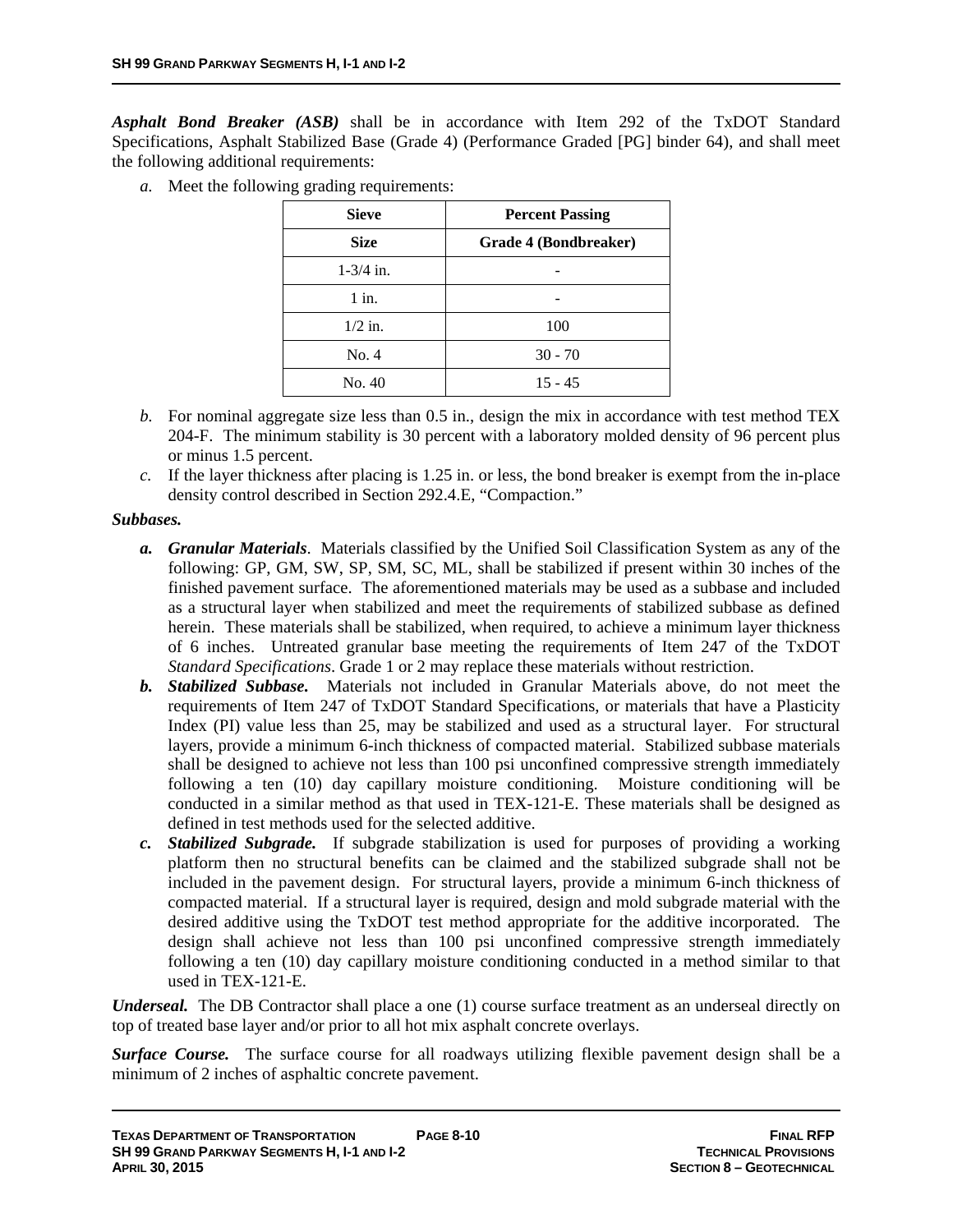***Asphalt Bond Breaker (ASB)*** shall be in accordance with Item 292 of the TxDOT Standard Specifications, Asphalt Stabilized Base (Grade 4) (Performance Graded [PG] binder 64), and shall meet the following additional requirements:

*a.* Meet the following grading requirements:

| Sieve | Percent Passing |
|---|---|
| **Size** | **Grade 4 (Bondbreaker)** |
| 1-3/4 in. | - |
| 1 in. | - |
| 1/2 in. | 100 |
| No. 4 | 30 - 70 |
| No. 40 | 15 - 45 |

*b.* For nominal aggregate size less than 0.5 in., design the mix in accordance with test method TEX 204-F. The minimum stability is 30 percent with a laboratory molded density of 96 percent plus or minus 1.5 percent.

*c.* If the layer thickness after placing is 1.25 in. or less, the bond breaker is exempt from the in-place density control described in Section 292.4.E, "Compaction."

***Subbases.***

***a. Granular Materials***. Materials classified by the Unified Soil Classification System as any of the following: GP, GM, SW, SP, SM, SC, ML, shall be stabilized if present within 30 inches of the finished pavement surface. The aforementioned materials may be used as a subbase and included as a structural layer when stabilized and meet the requirements of stabilized subbase as defined herein. These materials shall be stabilized, when required, to achieve a minimum layer thickness of 6 inches. Untreated granular base meeting the requirements of Item 247 of the TxDOT *Standard Specifications*. Grade 1 or 2 may replace these materials without restriction.

***b. Stabilized Subbase.*** Materials not included in Granular Materials above, do not meet the requirements of Item 247 of TxDOT Standard Specifications, or materials that have a Plasticity Index (PI) value less than 25, may be stabilized and used as a structural layer. For structural layers, provide a minimum 6-inch thickness of compacted material. Stabilized subbase materials shall be designed to achieve not less than 100 psi unconfined compressive strength immediately following a ten (10) day capillary moisture conditioning. Moisture conditioning will be conducted in a similar method as that used in TEX-121-E. These materials shall be designed as defined in test methods used for the selected additive.

***c. Stabilized Subgrade.*** If subgrade stabilization is used for purposes of providing a working platform then no structural benefits can be claimed and the stabilized subgrade shall not be included in the pavement design. For structural layers, provide a minimum 6-inch thickness of compacted material. If a structural layer is required, design and mold subgrade material with the desired additive using the TxDOT test method appropriate for the additive incorporated. The design shall achieve not less than 100 psi unconfined compressive strength immediately following a ten (10) day capillary moisture conditioning conducted in a method similar to that used in TEX-121-E.

***Underseal.*** The DB Contractor shall place a one (1) course surface treatment as an underseal directly on top of treated base layer and/or prior to all hot mix asphalt concrete overlays.

***Surface Course.*** The surface course for all roadways utilizing flexible pavement design shall be a minimum of 2 inches of asphaltic concrete pavement.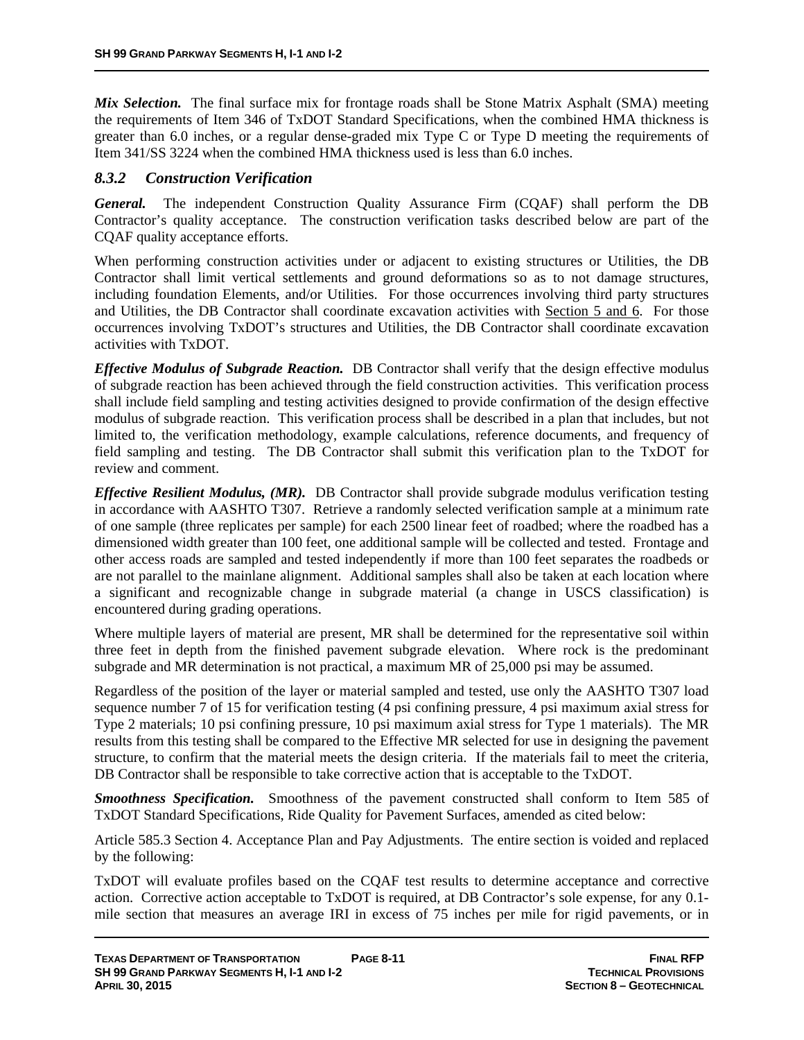***Mix Selection.*** The final surface mix for frontage roads shall be Stone Matrix Asphalt (SMA) meeting the requirements of Item 346 of TxDOT Standard Specifications, when the combined HMA thickness is greater than 6.0 inches, or a regular dense-graded mix Type C or Type D meeting the requirements of Item 341/SS 3224 when the combined HMA thickness used is less than 6.0 inches.

### *8.3.2 Construction Verification*

***General.*** The independent Construction Quality Assurance Firm (CQAF) shall perform the DB Contractor's quality acceptance. The construction verification tasks described below are part of the CQAF quality acceptance efforts.

When performing construction activities under or adjacent to existing structures or Utilities, the DB Contractor shall limit vertical settlements and ground deformations so as to not damage structures, including foundation Elements, and/or Utilities. For those occurrences involving third party structures and Utilities, the DB Contractor shall coordinate excavation activities with Section 5 and 6. For those occurrences involving TxDOT's structures and Utilities, the DB Contractor shall coordinate excavation activities with TxDOT.

***Effective Modulus of Subgrade Reaction.*** DB Contractor shall verify that the design effective modulus of subgrade reaction has been achieved through the field construction activities. This verification process shall include field sampling and testing activities designed to provide confirmation of the design effective modulus of subgrade reaction. This verification process shall be described in a plan that includes, but not limited to, the verification methodology, example calculations, reference documents, and frequency of field sampling and testing. The DB Contractor shall submit this verification plan to the TxDOT for review and comment.

***Effective Resilient Modulus, (MR).*** DB Contractor shall provide subgrade modulus verification testing in accordance with AASHTO T307. Retrieve a randomly selected verification sample at a minimum rate of one sample (three replicates per sample) for each 2500 linear feet of roadbed; where the roadbed has a dimensioned width greater than 100 feet, one additional sample will be collected and tested. Frontage and other access roads are sampled and tested independently if more than 100 feet separates the roadbeds or are not parallel to the mainlane alignment. Additional samples shall also be taken at each location where a significant and recognizable change in subgrade material (a change in USCS classification) is encountered during grading operations.

Where multiple layers of material are present, MR shall be determined for the representative soil within three feet in depth from the finished pavement subgrade elevation. Where rock is the predominant subgrade and MR determination is not practical, a maximum MR of 25,000 psi may be assumed.

Regardless of the position of the layer or material sampled and tested, use only the AASHTO T307 load sequence number 7 of 15 for verification testing (4 psi confining pressure, 4 psi maximum axial stress for Type 2 materials; 10 psi confining pressure, 10 psi maximum axial stress for Type 1 materials). The MR results from this testing shall be compared to the Effective MR selected for use in designing the pavement structure, to confirm that the material meets the design criteria. If the materials fail to meet the criteria, DB Contractor shall be responsible to take corrective action that is acceptable to the TxDOT.

***Smoothness Specification.*** Smoothness of the pavement constructed shall conform to Item 585 of TxDOT Standard Specifications, Ride Quality for Pavement Surfaces, amended as cited below:

Article 585.3 Section 4. Acceptance Plan and Pay Adjustments. The entire section is voided and replaced by the following:

TxDOT will evaluate profiles based on the CQAF test results to determine acceptance and corrective action. Corrective action acceptable to TxDOT is required, at DB Contractor's sole expense, for any 0.1-mile section that measures an average IRI in excess of 75 inches per mile for rigid pavements, or in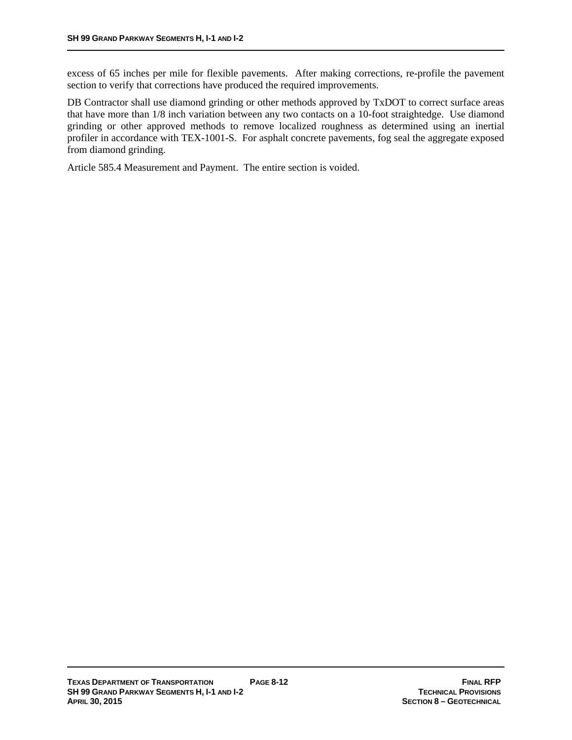excess of 65 inches per mile for flexible pavements. After making corrections, re-profile the pavement section to verify that corrections have produced the required improvements.

DB Contractor shall use diamond grinding or other methods approved by TxDOT to correct surface areas that have more than 1/8 inch variation between any two contacts on a 10-foot straightedge. Use diamond grinding or other approved methods to remove localized roughness as determined using an inertial profiler in accordance with TEX-1001-S. For asphalt concrete pavements, fog seal the aggregate exposed from diamond grinding.

Article 585.4 Measurement and Payment. The entire section is voided.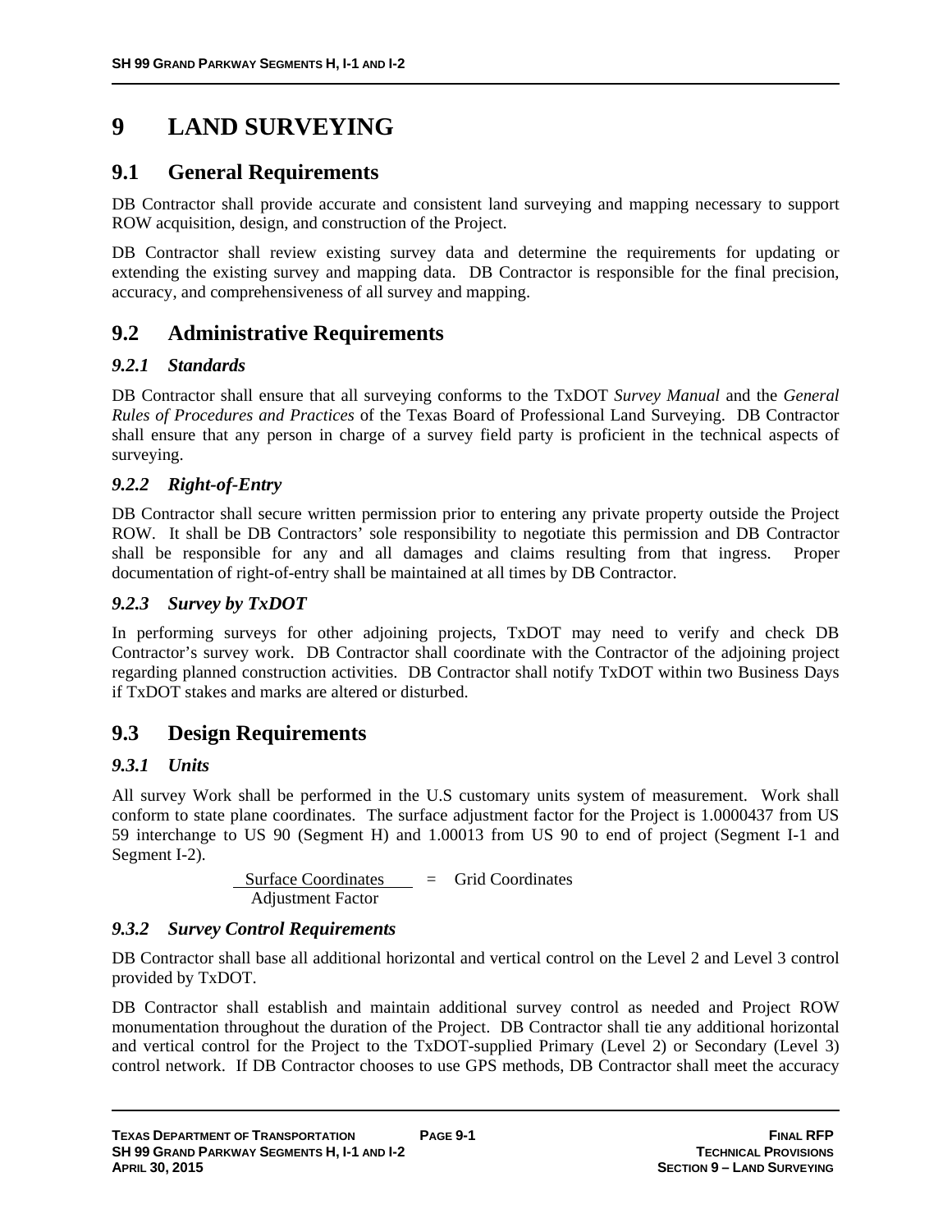# 9 LAND SURVEYING

## 9.1 General Requirements

DB Contractor shall provide accurate and consistent land surveying and mapping necessary to support ROW acquisition, design, and construction of the Project.

DB Contractor shall review existing survey data and determine the requirements for updating or extending the existing survey and mapping data. DB Contractor is responsible for the final precision, accuracy, and comprehensiveness of all survey and mapping.

## 9.2 Administrative Requirements

### *9.2.1 Standards*

DB Contractor shall ensure that all surveying conforms to the TxDOT *Survey Manual* and the *General Rules of Procedures and Practices* of the Texas Board of Professional Land Surveying. DB Contractor shall ensure that any person in charge of a survey field party is proficient in the technical aspects of surveying.

### *9.2.2 Right-of-Entry*

DB Contractor shall secure written permission prior to entering any private property outside the Project ROW. It shall be DB Contractors' sole responsibility to negotiate this permission and DB Contractor shall be responsible for any and all damages and claims resulting from that ingress. Proper documentation of right-of-entry shall be maintained at all times by DB Contractor.

### *9.2.3 Survey by TxDOT*

In performing surveys for other adjoining projects, TxDOT may need to verify and check DB Contractor's survey work. DB Contractor shall coordinate with the Contractor of the adjoining project regarding planned construction activities. DB Contractor shall notify TxDOT within two Business Days if TxDOT stakes and marks are altered or disturbed.

## 9.3 Design Requirements

### *9.3.1 Units*

All survey Work shall be performed in the U.S customary units system of measurement. Work shall conform to state plane coordinates. The surface adjustment factor for the Project is 1.0000437 from US 59 interchange to US 90 (Segment H) and 1.00013 from US 90 to end of project (Segment I-1 and Segment I-2).

$$\frac{\text{Surface Coordinates}}{\text{Adjustment Factor}} = \text{Grid Coordinates}$$

### *9.3.2 Survey Control Requirements*

DB Contractor shall base all additional horizontal and vertical control on the Level 2 and Level 3 control provided by TxDOT.

DB Contractor shall establish and maintain additional survey control as needed and Project ROW monumentation throughout the duration of the Project. DB Contractor shall tie any additional horizontal and vertical control for the Project to the TxDOT-supplied Primary (Level 2) or Secondary (Level 3) control network. If DB Contractor chooses to use GPS methods, DB Contractor shall meet the accuracy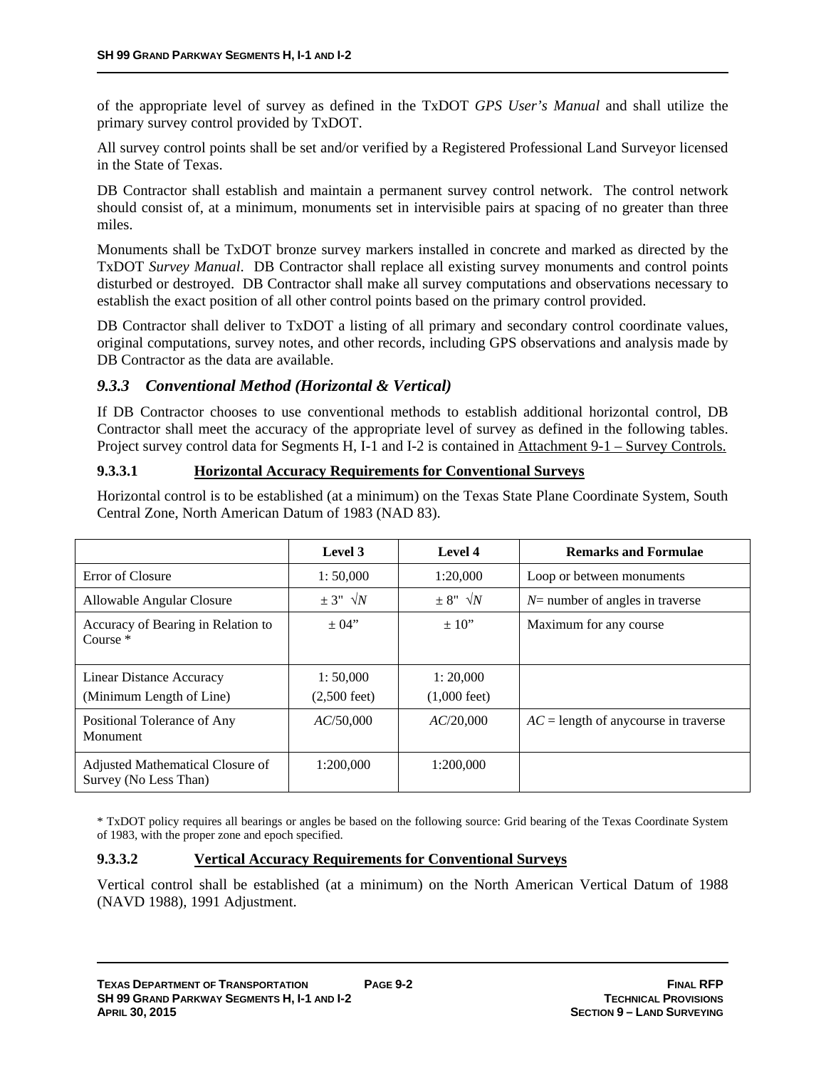of the appropriate level of survey as defined in the TxDOT *GPS User's Manual* and shall utilize the primary survey control provided by TxDOT.

All survey control points shall be set and/or verified by a Registered Professional Land Surveyor licensed in the State of Texas.

DB Contractor shall establish and maintain a permanent survey control network. The control network should consist of, at a minimum, monuments set in intervisible pairs at spacing of no greater than three miles.

Monuments shall be TxDOT bronze survey markers installed in concrete and marked as directed by the TxDOT *Survey Manual*. DB Contractor shall replace all existing survey monuments and control points disturbed or destroyed. DB Contractor shall make all survey computations and observations necessary to establish the exact position of all other control points based on the primary control provided.

DB Contractor shall deliver to TxDOT a listing of all primary and secondary control coordinate values, original computations, survey notes, and other records, including GPS observations and analysis made by DB Contractor as the data are available.

### *9.3.3 Conventional Method (Horizontal & Vertical)*

If DB Contractor chooses to use conventional methods to establish additional horizontal control, DB Contractor shall meet the accuracy of the appropriate level of survey as defined in the following tables. Project survey control data for Segments H, I-1 and I-2 is contained in Attachment 9-1 – Survey Controls.

#### 9.3.3.1 Horizontal Accuracy Requirements for Conventional Surveys

Horizontal control is to be established (at a minimum) on the Texas State Plane Coordinate System, South Central Zone, North American Datum of 1983 (NAD 83).

| | Level 3 | Level 4 | Remarks and Formulae |
|---|---|---|---|
| Error of Closure | 1: 50,000 | 1:20,000 | Loop or between monuments |
| Allowable Angular Closure | ± 3" $\sqrt{N}$ | ± 8" $\sqrt{N}$ | $N$= number of angles in traverse |
| Accuracy of Bearing in Relation to Course * | ± 04" | ± 10" | Maximum for any course |
| Linear Distance Accuracy (Minimum Length of Line) | 1: 50,000 (2,500 feet) | 1: 20,000 (1,000 feet) | |
| Positional Tolerance of Any Monument | $AC$/50,000 | $AC$/20,000 | $AC$ = length of anycourse in traverse |
| Adjusted Mathematical Closure of Survey (No Less Than) | 1:200,000 | 1:200,000 | |

\* TxDOT policy requires all bearings or angles be based on the following source: Grid bearing of the Texas Coordinate System of 1983, with the proper zone and epoch specified.

#### 9.3.3.2 Vertical Accuracy Requirements for Conventional Surveys

Vertical control shall be established (at a minimum) on the North American Vertical Datum of 1988 (NAVD 1988), 1991 Adjustment.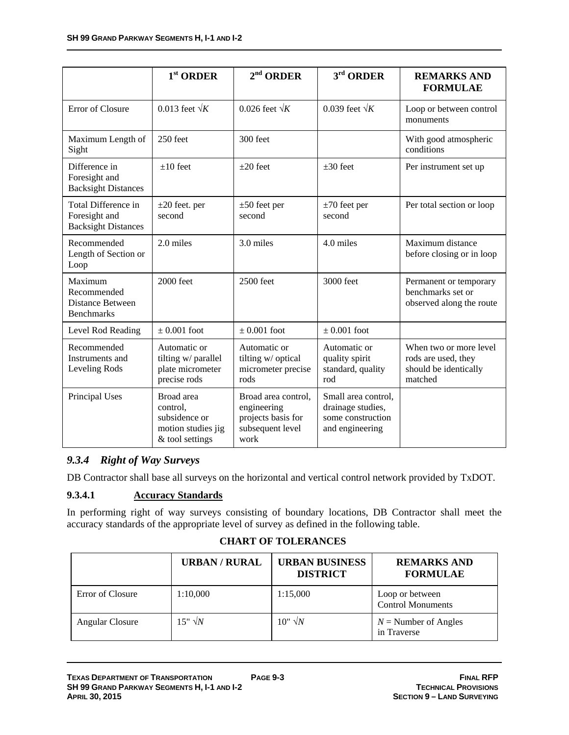|  | 1st ORDER | 2nd ORDER | 3rd ORDER | REMARKS AND FORMULAE |
|---|---|---|---|---|
| Error of Closure | 0.013 feet $\sqrt{K}$ | 0.026 feet $\sqrt{K}$ | 0.039 feet $\sqrt{K}$ | Loop or between control monuments |
| Maximum Length of Sight | 250 feet | 300 feet |  | With good atmospheric conditions |
| Difference in Foresight and Backsight Distances | ±10 feet | ±20 feet | ±30 feet | Per instrument set up |
| Total Difference in Foresight and Backsight Distances | ±20 feet. per second | ±50 feet per second | ±70 feet per second | Per total section or loop |
| Recommended Length of Section or Loop | 2.0 miles | 3.0 miles | 4.0 miles | Maximum distance before closing or in loop |
| Maximum Recommended Distance Between Benchmarks | 2000 feet | 2500 feet | 3000 feet | Permanent or temporary benchmarks set or observed along the route |
| Level Rod Reading | ± 0.001 foot | ± 0.001 foot | ± 0.001 foot |  |
| Recommended Instruments and Leveling Rods | Automatic or tilting w/ parallel plate micrometer precise rods | Automatic or tilting w/ optical micrometer precise rods | Automatic or quality spirit standard, quality rod | When two or more level rods are used, they should be identically matched |
| Principal Uses | Broad area control, subsidence or motion studies jig & tool settings | Broad area control, engineering projects basis for subsequent level work | Small area control, drainage studies, some construction and engineering |  |

### *9.3.4 Right of Way Surveys*

DB Contractor shall base all surveys on the horizontal and vertical control network provided by TxDOT.

#### 9.3.4.1 Accuracy Standards

In performing right of way surveys consisting of boundary locations, DB Contractor shall meet the accuracy standards of the appropriate level of survey as defined in the following table.

**CHART OF TOLERANCES**

|  | URBAN / RURAL | URBAN BUSINESS DISTRICT | REMARKS AND FORMULAE |
|---|---|---|---|
| Error of Closure | 1:10,000 | 1:15,000 | Loop or between Control Monuments |
| Angular Closure | 15" $\sqrt{N}$ | 10" $\sqrt{N}$ | $N$ = Number of Angles in Traverse |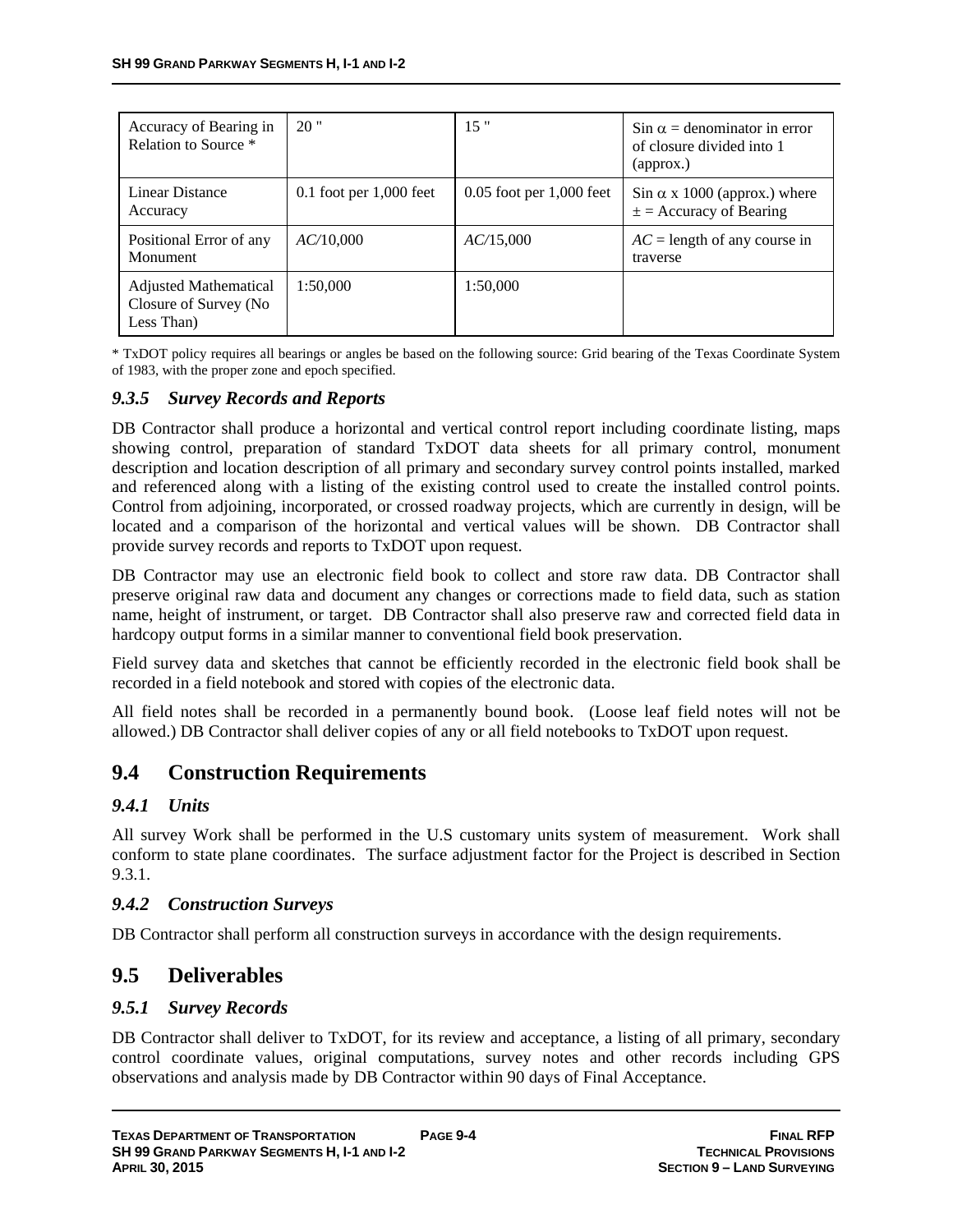| Accuracy of Bearing in Relation to Source * | 20 " | 15 " | Sin $\alpha$ = denominator in error of closure divided into 1 (approx.) |
|---|---|---|---|
| Linear Distance Accuracy | 0.1 foot per 1,000 feet | 0.05 foot per 1,000 feet | Sin $\alpha$ x 1000 (approx.) where $\pm$ = Accuracy of Bearing |
| Positional Error of any Monument | *AC*/10,000 | *AC*/15,000 | *AC* = length of any course in traverse |
| Adjusted Mathematical Closure of Survey (No Less Than) | 1:50,000 | 1:50,000 | |

\* TxDOT policy requires all bearings or angles be based on the following source: Grid bearing of the Texas Coordinate System of 1983, with the proper zone and epoch specified.

### *9.3.5 Survey Records and Reports*

DB Contractor shall produce a horizontal and vertical control report including coordinate listing, maps showing control, preparation of standard TxDOT data sheets for all primary control, monument description and location description of all primary and secondary survey control points installed, marked and referenced along with a listing of the existing control used to create the installed control points. Control from adjoining, incorporated, or crossed roadway projects, which are currently in design, will be located and a comparison of the horizontal and vertical values will be shown. DB Contractor shall provide survey records and reports to TxDOT upon request.

DB Contractor may use an electronic field book to collect and store raw data. DB Contractor shall preserve original raw data and document any changes or corrections made to field data, such as station name, height of instrument, or target. DB Contractor shall also preserve raw and corrected field data in hardcopy output forms in a similar manner to conventional field book preservation.

Field survey data and sketches that cannot be efficiently recorded in the electronic field book shall be recorded in a field notebook and stored with copies of the electronic data.

All field notes shall be recorded in a permanently bound book. (Loose leaf field notes will not be allowed.) DB Contractor shall deliver copies of any or all field notebooks to TxDOT upon request.

## 9.4 Construction Requirements

### *9.4.1 Units*

All survey Work shall be performed in the U.S customary units system of measurement. Work shall conform to state plane coordinates. The surface adjustment factor for the Project is described in Section 9.3.1.

### *9.4.2 Construction Surveys*

DB Contractor shall perform all construction surveys in accordance with the design requirements.

## 9.5 Deliverables

### *9.5.1 Survey Records*

DB Contractor shall deliver to TxDOT, for its review and acceptance, a listing of all primary, secondary control coordinate values, original computations, survey notes and other records including GPS observations and analysis made by DB Contractor within 90 days of Final Acceptance.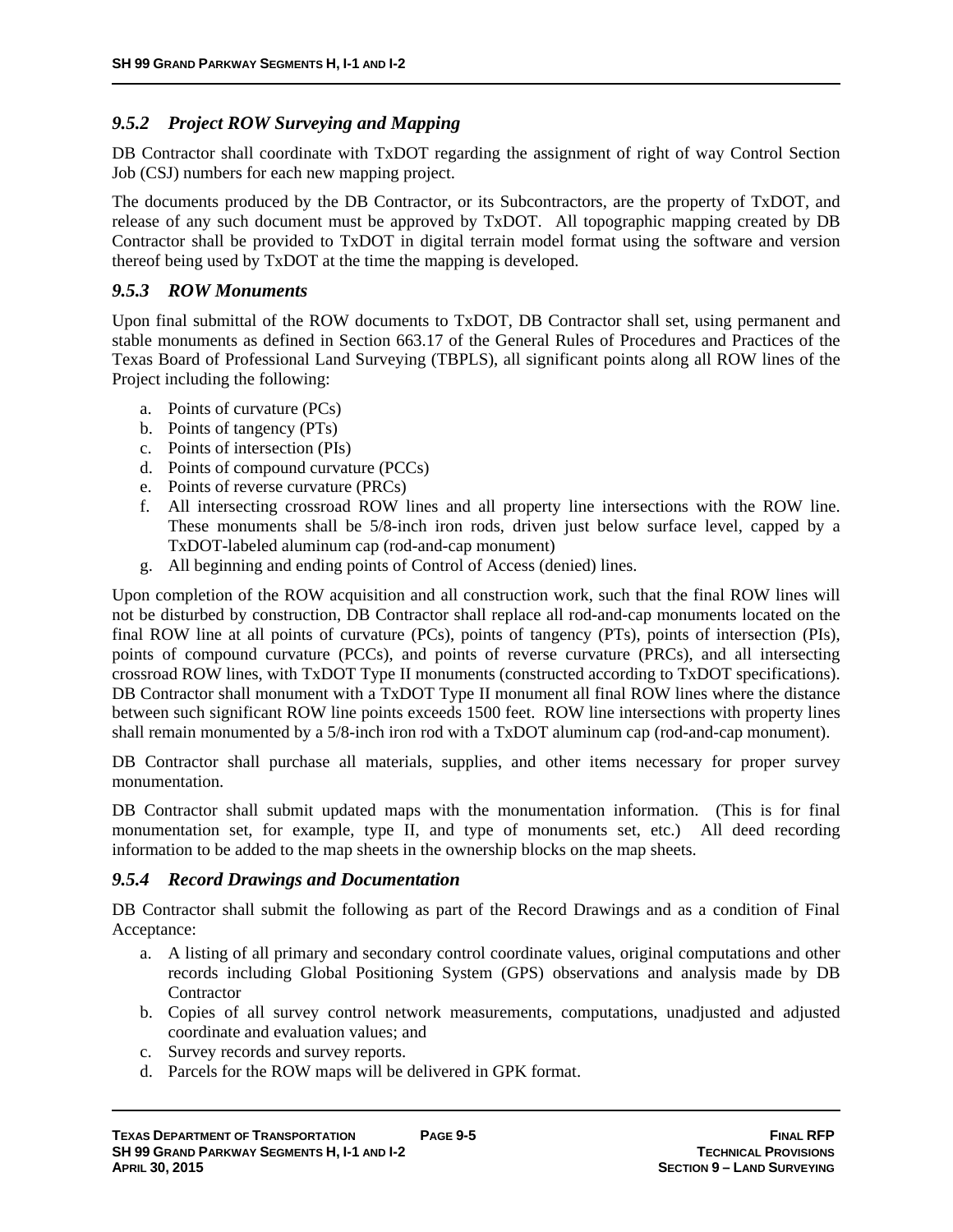### *9.5.2 Project ROW Surveying and Mapping*

DB Contractor shall coordinate with TxDOT regarding the assignment of right of way Control Section Job (CSJ) numbers for each new mapping project.

The documents produced by the DB Contractor, or its Subcontractors, are the property of TxDOT, and release of any such document must be approved by TxDOT. All topographic mapping created by DB Contractor shall be provided to TxDOT in digital terrain model format using the software and version thereof being used by TxDOT at the time the mapping is developed.

### *9.5.3 ROW Monuments*

Upon final submittal of the ROW documents to TxDOT, DB Contractor shall set, using permanent and stable monuments as defined in Section 663.17 of the General Rules of Procedures and Practices of the Texas Board of Professional Land Surveying (TBPLS), all significant points along all ROW lines of the Project including the following:

a. Points of curvature (PCs)
b. Points of tangency (PTs)
c. Points of intersection (PIs)
d. Points of compound curvature (PCCs)
e. Points of reverse curvature (PRCs)
f. All intersecting crossroad ROW lines and all property line intersections with the ROW line. These monuments shall be 5/8-inch iron rods, driven just below surface level, capped by a TxDOT-labeled aluminum cap (rod-and-cap monument)
g. All beginning and ending points of Control of Access (denied) lines.

Upon completion of the ROW acquisition and all construction work, such that the final ROW lines will not be disturbed by construction, DB Contractor shall replace all rod-and-cap monuments located on the final ROW line at all points of curvature (PCs), points of tangency (PTs), points of intersection (PIs), points of compound curvature (PCCs), and points of reverse curvature (PRCs), and all intersecting crossroad ROW lines, with TxDOT Type II monuments (constructed according to TxDOT specifications). DB Contractor shall monument with a TxDOT Type II monument all final ROW lines where the distance between such significant ROW line points exceeds 1500 feet. ROW line intersections with property lines shall remain monumented by a 5/8-inch iron rod with a TxDOT aluminum cap (rod-and-cap monument).

DB Contractor shall purchase all materials, supplies, and other items necessary for proper survey monumentation.

DB Contractor shall submit updated maps with the monumentation information. (This is for final monumentation set, for example, type II, and type of monuments set, etc.) All deed recording information to be added to the map sheets in the ownership blocks on the map sheets.

### *9.5.4 Record Drawings and Documentation*

DB Contractor shall submit the following as part of the Record Drawings and as a condition of Final Acceptance:

a. A listing of all primary and secondary control coordinate values, original computations and other records including Global Positioning System (GPS) observations and analysis made by DB Contractor
b. Copies of all survey control network measurements, computations, unadjusted and adjusted coordinate and evaluation values; and
c. Survey records and survey reports.
d. Parcels for the ROW maps will be delivered in GPK format.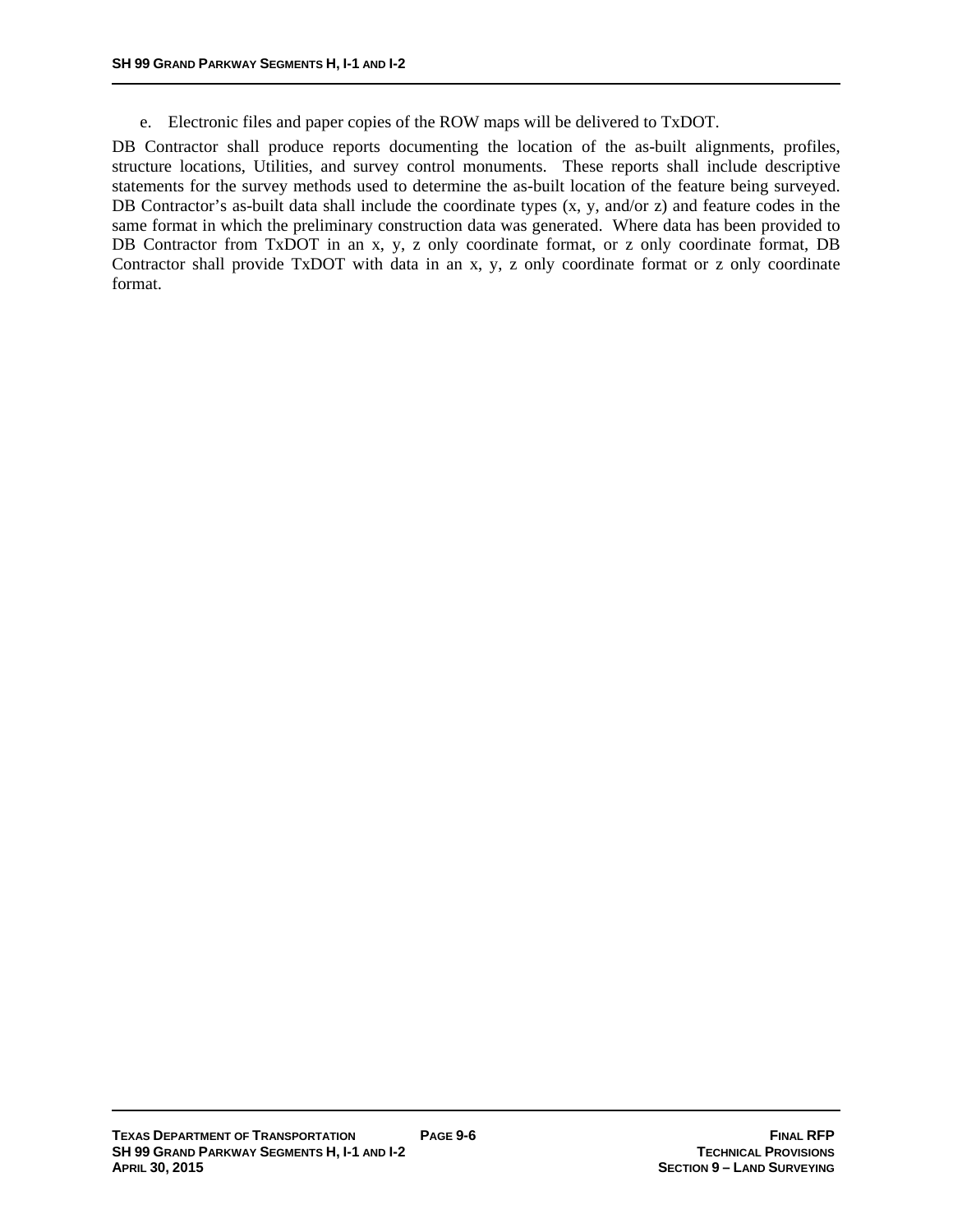e. Electronic files and paper copies of the ROW maps will be delivered to TxDOT.

DB Contractor shall produce reports documenting the location of the as-built alignments, profiles, structure locations, Utilities, and survey control monuments. These reports shall include descriptive statements for the survey methods used to determine the as-built location of the feature being surveyed. DB Contractor's as-built data shall include the coordinate types (x, y, and/or z) and feature codes in the same format in which the preliminary construction data was generated. Where data has been provided to DB Contractor from TxDOT in an x, y, z only coordinate format, or z only coordinate format, DB Contractor shall provide TxDOT with data in an x, y, z only coordinate format or z only coordinate format.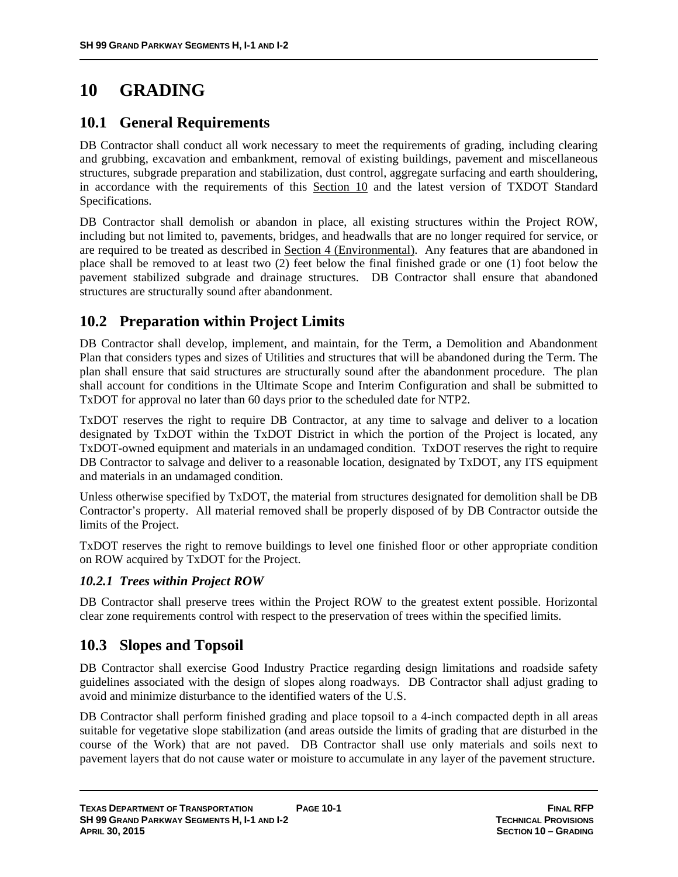# 10 GRADING

## 10.1 General Requirements

DB Contractor shall conduct all work necessary to meet the requirements of grading, including clearing and grubbing, excavation and embankment, removal of existing buildings, pavement and miscellaneous structures, subgrade preparation and stabilization, dust control, aggregate surfacing and earth shouldering, in accordance with the requirements of this Section 10 and the latest version of TXDOT Standard Specifications.

DB Contractor shall demolish or abandon in place, all existing structures within the Project ROW, including but not limited to, pavements, bridges, and headwalls that are no longer required for service, or are required to be treated as described in Section 4 (Environmental). Any features that are abandoned in place shall be removed to at least two (2) feet below the final finished grade or one (1) foot below the pavement stabilized subgrade and drainage structures. DB Contractor shall ensure that abandoned structures are structurally sound after abandonment.

## 10.2 Preparation within Project Limits

DB Contractor shall develop, implement, and maintain, for the Term, a Demolition and Abandonment Plan that considers types and sizes of Utilities and structures that will be abandoned during the Term. The plan shall ensure that said structures are structurally sound after the abandonment procedure. The plan shall account for conditions in the Ultimate Scope and Interim Configuration and shall be submitted to TxDOT for approval no later than 60 days prior to the scheduled date for NTP2.

TxDOT reserves the right to require DB Contractor, at any time to salvage and deliver to a location designated by TxDOT within the TxDOT District in which the portion of the Project is located, any TxDOT-owned equipment and materials in an undamaged condition. TxDOT reserves the right to require DB Contractor to salvage and deliver to a reasonable location, designated by TxDOT, any ITS equipment and materials in an undamaged condition.

Unless otherwise specified by TxDOT, the material from structures designated for demolition shall be DB Contractor's property. All material removed shall be properly disposed of by DB Contractor outside the limits of the Project.

TxDOT reserves the right to remove buildings to level one finished floor or other appropriate condition on ROW acquired by TxDOT for the Project.

### *10.2.1 Trees within Project ROW*

DB Contractor shall preserve trees within the Project ROW to the greatest extent possible. Horizontal clear zone requirements control with respect to the preservation of trees within the specified limits.

## 10.3 Slopes and Topsoil

DB Contractor shall exercise Good Industry Practice regarding design limitations and roadside safety guidelines associated with the design of slopes along roadways. DB Contractor shall adjust grading to avoid and minimize disturbance to the identified waters of the U.S.

DB Contractor shall perform finished grading and place topsoil to a 4-inch compacted depth in all areas suitable for vegetative slope stabilization (and areas outside the limits of grading that are disturbed in the course of the Work) that are not paved. DB Contractor shall use only materials and soils next to pavement layers that do not cause water or moisture to accumulate in any layer of the pavement structure.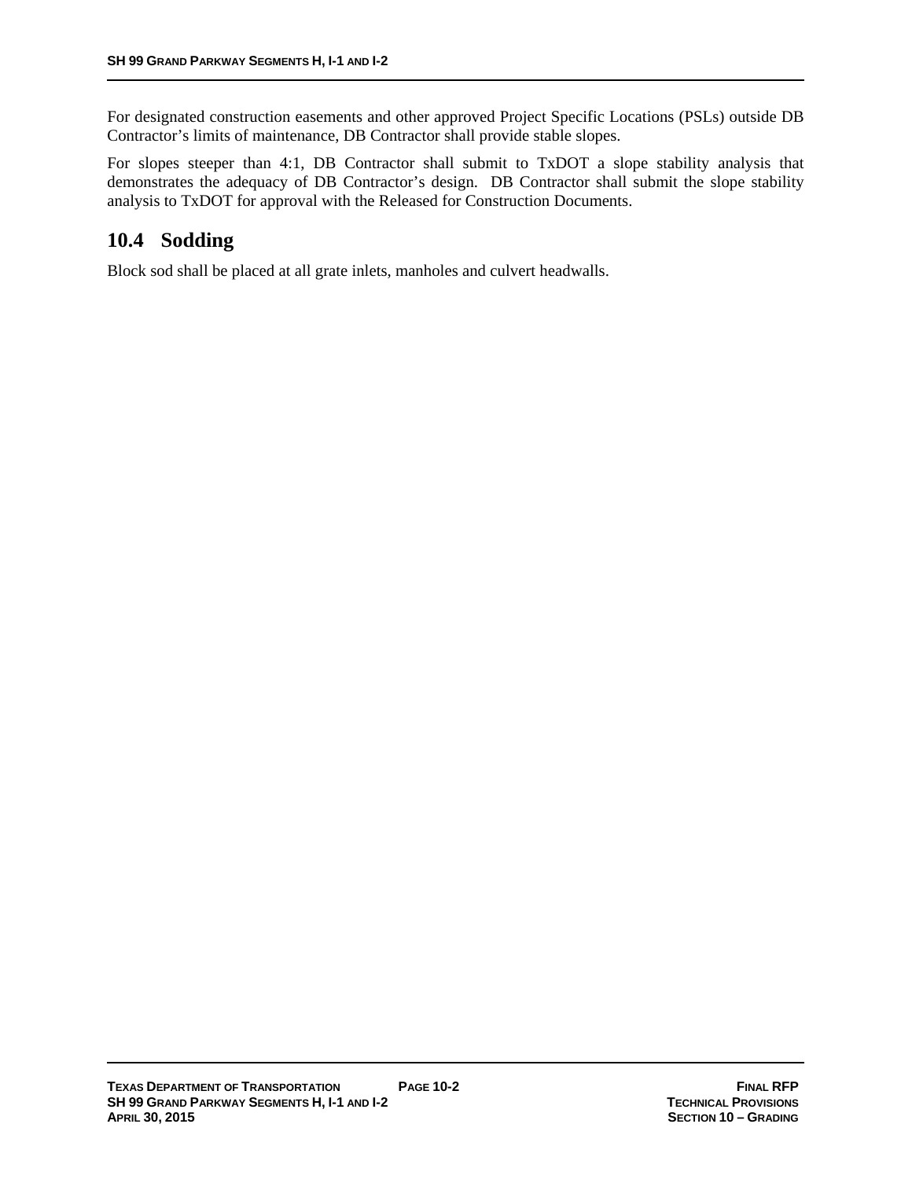For designated construction easements and other approved Project Specific Locations (PSLs) outside DB Contractor's limits of maintenance, DB Contractor shall provide stable slopes.

For slopes steeper than 4:1, DB Contractor shall submit to TxDOT a slope stability analysis that demonstrates the adequacy of DB Contractor's design. DB Contractor shall submit the slope stability analysis to TxDOT for approval with the Released for Construction Documents.

## 10.4 Sodding

Block sod shall be placed at all grate inlets, manholes and culvert headwalls.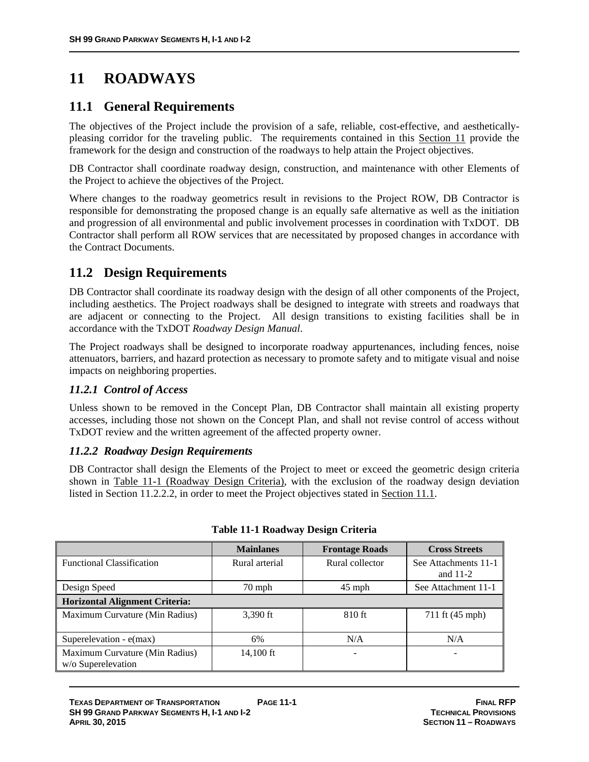# 11 ROADWAYS

## 11.1 General Requirements

The objectives of the Project include the provision of a safe, reliable, cost-effective, and aesthetically-pleasing corridor for the traveling public. The requirements contained in this Section 11 provide the framework for the design and construction of the roadways to help attain the Project objectives.

DB Contractor shall coordinate roadway design, construction, and maintenance with other Elements of the Project to achieve the objectives of the Project.

Where changes to the roadway geometrics result in revisions to the Project ROW, DB Contractor is responsible for demonstrating the proposed change is an equally safe alternative as well as the initiation and progression of all environmental and public involvement processes in coordination with TxDOT. DB Contractor shall perform all ROW services that are necessitated by proposed changes in accordance with the Contract Documents.

## 11.2 Design Requirements

DB Contractor shall coordinate its roadway design with the design of all other components of the Project, including aesthetics. The Project roadways shall be designed to integrate with streets and roadways that are adjacent or connecting to the Project. All design transitions to existing facilities shall be in accordance with the TxDOT *Roadway Design Manual*.

The Project roadways shall be designed to incorporate roadway appurtenances, including fences, noise attenuators, barriers, and hazard protection as necessary to promote safety and to mitigate visual and noise impacts on neighboring properties.

### *11.2.1 Control of Access*

Unless shown to be removed in the Concept Plan, DB Contractor shall maintain all existing property accesses, including those not shown on the Concept Plan, and shall not revise control of access without TxDOT review and the written agreement of the affected property owner.

### *11.2.2 Roadway Design Requirements*

DB Contractor shall design the Elements of the Project to meet or exceed the geometric design criteria shown in Table 11-1 (Roadway Design Criteria), with the exclusion of the roadway design deviation listed in Section 11.2.2.2, in order to meet the Project objectives stated in Section 11.1.

**Table 11-1 Roadway Design Criteria**

| | Mainlanes | Frontage Roads | Cross Streets |
|---|---|---|---|
| Functional Classification | Rural arterial | Rural collector | See Attachments 11-1 and 11-2 |
| Design Speed | 70 mph | 45 mph | See Attachment 11-1 |
| **Horizontal Alignment Criteria:** | | | |
| Maximum Curvature (Min Radius) | 3,390 ft | 810 ft | 711 ft (45 mph) |
| Superelevation - e(max) | 6% | N/A | N/A |
| Maximum Curvature (Min Radius) w/o Superelevation | 14,100 ft | - | - |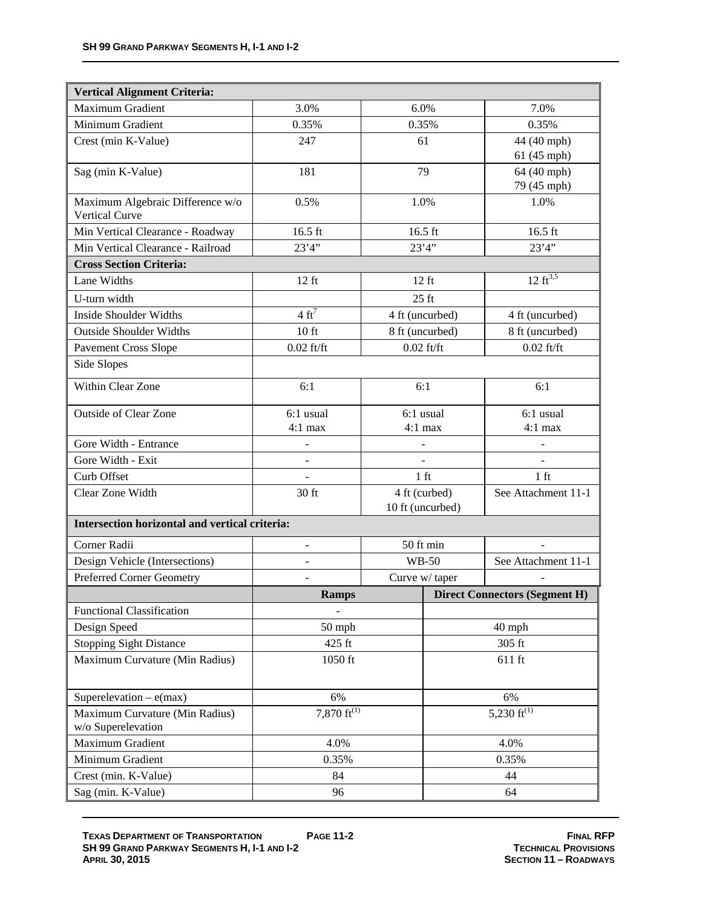| Vertical Alignment Criteria: | | | |
|---|---|---|---|
| Maximum Gradient | 3.0% | 6.0% | 7.0% |
| Minimum Gradient | 0.35% | 0.35% | 0.35% |
| Crest (min K-Value) | 247 | 61 | 44 (40 mph)<br>61 (45 mph) |
| Sag (min K-Value) | 181 | 79 | 64 (40 mph)<br>79 (45 mph) |
| Maximum Algebraic Difference w/o Vertical Curve | 0.5% | 1.0% | 1.0% |
| Min Vertical Clearance - Roadway | 16.5 ft | 16.5 ft | 16.5 ft |
| Min Vertical Clearance - Railroad | 23’4” | 23’4” | 23’4” |
| **Cross Section Criteria:** | | | |
| Lane Widths | 12 ft | 12 ft | 12 ft[3,5] |
| U-turn width | | 25 ft | |
| Inside Shoulder Widths | 4 ft[7] | 4 ft (uncurbed) | 4 ft (uncurbed) |
| Outside Shoulder Widths | 10 ft | 8 ft (uncurbed) | 8 ft (uncurbed) |
| Pavement Cross Slope | 0.02 ft/ft | 0.02 ft/ft | 0.02 ft/ft |
| Side Slopes | | | |
| Within Clear Zone | 6:1 | 6:1 | 6:1 |
| Outside of Clear Zone | 6:1 usual<br>4:1 max | 6:1 usual<br>4:1 max | 6:1 usual<br>4:1 max |
| Gore Width - Entrance | - | - | - |
| Gore Width - Exit | - | - | - |
| Curb Offset | - | 1 ft | 1 ft |
| Clear Zone Width | 30 ft | 4 ft (curbed)<br>10 ft (uncurbed) | See Attachment 11-1 |
| **Intersection horizontal and vertical criteria:** | | | |
| Corner Radii | - | 50 ft min | - |
| Design Vehicle (Intersections) | - | WB-50 | See Attachment 11-1 |
| Preferred Corner Geometry | - | Curve w/ taper | - |

| | Ramps | Direct Connectors (Segment H) |
|---|---|---|
| Functional Classification | - | |
| Design Speed | 50 mph | 40 mph |
| Stopping Sight Distance | 425 ft | 305 ft |
| Maximum Curvature (Min Radius) | 1050 ft | 611 ft |
| Superelevation – e(max) | 6% | 6% |
| Maximum Curvature (Min Radius) w/o Superelevation | 7,870 ft[(1)] | 5,230 ft[(1)] |
| Maximum Gradient | 4.0% | 4.0% |
| Minimum Gradient | 0.35% | 0.35% |
| Crest (min. K-Value) | 84 | 44 |
| Sag (min. K-Value) | 96 | 64 |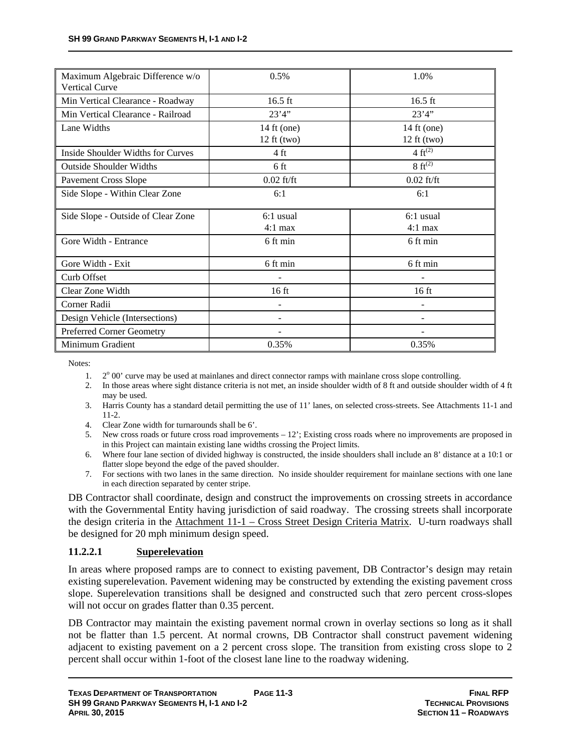| Maximum Algebraic Difference w/o Vertical Curve | 0.5% | 1.0% |
|---|---|---|
| Min Vertical Clearance - Roadway | 16.5 ft | 16.5 ft |
| Min Vertical Clearance - Railroad | 23'4" | 23'4" |
| Lane Widths | 14 ft (one)<br>12 ft (two) | 14 ft (one)<br>12 ft (two) |
| Inside Shoulder Widths for Curves | 4 ft | 4 ft(2) |
| Outside Shoulder Widths | 6 ft | 8 ft(2) |
| Pavement Cross Slope | 0.02 ft/ft | 0.02 ft/ft |
| Side Slope - Within Clear Zone | 6:1 | 6:1 |
| Side Slope - Outside of Clear Zone | 6:1 usual<br>4:1 max | 6:1 usual<br>4:1 max |
| Gore Width - Entrance | 6 ft min | 6 ft min |
| Gore Width - Exit | 6 ft min | 6 ft min |
| Curb Offset | - | - |
| Clear Zone Width | 16 ft | 16 ft |
| Corner Radii | - | - |
| Design Vehicle (Intersections) | - | - |
| Preferred Corner Geometry | - | - |
| Minimum Gradient | 0.35% | 0.35% |

Notes:

1. $2^o$ 00' curve may be used at mainlanes and direct connector ramps with mainlane cross slope controlling.
2. In those areas where sight distance criteria is not met, an inside shoulder width of 8 ft and outside shoulder width of 4 ft may be used.
3. Harris County has a standard detail permitting the use of 11' lanes, on selected cross-streets. See Attachments 11-1 and 11-2.
4. Clear Zone width for turnarounds shall be 6'.
5. New cross roads or future cross road improvements – 12'; Existing cross roads where no improvements are proposed in in this Project can maintain existing lane widths crossing the Project limits.
6. Where four lane section of divided highway is constructed, the inside shoulders shall include an 8' distance at a 10:1 or flatter slope beyond the edge of the paved shoulder.
7. For sections with two lanes in the same direction. No inside shoulder requirement for mainlane sections with one lane in each direction separated by center stripe.

DB Contractor shall coordinate, design and construct the improvements on crossing streets in accordance with the Governmental Entity having jurisdiction of said roadway. The crossing streets shall incorporate the design criteria in the Attachment 11-1 – Cross Street Design Criteria Matrix. U-turn roadways shall be designed for 20 mph minimum design speed.

#### 11.2.2.1 Superelevation

In areas where proposed ramps are to connect to existing pavement, DB Contractor's design may retain existing superelevation. Pavement widening may be constructed by extending the existing pavement cross slope. Superelevation transitions shall be designed and constructed such that zero percent cross-slopes will not occur on grades flatter than 0.35 percent.

DB Contractor may maintain the existing pavement normal crown in overlay sections so long as it shall not be flatter than 1.5 percent. At normal crowns, DB Contractor shall construct pavement widening adjacent to existing pavement on a 2 percent cross slope. The transition from existing cross slope to 2 percent shall occur within 1-foot of the closest lane line to the roadway widening.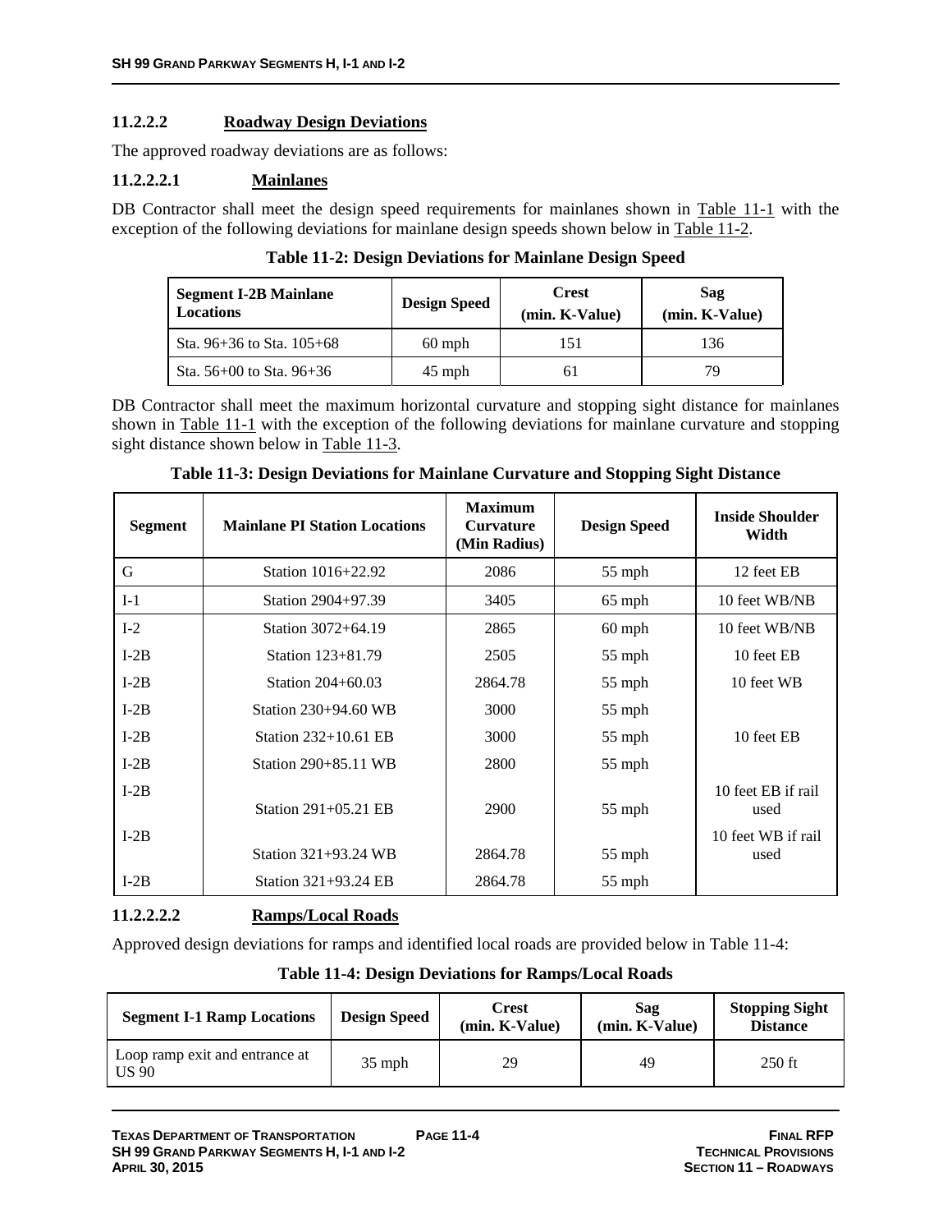#### 11.2.2.2 Roadway Design Deviations

The approved roadway deviations are as follows:

##### 11.2.2.2.1 Mainlanes

DB Contractor shall meet the design speed requirements for mainlanes shown in Table 11-1 with the exception of the following deviations for mainlane design speeds shown below in Table 11-2.

**Table 11-2: Design Deviations for Mainlane Design Speed**

| Segment I-2B Mainlane Locations | Design Speed | Crest (min. K-Value) | Sag (min. K-Value) |
|---|---|---|---|
| Sta. 96+36 to Sta. 105+68 | 60 mph | 151 | 136 |
| Sta. 56+00 to Sta. 96+36 | 45 mph | 61 | 79 |

DB Contractor shall meet the maximum horizontal curvature and stopping sight distance for mainlanes shown in Table 11-1 with the exception of the following deviations for mainlane curvature and stopping sight distance shown below in Table 11-3.

**Table 11-3: Design Deviations for Mainlane Curvature and Stopping Sight Distance**

| Segment | Mainlane PI Station Locations | Maximum Curvature (Min Radius) | Design Speed | Inside Shoulder Width |
|---|---|---|---|---|
| G | Station 1016+22.92 | 2086 | 55 mph | 12 feet EB |
| I-1 | Station 2904+97.39 | 3405 | 65 mph | 10 feet WB/NB |
| I-2 | Station 3072+64.19 | 2865 | 60 mph | 10 feet WB/NB |
| I-2B | Station 123+81.79 | 2505 | 55 mph | 10 feet EB |
| I-2B | Station 204+60.03 | 2864.78 | 55 mph | 10 feet WB |
| I-2B | Station 230+94.60 WB | 3000 | 55 mph | |
| I-2B | Station 232+10.61 EB | 3000 | 55 mph | 10 feet EB |
| I-2B | Station 290+85.11 WB | 2800 | 55 mph | |
| I-2B | Station 291+05.21 EB | 2900 | 55 mph | 10 feet EB if rail used |
| I-2B | Station 321+93.24 WB | 2864.78 | 55 mph | 10 feet WB if rail used |
| I-2B | Station 321+93.24 EB | 2864.78 | 55 mph | |

##### 11.2.2.2.2 Ramps/Local Roads

Approved design deviations for ramps and identified local roads are provided below in Table 11-4:

**Table 11-4: Design Deviations for Ramps/Local Roads**

| Segment I-1 Ramp Locations | Design Speed | Crest (min. K-Value) | Sag (min. K-Value) | Stopping Sight Distance |
|---|---|---|---|---|
| Loop ramp exit and entrance at US 90 | 35 mph | 29 | 49 | 250 ft |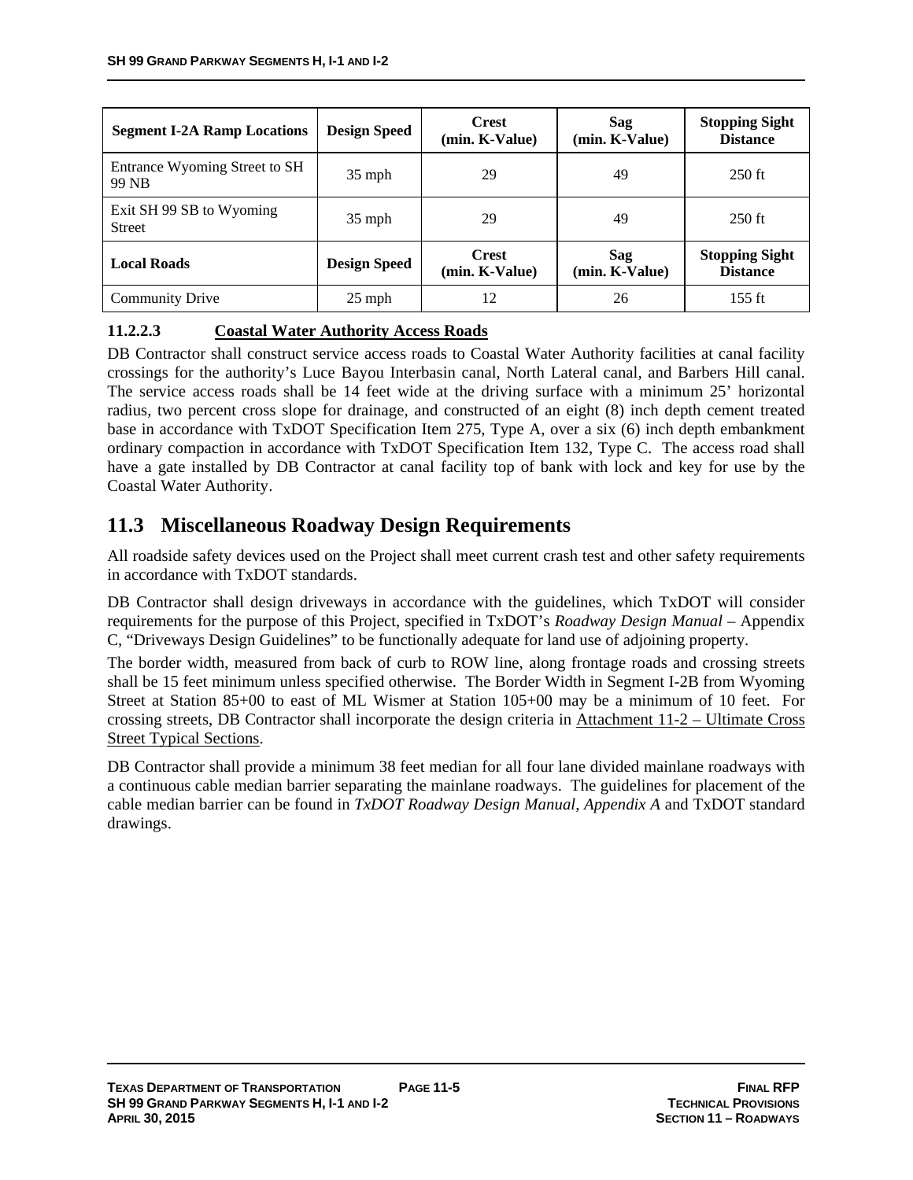| Segment I-2A Ramp Locations | Design Speed | Crest (min. K-Value) | Sag (min. K-Value) | Stopping Sight Distance |
|---|---|---|---|---|
| Entrance Wyoming Street to SH 99 NB | 35 mph | 29 | 49 | 250 ft |
| Exit SH 99 SB to Wyoming Street | 35 mph | 29 | 49 | 250 ft |
| **Local Roads** | **Design Speed** | **Crest (min. K-Value)** | **Sag (min. K-Value)** | **Stopping Sight Distance** |
| Community Drive | 25 mph | 12 | 26 | 155 ft |

#### 11.2.2.3 Coastal Water Authority Access Roads

DB Contractor shall construct service access roads to Coastal Water Authority facilities at canal facility crossings for the authority's Luce Bayou Interbasin canal, North Lateral canal, and Barbers Hill canal. The service access roads shall be 14 feet wide at the driving surface with a minimum 25' horizontal radius, two percent cross slope for drainage, and constructed of an eight (8) inch depth cement treated base in accordance with TxDOT Specification Item 275, Type A, over a six (6) inch depth embankment ordinary compaction in accordance with TxDOT Specification Item 132, Type C. The access road shall have a gate installed by DB Contractor at canal facility top of bank with lock and key for use by the Coastal Water Authority.

## 11.3 Miscellaneous Roadway Design Requirements

All roadside safety devices used on the Project shall meet current crash test and other safety requirements in accordance with TxDOT standards.

DB Contractor shall design driveways in accordance with the guidelines, which TxDOT will consider requirements for the purpose of this Project, specified in TxDOT's *Roadway Design Manual* – Appendix C, "Driveways Design Guidelines" to be functionally adequate for land use of adjoining property.

The border width, measured from back of curb to ROW line, along frontage roads and crossing streets shall be 15 feet minimum unless specified otherwise. The Border Width in Segment I-2B from Wyoming Street at Station 85+00 to east of ML Wismer at Station 105+00 may be a minimum of 10 feet. For crossing streets, DB Contractor shall incorporate the design criteria in Attachment 11-2 – Ultimate Cross Street Typical Sections.

DB Contractor shall provide a minimum 38 feet median for all four lane divided mainlane roadways with a continuous cable median barrier separating the mainlane roadways. The guidelines for placement of the cable median barrier can be found in *TxDOT Roadway Design Manual*, *Appendix A* and TxDOT standard drawings.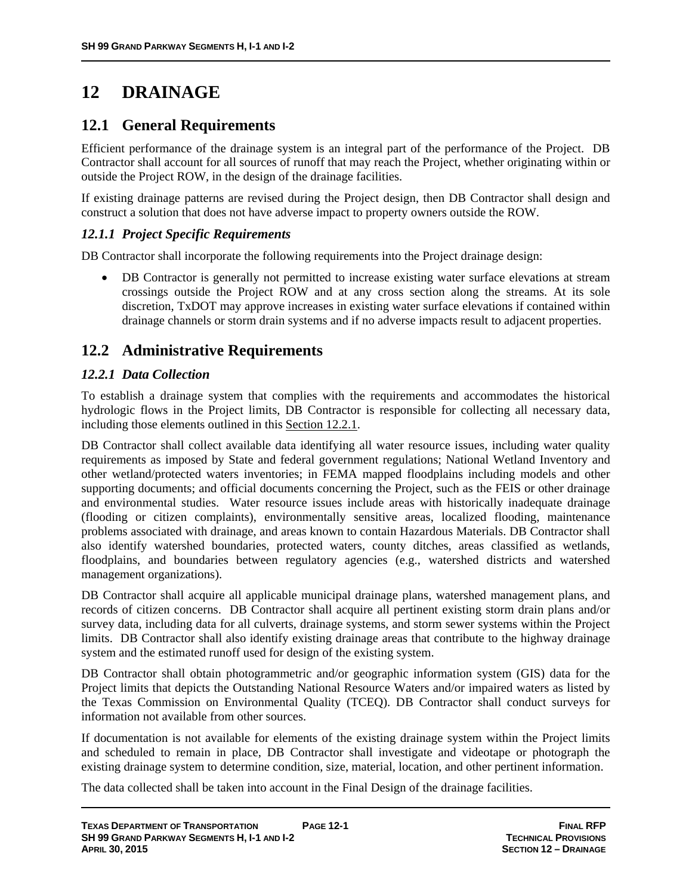# 12 DRAINAGE

## 12.1 General Requirements

Efficient performance of the drainage system is an integral part of the performance of the Project. DB Contractor shall account for all sources of runoff that may reach the Project, whether originating within or outside the Project ROW, in the design of the drainage facilities.

If existing drainage patterns are revised during the Project design, then DB Contractor shall design and construct a solution that does not have adverse impact to property owners outside the ROW.

### *12.1.1 Project Specific Requirements*

DB Contractor shall incorporate the following requirements into the Project drainage design:

- DB Contractor is generally not permitted to increase existing water surface elevations at stream crossings outside the Project ROW and at any cross section along the streams. At its sole discretion, TxDOT may approve increases in existing water surface elevations if contained within drainage channels or storm drain systems and if no adverse impacts result to adjacent properties.

## 12.2 Administrative Requirements

### *12.2.1 Data Collection*

To establish a drainage system that complies with the requirements and accommodates the historical hydrologic flows in the Project limits, DB Contractor is responsible for collecting all necessary data, including those elements outlined in this Section 12.2.1.

DB Contractor shall collect available data identifying all water resource issues, including water quality requirements as imposed by State and federal government regulations; National Wetland Inventory and other wetland/protected waters inventories; in FEMA mapped floodplains including models and other supporting documents; and official documents concerning the Project, such as the FEIS or other drainage and environmental studies. Water resource issues include areas with historically inadequate drainage (flooding or citizen complaints), environmentally sensitive areas, localized flooding, maintenance problems associated with drainage, and areas known to contain Hazardous Materials. DB Contractor shall also identify watershed boundaries, protected waters, county ditches, areas classified as wetlands, floodplains, and boundaries between regulatory agencies (e.g., watershed districts and watershed management organizations).

DB Contractor shall acquire all applicable municipal drainage plans, watershed management plans, and records of citizen concerns. DB Contractor shall acquire all pertinent existing storm drain plans and/or survey data, including data for all culverts, drainage systems, and storm sewer systems within the Project limits. DB Contractor shall also identify existing drainage areas that contribute to the highway drainage system and the estimated runoff used for design of the existing system.

DB Contractor shall obtain photogrammetric and/or geographic information system (GIS) data for the Project limits that depicts the Outstanding National Resource Waters and/or impaired waters as listed by the Texas Commission on Environmental Quality (TCEQ). DB Contractor shall conduct surveys for information not available from other sources.

If documentation is not available for elements of the existing drainage system within the Project limits and scheduled to remain in place, DB Contractor shall investigate and videotape or photograph the existing drainage system to determine condition, size, material, location, and other pertinent information.

The data collected shall be taken into account in the Final Design of the drainage facilities.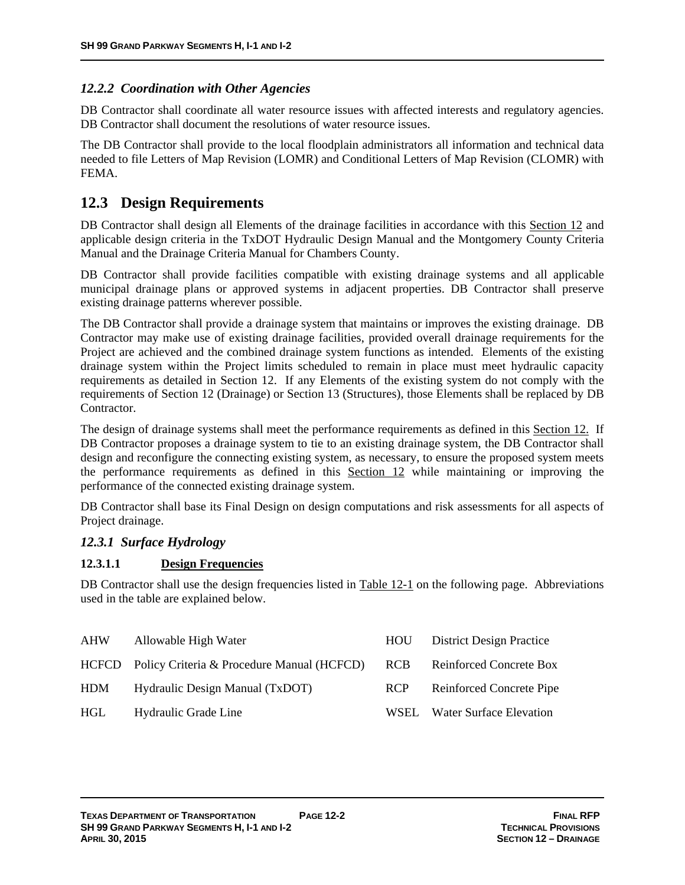### *12.2.2 Coordination with Other Agencies*

DB Contractor shall coordinate all water resource issues with affected interests and regulatory agencies. DB Contractor shall document the resolutions of water resource issues.

The DB Contractor shall provide to the local floodplain administrators all information and technical data needed to file Letters of Map Revision (LOMR) and Conditional Letters of Map Revision (CLOMR) with FEMA.

## 12.3 Design Requirements

DB Contractor shall design all Elements of the drainage facilities in accordance with this Section 12 and applicable design criteria in the TxDOT Hydraulic Design Manual and the Montgomery County Criteria Manual and the Drainage Criteria Manual for Chambers County.

DB Contractor shall provide facilities compatible with existing drainage systems and all applicable municipal drainage plans or approved systems in adjacent properties. DB Contractor shall preserve existing drainage patterns wherever possible.

The DB Contractor shall provide a drainage system that maintains or improves the existing drainage. DB Contractor may make use of existing drainage facilities, provided overall drainage requirements for the Project are achieved and the combined drainage system functions as intended. Elements of the existing drainage system within the Project limits scheduled to remain in place must meet hydraulic capacity requirements as detailed in Section 12. If any Elements of the existing system do not comply with the requirements of Section 12 (Drainage) or Section 13 (Structures), those Elements shall be replaced by DB Contractor.

The design of drainage systems shall meet the performance requirements as defined in this Section 12. If DB Contractor proposes a drainage system to tie to an existing drainage system, the DB Contractor shall design and reconfigure the connecting existing system, as necessary, to ensure the proposed system meets the performance requirements as defined in this Section 12 while maintaining or improving the performance of the connected existing drainage system.

DB Contractor shall base its Final Design on design computations and risk assessments for all aspects of Project drainage.

### *12.3.1 Surface Hydrology*

#### 12.3.1.1 Design Frequencies

DB Contractor shall use the design frequencies listed in Table 12-1 on the following page. Abbreviations used in the table are explained below.

| | | | |
|---|---|---|---|
| AHW | Allowable High Water | HOU | District Design Practice |
| HCFCD | Policy Criteria & Procedure Manual (HCFCD) | RCB | Reinforced Concrete Box |
| HDM | Hydraulic Design Manual (TxDOT) | RCP | Reinforced Concrete Pipe |
| HGL | Hydraulic Grade Line | WSEL | Water Surface Elevation |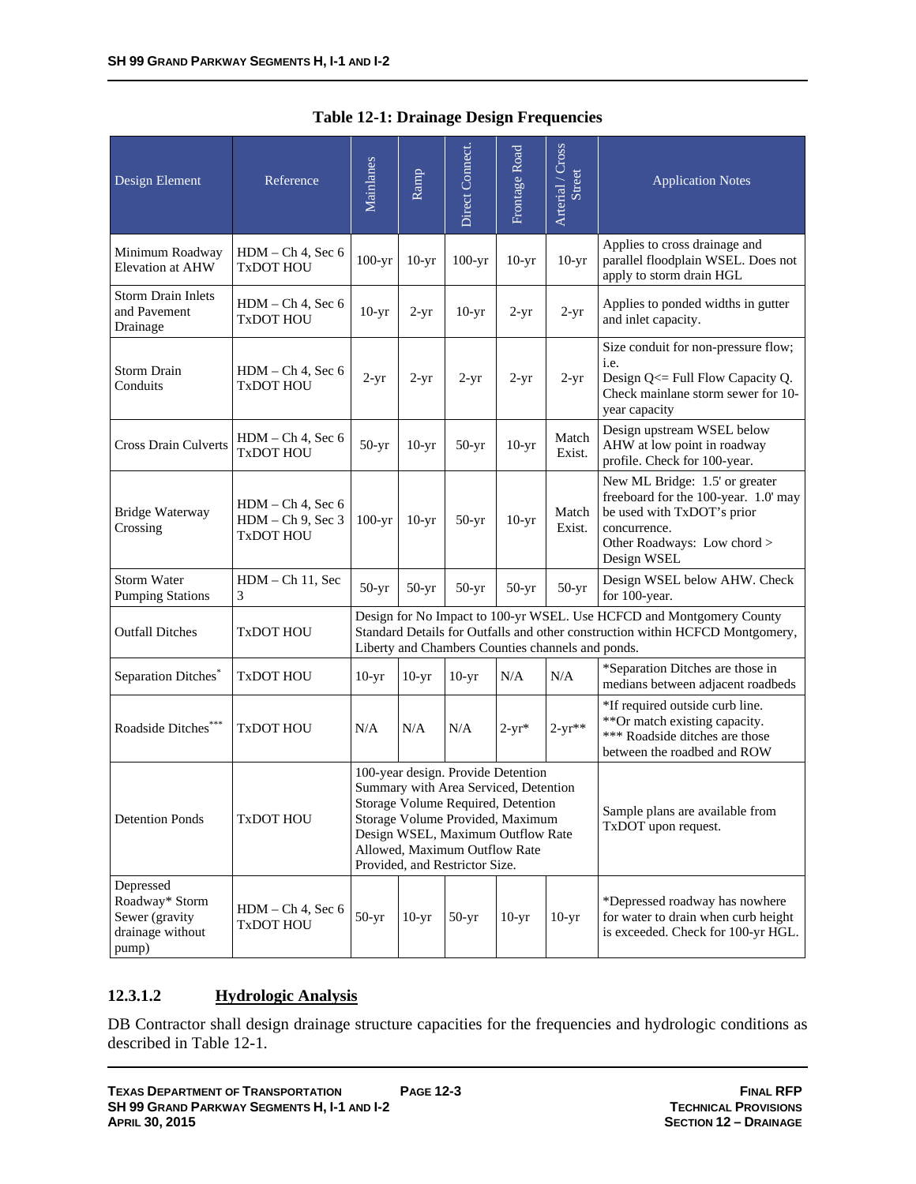**Table 12-1: Drainage Design Frequencies**

| Design Element | Reference | Mainlanes | Ramp | Direct Connect. | Frontage Road | Arterial / Cross Street | Application Notes |
|---|---|---|---|---|---|---|---|
| Minimum Roadway Elevation at AHW | HDM – Ch 4, Sec 6 TxDOT HOU | 100-yr | 10-yr | 100-yr | 10-yr | 10-yr | Applies to cross drainage and parallel floodplain WSEL. Does not apply to storm drain HGL |
| Storm Drain Inlets and Pavement Drainage | HDM – Ch 4, Sec 6 TxDOT HOU | 10-yr | 2-yr | 10-yr | 2-yr | 2-yr | Applies to ponded widths in gutter and inlet capacity. |
| Storm Drain Conduits | HDM – Ch 4, Sec 6 TxDOT HOU | 2-yr | 2-yr | 2-yr | 2-yr | 2-yr | Size conduit for non-pressure flow; i.e. Design Q<= Full Flow Capacity Q. Check mainlane storm sewer for 10-year capacity |
| Cross Drain Culverts | HDM – Ch 4, Sec 6 TxDOT HOU | 50-yr | 10-yr | 50-yr | 10-yr | Match Exist. | Design upstream WSEL below AHW at low point in roadway profile. Check for 100-year. |
| Bridge Waterway Crossing | HDM – Ch 4, Sec 6 HDM – Ch 9, Sec 3 TxDOT HOU | 100-yr | 10-yr | 50-yr | 10-yr | Match Exist. | New ML Bridge: 1.5' or greater freeboard for the 100-year. 1.0' may be used with TxDOT's prior concurrence. Other Roadways: Low chord > Design WSEL |
| Storm Water Pumping Stations | HDM – Ch 11, Sec 3 | 50-yr | 50-yr | 50-yr | 50-yr | 50-yr | Design WSEL below AHW. Check for 100-year. |
| Outfall Ditches | TxDOT HOU | Design for No Impact to 100-yr WSEL. Use HCFCD and Montgomery County Standard Details for Outfalls and other construction within HCFCD Montgomery, Liberty and Chambers Counties channels and ponds. | | | | | |
| Separation Ditches* | TxDOT HOU | 10-yr | 10-yr | 10-yr | N/A | N/A | *Separation Ditches are those in medians between adjacent roadbeds |
| Roadside Ditches*** | TxDOT HOU | N/A | N/A | N/A | 2-yr* | 2-yr** | *If required outside curb line. **Or match existing capacity. *** Roadside ditches are those between the roadbed and ROW |
| Detention Ponds | TxDOT HOU | 100-year design. Provide Detention Summary with Area Serviced, Detention Storage Volume Required, Detention Storage Volume Provided, Maximum Design WSEL, Maximum Outflow Rate Allowed, Maximum Outflow Rate Provided, and Restrictor Size. | | | | | Sample plans are available from TxDOT upon request. |
| Depressed Roadway* Storm Sewer (gravity drainage without pump) | HDM – Ch 4, Sec 6 TxDOT HOU | 50-yr | 10-yr | 50-yr | 10-yr | 10-yr | *Depressed roadway has nowhere for water to drain when curb height is exceeded. Check for 100-yr HGL. |

#### 12.3.1.2 Hydrologic Analysis

DB Contractor shall design drainage structure capacities for the frequencies and hydrologic conditions as described in Table 12-1.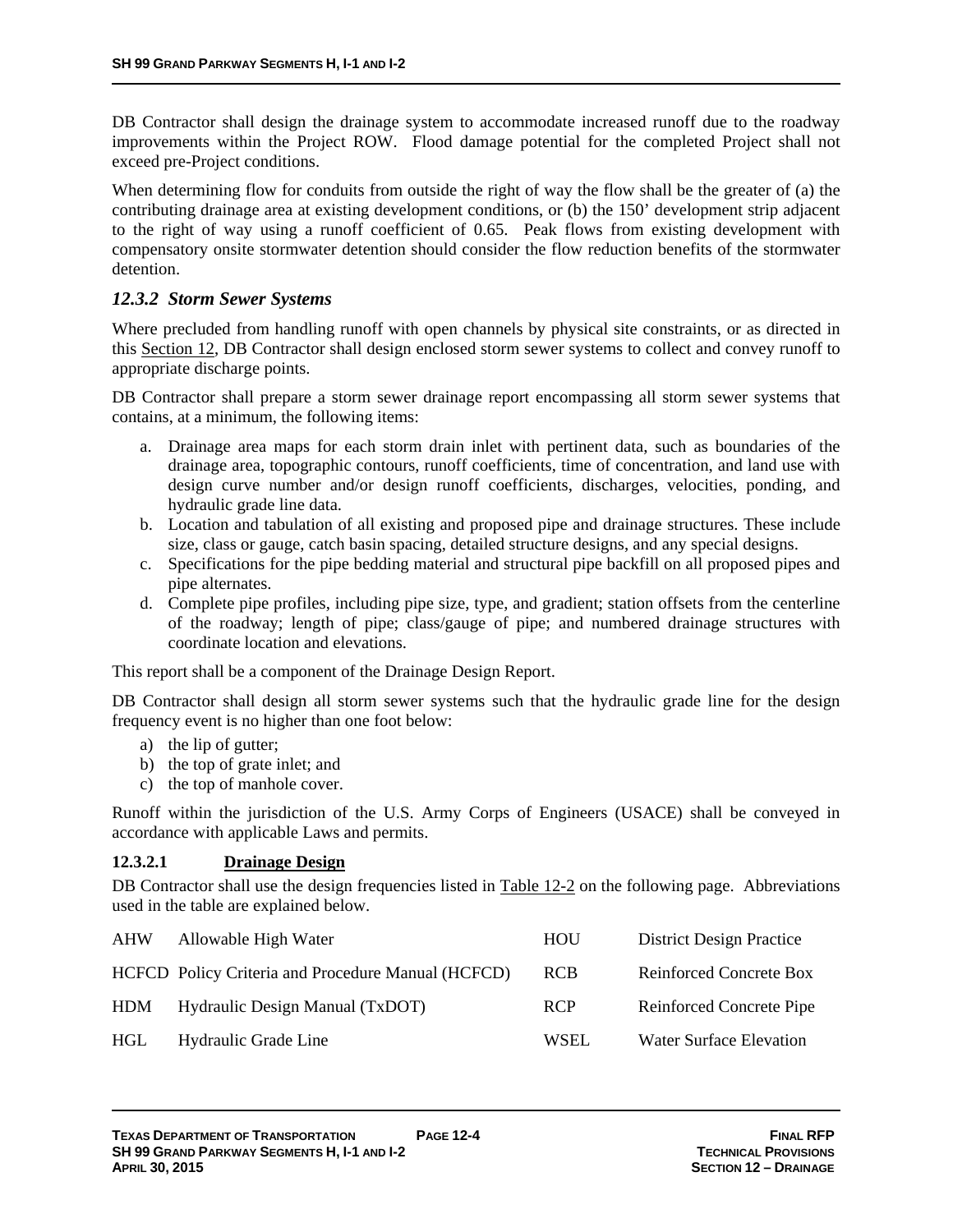DB Contractor shall design the drainage system to accommodate increased runoff due to the roadway improvements within the Project ROW. Flood damage potential for the completed Project shall not exceed pre-Project conditions.

When determining flow for conduits from outside the right of way the flow shall be the greater of (a) the contributing drainage area at existing development conditions, or (b) the 150' development strip adjacent to the right of way using a runoff coefficient of 0.65. Peak flows from existing development with compensatory onsite stormwater detention should consider the flow reduction benefits of the stormwater detention.

### *12.3.2 Storm Sewer Systems*

Where precluded from handling runoff with open channels by physical site constraints, or as directed in this Section 12, DB Contractor shall design enclosed storm sewer systems to collect and convey runoff to appropriate discharge points.

DB Contractor shall prepare a storm sewer drainage report encompassing all storm sewer systems that contains, at a minimum, the following items:

a. Drainage area maps for each storm drain inlet with pertinent data, such as boundaries of the drainage area, topographic contours, runoff coefficients, time of concentration, and land use with design curve number and/or design runoff coefficients, discharges, velocities, ponding, and hydraulic grade line data.
b. Location and tabulation of all existing and proposed pipe and drainage structures. These include size, class or gauge, catch basin spacing, detailed structure designs, and any special designs.
c. Specifications for the pipe bedding material and structural pipe backfill on all proposed pipes and pipe alternates.
d. Complete pipe profiles, including pipe size, type, and gradient; station offsets from the centerline of the roadway; length of pipe; class/gauge of pipe; and numbered drainage structures with coordinate location and elevations.

This report shall be a component of the Drainage Design Report.

DB Contractor shall design all storm sewer systems such that the hydraulic grade line for the design frequency event is no higher than one foot below:

a) the lip of gutter;
b) the top of grate inlet; and
c) the top of manhole cover.

Runoff within the jurisdiction of the U.S. Army Corps of Engineers (USACE) shall be conveyed in accordance with applicable Laws and permits.

#### 12.3.2.1 Drainage Design

DB Contractor shall use the design frequencies listed in Table 12-2 on the following page. Abbreviations used in the table are explained below.

| | | | |
|---|---|---|---|
| AHW | Allowable High Water | HOU | District Design Practice |
| HCFCD | Policy Criteria and Procedure Manual (HCFCD) | RCB | Reinforced Concrete Box |
| HDM | Hydraulic Design Manual (TxDOT) | RCP | Reinforced Concrete Pipe |
| HGL | Hydraulic Grade Line | WSEL | Water Surface Elevation |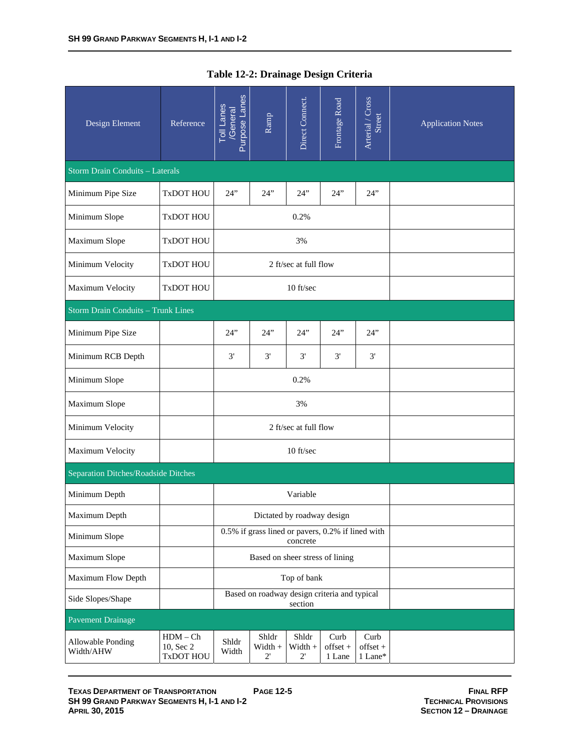**Table 12-2: Drainage Design Criteria**

| Design Element | Reference | Toll Lanes /General Purpose Lanes | Ramp | Direct Connect. | Frontage Road | Arterial / Cross Street | Application Notes |
|---|---|---|---|---|---|---|---|
| Storm Drain Conduits – Laterals | | | | | | | |
| Minimum Pipe Size | TxDOT HOU | 24" | 24" | 24" | 24" | 24" | |
| Minimum Slope | TxDOT HOU | 0.2% | | | | | |
| Maximum Slope | TxDOT HOU | 3% | | | | | |
| Minimum Velocity | TxDOT HOU | 2 ft/sec at full flow | | | | | |
| Maximum Velocity | TxDOT HOU | 10 ft/sec | | | | | |
| Storm Drain Conduits – Trunk Lines | | | | | | | |
| Minimum Pipe Size | | 24" | 24" | 24" | 24" | 24" | |
| Minimum RCB Depth | | 3' | 3' | 3' | 3' | 3' | |
| Minimum Slope | | 0.2% | | | | | |
| Maximum Slope | | 3% | | | | | |
| Minimum Velocity | | 2 ft/sec at full flow | | | | | |
| Maximum Velocity | | 10 ft/sec | | | | | |
| Separation Ditches/Roadside Ditches | | | | | | | |
| Minimum Depth | | Variable | | | | | |
| Maximum Depth | | Dictated by roadway design | | | | | |
| Minimum Slope | | 0.5% if grass lined or pavers, 0.2% if lined with concrete | | | | | |
| Maximum Slope | | Based on sheer stress of lining | | | | | |
| Maximum Flow Depth | | Top of bank | | | | | |
| Side Slopes/Shape | | Based on roadway design criteria and typical section | | | | | |
| Pavement Drainage | | | | | | | |
| Allowable Ponding Width/AHW | HDM – Ch 10, Sec 2 TxDOT HOU | Shldr Width | Shldr Width + 2' | Shldr Width + 2' | Curb offset + 1 Lane | Curb offset + 1 Lane* | |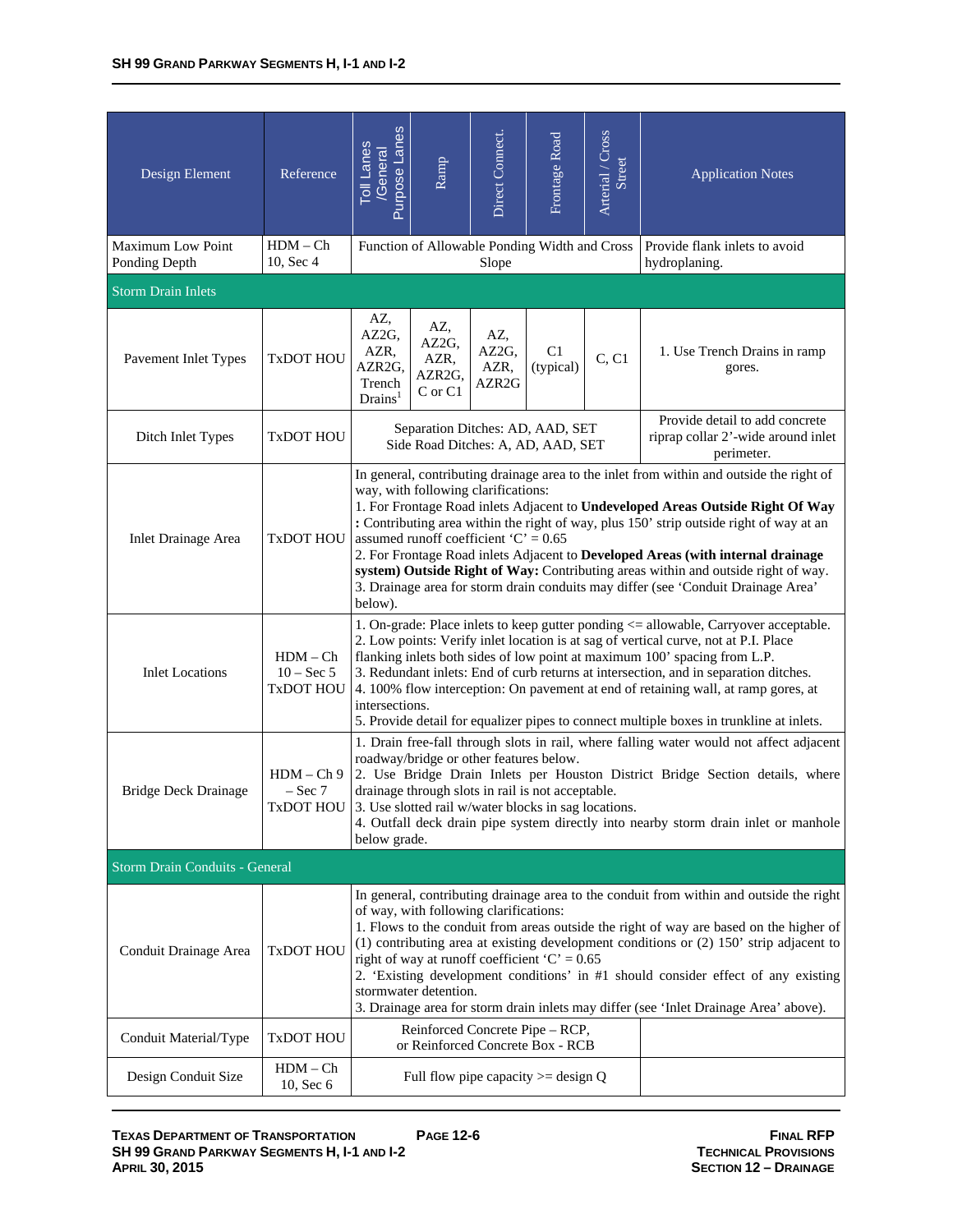| Design Element | Reference | Toll Lanes /General Purpose Lanes | Ramp | Direct Connect. | Frontage Road | Arterial / Cross Street | Application Notes |
|---|---|---|---|---|---|---|---|
| Maximum Low Point Ponding Depth | HDM – Ch 10, Sec 4 | Function of Allowable Ponding Width and Cross Slope | | | | | Provide flank inlets to avoid hydroplaning. |
| **Storm Drain Inlets** | | | | | | | |
| Pavement Inlet Types | TxDOT HOU | AZ, AZ2G, AZR, AZR2G, Trench Drains[1] | AZ, AZ2G, AZR, AZR2G, C or C1 | AZ, AZ2G, AZR, AZR2G | C1 (typical) | C, C1 | 1. Use Trench Drains in ramp gores. |
| Ditch Inlet Types | TxDOT HOU | Separation Ditches: AD, AAD, SET<br>Side Road Ditches: A, AD, AAD, SET | | | | | Provide detail to add concrete riprap collar 2'-wide around inlet perimeter. |
| Inlet Drainage Area | TxDOT HOU | In general, contributing drainage area to the inlet from within and outside the right of way, with following clarifications:<br>1. For Frontage Road inlets Adjacent to **Undeveloped Areas Outside Right Of Way :** Contributing area within the right of way, plus 150' strip outside right of way at an assumed runoff coefficient 'C' = 0.65<br>2. For Frontage Road inlets Adjacent to **Developed Areas (with internal drainage system) Outside Right of Way:** Contributing areas within and outside right of way.<br>3. Drainage area for storm drain conduits may differ (see 'Conduit Drainage Area' below). | | | | | |
| Inlet Locations | HDM – Ch 10 – Sec 5<br>TxDOT HOU | 1. On-grade: Place inlets to keep gutter ponding <= allowable, Carryover acceptable.<br>2. Low points: Verify inlet location is at sag of vertical curve, not at P.I. Place flanking inlets both sides of low point at maximum 100' spacing from L.P.<br>3. Redundant inlets: End of curb returns at intersection, and in separation ditches.<br>4. 100% flow interception: On pavement at end of retaining wall, at ramp gores, at intersections.<br>5. Provide detail for equalizer pipes to connect multiple boxes in trunkline at inlets. | | | | | |
| Bridge Deck Drainage | HDM – Ch 9 – Sec 7<br>TxDOT HOU | 1. Drain free-fall through slots in rail, where falling water would not affect adjacent roadway/bridge or other features below.<br>2. Use Bridge Drain Inlets per Houston District Bridge Section details, where drainage through slots in rail is not acceptable.<br>3. Use slotted rail w/water blocks in sag locations.<br>4. Outfall deck drain pipe system directly into nearby storm drain inlet or manhole below grade. | | | | | |
| **Storm Drain Conduits - General** | | | | | | | |
| Conduit Drainage Area | TxDOT HOU | In general, contributing drainage area to the conduit from within and outside the right of way, with following clarifications:<br>1. Flows to the conduit from areas outside the right of way are based on the higher of (1) contributing area at existing development conditions or (2) 150' strip adjacent to right of way at runoff coefficient 'C' = 0.65<br>2. 'Existing development conditions' in #1 should consider effect of any existing stormwater detention.<br>3. Drainage area for storm drain inlets may differ (see 'Inlet Drainage Area' above). | | | | | |
| Conduit Material/Type | TxDOT HOU | Reinforced Concrete Pipe – RCP,<br>or Reinforced Concrete Box - RCB | | | | | |
| Design Conduit Size | HDM – Ch 10, Sec 6 | Full flow pipe capacity >= design Q | | | | | |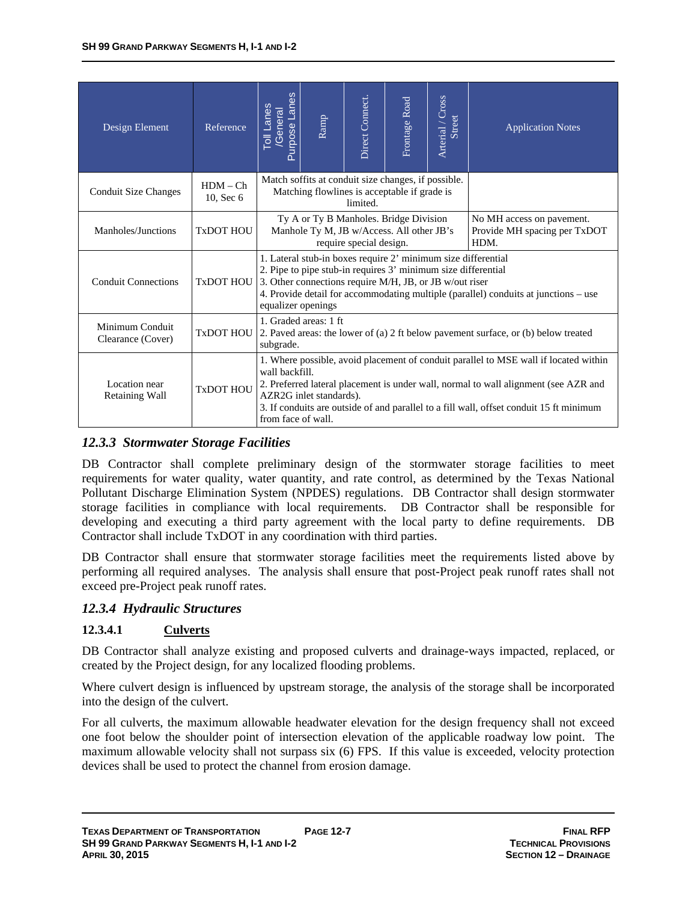| Design Element | Reference | Toll Lanes /General Purpose Lanes | Ramp | Direct Connect. | Frontage Road | Arterial / Cross Street | Application Notes |
|---|---|---|---|---|---|---|---|
| Conduit Size Changes | HDM – Ch 10, Sec 6 | Match soffits at conduit size changes, if possible. Matching flowlines is acceptable if grade is limited. | | | | | |
| Manholes/Junctions | TxDOT HOU | Ty A or Ty B Manholes. Bridge Division Manhole Ty M, JB w/Access. All other JB's require special design. | | | | | No MH access on pavement. Provide MH spacing per TxDOT HDM. |
| Conduit Connections | TxDOT HOU | 1. Lateral stub-in boxes require 2' minimum size differential<br>2. Pipe to pipe stub-in requires 3' minimum size differential<br>3. Other connections require M/H, JB, or JB w/out riser<br>4. Provide detail for accommodating multiple (parallel) conduits at junctions – use equalizer openings | | | | | |
| Minimum Conduit Clearance (Cover) | TxDOT HOU | 1. Graded areas: 1 ft<br>2. Paved areas: the lower of (a) 2 ft below pavement surface, or (b) below treated subgrade. | | | | | |
| Location near Retaining Wall | TxDOT HOU | 1. Where possible, avoid placement of conduit parallel to MSE wall if located within wall backfill.<br>2. Preferred lateral placement is under wall, normal to wall alignment (see AZR and AZR2G inlet standards).<br>3. If conduits are outside of and parallel to a fill wall, offset conduit 15 ft minimum from face of wall. | | | | | |

### *12.3.3 Stormwater Storage Facilities*

DB Contractor shall complete preliminary design of the stormwater storage facilities to meet requirements for water quality, water quantity, and rate control, as determined by the Texas National Pollutant Discharge Elimination System (NPDES) regulations. DB Contractor shall design stormwater storage facilities in compliance with local requirements. DB Contractor shall be responsible for developing and executing a third party agreement with the local party to define requirements. DB Contractor shall include TxDOT in any coordination with third parties.

DB Contractor shall ensure that stormwater storage facilities meet the requirements listed above by performing all required analyses. The analysis shall ensure that post-Project peak runoff rates shall not exceed pre-Project peak runoff rates.

### *12.3.4 Hydraulic Structures*

#### 12.3.4.1 Culverts

DB Contractor shall analyze existing and proposed culverts and drainage-ways impacted, replaced, or created by the Project design, for any localized flooding problems.

Where culvert design is influenced by upstream storage, the analysis of the storage shall be incorporated into the design of the culvert.

For all culverts, the maximum allowable headwater elevation for the design frequency shall not exceed one foot below the shoulder point of intersection elevation of the applicable roadway low point. The maximum allowable velocity shall not surpass six (6) FPS. If this value is exceeded, velocity protection devices shall be used to protect the channel from erosion damage.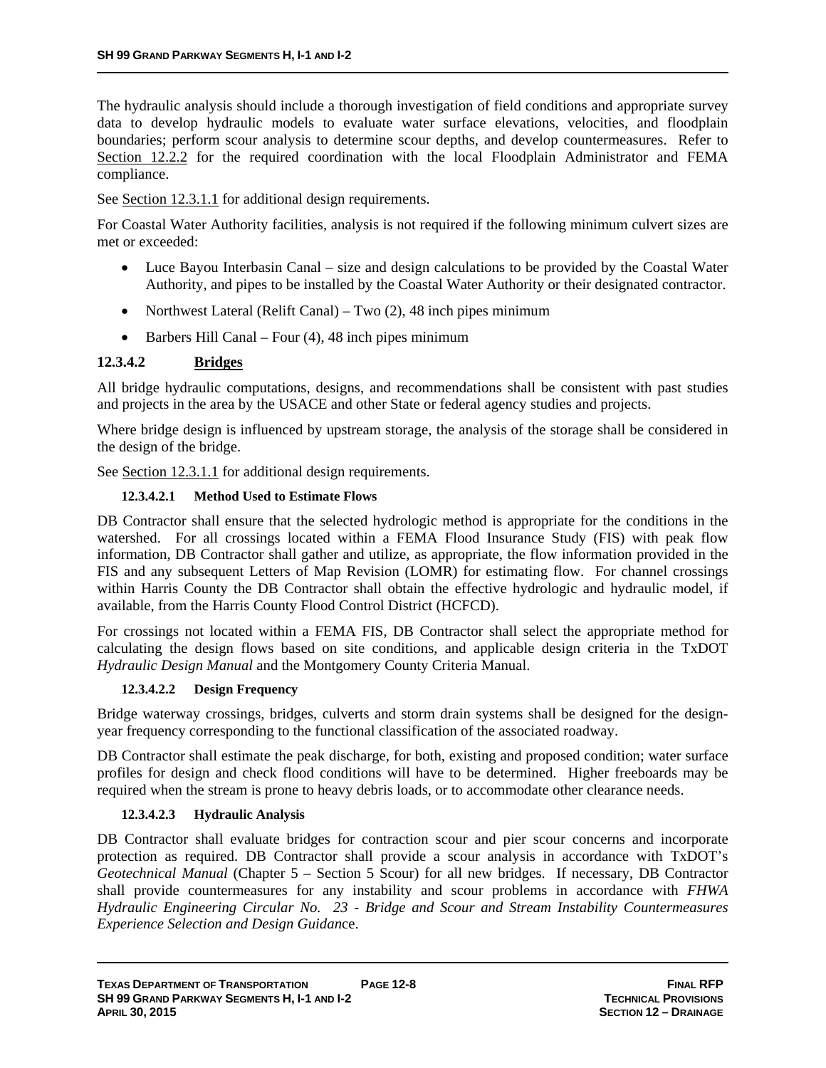The hydraulic analysis should include a thorough investigation of field conditions and appropriate survey data to develop hydraulic models to evaluate water surface elevations, velocities, and floodplain boundaries; perform scour analysis to determine scour depths, and develop countermeasures. Refer to Section 12.2.2 for the required coordination with the local Floodplain Administrator and FEMA compliance.

See Section 12.3.1.1 for additional design requirements.

For Coastal Water Authority facilities, analysis is not required if the following minimum culvert sizes are met or exceeded:

- Luce Bayou Interbasin Canal – size and design calculations to be provided by the Coastal Water Authority, and pipes to be installed by the Coastal Water Authority or their designated contractor.
- Northwest Lateral (Relift Canal) – Two (2), 48 inch pipes minimum
- Barbers Hill Canal – Four (4), 48 inch pipes minimum

### 12.3.4.2 Bridges

All bridge hydraulic computations, designs, and recommendations shall be consistent with past studies and projects in the area by the USACE and other State or federal agency studies and projects.

Where bridge design is influenced by upstream storage, the analysis of the storage shall be considered in the design of the bridge.

See Section 12.3.1.1 for additional design requirements.

#### 12.3.4.2.1 Method Used to Estimate Flows

DB Contractor shall ensure that the selected hydrologic method is appropriate for the conditions in the watershed. For all crossings located within a FEMA Flood Insurance Study (FIS) with peak flow information, DB Contractor shall gather and utilize, as appropriate, the flow information provided in the FIS and any subsequent Letters of Map Revision (LOMR) for estimating flow. For channel crossings within Harris County the DB Contractor shall obtain the effective hydrologic and hydraulic model, if available, from the Harris County Flood Control District (HCFCD).

For crossings not located within a FEMA FIS, DB Contractor shall select the appropriate method for calculating the design flows based on site conditions, and applicable design criteria in the TxDOT *Hydraulic Design Manual* and the Montgomery County Criteria Manual.

#### 12.3.4.2.2 Design Frequency

Bridge waterway crossings, bridges, culverts and storm drain systems shall be designed for the design-year frequency corresponding to the functional classification of the associated roadway.

DB Contractor shall estimate the peak discharge, for both, existing and proposed condition; water surface profiles for design and check flood conditions will have to be determined. Higher freeboards may be required when the stream is prone to heavy debris loads, or to accommodate other clearance needs.

#### 12.3.4.2.3 Hydraulic Analysis

DB Contractor shall evaluate bridges for contraction scour and pier scour concerns and incorporate protection as required. DB Contractor shall provide a scour analysis in accordance with TxDOT's *Geotechnical Manual* (Chapter 5 – Section 5 Scour) for all new bridges. If necessary, DB Contractor shall provide countermeasures for any instability and scour problems in accordance with *FHWA Hydraulic Engineering Circular No. 23 - Bridge and Scour and Stream Instability Countermeasures Experience Selection and Design Guidance*.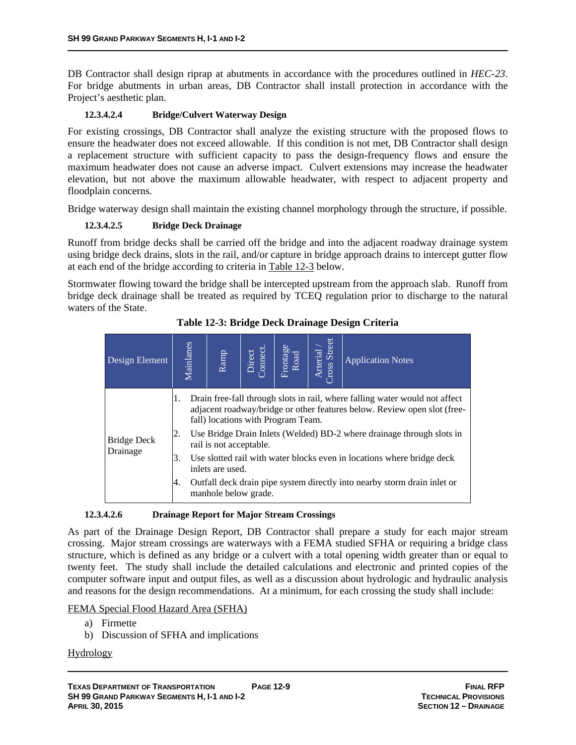DB Contractor shall design riprap at abutments in accordance with the procedures outlined in *HEC-23*. For bridge abutments in urban areas, DB Contractor shall install protection in accordance with the Project's aesthetic plan.

#### 12.3.4.2.4 Bridge/Culvert Waterway Design

For existing crossings, DB Contractor shall analyze the existing structure with the proposed flows to ensure the headwater does not exceed allowable. If this condition is not met, DB Contractor shall design a replacement structure with sufficient capacity to pass the design-frequency flows and ensure the maximum headwater does not cause an adverse impact. Culvert extensions may increase the headwater elevation, but not above the maximum allowable headwater, with respect to adjacent property and floodplain concerns.

Bridge waterway design shall maintain the existing channel morphology through the structure, if possible.

#### 12.3.4.2.5 Bridge Deck Drainage

Runoff from bridge decks shall be carried off the bridge and into the adjacent roadway drainage system using bridge deck drains, slots in the rail, and/or capture in bridge approach drains to intercept gutter flow at each end of the bridge according to criteria in Table 12-3 below.

Stormwater flowing toward the bridge shall be intercepted upstream from the approach slab. Runoff from bridge deck drainage shall be treated as required by TCEQ regulation prior to discharge to the natural waters of the State.

**Table 12-3: Bridge Deck Drainage Design Criteria**

| Design Element | Mainlanes | Ramp | Direct Connect. | Frontage Road | Arterial / Cross Street | Application Notes |
|---|---|---|---|---|---|---|
| Bridge Deck Drainage | 1. Drain free-fall through slots in rail, where falling water would not affect adjacent roadway/bridge or other features below. Review open slot (free-fall) locations with Program Team.<br>2. Use Bridge Drain Inlets (Welded) BD-2 where drainage through slots in rail is not acceptable.<br>3. Use slotted rail with water blocks even in locations where bridge deck inlets are used.<br>4. Outfall deck drain pipe system directly into nearby storm drain inlet or manhole below grade. | | | | | |

#### 12.3.4.2.6 Drainage Report for Major Stream Crossings

As part of the Drainage Design Report, DB Contractor shall prepare a study for each major stream crossing. Major stream crossings are waterways with a FEMA studied SFHA or requiring a bridge class structure, which is defined as any bridge or a culvert with a total opening width greater than or equal to twenty feet. The study shall include the detailed calculations and electronic and printed copies of the computer software input and output files, as well as a discussion about hydrologic and hydraulic analysis and reasons for the design recommendations. At a minimum, for each crossing the study shall include:

FEMA Special Flood Hazard Area (SFHA)

a) Firmette
b) Discussion of SFHA and implications

Hydrology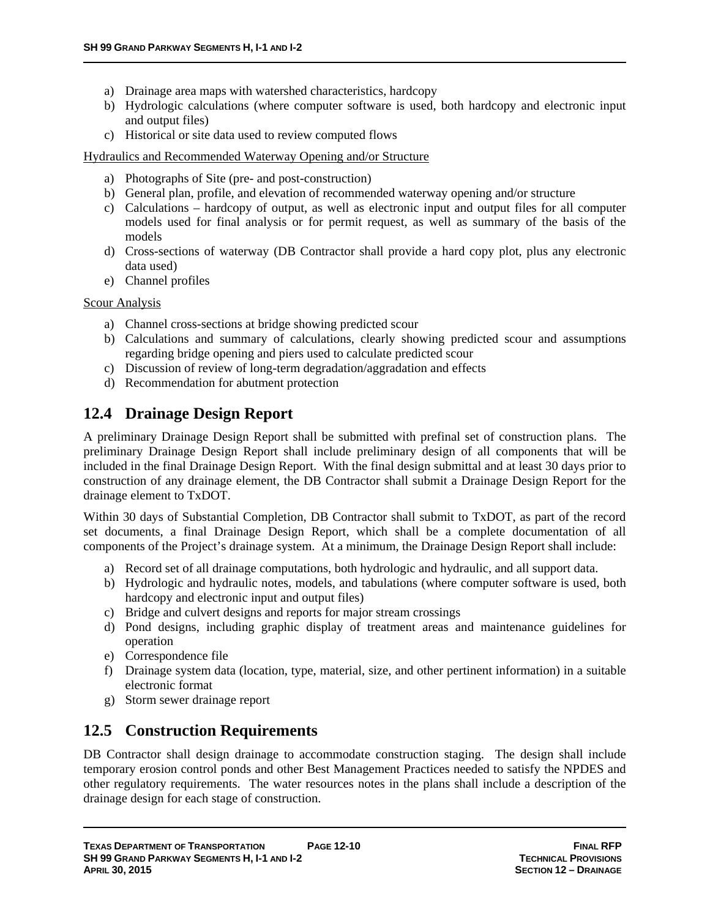a) Drainage area maps with watershed characteristics, hardcopy
b) Hydrologic calculations (where computer software is used, both hardcopy and electronic input and output files)
c) Historical or site data used to review computed flows

Hydraulics and Recommended Waterway Opening and/or Structure

a) Photographs of Site (pre- and post-construction)
b) General plan, profile, and elevation of recommended waterway opening and/or structure
c) Calculations – hardcopy of output, as well as electronic input and output files for all computer models used for final analysis or for permit request, as well as summary of the basis of the models
d) Cross-sections of waterway (DB Contractor shall provide a hard copy plot, plus any electronic data used)
e) Channel profiles

Scour Analysis

a) Channel cross-sections at bridge showing predicted scour
b) Calculations and summary of calculations, clearly showing predicted scour and assumptions regarding bridge opening and piers used to calculate predicted scour
c) Discussion of review of long-term degradation/aggradation and effects
d) Recommendation for abutment protection

## 12.4 Drainage Design Report

A preliminary Drainage Design Report shall be submitted with prefinal set of construction plans. The preliminary Drainage Design Report shall include preliminary design of all components that will be included in the final Drainage Design Report. With the final design submittal and at least 30 days prior to construction of any drainage element, the DB Contractor shall submit a Drainage Design Report for the drainage element to TxDOT.

Within 30 days of Substantial Completion, DB Contractor shall submit to TxDOT, as part of the record set documents, a final Drainage Design Report, which shall be a complete documentation of all components of the Project's drainage system. At a minimum, the Drainage Design Report shall include:

a) Record set of all drainage computations, both hydrologic and hydraulic, and all support data.
b) Hydrologic and hydraulic notes, models, and tabulations (where computer software is used, both hardcopy and electronic input and output files)
c) Bridge and culvert designs and reports for major stream crossings
d) Pond designs, including graphic display of treatment areas and maintenance guidelines for operation
e) Correspondence file
f) Drainage system data (location, type, material, size, and other pertinent information) in a suitable electronic format
g) Storm sewer drainage report

## 12.5 Construction Requirements

DB Contractor shall design drainage to accommodate construction staging. The design shall include temporary erosion control ponds and other Best Management Practices needed to satisfy the NPDES and other regulatory requirements. The water resources notes in the plans shall include a description of the drainage design for each stage of construction.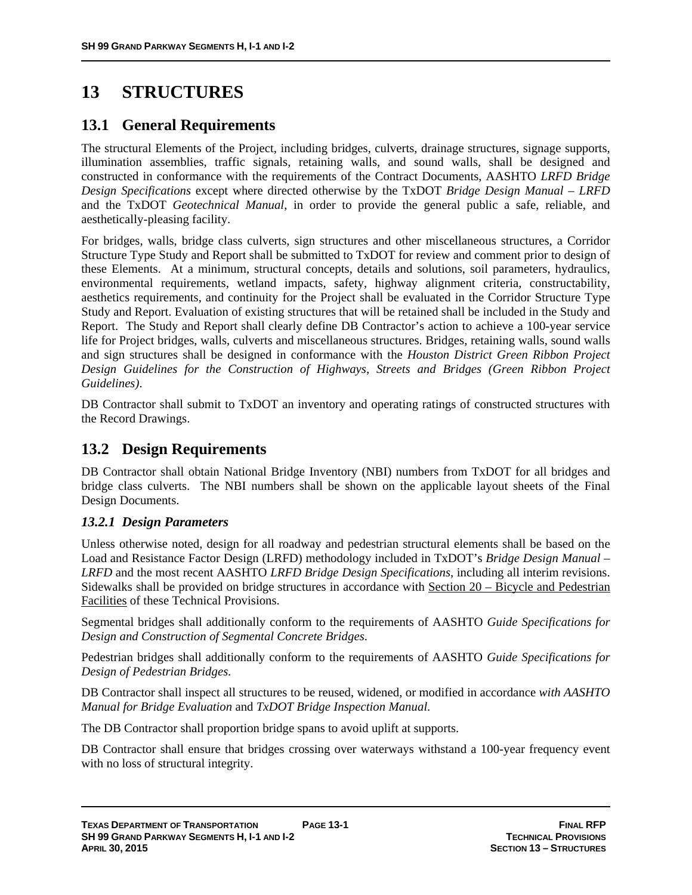# 13 STRUCTURES

## 13.1 General Requirements

The structural Elements of the Project, including bridges, culverts, drainage structures, signage supports, illumination assemblies, traffic signals, retaining walls, and sound walls, shall be designed and constructed in conformance with the requirements of the Contract Documents, AASHTO *LRFD Bridge Design Specifications* except where directed otherwise by the TxDOT *Bridge Design Manual – LRFD* and the TxDOT *Geotechnical Manual*, in order to provide the general public a safe, reliable, and aesthetically-pleasing facility.

For bridges, walls, bridge class culverts, sign structures and other miscellaneous structures, a Corridor Structure Type Study and Report shall be submitted to TxDOT for review and comment prior to design of these Elements. At a minimum, structural concepts, details and solutions, soil parameters, hydraulics, environmental requirements, wetland impacts, safety, highway alignment criteria, constructability, aesthetics requirements, and continuity for the Project shall be evaluated in the Corridor Structure Type Study and Report. Evaluation of existing structures that will be retained shall be included in the Study and Report. The Study and Report shall clearly define DB Contractor's action to achieve a 100-year service life for Project bridges, walls, culverts and miscellaneous structures. Bridges, retaining walls, sound walls and sign structures shall be designed in conformance with the *Houston District Green Ribbon Project Design Guidelines for the Construction of Highways, Streets and Bridges (Green Ribbon Project Guidelines)*.

DB Contractor shall submit to TxDOT an inventory and operating ratings of constructed structures with the Record Drawings.

## 13.2 Design Requirements

DB Contractor shall obtain National Bridge Inventory (NBI) numbers from TxDOT for all bridges and bridge class culverts. The NBI numbers shall be shown on the applicable layout sheets of the Final Design Documents.

### *13.2.1 Design Parameters*

Unless otherwise noted, design for all roadway and pedestrian structural elements shall be based on the Load and Resistance Factor Design (LRFD) methodology included in TxDOT's *Bridge Design Manual – LRFD* and the most recent AASHTO *LRFD Bridge Design Specifications*, including all interim revisions. Sidewalks shall be provided on bridge structures in accordance with Section 20 – Bicycle and Pedestrian Facilities of these Technical Provisions.

Segmental bridges shall additionally conform to the requirements of AASHTO *Guide Specifications for Design and Construction of Segmental Concrete Bridges*.

Pedestrian bridges shall additionally conform to the requirements of AASHTO *Guide Specifications for Design of Pedestrian Bridges.*

DB Contractor shall inspect all structures to be reused, widened, or modified in accordance *with AASHTO Manual for Bridge Evaluation* and *TxDOT Bridge Inspection Manual.*

The DB Contractor shall proportion bridge spans to avoid uplift at supports.

DB Contractor shall ensure that bridges crossing over waterways withstand a 100-year frequency event with no loss of structural integrity.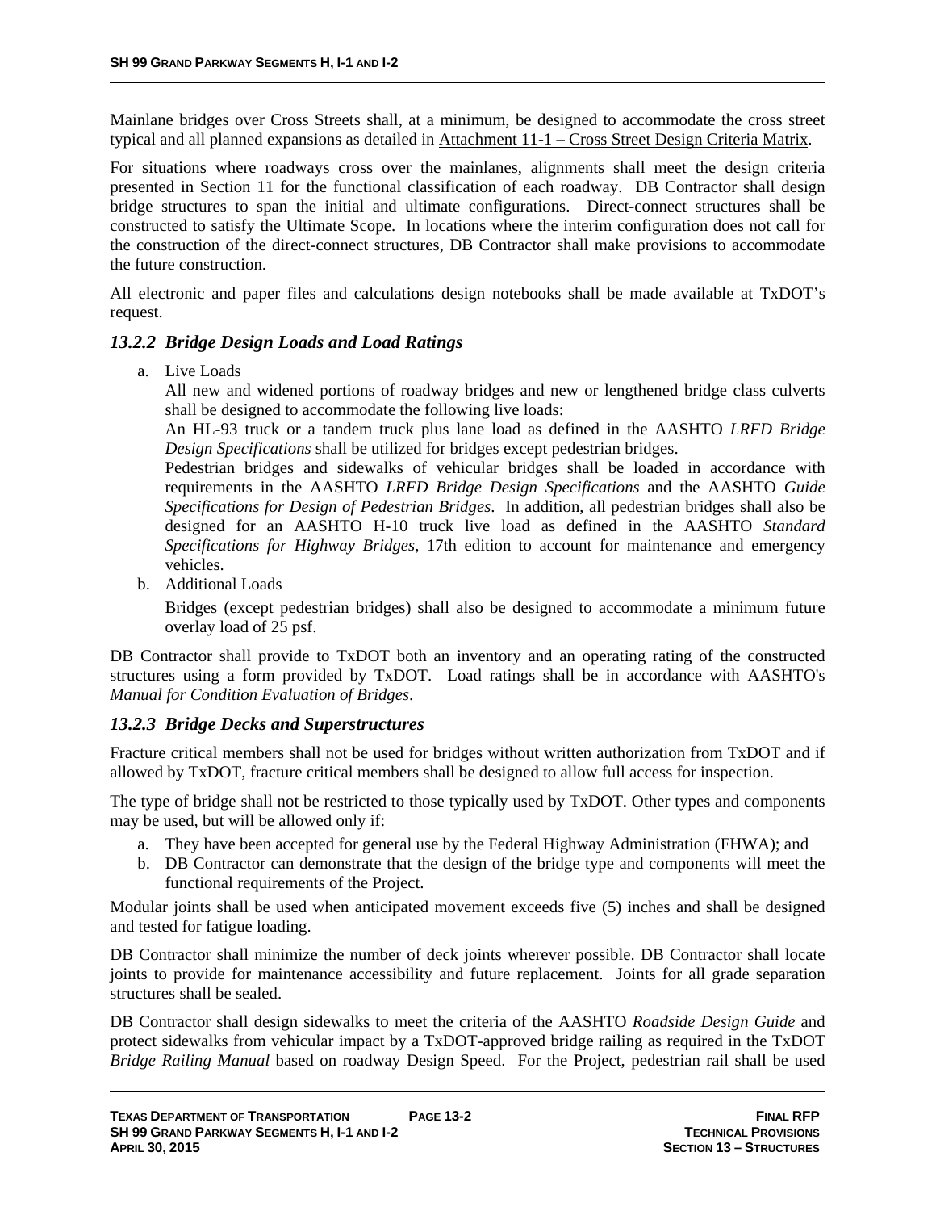Mainlane bridges over Cross Streets shall, at a minimum, be designed to accommodate the cross street typical and all planned expansions as detailed in Attachment 11-1 – Cross Street Design Criteria Matrix.

For situations where roadways cross over the mainlanes, alignments shall meet the design criteria presented in Section 11 for the functional classification of each roadway. DB Contractor shall design bridge structures to span the initial and ultimate configurations. Direct-connect structures shall be constructed to satisfy the Ultimate Scope. In locations where the interim configuration does not call for the construction of the direct-connect structures, DB Contractor shall make provisions to accommodate the future construction.

All electronic and paper files and calculations design notebooks shall be made available at TxDOT's request.

### *13.2.2 Bridge Design Loads and Load Ratings*

a. Live Loads

   All new and widened portions of roadway bridges and new or lengthened bridge class culverts shall be designed to accommodate the following live loads:

   An HL-93 truck or a tandem truck plus lane load as defined in the AASHTO *LRFD Bridge Design Specifications* shall be utilized for bridges except pedestrian bridges.

   Pedestrian bridges and sidewalks of vehicular bridges shall be loaded in accordance with requirements in the AASHTO *LRFD Bridge Design Specifications* and the AASHTO *Guide Specifications for Design of Pedestrian Bridges*. In addition, all pedestrian bridges shall also be designed for an AASHTO H-10 truck live load as defined in the AASHTO *Standard Specifications for Highway Bridges*, 17th edition to account for maintenance and emergency vehicles.

b. Additional Loads

   Bridges (except pedestrian bridges) shall also be designed to accommodate a minimum future overlay load of 25 psf.

DB Contractor shall provide to TxDOT both an inventory and an operating rating of the constructed structures using a form provided by TxDOT. Load ratings shall be in accordance with AASHTO's *Manual for Condition Evaluation of Bridges*.

### *13.2.3 Bridge Decks and Superstructures*

Fracture critical members shall not be used for bridges without written authorization from TxDOT and if allowed by TxDOT, fracture critical members shall be designed to allow full access for inspection.

The type of bridge shall not be restricted to those typically used by TxDOT. Other types and components may be used, but will be allowed only if:

a. They have been accepted for general use by the Federal Highway Administration (FHWA); and
b. DB Contractor can demonstrate that the design of the bridge type and components will meet the functional requirements of the Project.

Modular joints shall be used when anticipated movement exceeds five (5) inches and shall be designed and tested for fatigue loading.

DB Contractor shall minimize the number of deck joints wherever possible. DB Contractor shall locate joints to provide for maintenance accessibility and future replacement. Joints for all grade separation structures shall be sealed.

DB Contractor shall design sidewalks to meet the criteria of the AASHTO *Roadside Design Guide* and protect sidewalks from vehicular impact by a TxDOT-approved bridge railing as required in the TxDOT *Bridge Railing Manual* based on roadway Design Speed. For the Project, pedestrian rail shall be used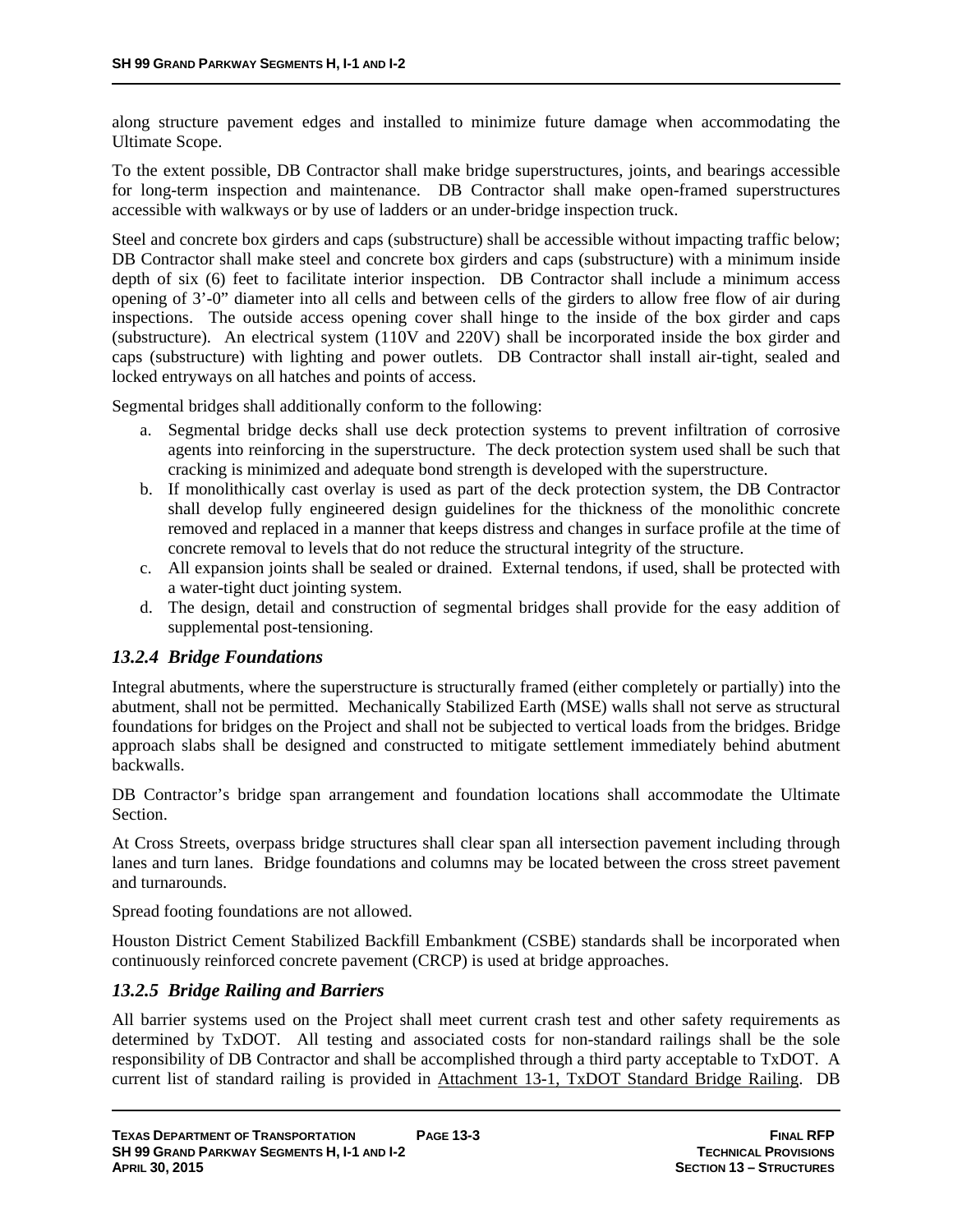along structure pavement edges and installed to minimize future damage when accommodating the Ultimate Scope.

To the extent possible, DB Contractor shall make bridge superstructures, joints, and bearings accessible for long-term inspection and maintenance. DB Contractor shall make open-framed superstructures accessible with walkways or by use of ladders or an under-bridge inspection truck.

Steel and concrete box girders and caps (substructure) shall be accessible without impacting traffic below; DB Contractor shall make steel and concrete box girders and caps (substructure) with a minimum inside depth of six (6) feet to facilitate interior inspection. DB Contractor shall include a minimum access opening of 3'-0" diameter into all cells and between cells of the girders to allow free flow of air during inspections. The outside access opening cover shall hinge to the inside of the box girder and caps (substructure). An electrical system (110V and 220V) shall be incorporated inside the box girder and caps (substructure) with lighting and power outlets. DB Contractor shall install air-tight, sealed and locked entryways on all hatches and points of access.

Segmental bridges shall additionally conform to the following:

a. Segmental bridge decks shall use deck protection systems to prevent infiltration of corrosive agents into reinforcing in the superstructure. The deck protection system used shall be such that cracking is minimized and adequate bond strength is developed with the superstructure.
b. If monolithically cast overlay is used as part of the deck protection system, the DB Contractor shall develop fully engineered design guidelines for the thickness of the monolithic concrete removed and replaced in a manner that keeps distress and changes in surface profile at the time of concrete removal to levels that do not reduce the structural integrity of the structure.
c. All expansion joints shall be sealed or drained. External tendons, if used, shall be protected with a water-tight duct jointing system.
d. The design, detail and construction of segmental bridges shall provide for the easy addition of supplemental post-tensioning.

### *13.2.4 Bridge Foundations*

Integral abutments, where the superstructure is structurally framed (either completely or partially) into the abutment, shall not be permitted. Mechanically Stabilized Earth (MSE) walls shall not serve as structural foundations for bridges on the Project and shall not be subjected to vertical loads from the bridges. Bridge approach slabs shall be designed and constructed to mitigate settlement immediately behind abutment backwalls.

DB Contractor's bridge span arrangement and foundation locations shall accommodate the Ultimate Section.

At Cross Streets, overpass bridge structures shall clear span all intersection pavement including through lanes and turn lanes. Bridge foundations and columns may be located between the cross street pavement and turnarounds.

Spread footing foundations are not allowed.

Houston District Cement Stabilized Backfill Embankment (CSBE) standards shall be incorporated when continuously reinforced concrete pavement (CRCP) is used at bridge approaches.

### *13.2.5 Bridge Railing and Barriers*

All barrier systems used on the Project shall meet current crash test and other safety requirements as determined by TxDOT. All testing and associated costs for non-standard railings shall be the sole responsibility of DB Contractor and shall be accomplished through a third party acceptable to TxDOT. A current list of standard railing is provided in Attachment 13-1, TxDOT Standard Bridge Railing. DB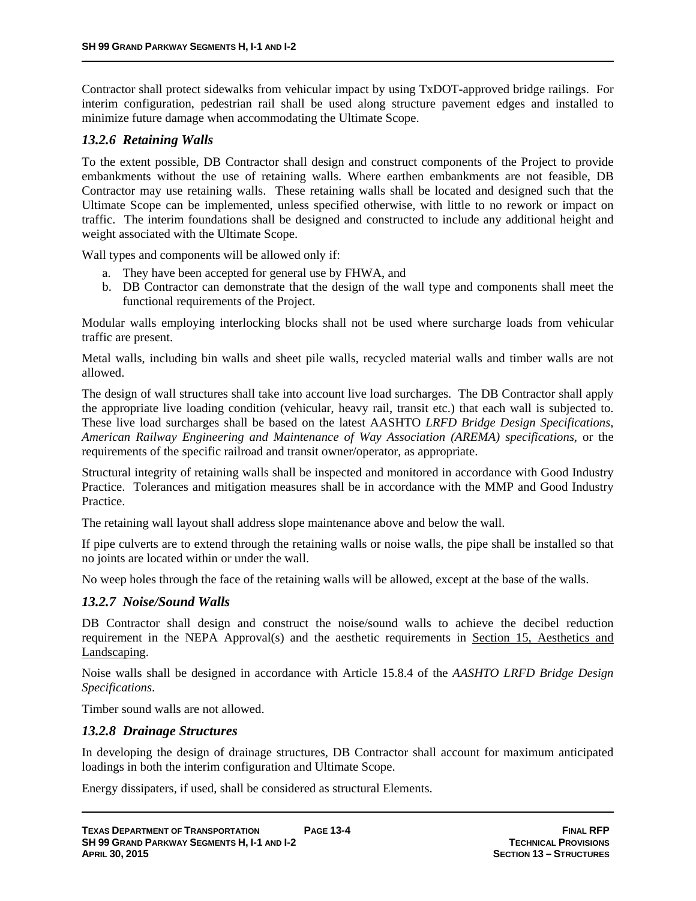Contractor shall protect sidewalks from vehicular impact by using TxDOT-approved bridge railings. For interim configuration, pedestrian rail shall be used along structure pavement edges and installed to minimize future damage when accommodating the Ultimate Scope.

### *13.2.6 Retaining Walls*

To the extent possible, DB Contractor shall design and construct components of the Project to provide embankments without the use of retaining walls. Where earthen embankments are not feasible, DB Contractor may use retaining walls. These retaining walls shall be located and designed such that the Ultimate Scope can be implemented, unless specified otherwise, with little to no rework or impact on traffic. The interim foundations shall be designed and constructed to include any additional height and weight associated with the Ultimate Scope.

Wall types and components will be allowed only if:

a. They have been accepted for general use by FHWA, and
b. DB Contractor can demonstrate that the design of the wall type and components shall meet the functional requirements of the Project.

Modular walls employing interlocking blocks shall not be used where surcharge loads from vehicular traffic are present.

Metal walls, including bin walls and sheet pile walls, recycled material walls and timber walls are not allowed.

The design of wall structures shall take into account live load surcharges. The DB Contractor shall apply the appropriate live loading condition (vehicular, heavy rail, transit etc.) that each wall is subjected to. These live load surcharges shall be based on the latest AASHTO *LRFD Bridge Design Specifications, American Railway Engineering and Maintenance of Way Association (AREMA) specifications*, or the requirements of the specific railroad and transit owner/operator, as appropriate.

Structural integrity of retaining walls shall be inspected and monitored in accordance with Good Industry Practice. Tolerances and mitigation measures shall be in accordance with the MMP and Good Industry Practice.

The retaining wall layout shall address slope maintenance above and below the wall.

If pipe culverts are to extend through the retaining walls or noise walls, the pipe shall be installed so that no joints are located within or under the wall.

No weep holes through the face of the retaining walls will be allowed, except at the base of the walls.

### *13.2.7 Noise/Sound Walls*

DB Contractor shall design and construct the noise/sound walls to achieve the decibel reduction requirement in the NEPA Approval(s) and the aesthetic requirements in Section 15, Aesthetics and Landscaping.

Noise walls shall be designed in accordance with Article 15.8.4 of the *AASHTO LRFD Bridge Design Specifications*.

Timber sound walls are not allowed.

### *13.2.8 Drainage Structures*

In developing the design of drainage structures, DB Contractor shall account for maximum anticipated loadings in both the interim configuration and Ultimate Scope.

Energy dissipaters, if used, shall be considered as structural Elements.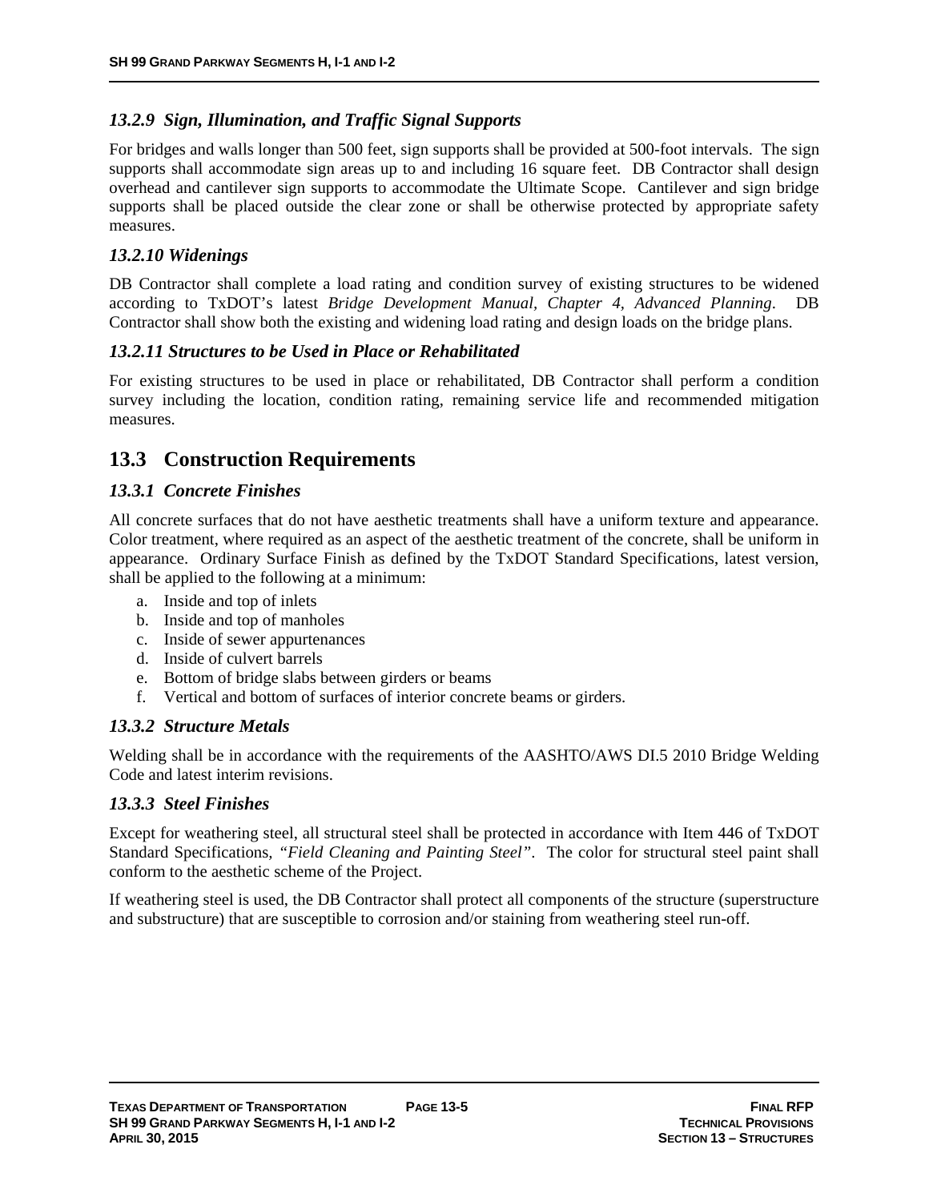### *13.2.9 Sign, Illumination, and Traffic Signal Supports*

For bridges and walls longer than 500 feet, sign supports shall be provided at 500-foot intervals. The sign supports shall accommodate sign areas up to and including 16 square feet. DB Contractor shall design overhead and cantilever sign supports to accommodate the Ultimate Scope. Cantilever and sign bridge supports shall be placed outside the clear zone or shall be otherwise protected by appropriate safety measures.

### *13.2.10 Widenings*

DB Contractor shall complete a load rating and condition survey of existing structures to be widened according to TxDOT's latest *Bridge Development Manual, Chapter 4, Advanced Planning*. DB Contractor shall show both the existing and widening load rating and design loads on the bridge plans.

### *13.2.11 Structures to be Used in Place or Rehabilitated*

For existing structures to be used in place or rehabilitated, DB Contractor shall perform a condition survey including the location, condition rating, remaining service life and recommended mitigation measures.

## 13.3 Construction Requirements

### *13.3.1 Concrete Finishes*

All concrete surfaces that do not have aesthetic treatments shall have a uniform texture and appearance. Color treatment, where required as an aspect of the aesthetic treatment of the concrete, shall be uniform in appearance. Ordinary Surface Finish as defined by the TxDOT Standard Specifications, latest version, shall be applied to the following at a minimum:

a. Inside and top of inlets
b. Inside and top of manholes
c. Inside of sewer appurtenances
d. Inside of culvert barrels
e. Bottom of bridge slabs between girders or beams
f. Vertical and bottom of surfaces of interior concrete beams or girders.

### *13.3.2 Structure Metals*

Welding shall be in accordance with the requirements of the AASHTO/AWS DI.5 2010 Bridge Welding Code and latest interim revisions.

### *13.3.3 Steel Finishes*

Except for weathering steel, all structural steel shall be protected in accordance with Item 446 of TxDOT Standard Specifications, *"Field Cleaning and Painting Steel"*. The color for structural steel paint shall conform to the aesthetic scheme of the Project.

If weathering steel is used, the DB Contractor shall protect all components of the structure (superstructure and substructure) that are susceptible to corrosion and/or staining from weathering steel run-off.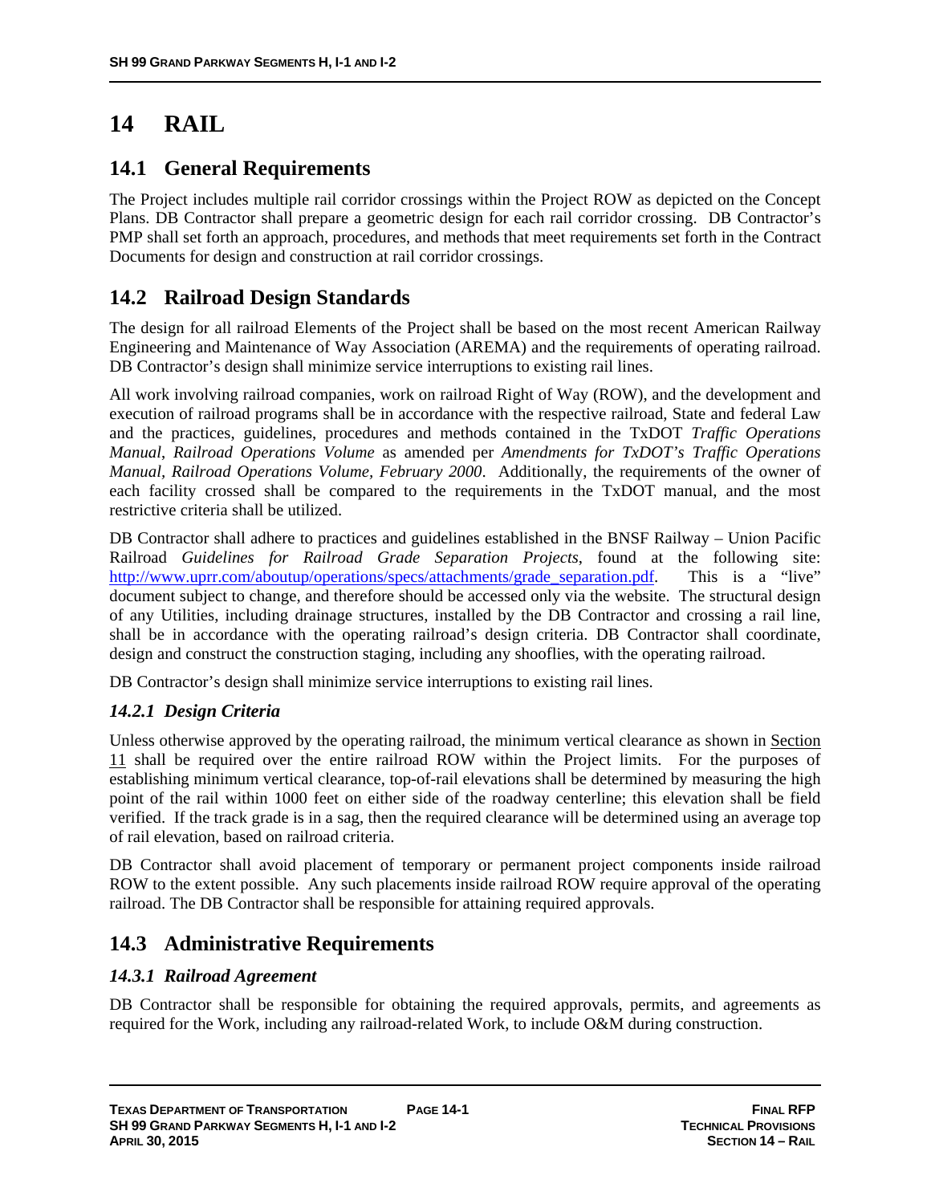# 14 RAIL

## 14.1 General Requirements

The Project includes multiple rail corridor crossings within the Project ROW as depicted on the Concept Plans. DB Contractor shall prepare a geometric design for each rail corridor crossing. DB Contractor's PMP shall set forth an approach, procedures, and methods that meet requirements set forth in the Contract Documents for design and construction at rail corridor crossings.

## 14.2 Railroad Design Standards

The design for all railroad Elements of the Project shall be based on the most recent American Railway Engineering and Maintenance of Way Association (AREMA) and the requirements of operating railroad. DB Contractor's design shall minimize service interruptions to existing rail lines.

All work involving railroad companies, work on railroad Right of Way (ROW), and the development and execution of railroad programs shall be in accordance with the respective railroad, State and federal Law and the practices, guidelines, procedures and methods contained in the TxDOT *Traffic Operations Manual*, *Railroad Operations Volume* as amended per *Amendments for TxDOT's Traffic Operations Manual, Railroad Operations Volume, February 2000*. Additionally, the requirements of the owner of each facility crossed shall be compared to the requirements in the TxDOT manual, and the most restrictive criteria shall be utilized.

DB Contractor shall adhere to practices and guidelines established in the BNSF Railway – Union Pacific Railroad *Guidelines for Railroad Grade Separation Projects*, found at the following site: http://www.uprr.com/aboutup/operations/specs/attachments/grade_separation.pdf. This is a "live" document subject to change, and therefore should be accessed only via the website. The structural design of any Utilities, including drainage structures, installed by the DB Contractor and crossing a rail line, shall be in accordance with the operating railroad's design criteria. DB Contractor shall coordinate, design and construct the construction staging, including any shooflies, with the operating railroad.

DB Contractor's design shall minimize service interruptions to existing rail lines.

### *14.2.1 Design Criteria*

Unless otherwise approved by the operating railroad, the minimum vertical clearance as shown in Section 11 shall be required over the entire railroad ROW within the Project limits. For the purposes of establishing minimum vertical clearance, top-of-rail elevations shall be determined by measuring the high point of the rail within 1000 feet on either side of the roadway centerline; this elevation shall be field verified. If the track grade is in a sag, then the required clearance will be determined using an average top of rail elevation, based on railroad criteria.

DB Contractor shall avoid placement of temporary or permanent project components inside railroad ROW to the extent possible. Any such placements inside railroad ROW require approval of the operating railroad. The DB Contractor shall be responsible for attaining required approvals.

## 14.3 Administrative Requirements

### *14.3.1 Railroad Agreement*

DB Contractor shall be responsible for obtaining the required approvals, permits, and agreements as required for the Work, including any railroad-related Work, to include O&M during construction.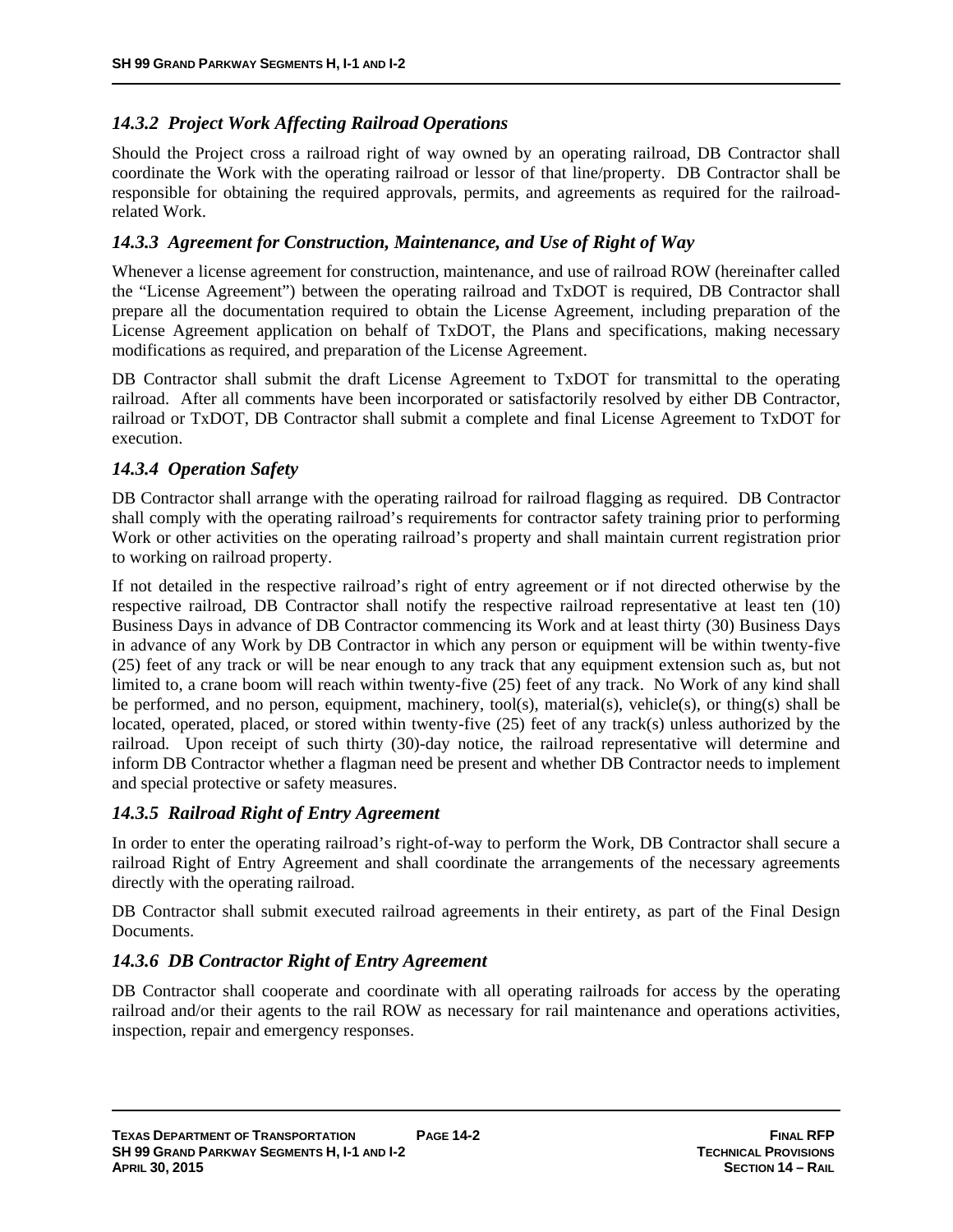### *14.3.2 Project Work Affecting Railroad Operations*

Should the Project cross a railroad right of way owned by an operating railroad, DB Contractor shall coordinate the Work with the operating railroad or lessor of that line/property. DB Contractor shall be responsible for obtaining the required approvals, permits, and agreements as required for the railroad-related Work.

### *14.3.3 Agreement for Construction, Maintenance, and Use of Right of Way*

Whenever a license agreement for construction, maintenance, and use of railroad ROW (hereinafter called the "License Agreement") between the operating railroad and TxDOT is required, DB Contractor shall prepare all the documentation required to obtain the License Agreement, including preparation of the License Agreement application on behalf of TxDOT, the Plans and specifications, making necessary modifications as required, and preparation of the License Agreement.

DB Contractor shall submit the draft License Agreement to TxDOT for transmittal to the operating railroad. After all comments have been incorporated or satisfactorily resolved by either DB Contractor, railroad or TxDOT, DB Contractor shall submit a complete and final License Agreement to TxDOT for execution.

### *14.3.4 Operation Safety*

DB Contractor shall arrange with the operating railroad for railroad flagging as required. DB Contractor shall comply with the operating railroad's requirements for contractor safety training prior to performing Work or other activities on the operating railroad's property and shall maintain current registration prior to working on railroad property.

If not detailed in the respective railroad's right of entry agreement or if not directed otherwise by the respective railroad, DB Contractor shall notify the respective railroad representative at least ten (10) Business Days in advance of DB Contractor commencing its Work and at least thirty (30) Business Days in advance of any Work by DB Contractor in which any person or equipment will be within twenty-five (25) feet of any track or will be near enough to any track that any equipment extension such as, but not limited to, a crane boom will reach within twenty-five (25) feet of any track. No Work of any kind shall be performed, and no person, equipment, machinery, tool(s), material(s), vehicle(s), or thing(s) shall be located, operated, placed, or stored within twenty-five (25) feet of any track(s) unless authorized by the railroad. Upon receipt of such thirty (30)-day notice, the railroad representative will determine and inform DB Contractor whether a flagman need be present and whether DB Contractor needs to implement and special protective or safety measures.

### *14.3.5 Railroad Right of Entry Agreement*

In order to enter the operating railroad's right-of-way to perform the Work, DB Contractor shall secure a railroad Right of Entry Agreement and shall coordinate the arrangements of the necessary agreements directly with the operating railroad.

DB Contractor shall submit executed railroad agreements in their entirety, as part of the Final Design Documents.

### *14.3.6 DB Contractor Right of Entry Agreement*

DB Contractor shall cooperate and coordinate with all operating railroads for access by the operating railroad and/or their agents to the rail ROW as necessary for rail maintenance and operations activities, inspection, repair and emergency responses.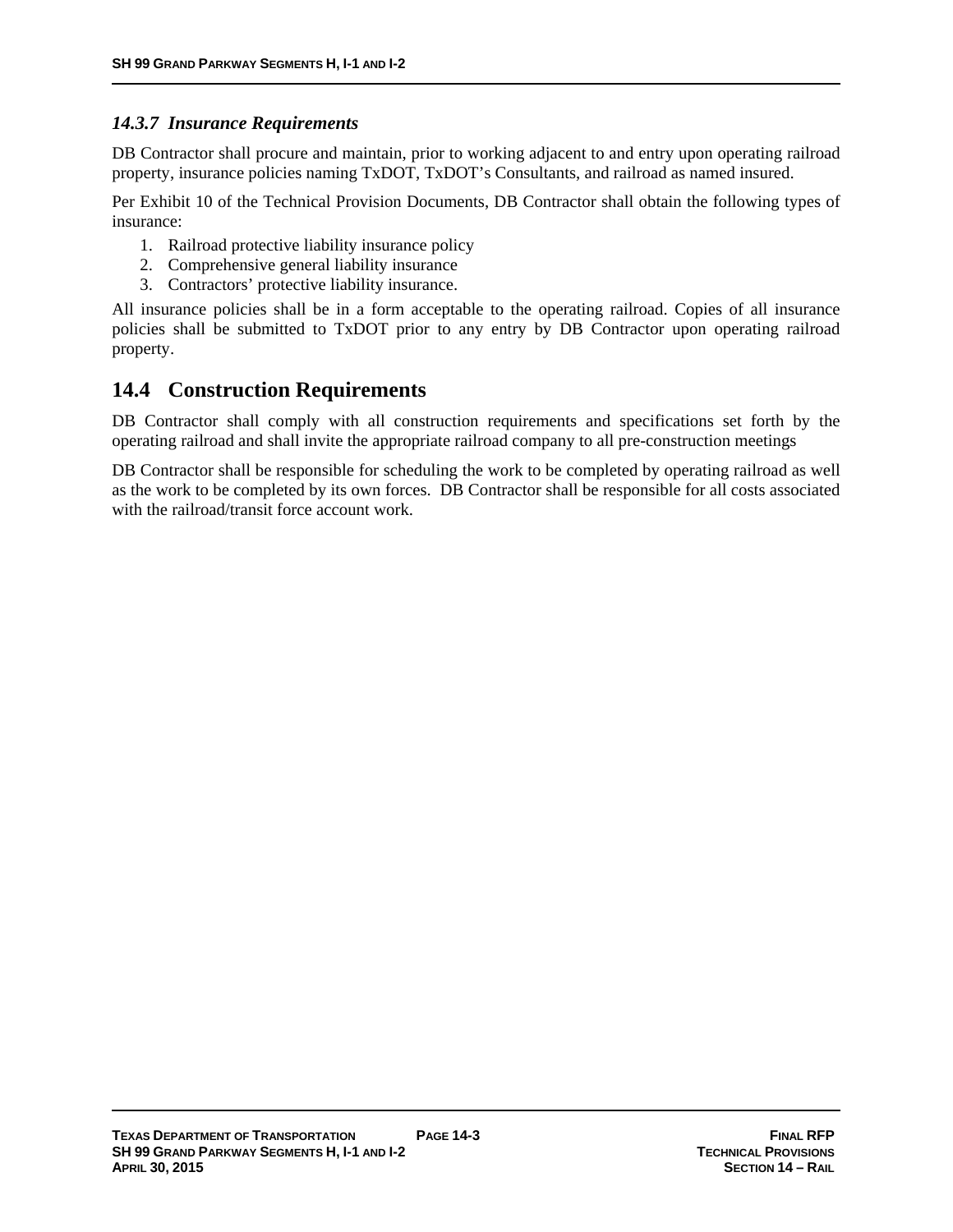### *14.3.7 Insurance Requirements*

DB Contractor shall procure and maintain, prior to working adjacent to and entry upon operating railroad property, insurance policies naming TxDOT, TxDOT's Consultants, and railroad as named insured.

Per Exhibit 10 of the Technical Provision Documents, DB Contractor shall obtain the following types of insurance:

1. Railroad protective liability insurance policy
2. Comprehensive general liability insurance
3. Contractors' protective liability insurance.

All insurance policies shall be in a form acceptable to the operating railroad. Copies of all insurance policies shall be submitted to TxDOT prior to any entry by DB Contractor upon operating railroad property.

## 14.4 Construction Requirements

DB Contractor shall comply with all construction requirements and specifications set forth by the operating railroad and shall invite the appropriate railroad company to all pre-construction meetings

DB Contractor shall be responsible for scheduling the work to be completed by operating railroad as well as the work to be completed by its own forces. DB Contractor shall be responsible for all costs associated with the railroad/transit force account work.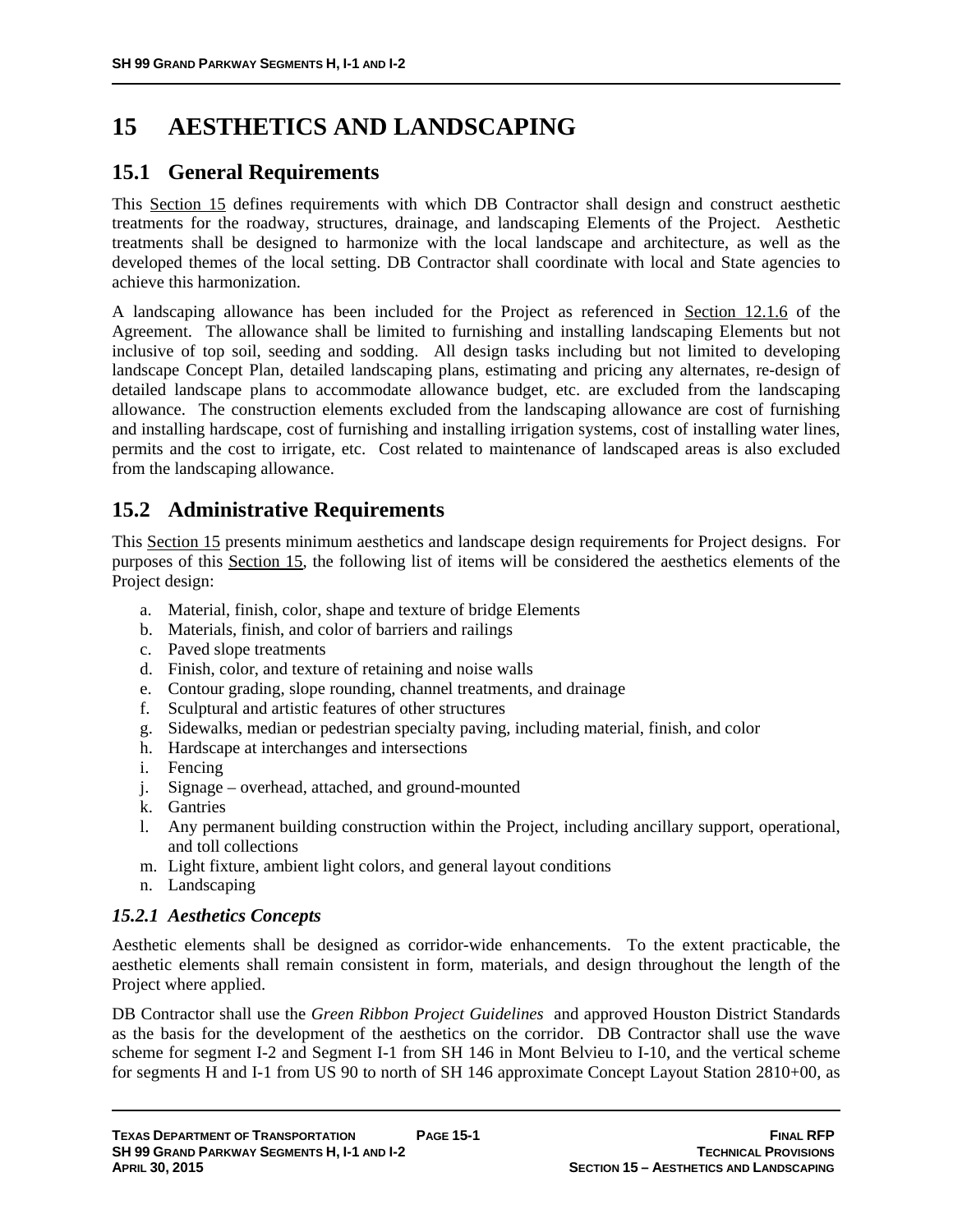# 15 AESTHETICS AND LANDSCAPING

## 15.1 General Requirements

This Section 15 defines requirements with which DB Contractor shall design and construct aesthetic treatments for the roadway, structures, drainage, and landscaping Elements of the Project. Aesthetic treatments shall be designed to harmonize with the local landscape and architecture, as well as the developed themes of the local setting. DB Contractor shall coordinate with local and State agencies to achieve this harmonization.

A landscaping allowance has been included for the Project as referenced in Section 12.1.6 of the Agreement. The allowance shall be limited to furnishing and installing landscaping Elements but not inclusive of top soil, seeding and sodding. All design tasks including but not limited to developing landscape Concept Plan, detailed landscaping plans, estimating and pricing any alternates, re-design of detailed landscape plans to accommodate allowance budget, etc. are excluded from the landscaping allowance. The construction elements excluded from the landscaping allowance are cost of furnishing and installing hardscape, cost of furnishing and installing irrigation systems, cost of installing water lines, permits and the cost to irrigate, etc. Cost related to maintenance of landscaped areas is also excluded from the landscaping allowance.

## 15.2 Administrative Requirements

This Section 15 presents minimum aesthetics and landscape design requirements for Project designs. For purposes of this Section 15, the following list of items will be considered the aesthetics elements of the Project design:

a. Material, finish, color, shape and texture of bridge Elements
b. Materials, finish, and color of barriers and railings
c. Paved slope treatments
d. Finish, color, and texture of retaining and noise walls
e. Contour grading, slope rounding, channel treatments, and drainage
f. Sculptural and artistic features of other structures
g. Sidewalks, median or pedestrian specialty paving, including material, finish, and color
h. Hardscape at interchanges and intersections
i. Fencing
j. Signage – overhead, attached, and ground-mounted
k. Gantries
l. Any permanent building construction within the Project, including ancillary support, operational, and toll collections
m. Light fixture, ambient light colors, and general layout conditions
n. Landscaping

### *15.2.1 Aesthetics Concepts*

Aesthetic elements shall be designed as corridor-wide enhancements. To the extent practicable, the aesthetic elements shall remain consistent in form, materials, and design throughout the length of the Project where applied.

DB Contractor shall use the *Green Ribbon Project Guidelines* and approved Houston District Standards as the basis for the development of the aesthetics on the corridor. DB Contractor shall use the wave scheme for segment I-2 and Segment I-1 from SH 146 in Mont Belvieu to I-10, and the vertical scheme for segments H and I-1 from US 90 to north of SH 146 approximate Concept Layout Station 2810+00, as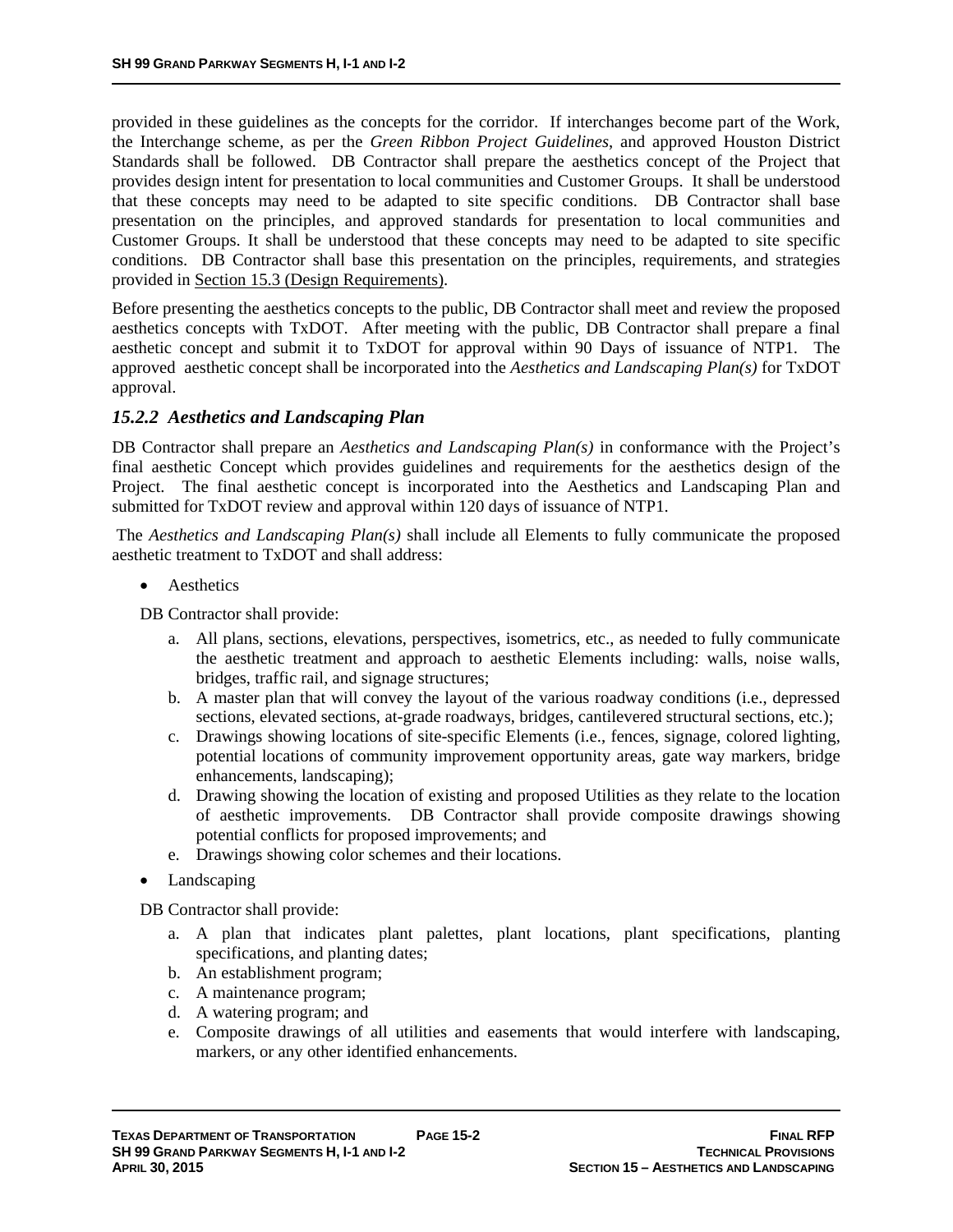provided in these guidelines as the concepts for the corridor. If interchanges become part of the Work, the Interchange scheme, as per the *Green Ribbon Project Guidelines*, and approved Houston District Standards shall be followed. DB Contractor shall prepare the aesthetics concept of the Project that provides design intent for presentation to local communities and Customer Groups. It shall be understood that these concepts may need to be adapted to site specific conditions. DB Contractor shall base presentation on the principles, and approved standards for presentation to local communities and Customer Groups. It shall be understood that these concepts may need to be adapted to site specific conditions. DB Contractor shall base this presentation on the principles, requirements, and strategies provided in Section 15.3 (Design Requirements).

Before presenting the aesthetics concepts to the public, DB Contractor shall meet and review the proposed aesthetics concepts with TxDOT. After meeting with the public, DB Contractor shall prepare a final aesthetic concept and submit it to TxDOT for approval within 90 Days of issuance of NTP1. The approved aesthetic concept shall be incorporated into the *Aesthetics and Landscaping Plan(s)* for TxDOT approval.

### *15.2.2 Aesthetics and Landscaping Plan*

DB Contractor shall prepare an *Aesthetics and Landscaping Plan(s)* in conformance with the Project's final aesthetic Concept which provides guidelines and requirements for the aesthetics design of the Project. The final aesthetic concept is incorporated into the Aesthetics and Landscaping Plan and submitted for TxDOT review and approval within 120 days of issuance of NTP1.

The *Aesthetics and Landscaping Plan(s)* shall include all Elements to fully communicate the proposed aesthetic treatment to TxDOT and shall address:

- Aesthetics

DB Contractor shall provide:

a. All plans, sections, elevations, perspectives, isometrics, etc., as needed to fully communicate the aesthetic treatment and approach to aesthetic Elements including: walls, noise walls, bridges, traffic rail, and signage structures;
b. A master plan that will convey the layout of the various roadway conditions (i.e., depressed sections, elevated sections, at-grade roadways, bridges, cantilevered structural sections, etc.);
c. Drawings showing locations of site-specific Elements (i.e., fences, signage, colored lighting, potential locations of community improvement opportunity areas, gate way markers, bridge enhancements, landscaping);
d. Drawing showing the location of existing and proposed Utilities as they relate to the location of aesthetic improvements. DB Contractor shall provide composite drawings showing potential conflicts for proposed improvements; and
e. Drawings showing color schemes and their locations.

- Landscaping

DB Contractor shall provide:

a. A plan that indicates plant palettes, plant locations, plant specifications, planting specifications, and planting dates;
b. An establishment program;
c. A maintenance program;
d. A watering program; and
e. Composite drawings of all utilities and easements that would interfere with landscaping, markers, or any other identified enhancements.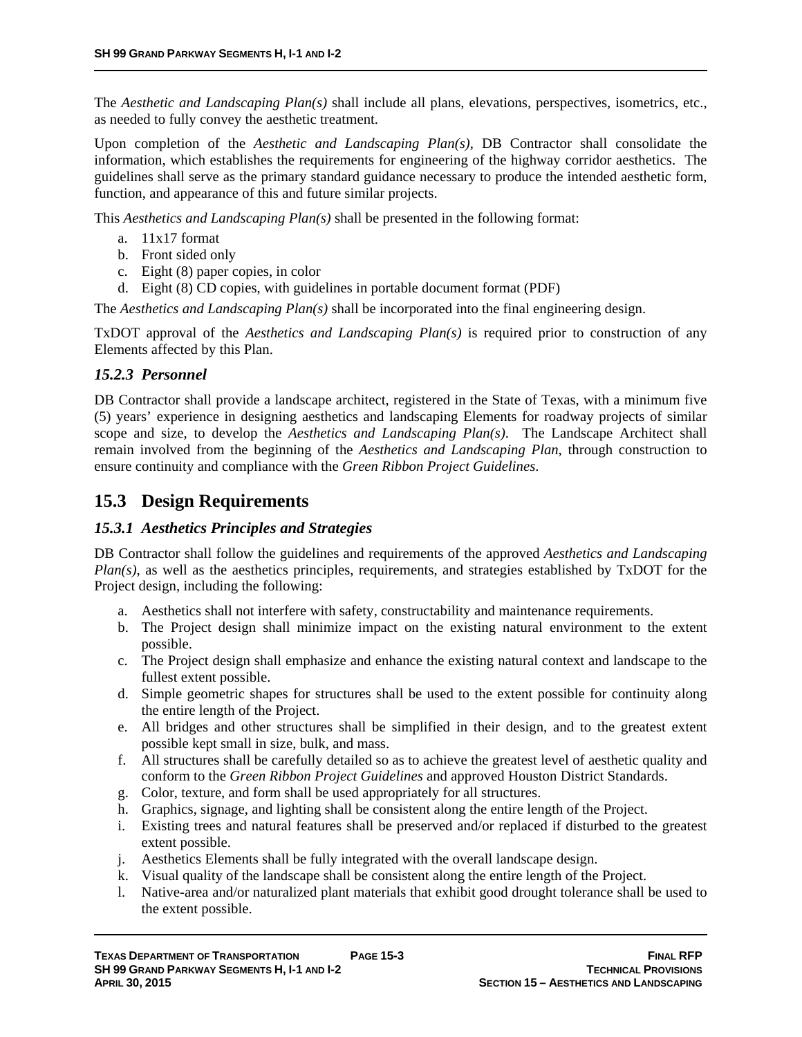The *Aesthetic and Landscaping Plan(s)* shall include all plans, elevations, perspectives, isometrics, etc., as needed to fully convey the aesthetic treatment.

Upon completion of the *Aesthetic and Landscaping Plan(s)*, DB Contractor shall consolidate the information, which establishes the requirements for engineering of the highway corridor aesthetics. The guidelines shall serve as the primary standard guidance necessary to produce the intended aesthetic form, function, and appearance of this and future similar projects.

This *Aesthetics and Landscaping Plan(s)* shall be presented in the following format:

a. 11x17 format
b. Front sided only
c. Eight (8) paper copies, in color
d. Eight (8) CD copies, with guidelines in portable document format (PDF)

The *Aesthetics and Landscaping Plan(s)* shall be incorporated into the final engineering design.

TxDOT approval of the *Aesthetics and Landscaping Plan(s)* is required prior to construction of any Elements affected by this Plan.

### *15.2.3 Personnel*

DB Contractor shall provide a landscape architect, registered in the State of Texas, with a minimum five (5) years' experience in designing aesthetics and landscaping Elements for roadway projects of similar scope and size, to develop the *Aesthetics and Landscaping Plan(s)*. The Landscape Architect shall remain involved from the beginning of the *Aesthetics and Landscaping Plan*, through construction to ensure continuity and compliance with the *Green Ribbon Project Guidelines*.

## 15.3 Design Requirements

### *15.3.1 Aesthetics Principles and Strategies*

DB Contractor shall follow the guidelines and requirements of the approved *Aesthetics and Landscaping Plan(s)*, as well as the aesthetics principles, requirements, and strategies established by TxDOT for the Project design, including the following:

a. Aesthetics shall not interfere with safety, constructability and maintenance requirements.
b. The Project design shall minimize impact on the existing natural environment to the extent possible.
c. The Project design shall emphasize and enhance the existing natural context and landscape to the fullest extent possible.
d. Simple geometric shapes for structures shall be used to the extent possible for continuity along the entire length of the Project.
e. All bridges and other structures shall be simplified in their design, and to the greatest extent possible kept small in size, bulk, and mass.
f. All structures shall be carefully detailed so as to achieve the greatest level of aesthetic quality and conform to the *Green Ribbon Project Guidelines* and approved Houston District Standards.
g. Color, texture, and form shall be used appropriately for all structures.
h. Graphics, signage, and lighting shall be consistent along the entire length of the Project.
i. Existing trees and natural features shall be preserved and/or replaced if disturbed to the greatest extent possible.
j. Aesthetics Elements shall be fully integrated with the overall landscape design.
k. Visual quality of the landscape shall be consistent along the entire length of the Project.
l. Native-area and/or naturalized plant materials that exhibit good drought tolerance shall be used to the extent possible.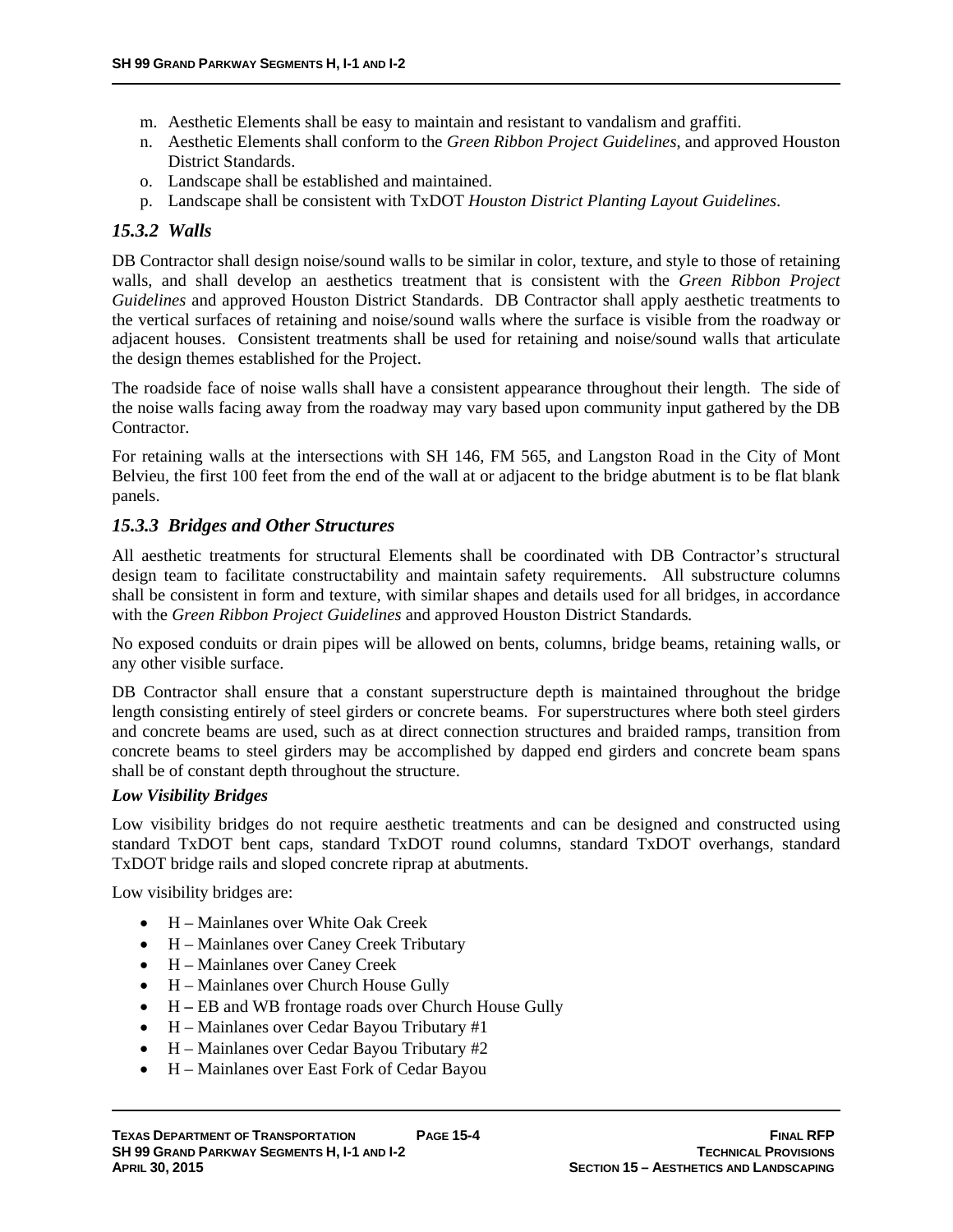m. Aesthetic Elements shall be easy to maintain and resistant to vandalism and graffiti.
n. Aesthetic Elements shall conform to the *Green Ribbon Project Guidelines*, and approved Houston District Standards.
o. Landscape shall be established and maintained.
p. Landscape shall be consistent with TxDOT *Houston District Planting Layout Guidelines*.

### *15.3.2 Walls*

DB Contractor shall design noise/sound walls to be similar in color, texture, and style to those of retaining walls, and shall develop an aesthetics treatment that is consistent with the *Green Ribbon Project Guidelines* and approved Houston District Standards. DB Contractor shall apply aesthetic treatments to the vertical surfaces of retaining and noise/sound walls where the surface is visible from the roadway or adjacent houses. Consistent treatments shall be used for retaining and noise/sound walls that articulate the design themes established for the Project.

The roadside face of noise walls shall have a consistent appearance throughout their length. The side of the noise walls facing away from the roadway may vary based upon community input gathered by the DB Contractor.

For retaining walls at the intersections with SH 146, FM 565, and Langston Road in the City of Mont Belvieu, the first 100 feet from the end of the wall at or adjacent to the bridge abutment is to be flat blank panels.

### *15.3.3 Bridges and Other Structures*

All aesthetic treatments for structural Elements shall be coordinated with DB Contractor's structural design team to facilitate constructability and maintain safety requirements. All substructure columns shall be consistent in form and texture, with similar shapes and details used for all bridges, in accordance with the *Green Ribbon Project Guidelines* and approved Houston District Standards*.*

No exposed conduits or drain pipes will be allowed on bents, columns, bridge beams, retaining walls, or any other visible surface.

DB Contractor shall ensure that a constant superstructure depth is maintained throughout the bridge length consisting entirely of steel girders or concrete beams. For superstructures where both steel girders and concrete beams are used, such as at direct connection structures and braided ramps, transition from concrete beams to steel girders may be accomplished by dapped end girders and concrete beam spans shall be of constant depth throughout the structure.

***Low Visibility Bridges***

Low visibility bridges do not require aesthetic treatments and can be designed and constructed using standard TxDOT bent caps, standard TxDOT round columns, standard TxDOT overhangs, standard TxDOT bridge rails and sloped concrete riprap at abutments.

Low visibility bridges are:

- H – Mainlanes over White Oak Creek
- H – Mainlanes over Caney Creek Tributary
- H – Mainlanes over Caney Creek
- H – Mainlanes over Church House Gully
- H – EB and WB frontage roads over Church House Gully
- H – Mainlanes over Cedar Bayou Tributary #1
- H – Mainlanes over Cedar Bayou Tributary #2
- H – Mainlanes over East Fork of Cedar Bayou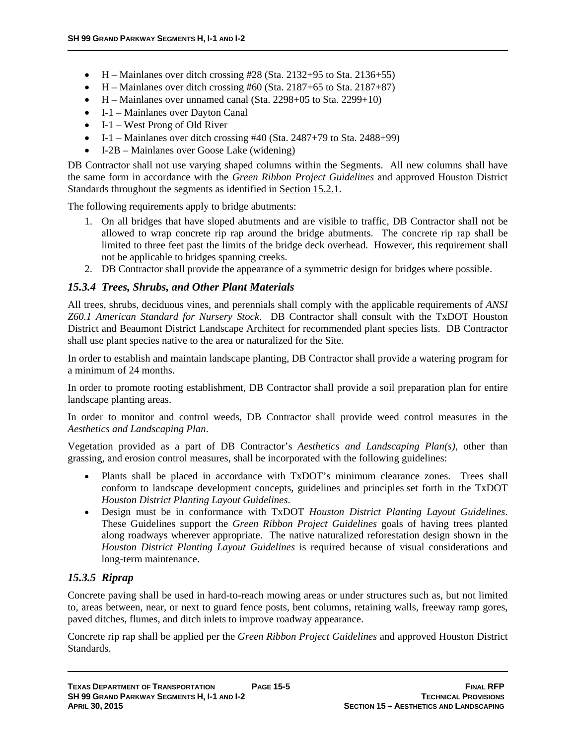- H – Mainlanes over ditch crossing #28 (Sta. 2132+95 to Sta. 2136+55)
- H – Mainlanes over ditch crossing #60 (Sta. 2187+65 to Sta. 2187+87)
- H – Mainlanes over unnamed canal (Sta. 2298+05 to Sta. 2299+10)
- I-1 – Mainlanes over Dayton Canal
- I-1 – West Prong of Old River
- I-1 – Mainlanes over ditch crossing #40 (Sta. 2487+79 to Sta. 2488+99)
- I-2B – Mainlanes over Goose Lake (widening)

DB Contractor shall not use varying shaped columns within the Segments. All new columns shall have the same form in accordance with the *Green Ribbon Project Guidelines* and approved Houston District Standards throughout the segments as identified in Section 15.2.1.

The following requirements apply to bridge abutments:

1. On all bridges that have sloped abutments and are visible to traffic, DB Contractor shall not be allowed to wrap concrete rip rap around the bridge abutments. The concrete rip rap shall be limited to three feet past the limits of the bridge deck overhead. However, this requirement shall not be applicable to bridges spanning creeks.
2. DB Contractor shall provide the appearance of a symmetric design for bridges where possible.

### *15.3.4 Trees, Shrubs, and Other Plant Materials*

All trees, shrubs, deciduous vines, and perennials shall comply with the applicable requirements of *ANSI Z60.1 American Standard for Nursery Stock*. DB Contractor shall consult with the TxDOT Houston District and Beaumont District Landscape Architect for recommended plant species lists. DB Contractor shall use plant species native to the area or naturalized for the Site.

In order to establish and maintain landscape planting, DB Contractor shall provide a watering program for a minimum of 24 months.

In order to promote rooting establishment, DB Contractor shall provide a soil preparation plan for entire landscape planting areas.

In order to monitor and control weeds, DB Contractor shall provide weed control measures in the *Aesthetics and Landscaping Plan*.

Vegetation provided as a part of DB Contractor's *Aesthetics and Landscaping Plan(s)*, other than grassing, and erosion control measures, shall be incorporated with the following guidelines:

- Plants shall be placed in accordance with TxDOT's minimum clearance zones. Trees shall conform to landscape development concepts, guidelines and principles set forth in the TxDOT *Houston District Planting Layout Guidelines*.
- Design must be in conformance with TxDOT *Houston District Planting Layout Guidelines*. These Guidelines support the *Green Ribbon Project Guidelines* goals of having trees planted along roadways wherever appropriate. The native naturalized reforestation design shown in the *Houston District Planting Layout Guidelines* is required because of visual considerations and long-term maintenance.

### *15.3.5 Riprap*

Concrete paving shall be used in hard-to-reach mowing areas or under structures such as, but not limited to, areas between, near, or next to guard fence posts, bent columns, retaining walls, freeway ramp gores, paved ditches, flumes, and ditch inlets to improve roadway appearance.

Concrete rip rap shall be applied per the *Green Ribbon Project Guidelines* and approved Houston District Standards.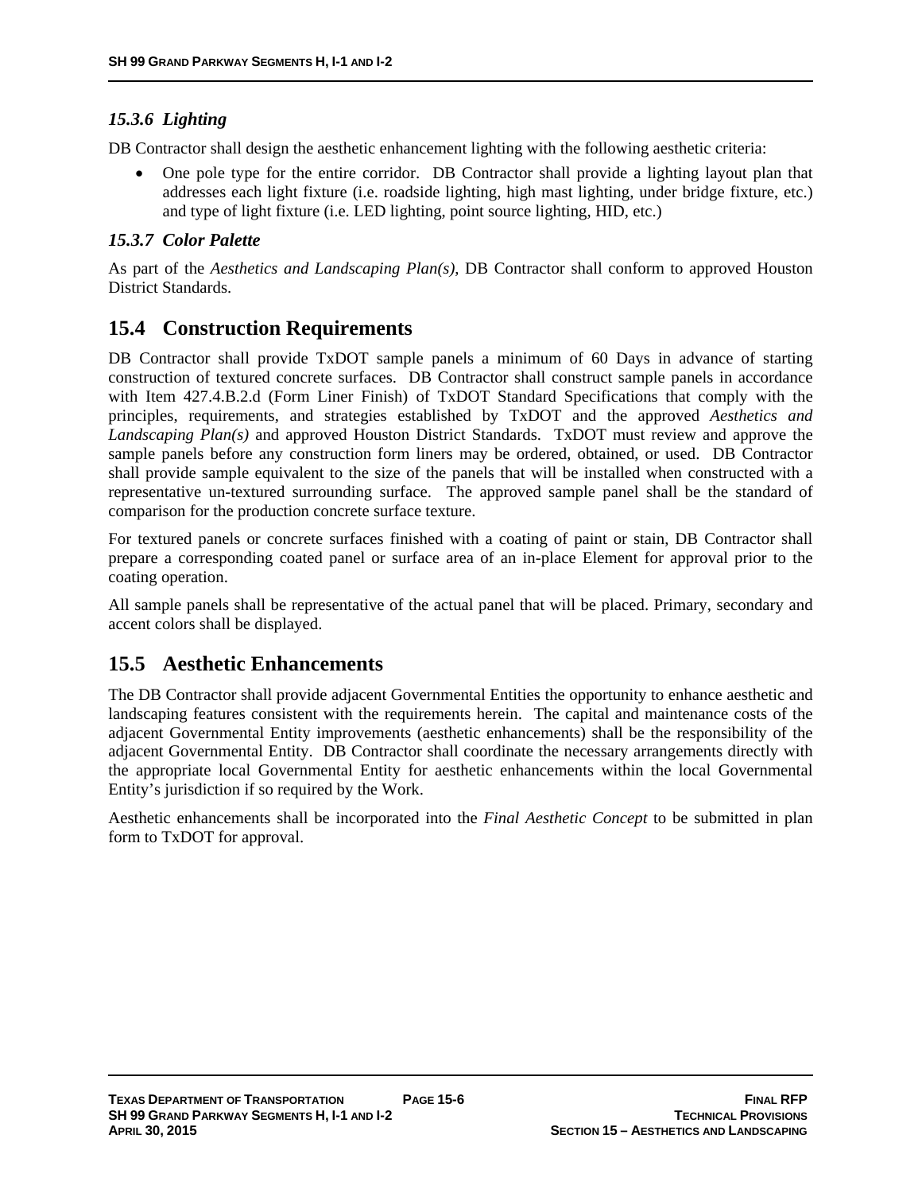### *15.3.6 Lighting*

DB Contractor shall design the aesthetic enhancement lighting with the following aesthetic criteria:

- One pole type for the entire corridor. DB Contractor shall provide a lighting layout plan that addresses each light fixture (i.e. roadside lighting, high mast lighting, under bridge fixture, etc.) and type of light fixture (i.e. LED lighting, point source lighting, HID, etc.)

### *15.3.7 Color Palette*

As part of the *Aesthetics and Landscaping Plan(s)*, DB Contractor shall conform to approved Houston District Standards.

## 15.4 Construction Requirements

DB Contractor shall provide TxDOT sample panels a minimum of 60 Days in advance of starting construction of textured concrete surfaces. DB Contractor shall construct sample panels in accordance with Item 427.4.B.2.d (Form Liner Finish) of TxDOT Standard Specifications that comply with the principles, requirements, and strategies established by TxDOT and the approved *Aesthetics and Landscaping Plan(s)* and approved Houston District Standards. TxDOT must review and approve the sample panels before any construction form liners may be ordered, obtained, or used. DB Contractor shall provide sample equivalent to the size of the panels that will be installed when constructed with a representative un-textured surrounding surface. The approved sample panel shall be the standard of comparison for the production concrete surface texture.

For textured panels or concrete surfaces finished with a coating of paint or stain, DB Contractor shall prepare a corresponding coated panel or surface area of an in-place Element for approval prior to the coating operation.

All sample panels shall be representative of the actual panel that will be placed. Primary, secondary and accent colors shall be displayed.

## 15.5 Aesthetic Enhancements

The DB Contractor shall provide adjacent Governmental Entities the opportunity to enhance aesthetic and landscaping features consistent with the requirements herein. The capital and maintenance costs of the adjacent Governmental Entity improvements (aesthetic enhancements) shall be the responsibility of the adjacent Governmental Entity. DB Contractor shall coordinate the necessary arrangements directly with the appropriate local Governmental Entity for aesthetic enhancements within the local Governmental Entity's jurisdiction if so required by the Work.

Aesthetic enhancements shall be incorporated into the *Final Aesthetic Concept* to be submitted in plan form to TxDOT for approval.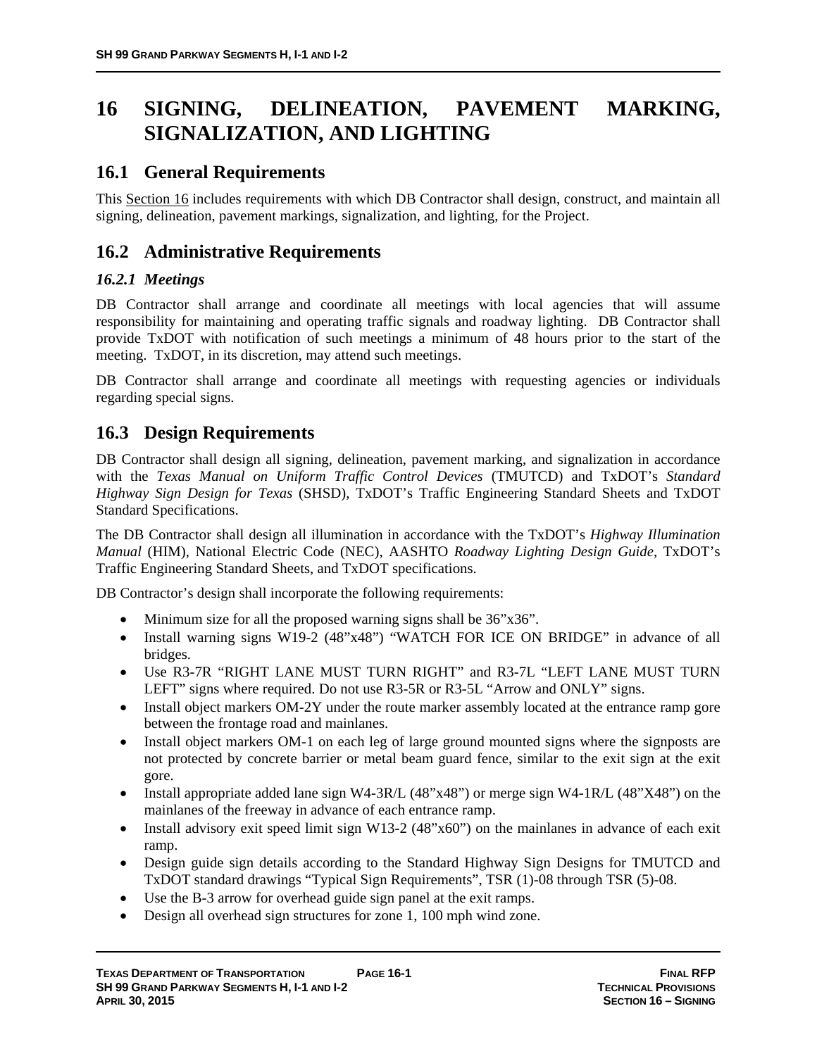# 16 SIGNING, DELINEATION, PAVEMENT MARKING, SIGNALIZATION, AND LIGHTING

## 16.1 General Requirements

This Section 16 includes requirements with which DB Contractor shall design, construct, and maintain all signing, delineation, pavement markings, signalization, and lighting, for the Project.

## 16.2 Administrative Requirements

### *16.2.1 Meetings*

DB Contractor shall arrange and coordinate all meetings with local agencies that will assume responsibility for maintaining and operating traffic signals and roadway lighting. DB Contractor shall provide TxDOT with notification of such meetings a minimum of 48 hours prior to the start of the meeting. TxDOT, in its discretion, may attend such meetings.

DB Contractor shall arrange and coordinate all meetings with requesting agencies or individuals regarding special signs.

## 16.3 Design Requirements

DB Contractor shall design all signing, delineation, pavement marking, and signalization in accordance with the *Texas Manual on Uniform Traffic Control Devices* (TMUTCD) and TxDOT's *Standard Highway Sign Design for Texas* (SHSD), TxDOT's Traffic Engineering Standard Sheets and TxDOT Standard Specifications.

The DB Contractor shall design all illumination in accordance with the TxDOT's *Highway Illumination Manual* (HIM), National Electric Code (NEC), AASHTO *Roadway Lighting Design Guide*, TxDOT's Traffic Engineering Standard Sheets, and TxDOT specifications.

DB Contractor's design shall incorporate the following requirements:

- Minimum size for all the proposed warning signs shall be 36"x36".
- Install warning signs W19-2 (48"x48") "WATCH FOR ICE ON BRIDGE" in advance of all bridges.
- Use R3-7R "RIGHT LANE MUST TURN RIGHT" and R3-7L "LEFT LANE MUST TURN LEFT" signs where required. Do not use R3-5R or R3-5L "Arrow and ONLY" signs.
- Install object markers OM-2Y under the route marker assembly located at the entrance ramp gore between the frontage road and mainlanes.
- Install object markers OM-1 on each leg of large ground mounted signs where the signposts are not protected by concrete barrier or metal beam guard fence, similar to the exit sign at the exit gore.
- Install appropriate added lane sign W4-3R/L (48"x48") or merge sign W4-1R/L (48"X48") on the mainlanes of the freeway in advance of each entrance ramp.
- Install advisory exit speed limit sign W13-2 (48"x60") on the mainlanes in advance of each exit ramp.
- Design guide sign details according to the Standard Highway Sign Designs for TMUTCD and TxDOT standard drawings "Typical Sign Requirements", TSR (1)-08 through TSR (5)-08.
- Use the B-3 arrow for overhead guide sign panel at the exit ramps.
- Design all overhead sign structures for zone 1, 100 mph wind zone.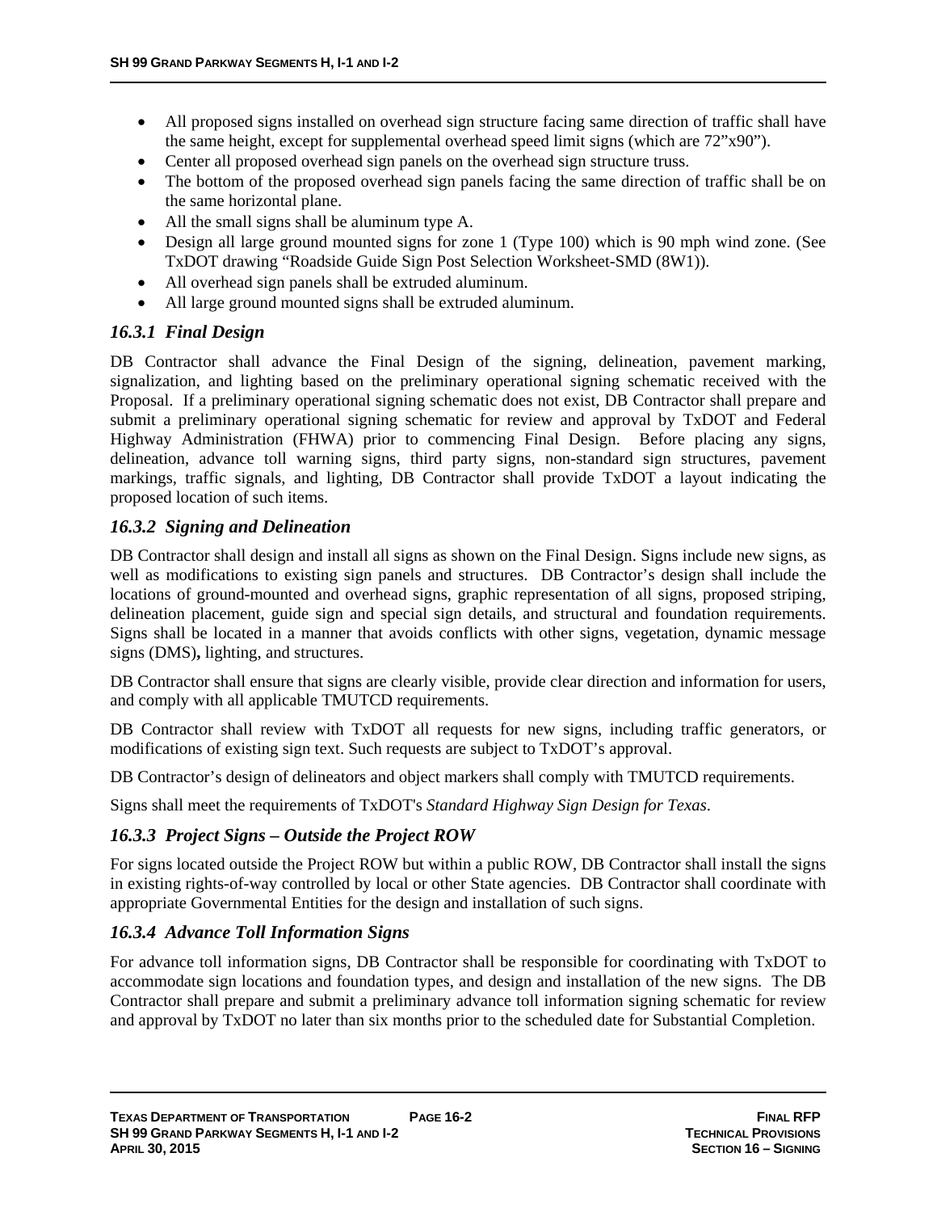- All proposed signs installed on overhead sign structure facing same direction of traffic shall have the same height, except for supplemental overhead speed limit signs (which are 72"x90").
- Center all proposed overhead sign panels on the overhead sign structure truss.
- The bottom of the proposed overhead sign panels facing the same direction of traffic shall be on the same horizontal plane.
- All the small signs shall be aluminum type A.
- Design all large ground mounted signs for zone 1 (Type 100) which is 90 mph wind zone. (See TxDOT drawing "Roadside Guide Sign Post Selection Worksheet-SMD (8W1)).
- All overhead sign panels shall be extruded aluminum.
- All large ground mounted signs shall be extruded aluminum.

### *16.3.1 Final Design*

DB Contractor shall advance the Final Design of the signing, delineation, pavement marking, signalization, and lighting based on the preliminary operational signing schematic received with the Proposal. If a preliminary operational signing schematic does not exist, DB Contractor shall prepare and submit a preliminary operational signing schematic for review and approval by TxDOT and Federal Highway Administration (FHWA) prior to commencing Final Design. Before placing any signs, delineation, advance toll warning signs, third party signs, non-standard sign structures, pavement markings, traffic signals, and lighting, DB Contractor shall provide TxDOT a layout indicating the proposed location of such items.

### *16.3.2 Signing and Delineation*

DB Contractor shall design and install all signs as shown on the Final Design. Signs include new signs, as well as modifications to existing sign panels and structures. DB Contractor's design shall include the locations of ground-mounted and overhead signs, graphic representation of all signs, proposed striping, delineation placement, guide sign and special sign details, and structural and foundation requirements. Signs shall be located in a manner that avoids conflicts with other signs, vegetation, dynamic message signs (DMS)**,** lighting, and structures.

DB Contractor shall ensure that signs are clearly visible, provide clear direction and information for users, and comply with all applicable TMUTCD requirements.

DB Contractor shall review with TxDOT all requests for new signs, including traffic generators, or modifications of existing sign text. Such requests are subject to TxDOT's approval.

DB Contractor's design of delineators and object markers shall comply with TMUTCD requirements.

Signs shall meet the requirements of TxDOT's *Standard Highway Sign Design for Texas*.

### *16.3.3 Project Signs – Outside the Project ROW*

For signs located outside the Project ROW but within a public ROW, DB Contractor shall install the signs in existing rights-of-way controlled by local or other State agencies. DB Contractor shall coordinate with appropriate Governmental Entities for the design and installation of such signs.

### *16.3.4 Advance Toll Information Signs*

For advance toll information signs, DB Contractor shall be responsible for coordinating with TxDOT to accommodate sign locations and foundation types, and design and installation of the new signs. The DB Contractor shall prepare and submit a preliminary advance toll information signing schematic for review and approval by TxDOT no later than six months prior to the scheduled date for Substantial Completion.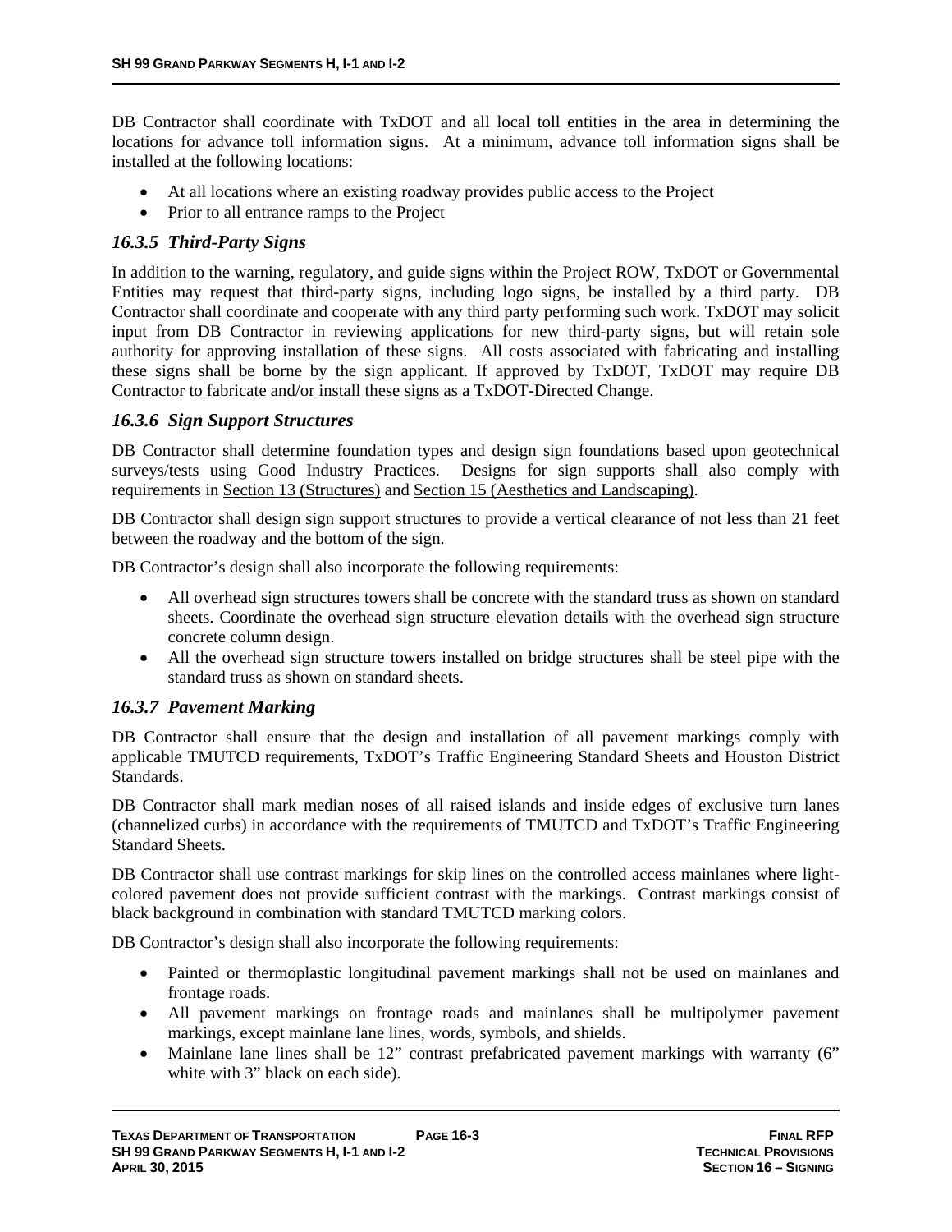DB Contractor shall coordinate with TxDOT and all local toll entities in the area in determining the locations for advance toll information signs. At a minimum, advance toll information signs shall be installed at the following locations:

- At all locations where an existing roadway provides public access to the Project
- Prior to all entrance ramps to the Project

### *16.3.5 Third-Party Signs*

In addition to the warning, regulatory, and guide signs within the Project ROW, TxDOT or Governmental Entities may request that third-party signs, including logo signs, be installed by a third party. DB Contractor shall coordinate and cooperate with any third party performing such work. TxDOT may solicit input from DB Contractor in reviewing applications for new third-party signs, but will retain sole authority for approving installation of these signs. All costs associated with fabricating and installing these signs shall be borne by the sign applicant. If approved by TxDOT, TxDOT may require DB Contractor to fabricate and/or install these signs as a TxDOT-Directed Change.

### *16.3.6 Sign Support Structures*

DB Contractor shall determine foundation types and design sign foundations based upon geotechnical surveys/tests using Good Industry Practices. Designs for sign supports shall also comply with requirements in Section 13 (Structures) and Section 15 (Aesthetics and Landscaping).

DB Contractor shall design sign support structures to provide a vertical clearance of not less than 21 feet between the roadway and the bottom of the sign.

DB Contractor's design shall also incorporate the following requirements:

- All overhead sign structures towers shall be concrete with the standard truss as shown on standard sheets. Coordinate the overhead sign structure elevation details with the overhead sign structure concrete column design.
- All the overhead sign structure towers installed on bridge structures shall be steel pipe with the standard truss as shown on standard sheets.

### *16.3.7 Pavement Marking*

DB Contractor shall ensure that the design and installation of all pavement markings comply with applicable TMUTCD requirements, TxDOT's Traffic Engineering Standard Sheets and Houston District Standards.

DB Contractor shall mark median noses of all raised islands and inside edges of exclusive turn lanes (channelized curbs) in accordance with the requirements of TMUTCD and TxDOT's Traffic Engineering Standard Sheets.

DB Contractor shall use contrast markings for skip lines on the controlled access mainlanes where light-colored pavement does not provide sufficient contrast with the markings. Contrast markings consist of black background in combination with standard TMUTCD marking colors.

DB Contractor's design shall also incorporate the following requirements:

- Painted or thermoplastic longitudinal pavement markings shall not be used on mainlanes and frontage roads.
- All pavement markings on frontage roads and mainlanes shall be multipolymer pavement markings, except mainlane lane lines, words, symbols, and shields.
- Mainlane lane lines shall be 12" contrast prefabricated pavement markings with warranty (6" white with 3" black on each side).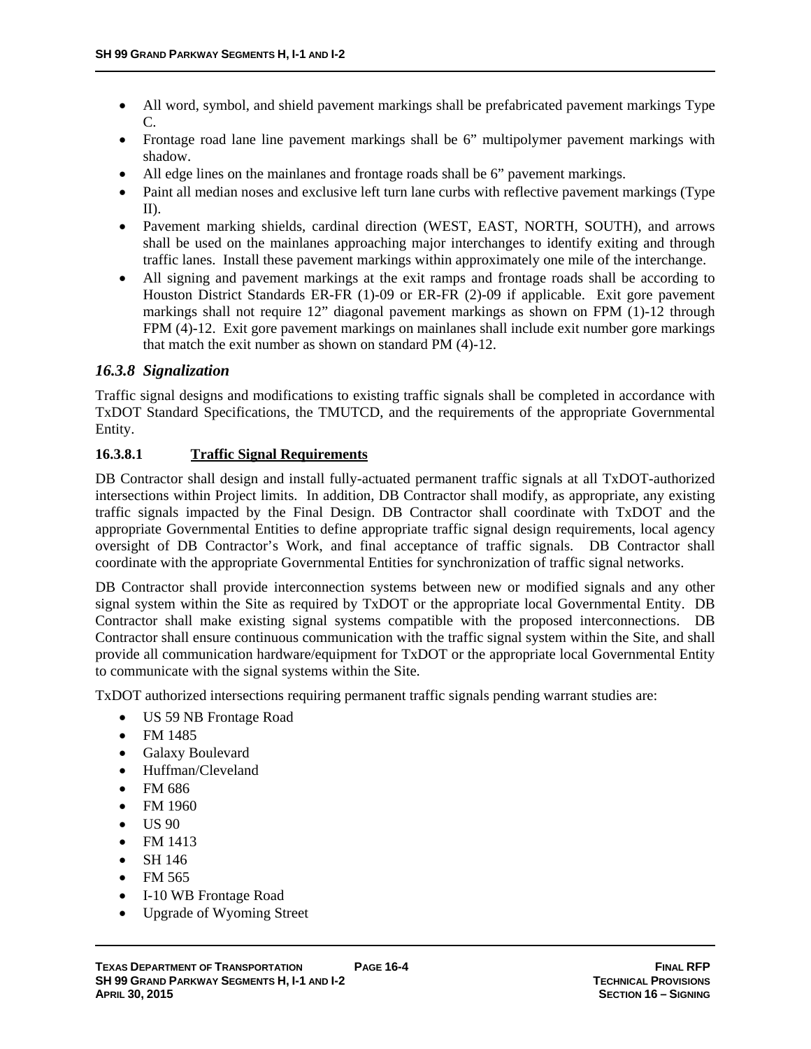- All word, symbol, and shield pavement markings shall be prefabricated pavement markings Type C.
- Frontage road lane line pavement markings shall be 6” multipolymer pavement markings with shadow.
- All edge lines on the mainlanes and frontage roads shall be 6” pavement markings.
- Paint all median noses and exclusive left turn lane curbs with reflective pavement markings (Type II).
- Pavement marking shields, cardinal direction (WEST, EAST, NORTH, SOUTH), and arrows shall be used on the mainlanes approaching major interchanges to identify exiting and through traffic lanes. Install these pavement markings within approximately one mile of the interchange.
- All signing and pavement markings at the exit ramps and frontage roads shall be according to Houston District Standards ER-FR (1)-09 or ER-FR (2)-09 if applicable. Exit gore pavement markings shall not require 12” diagonal pavement markings as shown on FPM (1)-12 through FPM (4)-12. Exit gore pavement markings on mainlanes shall include exit number gore markings that match the exit number as shown on standard PM (4)-12.

### *16.3.8 Signalization*

Traffic signal designs and modifications to existing traffic signals shall be completed in accordance with TxDOT Standard Specifications, the TMUTCD, and the requirements of the appropriate Governmental Entity.

#### 16.3.8.1 Traffic Signal Requirements

DB Contractor shall design and install fully-actuated permanent traffic signals at all TxDOT-authorized intersections within Project limits. In addition, DB Contractor shall modify, as appropriate, any existing traffic signals impacted by the Final Design. DB Contractor shall coordinate with TxDOT and the appropriate Governmental Entities to define appropriate traffic signal design requirements, local agency oversight of DB Contractor’s Work, and final acceptance of traffic signals. DB Contractor shall coordinate with the appropriate Governmental Entities for synchronization of traffic signal networks.

DB Contractor shall provide interconnection systems between new or modified signals and any other signal system within the Site as required by TxDOT or the appropriate local Governmental Entity. DB Contractor shall make existing signal systems compatible with the proposed interconnections. DB Contractor shall ensure continuous communication with the traffic signal system within the Site, and shall provide all communication hardware/equipment for TxDOT or the appropriate local Governmental Entity to communicate with the signal systems within the Site.

TxDOT authorized intersections requiring permanent traffic signals pending warrant studies are:

- US 59 NB Frontage Road
- FM 1485
- Galaxy Boulevard
- Huffman/Cleveland
- FM 686
- FM 1960
- US 90
- FM 1413
- SH 146
- FM 565
- I-10 WB Frontage Road
- Upgrade of Wyoming Street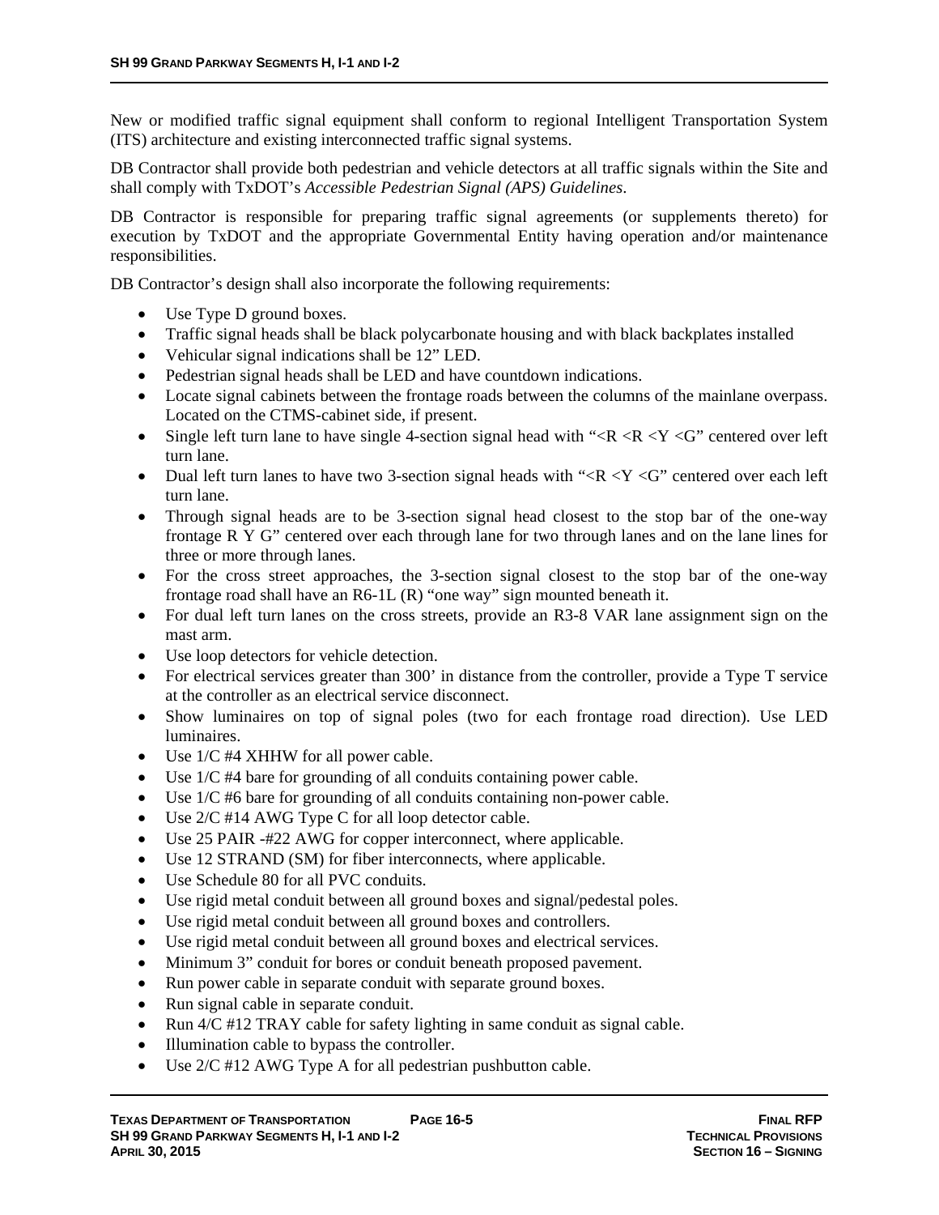New or modified traffic signal equipment shall conform to regional Intelligent Transportation System (ITS) architecture and existing interconnected traffic signal systems.

DB Contractor shall provide both pedestrian and vehicle detectors at all traffic signals within the Site and shall comply with TxDOT's *Accessible Pedestrian Signal (APS) Guidelines*.

DB Contractor is responsible for preparing traffic signal agreements (or supplements thereto) for execution by TxDOT and the appropriate Governmental Entity having operation and/or maintenance responsibilities.

DB Contractor's design shall also incorporate the following requirements:

- Use Type D ground boxes.
- Traffic signal heads shall be black polycarbonate housing and with black backplates installed
- Vehicular signal indications shall be 12" LED.
- Pedestrian signal heads shall be LED and have countdown indications.
- Locate signal cabinets between the frontage roads between the columns of the mainlane overpass. Located on the CTMS-cabinet side, if present.
- Single left turn lane to have single 4-section signal head with "<R <R <Y <G" centered over left turn lane.
- Dual left turn lanes to have two 3-section signal heads with "<R <Y <G" centered over each left turn lane.
- Through signal heads are to be 3-section signal head closest to the stop bar of the one-way frontage R Y G" centered over each through lane for two through lanes and on the lane lines for three or more through lanes.
- For the cross street approaches, the 3-section signal closest to the stop bar of the one-way frontage road shall have an R6-1L (R) "one way" sign mounted beneath it.
- For dual left turn lanes on the cross streets, provide an R3-8 VAR lane assignment sign on the mast arm.
- Use loop detectors for vehicle detection.
- For electrical services greater than 300' in distance from the controller, provide a Type T service at the controller as an electrical service disconnect.
- Show luminaires on top of signal poles (two for each frontage road direction). Use LED luminaires.
- Use 1/C #4 XHHW for all power cable.
- Use 1/C #4 bare for grounding of all conduits containing power cable.
- Use 1/C #6 bare for grounding of all conduits containing non-power cable.
- Use 2/C #14 AWG Type C for all loop detector cable.
- Use 25 PAIR -#22 AWG for copper interconnect, where applicable.
- Use 12 STRAND (SM) for fiber interconnects, where applicable.
- Use Schedule 80 for all PVC conduits.
- Use rigid metal conduit between all ground boxes and signal/pedestal poles.
- Use rigid metal conduit between all ground boxes and controllers.
- Use rigid metal conduit between all ground boxes and electrical services.
- Minimum 3" conduit for bores or conduit beneath proposed pavement.
- Run power cable in separate conduit with separate ground boxes.
- Run signal cable in separate conduit.
- Run 4/C #12 TRAY cable for safety lighting in same conduit as signal cable.
- Illumination cable to bypass the controller.
- Use 2/C #12 AWG Type A for all pedestrian pushbutton cable.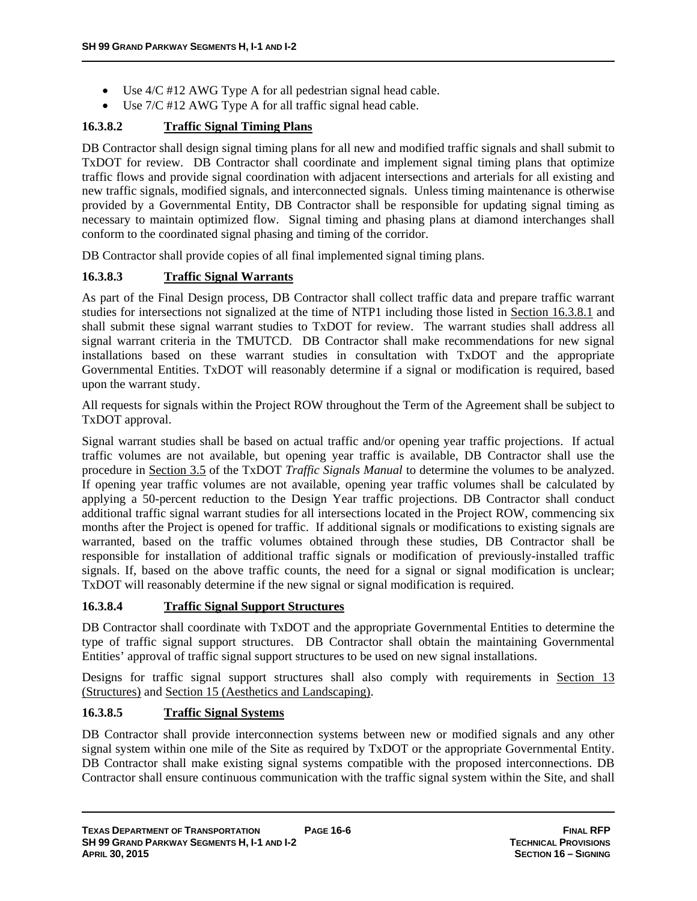- Use 4/C #12 AWG Type A for all pedestrian signal head cable.
- Use 7/C #12 AWG Type A for all traffic signal head cable.

#### 16.3.8.2 Traffic Signal Timing Plans

DB Contractor shall design signal timing plans for all new and modified traffic signals and shall submit to TxDOT for review. DB Contractor shall coordinate and implement signal timing plans that optimize traffic flows and provide signal coordination with adjacent intersections and arterials for all existing and new traffic signals, modified signals, and interconnected signals. Unless timing maintenance is otherwise provided by a Governmental Entity, DB Contractor shall be responsible for updating signal timing as necessary to maintain optimized flow. Signal timing and phasing plans at diamond interchanges shall conform to the coordinated signal phasing and timing of the corridor.

DB Contractor shall provide copies of all final implemented signal timing plans.

#### 16.3.8.3 Traffic Signal Warrants

As part of the Final Design process, DB Contractor shall collect traffic data and prepare traffic warrant studies for intersections not signalized at the time of NTP1 including those listed in Section 16.3.8.1 and shall submit these signal warrant studies to TxDOT for review. The warrant studies shall address all signal warrant criteria in the TMUTCD. DB Contractor shall make recommendations for new signal installations based on these warrant studies in consultation with TxDOT and the appropriate Governmental Entities. TxDOT will reasonably determine if a signal or modification is required, based upon the warrant study.

All requests for signals within the Project ROW throughout the Term of the Agreement shall be subject to TxDOT approval.

Signal warrant studies shall be based on actual traffic and/or opening year traffic projections. If actual traffic volumes are not available, but opening year traffic is available, DB Contractor shall use the procedure in Section 3.5 of the TxDOT *Traffic Signals Manual* to determine the volumes to be analyzed. If opening year traffic volumes are not available, opening year traffic volumes shall be calculated by applying a 50-percent reduction to the Design Year traffic projections. DB Contractor shall conduct additional traffic signal warrant studies for all intersections located in the Project ROW, commencing six months after the Project is opened for traffic. If additional signals or modifications to existing signals are warranted, based on the traffic volumes obtained through these studies, DB Contractor shall be responsible for installation of additional traffic signals or modification of previously-installed traffic signals. If, based on the above traffic counts, the need for a signal or signal modification is unclear; TxDOT will reasonably determine if the new signal or signal modification is required.

#### 16.3.8.4 Traffic Signal Support Structures

DB Contractor shall coordinate with TxDOT and the appropriate Governmental Entities to determine the type of traffic signal support structures. DB Contractor shall obtain the maintaining Governmental Entities' approval of traffic signal support structures to be used on new signal installations.

Designs for traffic signal support structures shall also comply with requirements in Section 13 (Structures) and Section 15 (Aesthetics and Landscaping).

#### 16.3.8.5 Traffic Signal Systems

DB Contractor shall provide interconnection systems between new or modified signals and any other signal system within one mile of the Site as required by TxDOT or the appropriate Governmental Entity. DB Contractor shall make existing signal systems compatible with the proposed interconnections. DB Contractor shall ensure continuous communication with the traffic signal system within the Site, and shall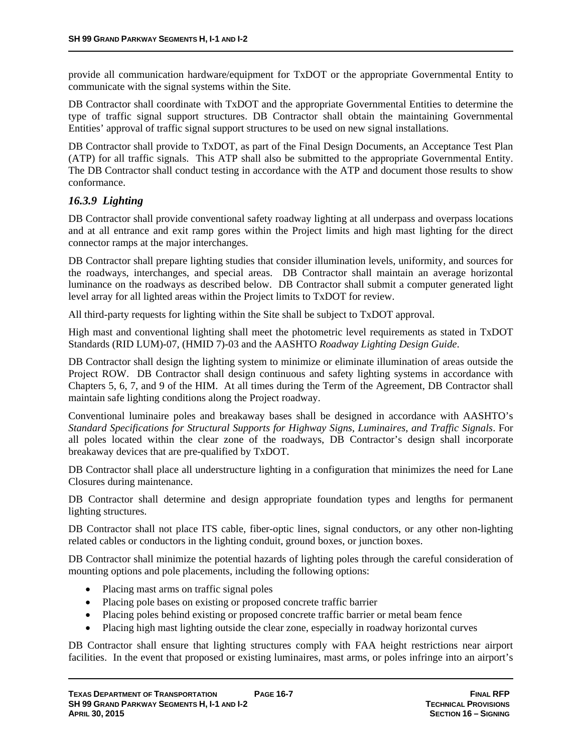provide all communication hardware/equipment for TxDOT or the appropriate Governmental Entity to communicate with the signal systems within the Site.

DB Contractor shall coordinate with TxDOT and the appropriate Governmental Entities to determine the type of traffic signal support structures. DB Contractor shall obtain the maintaining Governmental Entities' approval of traffic signal support structures to be used on new signal installations.

DB Contractor shall provide to TxDOT, as part of the Final Design Documents, an Acceptance Test Plan (ATP) for all traffic signals. This ATP shall also be submitted to the appropriate Governmental Entity. The DB Contractor shall conduct testing in accordance with the ATP and document those results to show conformance.

### *16.3.9 Lighting*

DB Contractor shall provide conventional safety roadway lighting at all underpass and overpass locations and at all entrance and exit ramp gores within the Project limits and high mast lighting for the direct connector ramps at the major interchanges.

DB Contractor shall prepare lighting studies that consider illumination levels, uniformity, and sources for the roadways, interchanges, and special areas. DB Contractor shall maintain an average horizontal luminance on the roadways as described below. DB Contractor shall submit a computer generated light level array for all lighted areas within the Project limits to TxDOT for review.

All third-party requests for lighting within the Site shall be subject to TxDOT approval.

High mast and conventional lighting shall meet the photometric level requirements as stated in TxDOT Standards (RID LUM)-07, (HMID 7)-03 and the AASHTO *Roadway Lighting Design Guide*.

DB Contractor shall design the lighting system to minimize or eliminate illumination of areas outside the Project ROW. DB Contractor shall design continuous and safety lighting systems in accordance with Chapters 5, 6, 7, and 9 of the HIM. At all times during the Term of the Agreement, DB Contractor shall maintain safe lighting conditions along the Project roadway.

Conventional luminaire poles and breakaway bases shall be designed in accordance with AASHTO's *Standard Specifications for Structural Supports for Highway Signs, Luminaires, and Traffic Signals*. For all poles located within the clear zone of the roadways, DB Contractor's design shall incorporate breakaway devices that are pre-qualified by TxDOT.

DB Contractor shall place all understructure lighting in a configuration that minimizes the need for Lane Closures during maintenance.

DB Contractor shall determine and design appropriate foundation types and lengths for permanent lighting structures.

DB Contractor shall not place ITS cable, fiber-optic lines, signal conductors, or any other non-lighting related cables or conductors in the lighting conduit, ground boxes, or junction boxes.

DB Contractor shall minimize the potential hazards of lighting poles through the careful consideration of mounting options and pole placements, including the following options:

- Placing mast arms on traffic signal poles
- Placing pole bases on existing or proposed concrete traffic barrier
- Placing poles behind existing or proposed concrete traffic barrier or metal beam fence
- Placing high mast lighting outside the clear zone, especially in roadway horizontal curves

DB Contractor shall ensure that lighting structures comply with FAA height restrictions near airport facilities. In the event that proposed or existing luminaires, mast arms, or poles infringe into an airport's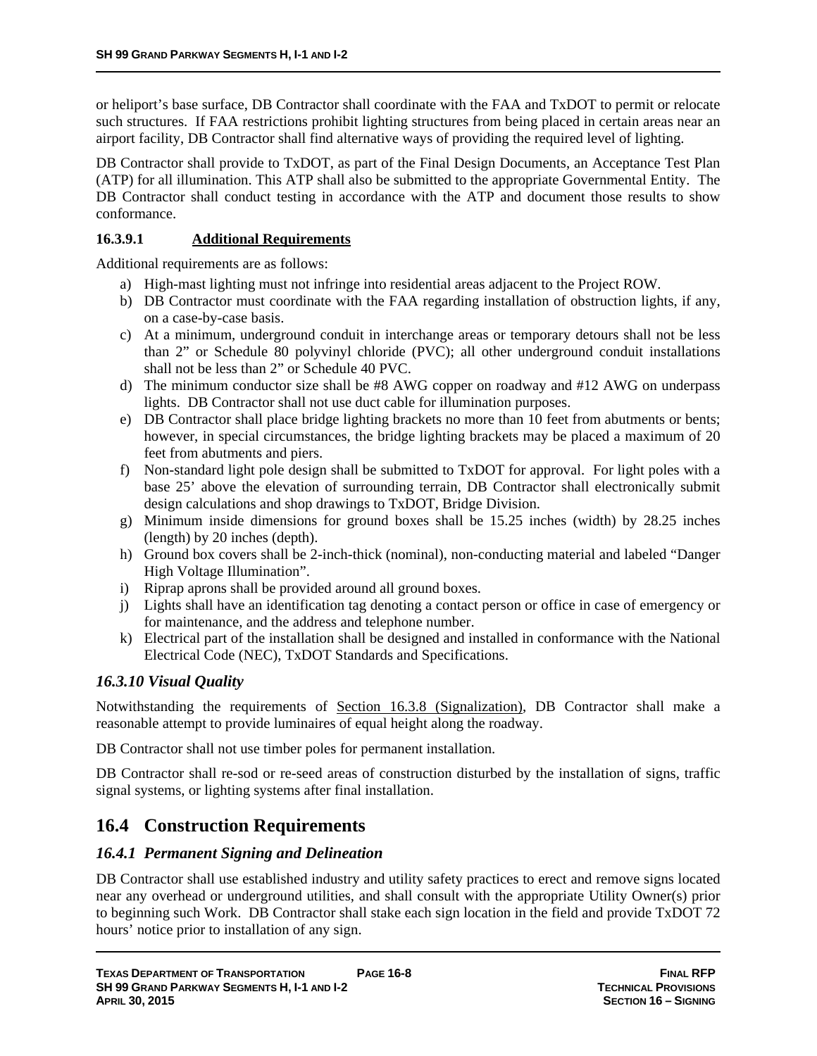or heliport's base surface, DB Contractor shall coordinate with the FAA and TxDOT to permit or relocate such structures. If FAA restrictions prohibit lighting structures from being placed in certain areas near an airport facility, DB Contractor shall find alternative ways of providing the required level of lighting.

DB Contractor shall provide to TxDOT, as part of the Final Design Documents, an Acceptance Test Plan (ATP) for all illumination. This ATP shall also be submitted to the appropriate Governmental Entity. The DB Contractor shall conduct testing in accordance with the ATP and document those results to show conformance.

#### 16.3.9.1 Additional Requirements

Additional requirements are as follows:

a) High-mast lighting must not infringe into residential areas adjacent to the Project ROW.
b) DB Contractor must coordinate with the FAA regarding installation of obstruction lights, if any, on a case-by-case basis.
c) At a minimum, underground conduit in interchange areas or temporary detours shall not be less than 2" or Schedule 80 polyvinyl chloride (PVC); all other underground conduit installations shall not be less than 2" or Schedule 40 PVC.
d) The minimum conductor size shall be #8 AWG copper on roadway and #12 AWG on underpass lights. DB Contractor shall not use duct cable for illumination purposes.
e) DB Contractor shall place bridge lighting brackets no more than 10 feet from abutments or bents; however, in special circumstances, the bridge lighting brackets may be placed a maximum of 20 feet from abutments and piers.
f) Non-standard light pole design shall be submitted to TxDOT for approval. For light poles with a base 25' above the elevation of surrounding terrain, DB Contractor shall electronically submit design calculations and shop drawings to TxDOT, Bridge Division.
g) Minimum inside dimensions for ground boxes shall be 15.25 inches (width) by 28.25 inches (length) by 20 inches (depth).
h) Ground box covers shall be 2-inch-thick (nominal), non-conducting material and labeled "Danger High Voltage Illumination".
i) Riprap aprons shall be provided around all ground boxes.
j) Lights shall have an identification tag denoting a contact person or office in case of emergency or for maintenance, and the address and telephone number.
k) Electrical part of the installation shall be designed and installed in conformance with the National Electrical Code (NEC), TxDOT Standards and Specifications.

### *16.3.10 Visual Quality*

Notwithstanding the requirements of Section 16.3.8 (Signalization), DB Contractor shall make a reasonable attempt to provide luminaires of equal height along the roadway.

DB Contractor shall not use timber poles for permanent installation.

DB Contractor shall re-sod or re-seed areas of construction disturbed by the installation of signs, traffic signal systems, or lighting systems after final installation.

## 16.4 Construction Requirements

### *16.4.1 Permanent Signing and Delineation*

DB Contractor shall use established industry and utility safety practices to erect and remove signs located near any overhead or underground utilities, and shall consult with the appropriate Utility Owner(s) prior to beginning such Work. DB Contractor shall stake each sign location in the field and provide TxDOT 72 hours' notice prior to installation of any sign.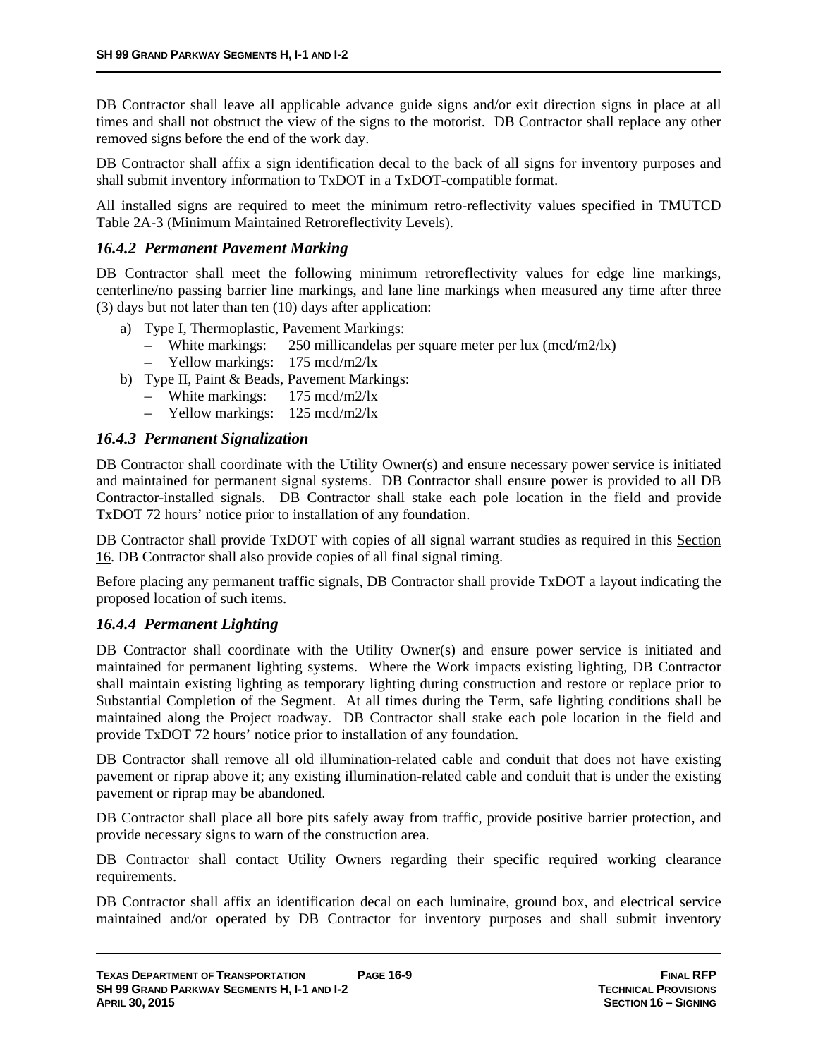DB Contractor shall leave all applicable advance guide signs and/or exit direction signs in place at all times and shall not obstruct the view of the signs to the motorist. DB Contractor shall replace any other removed signs before the end of the work day.

DB Contractor shall affix a sign identification decal to the back of all signs for inventory purposes and shall submit inventory information to TxDOT in a TxDOT-compatible format.

All installed signs are required to meet the minimum retro-reflectivity values specified in TMUTCD Table 2A-3 (Minimum Maintained Retroreflectivity Levels).

### *16.4.2 Permanent Pavement Marking*

DB Contractor shall meet the following minimum retroreflectivity values for edge line markings, centerline/no passing barrier line markings, and lane line markings when measured any time after three (3) days but not later than ten (10) days after application:

a) Type I, Thermoplastic, Pavement Markings:
   - White markings: 250 millicandelas per square meter per lux (mcd/m2/lx)
   - Yellow markings: 175 mcd/m2/lx
b) Type II, Paint & Beads, Pavement Markings:
   - White markings: 175 mcd/m2/lx
   - Yellow markings: 125 mcd/m2/lx

### *16.4.3 Permanent Signalization*

DB Contractor shall coordinate with the Utility Owner(s) and ensure necessary power service is initiated and maintained for permanent signal systems. DB Contractor shall ensure power is provided to all DB Contractor-installed signals. DB Contractor shall stake each pole location in the field and provide TxDOT 72 hours' notice prior to installation of any foundation.

DB Contractor shall provide TxDOT with copies of all signal warrant studies as required in this Section 16. DB Contractor shall also provide copies of all final signal timing.

Before placing any permanent traffic signals, DB Contractor shall provide TxDOT a layout indicating the proposed location of such items.

### *16.4.4 Permanent Lighting*

DB Contractor shall coordinate with the Utility Owner(s) and ensure power service is initiated and maintained for permanent lighting systems. Where the Work impacts existing lighting, DB Contractor shall maintain existing lighting as temporary lighting during construction and restore or replace prior to Substantial Completion of the Segment. At all times during the Term, safe lighting conditions shall be maintained along the Project roadway. DB Contractor shall stake each pole location in the field and provide TxDOT 72 hours' notice prior to installation of any foundation.

DB Contractor shall remove all old illumination-related cable and conduit that does not have existing pavement or riprap above it; any existing illumination-related cable and conduit that is under the existing pavement or riprap may be abandoned.

DB Contractor shall place all bore pits safely away from traffic, provide positive barrier protection, and provide necessary signs to warn of the construction area.

DB Contractor shall contact Utility Owners regarding their specific required working clearance requirements.

DB Contractor shall affix an identification decal on each luminaire, ground box, and electrical service maintained and/or operated by DB Contractor for inventory purposes and shall submit inventory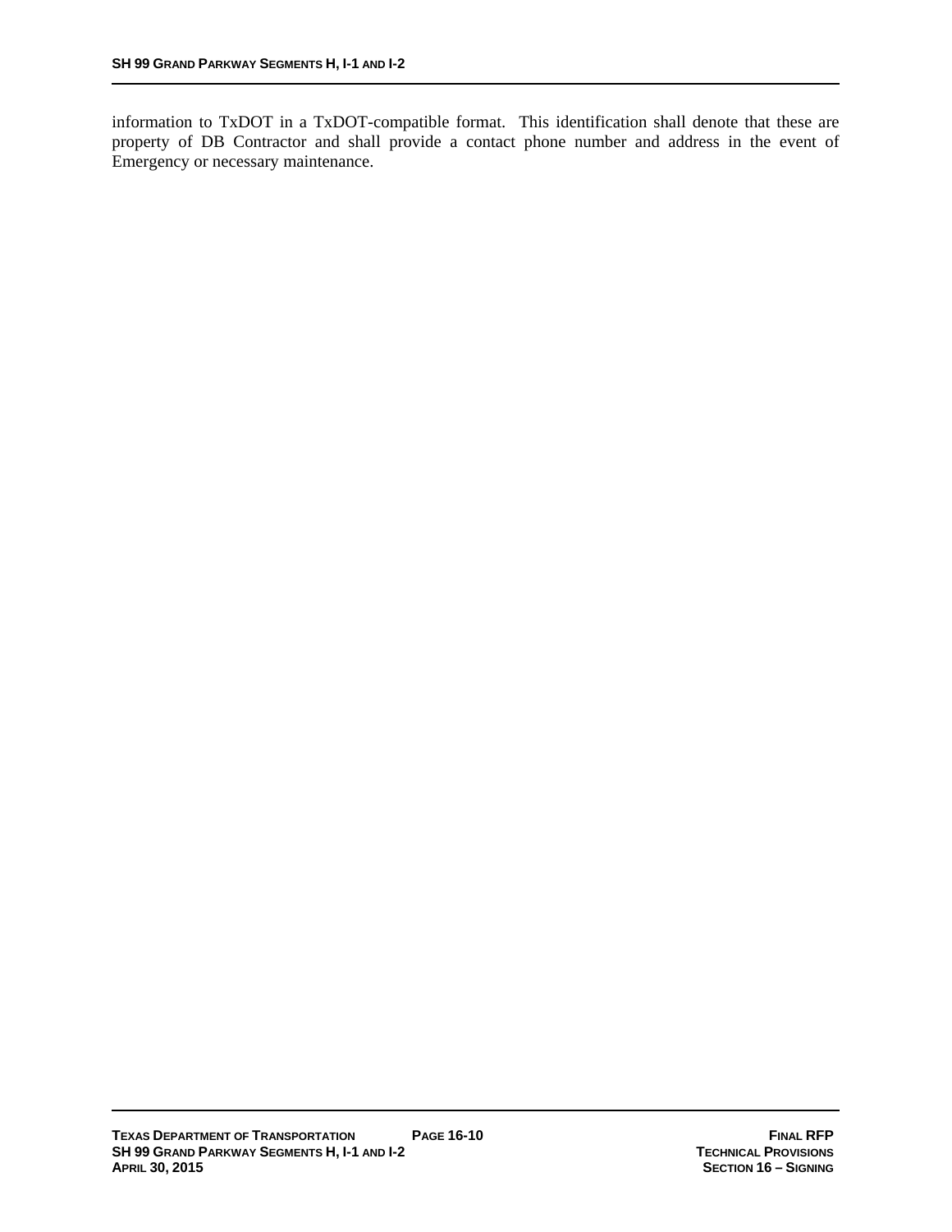information to TxDOT in a TxDOT-compatible format. This identification shall denote that these are property of DB Contractor and shall provide a contact phone number and address in the event of Emergency or necessary maintenance.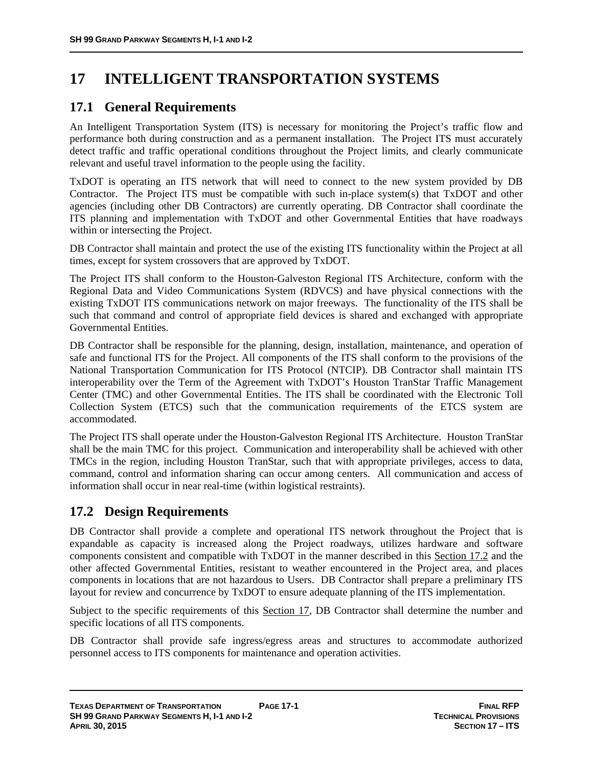# 17 INTELLIGENT TRANSPORTATION SYSTEMS

## 17.1 General Requirements

An Intelligent Transportation System (ITS) is necessary for monitoring the Project's traffic flow and performance both during construction and as a permanent installation. The Project ITS must accurately detect traffic and traffic operational conditions throughout the Project limits, and clearly communicate relevant and useful travel information to the people using the facility.

TxDOT is operating an ITS network that will need to connect to the new system provided by DB Contractor. The Project ITS must be compatible with such in-place system(s) that TxDOT and other agencies (including other DB Contractors) are currently operating. DB Contractor shall coordinate the ITS planning and implementation with TxDOT and other Governmental Entities that have roadways within or intersecting the Project.

DB Contractor shall maintain and protect the use of the existing ITS functionality within the Project at all times, except for system crossovers that are approved by TxDOT.

The Project ITS shall conform to the Houston-Galveston Regional ITS Architecture, conform with the Regional Data and Video Communications System (RDVCS) and have physical connections with the existing TxDOT ITS communications network on major freeways. The functionality of the ITS shall be such that command and control of appropriate field devices is shared and exchanged with appropriate Governmental Entities.

DB Contractor shall be responsible for the planning, design, installation, maintenance, and operation of safe and functional ITS for the Project. All components of the ITS shall conform to the provisions of the National Transportation Communication for ITS Protocol (NTCIP). DB Contractor shall maintain ITS interoperability over the Term of the Agreement with TxDOT's Houston TranStar Traffic Management Center (TMC) and other Governmental Entities. The ITS shall be coordinated with the Electronic Toll Collection System (ETCS) such that the communication requirements of the ETCS system are accommodated.

The Project ITS shall operate under the Houston-Galveston Regional ITS Architecture. Houston TranStar shall be the main TMC for this project. Communication and interoperability shall be achieved with other TMCs in the region, including Houston TranStar, such that with appropriate privileges, access to data, command, control and information sharing can occur among centers. All communication and access of information shall occur in near real-time (within logistical restraints).

## 17.2 Design Requirements

DB Contractor shall provide a complete and operational ITS network throughout the Project that is expandable as capacity is increased along the Project roadways, utilizes hardware and software components consistent and compatible with TxDOT in the manner described in this Section 17.2 and the other affected Governmental Entities, resistant to weather encountered in the Project area, and places components in locations that are not hazardous to Users. DB Contractor shall prepare a preliminary ITS layout for review and concurrence by TxDOT to ensure adequate planning of the ITS implementation.

Subject to the specific requirements of this Section 17, DB Contractor shall determine the number and specific locations of all ITS components.

DB Contractor shall provide safe ingress/egress areas and structures to accommodate authorized personnel access to ITS components for maintenance and operation activities.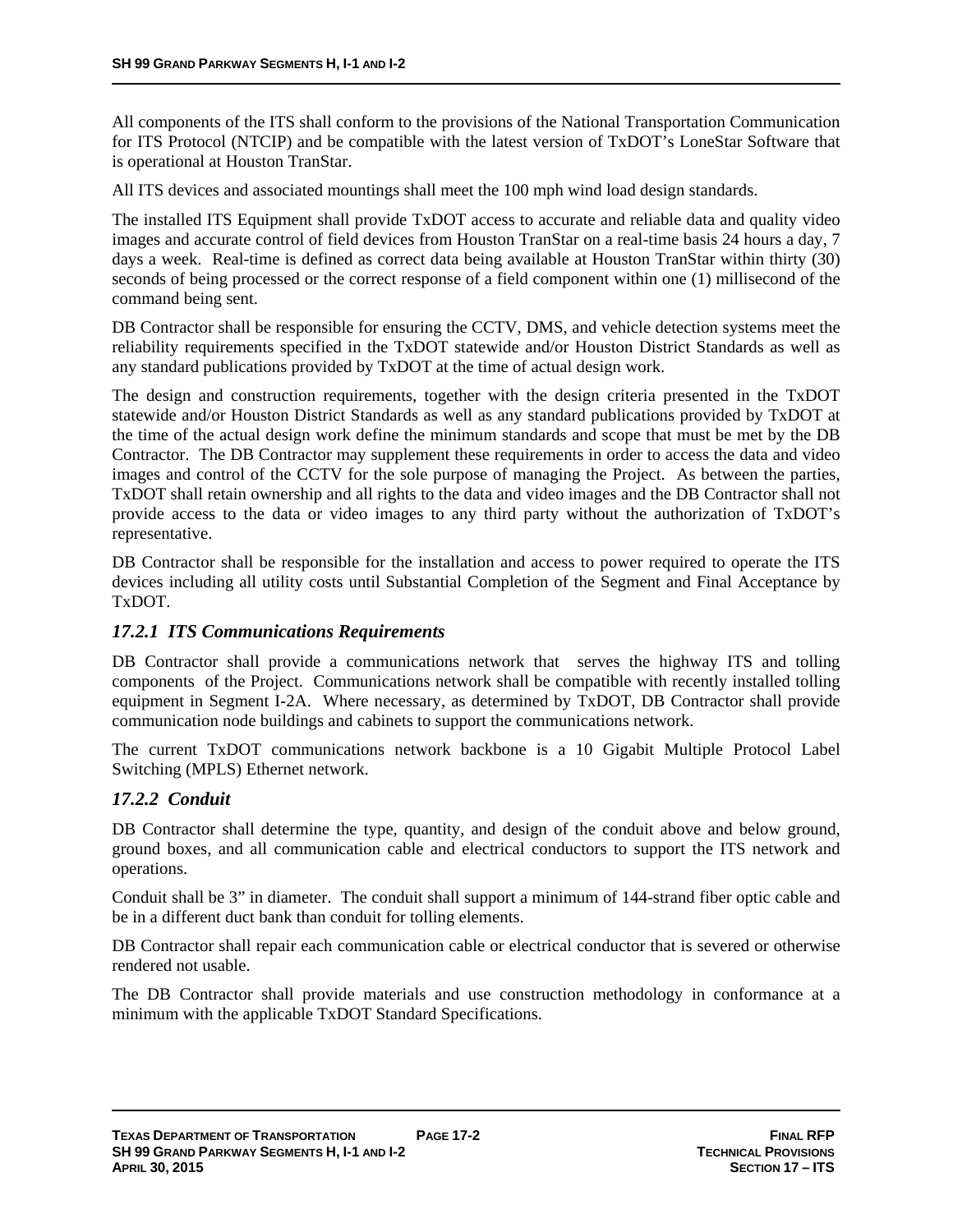All components of the ITS shall conform to the provisions of the National Transportation Communication for ITS Protocol (NTCIP) and be compatible with the latest version of TxDOT's LoneStar Software that is operational at Houston TranStar.

All ITS devices and associated mountings shall meet the 100 mph wind load design standards.

The installed ITS Equipment shall provide TxDOT access to accurate and reliable data and quality video images and accurate control of field devices from Houston TranStar on a real-time basis 24 hours a day, 7 days a week. Real-time is defined as correct data being available at Houston TranStar within thirty (30) seconds of being processed or the correct response of a field component within one (1) millisecond of the command being sent.

DB Contractor shall be responsible for ensuring the CCTV, DMS, and vehicle detection systems meet the reliability requirements specified in the TxDOT statewide and/or Houston District Standards as well as any standard publications provided by TxDOT at the time of actual design work.

The design and construction requirements, together with the design criteria presented in the TxDOT statewide and/or Houston District Standards as well as any standard publications provided by TxDOT at the time of the actual design work define the minimum standards and scope that must be met by the DB Contractor. The DB Contractor may supplement these requirements in order to access the data and video images and control of the CCTV for the sole purpose of managing the Project. As between the parties, TxDOT shall retain ownership and all rights to the data and video images and the DB Contractor shall not provide access to the data or video images to any third party without the authorization of TxDOT's representative.

DB Contractor shall be responsible for the installation and access to power required to operate the ITS devices including all utility costs until Substantial Completion of the Segment and Final Acceptance by TxDOT.

### *17.2.1 ITS Communications Requirements*

DB Contractor shall provide a communications network that serves the highway ITS and tolling components of the Project. Communications network shall be compatible with recently installed tolling equipment in Segment I-2A. Where necessary, as determined by TxDOT, DB Contractor shall provide communication node buildings and cabinets to support the communications network.

The current TxDOT communications network backbone is a 10 Gigabit Multiple Protocol Label Switching (MPLS) Ethernet network.

### *17.2.2 Conduit*

DB Contractor shall determine the type, quantity, and design of the conduit above and below ground, ground boxes, and all communication cable and electrical conductors to support the ITS network and operations.

Conduit shall be 3" in diameter. The conduit shall support a minimum of 144-strand fiber optic cable and be in a different duct bank than conduit for tolling elements.

DB Contractor shall repair each communication cable or electrical conductor that is severed or otherwise rendered not usable.

The DB Contractor shall provide materials and use construction methodology in conformance at a minimum with the applicable TxDOT Standard Specifications.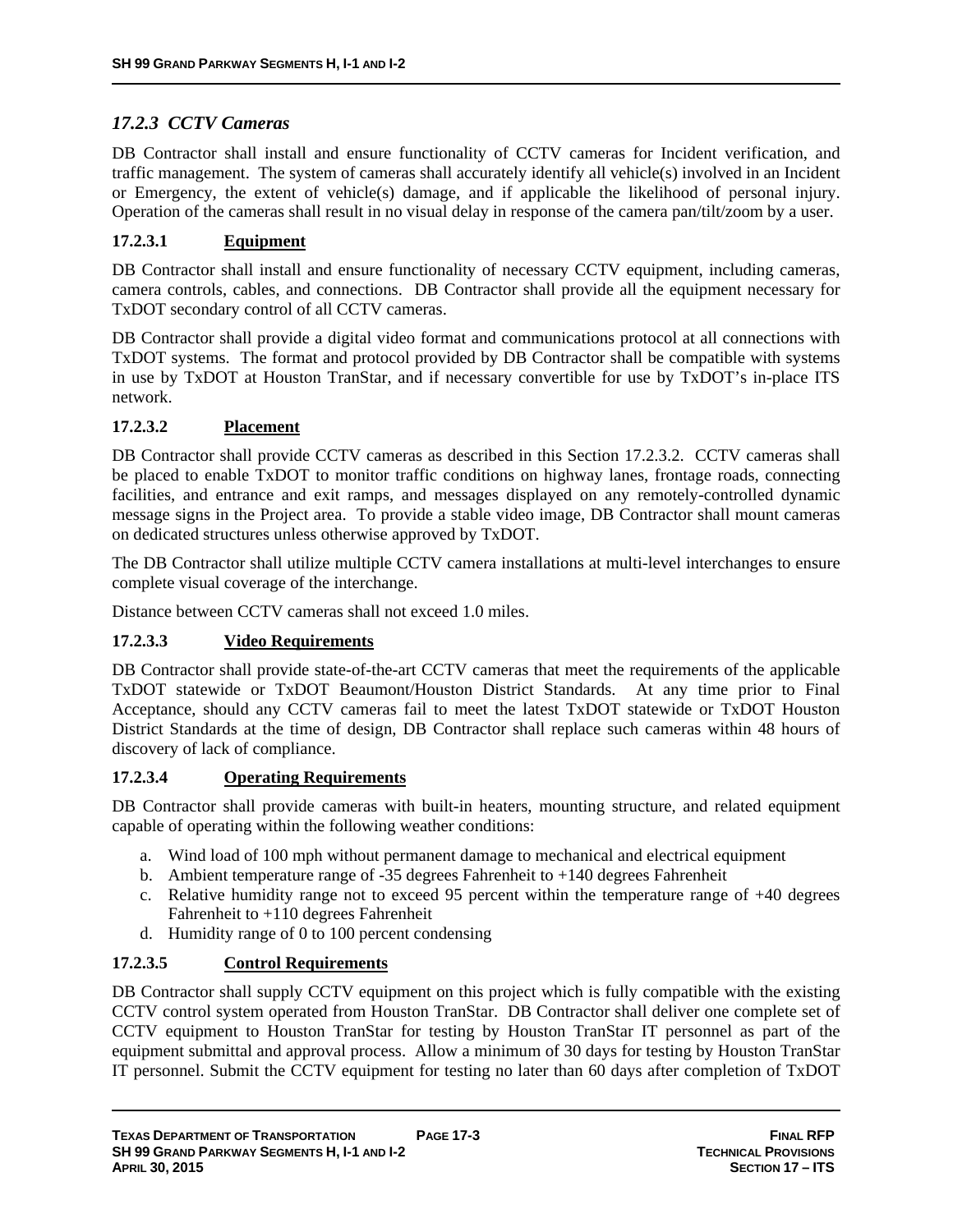### *17.2.3 CCTV Cameras*

DB Contractor shall install and ensure functionality of CCTV cameras for Incident verification, and traffic management. The system of cameras shall accurately identify all vehicle(s) involved in an Incident or Emergency, the extent of vehicle(s) damage, and if applicable the likelihood of personal injury. Operation of the cameras shall result in no visual delay in response of the camera pan/tilt/zoom by a user.

#### 17.2.3.1 Equipment

DB Contractor shall install and ensure functionality of necessary CCTV equipment, including cameras, camera controls, cables, and connections. DB Contractor shall provide all the equipment necessary for TxDOT secondary control of all CCTV cameras.

DB Contractor shall provide a digital video format and communications protocol at all connections with TxDOT systems. The format and protocol provided by DB Contractor shall be compatible with systems in use by TxDOT at Houston TranStar, and if necessary convertible for use by TxDOT's in-place ITS network.

#### 17.2.3.2 Placement

DB Contractor shall provide CCTV cameras as described in this Section 17.2.3.2. CCTV cameras shall be placed to enable TxDOT to monitor traffic conditions on highway lanes, frontage roads, connecting facilities, and entrance and exit ramps, and messages displayed on any remotely-controlled dynamic message signs in the Project area. To provide a stable video image, DB Contractor shall mount cameras on dedicated structures unless otherwise approved by TxDOT.

The DB Contractor shall utilize multiple CCTV camera installations at multi-level interchanges to ensure complete visual coverage of the interchange.

Distance between CCTV cameras shall not exceed 1.0 miles.

#### 17.2.3.3 Video Requirements

DB Contractor shall provide state-of-the-art CCTV cameras that meet the requirements of the applicable TxDOT statewide or TxDOT Beaumont/Houston District Standards. At any time prior to Final Acceptance, should any CCTV cameras fail to meet the latest TxDOT statewide or TxDOT Houston District Standards at the time of design, DB Contractor shall replace such cameras within 48 hours of discovery of lack of compliance.

#### 17.2.3.4 Operating Requirements

DB Contractor shall provide cameras with built-in heaters, mounting structure, and related equipment capable of operating within the following weather conditions:

a. Wind load of 100 mph without permanent damage to mechanical and electrical equipment
b. Ambient temperature range of -35 degrees Fahrenheit to +140 degrees Fahrenheit
c. Relative humidity range not to exceed 95 percent within the temperature range of +40 degrees Fahrenheit to +110 degrees Fahrenheit
d. Humidity range of 0 to 100 percent condensing

#### 17.2.3.5 Control Requirements

DB Contractor shall supply CCTV equipment on this project which is fully compatible with the existing CCTV control system operated from Houston TranStar. DB Contractor shall deliver one complete set of CCTV equipment to Houston TranStar for testing by Houston TranStar IT personnel as part of the equipment submittal and approval process. Allow a minimum of 30 days for testing by Houston TranStar IT personnel. Submit the CCTV equipment for testing no later than 60 days after completion of TxDOT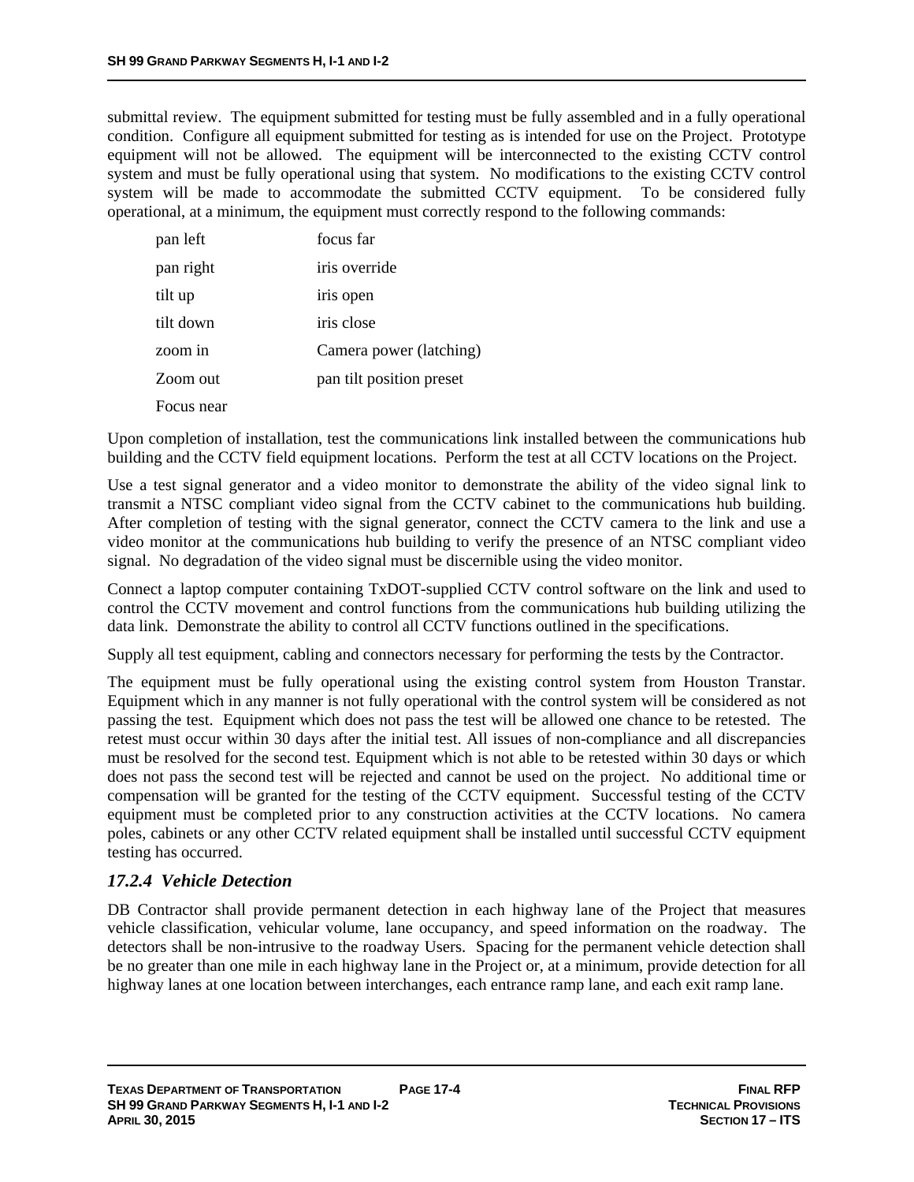submittal review. The equipment submitted for testing must be fully assembled and in a fully operational condition. Configure all equipment submitted for testing as is intended for use on the Project. Prototype equipment will not be allowed. The equipment will be interconnected to the existing CCTV control system and must be fully operational using that system. No modifications to the existing CCTV control system will be made to accommodate the submitted CCTV equipment. To be considered fully operational, at a minimum, the equipment must correctly respond to the following commands:

| | |
|---|---|
| pan left | focus far |
| pan right | iris override |
| tilt up | iris open |
| tilt down | iris close |
| zoom in | Camera power (latching) |
| Zoom out | pan tilt position preset |
| Focus near | |

Upon completion of installation, test the communications link installed between the communications hub building and the CCTV field equipment locations. Perform the test at all CCTV locations on the Project.

Use a test signal generator and a video monitor to demonstrate the ability of the video signal link to transmit a NTSC compliant video signal from the CCTV cabinet to the communications hub building. After completion of testing with the signal generator, connect the CCTV camera to the link and use a video monitor at the communications hub building to verify the presence of an NTSC compliant video signal. No degradation of the video signal must be discernible using the video monitor.

Connect a laptop computer containing TxDOT-supplied CCTV control software on the link and used to control the CCTV movement and control functions from the communications hub building utilizing the data link. Demonstrate the ability to control all CCTV functions outlined in the specifications.

Supply all test equipment, cabling and connectors necessary for performing the tests by the Contractor.

The equipment must be fully operational using the existing control system from Houston Transtar. Equipment which in any manner is not fully operational with the control system will be considered as not passing the test. Equipment which does not pass the test will be allowed one chance to be retested. The retest must occur within 30 days after the initial test. All issues of non-compliance and all discrepancies must be resolved for the second test. Equipment which is not able to be retested within 30 days or which does not pass the second test will be rejected and cannot be used on the project. No additional time or compensation will be granted for the testing of the CCTV equipment. Successful testing of the CCTV equipment must be completed prior to any construction activities at the CCTV locations. No camera poles, cabinets or any other CCTV related equipment shall be installed until successful CCTV equipment testing has occurred.

### *17.2.4 Vehicle Detection*

DB Contractor shall provide permanent detection in each highway lane of the Project that measures vehicle classification, vehicular volume, lane occupancy, and speed information on the roadway. The detectors shall be non-intrusive to the roadway Users. Spacing for the permanent vehicle detection shall be no greater than one mile in each highway lane in the Project or, at a minimum, provide detection for all highway lanes at one location between interchanges, each entrance ramp lane, and each exit ramp lane.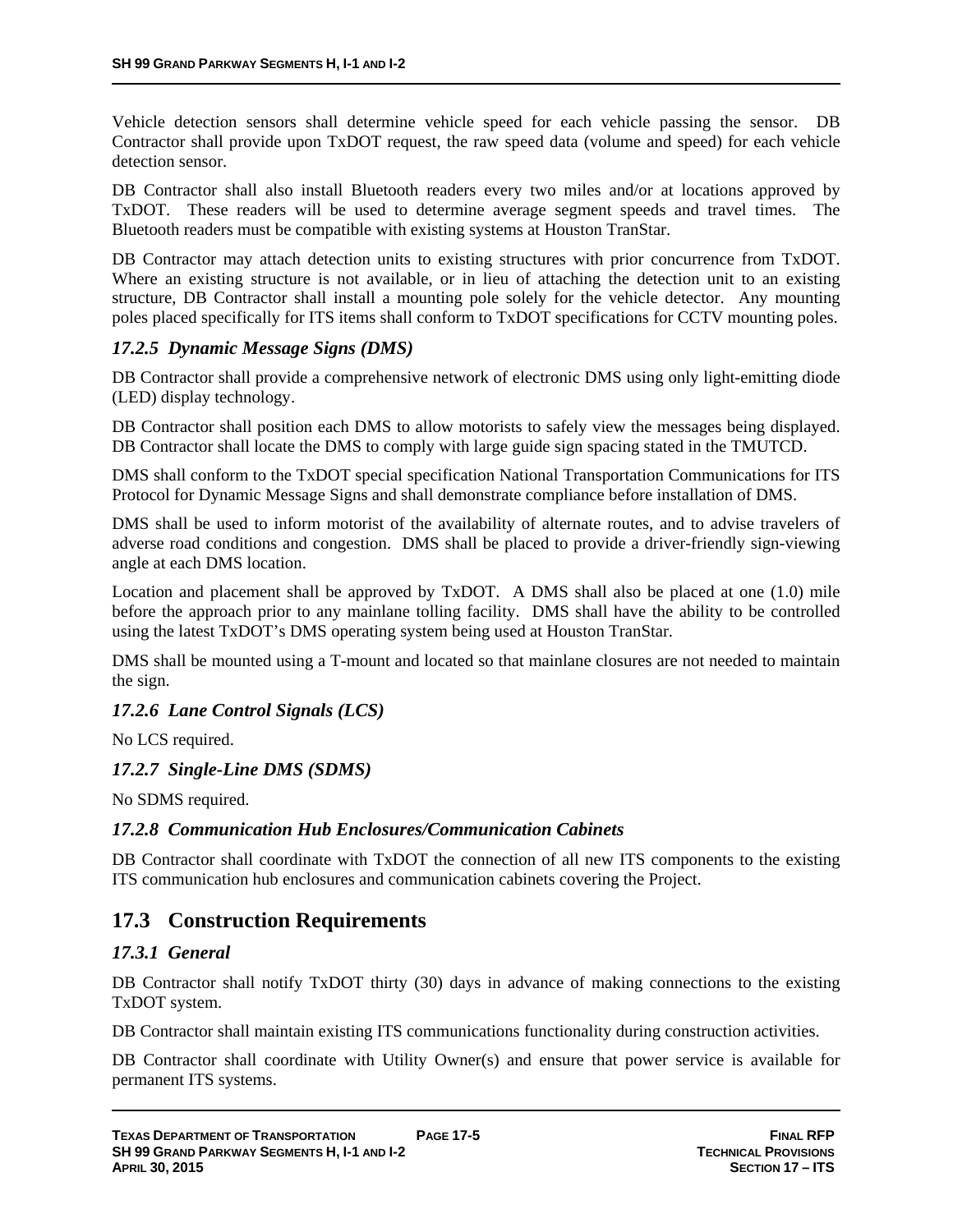Vehicle detection sensors shall determine vehicle speed for each vehicle passing the sensor. DB Contractor shall provide upon TxDOT request, the raw speed data (volume and speed) for each vehicle detection sensor.

DB Contractor shall also install Bluetooth readers every two miles and/or at locations approved by TxDOT. These readers will be used to determine average segment speeds and travel times. The Bluetooth readers must be compatible with existing systems at Houston TranStar.

DB Contractor may attach detection units to existing structures with prior concurrence from TxDOT. Where an existing structure is not available, or in lieu of attaching the detection unit to an existing structure, DB Contractor shall install a mounting pole solely for the vehicle detector. Any mounting poles placed specifically for ITS items shall conform to TxDOT specifications for CCTV mounting poles.

### *17.2.5 Dynamic Message Signs (DMS)*

DB Contractor shall provide a comprehensive network of electronic DMS using only light-emitting diode (LED) display technology.

DB Contractor shall position each DMS to allow motorists to safely view the messages being displayed. DB Contractor shall locate the DMS to comply with large guide sign spacing stated in the TMUTCD.

DMS shall conform to the TxDOT special specification National Transportation Communications for ITS Protocol for Dynamic Message Signs and shall demonstrate compliance before installation of DMS.

DMS shall be used to inform motorist of the availability of alternate routes, and to advise travelers of adverse road conditions and congestion. DMS shall be placed to provide a driver-friendly sign-viewing angle at each DMS location.

Location and placement shall be approved by TxDOT. A DMS shall also be placed at one (1.0) mile before the approach prior to any mainlane tolling facility. DMS shall have the ability to be controlled using the latest TxDOT's DMS operating system being used at Houston TranStar.

DMS shall be mounted using a T-mount and located so that mainlane closures are not needed to maintain the sign.

### *17.2.6 Lane Control Signals (LCS)*

No LCS required.

### *17.2.7 Single-Line DMS (SDMS)*

No SDMS required.

### *17.2.8 Communication Hub Enclosures/Communication Cabinets*

DB Contractor shall coordinate with TxDOT the connection of all new ITS components to the existing ITS communication hub enclosures and communication cabinets covering the Project.

## 17.3 Construction Requirements

### *17.3.1 General*

DB Contractor shall notify TxDOT thirty (30) days in advance of making connections to the existing TxDOT system.

DB Contractor shall maintain existing ITS communications functionality during construction activities.

DB Contractor shall coordinate with Utility Owner(s) and ensure that power service is available for permanent ITS systems.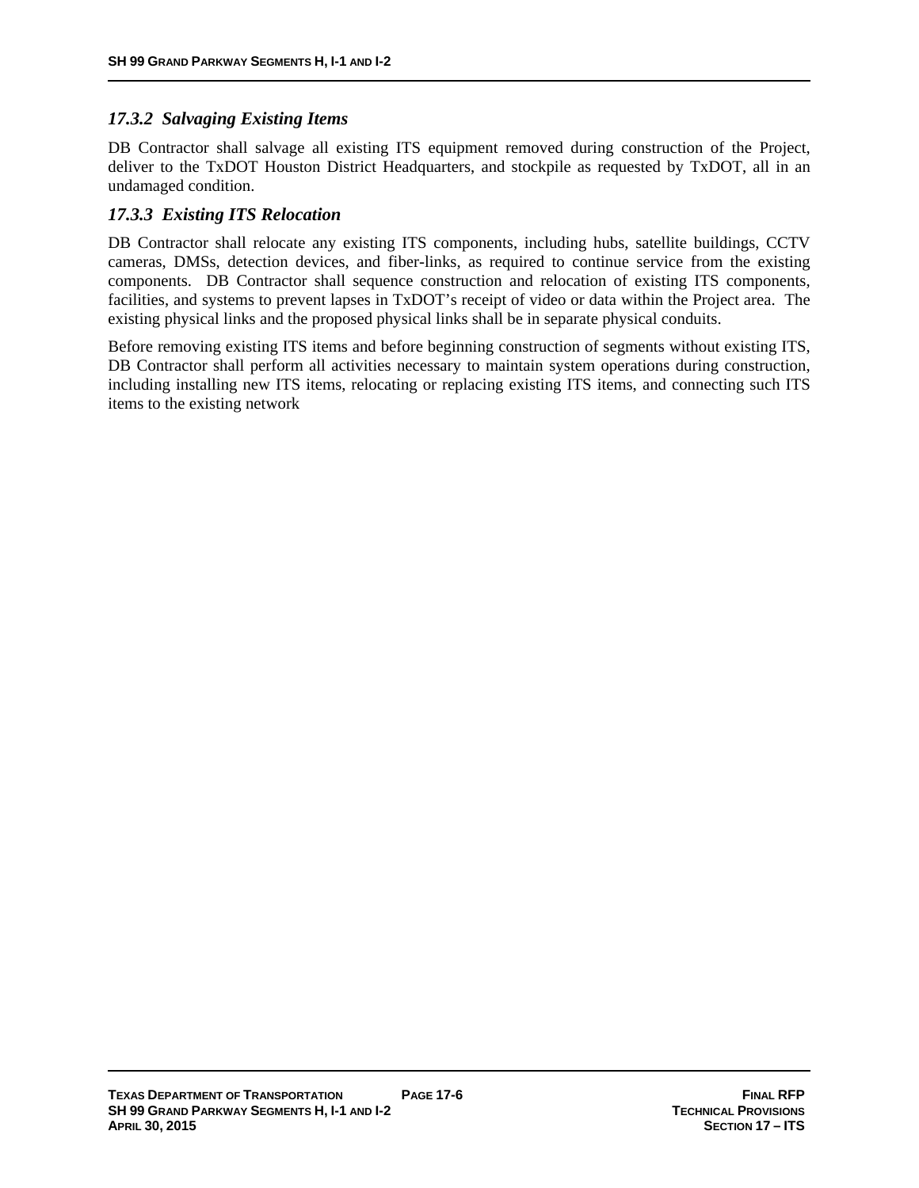### *17.3.2 Salvaging Existing Items*

DB Contractor shall salvage all existing ITS equipment removed during construction of the Project, deliver to the TxDOT Houston District Headquarters, and stockpile as requested by TxDOT, all in an undamaged condition.

### *17.3.3 Existing ITS Relocation*

DB Contractor shall relocate any existing ITS components, including hubs, satellite buildings, CCTV cameras, DMSs, detection devices, and fiber-links, as required to continue service from the existing components. DB Contractor shall sequence construction and relocation of existing ITS components, facilities, and systems to prevent lapses in TxDOT's receipt of video or data within the Project area. The existing physical links and the proposed physical links shall be in separate physical conduits.

Before removing existing ITS items and before beginning construction of segments without existing ITS, DB Contractor shall perform all activities necessary to maintain system operations during construction, including installing new ITS items, relocating or replacing existing ITS items, and connecting such ITS items to the existing network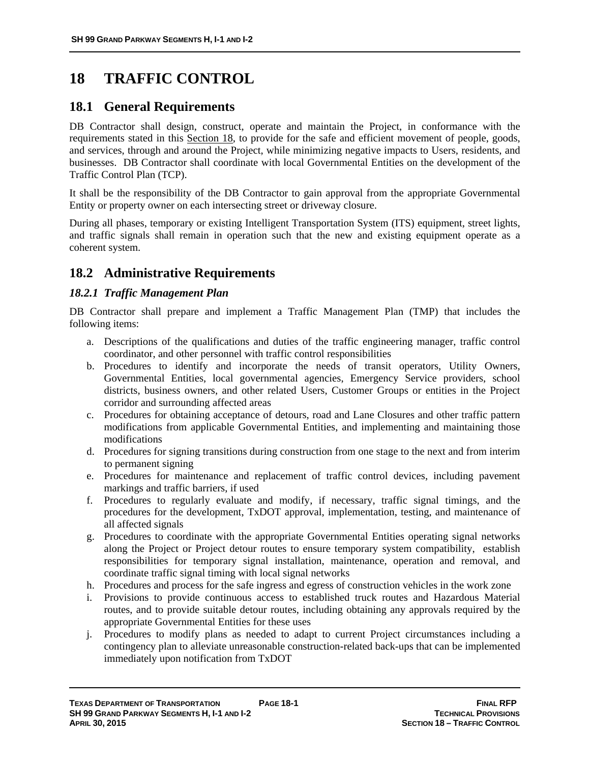# 18 TRAFFIC CONTROL

## 18.1 General Requirements

DB Contractor shall design, construct, operate and maintain the Project, in conformance with the requirements stated in this Section 18, to provide for the safe and efficient movement of people, goods, and services, through and around the Project, while minimizing negative impacts to Users, residents, and businesses. DB Contractor shall coordinate with local Governmental Entities on the development of the Traffic Control Plan (TCP).

It shall be the responsibility of the DB Contractor to gain approval from the appropriate Governmental Entity or property owner on each intersecting street or driveway closure.

During all phases, temporary or existing Intelligent Transportation System (ITS) equipment, street lights, and traffic signals shall remain in operation such that the new and existing equipment operate as a coherent system.

## 18.2 Administrative Requirements

### *18.2.1 Traffic Management Plan*

DB Contractor shall prepare and implement a Traffic Management Plan (TMP) that includes the following items:

a. Descriptions of the qualifications and duties of the traffic engineering manager, traffic control coordinator, and other personnel with traffic control responsibilities
b. Procedures to identify and incorporate the needs of transit operators, Utility Owners, Governmental Entities, local governmental agencies, Emergency Service providers, school districts, business owners, and other related Users, Customer Groups or entities in the Project corridor and surrounding affected areas
c. Procedures for obtaining acceptance of detours, road and Lane Closures and other traffic pattern modifications from applicable Governmental Entities, and implementing and maintaining those modifications
d. Procedures for signing transitions during construction from one stage to the next and from interim to permanent signing
e. Procedures for maintenance and replacement of traffic control devices, including pavement markings and traffic barriers, if used
f. Procedures to regularly evaluate and modify, if necessary, traffic signal timings, and the procedures for the development, TxDOT approval, implementation, testing, and maintenance of all affected signals
g. Procedures to coordinate with the appropriate Governmental Entities operating signal networks along the Project or Project detour routes to ensure temporary system compatibility, establish responsibilities for temporary signal installation, maintenance, operation and removal, and coordinate traffic signal timing with local signal networks
h. Procedures and process for the safe ingress and egress of construction vehicles in the work zone
i. Provisions to provide continuous access to established truck routes and Hazardous Material routes, and to provide suitable detour routes, including obtaining any approvals required by the appropriate Governmental Entities for these uses
j. Procedures to modify plans as needed to adapt to current Project circumstances including a contingency plan to alleviate unreasonable construction-related back-ups that can be implemented immediately upon notification from TxDOT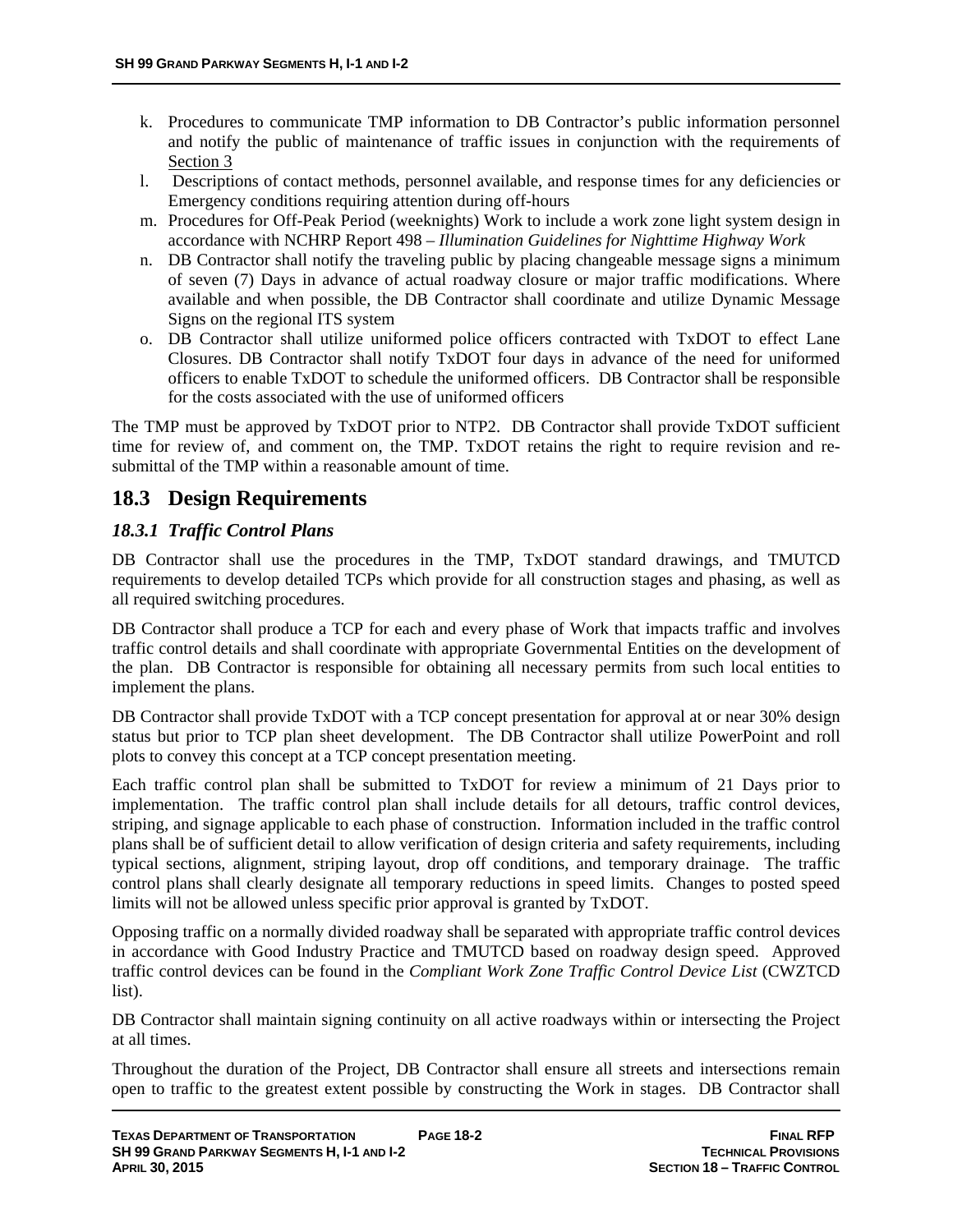k. Procedures to communicate TMP information to DB Contractor's public information personnel and notify the public of maintenance of traffic issues in conjunction with the requirements of Section 3
l. Descriptions of contact methods, personnel available, and response times for any deficiencies or Emergency conditions requiring attention during off-hours
m. Procedures for Off-Peak Period (weeknights) Work to include a work zone light system design in accordance with NCHRP Report 498 – *Illumination Guidelines for Nighttime Highway Work*
n. DB Contractor shall notify the traveling public by placing changeable message signs a minimum of seven (7) Days in advance of actual roadway closure or major traffic modifications. Where available and when possible, the DB Contractor shall coordinate and utilize Dynamic Message Signs on the regional ITS system
o. DB Contractor shall utilize uniformed police officers contracted with TxDOT to effect Lane Closures. DB Contractor shall notify TxDOT four days in advance of the need for uniformed officers to enable TxDOT to schedule the uniformed officers. DB Contractor shall be responsible for the costs associated with the use of uniformed officers

The TMP must be approved by TxDOT prior to NTP2. DB Contractor shall provide TxDOT sufficient time for review of, and comment on, the TMP. TxDOT retains the right to require revision and re-submittal of the TMP within a reasonable amount of time.

## 18.3 Design Requirements

### *18.3.1 Traffic Control Plans*

DB Contractor shall use the procedures in the TMP, TxDOT standard drawings, and TMUTCD requirements to develop detailed TCPs which provide for all construction stages and phasing, as well as all required switching procedures.

DB Contractor shall produce a TCP for each and every phase of Work that impacts traffic and involves traffic control details and shall coordinate with appropriate Governmental Entities on the development of the plan. DB Contractor is responsible for obtaining all necessary permits from such local entities to implement the plans.

DB Contractor shall provide TxDOT with a TCP concept presentation for approval at or near 30% design status but prior to TCP plan sheet development. The DB Contractor shall utilize PowerPoint and roll plots to convey this concept at a TCP concept presentation meeting.

Each traffic control plan shall be submitted to TxDOT for review a minimum of 21 Days prior to implementation. The traffic control plan shall include details for all detours, traffic control devices, striping, and signage applicable to each phase of construction. Information included in the traffic control plans shall be of sufficient detail to allow verification of design criteria and safety requirements, including typical sections, alignment, striping layout, drop off conditions, and temporary drainage. The traffic control plans shall clearly designate all temporary reductions in speed limits. Changes to posted speed limits will not be allowed unless specific prior approval is granted by TxDOT.

Opposing traffic on a normally divided roadway shall be separated with appropriate traffic control devices in accordance with Good Industry Practice and TMUTCD based on roadway design speed. Approved traffic control devices can be found in the *Compliant Work Zone Traffic Control Device List* (CWZTCD list).

DB Contractor shall maintain signing continuity on all active roadways within or intersecting the Project at all times.

Throughout the duration of the Project, DB Contractor shall ensure all streets and intersections remain open to traffic to the greatest extent possible by constructing the Work in stages. DB Contractor shall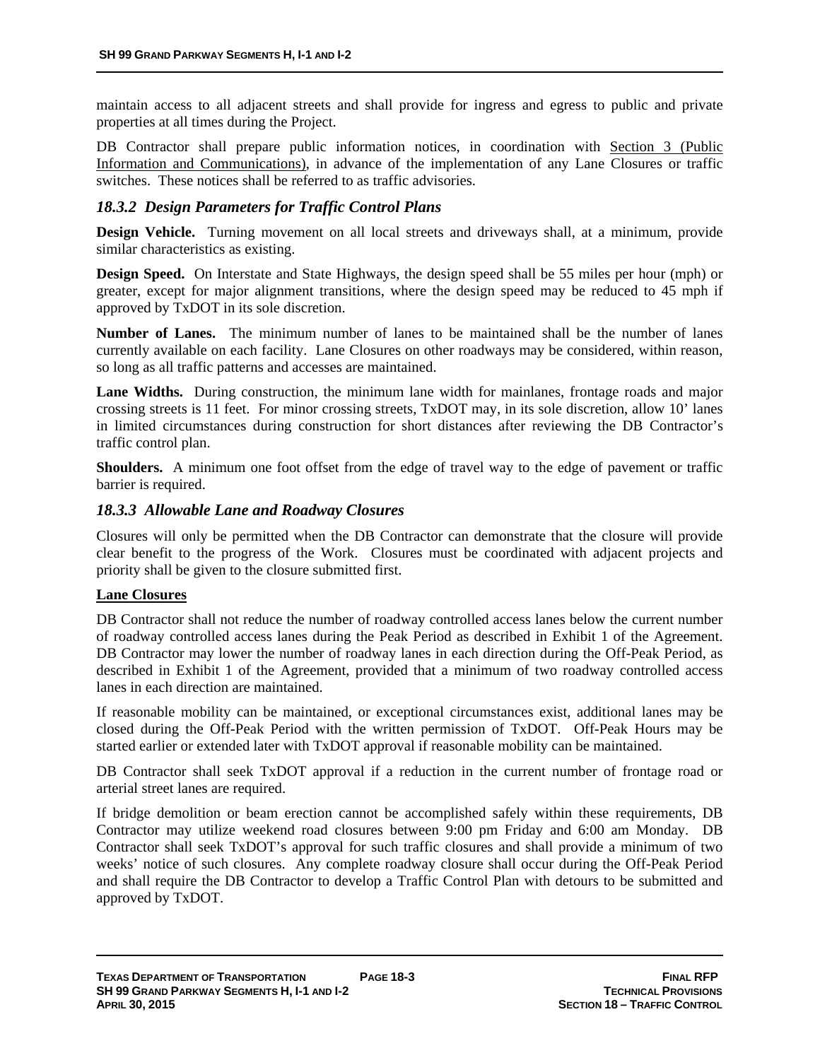maintain access to all adjacent streets and shall provide for ingress and egress to public and private properties at all times during the Project.

DB Contractor shall prepare public information notices, in coordination with Section 3 (Public Information and Communications), in advance of the implementation of any Lane Closures or traffic switches. These notices shall be referred to as traffic advisories.

### *18.3.2 Design Parameters for Traffic Control Plans*

**Design Vehicle.** Turning movement on all local streets and driveways shall, at a minimum, provide similar characteristics as existing.

**Design Speed.** On Interstate and State Highways, the design speed shall be 55 miles per hour (mph) or greater, except for major alignment transitions, where the design speed may be reduced to 45 mph if approved by TxDOT in its sole discretion.

**Number of Lanes.** The minimum number of lanes to be maintained shall be the number of lanes currently available on each facility. Lane Closures on other roadways may be considered, within reason, so long as all traffic patterns and accesses are maintained.

**Lane Widths.** During construction, the minimum lane width for mainlanes, frontage roads and major crossing streets is 11 feet. For minor crossing streets, TxDOT may, in its sole discretion, allow 10' lanes in limited circumstances during construction for short distances after reviewing the DB Contractor's traffic control plan.

**Shoulders.** A minimum one foot offset from the edge of travel way to the edge of pavement or traffic barrier is required.

### *18.3.3 Allowable Lane and Roadway Closures*

Closures will only be permitted when the DB Contractor can demonstrate that the closure will provide clear benefit to the progress of the Work. Closures must be coordinated with adjacent projects and priority shall be given to the closure submitted first.

**Lane Closures**

DB Contractor shall not reduce the number of roadway controlled access lanes below the current number of roadway controlled access lanes during the Peak Period as described in Exhibit 1 of the Agreement. DB Contractor may lower the number of roadway lanes in each direction during the Off-Peak Period, as described in Exhibit 1 of the Agreement, provided that a minimum of two roadway controlled access lanes in each direction are maintained.

If reasonable mobility can be maintained, or exceptional circumstances exist, additional lanes may be closed during the Off-Peak Period with the written permission of TxDOT. Off-Peak Hours may be started earlier or extended later with TxDOT approval if reasonable mobility can be maintained.

DB Contractor shall seek TxDOT approval if a reduction in the current number of frontage road or arterial street lanes are required.

If bridge demolition or beam erection cannot be accomplished safely within these requirements, DB Contractor may utilize weekend road closures between 9:00 pm Friday and 6:00 am Monday. DB Contractor shall seek TxDOT's approval for such traffic closures and shall provide a minimum of two weeks' notice of such closures. Any complete roadway closure shall occur during the Off-Peak Period and shall require the DB Contractor to develop a Traffic Control Plan with detours to be submitted and approved by TxDOT.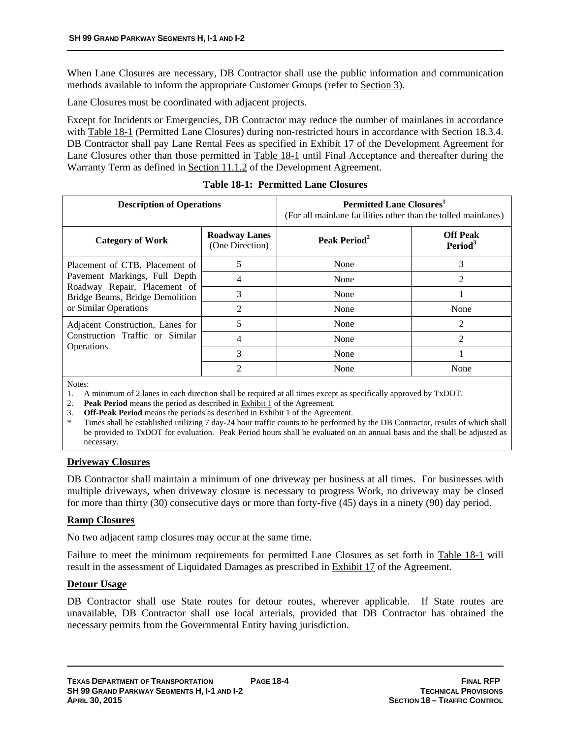When Lane Closures are necessary, DB Contractor shall use the public information and communication methods available to inform the appropriate Customer Groups (refer to Section 3).

Lane Closures must be coordinated with adjacent projects.

Except for Incidents or Emergencies, DB Contractor may reduce the number of mainlanes in accordance with Table 18-1 (Permitted Lane Closures) during non-restricted hours in accordance with Section 18.3.4. DB Contractor shall pay Lane Rental Fees as specified in Exhibit 17 of the Development Agreement for Lane Closures other than those permitted in Table 18-1 until Final Acceptance and thereafter during the Warranty Term as defined in Section 11.1.2 of the Development Agreement.

**Table 18-1: Permitted Lane Closures**

| Description of Operations | | Permitted Lane Closures[1] (For all mainlane facilities other than the tolled mainlanes) | |
|---|---|---|---|
| **Category of Work** | **Roadway Lanes** (One Direction) | **Peak Period[2]** | **Off Peak Period[3]** |
| Placement of CTB, Placement of Pavement Markings, Full Depth Roadway Repair, Placement of Bridge Beams, Bridge Demolition or Similar Operations | 5 | None | 3 |
| | 4 | None | 2 |
| | 3 | None | 1 |
| | 2 | None | None |
| Adjacent Construction, Lanes for Construction Traffic or Similar Operations | 5 | None | 2 |
| | 4 | None | 2 |
| | 3 | None | 1 |
| | 2 | None | None |

Notes:
1. A minimum of 2 lanes in each direction shall be required at all times except as specifically approved by TxDOT.
2. **Peak Period** means the period as described in Exhibit 1 of the Agreement.
3. **Off-Peak Period** means the periods as described in Exhibit 1 of the Agreement.
\* Times shall be established utilizing 7 day-24 hour traffic counts to be performed by the DB Contractor, results of which shall be provided to TxDOT for evaluation. Peak Period hours shall be evaluated on an annual basis and the shall be adjusted as necessary.

**Driveway Closures**

DB Contractor shall maintain a minimum of one driveway per business at all times. For businesses with multiple driveways, when driveway closure is necessary to progress Work, no driveway may be closed for more than thirty (30) consecutive days or more than forty-five (45) days in a ninety (90) day period.

**Ramp Closures**

No two adjacent ramp closures may occur at the same time.

Failure to meet the minimum requirements for permitted Lane Closures as set forth in Table 18-1 will result in the assessment of Liquidated Damages as prescribed in Exhibit 17 of the Agreement.

**Detour Usage**

DB Contractor shall use State routes for detour routes, wherever applicable. If State routes are unavailable, DB Contractor shall use local arterials, provided that DB Contractor has obtained the necessary permits from the Governmental Entity having jurisdiction.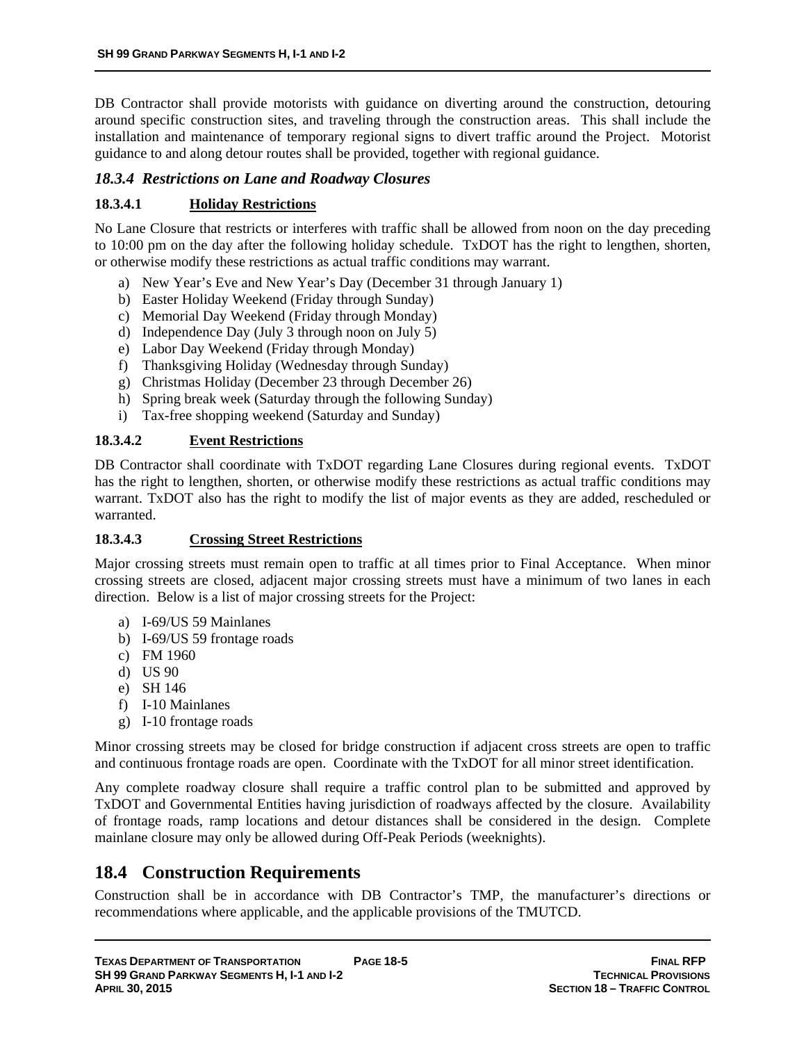DB Contractor shall provide motorists with guidance on diverting around the construction, detouring around specific construction sites, and traveling through the construction areas. This shall include the installation and maintenance of temporary regional signs to divert traffic around the Project. Motorist guidance to and along detour routes shall be provided, together with regional guidance.

### *18.3.4 Restrictions on Lane and Roadway Closures*

#### 18.3.4.1 Holiday Restrictions

No Lane Closure that restricts or interferes with traffic shall be allowed from noon on the day preceding to 10:00 pm on the day after the following holiday schedule. TxDOT has the right to lengthen, shorten, or otherwise modify these restrictions as actual traffic conditions may warrant.

a) New Year's Eve and New Year's Day (December 31 through January 1)
b) Easter Holiday Weekend (Friday through Sunday)
c) Memorial Day Weekend (Friday through Monday)
d) Independence Day (July 3 through noon on July 5)
e) Labor Day Weekend (Friday through Monday)
f) Thanksgiving Holiday (Wednesday through Sunday)
g) Christmas Holiday (December 23 through December 26)
h) Spring break week (Saturday through the following Sunday)
i) Tax-free shopping weekend (Saturday and Sunday)

#### 18.3.4.2 Event Restrictions

DB Contractor shall coordinate with TxDOT regarding Lane Closures during regional events. TxDOT has the right to lengthen, shorten, or otherwise modify these restrictions as actual traffic conditions may warrant. TxDOT also has the right to modify the list of major events as they are added, rescheduled or warranted.

#### 18.3.4.3 Crossing Street Restrictions

Major crossing streets must remain open to traffic at all times prior to Final Acceptance. When minor crossing streets are closed, adjacent major crossing streets must have a minimum of two lanes in each direction. Below is a list of major crossing streets for the Project:

a) I-69/US 59 Mainlanes
b) I-69/US 59 frontage roads
c) FM 1960
d) US 90
e) SH 146
f) I-10 Mainlanes
g) I-10 frontage roads

Minor crossing streets may be closed for bridge construction if adjacent cross streets are open to traffic and continuous frontage roads are open. Coordinate with the TxDOT for all minor street identification.

Any complete roadway closure shall require a traffic control plan to be submitted and approved by TxDOT and Governmental Entities having jurisdiction of roadways affected by the closure. Availability of frontage roads, ramp locations and detour distances shall be considered in the design. Complete mainlane closure may only be allowed during Off-Peak Periods (weeknights).

## 18.4 Construction Requirements

Construction shall be in accordance with DB Contractor's TMP, the manufacturer's directions or recommendations where applicable, and the applicable provisions of the TMUTCD.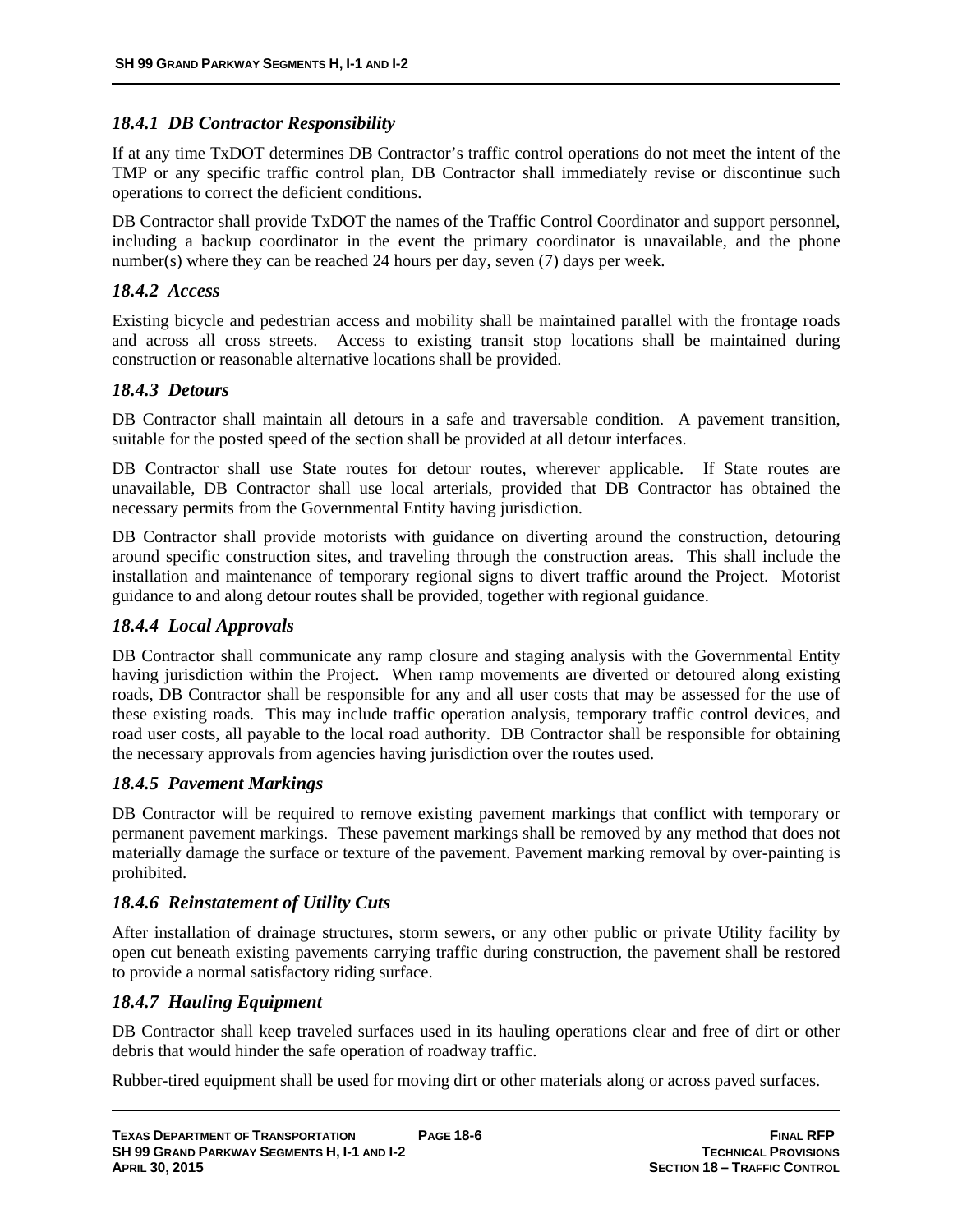### *18.4.1 DB Contractor Responsibility*

If at any time TxDOT determines DB Contractor's traffic control operations do not meet the intent of the TMP or any specific traffic control plan, DB Contractor shall immediately revise or discontinue such operations to correct the deficient conditions.

DB Contractor shall provide TxDOT the names of the Traffic Control Coordinator and support personnel, including a backup coordinator in the event the primary coordinator is unavailable, and the phone number(s) where they can be reached 24 hours per day, seven (7) days per week.

### *18.4.2 Access*

Existing bicycle and pedestrian access and mobility shall be maintained parallel with the frontage roads and across all cross streets. Access to existing transit stop locations shall be maintained during construction or reasonable alternative locations shall be provided.

### *18.4.3 Detours*

DB Contractor shall maintain all detours in a safe and traversable condition. A pavement transition, suitable for the posted speed of the section shall be provided at all detour interfaces.

DB Contractor shall use State routes for detour routes, wherever applicable. If State routes are unavailable, DB Contractor shall use local arterials, provided that DB Contractor has obtained the necessary permits from the Governmental Entity having jurisdiction.

DB Contractor shall provide motorists with guidance on diverting around the construction, detouring around specific construction sites, and traveling through the construction areas. This shall include the installation and maintenance of temporary regional signs to divert traffic around the Project. Motorist guidance to and along detour routes shall be provided, together with regional guidance.

### *18.4.4 Local Approvals*

DB Contractor shall communicate any ramp closure and staging analysis with the Governmental Entity having jurisdiction within the Project. When ramp movements are diverted or detoured along existing roads, DB Contractor shall be responsible for any and all user costs that may be assessed for the use of these existing roads. This may include traffic operation analysis, temporary traffic control devices, and road user costs, all payable to the local road authority. DB Contractor shall be responsible for obtaining the necessary approvals from agencies having jurisdiction over the routes used.

### *18.4.5 Pavement Markings*

DB Contractor will be required to remove existing pavement markings that conflict with temporary or permanent pavement markings. These pavement markings shall be removed by any method that does not materially damage the surface or texture of the pavement. Pavement marking removal by over-painting is prohibited.

### *18.4.6 Reinstatement of Utility Cuts*

After installation of drainage structures, storm sewers, or any other public or private Utility facility by open cut beneath existing pavements carrying traffic during construction, the pavement shall be restored to provide a normal satisfactory riding surface.

### *18.4.7 Hauling Equipment*

DB Contractor shall keep traveled surfaces used in its hauling operations clear and free of dirt or other debris that would hinder the safe operation of roadway traffic.

Rubber-tired equipment shall be used for moving dirt or other materials along or across paved surfaces.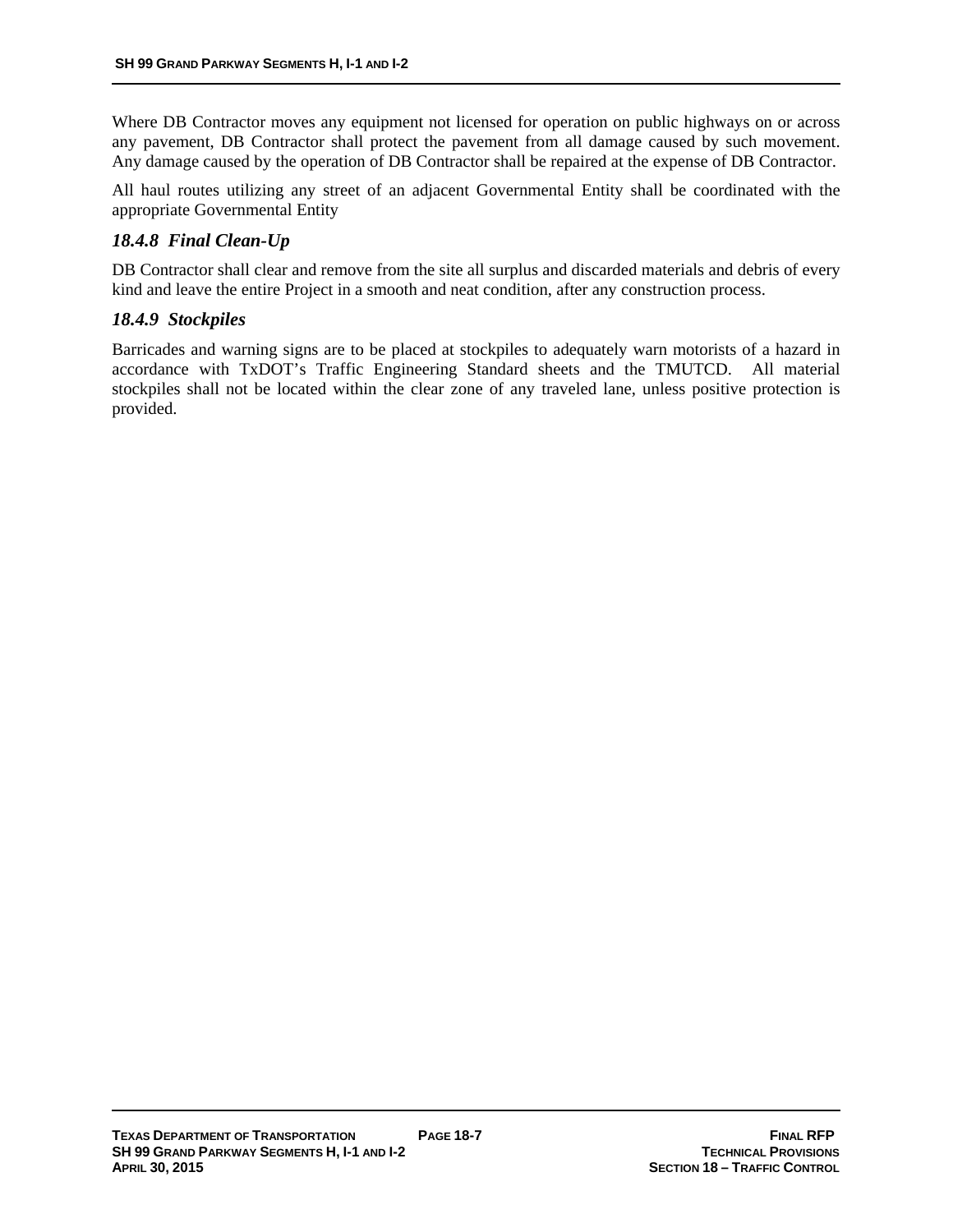Where DB Contractor moves any equipment not licensed for operation on public highways on or across any pavement, DB Contractor shall protect the pavement from all damage caused by such movement. Any damage caused by the operation of DB Contractor shall be repaired at the expense of DB Contractor.

All haul routes utilizing any street of an adjacent Governmental Entity shall be coordinated with the appropriate Governmental Entity

### *18.4.8 Final Clean-Up*

DB Contractor shall clear and remove from the site all surplus and discarded materials and debris of every kind and leave the entire Project in a smooth and neat condition, after any construction process.

### *18.4.9 Stockpiles*

Barricades and warning signs are to be placed at stockpiles to adequately warn motorists of a hazard in accordance with TxDOT's Traffic Engineering Standard sheets and the TMUTCD. All material stockpiles shall not be located within the clear zone of any traveled lane, unless positive protection is provided.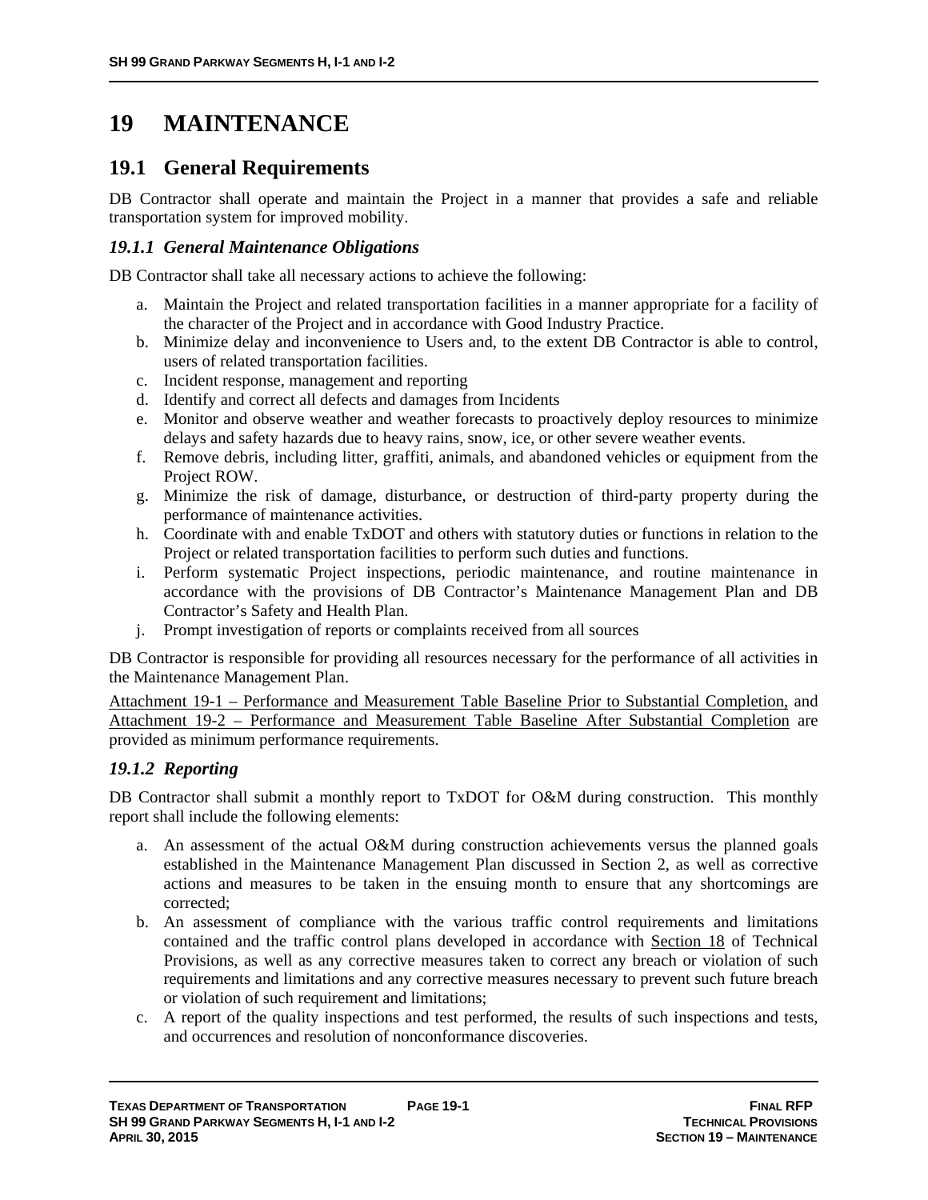# 19 MAINTENANCE

## 19.1 General Requirements

DB Contractor shall operate and maintain the Project in a manner that provides a safe and reliable transportation system for improved mobility.

### *19.1.1 General Maintenance Obligations*

DB Contractor shall take all necessary actions to achieve the following:

a. Maintain the Project and related transportation facilities in a manner appropriate for a facility of the character of the Project and in accordance with Good Industry Practice.
b. Minimize delay and inconvenience to Users and, to the extent DB Contractor is able to control, users of related transportation facilities.
c. Incident response, management and reporting
d. Identify and correct all defects and damages from Incidents
e. Monitor and observe weather and weather forecasts to proactively deploy resources to minimize delays and safety hazards due to heavy rains, snow, ice, or other severe weather events.
f. Remove debris, including litter, graffiti, animals, and abandoned vehicles or equipment from the Project ROW.
g. Minimize the risk of damage, disturbance, or destruction of third-party property during the performance of maintenance activities.
h. Coordinate with and enable TxDOT and others with statutory duties or functions in relation to the Project or related transportation facilities to perform such duties and functions.
i. Perform systematic Project inspections, periodic maintenance, and routine maintenance in accordance with the provisions of DB Contractor's Maintenance Management Plan and DB Contractor's Safety and Health Plan.
j. Prompt investigation of reports or complaints received from all sources

DB Contractor is responsible for providing all resources necessary for the performance of all activities in the Maintenance Management Plan.

Attachment 19-1 – Performance and Measurement Table Baseline Prior to Substantial Completion, and Attachment 19-2 – Performance and Measurement Table Baseline After Substantial Completion are provided as minimum performance requirements.

### *19.1.2 Reporting*

DB Contractor shall submit a monthly report to TxDOT for O&M during construction. This monthly report shall include the following elements:

a. An assessment of the actual O&M during construction achievements versus the planned goals established in the Maintenance Management Plan discussed in Section 2, as well as corrective actions and measures to be taken in the ensuing month to ensure that any shortcomings are corrected;
b. An assessment of compliance with the various traffic control requirements and limitations contained and the traffic control plans developed in accordance with Section 18 of Technical Provisions, as well as any corrective measures taken to correct any breach or violation of such requirements and limitations and any corrective measures necessary to prevent such future breach or violation of such requirement and limitations;
c. A report of the quality inspections and test performed, the results of such inspections and tests, and occurrences and resolution of nonconformance discoveries.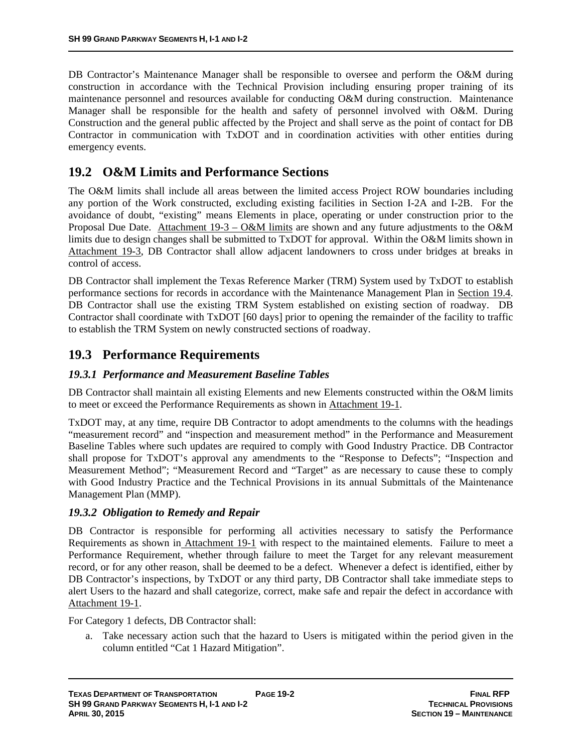DB Contractor's Maintenance Manager shall be responsible to oversee and perform the O&M during construction in accordance with the Technical Provision including ensuring proper training of its maintenance personnel and resources available for conducting O&M during construction. Maintenance Manager shall be responsible for the health and safety of personnel involved with O&M. During Construction and the general public affected by the Project and shall serve as the point of contact for DB Contractor in communication with TxDOT and in coordination activities with other entities during emergency events.

## 19.2 O&M Limits and Performance Sections

The O&M limits shall include all areas between the limited access Project ROW boundaries including any portion of the Work constructed, excluding existing facilities in Section I-2A and I-2B. For the avoidance of doubt, "existing" means Elements in place, operating or under construction prior to the Proposal Due Date. Attachment 19-3 – O&M limits are shown and any future adjustments to the O&M limits due to design changes shall be submitted to TxDOT for approval. Within the O&M limits shown in Attachment 19-3, DB Contractor shall allow adjacent landowners to cross under bridges at breaks in control of access.

DB Contractor shall implement the Texas Reference Marker (TRM) System used by TxDOT to establish performance sections for records in accordance with the Maintenance Management Plan in Section 19.4. DB Contractor shall use the existing TRM System established on existing section of roadway. DB Contractor shall coordinate with TxDOT [60 days] prior to opening the remainder of the facility to traffic to establish the TRM System on newly constructed sections of roadway.

## 19.3 Performance Requirements

### *19.3.1 Performance and Measurement Baseline Tables*

DB Contractor shall maintain all existing Elements and new Elements constructed within the O&M limits to meet or exceed the Performance Requirements as shown in Attachment 19-1.

TxDOT may, at any time, require DB Contractor to adopt amendments to the columns with the headings "measurement record" and "inspection and measurement method" in the Performance and Measurement Baseline Tables where such updates are required to comply with Good Industry Practice. DB Contractor shall propose for TxDOT's approval any amendments to the "Response to Defects"; "Inspection and Measurement Method"; "Measurement Record and "Target" as are necessary to cause these to comply with Good Industry Practice and the Technical Provisions in its annual Submittals of the Maintenance Management Plan (MMP).

### *19.3.2 Obligation to Remedy and Repair*

DB Contractor is responsible for performing all activities necessary to satisfy the Performance Requirements as shown in Attachment 19-1 with respect to the maintained elements. Failure to meet a Performance Requirement, whether through failure to meet the Target for any relevant measurement record, or for any other reason, shall be deemed to be a defect. Whenever a defect is identified, either by DB Contractor's inspections, by TxDOT or any third party, DB Contractor shall take immediate steps to alert Users to the hazard and shall categorize, correct, make safe and repair the defect in accordance with Attachment 19-1.

For Category 1 defects, DB Contractor shall:

a. Take necessary action such that the hazard to Users is mitigated within the period given in the column entitled "Cat 1 Hazard Mitigation".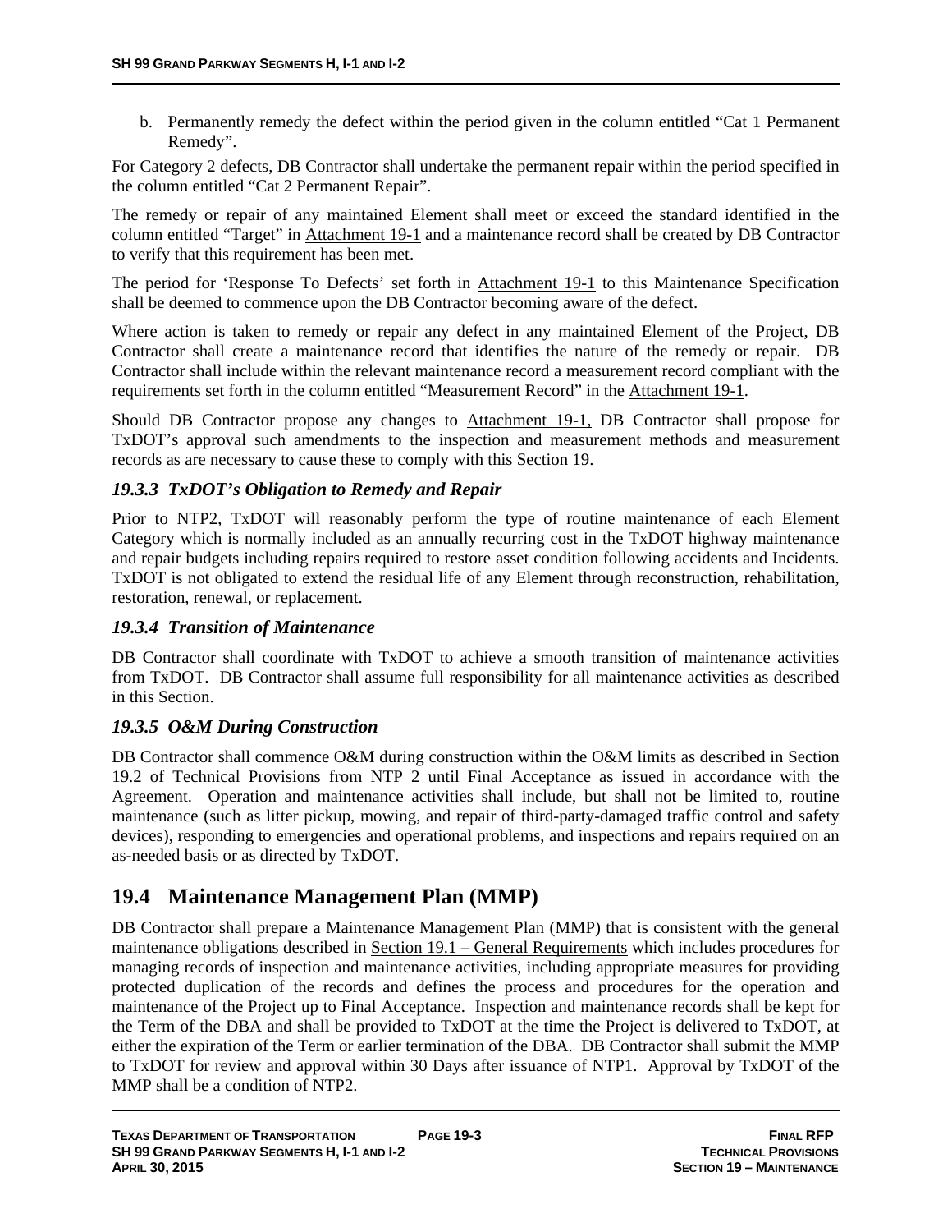b. Permanently remedy the defect within the period given in the column entitled "Cat 1 Permanent Remedy".

For Category 2 defects, DB Contractor shall undertake the permanent repair within the period specified in the column entitled "Cat 2 Permanent Repair".

The remedy or repair of any maintained Element shall meet or exceed the standard identified in the column entitled "Target" in Attachment 19-1 and a maintenance record shall be created by DB Contractor to verify that this requirement has been met.

The period for 'Response To Defects' set forth in Attachment 19-1 to this Maintenance Specification shall be deemed to commence upon the DB Contractor becoming aware of the defect.

Where action is taken to remedy or repair any defect in any maintained Element of the Project, DB Contractor shall create a maintenance record that identifies the nature of the remedy or repair. DB Contractor shall include within the relevant maintenance record a measurement record compliant with the requirements set forth in the column entitled "Measurement Record" in the Attachment 19-1.

Should DB Contractor propose any changes to Attachment 19-1, DB Contractor shall propose for TxDOT's approval such amendments to the inspection and measurement methods and measurement records as are necessary to cause these to comply with this Section 19.

### *19.3.3 TxDOT's Obligation to Remedy and Repair*

Prior to NTP2, TxDOT will reasonably perform the type of routine maintenance of each Element Category which is normally included as an annually recurring cost in the TxDOT highway maintenance and repair budgets including repairs required to restore asset condition following accidents and Incidents. TxDOT is not obligated to extend the residual life of any Element through reconstruction, rehabilitation, restoration, renewal, or replacement.

### *19.3.4 Transition of Maintenance*

DB Contractor shall coordinate with TxDOT to achieve a smooth transition of maintenance activities from TxDOT. DB Contractor shall assume full responsibility for all maintenance activities as described in this Section.

### *19.3.5 O&M During Construction*

DB Contractor shall commence O&M during construction within the O&M limits as described in Section 19.2 of Technical Provisions from NTP 2 until Final Acceptance as issued in accordance with the Agreement. Operation and maintenance activities shall include, but shall not be limited to, routine maintenance (such as litter pickup, mowing, and repair of third-party-damaged traffic control and safety devices), responding to emergencies and operational problems, and inspections and repairs required on an as-needed basis or as directed by TxDOT.

## 19.4 Maintenance Management Plan (MMP)

DB Contractor shall prepare a Maintenance Management Plan (MMP) that is consistent with the general maintenance obligations described in Section 19.1 – General Requirements which includes procedures for managing records of inspection and maintenance activities, including appropriate measures for providing protected duplication of the records and defines the process and procedures for the operation and maintenance of the Project up to Final Acceptance. Inspection and maintenance records shall be kept for the Term of the DBA and shall be provided to TxDOT at the time the Project is delivered to TxDOT, at either the expiration of the Term or earlier termination of the DBA. DB Contractor shall submit the MMP to TxDOT for review and approval within 30 Days after issuance of NTP1. Approval by TxDOT of the MMP shall be a condition of NTP2.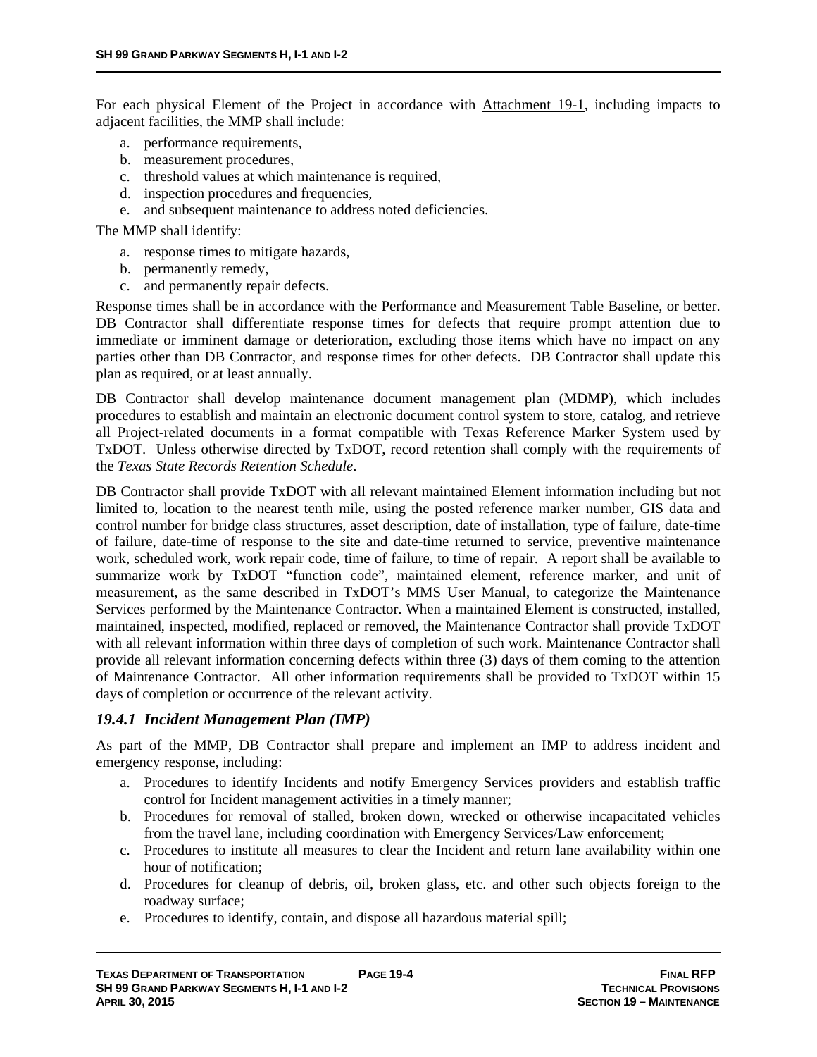For each physical Element of the Project in accordance with Attachment 19-1, including impacts to adjacent facilities, the MMP shall include:

a. performance requirements,
b. measurement procedures,
c. threshold values at which maintenance is required,
d. inspection procedures and frequencies,
e. and subsequent maintenance to address noted deficiencies.

The MMP shall identify:

a. response times to mitigate hazards,
b. permanently remedy,
c. and permanently repair defects.

Response times shall be in accordance with the Performance and Measurement Table Baseline, or better. DB Contractor shall differentiate response times for defects that require prompt attention due to immediate or imminent damage or deterioration, excluding those items which have no impact on any parties other than DB Contractor, and response times for other defects. DB Contractor shall update this plan as required, or at least annually.

DB Contractor shall develop maintenance document management plan (MDMP), which includes procedures to establish and maintain an electronic document control system to store, catalog, and retrieve all Project-related documents in a format compatible with Texas Reference Marker System used by TxDOT. Unless otherwise directed by TxDOT, record retention shall comply with the requirements of the *Texas State Records Retention Schedule*.

DB Contractor shall provide TxDOT with all relevant maintained Element information including but not limited to, location to the nearest tenth mile, using the posted reference marker number, GIS data and control number for bridge class structures, asset description, date of installation, type of failure, date-time of failure, date-time of response to the site and date-time returned to service, preventive maintenance work, scheduled work, work repair code, time of failure, to time of repair. A report shall be available to summarize work by TxDOT "function code", maintained element, reference marker, and unit of measurement, as the same described in TxDOT's MMS User Manual, to categorize the Maintenance Services performed by the Maintenance Contractor. When a maintained Element is constructed, installed, maintained, inspected, modified, replaced or removed, the Maintenance Contractor shall provide TxDOT with all relevant information within three days of completion of such work. Maintenance Contractor shall provide all relevant information concerning defects within three (3) days of them coming to the attention of Maintenance Contractor. All other information requirements shall be provided to TxDOT within 15 days of completion or occurrence of the relevant activity.

### *19.4.1 Incident Management Plan (IMP)*

As part of the MMP, DB Contractor shall prepare and implement an IMP to address incident and emergency response, including:

a. Procedures to identify Incidents and notify Emergency Services providers and establish traffic control for Incident management activities in a timely manner;
b. Procedures for removal of stalled, broken down, wrecked or otherwise incapacitated vehicles from the travel lane, including coordination with Emergency Services/Law enforcement;
c. Procedures to institute all measures to clear the Incident and return lane availability within one hour of notification;
d. Procedures for cleanup of debris, oil, broken glass, etc. and other such objects foreign to the roadway surface;
e. Procedures to identify, contain, and dispose all hazardous material spill;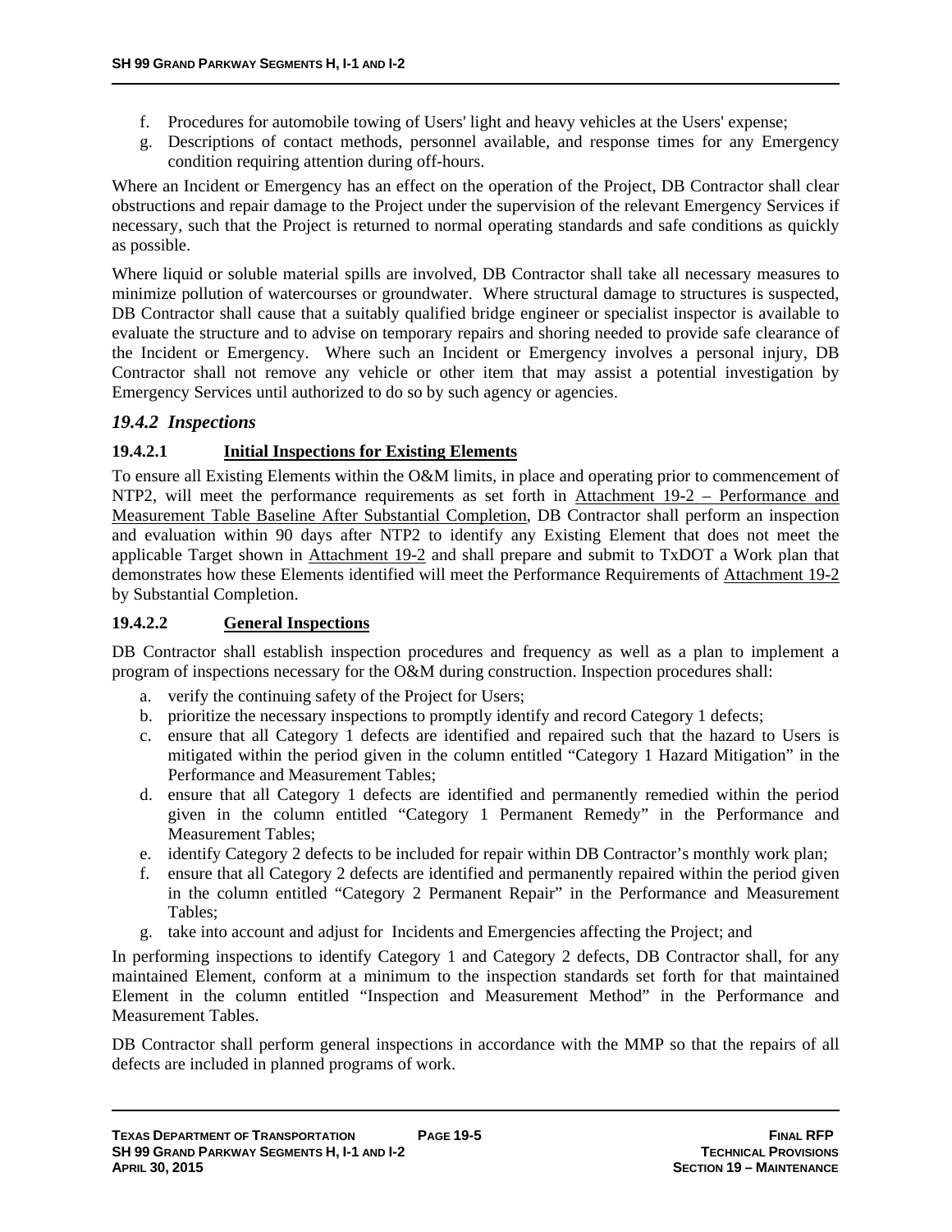f. Procedures for automobile towing of Users' light and heavy vehicles at the Users' expense;
g. Descriptions of contact methods, personnel available, and response times for any Emergency condition requiring attention during off-hours.

Where an Incident or Emergency has an effect on the operation of the Project, DB Contractor shall clear obstructions and repair damage to the Project under the supervision of the relevant Emergency Services if necessary, such that the Project is returned to normal operating standards and safe conditions as quickly as possible.

Where liquid or soluble material spills are involved, DB Contractor shall take all necessary measures to minimize pollution of watercourses or groundwater. Where structural damage to structures is suspected, DB Contractor shall cause that a suitably qualified bridge engineer or specialist inspector is available to evaluate the structure and to advise on temporary repairs and shoring needed to provide safe clearance of the Incident or Emergency. Where such an Incident or Emergency involves a personal injury, DB Contractor shall not remove any vehicle or other item that may assist a potential investigation by Emergency Services until authorized to do so by such agency or agencies.

### *19.4.2 Inspections*

#### 19.4.2.1 Initial Inspections for Existing Elements

To ensure all Existing Elements within the O&M limits, in place and operating prior to commencement of NTP2, will meet the performance requirements as set forth in Attachment 19-2 – Performance and Measurement Table Baseline After Substantial Completion, DB Contractor shall perform an inspection and evaluation within 90 days after NTP2 to identify any Existing Element that does not meet the applicable Target shown in Attachment 19-2 and shall prepare and submit to TxDOT a Work plan that demonstrates how these Elements identified will meet the Performance Requirements of Attachment 19-2 by Substantial Completion.

#### 19.4.2.2 General Inspections

DB Contractor shall establish inspection procedures and frequency as well as a plan to implement a program of inspections necessary for the O&M during construction. Inspection procedures shall:

a. verify the continuing safety of the Project for Users;
b. prioritize the necessary inspections to promptly identify and record Category 1 defects;
c. ensure that all Category 1 defects are identified and repaired such that the hazard to Users is mitigated within the period given in the column entitled “Category 1 Hazard Mitigation” in the Performance and Measurement Tables;
d. ensure that all Category 1 defects are identified and permanently remedied within the period given in the column entitled “Category 1 Permanent Remedy” in the Performance and Measurement Tables;
e. identify Category 2 defects to be included for repair within DB Contractor’s monthly work plan;
f. ensure that all Category 2 defects are identified and permanently repaired within the period given in the column entitled “Category 2 Permanent Repair” in the Performance and Measurement Tables;
g. take into account and adjust for Incidents and Emergencies affecting the Project; and

In performing inspections to identify Category 1 and Category 2 defects, DB Contractor shall, for any maintained Element, conform at a minimum to the inspection standards set forth for that maintained Element in the column entitled “Inspection and Measurement Method” in the Performance and Measurement Tables.

DB Contractor shall perform general inspections in accordance with the MMP so that the repairs of all defects are included in planned programs of work.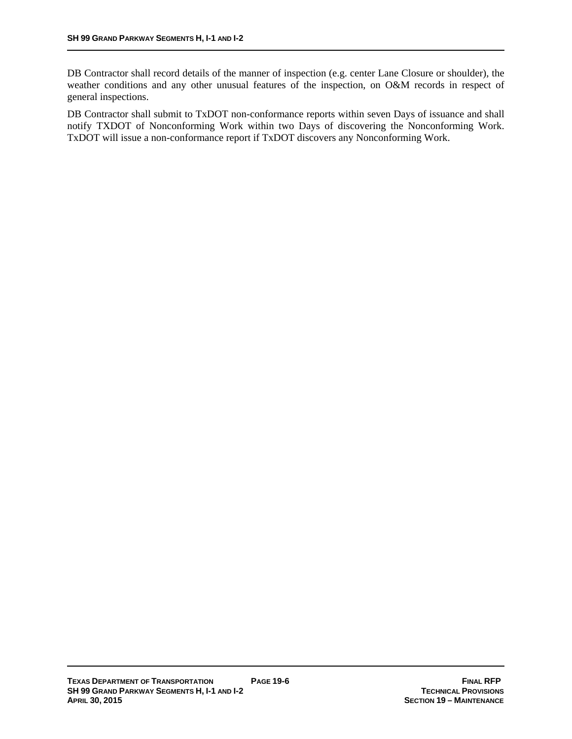DB Contractor shall record details of the manner of inspection (e.g. center Lane Closure or shoulder), the weather conditions and any other unusual features of the inspection, on O&M records in respect of general inspections.

DB Contractor shall submit to TxDOT non-conformance reports within seven Days of issuance and shall notify TXDOT of Nonconforming Work within two Days of discovering the Nonconforming Work. TxDOT will issue a non-conformance report if TxDOT discovers any Nonconforming Work.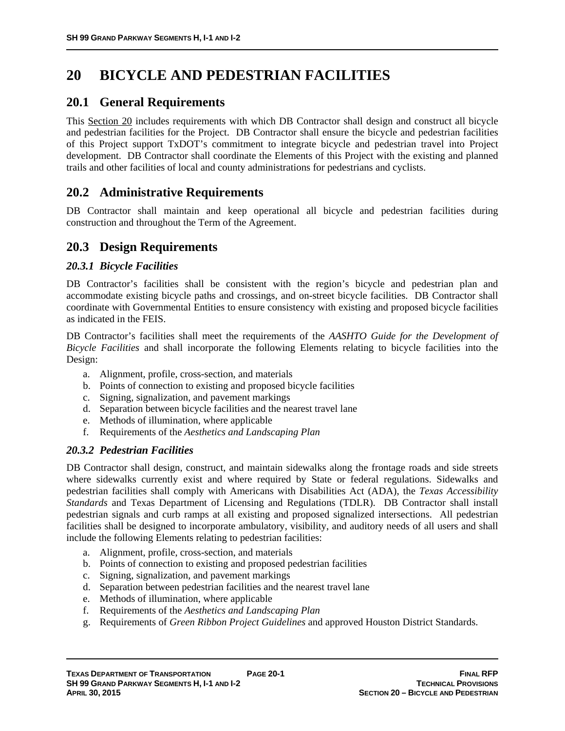# 20 BICYCLE AND PEDESTRIAN FACILITIES

## 20.1 General Requirements

This Section 20 includes requirements with which DB Contractor shall design and construct all bicycle and pedestrian facilities for the Project. DB Contractor shall ensure the bicycle and pedestrian facilities of this Project support TxDOT's commitment to integrate bicycle and pedestrian travel into Project development. DB Contractor shall coordinate the Elements of this Project with the existing and planned trails and other facilities of local and county administrations for pedestrians and cyclists.

## 20.2 Administrative Requirements

DB Contractor shall maintain and keep operational all bicycle and pedestrian facilities during construction and throughout the Term of the Agreement.

## 20.3 Design Requirements

### *20.3.1 Bicycle Facilities*

DB Contractor's facilities shall be consistent with the region's bicycle and pedestrian plan and accommodate existing bicycle paths and crossings, and on-street bicycle facilities. DB Contractor shall coordinate with Governmental Entities to ensure consistency with existing and proposed bicycle facilities as indicated in the FEIS.

DB Contractor's facilities shall meet the requirements of the *AASHTO Guide for the Development of Bicycle Facilities* and shall incorporate the following Elements relating to bicycle facilities into the Design:

a. Alignment, profile, cross-section, and materials
b. Points of connection to existing and proposed bicycle facilities
c. Signing, signalization, and pavement markings
d. Separation between bicycle facilities and the nearest travel lane
e. Methods of illumination, where applicable
f. Requirements of the *Aesthetics and Landscaping Plan*

### *20.3.2 Pedestrian Facilities*

DB Contractor shall design, construct, and maintain sidewalks along the frontage roads and side streets where sidewalks currently exist and where required by State or federal regulations. Sidewalks and pedestrian facilities shall comply with Americans with Disabilities Act (ADA), the *Texas Accessibility Standards* and Texas Department of Licensing and Regulations (TDLR). DB Contractor shall install pedestrian signals and curb ramps at all existing and proposed signalized intersections. All pedestrian facilities shall be designed to incorporate ambulatory, visibility, and auditory needs of all users and shall include the following Elements relating to pedestrian facilities:

a. Alignment, profile, cross-section, and materials
b. Points of connection to existing and proposed pedestrian facilities
c. Signing, signalization, and pavement markings
d. Separation between pedestrian facilities and the nearest travel lane
e. Methods of illumination, where applicable
f. Requirements of the *Aesthetics and Landscaping Plan*
g. Requirements of *Green Ribbon Project Guidelines* and approved Houston District Standards.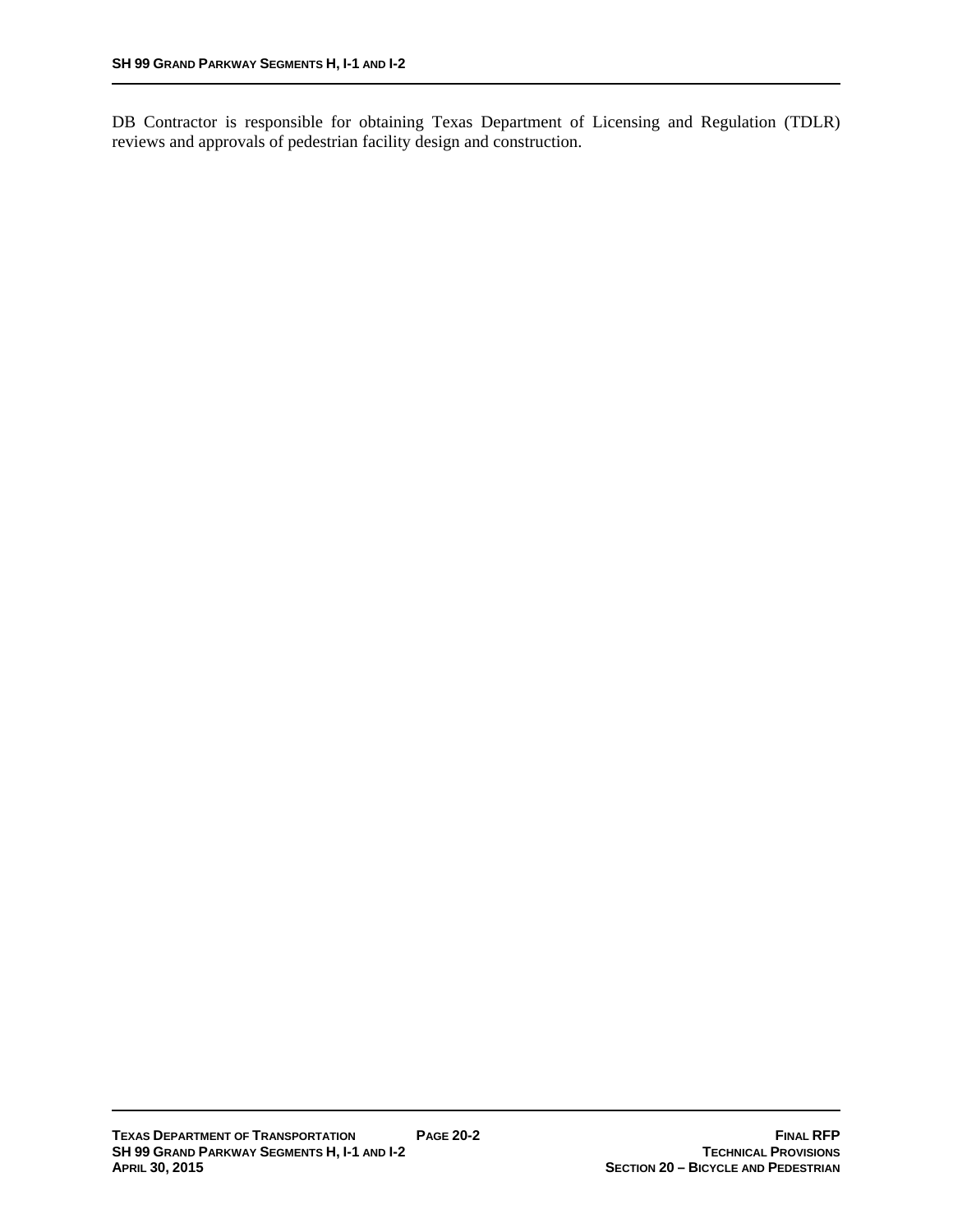DB Contractor is responsible for obtaining Texas Department of Licensing and Regulation (TDLR) reviews and approvals of pedestrian facility design and construction.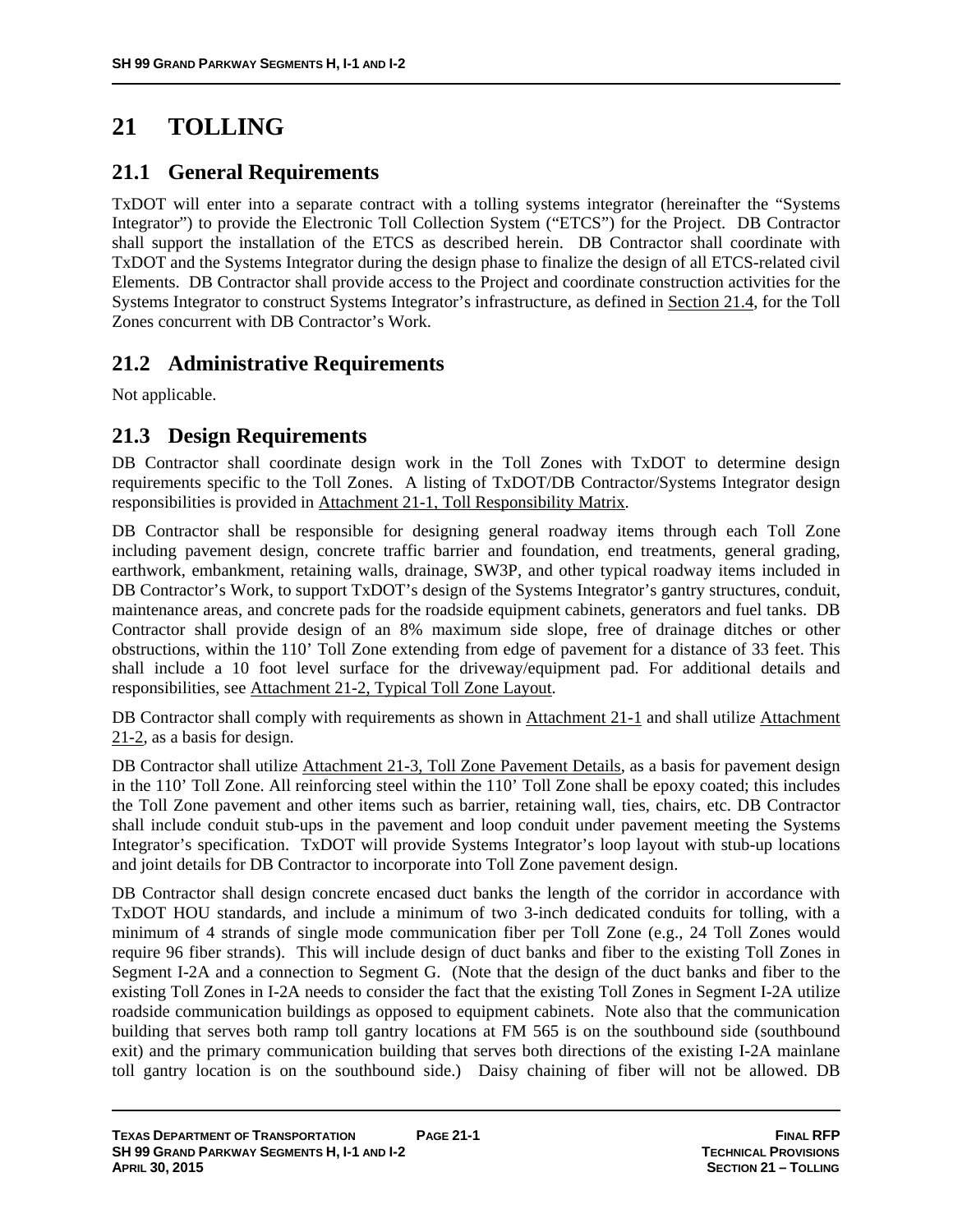# 21 TOLLING

## 21.1 General Requirements

TxDOT will enter into a separate contract with a tolling systems integrator (hereinafter the "Systems Integrator") to provide the Electronic Toll Collection System ("ETCS") for the Project. DB Contractor shall support the installation of the ETCS as described herein. DB Contractor shall coordinate with TxDOT and the Systems Integrator during the design phase to finalize the design of all ETCS-related civil Elements. DB Contractor shall provide access to the Project and coordinate construction activities for the Systems Integrator to construct Systems Integrator's infrastructure, as defined in Section 21.4, for the Toll Zones concurrent with DB Contractor's Work.

## 21.2 Administrative Requirements

Not applicable.

## 21.3 Design Requirements

DB Contractor shall coordinate design work in the Toll Zones with TxDOT to determine design requirements specific to the Toll Zones. A listing of TxDOT/DB Contractor/Systems Integrator design responsibilities is provided in Attachment 21-1, Toll Responsibility Matrix.

DB Contractor shall be responsible for designing general roadway items through each Toll Zone including pavement design, concrete traffic barrier and foundation, end treatments, general grading, earthwork, embankment, retaining walls, drainage, SW3P, and other typical roadway items included in DB Contractor's Work, to support TxDOT's design of the Systems Integrator's gantry structures, conduit, maintenance areas, and concrete pads for the roadside equipment cabinets, generators and fuel tanks. DB Contractor shall provide design of an 8% maximum side slope, free of drainage ditches or other obstructions, within the 110' Toll Zone extending from edge of pavement for a distance of 33 feet. This shall include a 10 foot level surface for the driveway/equipment pad. For additional details and responsibilities, see Attachment 21-2, Typical Toll Zone Layout.

DB Contractor shall comply with requirements as shown in Attachment 21-1 and shall utilize Attachment 21-2, as a basis for design.

DB Contractor shall utilize Attachment 21-3, Toll Zone Pavement Details, as a basis for pavement design in the 110' Toll Zone. All reinforcing steel within the 110' Toll Zone shall be epoxy coated; this includes the Toll Zone pavement and other items such as barrier, retaining wall, ties, chairs, etc. DB Contractor shall include conduit stub-ups in the pavement and loop conduit under pavement meeting the Systems Integrator's specification. TxDOT will provide Systems Integrator's loop layout with stub-up locations and joint details for DB Contractor to incorporate into Toll Zone pavement design.

DB Contractor shall design concrete encased duct banks the length of the corridor in accordance with TxDOT HOU standards, and include a minimum of two 3-inch dedicated conduits for tolling, with a minimum of 4 strands of single mode communication fiber per Toll Zone (e.g., 24 Toll Zones would require 96 fiber strands). This will include design of duct banks and fiber to the existing Toll Zones in Segment I-2A and a connection to Segment G. (Note that the design of the duct banks and fiber to the existing Toll Zones in I-2A needs to consider the fact that the existing Toll Zones in Segment I-2A utilize roadside communication buildings as opposed to equipment cabinets. Note also that the communication building that serves both ramp toll gantry locations at FM 565 is on the southbound side (southbound exit) and the primary communication building that serves both directions of the existing I-2A mainlane toll gantry location is on the southbound side.) Daisy chaining of fiber will not be allowed. DB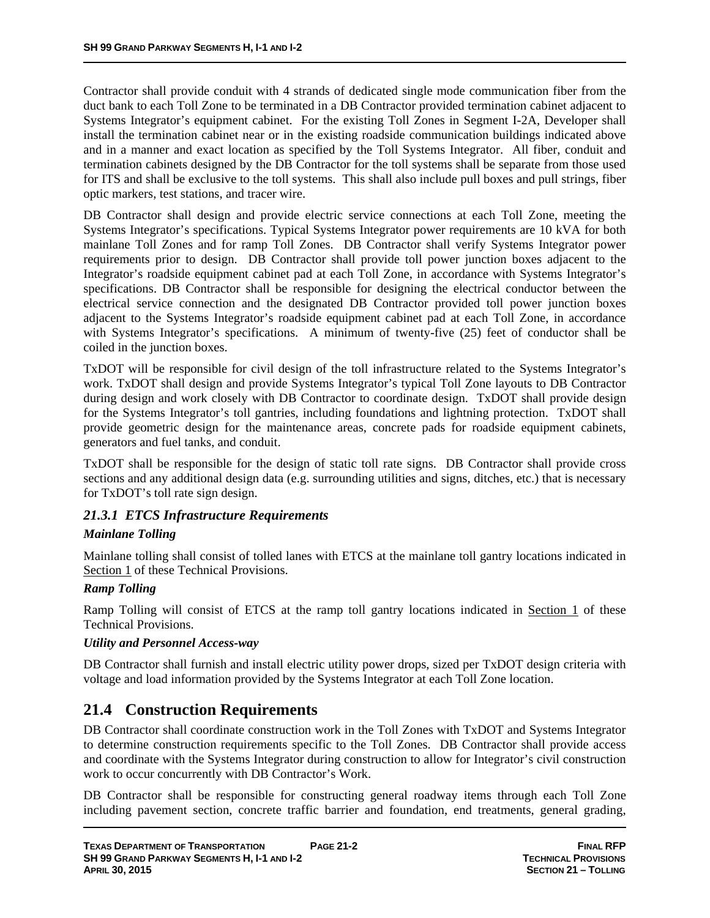Contractor shall provide conduit with 4 strands of dedicated single mode communication fiber from the duct bank to each Toll Zone to be terminated in a DB Contractor provided termination cabinet adjacent to Systems Integrator's equipment cabinet. For the existing Toll Zones in Segment I-2A, Developer shall install the termination cabinet near or in the existing roadside communication buildings indicated above and in a manner and exact location as specified by the Toll Systems Integrator. All fiber, conduit and termination cabinets designed by the DB Contractor for the toll systems shall be separate from those used for ITS and shall be exclusive to the toll systems. This shall also include pull boxes and pull strings, fiber optic markers, test stations, and tracer wire.

DB Contractor shall design and provide electric service connections at each Toll Zone, meeting the Systems Integrator's specifications. Typical Systems Integrator power requirements are 10 kVA for both mainlane Toll Zones and for ramp Toll Zones. DB Contractor shall verify Systems Integrator power requirements prior to design. DB Contractor shall provide toll power junction boxes adjacent to the Integrator's roadside equipment cabinet pad at each Toll Zone, in accordance with Systems Integrator's specifications. DB Contractor shall be responsible for designing the electrical conductor between the electrical service connection and the designated DB Contractor provided toll power junction boxes adjacent to the Systems Integrator's roadside equipment cabinet pad at each Toll Zone, in accordance with Systems Integrator's specifications. A minimum of twenty-five (25) feet of conductor shall be coiled in the junction boxes.

TxDOT will be responsible for civil design of the toll infrastructure related to the Systems Integrator's work. TxDOT shall design and provide Systems Integrator's typical Toll Zone layouts to DB Contractor during design and work closely with DB Contractor to coordinate design. TxDOT shall provide design for the Systems Integrator's toll gantries, including foundations and lightning protection. TxDOT shall provide geometric design for the maintenance areas, concrete pads for roadside equipment cabinets, generators and fuel tanks, and conduit.

TxDOT shall be responsible for the design of static toll rate signs. DB Contractor shall provide cross sections and any additional design data (e.g. surrounding utilities and signs, ditches, etc.) that is necessary for TxDOT's toll rate sign design.

### *21.3.1 ETCS Infrastructure Requirements*

#### *Mainlane Tolling*

Mainlane tolling shall consist of tolled lanes with ETCS at the mainlane toll gantry locations indicated in Section 1 of these Technical Provisions.

#### *Ramp Tolling*

Ramp Tolling will consist of ETCS at the ramp toll gantry locations indicated in Section 1 of these Technical Provisions.

#### *Utility and Personnel Access-way*

DB Contractor shall furnish and install electric utility power drops, sized per TxDOT design criteria with voltage and load information provided by the Systems Integrator at each Toll Zone location.

## 21.4 Construction Requirements

DB Contractor shall coordinate construction work in the Toll Zones with TxDOT and Systems Integrator to determine construction requirements specific to the Toll Zones. DB Contractor shall provide access and coordinate with the Systems Integrator during construction to allow for Integrator's civil construction work to occur concurrently with DB Contractor's Work.

DB Contractor shall be responsible for constructing general roadway items through each Toll Zone including pavement section, concrete traffic barrier and foundation, end treatments, general grading,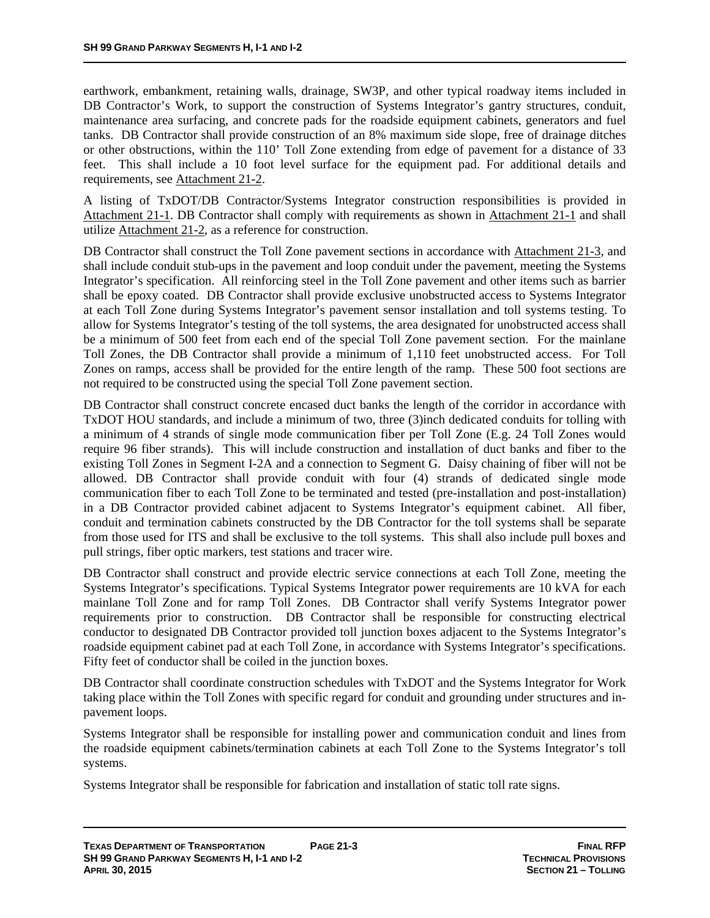earthwork, embankment, retaining walls, drainage, SW3P, and other typical roadway items included in DB Contractor's Work, to support the construction of Systems Integrator's gantry structures, conduit, maintenance area surfacing, and concrete pads for the roadside equipment cabinets, generators and fuel tanks. DB Contractor shall provide construction of an 8% maximum side slope, free of drainage ditches or other obstructions, within the 110' Toll Zone extending from edge of pavement for a distance of 33 feet. This shall include a 10 foot level surface for the equipment pad. For additional details and requirements, see Attachment 21-2.

A listing of TxDOT/DB Contractor/Systems Integrator construction responsibilities is provided in Attachment 21-1. DB Contractor shall comply with requirements as shown in Attachment 21-1 and shall utilize Attachment 21-2, as a reference for construction.

DB Contractor shall construct the Toll Zone pavement sections in accordance with Attachment 21-3, and shall include conduit stub-ups in the pavement and loop conduit under the pavement, meeting the Systems Integrator's specification. All reinforcing steel in the Toll Zone pavement and other items such as barrier shall be epoxy coated. DB Contractor shall provide exclusive unobstructed access to Systems Integrator at each Toll Zone during Systems Integrator's pavement sensor installation and toll systems testing. To allow for Systems Integrator's testing of the toll systems, the area designated for unobstructed access shall be a minimum of 500 feet from each end of the special Toll Zone pavement section. For the mainlane Toll Zones, the DB Contractor shall provide a minimum of 1,110 feet unobstructed access. For Toll Zones on ramps, access shall be provided for the entire length of the ramp. These 500 foot sections are not required to be constructed using the special Toll Zone pavement section.

DB Contractor shall construct concrete encased duct banks the length of the corridor in accordance with TxDOT HOU standards, and include a minimum of two, three (3)inch dedicated conduits for tolling with a minimum of 4 strands of single mode communication fiber per Toll Zone (E.g. 24 Toll Zones would require 96 fiber strands). This will include construction and installation of duct banks and fiber to the existing Toll Zones in Segment I-2A and a connection to Segment G. Daisy chaining of fiber will not be allowed. DB Contractor shall provide conduit with four (4) strands of dedicated single mode communication fiber to each Toll Zone to be terminated and tested (pre-installation and post-installation) in a DB Contractor provided cabinet adjacent to Systems Integrator's equipment cabinet. All fiber, conduit and termination cabinets constructed by the DB Contractor for the toll systems shall be separate from those used for ITS and shall be exclusive to the toll systems. This shall also include pull boxes and pull strings, fiber optic markers, test stations and tracer wire.

DB Contractor shall construct and provide electric service connections at each Toll Zone, meeting the Systems Integrator's specifications. Typical Systems Integrator power requirements are 10 kVA for each mainlane Toll Zone and for ramp Toll Zones. DB Contractor shall verify Systems Integrator power requirements prior to construction. DB Contractor shall be responsible for constructing electrical conductor to designated DB Contractor provided toll junction boxes adjacent to the Systems Integrator's roadside equipment cabinet pad at each Toll Zone, in accordance with Systems Integrator's specifications. Fifty feet of conductor shall be coiled in the junction boxes.

DB Contractor shall coordinate construction schedules with TxDOT and the Systems Integrator for Work taking place within the Toll Zones with specific regard for conduit and grounding under structures and in-pavement loops.

Systems Integrator shall be responsible for installing power and communication conduit and lines from the roadside equipment cabinets/termination cabinets at each Toll Zone to the Systems Integrator's toll systems.

Systems Integrator shall be responsible for fabrication and installation of static toll rate signs.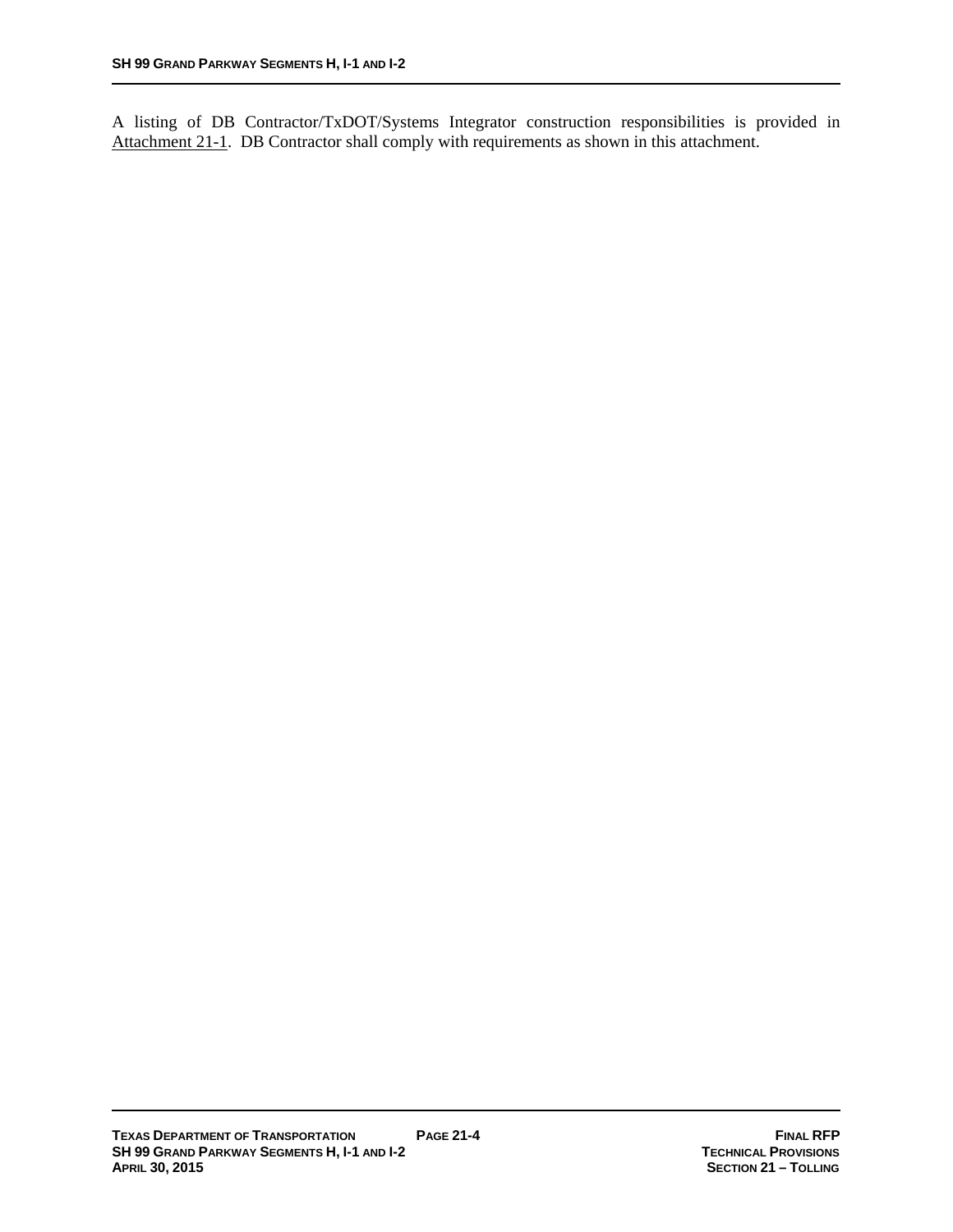A listing of DB Contractor/TxDOT/Systems Integrator construction responsibilities is provided in Attachment 21-1. DB Contractor shall comply with requirements as shown in this attachment.